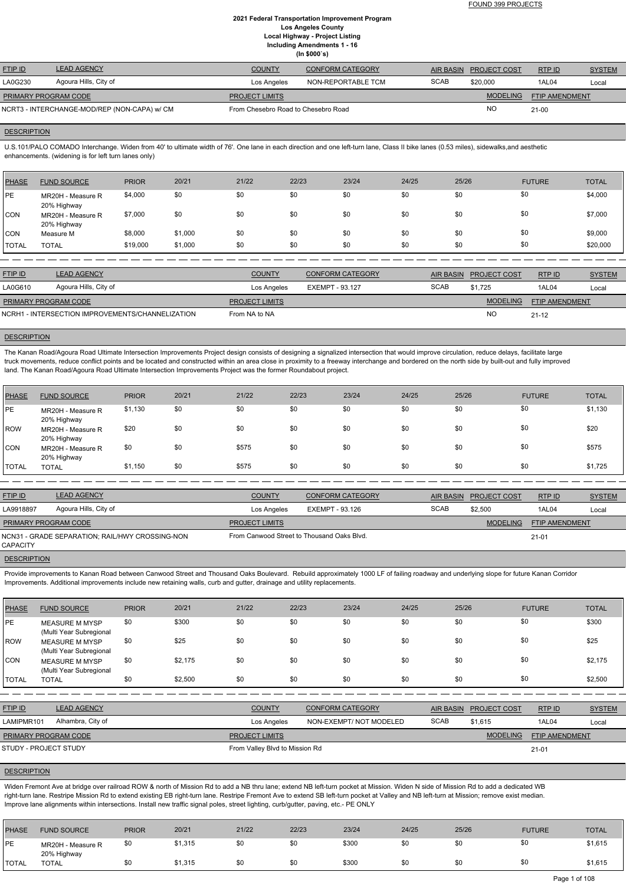FOUND 399 PROJECTS

# 2021 Federal Transportation Improvement Program
## Los Angeles County
## Local Highway - Project Listing
## Including Amendments 1 - 16
## (In $000`s)

| FTIP ID | LEAD AGENCY | COUNTY | CONFORM CATEGORY | AIR BASIN | PROJECT COST | RTP ID | SYSTEM |
|---|---|---|---|---|---|---|---|
| LA0G230 | Agoura Hills, City of | Los Angeles | NON-REPORTABLE TCM | SCAB | $20,000 | 1AL04 | Local |

| PRIMARY PROGRAM CODE | PROJECT LIMITS | MODELING | FTIP AMENDMENT |
|---|---|---|---|
| NCRT3 - INTERCHANGE-MOD/REP (NON-CAPA) w/ CM | From Chesebro Road to Chesebro Road | NO | 21-00 |

**DESCRIPTION**

U.S.101/PALO COMADO Interchange. Widen from 40' to ultimate width of 76'. One lane in each direction and one left-turn lane, Class II bike lanes (0.53 miles), sidewalks,and aesthetic enhancements. (widening is for left turn lanes only)

| PHASE | FUND SOURCE | PRIOR | 20/21 | 21/22 | 22/23 | 23/24 | 24/25 | 25/26 | FUTURE | TOTAL |
|---|---|---|---|---|---|---|---|---|---|---|
| PE | MR20H - Measure R 20% Highway | $4,000 | $0 | $0 | $0 | $0 | $0 | $0 | $0 | $4,000 |
| CON | MR20H - Measure R 20% Highway | $7,000 | $0 | $0 | $0 | $0 | $0 | $0 | $0 | $7,000 |
| CON | Measure M | $8,000 | $1,000 | $0 | $0 | $0 | $0 | $0 | $0 | $9,000 |
| TOTAL | TOTAL | $19,000 | $1,000 | $0 | $0 | $0 | $0 | $0 | $0 | $20,000 |

| FTIP ID | LEAD AGENCY | COUNTY | CONFORM CATEGORY | AIR BASIN | PROJECT COST | RTP ID | SYSTEM |
|---|---|---|---|---|---|---|---|
| LA0G610 | Agoura Hills, City of | Los Angeles | EXEMPT - 93.127 | SCAB | $1,725 | 1AL04 | Local |

| PRIMARY PROGRAM CODE | PROJECT LIMITS | MODELING | FTIP AMENDMENT |
|---|---|---|---|
| NCRH1 - INTERSECTION IMPROVEMENTS/CHANNELIZATION | From NA to NA | NO | 21-12 |

**DESCRIPTION**

The Kanan Road/Agoura Road Ultimate Intersection Improvements Project design consists of designing a signalized intersection that would improve circulation, reduce delays, facilitate large truck movements, reduce conflict points and be located and constructed within an area close in proximity to a freeway interchange and bordered on the north side by built-out and fully improved land. The Kanan Road/Agoura Road Ultimate Intersection Improvements Project was the former Roundabout project.

| PHASE | FUND SOURCE | PRIOR | 20/21 | 21/22 | 22/23 | 23/24 | 24/25 | 25/26 | FUTURE | TOTAL |
|---|---|---|---|---|---|---|---|---|---|---|
| PE | MR20H - Measure R 20% Highway | $1,130 | $0 | $0 | $0 | $0 | $0 | $0 | $0 | $1,130 |
| ROW | MR20H - Measure R 20% Highway | $20 | $0 | $0 | $0 | $0 | $0 | $0 | $0 | $20 |
| CON | MR20H - Measure R 20% Highway | $0 | $0 | $575 | $0 | $0 | $0 | $0 | $0 | $575 |
| TOTAL | TOTAL | $1,150 | $0 | $575 | $0 | $0 | $0 | $0 | $0 | $1,725 |

| FTIP ID | LEAD AGENCY | COUNTY | CONFORM CATEGORY | AIR BASIN | PROJECT COST | RTP ID | SYSTEM |
|---|---|---|---|---|---|---|---|
| LA9918897 | Agoura Hills, City of | Los Angeles | EXEMPT - 93.126 | SCAB | $2,500 | 1AL04 | Local |

| PRIMARY PROGRAM CODE | PROJECT LIMITS | MODELING | FTIP AMENDMENT |
|---|---|---|---|
| NCN31 - GRADE SEPARATION; RAIL/HWY CROSSING-NON CAPACITY | From Canwood Street to Thousand Oaks Blvd. | | 21-01 |

**DESCRIPTION**

Provide improvements to Kanan Road between Canwood Street and Thousand Oaks Boulevard. Rebuild approximately 1000 LF of failing roadway and underlying slope for future Kanan Corridor Improvements. Additional improvements include new retaining walls, curb and gutter, drainage and utility replacements.

| PHASE | FUND SOURCE | PRIOR | 20/21 | 21/22 | 22/23 | 23/24 | 24/25 | 25/26 | FUTURE | TOTAL |
|---|---|---|---|---|---|---|---|---|---|---|
| PE | MEASURE M MYSP (Multi Year Subregional | $0 | $300 | $0 | $0 | $0 | $0 | $0 | $0 | $300 |
| ROW | MEASURE M MYSP (Multi Year Subregional | $0 | $25 | $0 | $0 | $0 | $0 | $0 | $0 | $25 |
| CON | MEASURE M MYSP (Multi Year Subregional | $0 | $2,175 | $0 | $0 | $0 | $0 | $0 | $0 | $2,175 |
| TOTAL | TOTAL | $0 | $2,500 | $0 | $0 | $0 | $0 | $0 | $0 | $2,500 |

| FTIP ID | LEAD AGENCY | COUNTY | CONFORM CATEGORY | AIR BASIN | PROJECT COST | RTP ID | SYSTEM |
|---|---|---|---|---|---|---|---|
| LAMIPMR101 | Alhambra, City of | Los Angeles | NON-EXEMPT/ NOT MODELED | SCAB | $1,615 | 1AL04 | Local |

| PRIMARY PROGRAM CODE | PROJECT LIMITS | MODELING | FTIP AMENDMENT |
|---|---|---|---|
| STUDY - PROJECT STUDY | From Valley Blvd to Mission Rd | | 21-01 |

**DESCRIPTION**

Widen Fremont Ave at bridge over railroad ROW & north of Mission Rd to add a NB thru lane; extend NB left-turn pocket at Mission. Widen N side of Mission Rd to add a dedicated WB right-turn lane. Restripe Mission Rd to extend existing EB right-turn lane. Restripe Fremont Ave to extend SB left-turn pocket at Valley and NB left-turn at Mission; remove exist median. Improve lane alignments within intersections. Install new traffic signal poles, street lighting, curb/gutter, paving, etc.- PE ONLY

| PHASE | FUND SOURCE | PRIOR | 20/21 | 21/22 | 22/23 | 23/24 | 24/25 | 25/26 | FUTURE | TOTAL |
|---|---|---|---|---|---|---|---|---|---|---|
| PE | MR20H - Measure R 20% Highway | $0 | $1,315 | $0 | $0 | $300 | $0 | $0 | $0 | $1,615 |
| TOTAL | TOTAL | $0 | $1,315 | $0 | $0 | $300 | $0 | $0 | $0 | $1,615 |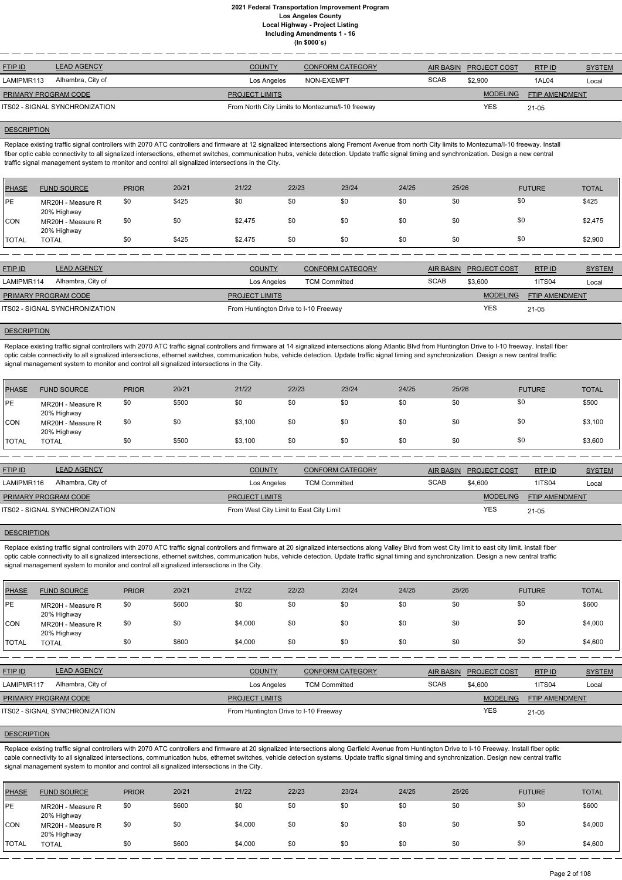# 2021 Federal Transportation Improvement Program
## Los Angeles County
### Local Highway - Project Listing
### Including Amendments 1 - 16
### (In $000`s)

| FTIP ID | LEAD AGENCY | COUNTY | CONFORM CATEGORY | AIR BASIN | PROJECT COST | RTP ID | SYSTEM |
|---|---|---|---|---|---|---|---|
| LAMIPMR113 | Alhambra, City of | Los Angeles | NON-EXEMPT | SCAB | $2,900 | 1AL04 | Local |

| PRIMARY PROGRAM CODE | PROJECT LIMITS | MODELING | FTIP AMENDMENT |
|---|---|---|---|
| ITS02 - SIGNAL SYNCHRONIZATION | From North City Limits to Montezuma/I-10 freeway | YES | 21-05 |

**DESCRIPTION**

Replace existing traffic signal controllers with 2070 ATC controllers and firmware at 12 signalized intersections along Fremont Avenue from north City limits to Montezuma/I-10 freeway. Install fiber optic cable connectivity to all signalized intersections, ethernet switches, communication hubs, vehicle detection. Update traffic signal timing and synchronization. Design a new central traffic signal management system to monitor and control all signalized intersections in the City.

| PHASE | FUND SOURCE | PRIOR | 20/21 | 21/22 | 22/23 | 23/24 | 24/25 | 25/26 | FUTURE | TOTAL |
|---|---|---|---|---|---|---|---|---|---|---|
| PE | MR20H - Measure R 20% Highway | $0 | $425 | $0 | $0 | $0 | $0 | $0 | $0 | $425 |
| CON | MR20H - Measure R 20% Highway | $0 | $0 | $2,475 | $0 | $0 | $0 | $0 | $0 | $2,475 |
| TOTAL | TOTAL | $0 | $425 | $2,475 | $0 | $0 | $0 | $0 | $0 | $2,900 |

| FTIP ID | LEAD AGENCY | COUNTY | CONFORM CATEGORY | AIR BASIN | PROJECT COST | RTP ID | SYSTEM |
|---|---|---|---|---|---|---|---|
| LAMIPMR114 | Alhambra, City of | Los Angeles | TCM Committed | SCAB | $3,600 | 1ITS04 | Local |

| PRIMARY PROGRAM CODE | PROJECT LIMITS | MODELING | FTIP AMENDMENT |
|---|---|---|---|
| ITS02 - SIGNAL SYNCHRONIZATION | From Huntington Drive to I-10 Freeway | YES | 21-05 |

**DESCRIPTION**

Replace existing traffic signal controllers with 2070 ATC traffic signal controllers and firmware at 14 signalized intersections along Atlantic Blvd from Huntington Drive to I-10 freeway. Install fiber optic cable connectivity to all signalized intersections, ethernet switches, communication hubs, vehicle detection. Update traffic signal timing and synchronization. Design a new central traffic signal management system to monitor and control all signalized intersections in the City.

| PHASE | FUND SOURCE | PRIOR | 20/21 | 21/22 | 22/23 | 23/24 | 24/25 | 25/26 | FUTURE | TOTAL |
|---|---|---|---|---|---|---|---|---|---|---|
| PE | MR20H - Measure R 20% Highway | $0 | $500 | $0 | $0 | $0 | $0 | $0 | $0 | $500 |
| CON | MR20H - Measure R 20% Highway | $0 | $0 | $3,100 | $0 | $0 | $0 | $0 | $0 | $3,100 |
| TOTAL | TOTAL | $0 | $500 | $3,100 | $0 | $0 | $0 | $0 | $0 | $3,600 |

| FTIP ID | LEAD AGENCY | COUNTY | CONFORM CATEGORY | AIR BASIN | PROJECT COST | RTP ID | SYSTEM |
|---|---|---|---|---|---|---|---|
| LAMIPMR116 | Alhambra, City of | Los Angeles | TCM Committed | SCAB | $4,600 | 1ITS04 | Local |

| PRIMARY PROGRAM CODE | PROJECT LIMITS | MODELING | FTIP AMENDMENT |
|---|---|---|---|
| ITS02 - SIGNAL SYNCHRONIZATION | From West City Limit to East City Limit | YES | 21-05 |

**DESCRIPTION**

Replace existing traffic signal controllers with 2070 ATC traffic signal controllers and firmware at 20 signalized intersections along Valley Blvd from west City limit to east city limit. Install fiber optic cable connectivity to all signalized intersections, ethernet switches, communication hubs, vehicle detection. Update traffic signal timing and synchronization. Design a new central traffic signal management system to monitor and control all signalized intersections in the City.

| PHASE | FUND SOURCE | PRIOR | 20/21 | 21/22 | 22/23 | 23/24 | 24/25 | 25/26 | FUTURE | TOTAL |
|---|---|---|---|---|---|---|---|---|---|---|
| PE | MR20H - Measure R 20% Highway | $0 | $600 | $0 | $0 | $0 | $0 | $0 | $0 | $600 |
| CON | MR20H - Measure R 20% Highway | $0 | $0 | $4,000 | $0 | $0 | $0 | $0 | $0 | $4,000 |
| TOTAL | TOTAL | $0 | $600 | $4,000 | $0 | $0 | $0 | $0 | $0 | $4,600 |

| FTIP ID | LEAD AGENCY | COUNTY | CONFORM CATEGORY | AIR BASIN | PROJECT COST | RTP ID | SYSTEM |
|---|---|---|---|---|---|---|---|
| LAMIPMR117 | Alhambra, City of | Los Angeles | TCM Committed | SCAB | $4,600 | 1ITS04 | Local |

| PRIMARY PROGRAM CODE | PROJECT LIMITS | MODELING | FTIP AMENDMENT |
|---|---|---|---|
| ITS02 - SIGNAL SYNCHRONIZATION | From Huntington Drive to I-10 Freeway | YES | 21-05 |

**DESCRIPTION**

Replace existing traffic signal controllers with 2070 ATC controllers and firmware at 20 signalized intersections along Garfield Avenue from Huntington Drive to I-10 Freeway. Install fiber optic cable connectivity to all signalized intersections, communication hubs, ethernet switches, vehicle detection systems. Update traffic signal timing and synchronization. Design new central traffic signal management system to monitor and control all signalized intersections in the City.

| PHASE | FUND SOURCE | PRIOR | 20/21 | 21/22 | 22/23 | 23/24 | 24/25 | 25/26 | FUTURE | TOTAL |
|---|---|---|---|---|---|---|---|---|---|---|
| PE | MR20H - Measure R 20% Highway | $0 | $600 | $0 | $0 | $0 | $0 | $0 | $0 | $600 |
| CON | MR20H - Measure R 20% Highway | $0 | $0 | $4,000 | $0 | $0 | $0 | $0 | $0 | $4,000 |
| TOTAL | TOTAL | $0 | $600 | $4,000 | $0 | $0 | $0 | $0 | $0 | $4,600 |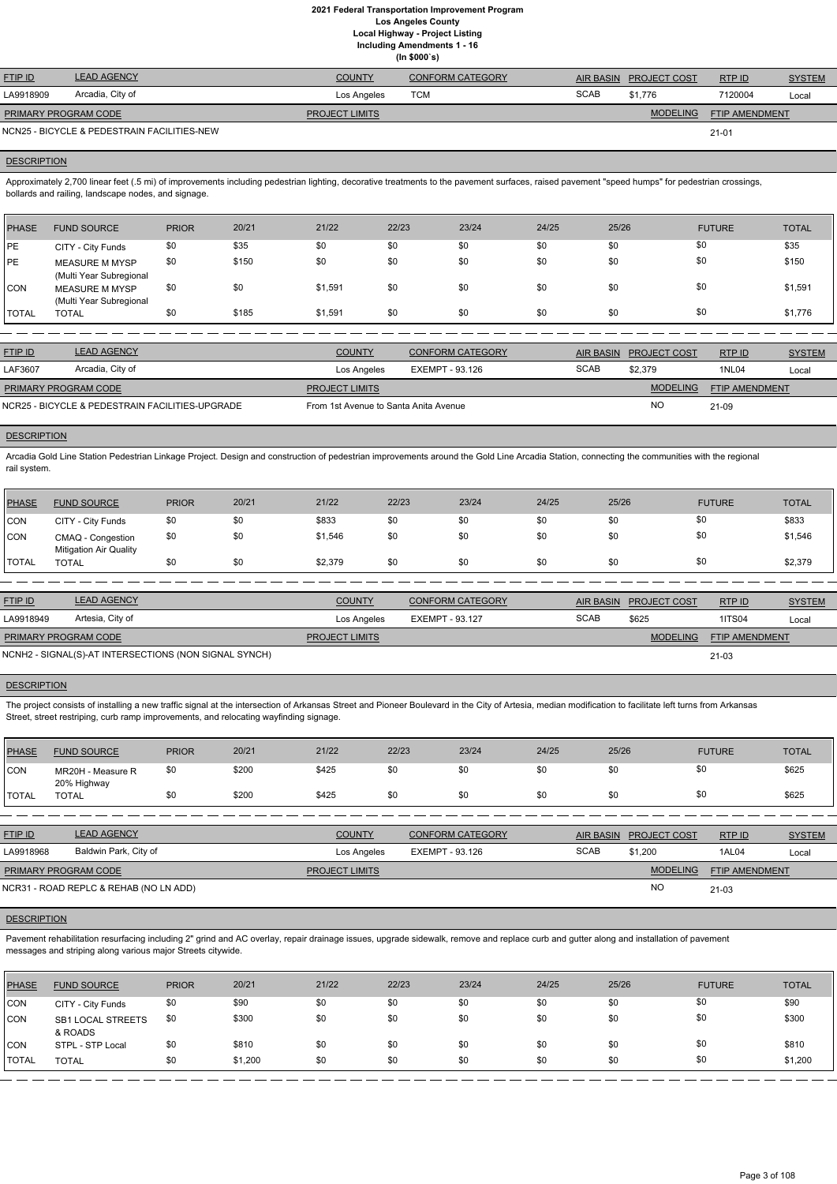# 2021 Federal Transportation Improvement Program
## Los Angeles County
### Local Highway - Project Listing
### Including Amendments 1 - 16
### (In $000`s)

| FTIP ID | LEAD AGENCY | COUNTY | CONFORM CATEGORY | AIR BASIN | PROJECT COST | RTP ID | SYSTEM |
|---|---|---|---|---|---|---|---|
| LA9918909 | Arcadia, City of | Los Angeles | TCM | SCAB | $1,776 | 7120004 | Local |

| PRIMARY PROGRAM CODE | PROJECT LIMITS | MODELING | FTIP AMENDMENT |
|---|---|---|---|
| NCN25 - BICYCLE & PEDESTRAIN FACILITIES-NEW | | | 21-01 |

**DESCRIPTION**

Approximately 2,700 linear feet (.5 mi) of improvements including pedestrian lighting, decorative treatments to the pavement surfaces, raised pavement "speed humps" for pedestrian crossings, bollards and railing, landscape nodes, and signage.

| PHASE | FUND SOURCE | PRIOR | 20/21 | 21/22 | 22/23 | 23/24 | 24/25 | 25/26 | FUTURE | TOTAL |
|---|---|---|---|---|---|---|---|---|---|---|
| PE | CITY - City Funds | $0 | $35 | $0 | $0 | $0 | $0 | $0 | $0 | $35 |
| PE | MEASURE M MYSP (Multi Year Subregional | $0 | $150 | $0 | $0 | $0 | $0 | $0 | $0 | $150 |
| CON | MEASURE M MYSP (Multi Year Subregional | $0 | $0 | $1,591 | $0 | $0 | $0 | $0 | $0 | $1,591 |
| TOTAL | TOTAL | $0 | $185 | $1,591 | $0 | $0 | $0 | $0 | $0 | $1,776 |

| FTIP ID | LEAD AGENCY | COUNTY | CONFORM CATEGORY | AIR BASIN | PROJECT COST | RTP ID | SYSTEM |
|---|---|---|---|---|---|---|---|
| LAF3607 | Arcadia, City of | Los Angeles | EXEMPT - 93.126 | SCAB | $2,379 | 1NL04 | Local |

| PRIMARY PROGRAM CODE | PROJECT LIMITS | MODELING | FTIP AMENDMENT |
|---|---|---|---|
| NCR25 - BICYCLE & PEDESTRAIN FACILITIES-UPGRADE | From 1st Avenue to Santa Anita Avenue | NO | 21-09 |

**DESCRIPTION**

Arcadia Gold Line Station Pedestrian Linkage Project. Design and construction of pedestrian improvements around the Gold Line Arcadia Station, connecting the communities with the regional rail system.

| PHASE | FUND SOURCE | PRIOR | 20/21 | 21/22 | 22/23 | 23/24 | 24/25 | 25/26 | FUTURE | TOTAL |
|---|---|---|---|---|---|---|---|---|---|---|
| CON | CITY - City Funds | $0 | $0 | $833 | $0 | $0 | $0 | $0 | $0 | $833 |
| CON | CMAQ - Congestion Mitigation Air Quality | $0 | $0 | $1,546 | $0 | $0 | $0 | $0 | $0 | $1,546 |
| TOTAL | TOTAL | $0 | $0 | $2,379 | $0 | $0 | $0 | $0 | $0 | $2,379 |

| FTIP ID | LEAD AGENCY | COUNTY | CONFORM CATEGORY | AIR BASIN | PROJECT COST | RTP ID | SYSTEM |
|---|---|---|---|---|---|---|---|
| LA9918949 | Artesia, City of | Los Angeles | EXEMPT - 93.127 | SCAB | $625 | 1ITS04 | Local |

| PRIMARY PROGRAM CODE | PROJECT LIMITS | MODELING | FTIP AMENDMENT |
|---|---|---|---|
| NCNH2 - SIGNAL(S)-AT INTERSECTIONS (NON SIGNAL SYNCH) | | | 21-03 |

**DESCRIPTION**

The project consists of installing a new traffic signal at the intersection of Arkansas Street and Pioneer Boulevard in the City of Artesia, median modification to facilitate left turns from Arkansas Street, street restriping, curb ramp improvements, and relocating wayfinding signage.

| PHASE | FUND SOURCE | PRIOR | 20/21 | 21/22 | 22/23 | 23/24 | 24/25 | 25/26 | FUTURE | TOTAL |
|---|---|---|---|---|---|---|---|---|---|---|
| CON | MR20H - Measure R 20% Highway | $0 | $200 | $425 | $0 | $0 | $0 | $0 | $0 | $625 |
| TOTAL | TOTAL | $0 | $200 | $425 | $0 | $0 | $0 | $0 | $0 | $625 |

| FTIP ID | LEAD AGENCY | COUNTY | CONFORM CATEGORY | AIR BASIN | PROJECT COST | RTP ID | SYSTEM |
|---|---|---|---|---|---|---|---|
| LA9918968 | Baldwin Park, City of | Los Angeles | EXEMPT - 93.126 | SCAB | $1,200 | 1AL04 | Local |

| PRIMARY PROGRAM CODE | PROJECT LIMITS | MODELING | FTIP AMENDMENT |
|---|---|---|---|
| NCR31 - ROAD REPLC & REHAB (NO LN ADD) | | NO | 21-03 |

**DESCRIPTION**

Pavement rehabilitation resurfacing including 2" grind and AC overlay, repair drainage issues, upgrade sidewalk, remove and replace curb and gutter along and installation of pavement messages and striping along various major Streets citywide.

| PHASE | FUND SOURCE | PRIOR | 20/21 | 21/22 | 22/23 | 23/24 | 24/25 | 25/26 | FUTURE | TOTAL |
|---|---|---|---|---|---|---|---|---|---|---|
| CON | CITY - City Funds | $0 | $90 | $0 | $0 | $0 | $0 | $0 | $0 | $90 |
| CON | SB1 LOCAL STREETS & ROADS | $0 | $300 | $0 | $0 | $0 | $0 | $0 | $0 | $300 |
| CON | STPL - STP Local | $0 | $810 | $0 | $0 | $0 | $0 | $0 | $0 | $810 |
| TOTAL | TOTAL | $0 | $1,200 | $0 | $0 | $0 | $0 | $0 | $0 | $1,200 |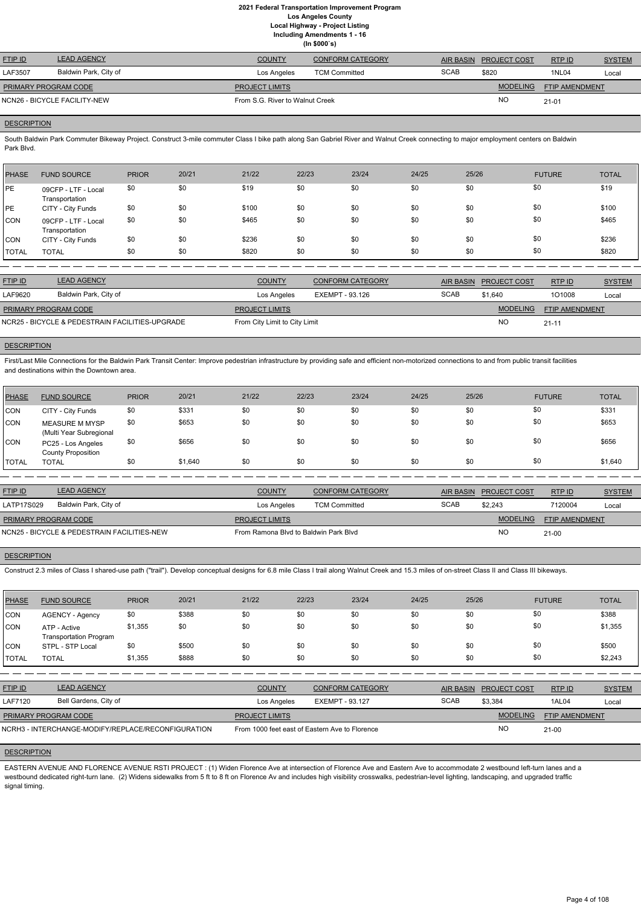# 2021 Federal Transportation Improvement Program
## Los Angeles County
### Local Highway - Project Listing
### Including Amendments 1 - 16
### (In $000`s)

| FTIP ID | LEAD AGENCY | COUNTY | CONFORM CATEGORY | AIR BASIN | PROJECT COST | RTP ID | SYSTEM |
|---|---|---|---|---|---|---|---|
| LAF3507 | Baldwin Park, City of | Los Angeles | TCM Committed | SCAB | $820 | 1NL04 | Local |

| PRIMARY PROGRAM CODE | PROJECT LIMITS | MODELING | FTIP AMENDMENT |
|---|---|---|---|
| NCN26 - BICYCLE FACILITY-NEW | From S.G. River to Walnut Creek | NO | 21-01 |

**DESCRIPTION**

South Baldwin Park Commuter Bikeway Project. Construct 3-mile commuter Class I bike path along San Gabriel River and Walnut Creek connecting to major employment centers on Baldwin Park Blvd.

| PHASE | FUND SOURCE | PRIOR | 20/21 | 21/22 | 22/23 | 23/24 | 24/25 | 25/26 | FUTURE | TOTAL |
|---|---|---|---|---|---|---|---|---|---|---|
| PE | 09CFP - LTF - Local Transportation | $0 | $0 | $19 | $0 | $0 | $0 | $0 | $0 | $19 |
| PE | CITY - City Funds | $0 | $0 | $100 | $0 | $0 | $0 | $0 | $0 | $100 |
| CON | 09CFP - LTF - Local Transportation | $0 | $0 | $465 | $0 | $0 | $0 | $0 | $0 | $465 |
| CON | CITY - City Funds | $0 | $0 | $236 | $0 | $0 | $0 | $0 | $0 | $236 |
| TOTAL | TOTAL | $0 | $0 | $820 | $0 | $0 | $0 | $0 | $0 | $820 |

| FTIP ID | LEAD AGENCY | COUNTY | CONFORM CATEGORY | AIR BASIN | PROJECT COST | RTP ID | SYSTEM |
|---|---|---|---|---|---|---|---|
| LAF9620 | Baldwin Park, City of | Los Angeles | EXEMPT - 93.126 | SCAB | $1,640 | 1O1008 | Local |

| PRIMARY PROGRAM CODE | PROJECT LIMITS | MODELING | FTIP AMENDMENT |
|---|---|---|---|
| NCR25 - BICYCLE & PEDESTRAIN FACILITIES-UPGRADE | From City Limit to City Limit | NO | 21-11 |

**DESCRIPTION**

First/Last Mile Connections for the Baldwin Park Transit Center: Improve pedestrian infrastructure by providing safe and efficient non-motorized connections to and from public transit facilities and destinations within the Downtown area.

| PHASE | FUND SOURCE | PRIOR | 20/21 | 21/22 | 22/23 | 23/24 | 24/25 | 25/26 | FUTURE | TOTAL |
|---|---|---|---|---|---|---|---|---|---|---|
| CON | CITY - City Funds | $0 | $331 | $0 | $0 | $0 | $0 | $0 | $0 | $331 |
| CON | MEASURE M MYSP (Multi Year Subregional | $0 | $653 | $0 | $0 | $0 | $0 | $0 | $0 | $653 |
| CON | PC25 - Los Angeles County Proposition | $0 | $656 | $0 | $0 | $0 | $0 | $0 | $0 | $656 |
| TOTAL | TOTAL | $0 | $1,640 | $0 | $0 | $0 | $0 | $0 | $0 | $1,640 |

| FTIP ID | LEAD AGENCY | COUNTY | CONFORM CATEGORY | AIR BASIN | PROJECT COST | RTP ID | SYSTEM |
|---|---|---|---|---|---|---|---|
| LATP17S029 | Baldwin Park, City of | Los Angeles | TCM Committed | SCAB | $2,243 | 7120004 | Local |

| PRIMARY PROGRAM CODE | PROJECT LIMITS | MODELING | FTIP AMENDMENT |
|---|---|---|---|
| NCN25 - BICYCLE & PEDESTRAIN FACILITIES-NEW | From Ramona Blvd to Baldwin Park Blvd | NO | 21-00 |

**DESCRIPTION**

Construct 2.3 miles of Class I shared-use path ("trail"). Develop conceptual designs for 6.8 mile Class I trail along Walnut Creek and 15.3 miles of on-street Class II and Class III bikeways.

| PHASE | FUND SOURCE | PRIOR | 20/21 | 21/22 | 22/23 | 23/24 | 24/25 | 25/26 | FUTURE | TOTAL |
|---|---|---|---|---|---|---|---|---|---|---|
| CON | AGENCY - Agency | $0 | $388 | $0 | $0 | $0 | $0 | $0 | $0 | $388 |
| CON | ATP - Active Transportation Program | $1,355 | $0 | $0 | $0 | $0 | $0 | $0 | $0 | $1,355 |
| CON | STPL - STP Local | $0 | $500 | $0 | $0 | $0 | $0 | $0 | $0 | $500 |
| TOTAL | TOTAL | $1,355 | $888 | $0 | $0 | $0 | $0 | $0 | $0 | $2,243 |

| FTIP ID | LEAD AGENCY | COUNTY | CONFORM CATEGORY | AIR BASIN | PROJECT COST | RTP ID | SYSTEM |
|---|---|---|---|---|---|---|---|
| LAF7120 | Bell Gardens, City of | Los Angeles | EXEMPT - 93.127 | SCAB | $3,384 | 1AL04 | Local |

| PRIMARY PROGRAM CODE | PROJECT LIMITS | MODELING | FTIP AMENDMENT |
|---|---|---|---|
| NCRH3 - INTERCHANGE-MODIFY/REPLACE/RECONFIGURATION | From 1000 feet east of Eastern Ave to Florence | NO | 21-00 |

**DESCRIPTION**

EASTERN AVENUE AND FLORENCE AVENUE RSTI PROJECT : (1) Widen Florence Ave at intersection of Florence Ave and Eastern Ave to accommodate 2 westbound left-turn lanes and a westbound dedicated right-turn lane. (2) Widens sidewalks from 5 ft to 8 ft on Florence Av and includes high visibility crosswalks, pedestrian-level lighting, landscaping, and upgraded traffic signal timing.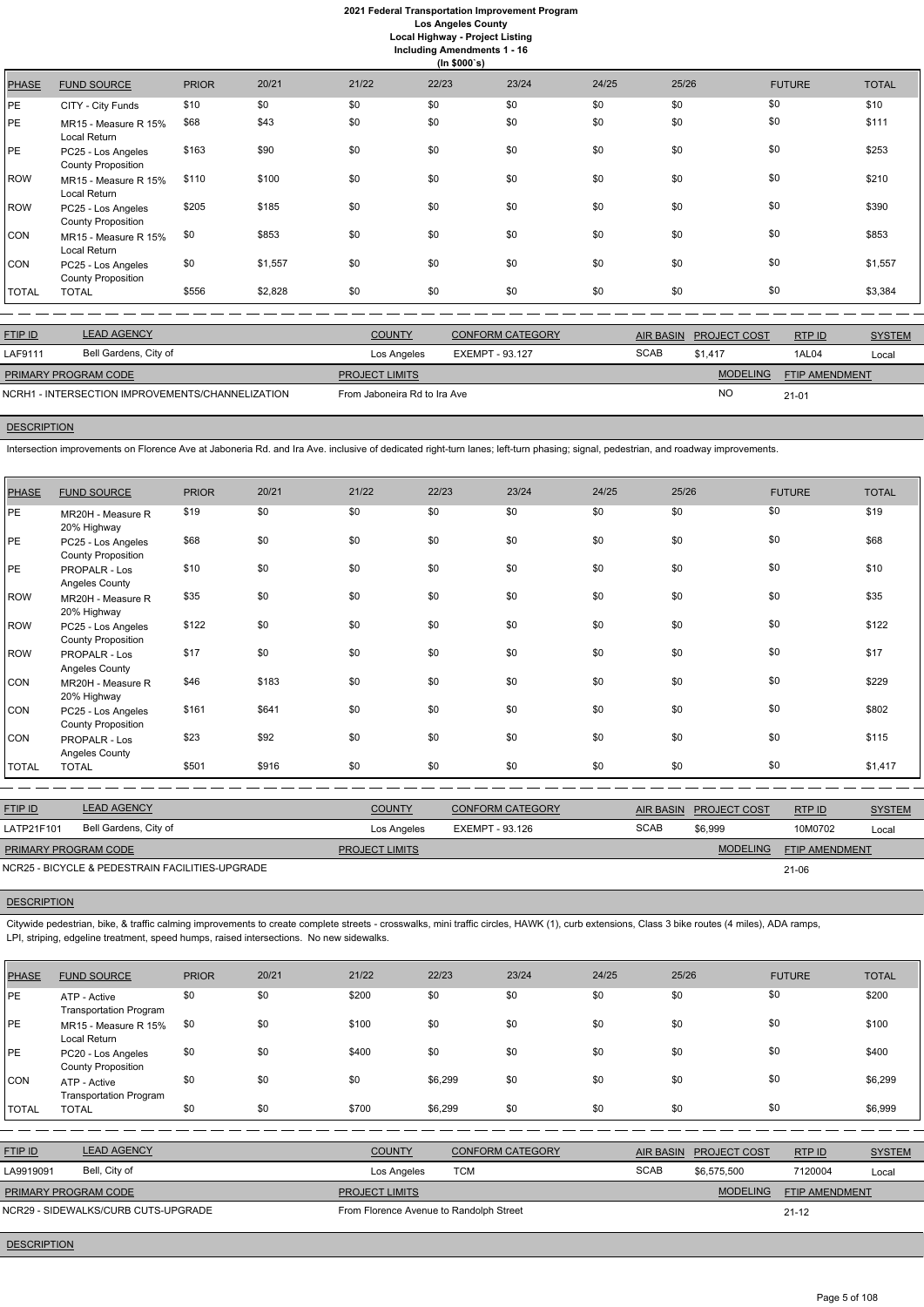| PHASE | FUND SOURCE | PRIOR | 20/21 | 21/22 | 22/23 | 23/24 | 24/25 | 25/26 | FUTURE | TOTAL |
|---|---|---|---|---|---|---|---|---|---|---|
| PE | CITY - City Funds | $10 | $0 | $0 | $0 | $0 | $0 | $0 | $0 | $10 |
| PE | MR15 - Measure R 15% Local Return | $68 | $43 | $0 | $0 | $0 | $0 | $0 | $0 | $111 |
| PE | PC25 - Los Angeles County Proposition | $163 | $90 | $0 | $0 | $0 | $0 | $0 | $0 | $253 |
| ROW | MR15 - Measure R 15% Local Return | $110 | $100 | $0 | $0 | $0 | $0 | $0 | $0 | $210 |
| ROW | PC25 - Los Angeles County Proposition | $205 | $185 | $0 | $0 | $0 | $0 | $0 | $0 | $390 |
| CON | MR15 - Measure R 15% Local Return | $0 | $853 | $0 | $0 | $0 | $0 | $0 | $0 | $853 |
| CON | PC25 - Los Angeles County Proposition | $0 | $1,557 | $0 | $0 | $0 | $0 | $0 | $0 | $1,557 |
| TOTAL | TOTAL | $556 | $2,828 | $0 | $0 | $0 | $0 | $0 | $0 | $3,384 |

| FTIP ID | LEAD AGENCY | COUNTY | CONFORM CATEGORY | AIR BASIN | PROJECT COST | RTP ID | SYSTEM |
|---|---|---|---|---|---|---|---|
| LAF9111 | Bell Gardens, City of | Los Angeles | EXEMPT - 93.127 | SCAB | $1,417 | 1AL04 | Local |

| PRIMARY PROGRAM CODE | PROJECT LIMITS | MODELING | FTIP AMENDMENT |
|---|---|---|---|
| NCRH1 - INTERSECTION IMPROVEMENTS/CHANNELIZATION | From Jaboneira Rd to Ira Ave | NO | 21-01 |

**DESCRIPTION**

Intersection improvements on Florence Ave at Jaboneria Rd. and Ira Ave. inclusive of dedicated right-turn lanes; left-turn phasing; signal, pedestrian, and roadway improvements.

| PHASE | FUND SOURCE | PRIOR | 20/21 | 21/22 | 22/23 | 23/24 | 24/25 | 25/26 | FUTURE | TOTAL |
|---|---|---|---|---|---|---|---|---|---|---|
| PE | MR20H - Measure R 20% Highway | $19 | $0 | $0 | $0 | $0 | $0 | $0 | $0 | $19 |
| PE | PC25 - Los Angeles County Proposition | $68 | $0 | $0 | $0 | $0 | $0 | $0 | $0 | $68 |
| PE | PROPALR - Los Angeles County | $10 | $0 | $0 | $0 | $0 | $0 | $0 | $0 | $10 |
| ROW | MR20H - Measure R 20% Highway | $35 | $0 | $0 | $0 | $0 | $0 | $0 | $0 | $35 |
| ROW | PC25 - Los Angeles County Proposition | $122 | $0 | $0 | $0 | $0 | $0 | $0 | $0 | $122 |
| ROW | PROPALR - Los Angeles County | $17 | $0 | $0 | $0 | $0 | $0 | $0 | $0 | $17 |
| CON | MR20H - Measure R 20% Highway | $46 | $183 | $0 | $0 | $0 | $0 | $0 | $0 | $229 |
| CON | PC25 - Los Angeles County Proposition | $161 | $641 | $0 | $0 | $0 | $0 | $0 | $0 | $802 |
| CON | PROPALR - Los Angeles County | $23 | $92 | $0 | $0 | $0 | $0 | $0 | $0 | $115 |
| TOTAL | TOTAL | $501 | $916 | $0 | $0 | $0 | $0 | $0 | $0 | $1,417 |

| FTIP ID | LEAD AGENCY | COUNTY | CONFORM CATEGORY | AIR BASIN | PROJECT COST | RTP ID | SYSTEM |
|---|---|---|---|---|---|---|---|
| LATP21F101 | Bell Gardens, City of | Los Angeles | EXEMPT - 93.126 | SCAB | $6,999 | 10M0702 | Local |

| PRIMARY PROGRAM CODE | PROJECT LIMITS | MODELING | FTIP AMENDMENT |
|---|---|---|---|
| NCR25 - BICYCLE & PEDESTRAIN FACILITIES-UPGRADE | | | 21-06 |

**DESCRIPTION**

Citywide pedestrian, bike, & traffic calming improvements to create complete streets - crosswalks, mini traffic circles, HAWK (1), curb extensions, Class 3 bike routes (4 miles), ADA ramps, LPI, striping, edgeline treatment, speed humps, raised intersections. No new sidewalks.

| PHASE | FUND SOURCE | PRIOR | 20/21 | 21/22 | 22/23 | 23/24 | 24/25 | 25/26 | FUTURE | TOTAL |
|---|---|---|---|---|---|---|---|---|---|---|
| PE | ATP - Active Transportation Program | $0 | $0 | $200 | $0 | $0 | $0 | $0 | $0 | $200 |
| PE | MR15 - Measure R 15% Local Return | $0 | $0 | $100 | $0 | $0 | $0 | $0 | $0 | $100 |
| PE | PC20 - Los Angeles County Proposition | $0 | $0 | $400 | $0 | $0 | $0 | $0 | $0 | $400 |
| CON | ATP - Active Transportation Program | $0 | $0 | $0 | $6,299 | $0 | $0 | $0 | $0 | $6,299 |
| TOTAL | TOTAL | $0 | $0 | $700 | $6,299 | $0 | $0 | $0 | $0 | $6,999 |

| FTIP ID | LEAD AGENCY | COUNTY | CONFORM CATEGORY | AIR BASIN | PROJECT COST | RTP ID | SYSTEM |
|---|---|---|---|---|---|---|---|
| LA9919091 | Bell, City of | Los Angeles | TCM | SCAB | $6,575,500 | 7120004 | Local |

| PRIMARY PROGRAM CODE | PROJECT LIMITS | MODELING | FTIP AMENDMENT |
|---|---|---|---|
| NCR29 - SIDEWALKS/CURB CUTS-UPGRADE | From Florence Avenue to Randolph Street | | 21-12 |

**DESCRIPTION**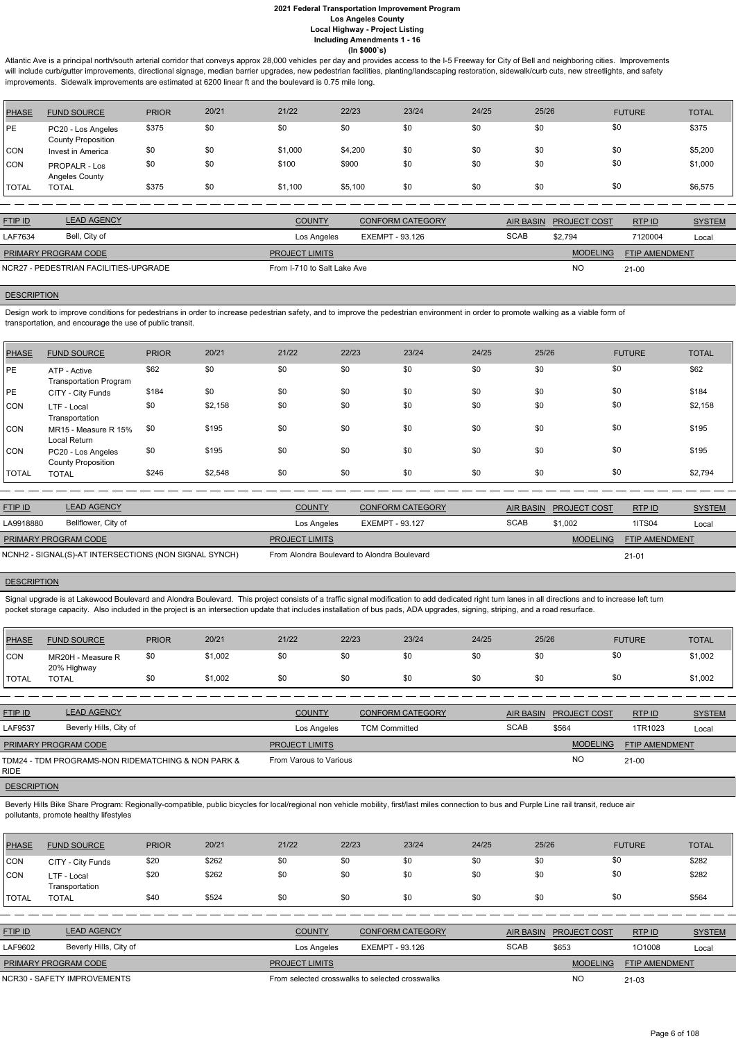# 2021 Federal Transportation Improvement Program
## Los Angeles County
### Local Highway - Project Listing
### Including Amendments 1 - 16
### (In $000`s)

Atlantic Ave is a principal north/south arterial corridor that conveys approx 28,000 vehicles per day and provides access to the I-5 Freeway for City of Bell and neighboring cities. Improvements will include curb/gutter improvements, directional signage, median barrier upgrades, new pedestrian facilities, planting/landscaping restoration, sidewalk/curb cuts, new streetlights, and safety improvements. Sidewalk improvements are estimated at 6200 linear ft and the boulevard is 0.75 mile long.

| PHASE | FUND SOURCE | PRIOR | 20/21 | 21/22 | 22/23 | 23/24 | 24/25 | 25/26 | FUTURE | TOTAL |
|---|---|---|---|---|---|---|---|---|---|---|
| PE | PC20 - Los Angeles County Proposition | $375 | $0 | $0 | $0 | $0 | $0 | $0 | $0 | $375 |
| CON | Invest in America | $0 | $0 | $1,000 | $4,200 | $0 | $0 | $0 | $0 | $5,200 |
| CON | PROPALR - Los Angeles County | $0 | $0 | $100 | $900 | $0 | $0 | $0 | $0 | $1,000 |
| TOTAL | TOTAL | $375 | $0 | $1,100 | $5,100 | $0 | $0 | $0 | $0 | $6,575 |

| FTIP ID | LEAD AGENCY | COUNTY | CONFORM CATEGORY | AIR BASIN | PROJECT COST | RTP ID | SYSTEM |
|---|---|---|---|---|---|---|---|
| LAF7634 | Bell, City of | Los Angeles | EXEMPT - 93.126 | SCAB | $2,794 | 7120004 | Local |

| PRIMARY PROGRAM CODE | PROJECT LIMITS | MODELING | FTIP AMENDMENT |
|---|---|---|---|
| NCR27 - PEDESTRIAN FACILITIES-UPGRADE | From I-710 to Salt Lake Ave | NO | 21-00 |

**DESCRIPTION**

Design work to improve conditions for pedestrians in order to increase pedestrian safety, and to improve the pedestrian environment in order to promote walking as a viable form of transportation, and encourage the use of public transit.

| PHASE | FUND SOURCE | PRIOR | 20/21 | 21/22 | 22/23 | 23/24 | 24/25 | 25/26 | FUTURE | TOTAL |
|---|---|---|---|---|---|---|---|---|---|---|
| PE | ATP - Active Transportation Program | $62 | $0 | $0 | $0 | $0 | $0 | $0 | $0 | $62 |
| PE | CITY - City Funds | $184 | $0 | $0 | $0 | $0 | $0 | $0 | $0 | $184 |
| CON | LTF - Local Transportation | $0 | $2,158 | $0 | $0 | $0 | $0 | $0 | $0 | $2,158 |
| CON | MR15 - Measure R 15% Local Return | $0 | $195 | $0 | $0 | $0 | $0 | $0 | $0 | $195 |
| CON | PC20 - Los Angeles County Proposition | $0 | $195 | $0 | $0 | $0 | $0 | $0 | $0 | $195 |
| TOTAL | TOTAL | $246 | $2,548 | $0 | $0 | $0 | $0 | $0 | $0 | $2,794 |

| FTIP ID | LEAD AGENCY | COUNTY | CONFORM CATEGORY | AIR BASIN | PROJECT COST | RTP ID | SYSTEM |
|---|---|---|---|---|---|---|---|
| LA9918880 | Bellflower, City of | Los Angeles | EXEMPT - 93.127 | SCAB | $1,002 | 1ITS04 | Local |

| PRIMARY PROGRAM CODE | PROJECT LIMITS | MODELING | FTIP AMENDMENT |
|---|---|---|---|
| NCNH2 - SIGNAL(S)-AT INTERSECTIONS (NON SIGNAL SYNCH) | From Alondra Boulevard to Alondra Boulevard | | 21-01 |

**DESCRIPTION**

Signal upgrade is at Lakewood Boulevard and Alondra Boulevard. This project consists of a traffic signal modification to add dedicated right turn lanes in all directions and to increase left turn pocket storage capacity. Also included in the project is an intersection update that includes installation of bus pads, ADA upgrades, signing, striping, and a road resurface.

| PHASE | FUND SOURCE | PRIOR | 20/21 | 21/22 | 22/23 | 23/24 | 24/25 | 25/26 | FUTURE | TOTAL |
|---|---|---|---|---|---|---|---|---|---|---|
| CON | MR20H - Measure R 20% Highway | $0 | $1,002 | $0 | $0 | $0 | $0 | $0 | $0 | $1,002 |
| TOTAL | TOTAL | $0 | $1,002 | $0 | $0 | $0 | $0 | $0 | $0 | $1,002 |

| FTIP ID | LEAD AGENCY | COUNTY | CONFORM CATEGORY | AIR BASIN | PROJECT COST | RTP ID | SYSTEM |
|---|---|---|---|---|---|---|---|
| LAF9537 | Beverly Hills, City of | Los Angeles | TCM Committed | SCAB | $564 | 1TR1023 | Local |

| PRIMARY PROGRAM CODE | PROJECT LIMITS | MODELING | FTIP AMENDMENT |
|---|---|---|---|
| TDM24 - TDM PROGRAMS-NON RIDEMATCHING & NON PARK & RIDE | From Varous to Various | NO | 21-00 |

**DESCRIPTION**

Beverly Hills Bike Share Program: Regionally-compatible, public bicycles for local/regional non vehicle mobility, first/last miles connection to bus and Purple Line rail transit, reduce air pollutants, promote healthy lifestyles

| PHASE | FUND SOURCE | PRIOR | 20/21 | 21/22 | 22/23 | 23/24 | 24/25 | 25/26 | FUTURE | TOTAL |
|---|---|---|---|---|---|---|---|---|---|---|
| CON | CITY - City Funds | $20 | $262 | $0 | $0 | $0 | $0 | $0 | $0 | $282 |
| CON | LTF - Local Transportation | $20 | $262 | $0 | $0 | $0 | $0 | $0 | $0 | $282 |
| TOTAL | TOTAL | $40 | $524 | $0 | $0 | $0 | $0 | $0 | $0 | $564 |

| FTIP ID | LEAD AGENCY | COUNTY | CONFORM CATEGORY | AIR BASIN | PROJECT COST | RTP ID | SYSTEM |
|---|---|---|---|---|---|---|---|
| LAF9602 | Beverly Hills, City of | Los Angeles | EXEMPT - 93.126 | SCAB | $653 | 1O1008 | Local |

| PRIMARY PROGRAM CODE | PROJECT LIMITS | MODELING | FTIP AMENDMENT |
|---|---|---|---|
| NCR30 - SAFETY IMPROVEMENTS | From selected crosswalks to selected crosswalks | NO | 21-03 |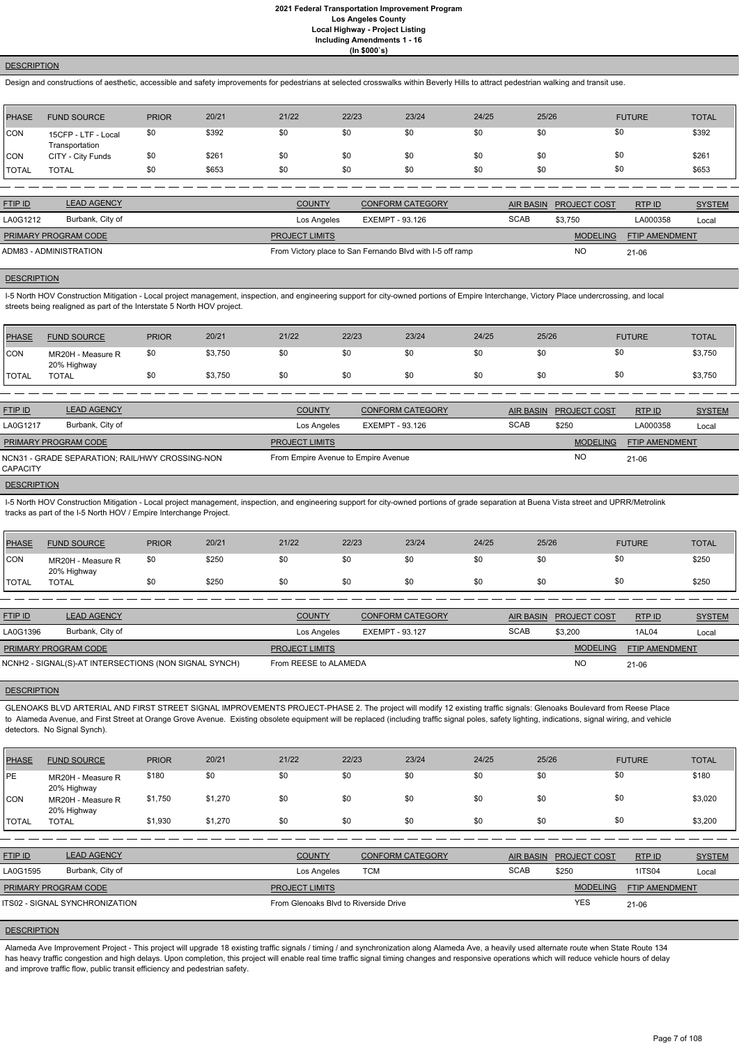# 2021 Federal Transportation Improvement Program
## Los Angeles County
### Local Highway - Project Listing
#### Including Amendments 1 - 16
#### (In $000`s)

**DESCRIPTION**

Design and constructions of aesthetic, accessible and safety improvements for pedestrians at selected crosswalks within Beverly Hills to attract pedestrian walking and transit use.

| PHASE | FUND SOURCE | PRIOR | 20/21 | 21/22 | 22/23 | 23/24 | 24/25 | 25/26 | FUTURE | TOTAL |
|---|---|---|---|---|---|---|---|---|---|---|
| CON | 15CFP - LTF - Local Transportation | $0 | $392 | $0 | $0 | $0 | $0 | $0 | $0 | $392 |
| CON | CITY - City Funds | $0 | $261 | $0 | $0 | $0 | $0 | $0 | $0 | $261 |
| TOTAL | TOTAL | $0 | $653 | $0 | $0 | $0 | $0 | $0 | $0 | $653 |

| FTIP ID | LEAD AGENCY | COUNTY | CONFORM CATEGORY | AIR BASIN | PROJECT COST | RTP ID | SYSTEM |
|---|---|---|---|---|---|---|---|
| LA0G1212 | Burbank, City of | Los Angeles | EXEMPT - 93.126 | SCAB | $3,750 | LA000358 | Local |

| PRIMARY PROGRAM CODE | PROJECT LIMITS | MODELING | FTIP AMENDMENT |
|---|---|---|---|
| ADM83 - ADMINISTRATION | From Victory place to San Fernando Blvd with I-5 off ramp | NO | 21-06 |

**DESCRIPTION**

I-5 North HOV Construction Mitigation - Local project management, inspection, and engineering support for city-owned portions of Empire Interchange, Victory Place undercrossing, and local streets being realigned as part of the Interstate 5 North HOV project.

| PHASE | FUND SOURCE | PRIOR | 20/21 | 21/22 | 22/23 | 23/24 | 24/25 | 25/26 | FUTURE | TOTAL |
|---|---|---|---|---|---|---|---|---|---|---|
| CON | MR20H - Measure R 20% Highway | $0 | $3,750 | $0 | $0 | $0 | $0 | $0 | $0 | $3,750 |
| TOTAL | TOTAL | $0 | $3,750 | $0 | $0 | $0 | $0 | $0 | $0 | $3,750 |

| FTIP ID | LEAD AGENCY | COUNTY | CONFORM CATEGORY | AIR BASIN | PROJECT COST | RTP ID | SYSTEM |
|---|---|---|---|---|---|---|---|
| LA0G1217 | Burbank, City of | Los Angeles | EXEMPT - 93.126 | SCAB | $250 | LA000358 | Local |

| PRIMARY PROGRAM CODE | PROJECT LIMITS | MODELING | FTIP AMENDMENT |
|---|---|---|---|
| NCN31 - GRADE SEPARATION; RAIL/HWY CROSSING-NON CAPACITY | From Empire Avenue to Empire Avenue | NO | 21-06 |

**DESCRIPTION**

I-5 North HOV Construction Mitigation - Local project management, inspection, and engineering support for city-owned portions of grade separation at Buena Vista street and UPRR/Metrolink tracks as part of the I-5 North HOV / Empire Interchange Project.

| PHASE | FUND SOURCE | PRIOR | 20/21 | 21/22 | 22/23 | 23/24 | 24/25 | 25/26 | FUTURE | TOTAL |
|---|---|---|---|---|---|---|---|---|---|---|
| CON | MR20H - Measure R 20% Highway | $0 | $250 | $0 | $0 | $0 | $0 | $0 | $0 | $250 |
| TOTAL | TOTAL | $0 | $250 | $0 | $0 | $0 | $0 | $0 | $0 | $250 |

| FTIP ID | LEAD AGENCY | COUNTY | CONFORM CATEGORY | AIR BASIN | PROJECT COST | RTP ID | SYSTEM |
|---|---|---|---|---|---|---|---|
| LA0G1396 | Burbank, City of | Los Angeles | EXEMPT - 93.127 | SCAB | $3,200 | 1AL04 | Local |

| PRIMARY PROGRAM CODE | PROJECT LIMITS | MODELING | FTIP AMENDMENT |
|---|---|---|---|
| NCNH2 - SIGNAL(S)-AT INTERSECTIONS (NON SIGNAL SYNCH) | From REESE to ALAMEDA | NO | 21-06 |

**DESCRIPTION**

GLENOAKS BLVD ARTERIAL AND FIRST STREET SIGNAL IMPROVEMENTS PROJECT-PHASE 2. The project will modify 12 existing traffic signals: Glenoaks Boulevard from Reese Place to Alameda Avenue, and First Street at Orange Grove Avenue. Existing obsolete equipment will be replaced (including traffic signal poles, safety lighting, indications, signal wiring, and vehicle detectors. No Signal Synch).

| PHASE | FUND SOURCE | PRIOR | 20/21 | 21/22 | 22/23 | 23/24 | 24/25 | 25/26 | FUTURE | TOTAL |
|---|---|---|---|---|---|---|---|---|---|---|
| PE | MR20H - Measure R 20% Highway | $180 | $0 | $0 | $0 | $0 | $0 | $0 | $0 | $180 |
| CON | MR20H - Measure R 20% Highway | $1,750 | $1,270 | $0 | $0 | $0 | $0 | $0 | $0 | $3,020 |
| TOTAL | TOTAL | $1,930 | $1,270 | $0 | $0 | $0 | $0 | $0 | $0 | $3,200 |

| FTIP ID | LEAD AGENCY | COUNTY | CONFORM CATEGORY | AIR BASIN | PROJECT COST | RTP ID | SYSTEM |
|---|---|---|---|---|---|---|---|
| LA0G1595 | Burbank, City of | Los Angeles | TCM | SCAB | $250 | 1ITS04 | Local |

| PRIMARY PROGRAM CODE | PROJECT LIMITS | MODELING | FTIP AMENDMENT |
|---|---|---|---|
| ITS02 - SIGNAL SYNCHRONIZATION | From Glenoaks Blvd to Riverside Drive | YES | 21-06 |

**DESCRIPTION**

Alameda Ave Improvement Project - This project will upgrade 18 existing traffic signals / timing / and synchronization along Alameda Ave, a heavily used alternate route when State Route 134 has heavy traffic congestion and high delays. Upon completion, this project will enable real time traffic signal timing changes and responsive operations which will reduce vehicle hours of delay and improve traffic flow, public transit efficiency and pedestrian safety.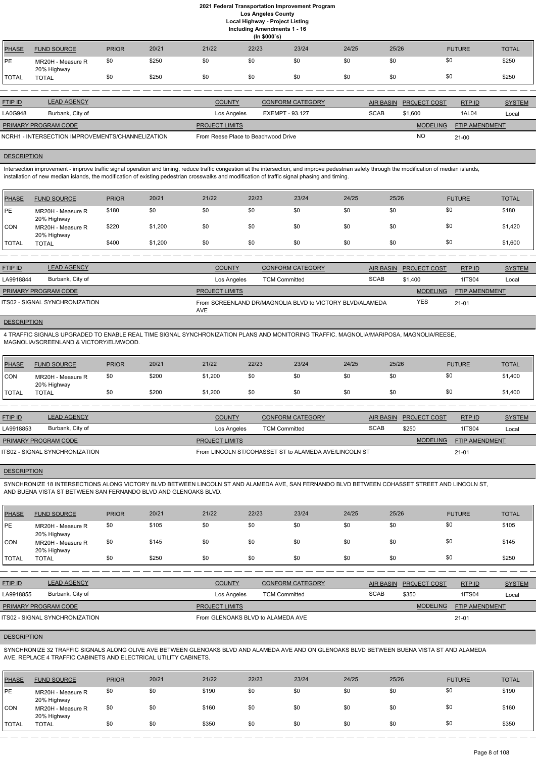# 2021 Federal Transportation Improvement Program
## Los Angeles County
### Local Highway - Project Listing
### Including Amendments 1 - 16
### (In $000`s)

| PHASE | FUND SOURCE | PRIOR | 20/21 | 21/22 | 22/23 | 23/24 | 24/25 | 25/26 | FUTURE | TOTAL |
|---|---|---|---|---|---|---|---|---|---|---|
| PE | MR20H - Measure R 20% Highway | $0 | $250 | $0 | $0 | $0 | $0 | $0 | $0 | $250 |
| TOTAL | TOTAL | $0 | $250 | $0 | $0 | $0 | $0 | $0 | $0 | $250 |

| FTIP ID | LEAD AGENCY | COUNTY | CONFORM CATEGORY | AIR BASIN | PROJECT COST | RTP ID | SYSTEM |
|---|---|---|---|---|---|---|---|
| LA0G948 | Burbank, City of | Los Angeles | EXEMPT - 93.127 | SCAB | $1,600 | 1AL04 | Local |

| PRIMARY PROGRAM CODE | PROJECT LIMITS | MODELING | FTIP AMENDMENT |
|---|---|---|---|
| NCRH1 - INTERSECTION IMPROVEMENTS/CHANNELIZATION | From Reese Place to Beachwood Drive | NO | 21-00 |

**DESCRIPTION**

Intersection improvement - improve traffic signal operation and timing, reduce traffic congestion at the intersection, and improve pedestrian safety through the modification of median islands, installation of new median islands, the modification of existing pedestrian crosswalks and modification of traffic signal phasing and timing.

| PHASE | FUND SOURCE | PRIOR | 20/21 | 21/22 | 22/23 | 23/24 | 24/25 | 25/26 | FUTURE | TOTAL |
|---|---|---|---|---|---|---|---|---|---|---|
| PE | MR20H - Measure R 20% Highway | $180 | $0 | $0 | $0 | $0 | $0 | $0 | $0 | $180 |
| CON | MR20H - Measure R 20% Highway | $220 | $1,200 | $0 | $0 | $0 | $0 | $0 | $0 | $1,420 |
| TOTAL | TOTAL | $400 | $1,200 | $0 | $0 | $0 | $0 | $0 | $0 | $1,600 |

| FTIP ID | LEAD AGENCY | COUNTY | CONFORM CATEGORY | AIR BASIN | PROJECT COST | RTP ID | SYSTEM |
|---|---|---|---|---|---|---|---|
| LA9918844 | Burbank, City of | Los Angeles | TCM Committed | SCAB | $1,400 | 1ITS04 | Local |

| PRIMARY PROGRAM CODE | PROJECT LIMITS | MODELING | FTIP AMENDMENT |
|---|---|---|---|
| ITS02 - SIGNAL SYNCHRONIZATION | From SCREENLAND DR/MAGNOLIA BLVD to VICTORY BLVD/ALAMEDA AVE | YES | 21-01 |

**DESCRIPTION**

4 TRAFFIC SIGNALS UPGRADED TO ENABLE REAL TIME SIGNAL SYNCHRONIZATION PLANS AND MONITORING TRAFFIC. MAGNOLIA/MARIPOSA, MAGNOLIA/REESE, MAGNOLIA/SCREENLAND & VICTORY/ELMWOOD.

| PHASE | FUND SOURCE | PRIOR | 20/21 | 21/22 | 22/23 | 23/24 | 24/25 | 25/26 | FUTURE | TOTAL |
|---|---|---|---|---|---|---|---|---|---|---|
| CON | MR20H - Measure R 20% Highway | $0 | $200 | $1,200 | $0 | $0 | $0 | $0 | $0 | $1,400 |
| TOTAL | TOTAL | $0 | $200 | $1,200 | $0 | $0 | $0 | $0 | $0 | $1,400 |

| FTIP ID | LEAD AGENCY | COUNTY | CONFORM CATEGORY | AIR BASIN | PROJECT COST | RTP ID | SYSTEM |
|---|---|---|---|---|---|---|---|
| LA9918853 | Burbank, City of | Los Angeles | TCM Committed | SCAB | $250 | 1ITS04 | Local |

| PRIMARY PROGRAM CODE | PROJECT LIMITS | MODELING | FTIP AMENDMENT |
|---|---|---|---|
| ITS02 - SIGNAL SYNCHRONIZATION | From LINCOLN ST/COHASSET ST to ALAMEDA AVE/LINCOLN ST | | 21-01 |

**DESCRIPTION**

SYNCHRONIZE 18 INTERSECTIONS ALONG VICTORY BLVD BETWEEN LINCOLN ST AND ALAMEDA AVE, SAN FERNANDO BLVD BETWEEN COHASSET STREET AND LINCOLN ST, AND BUENA VISTA ST BETWEEN SAN FERNANDO BLVD AND GLENOAKS BLVD.

| PHASE | FUND SOURCE | PRIOR | 20/21 | 21/22 | 22/23 | 23/24 | 24/25 | 25/26 | FUTURE | TOTAL |
|---|---|---|---|---|---|---|---|---|---|---|
| PE | MR20H - Measure R 20% Highway | $0 | $105 | $0 | $0 | $0 | $0 | $0 | $0 | $105 |
| CON | MR20H - Measure R 20% Highway | $0 | $145 | $0 | $0 | $0 | $0 | $0 | $0 | $145 |
| TOTAL | TOTAL | $0 | $250 | $0 | $0 | $0 | $0 | $0 | $0 | $250 |

| FTIP ID | LEAD AGENCY | COUNTY | CONFORM CATEGORY | AIR BASIN | PROJECT COST | RTP ID | SYSTEM |
|---|---|---|---|---|---|---|---|
| LA9918855 | Burbank, City of | Los Angeles | TCM Committed | SCAB | $350 | 1ITS04 | Local |

| PRIMARY PROGRAM CODE | PROJECT LIMITS | MODELING | FTIP AMENDMENT |
|---|---|---|---|
| ITS02 - SIGNAL SYNCHRONIZATION | From GLENOAKS BLVD to ALAMEDA AVE | | 21-01 |

**DESCRIPTION**

SYNCHRONIZE 32 TRAFFIC SIGNALS ALONG OLIVE AVE BETWEEN GLENOAKS BLVD AND ALAMEDA AVE AND ON GLENOAKS BLVD BETWEEN BUENA VISTA ST AND ALAMEDA AVE. REPLACE 4 TRAFFIC CABINETS AND ELECTRICAL UTILITY CABINETS.

| PHASE | FUND SOURCE | PRIOR | 20/21 | 21/22 | 22/23 | 23/24 | 24/25 | 25/26 | FUTURE | TOTAL |
|---|---|---|---|---|---|---|---|---|---|---|
| PE | MR20H - Measure R 20% Highway | $0 | $0 | $190 | $0 | $0 | $0 | $0 | $0 | $190 |
| CON | MR20H - Measure R 20% Highway | $0 | $0 | $160 | $0 | $0 | $0 | $0 | $0 | $160 |
| TOTAL | TOTAL | $0 | $0 | $350 | $0 | $0 | $0 | $0 | $0 | $350 |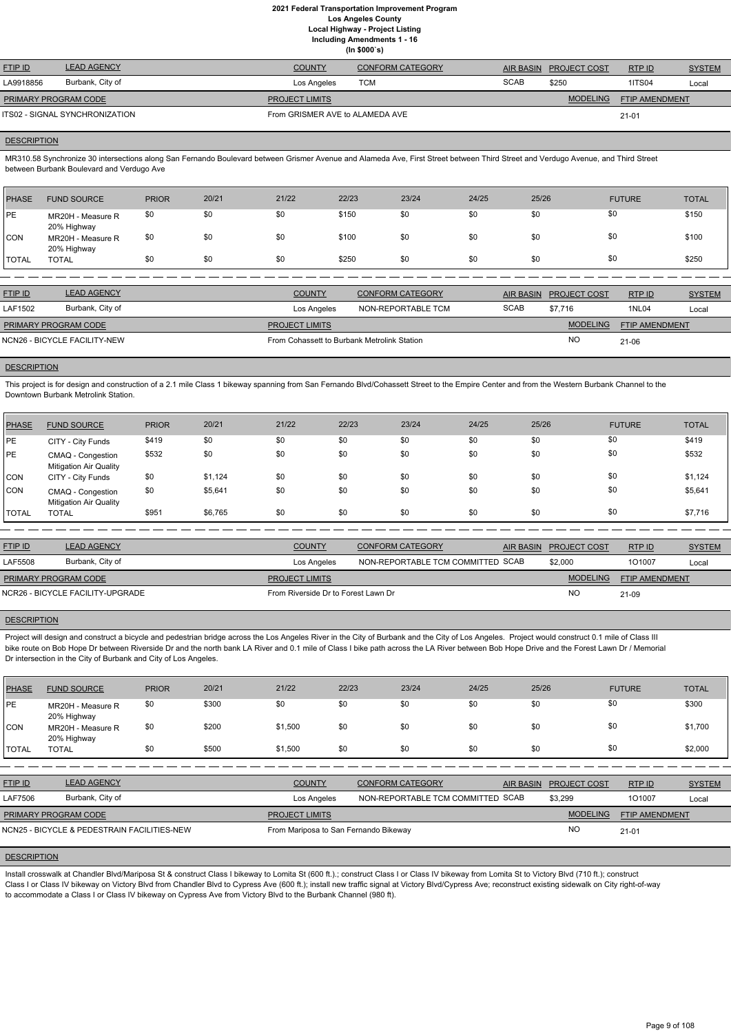# 2021 Federal Transportation Improvement Program
## Los Angeles County
### Local Highway - Project Listing
### Including Amendments 1 - 16
### (In $000`s)

| FTIP ID | LEAD AGENCY | COUNTY | CONFORM CATEGORY | AIR BASIN | PROJECT COST | RTP ID | SYSTEM |
|---|---|---|---|---|---|---|---|
| LA9918856 | Burbank, City of | Los Angeles | TCM | SCAB | $250 | 1ITS04 | Local |

| PRIMARY PROGRAM CODE | PROJECT LIMITS | MODELING | FTIP AMENDMENT |
|---|---|---|---|
| ITS02 - SIGNAL SYNCHRONIZATION | From GRISMER AVE to ALAMEDA AVE | | 21-01 |

**DESCRIPTION**

MR310.58 Synchronize 30 intersections along San Fernando Boulevard between Grismer Avenue and Alameda Ave, First Street between Third Street and Verdugo Avenue, and Third Street between Burbank Boulevard and Verdugo Ave

| PHASE | FUND SOURCE | PRIOR | 20/21 | 21/22 | 22/23 | 23/24 | 24/25 | 25/26 | FUTURE | TOTAL |
|---|---|---|---|---|---|---|---|---|---|---|
| PE | MR20H - Measure R 20% Highway | $0 | $0 | $0 | $150 | $0 | $0 | $0 | $0 | $150 |
| CON | MR20H - Measure R 20% Highway | $0 | $0 | $0 | $100 | $0 | $0 | $0 | $0 | $100 |
| TOTAL | TOTAL | $0 | $0 | $0 | $250 | $0 | $0 | $0 | $0 | $250 |

| FTIP ID | LEAD AGENCY | COUNTY | CONFORM CATEGORY | AIR BASIN | PROJECT COST | RTP ID | SYSTEM |
|---|---|---|---|---|---|---|---|
| LAF1502 | Burbank, City of | Los Angeles | NON-REPORTABLE TCM | SCAB | $7,716 | 1NL04 | Local |

| PRIMARY PROGRAM CODE | PROJECT LIMITS | MODELING | FTIP AMENDMENT |
|---|---|---|---|
| NCN26 - BICYCLE FACILITY-NEW | From Cohassett to Burbank Metrolink Station | NO | 21-06 |

**DESCRIPTION**

This project is for design and construction of a 2.1 mile Class 1 bikeway spanning from San Fernando Blvd/Cohassett Street to the Empire Center and from the Western Burbank Channel to the Downtown Burbank Metrolink Station.

| PHASE | FUND SOURCE | PRIOR | 20/21 | 21/22 | 22/23 | 23/24 | 24/25 | 25/26 | FUTURE | TOTAL |
|---|---|---|---|---|---|---|---|---|---|---|
| PE | CITY - City Funds | $419 | $0 | $0 | $0 | $0 | $0 | $0 | $0 | $419 |
| PE | CMAQ - Congestion Mitigation Air Quality | $532 | $0 | $0 | $0 | $0 | $0 | $0 | $0 | $532 |
| CON | CITY - City Funds | $0 | $1,124 | $0 | $0 | $0 | $0 | $0 | $0 | $1,124 |
| CON | CMAQ - Congestion Mitigation Air Quality | $0 | $5,641 | $0 | $0 | $0 | $0 | $0 | $0 | $5,641 |
| TOTAL | TOTAL | $951 | $6,765 | $0 | $0 | $0 | $0 | $0 | $0 | $7,716 |

| FTIP ID | LEAD AGENCY | COUNTY | CONFORM CATEGORY | AIR BASIN | PROJECT COST | RTP ID | SYSTEM |
|---|---|---|---|---|---|---|---|
| LAF5508 | Burbank, City of | Los Angeles | NON-REPORTABLE TCM COMMITTED | SCAB | $2,000 | 1O1007 | Local |

| PRIMARY PROGRAM CODE | PROJECT LIMITS | MODELING | FTIP AMENDMENT |
|---|---|---|---|
| NCR26 - BICYCLE FACILITY-UPGRADE | From Riverside Dr to Forest Lawn Dr | NO | 21-09 |

**DESCRIPTION**

Project will design and construct a bicycle and pedestrian bridge across the Los Angeles River in the City of Burbank and the City of Los Angeles. Project would construct 0.1 mile of Class III bike route on Bob Hope Dr between Riverside Dr and the north bank LA River and 0.1 mile of Class I bike path across the LA River between Bob Hope Drive and the Forest Lawn Dr / Memorial Dr intersection in the City of Burbank and City of Los Angeles.

| PHASE | FUND SOURCE | PRIOR | 20/21 | 21/22 | 22/23 | 23/24 | 24/25 | 25/26 | FUTURE | TOTAL |
|---|---|---|---|---|---|---|---|---|---|---|
| PE | MR20H - Measure R 20% Highway | $0 | $300 | $0 | $0 | $0 | $0 | $0 | $0 | $300 |
| CON | MR20H - Measure R 20% Highway | $0 | $200 | $1,500 | $0 | $0 | $0 | $0 | $0 | $1,700 |
| TOTAL | TOTAL | $0 | $500 | $1,500 | $0 | $0 | $0 | $0 | $0 | $2,000 |

| FTIP ID | LEAD AGENCY | COUNTY | CONFORM CATEGORY | AIR BASIN | PROJECT COST | RTP ID | SYSTEM |
|---|---|---|---|---|---|---|---|
| LAF7506 | Burbank, City of | Los Angeles | NON-REPORTABLE TCM COMMITTED | SCAB | $3,299 | 1O1007 | Local |

| PRIMARY PROGRAM CODE | PROJECT LIMITS | MODELING | FTIP AMENDMENT |
|---|---|---|---|
| NCN25 - BICYCLE & PEDESTRAIN FACILITIES-NEW | From Mariposa to San Fernando Bikeway | NO | 21-01 |

**DESCRIPTION**

Install crosswalk at Chandler Blvd/Mariposa St & construct Class I bikeway to Lomita St (600 ft.).; construct Class I or Class IV bikeway from Lomita St to Victory Blvd (710 ft.); construct Class I or Class IV bikeway on Victory Blvd from Chandler Blvd to Cypress Ave (600 ft.); install new traffic signal at Victory Blvd/Cypress Ave; reconstruct existing sidewalk on City right-of-way to accommodate a Class I or Class IV bikeway on Cypress Ave from Victory Blvd to the Burbank Channel (980 ft).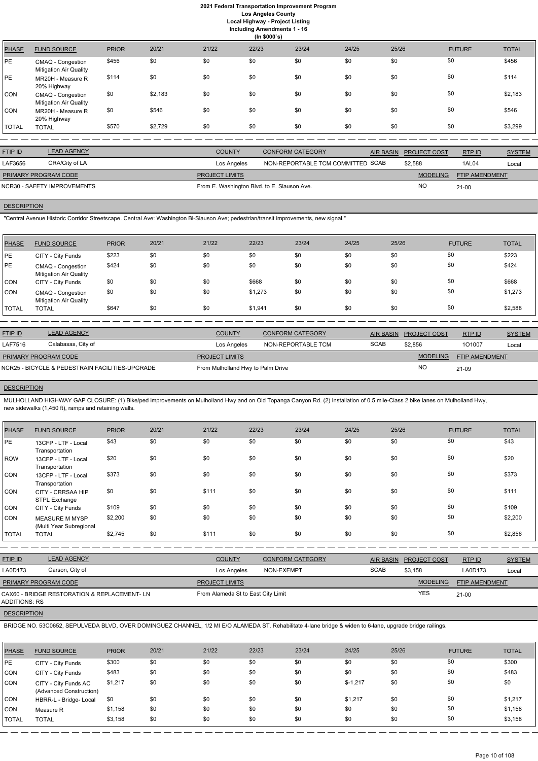| PHASE | FUND SOURCE | PRIOR | 20/21 | 21/22 | 22/23 | 23/24 | 24/25 | 25/26 | FUTURE | TOTAL |
|---|---|---|---|---|---|---|---|---|---|---|
| PE | CMAQ - Congestion Mitigation Air Quality | $456 | $0 | $0 | $0 | $0 | $0 | $0 | $0 | $456 |
| PE | MR20H - Measure R 20% Highway | $114 | $0 | $0 | $0 | $0 | $0 | $0 | $0 | $114 |
| CON | CMAQ - Congestion Mitigation Air Quality | $0 | $2,183 | $0 | $0 | $0 | $0 | $0 | $0 | $2,183 |
| CON | MR20H - Measure R 20% Highway | $0 | $546 | $0 | $0 | $0 | $0 | $0 | $0 | $546 |
| TOTAL | TOTAL | $570 | $2,729 | $0 | $0 | $0 | $0 | $0 | $0 | $3,299 |

| FTIP ID | LEAD AGENCY | COUNTY | CONFORM CATEGORY | AIR BASIN | PROJECT COST | RTP ID | SYSTEM |
|---|---|---|---|---|---|---|---|
| LAF3656 | CRA/City of LA | Los Angeles | NON-REPORTABLE TCM COMMITTED | SCAB | $2,588 | 1AL04 | Local |

| PRIMARY PROGRAM CODE | PROJECT LIMITS | MODELING | FTIP AMENDMENT |
|---|---|---|---|
| NCR30 - SAFETY IMPROVEMENTS | From E. Washington Blvd. to E. Slauson Ave. | NO | 21-00 |

**DESCRIPTION**

"Central Avenue Historic Corridor Streetscape. Central Ave: Washington Bl-Slauson Ave; pedestrian/transit improvements, new signal."

| PHASE | FUND SOURCE | PRIOR | 20/21 | 21/22 | 22/23 | 23/24 | 24/25 | 25/26 | FUTURE | TOTAL |
|---|---|---|---|---|---|---|---|---|---|---|
| PE | CITY - City Funds | $223 | $0 | $0 | $0 | $0 | $0 | $0 | $0 | $223 |
| PE | CMAQ - Congestion Mitigation Air Quality | $424 | $0 | $0 | $0 | $0 | $0 | $0 | $0 | $424 |
| CON | CITY - City Funds | $0 | $0 | $0 | $668 | $0 | $0 | $0 | $0 | $668 |
| CON | CMAQ - Congestion Mitigation Air Quality | $0 | $0 | $0 | $1,273 | $0 | $0 | $0 | $0 | $1,273 |
| TOTAL | TOTAL | $647 | $0 | $0 | $1,941 | $0 | $0 | $0 | $0 | $2,588 |

| FTIP ID | LEAD AGENCY | COUNTY | CONFORM CATEGORY | AIR BASIN | PROJECT COST | RTP ID | SYSTEM |
|---|---|---|---|---|---|---|---|
| LAF7516 | Calabasas, City of | Los Angeles | NON-REPORTABLE TCM | SCAB | $2,856 | 1O1007 | Local |

| PRIMARY PROGRAM CODE | PROJECT LIMITS | MODELING | FTIP AMENDMENT |
|---|---|---|---|
| NCR25 - BICYCLE & PEDESTRAIN FACILITIES-UPGRADE | From Mulholland Hwy to Palm Drive | NO | 21-09 |

**DESCRIPTION**

MULHOLLAND HIGHWAY GAP CLOSURE: (1) Bike/ped improvements on Mulholland Hwy and on Old Topanga Canyon Rd. (2) Installation of 0.5 mile-Class 2 bike lanes on Mulholland Hwy, new sidewalks (1,450 ft), ramps and retaining walls.

| PHASE | FUND SOURCE | PRIOR | 20/21 | 21/22 | 22/23 | 23/24 | 24/25 | 25/26 | FUTURE | TOTAL |
|---|---|---|---|---|---|---|---|---|---|---|
| PE | 13CFP - LTF - Local Transportation | $43 | $0 | $0 | $0 | $0 | $0 | $0 | $0 | $43 |
| ROW | 13CFP - LTF - Local Transportation | $20 | $0 | $0 | $0 | $0 | $0 | $0 | $0 | $20 |
| CON | 13CFP - LTF - Local Transportation | $373 | $0 | $0 | $0 | $0 | $0 | $0 | $0 | $373 |
| CON | CITY - CRRSAA HIP STPL Exchange | $0 | $0 | $111 | $0 | $0 | $0 | $0 | $0 | $111 |
| CON | CITY - City Funds | $109 | $0 | $0 | $0 | $0 | $0 | $0 | $0 | $109 |
| CON | MEASURE M MYSP (Multi Year Subregional | $2,200 | $0 | $0 | $0 | $0 | $0 | $0 | $0 | $2,200 |
| TOTAL | TOTAL | $2,745 | $0 | $111 | $0 | $0 | $0 | $0 | $0 | $2,856 |

| FTIP ID | LEAD AGENCY | COUNTY | CONFORM CATEGORY | AIR BASIN | PROJECT COST | RTP ID | SYSTEM |
|---|---|---|---|---|---|---|---|
| LA0D173 | Carson, City of | Los Angeles | NON-EXEMPT | SCAB | $3,158 | LA0D173 | Local |

| PRIMARY PROGRAM CODE | PROJECT LIMITS | MODELING | FTIP AMENDMENT |
|---|---|---|---|
| CAX60 - BRIDGE RESTORATION & REPLACEMENT- LN ADDITIONS: RS | From Alameda St to East City Limit | YES | 21-00 |

**DESCRIPTION**

BRIDGE NO. 53C0652, SEPULVEDA BLVD, OVER DOMINGUEZ CHANNEL, 1/2 MI E/O ALAMEDA ST. Rehabilitate 4-lane bridge & widen to 6-lane, upgrade bridge railings.

| PHASE | FUND SOURCE | PRIOR | 20/21 | 21/22 | 22/23 | 23/24 | 24/25 | 25/26 | FUTURE | TOTAL |
|---|---|---|---|---|---|---|---|---|---|---|
| PE | CITY - City Funds | $300 | $0 | $0 | $0 | $0 | $0 | $0 | $0 | $300 |
| CON | CITY - City Funds | $483 | $0 | $0 | $0 | $0 | $0 | $0 | $0 | $483 |
| CON | CITY - City Funds AC (Advanced Construction) | $1,217 | $0 | $0 | $0 | $0 | $-1,217 | $0 | $0 | $0 |
| CON | HBRR-L - Bridge- Local | $0 | $0 | $0 | $0 | $0 | $1,217 | $0 | $0 | $1,217 |
| CON | Measure R | $1,158 | $0 | $0 | $0 | $0 | $0 | $0 | $0 | $1,158 |
| TOTAL | TOTAL | $3,158 | $0 | $0 | $0 | $0 | $0 | $0 | $0 | $3,158 |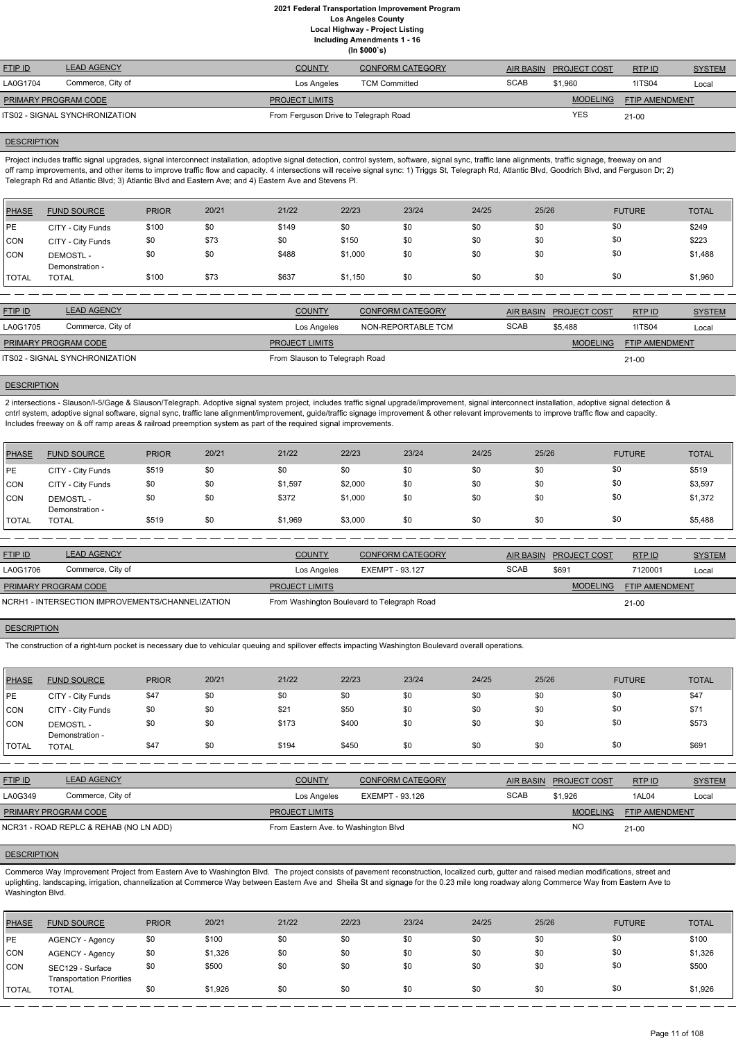# 2021 Federal Transportation Improvement Program
## Los Angeles County
### Local Highway - Project Listing
### Including Amendments 1 - 16
### (In $000`s)

| FTIP ID | LEAD AGENCY | COUNTY | CONFORM CATEGORY | AIR BASIN | PROJECT COST | RTP ID | SYSTEM |
|---|---|---|---|---|---|---|---|
| LA0G1704 | Commerce, City of | Los Angeles | TCM Committed | SCAB | $1,960 | 1ITS04 | Local |

| PRIMARY PROGRAM CODE | PROJECT LIMITS | MODELING | FTIP AMENDMENT |
|---|---|---|---|
| ITS02 - SIGNAL SYNCHRONIZATION | From Ferguson Drive to Telegraph Road | YES | 21-00 |

**DESCRIPTION**

Project includes traffic signal upgrades, signal interconnect installation, adoptive signal detection, control system, software, signal sync, traffic lane alignments, traffic signage, freeway on and off ramp improvements, and other items to improve traffic flow and capacity. 4 intersections will receive signal sync: 1) Triggs St, Telegraph Rd, Atlantic Blvd, Goodrich Blvd, and Ferguson Dr; 2) Telegraph Rd and Atlantic Blvd; 3) Atlantic Blvd and Eastern Ave; and 4) Eastern Ave and Stevens Pl.

| PHASE | FUND SOURCE | PRIOR | 20/21 | 21/22 | 22/23 | 23/24 | 24/25 | 25/26 | FUTURE | TOTAL |
|---|---|---|---|---|---|---|---|---|---|---|
| PE | CITY - City Funds | $100 | $0 | $149 | $0 | $0 | $0 | $0 | $0 | $249 |
| CON | CITY - City Funds | $0 | $73 | $0 | $150 | $0 | $0 | $0 | $0 | $223 |
| CON | DEMOSTL - Demonstration - | $0 | $0 | $488 | $1,000 | $0 | $0 | $0 | $0 | $1,488 |
| TOTAL | TOTAL | $100 | $73 | $637 | $1,150 | $0 | $0 | $0 | $0 | $1,960 |

| FTIP ID | LEAD AGENCY | COUNTY | CONFORM CATEGORY | AIR BASIN | PROJECT COST | RTP ID | SYSTEM |
|---|---|---|---|---|---|---|---|
| LA0G1705 | Commerce, City of | Los Angeles | NON-REPORTABLE TCM | SCAB | $5,488 | 1ITS04 | Local |

| PRIMARY PROGRAM CODE | PROJECT LIMITS | MODELING | FTIP AMENDMENT |
|---|---|---|---|
| ITS02 - SIGNAL SYNCHRONIZATION | From Slauson to Telegraph Road | | 21-00 |

**DESCRIPTION**

2 intersections - Slauson/I-5/Gage & Slauson/Telegraph. Adoptive signal system project, includes traffic signal upgrade/improvement, signal interconnect installation, adoptive signal detection & cntrl system, adoptive signal software, signal sync, traffic lane alignment/improvement, guide/traffic signage improvement & other relevant improvements to improve traffic flow and capacity. Includes freeway on & off ramp areas & railroad preemption system as part of the required signal improvements.

| PHASE | FUND SOURCE | PRIOR | 20/21 | 21/22 | 22/23 | 23/24 | 24/25 | 25/26 | FUTURE | TOTAL |
|---|---|---|---|---|---|---|---|---|---|---|
| PE | CITY - City Funds | $519 | $0 | $0 | $0 | $0 | $0 | $0 | $0 | $519 |
| CON | CITY - City Funds | $0 | $0 | $1,597 | $2,000 | $0 | $0 | $0 | $0 | $3,597 |
| CON | DEMOSTL - Demonstration - | $0 | $0 | $372 | $1,000 | $0 | $0 | $0 | $0 | $1,372 |
| TOTAL | TOTAL | $519 | $0 | $1,969 | $3,000 | $0 | $0 | $0 | $0 | $5,488 |

| FTIP ID | LEAD AGENCY | COUNTY | CONFORM CATEGORY | AIR BASIN | PROJECT COST | RTP ID | SYSTEM |
|---|---|---|---|---|---|---|---|
| LA0G1706 | Commerce, City of | Los Angeles | EXEMPT - 93.127 | SCAB | $691 | 7120001 | Local |

| PRIMARY PROGRAM CODE | PROJECT LIMITS | MODELING | FTIP AMENDMENT |
|---|---|---|---|
| NCRH1 - INTERSECTION IMPROVEMENTS/CHANNELIZATION | From Washington Boulevard to Telegraph Road | | 21-00 |

**DESCRIPTION**

The construction of a right-turn pocket is necessary due to vehicular queuing and spillover effects impacting Washington Boulevard overall operations.

| PHASE | FUND SOURCE | PRIOR | 20/21 | 21/22 | 22/23 | 23/24 | 24/25 | 25/26 | FUTURE | TOTAL |
|---|---|---|---|---|---|---|---|---|---|---|
| PE | CITY - City Funds | $47 | $0 | $0 | $0 | $0 | $0 | $0 | $0 | $47 |
| CON | CITY - City Funds | $0 | $0 | $21 | $50 | $0 | $0 | $0 | $0 | $71 |
| CON | DEMOSTL - Demonstration - | $0 | $0 | $173 | $400 | $0 | $0 | $0 | $0 | $573 |
| TOTAL | TOTAL | $47 | $0 | $194 | $450 | $0 | $0 | $0 | $0 | $691 |

| FTIP ID | LEAD AGENCY | COUNTY | CONFORM CATEGORY | AIR BASIN | PROJECT COST | RTP ID | SYSTEM |
|---|---|---|---|---|---|---|---|
| LA0G349 | Commerce, City of | Los Angeles | EXEMPT - 93.126 | SCAB | $1,926 | 1AL04 | Local |

| PRIMARY PROGRAM CODE | PROJECT LIMITS | MODELING | FTIP AMENDMENT |
|---|---|---|---|
| NCR31 - ROAD REPLC & REHAB (NO LN ADD) | From Eastern Ave. to Washington Blvd | NO | 21-00 |

**DESCRIPTION**

Commerce Way Improvement Project from Eastern Ave to Washington Blvd. The project consists of pavement reconstruction, localized curb, gutter and raised median modifications, street and uplighting, landscaping, irrigation, channelization at Commerce Way between Eastern Ave and Sheila St and signage for the 0.23 mile long roadway along Commerce Way from Eastern Ave to Washington Blvd.

| PHASE | FUND SOURCE | PRIOR | 20/21 | 21/22 | 22/23 | 23/24 | 24/25 | 25/26 | FUTURE | TOTAL |
|---|---|---|---|---|---|---|---|---|---|---|
| PE | AGENCY - Agency | $0 | $100 | $0 | $0 | $0 | $0 | $0 | $0 | $100 |
| CON | AGENCY - Agency | $0 | $1,326 | $0 | $0 | $0 | $0 | $0 | $0 | $1,326 |
| CON | SEC129 - Surface Transportation Priorities | $0 | $500 | $0 | $0 | $0 | $0 | $0 | $0 | $500 |
| TOTAL | TOTAL | $0 | $1,926 | $0 | $0 | $0 | $0 | $0 | $0 | $1,926 |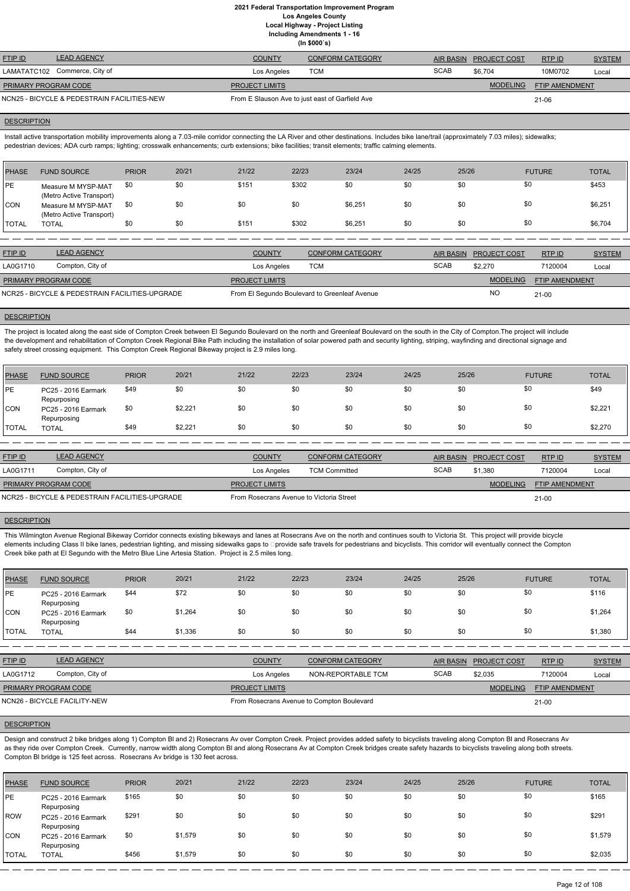# 2021 Federal Transportation Improvement Program
## Los Angeles County
## Local Highway - Project Listing
## Including Amendments 1 - 16
## (In $000`s)

| FTIP ID | LEAD AGENCY | COUNTY | CONFORM CATEGORY | AIR BASIN | PROJECT COST | RTP ID | SYSTEM |
|---|---|---|---|---|---|---|---|
| LAMATATC102 | Commerce, City of | Los Angeles | TCM | SCAB | $6,704 | 10M0702 | Local |

| PRIMARY PROGRAM CODE | PROJECT LIMITS | MODELING | FTIP AMENDMENT |
|---|---|---|---|
| NCN25 - BICYCLE & PEDESTRAIN FACILITIES-NEW | From E Slauson Ave to just east of Garfield Ave | | 21-06 |

**DESCRIPTION**

Install active transportation mobility improvements along a 7.03-mile corridor connecting the LA River and other destinations. Includes bike lane/trail (approximately 7.03 miles); sidewalks; pedestrian devices; ADA curb ramps; lighting; crosswalk enhancements; curb extensions; bike facilities; transit elements; traffic calming elements.

| PHASE | FUND SOURCE | PRIOR | 20/21 | 21/22 | 22/23 | 23/24 | 24/25 | 25/26 | FUTURE | TOTAL |
|---|---|---|---|---|---|---|---|---|---|---|
| PE | Measure M MYSP-MAT (Metro Active Transport) | $0 | $0 | $151 | $302 | $0 | $0 | $0 | $0 | $453 |
| CON | Measure M MYSP-MAT (Metro Active Transport) | $0 | $0 | $0 | $0 | $6,251 | $0 | $0 | $0 | $6,251 |
| TOTAL | TOTAL | $0 | $0 | $151 | $302 | $6,251 | $0 | $0 | $0 | $6,704 |

| FTIP ID | LEAD AGENCY | COUNTY | CONFORM CATEGORY | AIR BASIN | PROJECT COST | RTP ID | SYSTEM |
|---|---|---|---|---|---|---|---|
| LA0G1710 | Compton, City of | Los Angeles | TCM | SCAB | $2,270 | 7120004 | Local |

| PRIMARY PROGRAM CODE | PROJECT LIMITS | MODELING | FTIP AMENDMENT |
|---|---|---|---|
| NCR25 - BICYCLE & PEDESTRAIN FACILITIES-UPGRADE | From El Segundo Boulevard to Greenleaf Avenue | NO | 21-00 |

**DESCRIPTION**

The project is located along the east side of Compton Creek between El Segundo Boulevard on the north and Greenleaf Boulevard on the south in the City of Compton.The project will include the development and rehabilitation of Compton Creek Regional Bike Path including the installation of solar powered path and security lighting, striping, wayfinding and directional signage and safety street crossing equipment. This Compton Creek Regional Bikeway project is 2.9 miles long.

| PHASE | FUND SOURCE | PRIOR | 20/21 | 21/22 | 22/23 | 23/24 | 24/25 | 25/26 | FUTURE | TOTAL |
|---|---|---|---|---|---|---|---|---|---|---|
| PE | PC25 - 2016 Earmark Repurposing | $49 | $0 | $0 | $0 | $0 | $0 | $0 | $0 | $49 |
| CON | PC25 - 2016 Earmark Repurposing | $0 | $2,221 | $0 | $0 | $0 | $0 | $0 | $0 | $2,221 |
| TOTAL | TOTAL | $49 | $2,221 | $0 | $0 | $0 | $0 | $0 | $0 | $2,270 |

| FTIP ID | LEAD AGENCY | COUNTY | CONFORM CATEGORY | AIR BASIN | PROJECT COST | RTP ID | SYSTEM |
|---|---|---|---|---|---|---|---|
| LA0G1711 | Compton, City of | Los Angeles | TCM Committed | SCAB | $1,380 | 7120004 | Local |

| PRIMARY PROGRAM CODE | PROJECT LIMITS | MODELING | FTIP AMENDMENT |
|---|---|---|---|
| NCR25 - BICYCLE & PEDESTRAIN FACILITIES-UPGRADE | From Rosecrans Avenue to Victoria Street | | 21-00 |

**DESCRIPTION**

This Wilmington Avenue Regional Bikeway Corridor connects existing bikeways and lanes at Rosecrans Ave on the north and continues south to Victoria St. This project will provide bicycle elements including Class II bike lanes, pedestrian lighting, and missing sidewalks gaps to provide safe travels for pedestrians and bicyclists. This corridor will eventually connect the Compton Creek bike path at El Segundo with the Metro Blue Line Artesia Station. Project is 2.5 miles long.

| PHASE | FUND SOURCE | PRIOR | 20/21 | 21/22 | 22/23 | 23/24 | 24/25 | 25/26 | FUTURE | TOTAL |
|---|---|---|---|---|---|---|---|---|---|---|
| PE | PC25 - 2016 Earmark Repurposing | $44 | $72 | $0 | $0 | $0 | $0 | $0 | $0 | $116 |
| CON | PC25 - 2016 Earmark Repurposing | $0 | $1,264 | $0 | $0 | $0 | $0 | $0 | $0 | $1,264 |
| TOTAL | TOTAL | $44 | $1,336 | $0 | $0 | $0 | $0 | $0 | $0 | $1,380 |

| FTIP ID | LEAD AGENCY | COUNTY | CONFORM CATEGORY | AIR BASIN | PROJECT COST | RTP ID | SYSTEM |
|---|---|---|---|---|---|---|---|
| LA0G1712 | Compton, City of | Los Angeles | NON-REPORTABLE TCM | SCAB | $2,035 | 7120004 | Local |

| PRIMARY PROGRAM CODE | PROJECT LIMITS | MODELING | FTIP AMENDMENT |
|---|---|---|---|
| NCN26 - BICYCLE FACILITY-NEW | From Rosecrans Avenue to Compton Boulevard | | 21-00 |

**DESCRIPTION**

Design and construct 2 bike bridges along 1) Compton Bl and 2) Rosecrans Av over Compton Creek. Project provides added safety to bicyclists traveling along Compton Bl and Rosecrans Av as they ride over Compton Creek. Currently, narrow width along Compton Bl and along Rosecrans Av at Compton Creek bridges create safety hazards to bicyclists traveling along both streets. Compton Bl bridge is 125 feet across. Rosecrans Av bridge is 130 feet across.

| PHASE | FUND SOURCE | PRIOR | 20/21 | 21/22 | 22/23 | 23/24 | 24/25 | 25/26 | FUTURE | TOTAL |
|---|---|---|---|---|---|---|---|---|---|---|
| PE | PC25 - 2016 Earmark Repurposing | $165 | $0 | $0 | $0 | $0 | $0 | $0 | $0 | $165 |
| ROW | PC25 - 2016 Earmark Repurposing | $291 | $0 | $0 | $0 | $0 | $0 | $0 | $0 | $291 |
| CON | PC25 - 2016 Earmark Repurposing | $0 | $1,579 | $0 | $0 | $0 | $0 | $0 | $0 | $1,579 |
| TOTAL | TOTAL | $456 | $1,579 | $0 | $0 | $0 | $0 | $0 | $0 | $2,035 |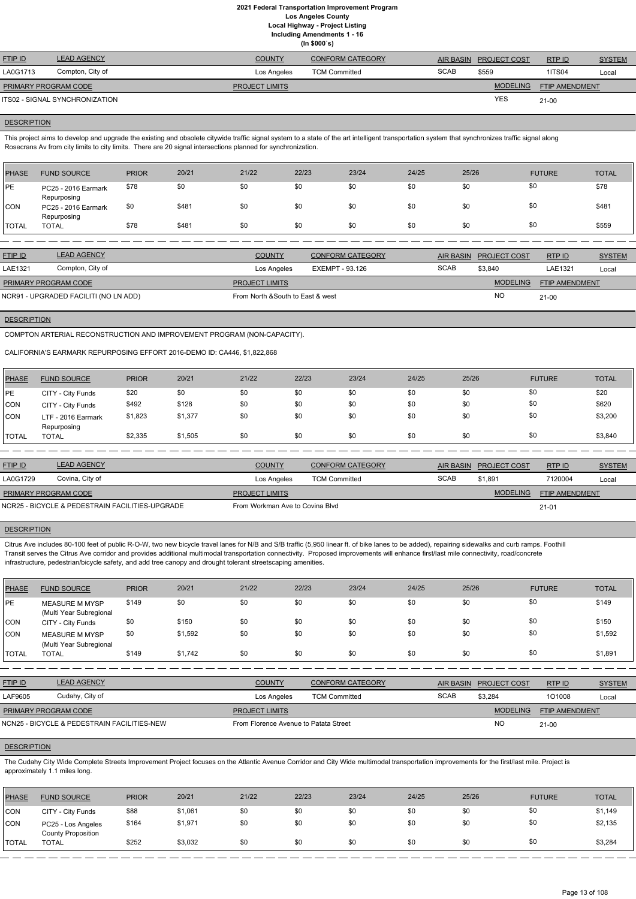# 2021 Federal Transportation Improvement Program
## Los Angeles County
### Local Highway - Project Listing
### Including Amendments 1 - 16
### (In $000`s)

| FTIP ID | LEAD AGENCY | COUNTY | CONFORM CATEGORY | AIR BASIN | PROJECT COST | RTP ID | SYSTEM |
|---|---|---|---|---|---|---|---|
| LA0G1713 | Compton, City of | Los Angeles | TCM Committed | SCAB | $559 | 1ITS04 | Local |

| PRIMARY PROGRAM CODE | PROJECT LIMITS | MODELING | FTIP AMENDMENT |
|---|---|---|---|
| ITS02 - SIGNAL SYNCHRONIZATION | | YES | 21-00 |

**DESCRIPTION**

This project aims to develop and upgrade the existing and obsolete citywide traffic signal system to a state of the art intelligent transportation system that synchronizes traffic signal along Rosecrans Av from city limits to city limits. There are 20 signal intersections planned for synchronization.

| PHASE | FUND SOURCE | PRIOR | 20/21 | 21/22 | 22/23 | 23/24 | 24/25 | 25/26 | FUTURE | TOTAL |
|---|---|---|---|---|---|---|---|---|---|---|
| PE | PC25 - 2016 Earmark Repurposing | $78 | $0 | $0 | $0 | $0 | $0 | $0 | $0 | $78 |
| CON | PC25 - 2016 Earmark Repurposing | $0 | $481 | $0 | $0 | $0 | $0 | $0 | $0 | $481 |
| TOTAL | TOTAL | $78 | $481 | $0 | $0 | $0 | $0 | $0 | $0 | $559 |

| FTIP ID | LEAD AGENCY | COUNTY | CONFORM CATEGORY | AIR BASIN | PROJECT COST | RTP ID | SYSTEM |
|---|---|---|---|---|---|---|---|
| LAE1321 | Compton, City of | Los Angeles | EXEMPT - 93.126 | SCAB | $3,840 | LAE1321 | Local |

| PRIMARY PROGRAM CODE | PROJECT LIMITS | MODELING | FTIP AMENDMENT |
|---|---|---|---|
| NCR91 - UPGRADED FACILITI (NO LN ADD) | From North &South to East & west | NO | 21-00 |

**DESCRIPTION**

COMPTON ARTERIAL RECONSTRUCTION AND IMPROVEMENT PROGRAM (NON-CAPACITY).

CALIFORNIA'S EARMARK REPURPOSING EFFORT 2016-DEMO ID: CA446, $1,822,868

| PHASE | FUND SOURCE | PRIOR | 20/21 | 21/22 | 22/23 | 23/24 | 24/25 | 25/26 | FUTURE | TOTAL |
|---|---|---|---|---|---|---|---|---|---|---|
| PE | CITY - City Funds | $20 | $0 | $0 | $0 | $0 | $0 | $0 | $0 | $20 |
| CON | CITY - City Funds | $492 | $128 | $0 | $0 | $0 | $0 | $0 | $0 | $620 |
| CON | LTF - 2016 Earmark Repurposing | $1,823 | $1,377 | $0 | $0 | $0 | $0 | $0 | $0 | $3,200 |
| TOTAL | TOTAL | $2,335 | $1,505 | $0 | $0 | $0 | $0 | $0 | $0 | $3,840 |

| FTIP ID | LEAD AGENCY | COUNTY | CONFORM CATEGORY | AIR BASIN | PROJECT COST | RTP ID | SYSTEM |
|---|---|---|---|---|---|---|---|
| LA0G1729 | Covina, City of | Los Angeles | TCM Committed | SCAB | $1,891 | 7120004 | Local |

| PRIMARY PROGRAM CODE | PROJECT LIMITS | MODELING | FTIP AMENDMENT |
|---|---|---|---|
| NCR25 - BICYCLE & PEDESTRIAN FACILITIES-UPGRADE | From Workman Ave to Covina Blvd | | 21-01 |

**DESCRIPTION**

Citrus Ave includes 80-100 feet of public R-O-W, two new bicycle travel lanes for N/B and S/B traffic (5,950 linear ft. of bike lanes to be added), repairing sidewalks and curb ramps. Foothill Transit serves the Citrus Ave corridor and provides additional multimodal transportation connectivity. Proposed improvements will enhance first/last mile connectivity, road/concrete infrastructure, pedestrian/bicycle safety, and add tree canopy and drought tolerant streetscaping amenities.

| PHASE | FUND SOURCE | PRIOR | 20/21 | 21/22 | 22/23 | 23/24 | 24/25 | 25/26 | FUTURE | TOTAL |
|---|---|---|---|---|---|---|---|---|---|---|
| PE | MEASURE M MYSP (Multi Year Subregional | $149 | $0 | $0 | $0 | $0 | $0 | $0 | $0 | $149 |
| CON | CITY - City Funds | $0 | $150 | $0 | $0 | $0 | $0 | $0 | $0 | $150 |
| CON | MEASURE M MYSP (Multi Year Subregional | $0 | $1,592 | $0 | $0 | $0 | $0 | $0 | $0 | $1,592 |
| TOTAL | TOTAL | $149 | $1,742 | $0 | $0 | $0 | $0 | $0 | $0 | $1,891 |

| FTIP ID | LEAD AGENCY | COUNTY | CONFORM CATEGORY | AIR BASIN | PROJECT COST | RTP ID | SYSTEM |
|---|---|---|---|---|---|---|---|
| LAF9605 | Cudahy, City of | Los Angeles | TCM Committed | SCAB | $3,284 | 1O1008 | Local |

| PRIMARY PROGRAM CODE | PROJECT LIMITS | MODELING | FTIP AMENDMENT |
|---|---|---|---|
| NCN25 - BICYCLE & PEDESTRAIN FACILITIES-NEW | From Florence Avenue to Patata Street | NO | 21-00 |

**DESCRIPTION**

The Cudahy City Wide Complete Streets Improvement Project focuses on the Atlantic Avenue Corridor and City Wide multimodal transportation improvements for the first/last mile. Project is approximately 1.1 miles long.

| PHASE | FUND SOURCE | PRIOR | 20/21 | 21/22 | 22/23 | 23/24 | 24/25 | 25/26 | FUTURE | TOTAL |
|---|---|---|---|---|---|---|---|---|---|---|
| CON | CITY - City Funds | $88 | $1,061 | $0 | $0 | $0 | $0 | $0 | $0 | $1,149 |
| CON | PC25 - Los Angeles County Proposition | $164 | $1,971 | $0 | $0 | $0 | $0 | $0 | $0 | $2,135 |
| TOTAL | TOTAL | $252 | $3,032 | $0 | $0 | $0 | $0 | $0 | $0 | $3,284 |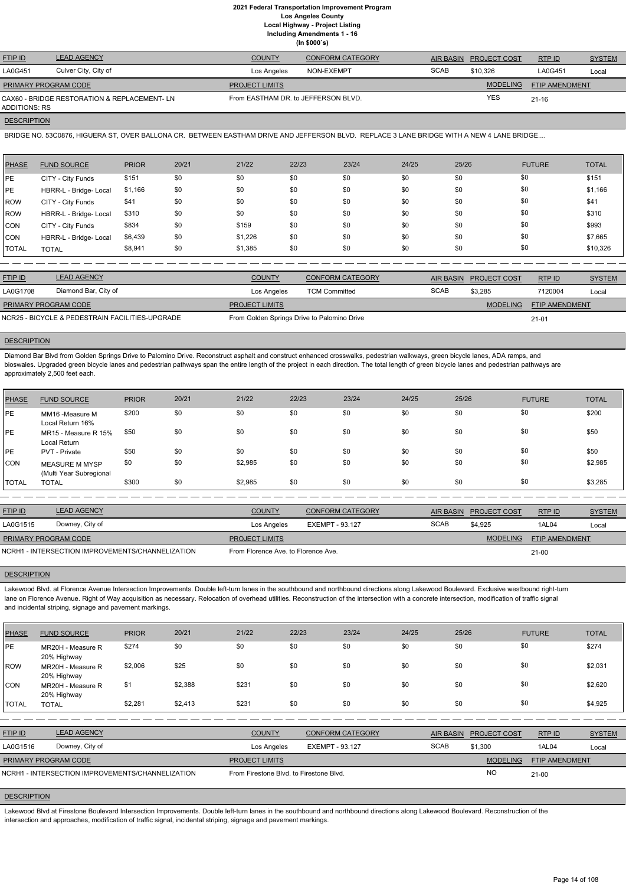# 2021 Federal Transportation Improvement Program
## Los Angeles County
## Local Highway - Project Listing
## Including Amendments 1 - 16
## (In $000`s)

| FTIP ID | LEAD AGENCY | COUNTY | CONFORM CATEGORY | AIR BASIN | PROJECT COST | RTP ID | SYSTEM |
|---|---|---|---|---|---|---|---|
| LA0G451 | Culver City, City of | Los Angeles | NON-EXEMPT | SCAB | $10,326 | LA0G451 | Local |

| PRIMARY PROGRAM CODE | PROJECT LIMITS | MODELING | FTIP AMENDMENT |
|---|---|---|---|
| CAX60 - BRIDGE RESTORATION & REPLACEMENT- LN ADDITIONS: RS | From EASTHAM DR. to JEFFERSON BLVD. | YES | 21-16 |

**DESCRIPTION**

BRIDGE NO. 53C0876, HIGUERA ST, OVER BALLONA CR. BETWEEN EASTHAM DRIVE AND JEFFERSON BLVD. REPLACE 3 LANE BRIDGE WITH A NEW 4 LANE BRIDGE....

| PHASE | FUND SOURCE | PRIOR | 20/21 | 21/22 | 22/23 | 23/24 | 24/25 | 25/26 | FUTURE | TOTAL |
|---|---|---|---|---|---|---|---|---|---|---|
| PE | CITY - City Funds | $151 | $0 | $0 | $0 | $0 | $0 | $0 | $0 | $151 |
| PE | HBRR-L - Bridge- Local | $1,166 | $0 | $0 | $0 | $0 | $0 | $0 | $0 | $1,166 |
| ROW | CITY - City Funds | $41 | $0 | $0 | $0 | $0 | $0 | $0 | $0 | $41 |
| ROW | HBRR-L - Bridge- Local | $310 | $0 | $0 | $0 | $0 | $0 | $0 | $0 | $310 |
| CON | CITY - City Funds | $834 | $0 | $159 | $0 | $0 | $0 | $0 | $0 | $993 |
| CON | HBRR-L - Bridge- Local | $6,439 | $0 | $1,226 | $0 | $0 | $0 | $0 | $0 | $7,665 |
| TOTAL | TOTAL | $8,941 | $0 | $1,385 | $0 | $0 | $0 | $0 | $0 | $10,326 |

| FTIP ID | LEAD AGENCY | COUNTY | CONFORM CATEGORY | AIR BASIN | PROJECT COST | RTP ID | SYSTEM |
|---|---|---|---|---|---|---|---|
| LA0G1708 | Diamond Bar, City of | Los Angeles | TCM Committed | SCAB | $3,285 | 7120004 | Local |

| PRIMARY PROGRAM CODE | PROJECT LIMITS | MODELING | FTIP AMENDMENT |
|---|---|---|---|
| NCR25 - BICYCLE & PEDESTRIAN FACILITIES-UPGRADE | From Golden Springs Drive to Palomino Drive | | 21-01 |

**DESCRIPTION**

Diamond Bar Blvd from Golden Springs Drive to Palomino Drive. Reconstruct asphalt and construct enhanced crosswalks, pedestrian walkways, green bicycle lanes, ADA ramps, and bioswales. Upgraded green bicycle lanes and pedestrian pathways span the entire length of the project in each direction. The total length of green bicycle lanes and pedestrian pathways are approximately 2,500 feet each.

| PHASE | FUND SOURCE | PRIOR | 20/21 | 21/22 | 22/23 | 23/24 | 24/25 | 25/26 | FUTURE | TOTAL |
|---|---|---|---|---|---|---|---|---|---|---|
| PE | MM16 -Measure M Local Return 16% | $200 | $0 | $0 | $0 | $0 | $0 | $0 | $0 | $200 |
| PE | MR15 - Measure R 15% Local Return | $50 | $0 | $0 | $0 | $0 | $0 | $0 | $0 | $50 |
| PE | PVT - Private | $50 | $0 | $0 | $0 | $0 | $0 | $0 | $0 | $50 |
| CON | MEASURE M MYSP (Multi Year Subregional | $0 | $0 | $2,985 | $0 | $0 | $0 | $0 | $0 | $2,985 |
| TOTAL | TOTAL | $300 | $0 | $2,985 | $0 | $0 | $0 | $0 | $0 | $3,285 |

| FTIP ID | LEAD AGENCY | COUNTY | CONFORM CATEGORY | AIR BASIN | PROJECT COST | RTP ID | SYSTEM |
|---|---|---|---|---|---|---|---|
| LA0G1515 | Downey, City of | Los Angeles | EXEMPT - 93.127 | SCAB | $4,925 | 1AL04 | Local |

| PRIMARY PROGRAM CODE | PROJECT LIMITS | MODELING | FTIP AMENDMENT |
|---|---|---|---|
| NCRH1 - INTERSECTION IMPROVEMENTS/CHANNELIZATION | From Florence Ave. to Florence Ave. | | 21-00 |

**DESCRIPTION**

Lakewood Blvd. at Florence Avenue Intersection Improvements. Double left-turn lanes in the southbound and northbound directions along Lakewood Boulevard. Exclusive westbound right-turn lane on Florence Avenue. Right of Way acquisition as necessary. Relocation of overhead utilities. Reconstruction of the intersection with a concrete intersection, modification of traffic signal and incidental striping, signage and pavement markings.

| PHASE | FUND SOURCE | PRIOR | 20/21 | 21/22 | 22/23 | 23/24 | 24/25 | 25/26 | FUTURE | TOTAL |
|---|---|---|---|---|---|---|---|---|---|---|
| PE | MR20H - Measure R 20% Highway | $274 | $0 | $0 | $0 | $0 | $0 | $0 | $0 | $274 |
| ROW | MR20H - Measure R 20% Highway | $2,006 | $25 | $0 | $0 | $0 | $0 | $0 | $0 | $2,031 |
| CON | MR20H - Measure R 20% Highway | $1 | $2,388 | $231 | $0 | $0 | $0 | $0 | $0 | $2,620 |
| TOTAL | TOTAL | $2,281 | $2,413 | $231 | $0 | $0 | $0 | $0 | $0 | $4,925 |

| FTIP ID | LEAD AGENCY | COUNTY | CONFORM CATEGORY | AIR BASIN | PROJECT COST | RTP ID | SYSTEM |
|---|---|---|---|---|---|---|---|
| LA0G1516 | Downey, City of | Los Angeles | EXEMPT - 93.127 | SCAB | $1,300 | 1AL04 | Local |

| PRIMARY PROGRAM CODE | PROJECT LIMITS | MODELING | FTIP AMENDMENT |
|---|---|---|---|
| NCRH1 - INTERSECTION IMPROVEMENTS/CHANNELIZATION | From Firestone Blvd. to Firestone Blvd. | NO | 21-00 |

**DESCRIPTION**

Lakewood Blvd at Firestone Boulevard Intersection Improvements. Double left-turn lanes in the southbound and northbound directions along Lakewood Boulevard. Reconstruction of the intersection and approaches, modification of traffic signal, incidental striping, signage and pavement markings.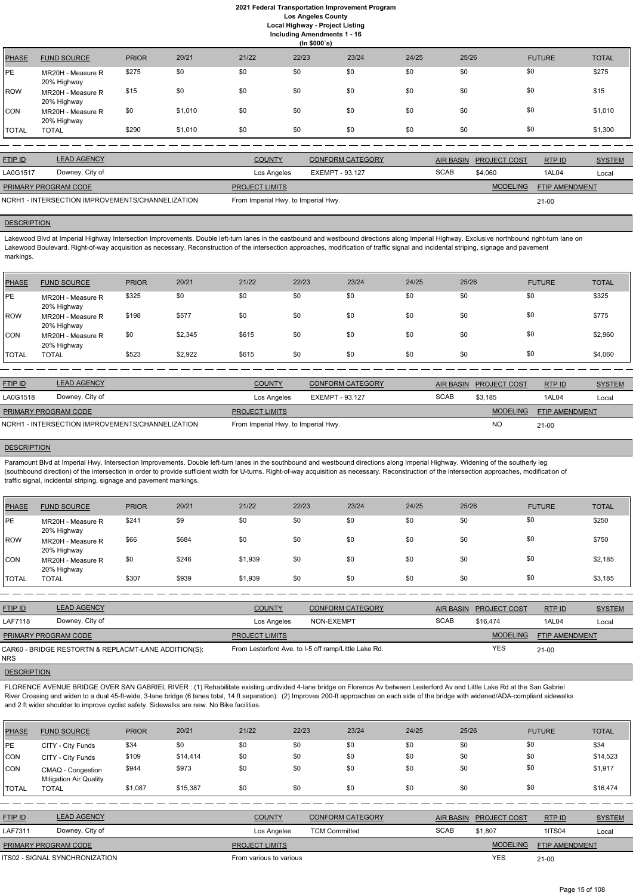**2021 Federal Transportation Improvement Program**
**Los Angeles County**
**Local Highway - Project Listing**
**Including Amendments 1 - 16**
**(In $000`s)**

| PHASE | FUND SOURCE | PRIOR | 20/21 | 21/22 | 22/23 | 23/24 | 24/25 | 25/26 | FUTURE | TOTAL |
|---|---|---|---|---|---|---|---|---|---|---|
| PE | MR20H - Measure R 20% Highway | $275 | $0 | $0 | $0 | $0 | $0 | $0 | $0 | $275 |
| ROW | MR20H - Measure R 20% Highway | $15 | $0 | $0 | $0 | $0 | $0 | $0 | $0 | $15 |
| CON | MR20H - Measure R 20% Highway | $0 | $1,010 | $0 | $0 | $0 | $0 | $0 | $0 | $1,010 |
| TOTAL | TOTAL | $290 | $1,010 | $0 | $0 | $0 | $0 | $0 | $0 | $1,300 |

| FTIP ID | LEAD AGENCY | COUNTY | CONFORM CATEGORY | AIR BASIN | PROJECT COST | RTP ID | SYSTEM |
|---|---|---|---|---|---|---|---|
| LA0G1517 | Downey, City of | Los Angeles | EXEMPT - 93.127 | SCAB | $4,060 | 1AL04 | Local |

| PRIMARY PROGRAM CODE | PROJECT LIMITS | MODELING | FTIP AMENDMENT |
|---|---|---|---|
| NCRH1 - INTERSECTION IMPROVEMENTS/CHANNELIZATION | From Imperial Hwy. to Imperial Hwy. | | 21-00 |

**DESCRIPTION**

Lakewood Blvd at Imperial Highway Intersection Improvements. Double left-turn lanes in the eastbound and westbound directions along Imperial Highway. Exclusive northbound right-turn lane on Lakewood Boulevard. Right-of-way acquisition as necessary. Reconstruction of the intersection approaches, modification of traffic signal and incidental striping, signage and pavement markings.

| PHASE | FUND SOURCE | PRIOR | 20/21 | 21/22 | 22/23 | 23/24 | 24/25 | 25/26 | FUTURE | TOTAL |
|---|---|---|---|---|---|---|---|---|---|---|
| PE | MR20H - Measure R 20% Highway | $325 | $0 | $0 | $0 | $0 | $0 | $0 | $0 | $325 |
| ROW | MR20H - Measure R 20% Highway | $198 | $577 | $0 | $0 | $0 | $0 | $0 | $0 | $775 |
| CON | MR20H - Measure R 20% Highway | $0 | $2,345 | $615 | $0 | $0 | $0 | $0 | $0 | $2,960 |
| TOTAL | TOTAL | $523 | $2,922 | $615 | $0 | $0 | $0 | $0 | $0 | $4,060 |

| FTIP ID | LEAD AGENCY | COUNTY | CONFORM CATEGORY | AIR BASIN | PROJECT COST | RTP ID | SYSTEM |
|---|---|---|---|---|---|---|---|
| LA0G1518 | Downey, City of | Los Angeles | EXEMPT - 93.127 | SCAB | $3,185 | 1AL04 | Local |

| PRIMARY PROGRAM CODE | PROJECT LIMITS | MODELING | FTIP AMENDMENT |
|---|---|---|---|
| NCRH1 - INTERSECTION IMPROVEMENTS/CHANNELIZATION | From Imperial Hwy. to Imperial Hwy. | NO | 21-00 |

**DESCRIPTION**

Paramount Blvd at Imperial Hwy. Intersection Improvements. Double left-turn lanes in the southbound and westbound directions along Imperial Highway. Widening of the southerly leg (southbound direction) of the intersection in order to provide sufficient width for U-turns. Right-of-way acquisition as necessary. Reconstruction of the intersection approaches, modification of traffic signal, incidental striping, signage and pavement markings.

| PHASE | FUND SOURCE | PRIOR | 20/21 | 21/22 | 22/23 | 23/24 | 24/25 | 25/26 | FUTURE | TOTAL |
|---|---|---|---|---|---|---|---|---|---|---|
| PE | MR20H - Measure R 20% Highway | $241 | $9 | $0 | $0 | $0 | $0 | $0 | $0 | $250 |
| ROW | MR20H - Measure R 20% Highway | $66 | $684 | $0 | $0 | $0 | $0 | $0 | $0 | $750 |
| CON | MR20H - Measure R 20% Highway | $0 | $246 | $1,939 | $0 | $0 | $0 | $0 | $0 | $2,185 |
| TOTAL | TOTAL | $307 | $939 | $1,939 | $0 | $0 | $0 | $0 | $0 | $3,185 |

| FTIP ID | LEAD AGENCY | COUNTY | CONFORM CATEGORY | AIR BASIN | PROJECT COST | RTP ID | SYSTEM |
|---|---|---|---|---|---|---|---|
| LAF7118 | Downey, City of | Los Angeles | NON-EXEMPT | SCAB | $16,474 | 1AL04 | Local |

| PRIMARY PROGRAM CODE | PROJECT LIMITS | MODELING | FTIP AMENDMENT |
|---|---|---|---|
| CAR60 - BRIDGE RESTORTN & REPLACMT-LANE ADDITION(S): NRS | From Lesterford Ave. to I-5 off ramp/Little Lake Rd. | YES | 21-00 |

**DESCRIPTION**

FLORENCE AVENUE BRIDGE OVER SAN GABRIEL RIVER : (1) Rehabilitate existing undivided 4-lane bridge on Florence Av between Lesterford Av and Little Lake Rd at the San Gabriel River Crossing and widen to a dual 45-ft-wide, 3-lane bridge (6 lanes total, 14 ft separation). (2) Improves 200-ft approaches on each side of the bridge with widened/ADA-compliant sidewalks and 2 ft wider shoulder to improve cyclist safety. Sidewalks are new. No Bike facilities.

| PHASE | FUND SOURCE | PRIOR | 20/21 | 21/22 | 22/23 | 23/24 | 24/25 | 25/26 | FUTURE | TOTAL |
|---|---|---|---|---|---|---|---|---|---|---|
| PE | CITY - City Funds | $34 | $0 | $0 | $0 | $0 | $0 | $0 | $0 | $34 |
| CON | CITY - City Funds | $109 | $14,414 | $0 | $0 | $0 | $0 | $0 | $0 | $14,523 |
| CON | CMAQ - Congestion Mitigation Air Quality | $944 | $973 | $0 | $0 | $0 | $0 | $0 | $0 | $1,917 |
| TOTAL | TOTAL | $1,087 | $15,387 | $0 | $0 | $0 | $0 | $0 | $0 | $16,474 |

| FTIP ID | LEAD AGENCY | COUNTY | CONFORM CATEGORY | AIR BASIN | PROJECT COST | RTP ID | SYSTEM |
|---|---|---|---|---|---|---|---|
| LAF7311 | Downey, City of | Los Angeles | TCM Committed | SCAB | $1,807 | 1ITS04 | Local |

| PRIMARY PROGRAM CODE | PROJECT LIMITS | MODELING | FTIP AMENDMENT |
|---|---|---|---|
| ITS02 - SIGNAL SYNCHRONIZATION | From various to various | YES | 21-00 |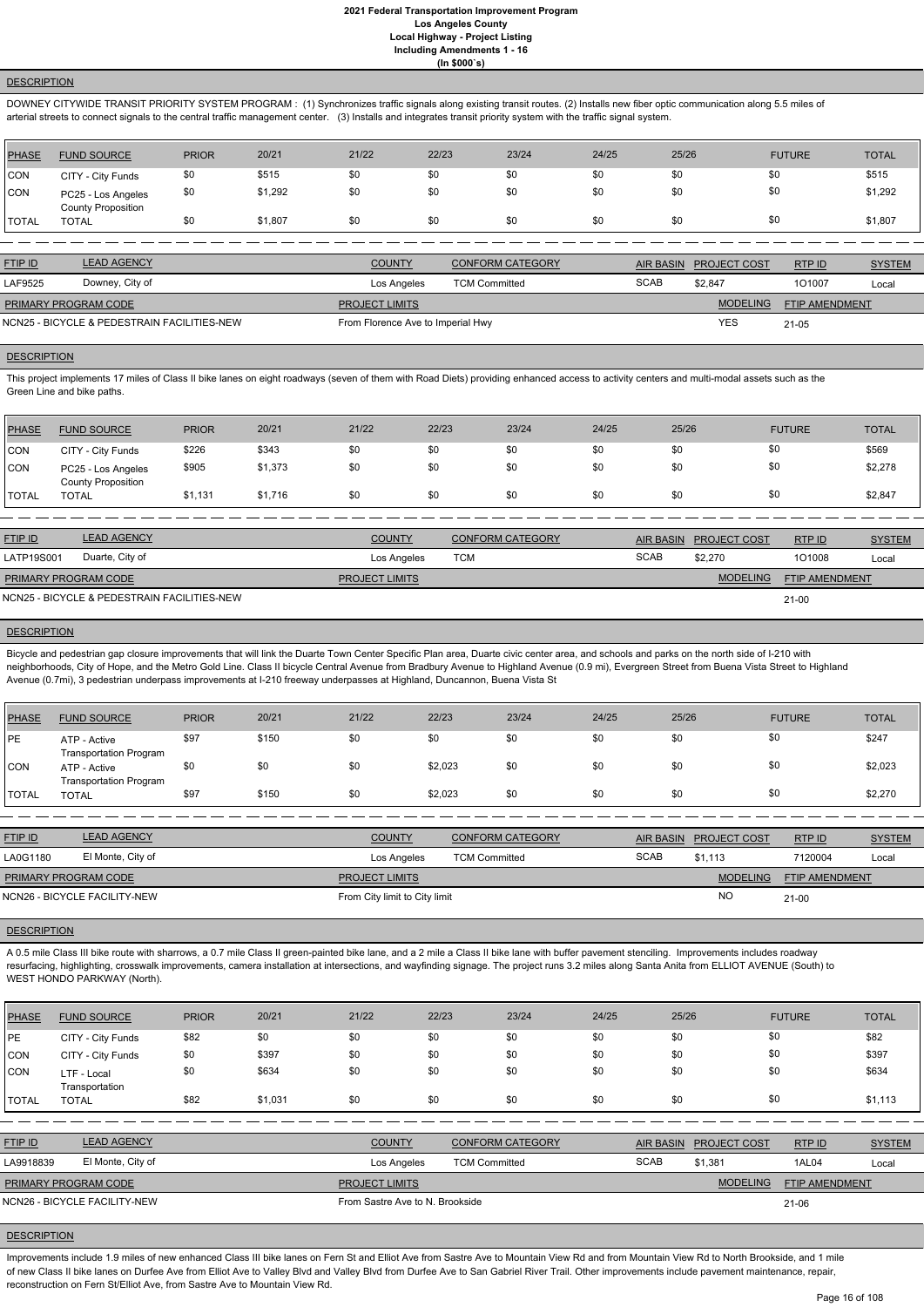#### DESCRIPTION

DOWNEY CITYWIDE TRANSIT PRIORITY SYSTEM PROGRAM : (1) Synchronizes traffic signals along existing transit routes. (2) Installs new fiber optic communication along 5.5 miles of arterial streets to connect signals to the central traffic management center. (3) Installs and integrates transit priority system with the traffic signal system.

| PHASE | FUND SOURCE | PRIOR | 20/21 | 21/22 | 22/23 | 23/24 | 24/25 | 25/26 | FUTURE | TOTAL |
|---|---|---|---|---|---|---|---|---|---|---|
| CON | CITY - City Funds | $0 | $515 | $0 | $0 | $0 | $0 | $0 | $0 | $515 |
| CON | PC25 - Los Angeles County Proposition | $0 | $1,292 | $0 | $0 | $0 | $0 | $0 | $0 | $1,292 |
| TOTAL | TOTAL | $0 | $1,807 | $0 | $0 | $0 | $0 | $0 | $0 | $1,807 |

| FTIP ID | LEAD AGENCY | COUNTY | CONFORM CATEGORY | AIR BASIN | PROJECT COST | RTP ID | SYSTEM |
|---|---|---|---|---|---|---|---|
| LAF9525 | Downey, City of | Los Angeles | TCM Committed | SCAB | $2,847 | 1O1007 | Local |

| PRIMARY PROGRAM CODE | PROJECT LIMITS | MODELING | FTIP AMENDMENT |
|---|---|---|---|
| NCN25 - BICYCLE & PEDESTRAIN FACILITIES-NEW | From Florence Ave to Imperial Hwy | YES | 21-05 |

#### DESCRIPTION

This project implements 17 miles of Class II bike lanes on eight roadways (seven of them with Road Diets) providing enhanced access to activity centers and multi-modal assets such as the Green Line and bike paths.

| PHASE | FUND SOURCE | PRIOR | 20/21 | 21/22 | 22/23 | 23/24 | 24/25 | 25/26 | FUTURE | TOTAL |
|---|---|---|---|---|---|---|---|---|---|---|
| CON | CITY - City Funds | $226 | $343 | $0 | $0 | $0 | $0 | $0 | $0 | $569 |
| CON | PC25 - Los Angeles County Proposition | $905 | $1,373 | $0 | $0 | $0 | $0 | $0 | $0 | $2,278 |
| TOTAL | TOTAL | $1,131 | $1,716 | $0 | $0 | $0 | $0 | $0 | $0 | $2,847 |

| FTIP ID | LEAD AGENCY | COUNTY | CONFORM CATEGORY | AIR BASIN | PROJECT COST | RTP ID | SYSTEM |
|---|---|---|---|---|---|---|---|
| LATP19S001 | Duarte, City of | Los Angeles | TCM | SCAB | $2,270 | 1O1008 | Local |

| PRIMARY PROGRAM CODE | PROJECT LIMITS | MODELING | FTIP AMENDMENT |
|---|---|---|---|
| NCN25 - BICYCLE & PEDESTRAIN FACILITIES-NEW | | | 21-00 |

#### DESCRIPTION

Bicycle and pedestrian gap closure improvements that will link the Duarte Town Center Specific Plan area, Duarte civic center area, and schools and parks on the north side of I-210 with neighborhoods, City of Hope, and the Metro Gold Line. Class II bicycle Central Avenue from Bradbury Avenue to Highland Avenue (0.9 mi), Evergreen Street from Buena Vista Street to Highland Avenue (0.7mi), 3 pedestrian underpass improvements at I-210 freeway underpasses at Highland, Duncannon, Buena Vista St

| PHASE | FUND SOURCE | PRIOR | 20/21 | 21/22 | 22/23 | 23/24 | 24/25 | 25/26 | FUTURE | TOTAL |
|---|---|---|---|---|---|---|---|---|---|---|
| PE | ATP - Active Transportation Program | $97 | $150 | $0 | $0 | $0 | $0 | $0 | $0 | $247 |
| CON | ATP - Active Transportation Program | $0 | $0 | $0 | $2,023 | $0 | $0 | $0 | $0 | $2,023 |
| TOTAL | TOTAL | $97 | $150 | $0 | $2,023 | $0 | $0 | $0 | $0 | $2,270 |

| FTIP ID | LEAD AGENCY | COUNTY | CONFORM CATEGORY | AIR BASIN | PROJECT COST | RTP ID | SYSTEM |
|---|---|---|---|---|---|---|---|
| LA0G1180 | El Monte, City of | Los Angeles | TCM Committed | SCAB | $1,113 | 7120004 | Local |

| PRIMARY PROGRAM CODE | PROJECT LIMITS | MODELING | FTIP AMENDMENT |
|---|---|---|---|
| NCN26 - BICYCLE FACILITY-NEW | From City limit to City limit | NO | 21-00 |

#### DESCRIPTION

A 0.5 mile Class III bike route with sharrows, a 0.7 mile Class II green-painted bike lane, and a 2 mile a Class II bike lane with buffer pavement stenciling. Improvements includes roadway resurfacing, highlighting, crosswalk improvements, camera installation at intersections, and wayfinding signage. The project runs 3.2 miles along Santa Anita from ELLIOT AVENUE (South) to WEST HONDO PARKWAY (North).

| PHASE | FUND SOURCE | PRIOR | 20/21 | 21/22 | 22/23 | 23/24 | 24/25 | 25/26 | FUTURE | TOTAL |
|---|---|---|---|---|---|---|---|---|---|---|
| PE | CITY - City Funds | $82 | $0 | $0 | $0 | $0 | $0 | $0 | $0 | $82 |
| CON | CITY - City Funds | $0 | $397 | $0 | $0 | $0 | $0 | $0 | $0 | $397 |
| CON | LTF - Local Transportation | $0 | $634 | $0 | $0 | $0 | $0 | $0 | $0 | $634 |
| TOTAL | TOTAL | $82 | $1,031 | $0 | $0 | $0 | $0 | $0 | $0 | $1,113 |

| FTIP ID | LEAD AGENCY | COUNTY | CONFORM CATEGORY | AIR BASIN | PROJECT COST | RTP ID | SYSTEM |
|---|---|---|---|---|---|---|---|
| LA9918839 | El Monte, City of | Los Angeles | TCM Committed | SCAB | $1,381 | 1AL04 | Local |

| PRIMARY PROGRAM CODE | PROJECT LIMITS | MODELING | FTIP AMENDMENT |
|---|---|---|---|
| NCN26 - BICYCLE FACILITY-NEW | From Sastre Ave to N. Brookside | | 21-06 |

#### DESCRIPTION

Improvements include 1.9 miles of new enhanced Class III bike lanes on Fern St and Elliot Ave from Sastre Ave to Mountain View Rd and from Mountain View Rd to North Brookside, and 1 mile of new Class II bike lanes on Durfee Ave from Elliot Ave to Valley Blvd and Valley Blvd from Durfee Ave to San Gabriel River Trail. Other improvements include pavement maintenance, repair, reconstruction on Fern St/Elliot Ave, from Sastre Ave to Mountain View Rd.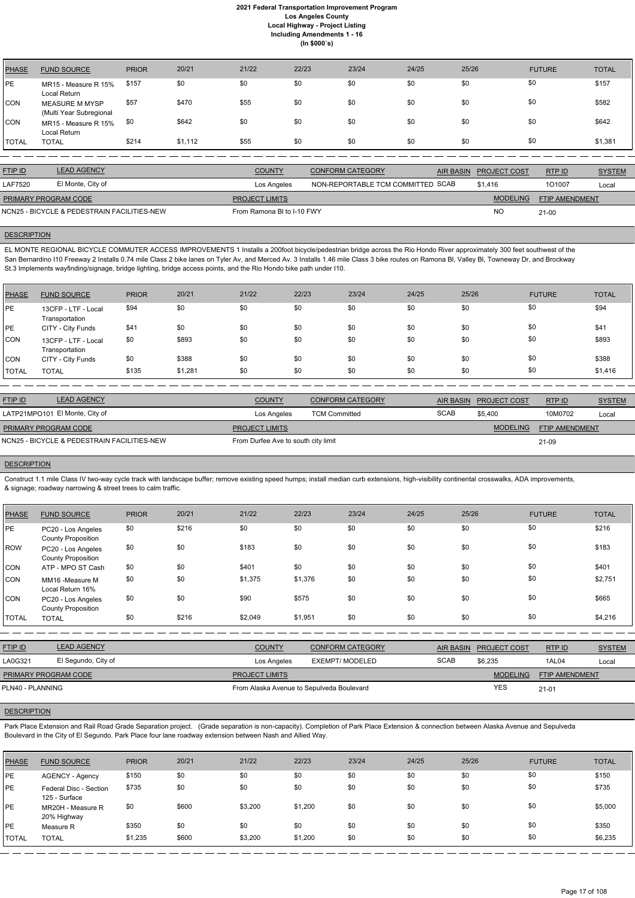# 2021 Federal Transportation Improvement Program
## Los Angeles County
## Local Highway - Project Listing
## Including Amendments 1 - 16
## (In $000`s)

| PHASE | FUND SOURCE | PRIOR | 20/21 | 21/22 | 22/23 | 23/24 | 24/25 | 25/26 | FUTURE | TOTAL |
|---|---|---|---|---|---|---|---|---|---|---|
| PE | MR15 - Measure R 15% Local Return | $157 | $0 | $0 | $0 | $0 | $0 | $0 | $0 | $157 |
| CON | MEASURE M MYSP (Multi Year Subregional | $57 | $470 | $55 | $0 | $0 | $0 | $0 | $0 | $582 |
| CON | MR15 - Measure R 15% Local Return | $0 | $642 | $0 | $0 | $0 | $0 | $0 | $0 | $642 |
| TOTAL | TOTAL | $214 | $1,112 | $55 | $0 | $0 | $0 | $0 | $0 | $1,381 |

| FTIP ID | LEAD AGENCY | COUNTY | CONFORM CATEGORY | AIR BASIN | PROJECT COST | RTP ID | SYSTEM |
|---|---|---|---|---|---|---|---|
| LAF7520 | El Monte, City of | Los Angeles | NON-REPORTABLE TCM COMMITTED | SCAB | $1,416 | 1O1007 | Local |

| PRIMARY PROGRAM CODE | PROJECT LIMITS | MODELING | FTIP AMENDMENT |
|---|---|---|---|
| NCN25 - BICYCLE & PEDESTRIAN FACILITIES-NEW | From Ramona Bl to I-10 FWY | NO | 21-00 |

**DESCRIPTION**

EL MONTE REGIONAL BICYCLE COMMUTER ACCESS IMPROVEMENTS 1 Installs a 200foot bicycle/pedestrian bridge across the Rio Hondo River approximately 300 feet southwest of the San Bernardino I10 Freeway 2 Installs 0.74 mile Class 2 bike lanes on Tyler Av, and Merced Av. 3 Installs 1.46 mile Class 3 bike routes on Ramona Bl, Valley Bl, Towneway Dr, and Brockway St.3 Implements wayfinding/signage, bridge lighting, bridge access points, and the Rio Hondo bike path under I10.

| PHASE | FUND SOURCE | PRIOR | 20/21 | 21/22 | 22/23 | 23/24 | 24/25 | 25/26 | FUTURE | TOTAL |
|---|---|---|---|---|---|---|---|---|---|---|
| PE | 13CFP - LTF - Local Transportation | $94 | $0 | $0 | $0 | $0 | $0 | $0 | $0 | $94 |
| PE | CITY - City Funds | $41 | $0 | $0 | $0 | $0 | $0 | $0 | $0 | $41 |
| CON | 13CFP - LTF - Local Transportation | $0 | $893 | $0 | $0 | $0 | $0 | $0 | $0 | $893 |
| CON | CITY - City Funds | $0 | $388 | $0 | $0 | $0 | $0 | $0 | $0 | $388 |
| TOTAL | TOTAL | $135 | $1,281 | $0 | $0 | $0 | $0 | $0 | $0 | $1,416 |

| FTIP ID | LEAD AGENCY | COUNTY | CONFORM CATEGORY | AIR BASIN | PROJECT COST | RTP ID | SYSTEM |
|---|---|---|---|---|---|---|---|
| LATP21MPO101 | El Monte, City of | Los Angeles | TCM Committed | SCAB | $5,400 | 10M0702 | Local |

| PRIMARY PROGRAM CODE | PROJECT LIMITS | MODELING | FTIP AMENDMENT |
|---|---|---|---|
| NCN25 - BICYCLE & PEDESTRIAN FACILITIES-NEW | From Durfee Ave to south city limit | | 21-09 |

**DESCRIPTION**

Construct 1.1 mile Class IV two-way cycle track with landscape buffer; remove existing speed humps; install median curb extensions, high-visibility continental crosswalks, ADA improvements, & signage; roadway narrowing & street trees to calm traffic.

| PHASE | FUND SOURCE | PRIOR | 20/21 | 21/22 | 22/23 | 23/24 | 24/25 | 25/26 | FUTURE | TOTAL |
|---|---|---|---|---|---|---|---|---|---|---|
| PE | PC20 - Los Angeles County Proposition | $0 | $216 | $0 | $0 | $0 | $0 | $0 | $0 | $216 |
| ROW | PC20 - Los Angeles County Proposition | $0 | $0 | $183 | $0 | $0 | $0 | $0 | $0 | $183 |
| CON | ATP - MPO ST Cash | $0 | $0 | $401 | $0 | $0 | $0 | $0 | $0 | $401 |
| CON | MM16 -Measure M Local Return 16% | $0 | $0 | $1,375 | $1,376 | $0 | $0 | $0 | $0 | $2,751 |
| CON | PC20 - Los Angeles County Proposition | $0 | $0 | $90 | $575 | $0 | $0 | $0 | $0 | $665 |
| TOTAL | TOTAL | $0 | $216 | $2,049 | $1,951 | $0 | $0 | $0 | $0 | $4,216 |

| FTIP ID | LEAD AGENCY | COUNTY | CONFORM CATEGORY | AIR BASIN | PROJECT COST | RTP ID | SYSTEM |
|---|---|---|---|---|---|---|---|
| LA0G321 | El Segundo, City of | Los Angeles | EXEMPT/ MODELED | SCAB | $6,235 | 1AL04 | Local |

| PRIMARY PROGRAM CODE | PROJECT LIMITS | MODELING | FTIP AMENDMENT |
|---|---|---|---|
| PLN40 - PLANNING | From Alaska Avenue to Sepulveda Boulevard | YES | 21-01 |

**DESCRIPTION**

Park Place Extension and Rail Road Grade Separation project. (Grade separation is non-capacity). Completion of Park Place Extension & connection between Alaska Avenue and Sepulveda Boulevard in the City of El Segundo. Park Place four lane roadway extension between Nash and Allied Way.

| PHASE | FUND SOURCE | PRIOR | 20/21 | 21/22 | 22/23 | 23/24 | 24/25 | 25/26 | FUTURE | TOTAL |
|---|---|---|---|---|---|---|---|---|---|---|
| PE | AGENCY - Agency | $150 | $0 | $0 | $0 | $0 | $0 | $0 | $0 | $150 |
| PE | Federal Disc - Section 125 - Surface | $735 | $0 | $0 | $0 | $0 | $0 | $0 | $0 | $735 |
| PE | MR20H - Measure R 20% Highway | $0 | $600 | $3,200 | $1,200 | $0 | $0 | $0 | $0 | $5,000 |
| PE | Measure R | $350 | $0 | $0 | $0 | $0 | $0 | $0 | $0 | $350 |
| TOTAL | TOTAL | $1,235 | $600 | $3,200 | $1,200 | $0 | $0 | $0 | $0 | $6,235 |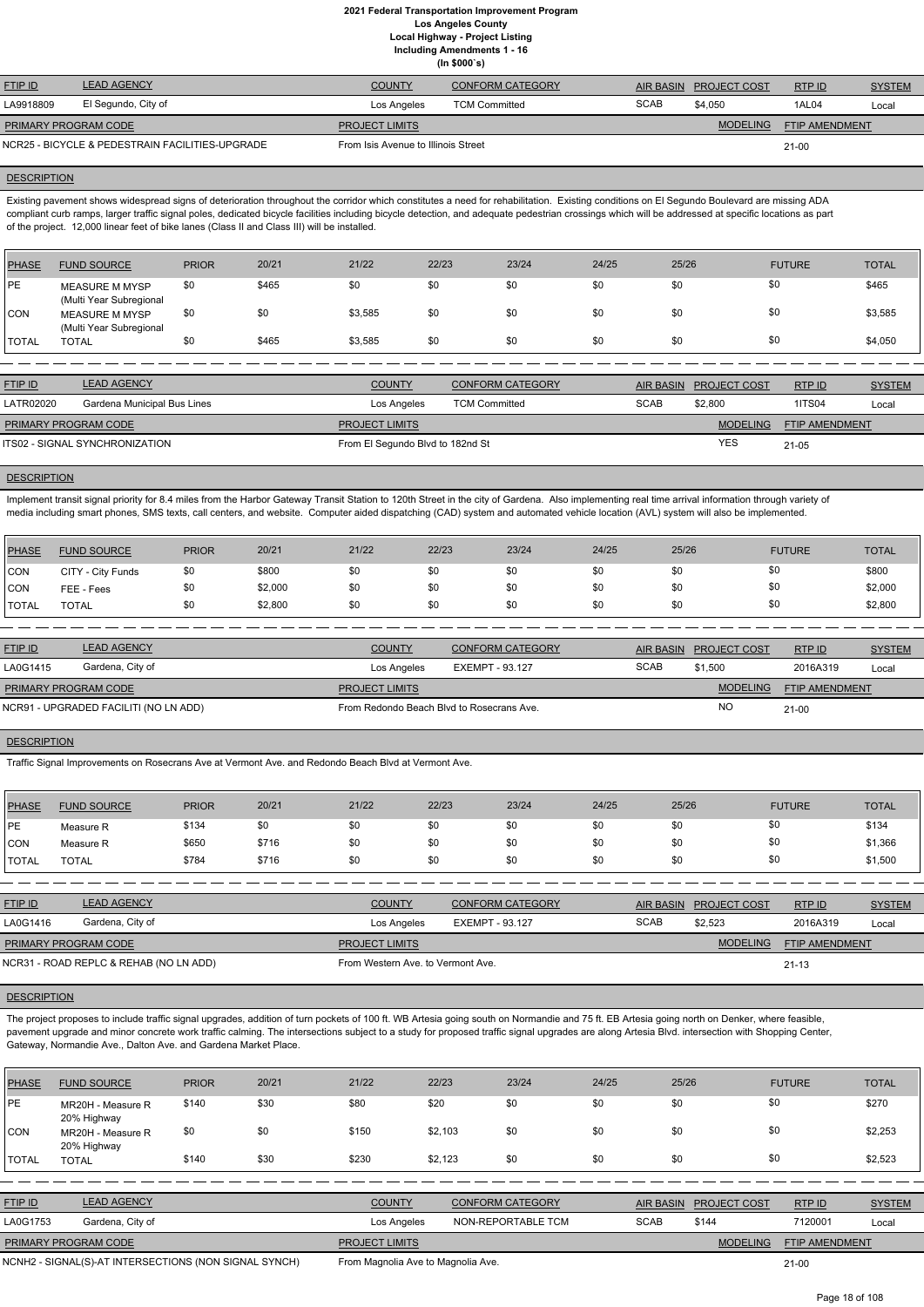# 2021 Federal Transportation Improvement Program
## Los Angeles County
## Local Highway - Project Listing
## Including Amendments 1 - 16
## (In $000`s)

| FTIP ID | LEAD AGENCY | COUNTY | CONFORM CATEGORY | AIR BASIN | PROJECT COST | RTP ID | SYSTEM |
|---|---|---|---|---|---|---|---|
| LA9918809 | El Segundo, City of | Los Angeles | TCM Committed | SCAB | $4,050 | 1AL04 | Local |

| PRIMARY PROGRAM CODE | PROJECT LIMITS | MODELING | FTIP AMENDMENT |
|---|---|---|---|
| NCR25 - BICYCLE & PEDESTRAIN FACILITIES-UPGRADE | From Isis Avenue to Illinois Street | | 21-00 |

**DESCRIPTION**

Existing pavement shows widespread signs of deterioration throughout the corridor which constitutes a need for rehabilitation. Existing conditions on El Segundo Boulevard are missing ADA compliant curb ramps, larger traffic signal poles, dedicated bicycle facilities including bicycle detection, and adequate pedestrian crossings which will be addressed at specific locations as part of the project. 12,000 linear feet of bike lanes (Class II and Class III) will be installed.

| PHASE | FUND SOURCE | PRIOR | 20/21 | 21/22 | 22/23 | 23/24 | 24/25 | 25/26 | FUTURE | TOTAL |
|---|---|---|---|---|---|---|---|---|---|---|
| PE | MEASURE M MYSP (Multi Year Subregional | $0 | $465 | $0 | $0 | $0 | $0 | $0 | $0 | $465 |
| CON | MEASURE M MYSP (Multi Year Subregional | $0 | $0 | $3,585 | $0 | $0 | $0 | $0 | $0 | $3,585 |
| TOTAL | TOTAL | $0 | $465 | $3,585 | $0 | $0 | $0 | $0 | $0 | $4,050 |

| FTIP ID | LEAD AGENCY | COUNTY | CONFORM CATEGORY | AIR BASIN | PROJECT COST | RTP ID | SYSTEM |
|---|---|---|---|---|---|---|---|
| LATR02020 | Gardena Municipal Bus Lines | Los Angeles | TCM Committed | SCAB | $2,800 | 1ITS04 | Local |

| PRIMARY PROGRAM CODE | PROJECT LIMITS | MODELING | FTIP AMENDMENT |
|---|---|---|---|
| ITS02 - SIGNAL SYNCHRONIZATION | From El Segundo Blvd to 182nd St | YES | 21-05 |

**DESCRIPTION**

Implement transit signal priority for 8.4 miles from the Harbor Gateway Transit Station to 120th Street in the city of Gardena. Also implementing real time arrival information through variety of media including smart phones, SMS texts, call centers, and website. Computer aided dispatching (CAD) system and automated vehicle location (AVL) system will also be implemented.

| PHASE | FUND SOURCE | PRIOR | 20/21 | 21/22 | 22/23 | 23/24 | 24/25 | 25/26 | FUTURE | TOTAL |
|---|---|---|---|---|---|---|---|---|---|---|
| CON | CITY - City Funds | $0 | $800 | $0 | $0 | $0 | $0 | $0 | $0 | $800 |
| CON | FEE - Fees | $0 | $2,000 | $0 | $0 | $0 | $0 | $0 | $0 | $2,000 |
| TOTAL | TOTAL | $0 | $2,800 | $0 | $0 | $0 | $0 | $0 | $0 | $2,800 |

| FTIP ID | LEAD AGENCY | COUNTY | CONFORM CATEGORY | AIR BASIN | PROJECT COST | RTP ID | SYSTEM |
|---|---|---|---|---|---|---|---|
| LA0G1415 | Gardena, City of | Los Angeles | EXEMPT - 93.127 | SCAB | $1,500 | 2016A319 | Local |

| PRIMARY PROGRAM CODE | PROJECT LIMITS | MODELING | FTIP AMENDMENT |
|---|---|---|---|
| NCR91 - UPGRADED FACILITI (NO LN ADD) | From Redondo Beach Blvd to Rosecrans Ave. | NO | 21-00 |

**DESCRIPTION**

Traffic Signal Improvements on Rosecrans Ave at Vermont Ave. and Redondo Beach Blvd at Vermont Ave.

| PHASE | FUND SOURCE | PRIOR | 20/21 | 21/22 | 22/23 | 23/24 | 24/25 | 25/26 | FUTURE | TOTAL |
|---|---|---|---|---|---|---|---|---|---|---|
| PE | Measure R | $134 | $0 | $0 | $0 | $0 | $0 | $0 | $0 | $134 |
| CON | Measure R | $650 | $716 | $0 | $0 | $0 | $0 | $0 | $0 | $1,366 |
| TOTAL | TOTAL | $784 | $716 | $0 | $0 | $0 | $0 | $0 | $0 | $1,500 |

| FTIP ID | LEAD AGENCY | COUNTY | CONFORM CATEGORY | AIR BASIN | PROJECT COST | RTP ID | SYSTEM |
|---|---|---|---|---|---|---|---|
| LA0G1416 | Gardena, City of | Los Angeles | EXEMPT - 93.127 | SCAB | $2,523 | 2016A319 | Local |

| PRIMARY PROGRAM CODE | PROJECT LIMITS | MODELING | FTIP AMENDMENT |
|---|---|---|---|
| NCR31 - ROAD REPLC & REHAB (NO LN ADD) | From Western Ave. to Vermont Ave. | | 21-13 |

**DESCRIPTION**

The project proposes to include traffic signal upgrades, addition of turn pockets of 100 ft. WB Artesia going south on Normandie and 75 ft. EB Artesia going north on Denker, where feasible, pavement upgrade and minor concrete work traffic calming. The intersections subject to a study for proposed traffic signal upgrades are along Artesia Blvd. intersection with Shopping Center, Gateway, Normandie Ave., Dalton Ave. and Gardena Market Place.

| PHASE | FUND SOURCE | PRIOR | 20/21 | 21/22 | 22/23 | 23/24 | 24/25 | 25/26 | FUTURE | TOTAL |
|---|---|---|---|---|---|---|---|---|---|---|
| PE | MR20H - Measure R 20% Highway | $140 | $30 | $80 | $20 | $0 | $0 | $0 | $0 | $270 |
| CON | MR20H - Measure R 20% Highway | $0 | $0 | $150 | $2,103 | $0 | $0 | $0 | $0 | $2,253 |
| TOTAL | TOTAL | $140 | $30 | $230 | $2,123 | $0 | $0 | $0 | $0 | $2,523 |

| FTIP ID | LEAD AGENCY | COUNTY | CONFORM CATEGORY | AIR BASIN | PROJECT COST | RTP ID | SYSTEM |
|---|---|---|---|---|---|---|---|
| LA0G1753 | Gardena, City of | Los Angeles | NON-REPORTABLE TCM | SCAB | $144 | 7120001 | Local |

| PRIMARY PROGRAM CODE | PROJECT LIMITS | MODELING | FTIP AMENDMENT |
|---|---|---|---|
| NCNH2 - SIGNAL(S)-AT INTERSECTIONS (NON SIGNAL SYNCH) | From Magnolia Ave to Magnolia Ave. | | 21-00 |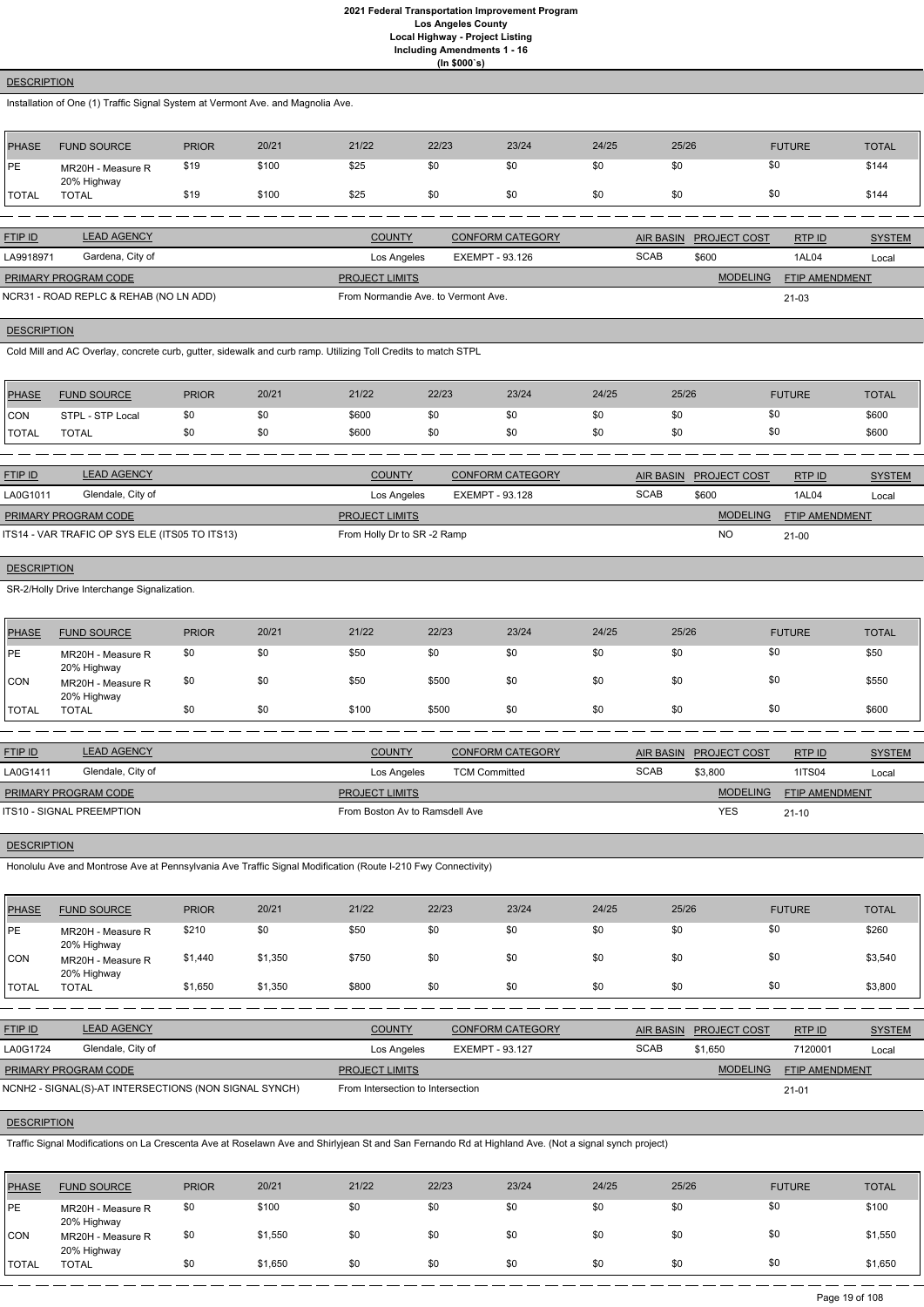**DESCRIPTION**

Installation of One (1) Traffic Signal System at Vermont Ave. and Magnolia Ave.

| PHASE | FUND SOURCE | PRIOR | 20/21 | 21/22 | 22/23 | 23/24 | 24/25 | 25/26 | FUTURE | TOTAL |
|---|---|---|---|---|---|---|---|---|---|---|
| PE | MR20H - Measure R 20% Highway | $19 | $100 | $25 | $0 | $0 | $0 | $0 | $0 | $144 |
| TOTAL | TOTAL | $19 | $100 | $25 | $0 | $0 | $0 | $0 | $0 | $144 |

| FTIP ID | LEAD AGENCY | COUNTY | CONFORM CATEGORY | AIR BASIN | PROJECT COST | RTP ID | SYSTEM |
|---|---|---|---|---|---|---|---|
| LA9918971 | Gardena, City of | Los Angeles | EXEMPT - 93.126 | SCAB | $600 | 1AL04 | Local |

| PRIMARY PROGRAM CODE | PROJECT LIMITS | MODELING | FTIP AMENDMENT |
|---|---|---|---|
| NCR31 - ROAD REPLC & REHAB (NO LN ADD) | From Normandie Ave. to Vermont Ave. | | 21-03 |

**DESCRIPTION**

Cold Mill and AC Overlay, concrete curb, gutter, sidewalk and curb ramp. Utilizing Toll Credits to match STPL

| PHASE | FUND SOURCE | PRIOR | 20/21 | 21/22 | 22/23 | 23/24 | 24/25 | 25/26 | FUTURE | TOTAL |
|---|---|---|---|---|---|---|---|---|---|---|
| CON | STPL - STP Local | $0 | $0 | $600 | $0 | $0 | $0 | $0 | $0 | $600 |
| TOTAL | TOTAL | $0 | $0 | $600 | $0 | $0 | $0 | $0 | $0 | $600 |

| FTIP ID | LEAD AGENCY | COUNTY | CONFORM CATEGORY | AIR BASIN | PROJECT COST | RTP ID | SYSTEM |
|---|---|---|---|---|---|---|---|
| LA0G1011 | Glendale, City of | Los Angeles | EXEMPT - 93.128 | SCAB | $600 | 1AL04 | Local |

| PRIMARY PROGRAM CODE | PROJECT LIMITS | MODELING | FTIP AMENDMENT |
|---|---|---|---|
| ITS14 - VAR TRAFIC OP SYS ELE (ITS05 TO ITS13) | From Holly Dr to SR -2 Ramp | NO | 21-00 |

**DESCRIPTION**

SR-2/Holly Drive Interchange Signalization.

| PHASE | FUND SOURCE | PRIOR | 20/21 | 21/22 | 22/23 | 23/24 | 24/25 | 25/26 | FUTURE | TOTAL |
|---|---|---|---|---|---|---|---|---|---|---|
| PE | MR20H - Measure R 20% Highway | $0 | $0 | $50 | $0 | $0 | $0 | $0 | $0 | $50 |
| CON | MR20H - Measure R 20% Highway | $0 | $0 | $50 | $500 | $0 | $0 | $0 | $0 | $550 |
| TOTAL | TOTAL | $0 | $0 | $100 | $500 | $0 | $0 | $0 | $0 | $600 |

| FTIP ID | LEAD AGENCY | COUNTY | CONFORM CATEGORY | AIR BASIN | PROJECT COST | RTP ID | SYSTEM |
|---|---|---|---|---|---|---|---|
| LA0G1411 | Glendale, City of | Los Angeles | TCM Committed | SCAB | $3,800 | 1ITS04 | Local |

| PRIMARY PROGRAM CODE | PROJECT LIMITS | MODELING | FTIP AMENDMENT |
|---|---|---|---|
| ITS10 - SIGNAL PREEMPTION | From Boston Av to Ramsdell Ave | YES | 21-10 |

**DESCRIPTION**

Honolulu Ave and Montrose Ave at Pennsylvania Ave Traffic Signal Modification (Route I-210 Fwy Connectivity)

| PHASE | FUND SOURCE | PRIOR | 20/21 | 21/22 | 22/23 | 23/24 | 24/25 | 25/26 | FUTURE | TOTAL |
|---|---|---|---|---|---|---|---|---|---|---|
| PE | MR20H - Measure R 20% Highway | $210 | $0 | $50 | $0 | $0 | $0 | $0 | $0 | $260 |
| CON | MR20H - Measure R 20% Highway | $1,440 | $1,350 | $750 | $0 | $0 | $0 | $0 | $0 | $3,540 |
| TOTAL | TOTAL | $1,650 | $1,350 | $800 | $0 | $0 | $0 | $0 | $0 | $3,800 |

| FTIP ID | LEAD AGENCY | COUNTY | CONFORM CATEGORY | AIR BASIN | PROJECT COST | RTP ID | SYSTEM |
|---|---|---|---|---|---|---|---|
| LA0G1724 | Glendale, City of | Los Angeles | EXEMPT - 93.127 | SCAB | $1,650 | 7120001 | Local |

| PRIMARY PROGRAM CODE | PROJECT LIMITS | MODELING | FTIP AMENDMENT |
|---|---|---|---|
| NCNH2 - SIGNAL(S)-AT INTERSECTIONS (NON SIGNAL SYNCH) | From Intersection to Intersection | | 21-01 |

**DESCRIPTION**

Traffic Signal Modifications on La Crescenta Ave at Roselawn Ave and Shirlyjean St and San Fernando Rd at Highland Ave. (Not a signal synch project)

| PHASE | FUND SOURCE | PRIOR | 20/21 | 21/22 | 22/23 | 23/24 | 24/25 | 25/26 | FUTURE | TOTAL |
|---|---|---|---|---|---|---|---|---|---|---|
| PE | MR20H - Measure R 20% Highway | $0 | $100 | $0 | $0 | $0 | $0 | $0 | $0 | $100 |
| CON | MR20H - Measure R 20% Highway | $0 | $1,550 | $0 | $0 | $0 | $0 | $0 | $0 | $1,550 |
| TOTAL | TOTAL | $0 | $1,650 | $0 | $0 | $0 | $0 | $0 | $0 | $1,650 |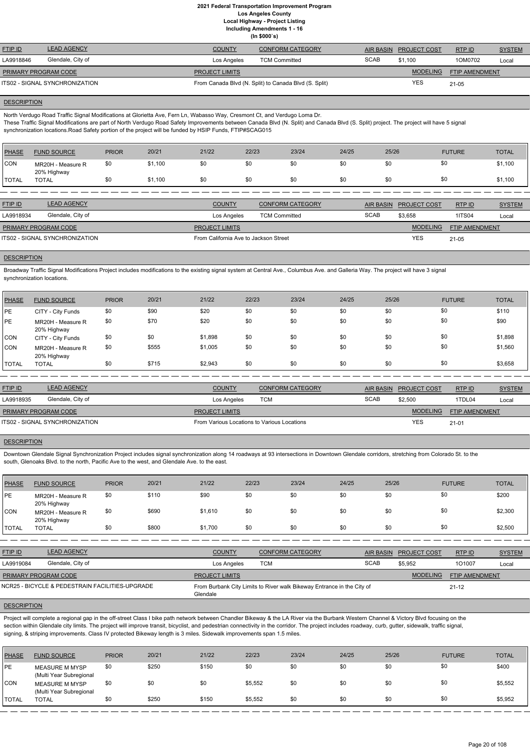# 2021 Federal Transportation Improvement Program
## Los Angeles County
### Local Highway - Project Listing
### Including Amendments 1 - 16
### (In $000`s)

| FTIP ID | LEAD AGENCY | COUNTY | CONFORM CATEGORY | AIR BASIN | PROJECT COST | RTP ID | SYSTEM |
|---|---|---|---|---|---|---|---|
| LA9918846 | Glendale, City of | Los Angeles | TCM Committed | SCAB | $1,100 | 1OM0702 | Local |

| PRIMARY PROGRAM CODE | PROJECT LIMITS | MODELING | FTIP AMENDMENT |
|---|---|---|---|
| ITS02 - SIGNAL SYNCHRONIZATION | From Canada Blvd (N. Split) to Canada Blvd (S. Split) | YES | 21-05 |

**DESCRIPTION**

North Verdugo Road Traffic Signal Modifications at Glorietta Ave, Fern Ln, Wabasso Way, Cresmont Ct, and Verdugo Loma Dr.
These Traffic Signal Modifications are part of North Verdugo Road Safety Improvements between Canada Blvd (N. Split) and Canada Blvd (S. Split) project. The project will have 5 signal synchronization locations.Road Safety portion of the project will be funded by HSIP Funds, FTIP#SCAG015

| PHASE | FUND SOURCE | PRIOR | 20/21 | 21/22 | 22/23 | 23/24 | 24/25 | 25/26 | FUTURE | TOTAL |
|---|---|---|---|---|---|---|---|---|---|---|
| CON | MR20H - Measure R 20% Highway | $0 | $1,100 | $0 | $0 | $0 | $0 | $0 | $0 | $1,100 |
| TOTAL | TOTAL | $0 | $1,100 | $0 | $0 | $0 | $0 | $0 | $0 | $1,100 |

| FTIP ID | LEAD AGENCY | COUNTY | CONFORM CATEGORY | AIR BASIN | PROJECT COST | RTP ID | SYSTEM |
|---|---|---|---|---|---|---|---|
| LA9918934 | Glendale, City of | Los Angeles | TCM Committed | SCAB | $3,658 | 1ITS04 | Local |

| PRIMARY PROGRAM CODE | PROJECT LIMITS | MODELING | FTIP AMENDMENT |
|---|---|---|---|
| ITS02 - SIGNAL SYNCHRONIZATION | From California Ave to Jackson Street | YES | 21-05 |

**DESCRIPTION**

Broadway Traffic Signal Modifications Project includes modifications to the existing signal system at Central Ave., Columbus Ave. and Galleria Way. The project will have 3 signal synchronization locations.

| PHASE | FUND SOURCE | PRIOR | 20/21 | 21/22 | 22/23 | 23/24 | 24/25 | 25/26 | FUTURE | TOTAL |
|---|---|---|---|---|---|---|---|---|---|---|
| PE | CITY - City Funds | $0 | $90 | $20 | $0 | $0 | $0 | $0 | $0 | $110 |
| PE | MR20H - Measure R 20% Highway | $0 | $70 | $20 | $0 | $0 | $0 | $0 | $0 | $90 |
| CON | CITY - City Funds | $0 | $0 | $1,898 | $0 | $0 | $0 | $0 | $0 | $1,898 |
| CON | MR20H - Measure R 20% Highway | $0 | $555 | $1,005 | $0 | $0 | $0 | $0 | $0 | $1,560 |
| TOTAL | TOTAL | $0 | $715 | $2,943 | $0 | $0 | $0 | $0 | $0 | $3,658 |

| FTIP ID | LEAD AGENCY | COUNTY | CONFORM CATEGORY | AIR BASIN | PROJECT COST | RTP ID | SYSTEM |
|---|---|---|---|---|---|---|---|
| LA9918935 | Glendale, City of | Los Angeles | TCM | SCAB | $2,500 | 1TDL04 | Local |

| PRIMARY PROGRAM CODE | PROJECT LIMITS | MODELING | FTIP AMENDMENT |
|---|---|---|---|
| ITS02 - SIGNAL SYNCHRONIZATION | From Various Locations to Various Locations | YES | 21-01 |

**DESCRIPTION**

Downtown Glendale Signal Synchronization Project includes signal synchronization along 14 roadways at 93 intersections in Downtown Glendale corridors, stretching from Colorado St. to the south, Glenoaks Blvd. to the north, Pacific Ave to the west, and Glendale Ave. to the east.

| PHASE | FUND SOURCE | PRIOR | 20/21 | 21/22 | 22/23 | 23/24 | 24/25 | 25/26 | FUTURE | TOTAL |
|---|---|---|---|---|---|---|---|---|---|---|
| PE | MR20H - Measure R 20% Highway | $0 | $110 | $90 | $0 | $0 | $0 | $0 | $0 | $200 |
| CON | MR20H - Measure R 20% Highway | $0 | $690 | $1,610 | $0 | $0 | $0 | $0 | $0 | $2,300 |
| TOTAL | TOTAL | $0 | $800 | $1,700 | $0 | $0 | $0 | $0 | $0 | $2,500 |

| FTIP ID | LEAD AGENCY | COUNTY | CONFORM CATEGORY | AIR BASIN | PROJECT COST | RTP ID | SYSTEM |
|---|---|---|---|---|---|---|---|
| LA9919084 | Glendale, City of | Los Angeles | TCM | SCAB | $5,952 | 1O1007 | Local |

| PRIMARY PROGRAM CODE | PROJECT LIMITS | MODELING | FTIP AMENDMENT |
|---|---|---|---|
| NCR25 - BICYCLE & PEDESTRAIN FACILITIES-UPGRADE | From Burbank City Limits to River walk Bikeway Entrance in the City of Glendale | | 21-12 |

**DESCRIPTION**

Project will complete a regional gap in the off-street Class I bike path network between Chandler Bikeway & the LA River via the Burbank Western Channel & Victory Blvd focusing on the section within Glendale city limits. The project will improve transit, bicyclist, and pedestrian connectivity in the corridor. The project includes roadway, curb, gutter, sidewalk, traffic signal, signing, & striping improvements. Class IV protected Bikeway length is 3 miles. Sidewalk improvements span 1.5 miles.

| PHASE | FUND SOURCE | PRIOR | 20/21 | 21/22 | 22/23 | 23/24 | 24/25 | 25/26 | FUTURE | TOTAL |
|---|---|---|---|---|---|---|---|---|---|---|
| PE | MEASURE M MYSP (Multi Year Subregional | $0 | $250 | $150 | $0 | $0 | $0 | $0 | $0 | $400 |
| CON | MEASURE M MYSP (Multi Year Subregional | $0 | $0 | $0 | $5,552 | $0 | $0 | $0 | $0 | $5,552 |
| TOTAL | TOTAL | $0 | $250 | $150 | $5,552 | $0 | $0 | $0 | $0 | $5,952 |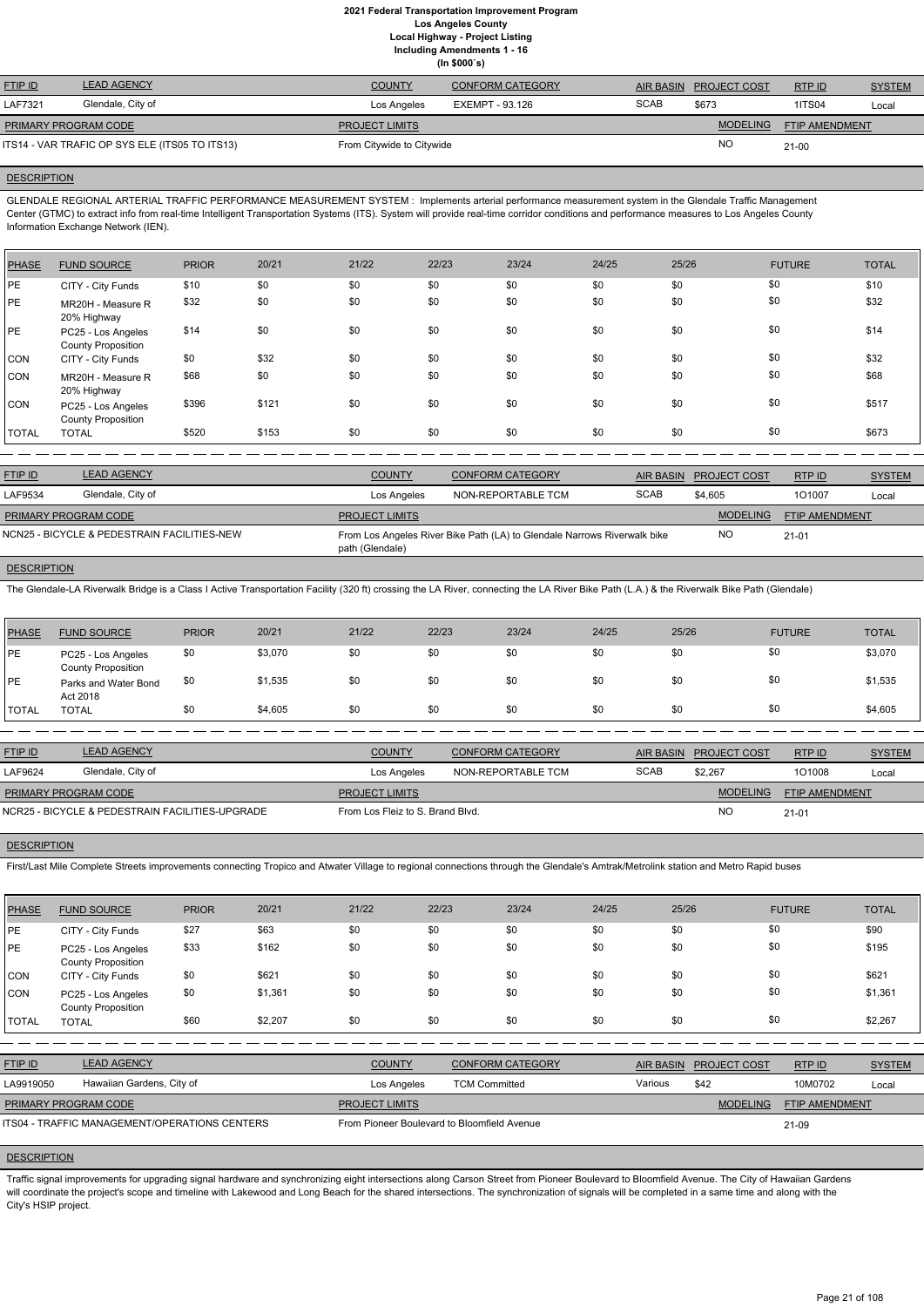# 2021 Federal Transportation Improvement Program
## Los Angeles County
### Local Highway - Project Listing
### Including Amendments 1 - 16
### (In $000`s)

| FTIP ID | LEAD AGENCY | COUNTY | CONFORM CATEGORY | AIR BASIN | PROJECT COST | RTP ID | SYSTEM |
|---|---|---|---|---|---|---|---|
| LAF7321 | Glendale, City of | Los Angeles | EXEMPT - 93.126 | SCAB | $673 | 1ITS04 | Local |

| PRIMARY PROGRAM CODE | PROJECT LIMITS | MODELING | FTIP AMENDMENT |
|---|---|---|---|
| ITS14 - VAR TRAFIC OP SYS ELE (ITS05 TO ITS13) | From Citywide to Citywide | NO | 21-00 |

**DESCRIPTION**

GLENDALE REGIONAL ARTERIAL TRAFFIC PERFORMANCE MEASUREMENT SYSTEM : Implements arterial performance measurement system in the Glendale Traffic Management Center (GTMC) to extract info from real-time Intelligent Transportation Systems (ITS). System will provide real-time corridor conditions and performance measures to Los Angeles County Information Exchange Network (IEN).

| PHASE | FUND SOURCE | PRIOR | 20/21 | 21/22 | 22/23 | 23/24 | 24/25 | 25/26 | FUTURE | TOTAL |
|---|---|---|---|---|---|---|---|---|---|---|
| PE | CITY - City Funds | $10 | $0 | $0 | $0 | $0 | $0 | $0 | $0 | $10 |
| PE | MR20H - Measure R 20% Highway | $32 | $0 | $0 | $0 | $0 | $0 | $0 | $0 | $32 |
| PE | PC25 - Los Angeles County Proposition | $14 | $0 | $0 | $0 | $0 | $0 | $0 | $0 | $14 |
| CON | CITY - City Funds | $0 | $32 | $0 | $0 | $0 | $0 | $0 | $0 | $32 |
| CON | MR20H - Measure R 20% Highway | $68 | $0 | $0 | $0 | $0 | $0 | $0 | $0 | $68 |
| CON | PC25 - Los Angeles County Proposition | $396 | $121 | $0 | $0 | $0 | $0 | $0 | $0 | $517 |
| TOTAL | TOTAL | $520 | $153 | $0 | $0 | $0 | $0 | $0 | $0 | $673 |

---

| FTIP ID | LEAD AGENCY | COUNTY | CONFORM CATEGORY | AIR BASIN | PROJECT COST | RTP ID | SYSTEM |
|---|---|---|---|---|---|---|---|
| LAF9534 | Glendale, City of | Los Angeles | NON-REPORTABLE TCM | SCAB | $4,605 | 1O1007 | Local |

| PRIMARY PROGRAM CODE | PROJECT LIMITS | MODELING | FTIP AMENDMENT |
|---|---|---|---|
| NCN25 - BICYCLE & PEDESTRAIN FACILITIES-NEW | From Los Angeles River Bike Path (LA) to Glendale Narrows Riverwalk bike path (Glendale) | NO | 21-01 |

**DESCRIPTION**

The Glendale-LA Riverwalk Bridge is a Class I Active Transportation Facility (320 ft) crossing the LA River, connecting the LA River Bike Path (L.A.) & the Riverwalk Bike Path (Glendale)

| PHASE | FUND SOURCE | PRIOR | 20/21 | 21/22 | 22/23 | 23/24 | 24/25 | 25/26 | FUTURE | TOTAL |
|---|---|---|---|---|---|---|---|---|---|---|
| PE | PC25 - Los Angeles County Proposition | $0 | $3,070 | $0 | $0 | $0 | $0 | $0 | $0 | $3,070 |
| PE | Parks and Water Bond Act 2018 | $0 | $1,535 | $0 | $0 | $0 | $0 | $0 | $0 | $1,535 |
| TOTAL | TOTAL | $0 | $4,605 | $0 | $0 | $0 | $0 | $0 | $0 | $4,605 |

---

| FTIP ID | LEAD AGENCY | COUNTY | CONFORM CATEGORY | AIR BASIN | PROJECT COST | RTP ID | SYSTEM |
|---|---|---|---|---|---|---|---|
| LAF9624 | Glendale, City of | Los Angeles | NON-REPORTABLE TCM | SCAB | $2,267 | 1O1008 | Local |

| PRIMARY PROGRAM CODE | PROJECT LIMITS | MODELING | FTIP AMENDMENT |
|---|---|---|---|
| NCR25 - BICYCLE & PEDESTRAIN FACILITIES-UPGRADE | From Los Fleiz to S. Brand Blvd. | NO | 21-01 |

**DESCRIPTION**

First/Last Mile Complete Streets improvements connecting Tropico and Atwater Village to regional connections through the Glendale's Amtrak/Metrolink station and Metro Rapid buses

| PHASE | FUND SOURCE | PRIOR | 20/21 | 21/22 | 22/23 | 23/24 | 24/25 | 25/26 | FUTURE | TOTAL |
|---|---|---|---|---|---|---|---|---|---|---|
| PE | CITY - City Funds | $27 | $63 | $0 | $0 | $0 | $0 | $0 | $0 | $90 |
| PE | PC25 - Los Angeles County Proposition | $33 | $162 | $0 | $0 | $0 | $0 | $0 | $0 | $195 |
| CON | CITY - City Funds | $0 | $621 | $0 | $0 | $0 | $0 | $0 | $0 | $621 |
| CON | PC25 - Los Angeles County Proposition | $0 | $1,361 | $0 | $0 | $0 | $0 | $0 | $0 | $1,361 |
| TOTAL | TOTAL | $60 | $2,207 | $0 | $0 | $0 | $0 | $0 | $0 | $2,267 |

---

| FTIP ID | LEAD AGENCY | COUNTY | CONFORM CATEGORY | AIR BASIN | PROJECT COST | RTP ID | SYSTEM |
|---|---|---|---|---|---|---|---|
| LA9919050 | Hawaiian Gardens, City of | Los Angeles | TCM Committed | Various | $42 | 10M0702 | Local |

| PRIMARY PROGRAM CODE | PROJECT LIMITS | MODELING | FTIP AMENDMENT |
|---|---|---|---|
| ITS04 - TRAFFIC MANAGEMENT/OPERATIONS CENTERS | From Pioneer Boulevard to Bloomfield Avenue | | 21-09 |

**DESCRIPTION**

Traffic signal improvements for upgrading signal hardware and synchronizing eight intersections along Carson Street from Pioneer Boulevard to Bloomfield Avenue. The City of Hawaiian Gardens will coordinate the project's scope and timeline with Lakewood and Long Beach for the shared intersections. The synchronization of signals will be completed in a same time and along with the City's HSIP project.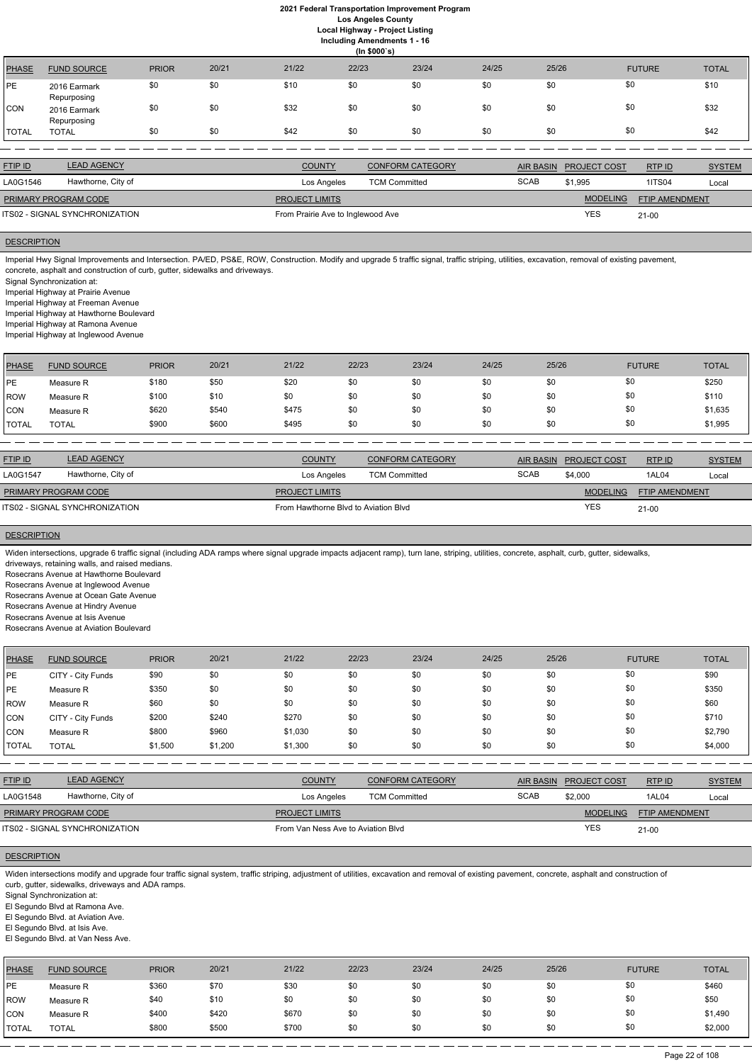# 2021 Federal Transportation Improvement Program
## Los Angeles County
### Local Highway - Project Listing
### Including Amendments 1 - 16
### (In $000`s)

| PHASE | FUND SOURCE | PRIOR | 20/21 | 21/22 | 22/23 | 23/24 | 24/25 | 25/26 | FUTURE | TOTAL |
|---|---|---|---|---|---|---|---|---|---|---|
| PE | 2016 Earmark Repurposing | $0 | $0 | $10 | $0 | $0 | $0 | $0 | $0 | $10 |
| CON | 2016 Earmark Repurposing | $0 | $0 | $32 | $0 | $0 | $0 | $0 | $0 | $32 |
| TOTAL | TOTAL | $0 | $0 | $42 | $0 | $0 | $0 | $0 | $0 | $42 |

| FTIP ID | LEAD AGENCY | COUNTY | CONFORM CATEGORY | AIR BASIN | PROJECT COST | RTP ID | SYSTEM |
|---|---|---|---|---|---|---|---|
| LA0G1546 | Hawthorne, City of | Los Angeles | TCM Committed | SCAB | $1,995 | 1ITS04 | Local |

| PRIMARY PROGRAM CODE | PROJECT LIMITS | MODELING | FTIP AMENDMENT |
|---|---|---|---|
| ITS02 - SIGNAL SYNCHRONIZATION | From Prairie Ave to Inglewood Ave | YES | 21-00 |

**DESCRIPTION**

Imperial Hwy Signal Improvements and Intersection. PA/ED, PS&E, ROW, Construction. Modify and upgrade 5 traffic signal, traffic striping, utilities, excavation, removal of existing pavement, concrete, asphalt and construction of curb, gutter, sidewalks and driveways.
Signal Synchronization at:
Imperial Highway at Prairie Avenue
Imperial Highway at Freeman Avenue
Imperial Highway at Hawthorne Boulevard
Imperial Highway at Ramona Avenue
Imperial Highway at Inglewood Avenue

| PHASE | FUND SOURCE | PRIOR | 20/21 | 21/22 | 22/23 | 23/24 | 24/25 | 25/26 | FUTURE | TOTAL |
|---|---|---|---|---|---|---|---|---|---|---|
| PE | Measure R | $180 | $50 | $20 | $0 | $0 | $0 | $0 | $0 | $250 |
| ROW | Measure R | $100 | $10 | $0 | $0 | $0 | $0 | $0 | $0 | $110 |
| CON | Measure R | $620 | $540 | $475 | $0 | $0 | $0 | $0 | $0 | $1,635 |
| TOTAL | TOTAL | $900 | $600 | $495 | $0 | $0 | $0 | $0 | $0 | $1,995 |

| FTIP ID | LEAD AGENCY | COUNTY | CONFORM CATEGORY | AIR BASIN | PROJECT COST | RTP ID | SYSTEM |
|---|---|---|---|---|---|---|---|
| LA0G1547 | Hawthorne, City of | Los Angeles | TCM Committed | SCAB | $4,000 | 1AL04 | Local |

| PRIMARY PROGRAM CODE | PROJECT LIMITS | MODELING | FTIP AMENDMENT |
|---|---|---|---|
| ITS02 - SIGNAL SYNCHRONIZATION | From Hawthorne Blvd to Aviation Blvd | YES | 21-00 |

**DESCRIPTION**

Widen intersections, upgrade 6 traffic signal (including ADA ramps where signal upgrade impacts adjacent ramp), turn lane, striping, utilities, concrete, asphalt, curb, gutter, sidewalks, driveways, retaining walls, and raised medians.
Rosecrans Avenue at Hawthorne Boulevard
Rosecrans Avenue at Inglewood Avenue
Rosecrans Avenue at Ocean Gate Avenue
Rosecrans Avenue at Hindry Avenue
Rosecrans Avenue at Isis Avenue
Rosecrans Avenue at Aviation Boulevard

| PHASE | FUND SOURCE | PRIOR | 20/21 | 21/22 | 22/23 | 23/24 | 24/25 | 25/26 | FUTURE | TOTAL |
|---|---|---|---|---|---|---|---|---|---|---|
| PE | CITY - City Funds | $90 | $0 | $0 | $0 | $0 | $0 | $0 | $0 | $90 |
| PE | Measure R | $350 | $0 | $0 | $0 | $0 | $0 | $0 | $0 | $350 |
| ROW | Measure R | $60 | $0 | $0 | $0 | $0 | $0 | $0 | $0 | $60 |
| CON | CITY - City Funds | $200 | $240 | $270 | $0 | $0 | $0 | $0 | $0 | $710 |
| CON | Measure R | $800 | $960 | $1,030 | $0 | $0 | $0 | $0 | $0 | $2,790 |
| TOTAL | TOTAL | $1,500 | $1,200 | $1,300 | $0 | $0 | $0 | $0 | $0 | $4,000 |

| FTIP ID | LEAD AGENCY | COUNTY | CONFORM CATEGORY | AIR BASIN | PROJECT COST | RTP ID | SYSTEM |
|---|---|---|---|---|---|---|---|
| LA0G1548 | Hawthorne, City of | Los Angeles | TCM Committed | SCAB | $2,000 | 1AL04 | Local |

| PRIMARY PROGRAM CODE | PROJECT LIMITS | MODELING | FTIP AMENDMENT |
|---|---|---|---|
| ITS02 - SIGNAL SYNCHRONIZATION | From Van Ness Ave to Aviation Blvd | YES | 21-00 |

**DESCRIPTION**

Widen intersections modify and upgrade four traffic signal system, traffic striping, adjustment of utilities, excavation and removal of existing pavement, concrete, asphalt and construction of curb, gutter, sidewalks, driveways and ADA ramps.
Signal Synchronization at:
El Segundo Blvd at Ramona Ave.
El Segundo Blvd. at Aviation Ave.
El Segundo Blvd. at Isis Ave.
El Segundo Blvd. at Van Ness Ave.

| PHASE | FUND SOURCE | PRIOR | 20/21 | 21/22 | 22/23 | 23/24 | 24/25 | 25/26 | FUTURE | TOTAL |
|---|---|---|---|---|---|---|---|---|---|---|
| PE | Measure R | $360 | $70 | $30 | $0 | $0 | $0 | $0 | $0 | $460 |
| ROW | Measure R | $40 | $10 | $0 | $0 | $0 | $0 | $0 | $0 | $50 |
| CON | Measure R | $400 | $420 | $670 | $0 | $0 | $0 | $0 | $0 | $1,490 |
| TOTAL | TOTAL | $800 | $500 | $700 | $0 | $0 | $0 | $0 | $0 | $2,000 |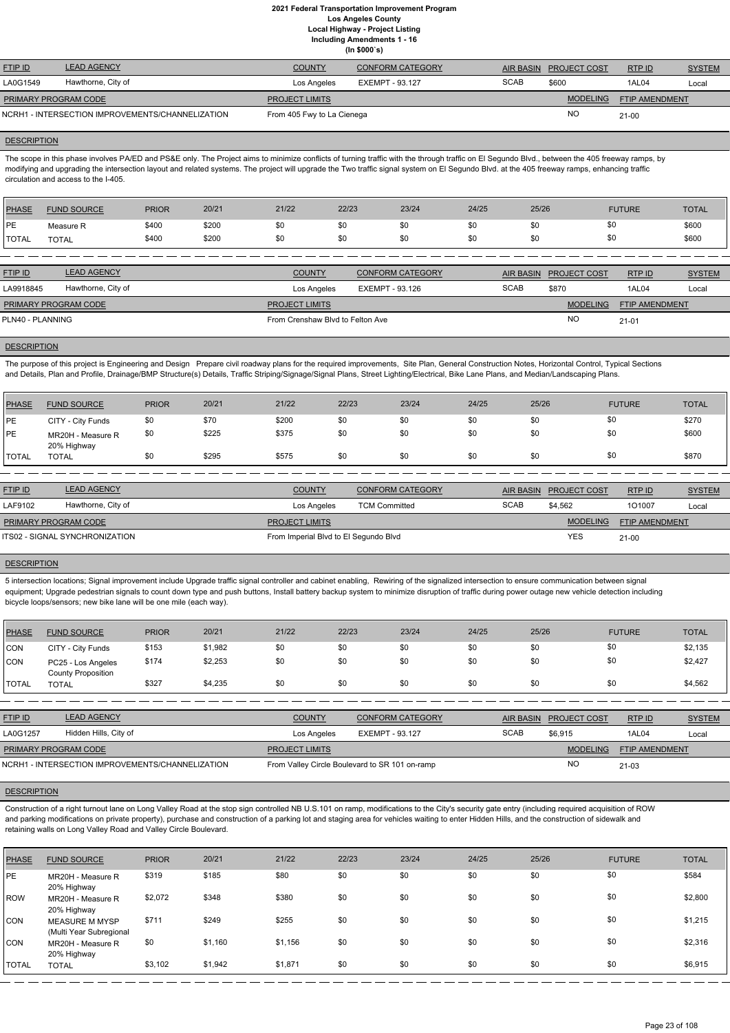**2021 Federal Transportation Improvement Program**
**Los Angeles County**
**Local Highway - Project Listing**
**Including Amendments 1 - 16**
**(In $000`s)**

| FTIP ID | LEAD AGENCY | COUNTY | CONFORM CATEGORY | AIR BASIN | PROJECT COST | RTP ID | SYSTEM |
|---|---|---|---|---|---|---|---|
| LA0G1549 | Hawthorne, City of | Los Angeles | EXEMPT - 93.127 | SCAB | $600 | 1AL04 | Local |

| PRIMARY PROGRAM CODE | PROJECT LIMITS | MODELING | FTIP AMENDMENT |
|---|---|---|---|
| NCRH1 - INTERSECTION IMPROVEMENTS/CHANNELIZATION | From 405 Fwy to La Cienega | NO | 21-00 |

**DESCRIPTION**

The scope in this phase involves PA/ED and PS&E only. The Project aims to minimize conflicts of turning traffic with the through traffic on El Segundo Blvd., between the 405 freeway ramps, by modifying and upgrading the intersection layout and related systems. The project will upgrade the Two traffic signal system on El Segundo Blvd. at the 405 freeway ramps, enhancing traffic circulation and access to the I-405.

| PHASE | FUND SOURCE | PRIOR | 20/21 | 21/22 | 22/23 | 23/24 | 24/25 | 25/26 | FUTURE | TOTAL |
|---|---|---|---|---|---|---|---|---|---|---|
| PE | Measure R | $400 | $200 | $0 | $0 | $0 | $0 | $0 | $0 | $600 |
| TOTAL | TOTAL | $400 | $200 | $0 | $0 | $0 | $0 | $0 | $0 | $600 |

| FTIP ID | LEAD AGENCY | COUNTY | CONFORM CATEGORY | AIR BASIN | PROJECT COST | RTP ID | SYSTEM |
|---|---|---|---|---|---|---|---|
| LA9918845 | Hawthorne, City of | Los Angeles | EXEMPT - 93.126 | SCAB | $870 | 1AL04 | Local |

| PRIMARY PROGRAM CODE | PROJECT LIMITS | MODELING | FTIP AMENDMENT |
|---|---|---|---|
| PLN40 - PLANNING | From Crenshaw Blvd to Felton Ave | NO | 21-01 |

**DESCRIPTION**

The purpose of this project is Engineering and Design Prepare civil roadway plans for the required improvements, Site Plan, General Construction Notes, Horizontal Control, Typical Sections and Details, Plan and Profile, Drainage/BMP Structure(s) Details, Traffic Striping/Signage/Signal Plans, Street Lighting/Electrical, Bike Lane Plans, and Median/Landscaping Plans.

| PHASE | FUND SOURCE | PRIOR | 20/21 | 21/22 | 22/23 | 23/24 | 24/25 | 25/26 | FUTURE | TOTAL |
|---|---|---|---|---|---|---|---|---|---|---|
| PE | CITY - City Funds | $0 | $70 | $200 | $0 | $0 | $0 | $0 | $0 | $270 |
| PE | MR20H - Measure R 20% Highway | $0 | $225 | $375 | $0 | $0 | $0 | $0 | $0 | $600 |
| TOTAL | TOTAL | $0 | $295 | $575 | $0 | $0 | $0 | $0 | $0 | $870 |

| FTIP ID | LEAD AGENCY | COUNTY | CONFORM CATEGORY | AIR BASIN | PROJECT COST | RTP ID | SYSTEM |
|---|---|---|---|---|---|---|---|
| LAF9102 | Hawthorne, City of | Los Angeles | TCM Committed | SCAB | $4,562 | 1O1007 | Local |

| PRIMARY PROGRAM CODE | PROJECT LIMITS | MODELING | FTIP AMENDMENT |
|---|---|---|---|
| ITS02 - SIGNAL SYNCHRONIZATION | From Imperial Blvd to El Segundo Blvd | YES | 21-00 |

**DESCRIPTION**

5 intersection locations; Signal improvement include Upgrade traffic signal controller and cabinet enabling, Rewiring of the signalized intersection to ensure communication between signal equipment; Upgrade pedestrian signals to count down type and push buttons, Install battery backup system to minimize disruption of traffic during power outage new vehicle detection including bicycle loops/sensors; new bike lane will be one mile (each way).

| PHASE | FUND SOURCE | PRIOR | 20/21 | 21/22 | 22/23 | 23/24 | 24/25 | 25/26 | FUTURE | TOTAL |
|---|---|---|---|---|---|---|---|---|---|---|
| CON | CITY - City Funds | $153 | $1,982 | $0 | $0 | $0 | $0 | $0 | $0 | $2,135 |
| CON | PC25 - Los Angeles County Proposition | $174 | $2,253 | $0 | $0 | $0 | $0 | $0 | $0 | $2,427 |
| TOTAL | TOTAL | $327 | $4,235 | $0 | $0 | $0 | $0 | $0 | $0 | $4,562 |

| FTIP ID | LEAD AGENCY | COUNTY | CONFORM CATEGORY | AIR BASIN | PROJECT COST | RTP ID | SYSTEM |
|---|---|---|---|---|---|---|---|
| LA0G1257 | Hidden Hills, City of | Los Angeles | EXEMPT - 93.127 | SCAB | $6,915 | 1AL04 | Local |

| PRIMARY PROGRAM CODE | PROJECT LIMITS | MODELING | FTIP AMENDMENT |
|---|---|---|---|
| NCRH1 - INTERSECTION IMPROVEMENTS/CHANNELIZATION | From Valley Circle Boulevard to SR 101 on-ramp | NO | 21-03 |

**DESCRIPTION**

Construction of a right turnout lane on Long Valley Road at the stop sign controlled NB U.S.101 on ramp, modifications to the City's security gate entry (including required acquisition of ROW and parking modifications on private property), purchase and construction of a parking lot and staging area for vehicles waiting to enter Hidden Hills, and the construction of sidewalk and retaining walls on Long Valley Road and Valley Circle Boulevard.

| PHASE | FUND SOURCE | PRIOR | 20/21 | 21/22 | 22/23 | 23/24 | 24/25 | 25/26 | FUTURE | TOTAL |
|---|---|---|---|---|---|---|---|---|---|---|
| PE | MR20H - Measure R 20% Highway | $319 | $185 | $80 | $0 | $0 | $0 | $0 | $0 | $584 |
| ROW | MR20H - Measure R 20% Highway | $2,072 | $348 | $380 | $0 | $0 | $0 | $0 | $0 | $2,800 |
| CON | MEASURE M MYSP (Multi Year Subregional | $711 | $249 | $255 | $0 | $0 | $0 | $0 | $0 | $1,215 |
| CON | MR20H - Measure R 20% Highway | $0 | $1,160 | $1,156 | $0 | $0 | $0 | $0 | $0 | $2,316 |
| TOTAL | TOTAL | $3,102 | $1,942 | $1,871 | $0 | $0 | $0 | $0 | $0 | $6,915 |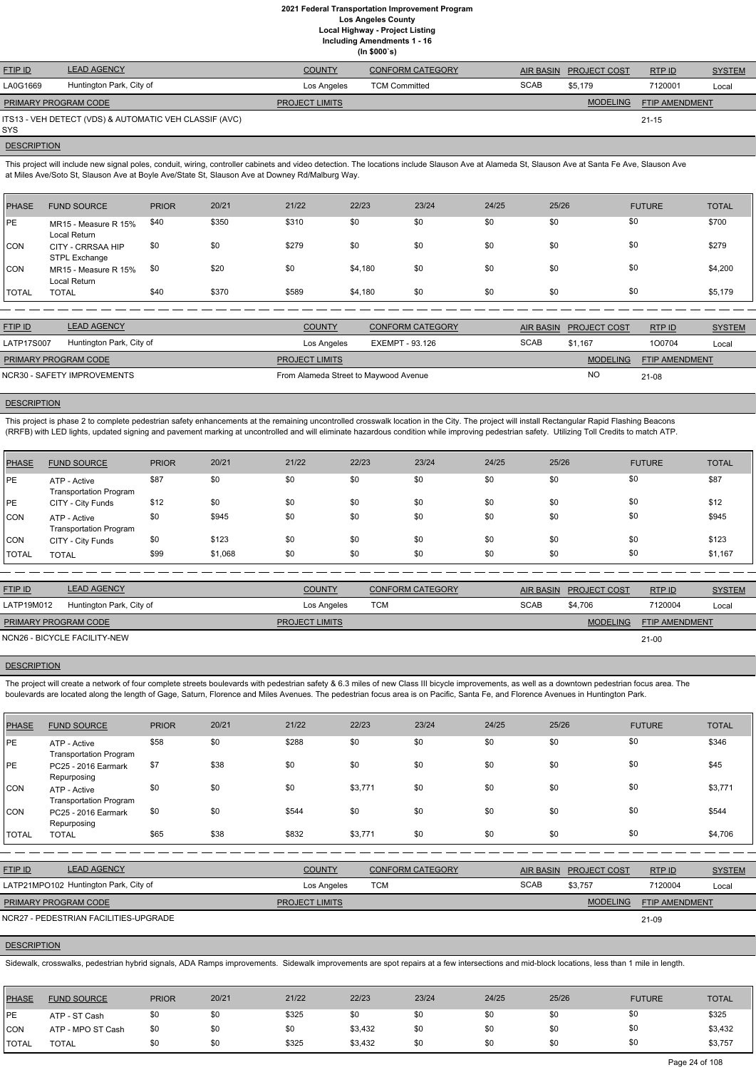# 2021 Federal Transportation Improvement Program
## Los Angeles County
## Local Highway - Project Listing
## Including Amendments 1 - 16
## (In $000`s)

| FTIP ID | LEAD AGENCY | COUNTY | CONFORM CATEGORY | AIR BASIN | PROJECT COST | RTP ID | SYSTEM |
|---|---|---|---|---|---|---|---|
| LA0G1669 | Huntington Park, City of | Los Angeles | TCM Committed | SCAB | $5,179 | 7120001 | Local |

| PRIMARY PROGRAM CODE | PROJECT LIMITS | MODELING | FTIP AMENDMENT |
|---|---|---|---|
| ITS13 - VEH DETECT (VDS) & AUTOMATIC VEH CLASSIF (AVC) SYS | | | 21-15 |

**DESCRIPTION**

This project will include new signal poles, conduit, wiring, controller cabinets and video detection. The locations include Slauson Ave at Alameda St, Slauson Ave at Santa Fe Ave, Slauson Ave at Miles Ave/Soto St, Slauson Ave at Boyle Ave/State St, Slauson Ave at Downey Rd/Malburg Way.

| PHASE | FUND SOURCE | PRIOR | 20/21 | 21/22 | 22/23 | 23/24 | 24/25 | 25/26 | FUTURE | TOTAL |
|---|---|---|---|---|---|---|---|---|---|---|
| PE | MR15 - Measure R 15% Local Return | $40 | $350 | $310 | $0 | $0 | $0 | $0 | $0 | $700 |
| CON | CITY - CRRSAA HIP STPL Exchange | $0 | $0 | $279 | $0 | $0 | $0 | $0 | $0 | $279 |
| CON | MR15 - Measure R 15% Local Return | $0 | $20 | $0 | $4,180 | $0 | $0 | $0 | $0 | $4,200 |
| TOTAL | TOTAL | $40 | $370 | $589 | $4,180 | $0 | $0 | $0 | $0 | $5,179 |

---

| FTIP ID | LEAD AGENCY | COUNTY | CONFORM CATEGORY | AIR BASIN | PROJECT COST | RTP ID | SYSTEM |
|---|---|---|---|---|---|---|---|
| LATP17S007 | Huntington Park, City of | Los Angeles | EXEMPT - 93.126 | SCAB | $1,167 | 1O0704 | Local |

| PRIMARY PROGRAM CODE | PROJECT LIMITS | MODELING | FTIP AMENDMENT |
|---|---|---|---|
| NCR30 - SAFETY IMPROVEMENTS | From Alameda Street to Maywood Avenue | NO | 21-08 |

**DESCRIPTION**

This project is phase 2 to complete pedestrian safety enhancements at the remaining uncontrolled crosswalk location in the City. The project will install Rectangular Rapid Flashing Beacons (RRFB) with LED lights, updated signing and pavement marking at uncontrolled and will eliminate hazardous condition while improving pedestrian safety. Utilizing Toll Credits to match ATP.

| PHASE | FUND SOURCE | PRIOR | 20/21 | 21/22 | 22/23 | 23/24 | 24/25 | 25/26 | FUTURE | TOTAL |
|---|---|---|---|---|---|---|---|---|---|---|
| PE | ATP - Active Transportation Program | $87 | $0 | $0 | $0 | $0 | $0 | $0 | $0 | $87 |
| PE | CITY - City Funds | $12 | $0 | $0 | $0 | $0 | $0 | $0 | $0 | $12 |
| CON | ATP - Active Transportation Program | $0 | $945 | $0 | $0 | $0 | $0 | $0 | $0 | $945 |
| CON | CITY - City Funds | $0 | $123 | $0 | $0 | $0 | $0 | $0 | $0 | $123 |
| TOTAL | TOTAL | $99 | $1,068 | $0 | $0 | $0 | $0 | $0 | $0 | $1,167 |

---

| FTIP ID | LEAD AGENCY | COUNTY | CONFORM CATEGORY | AIR BASIN | PROJECT COST | RTP ID | SYSTEM |
|---|---|---|---|---|---|---|---|
| LATP19M012 | Huntington Park, City of | Los Angeles | TCM | SCAB | $4,706 | 7120004 | Local |

| PRIMARY PROGRAM CODE | PROJECT LIMITS | MODELING | FTIP AMENDMENT |
|---|---|---|---|
| NCN26 - BICYCLE FACILITY-NEW | | | 21-00 |

**DESCRIPTION**

The project will create a network of four complete streets boulevards with pedestrian safety & 6.3 miles of new Class III bicycle improvements, as well as a downtown pedestrian focus area. The boulevards are located along the length of Gage, Saturn, Florence and Miles Avenues. The pedestrian focus area is on Pacific, Santa Fe, and Florence Avenues in Huntington Park.

| PHASE | FUND SOURCE | PRIOR | 20/21 | 21/22 | 22/23 | 23/24 | 24/25 | 25/26 | FUTURE | TOTAL |
|---|---|---|---|---|---|---|---|---|---|---|
| PE | ATP - Active Transportation Program | $58 | $0 | $288 | $0 | $0 | $0 | $0 | $0 | $346 |
| PE | PC25 - 2016 Earmark Repurposing | $7 | $38 | $0 | $0 | $0 | $0 | $0 | $0 | $45 |
| CON | ATP - Active Transportation Program | $0 | $0 | $0 | $3,771 | $0 | $0 | $0 | $0 | $3,771 |
| CON | PC25 - 2016 Earmark Repurposing | $0 | $0 | $544 | $0 | $0 | $0 | $0 | $0 | $544 |
| TOTAL | TOTAL | $65 | $38 | $832 | $3,771 | $0 | $0 | $0 | $0 | $4,706 |

---

| FTIP ID | LEAD AGENCY | COUNTY | CONFORM CATEGORY | AIR BASIN | PROJECT COST | RTP ID | SYSTEM |
|---|---|---|---|---|---|---|---|
| LATP21MPO102 | Huntington Park, City of | Los Angeles | TCM | SCAB | $3,757 | 7120004 | Local |

| PRIMARY PROGRAM CODE | PROJECT LIMITS | MODELING | FTIP AMENDMENT |
|---|---|---|---|
| NCR27 - PEDESTRIAN FACILITIES-UPGRADE | | | 21-09 |

**DESCRIPTION**

Sidewalk, crosswalks, pedestrian hybrid signals, ADA Ramps improvements. Sidewalk improvements are spot repairs at a few intersections and mid-block locations, less than 1 mile in length.

| PHASE | FUND SOURCE | PRIOR | 20/21 | 21/22 | 22/23 | 23/24 | 24/25 | 25/26 | FUTURE | TOTAL |
|---|---|---|---|---|---|---|---|---|---|---|
| PE | ATP - ST Cash | $0 | $0 | $325 | $0 | $0 | $0 | $0 | $0 | $325 |
| CON | ATP - MPO ST Cash | $0 | $0 | $0 | $3,432 | $0 | $0 | $0 | $0 | $3,432 |
| TOTAL | TOTAL | $0 | $0 | $325 | $3,432 | $0 | $0 | $0 | $0 | $3,757 |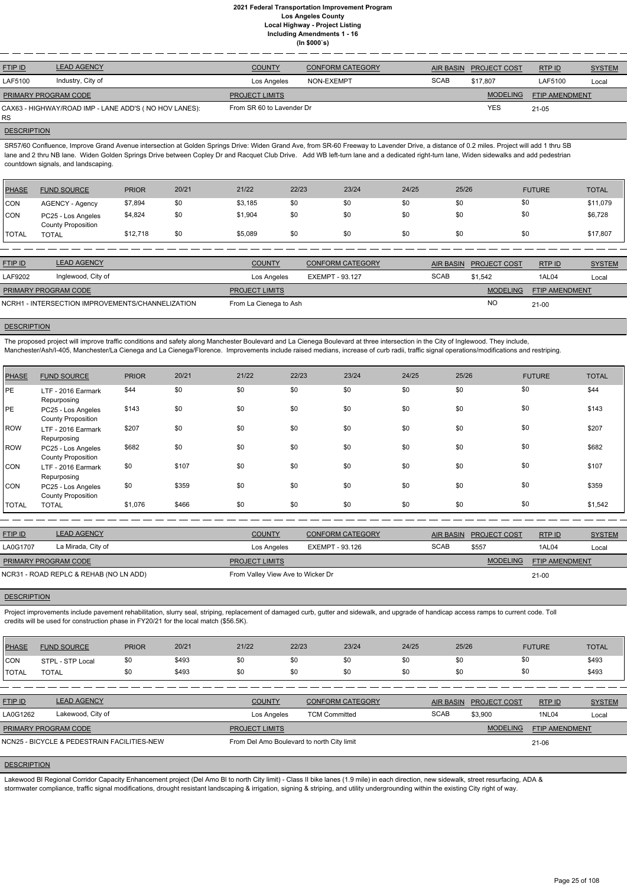# 2021 Federal Transportation Improvement Program
## Los Angeles County
### Local Highway - Project Listing
### Including Amendments 1 - 16
### (In $000`s)

| FTIP ID | LEAD AGENCY | COUNTY | CONFORM CATEGORY | AIR BASIN | PROJECT COST | RTP ID | SYSTEM |
|---|---|---|---|---|---|---|---|
| LAF5100 | Industry, City of | Los Angeles | NON-EXEMPT | SCAB | $17,807 | LAF5100 | Local |

| PRIMARY PROGRAM CODE | PROJECT LIMITS | MODELING | FTIP AMENDMENT |
|---|---|---|---|
| CAX63 - HIGHWAY/ROAD IMP - LANE ADD'S ( NO HOV LANES): RS | From SR 60 to Lavender Dr | YES | 21-05 |

**DESCRIPTION**

SR57/60 Confluence, Improve Grand Avenue intersection at Golden Springs Drive: Widen Grand Ave, from SR-60 Freeway to Lavender Drive, a distance of 0.2 miles. Project will add 1 thru SB lane and 2 thru NB lane. Widen Golden Springs Drive between Copley Dr and Racquet Club Drive. Add WB left-turn lane and a dedicated right-turn lane, Widen sidewalks and add pedestrian countdown signals, and landscaping.

| PHASE | FUND SOURCE | PRIOR | 20/21 | 21/22 | 22/23 | 23/24 | 24/25 | 25/26 | FUTURE | TOTAL |
|---|---|---|---|---|---|---|---|---|---|---|
| CON | AGENCY - Agency | $7,894 | $0 | $3,185 | $0 | $0 | $0 | $0 | $0 | $11,079 |
| CON | PC25 - Los Angeles County Proposition | $4,824 | $0 | $1,904 | $0 | $0 | $0 | $0 | $0 | $6,728 |
| TOTAL | TOTAL | $12,718 | $0 | $5,089 | $0 | $0 | $0 | $0 | $0 | $17,807 |

| FTIP ID | LEAD AGENCY | COUNTY | CONFORM CATEGORY | AIR BASIN | PROJECT COST | RTP ID | SYSTEM |
|---|---|---|---|---|---|---|---|
| LAF9202 | Inglewood, City of | Los Angeles | EXEMPT - 93.127 | SCAB | $1,542 | 1AL04 | Local |

| PRIMARY PROGRAM CODE | PROJECT LIMITS | MODELING | FTIP AMENDMENT |
|---|---|---|---|
| NCRH1 - INTERSECTION IMPROVEMENTS/CHANNELIZATION | From La Cienega to Ash | NO | 21-00 |

**DESCRIPTION**

The proposed project will improve traffic conditions and safety along Manchester Boulevard and La Cienega Boulevard at three intersection in the City of Inglewood. They include, Manchester/Ash/I-405, Manchester/La Cienega and La Cienega/Florence. Improvements include raised medians, increase of curb radii, traffic signal operations/modifications and restriping.

| PHASE | FUND SOURCE | PRIOR | 20/21 | 21/22 | 22/23 | 23/24 | 24/25 | 25/26 | FUTURE | TOTAL |
|---|---|---|---|---|---|---|---|---|---|---|
| PE | LTF - 2016 Earmark Repurposing | $44 | $0 | $0 | $0 | $0 | $0 | $0 | $0 | $44 |
| PE | PC25 - Los Angeles County Proposition | $143 | $0 | $0 | $0 | $0 | $0 | $0 | $0 | $143 |
| ROW | LTF - 2016 Earmark Repurposing | $207 | $0 | $0 | $0 | $0 | $0 | $0 | $0 | $207 |
| ROW | PC25 - Los Angeles County Proposition | $682 | $0 | $0 | $0 | $0 | $0 | $0 | $0 | $682 |
| CON | LTF - 2016 Earmark Repurposing | $0 | $107 | $0 | $0 | $0 | $0 | $0 | $0 | $107 |
| CON | PC25 - Los Angeles County Proposition | $0 | $359 | $0 | $0 | $0 | $0 | $0 | $0 | $359 |
| TOTAL | TOTAL | $1,076 | $466 | $0 | $0 | $0 | $0 | $0 | $0 | $1,542 |

| FTIP ID | LEAD AGENCY | COUNTY | CONFORM CATEGORY | AIR BASIN | PROJECT COST | RTP ID | SYSTEM |
|---|---|---|---|---|---|---|---|
| LA0G1707 | La Mirada, City of | Los Angeles | EXEMPT - 93.126 | SCAB | $557 | 1AL04 | Local |

| PRIMARY PROGRAM CODE | PROJECT LIMITS | MODELING | FTIP AMENDMENT |
|---|---|---|---|
| NCR31 - ROAD REPLC & REHAB (NO LN ADD) | From Valley View Ave to Wicker Dr | | 21-00 |

**DESCRIPTION**

Project improvements include pavement rehabilitation, slurry seal, striping, replacement of damaged curb, gutter and sidewalk, and upgrade of handicap access ramps to current code. Toll credits will be used for construction phase in FY20/21 for the local match ($56.5K).

| PHASE | FUND SOURCE | PRIOR | 20/21 | 21/22 | 22/23 | 23/24 | 24/25 | 25/26 | FUTURE | TOTAL |
|---|---|---|---|---|---|---|---|---|---|---|
| CON | STPL - STP Local | $0 | $493 | $0 | $0 | $0 | $0 | $0 | $0 | $493 |
| TOTAL | TOTAL | $0 | $493 | $0 | $0 | $0 | $0 | $0 | $0 | $493 |

| FTIP ID | LEAD AGENCY | COUNTY | CONFORM CATEGORY | AIR BASIN | PROJECT COST | RTP ID | SYSTEM |
|---|---|---|---|---|---|---|---|
| LA0G1262 | Lakewood, City of | Los Angeles | TCM Committed | SCAB | $3,900 | 1NL04 | Local |

| PRIMARY PROGRAM CODE | PROJECT LIMITS | MODELING | FTIP AMENDMENT |
|---|---|---|---|
| NCN25 - BICYCLE & PEDESTRAIN FACILITIES-NEW | From Del Amo Boulevard to north City limit | | 21-06 |

**DESCRIPTION**

Lakewood Bl Regional Corridor Capacity Enhancement project (Del Amo Bl to north City limit) - Class II bike lanes (1.9 mile) in each direction, new sidewalk, street resurfacing, ADA & stormwater compliance, traffic signal modifications, drought resistant landscaping & irrigation, signing & striping, and utility undergrounding within the existing City right of way.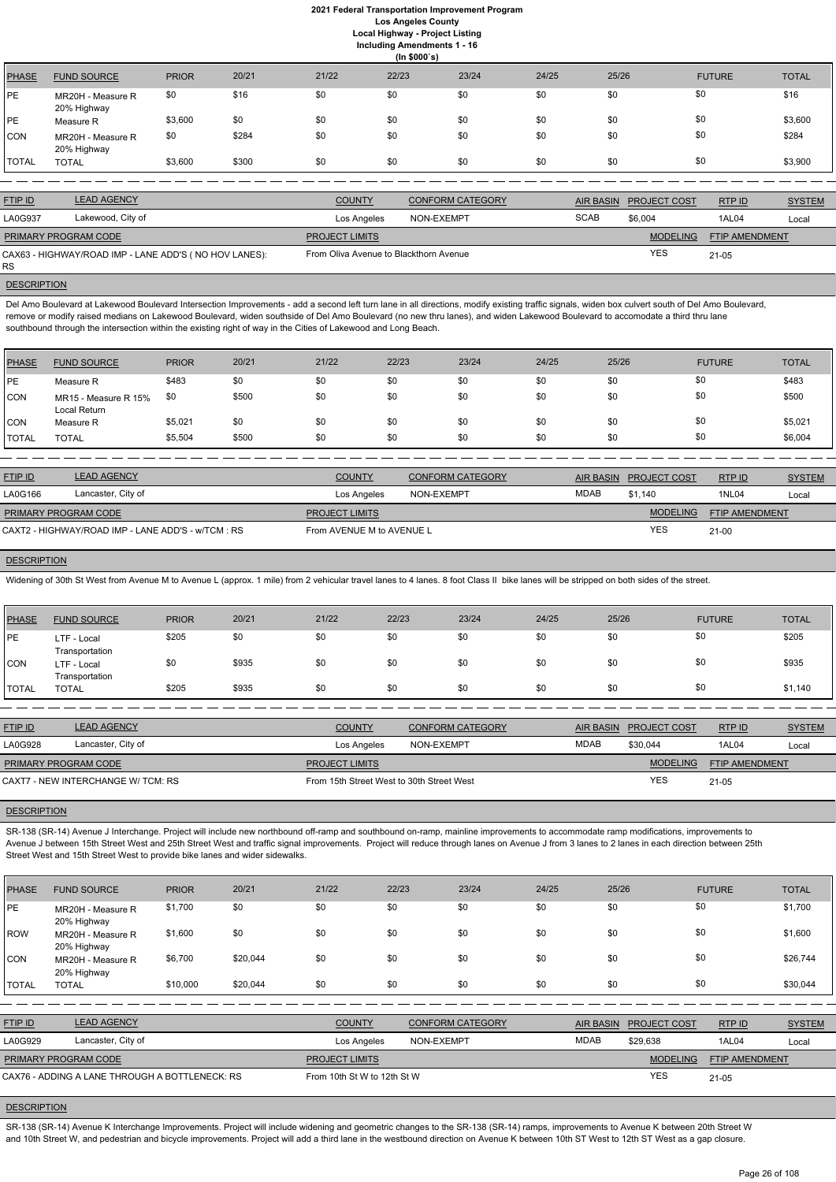# 2021 Federal Transportation Improvement Program
## Los Angeles County
### Local Highway - Project Listing
### Including Amendments 1 - 16
### (In $000`s)

| PHASE | FUND SOURCE | PRIOR | 20/21 | 21/22 | 22/23 | 23/24 | 24/25 | 25/26 | FUTURE | TOTAL |
|---|---|---|---|---|---|---|---|---|---|---|
| PE | MR20H - Measure R 20% Highway | $0 | $16 | $0 | $0 | $0 | $0 | $0 | $0 | $16 |
| PE | Measure R | $3,600 | $0 | $0 | $0 | $0 | $0 | $0 | $0 | $3,600 |
| CON | MR20H - Measure R 20% Highway | $0 | $284 | $0 | $0 | $0 | $0 | $0 | $0 | $284 |
| TOTAL | TOTAL | $3,600 | $300 | $0 | $0 | $0 | $0 | $0 | $0 | $3,900 |

| FTIP ID | LEAD AGENCY | COUNTY | CONFORM CATEGORY | AIR BASIN | PROJECT COST | RTP ID | SYSTEM |
|---|---|---|---|---|---|---|---|
| LA0G937 | Lakewood, City of | Los Angeles | NON-EXEMPT | SCAB | $6,004 | 1AL04 | Local |

| PRIMARY PROGRAM CODE | PROJECT LIMITS | MODELING | FTIP AMENDMENT |
|---|---|---|---|
| CAX63 - HIGHWAY/ROAD IMP - LANE ADD'S ( NO HOV LANES): RS | From Oliva Avenue to Blackthorn Avenue | YES | 21-05 |

**DESCRIPTION**

Del Amo Boulevard at Lakewood Boulevard Intersection Improvements - add a second left turn lane in all directions, modify existing traffic signals, widen box culvert south of Del Amo Boulevard, remove or modify raised medians on Lakewood Boulevard, widen southside of Del Amo Boulevard (no new thru lanes), and widen Lakewood Boulevard to accomodate a third thru lane southbound through the intersection within the existing right of way in the Cities of Lakewood and Long Beach.

| PHASE | FUND SOURCE | PRIOR | 20/21 | 21/22 | 22/23 | 23/24 | 24/25 | 25/26 | FUTURE | TOTAL |
|---|---|---|---|---|---|---|---|---|---|---|
| PE | Measure R | $483 | $0 | $0 | $0 | $0 | $0 | $0 | $0 | $483 |
| CON | MR15 - Measure R 15% Local Return | $0 | $500 | $0 | $0 | $0 | $0 | $0 | $0 | $500 |
| CON | Measure R | $5,021 | $0 | $0 | $0 | $0 | $0 | $0 | $0 | $5,021 |
| TOTAL | TOTAL | $5,504 | $500 | $0 | $0 | $0 | $0 | $0 | $0 | $6,004 |

| FTIP ID | LEAD AGENCY | COUNTY | CONFORM CATEGORY | AIR BASIN | PROJECT COST | RTP ID | SYSTEM |
|---|---|---|---|---|---|---|---|
| LA0G166 | Lancaster, City of | Los Angeles | NON-EXEMPT | MDAB | $1,140 | 1NL04 | Local |

| PRIMARY PROGRAM CODE | PROJECT LIMITS | MODELING | FTIP AMENDMENT |
|---|---|---|---|
| CAXT2 - HIGHWAY/ROAD IMP - LANE ADD'S - w/TCM : RS | From AVENUE M to AVENUE L | YES | 21-00 |

**DESCRIPTION**

Widening of 30th St West from Avenue M to Avenue L (approx. 1 mile) from 2 vehicular travel lanes to 4 lanes. 8 foot Class II bike lanes will be stripped on both sides of the street.

| PHASE | FUND SOURCE | PRIOR | 20/21 | 21/22 | 22/23 | 23/24 | 24/25 | 25/26 | FUTURE | TOTAL |
|---|---|---|---|---|---|---|---|---|---|---|
| PE | LTF - Local Transportation | $205 | $0 | $0 | $0 | $0 | $0 | $0 | $0 | $205 |
| CON | LTF - Local Transportation | $0 | $935 | $0 | $0 | $0 | $0 | $0 | $0 | $935 |
| TOTAL | TOTAL | $205 | $935 | $0 | $0 | $0 | $0 | $0 | $0 | $1,140 |

| FTIP ID | LEAD AGENCY | COUNTY | CONFORM CATEGORY | AIR BASIN | PROJECT COST | RTP ID | SYSTEM |
|---|---|---|---|---|---|---|---|
| LA0G928 | Lancaster, City of | Los Angeles | NON-EXEMPT | MDAB | $30,044 | 1AL04 | Local |

| PRIMARY PROGRAM CODE | PROJECT LIMITS | MODELING | FTIP AMENDMENT |
|---|---|---|---|
| CAXT7 - NEW INTERCHANGE W/ TCM: RS | From 15th Street West to 30th Street West | YES | 21-05 |

**DESCRIPTION**

SR-138 (SR-14) Avenue J Interchange. Project will include new northbound off-ramp and southbound on-ramp, mainline improvements to accommodate ramp modifications, improvements to Avenue J between 15th Street West and 25th Street West and traffic signal improvements. Project will reduce through lanes on Avenue J from 3 lanes to 2 lanes in each direction between 25th Street West and 15th Street West to provide bike lanes and wider sidewalks.

| PHASE | FUND SOURCE | PRIOR | 20/21 | 21/22 | 22/23 | 23/24 | 24/25 | 25/26 | FUTURE | TOTAL |
|---|---|---|---|---|---|---|---|---|---|---|
| PE | MR20H - Measure R 20% Highway | $1,700 | $0 | $0 | $0 | $0 | $0 | $0 | $0 | $1,700 |
| ROW | MR20H - Measure R 20% Highway | $1,600 | $0 | $0 | $0 | $0 | $0 | $0 | $0 | $1,600 |
| CON | MR20H - Measure R 20% Highway | $6,700 | $20,044 | $0 | $0 | $0 | $0 | $0 | $0 | $26,744 |
| TOTAL | TOTAL | $10,000 | $20,044 | $0 | $0 | $0 | $0 | $0 | $0 | $30,044 |

| FTIP ID | LEAD AGENCY | COUNTY | CONFORM CATEGORY | AIR BASIN | PROJECT COST | RTP ID | SYSTEM |
|---|---|---|---|---|---|---|---|
| LA0G929 | Lancaster, City of | Los Angeles | NON-EXEMPT | MDAB | $29,638 | 1AL04 | Local |

| PRIMARY PROGRAM CODE | PROJECT LIMITS | MODELING | FTIP AMENDMENT |
|---|---|---|---|
| CAX76 - ADDING A LANE THROUGH A BOTTLENECK: RS | From 10th St W to 12th St W | YES | 21-05 |

**DESCRIPTION**

SR-138 (SR-14) Avenue K Interchange Improvements. Project will include widening and geometric changes to the SR-138 (SR-14) ramps, improvements to Avenue K between 20th Street W and 10th Street W, and pedestrian and bicycle improvements. Project will add a third lane in the westbound direction on Avenue K between 10th ST West to 12th ST West as a gap closure.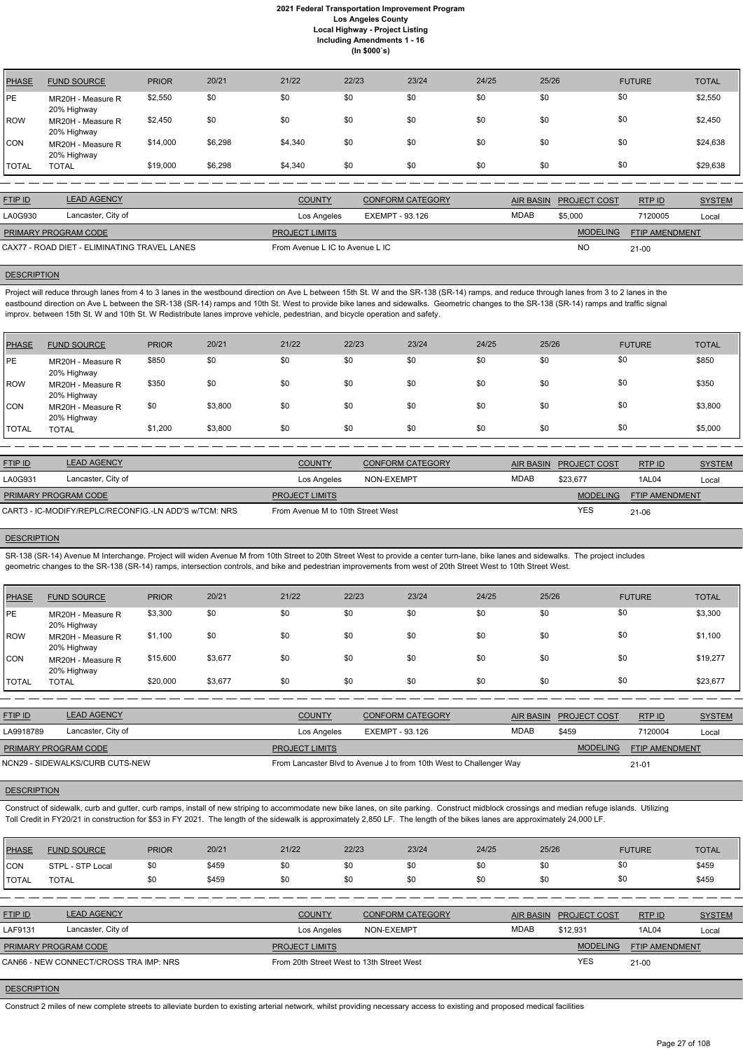# 2021 Federal Transportation Improvement Program
## Los Angeles County
## Local Highway - Project Listing
## Including Amendments 1 - 16
## (In $000`s)

| PHASE | FUND SOURCE | PRIOR | 20/21 | 21/22 | 22/23 | 23/24 | 24/25 | 25/26 | FUTURE | TOTAL |
|---|---|---|---|---|---|---|---|---|---|---|
| PE | MR20H - Measure R 20% Highway | $2,550 | $0 | $0 | $0 | $0 | $0 | $0 | $0 | $2,550 |
| ROW | MR20H - Measure R 20% Highway | $2,450 | $0 | $0 | $0 | $0 | $0 | $0 | $0 | $2,450 |
| CON | MR20H - Measure R 20% Highway | $14,000 | $6,298 | $4,340 | $0 | $0 | $0 | $0 | $0 | $24,638 |
| TOTAL | TOTAL | $19,000 | $6,298 | $4,340 | $0 | $0 | $0 | $0 | $0 | $29,638 |

| FTIP ID | LEAD AGENCY | COUNTY | CONFORM CATEGORY | AIR BASIN | PROJECT COST | RTP ID | SYSTEM |
|---|---|---|---|---|---|---|---|
| LA0G930 | Lancaster, City of | Los Angeles | EXEMPT - 93.126 | MDAB | $5,000 | 7120005 | Local |

| PRIMARY PROGRAM CODE | PROJECT LIMITS | MODELING | FTIP AMENDMENT |
|---|---|---|---|
| CAX77 - ROAD DIET - ELIMINATING TRAVEL LANES | From Avenue L IC to Avenue L IC | NO | 21-00 |

**DESCRIPTION**

Project will reduce through lanes from 4 to 3 lanes in the westbound direction on Ave L between 15th St. W and the SR-138 (SR-14) ramps, and reduce through lanes from 3 to 2 lanes in the eastbound direction on Ave L between the SR-138 (SR-14) ramps and 10th St. West to provide bike lanes and sidewalks. Geometric changes to the SR-138 (SR-14) ramps and traffic signal improv. between 15th St. W and 10th St. W Redistribute lanes improve vehicle, pedestrian, and bicycle operation and safety.

| PHASE | FUND SOURCE | PRIOR | 20/21 | 21/22 | 22/23 | 23/24 | 24/25 | 25/26 | FUTURE | TOTAL |
|---|---|---|---|---|---|---|---|---|---|---|
| PE | MR20H - Measure R 20% Highway | $850 | $0 | $0 | $0 | $0 | $0 | $0 | $0 | $850 |
| ROW | MR20H - Measure R 20% Highway | $350 | $0 | $0 | $0 | $0 | $0 | $0 | $0 | $350 |
| CON | MR20H - Measure R 20% Highway | $0 | $3,800 | $0 | $0 | $0 | $0 | $0 | $0 | $3,800 |
| TOTAL | TOTAL | $1,200 | $3,800 | $0 | $0 | $0 | $0 | $0 | $0 | $5,000 |

| FTIP ID | LEAD AGENCY | COUNTY | CONFORM CATEGORY | AIR BASIN | PROJECT COST | RTP ID | SYSTEM |
|---|---|---|---|---|---|---|---|
| LA0G931 | Lancaster, City of | Los Angeles | NON-EXEMPT | MDAB | $23,677 | 1AL04 | Local |

| PRIMARY PROGRAM CODE | PROJECT LIMITS | MODELING | FTIP AMENDMENT |
|---|---|---|---|
| CART3 - IC-MODIFY/REPLC/RECONFIG.-LN ADD'S w/TCM: NRS | From Avenue M to 10th Street West | YES | 21-06 |

**DESCRIPTION**

SR-138 (SR-14) Avenue M Interchange. Project will widen Avenue M from 10th Street to 20th Street West to provide a center turn-lane, bike lanes and sidewalks. The project includes geometric changes to the SR-138 (SR-14) ramps, intersection controls, and bike and pedestrian improvements from west of 20th Street West to 10th Street West.

| PHASE | FUND SOURCE | PRIOR | 20/21 | 21/22 | 22/23 | 23/24 | 24/25 | 25/26 | FUTURE | TOTAL |
|---|---|---|---|---|---|---|---|---|---|---|
| PE | MR20H - Measure R 20% Highway | $3,300 | $0 | $0 | $0 | $0 | $0 | $0 | $0 | $3,300 |
| ROW | MR20H - Measure R 20% Highway | $1,100 | $0 | $0 | $0 | $0 | $0 | $0 | $0 | $1,100 |
| CON | MR20H - Measure R 20% Highway | $15,600 | $3,677 | $0 | $0 | $0 | $0 | $0 | $0 | $19,277 |
| TOTAL | TOTAL | $20,000 | $3,677 | $0 | $0 | $0 | $0 | $0 | $0 | $23,677 |

| FTIP ID | LEAD AGENCY | COUNTY | CONFORM CATEGORY | AIR BASIN | PROJECT COST | RTP ID | SYSTEM |
|---|---|---|---|---|---|---|---|
| LA9918789 | Lancaster, City of | Los Angeles | EXEMPT - 93.126 | MDAB | $459 | 7120004 | Local |

| PRIMARY PROGRAM CODE | PROJECT LIMITS | MODELING | FTIP AMENDMENT |
|---|---|---|---|
| NCN29 - SIDEWALKS/CURB CUTS-NEW | From Lancaster Blvd to Avenue J to from 10th West to Challenger Way | | 21-01 |

**DESCRIPTION**

Construct of sidewalk, curb and gutter, curb ramps, install of new striping to accommodate new bike lanes, on site parking. Construct midblock crossings and median refuge islands. Utilizing Toll Credit in FY20/21 in construction for $53 in FY 2021. The length of the sidewalk is approximately 2,850 LF. The length of the bikes lanes are approximately 24,000 LF.

| PHASE | FUND SOURCE | PRIOR | 20/21 | 21/22 | 22/23 | 23/24 | 24/25 | 25/26 | FUTURE | TOTAL |
|---|---|---|---|---|---|---|---|---|---|---|
| CON | STPL - STP Local | $0 | $459 | $0 | $0 | $0 | $0 | $0 | $0 | $459 |
| TOTAL | TOTAL | $0 | $459 | $0 | $0 | $0 | $0 | $0 | $0 | $459 |

| FTIP ID | LEAD AGENCY | COUNTY | CONFORM CATEGORY | AIR BASIN | PROJECT COST | RTP ID | SYSTEM |
|---|---|---|---|---|---|---|---|
| LAF9131 | Lancaster, City of | Los Angeles | NON-EXEMPT | MDAB | $12,931 | 1AL04 | Local |

| PRIMARY PROGRAM CODE | PROJECT LIMITS | MODELING | FTIP AMENDMENT |
|---|---|---|---|
| CAN66 - NEW CONNECT/CROSS TRA IMP: NRS | From 20th Street West to 13th Street West | YES | 21-00 |

**DESCRIPTION**

Construct 2 miles of new complete streets to alleviate burden to existing arterial network, whilst providing necessary access to existing and proposed medical facilities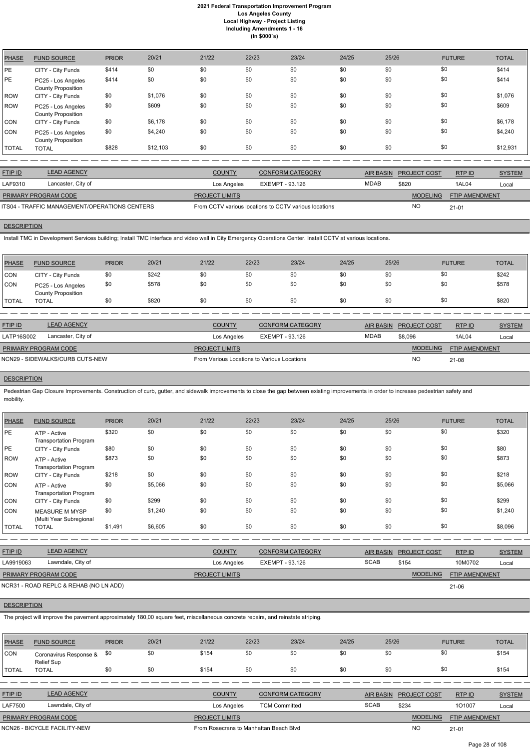| PHASE | FUND SOURCE | PRIOR | 20/21 | 21/22 | 22/23 | 23/24 | 24/25 | 25/26 | FUTURE | TOTAL |
|---|---|---|---|---|---|---|---|---|---|---|
| PE | CITY - City Funds | $414 | $0 | $0 | $0 | $0 | $0 | $0 | $0 | $414 |
| PE | PC25 - Los Angeles County Proposition | $414 | $0 | $0 | $0 | $0 | $0 | $0 | $0 | $414 |
| ROW | CITY - City Funds | $0 | $1,076 | $0 | $0 | $0 | $0 | $0 | $0 | $1,076 |
| ROW | PC25 - Los Angeles County Proposition | $0 | $609 | $0 | $0 | $0 | $0 | $0 | $0 | $609 |
| CON | CITY - City Funds | $0 | $6,178 | $0 | $0 | $0 | $0 | $0 | $0 | $6,178 |
| CON | PC25 - Los Angeles County Proposition | $0 | $4,240 | $0 | $0 | $0 | $0 | $0 | $0 | $4,240 |
| TOTAL | TOTAL | $828 | $12,103 | $0 | $0 | $0 | $0 | $0 | $0 | $12,931 |

| FTIP ID | LEAD AGENCY | COUNTY | CONFORM CATEGORY | AIR BASIN | PROJECT COST | RTP ID | SYSTEM |
|---|---|---|---|---|---|---|---|
| LAF9310 | Lancaster, City of | Los Angeles | EXEMPT - 93.126 | MDAB | $820 | 1AL04 | Local |

| PRIMARY PROGRAM CODE | PROJECT LIMITS | MODELING | FTIP AMENDMENT |
|---|---|---|---|
| ITS04 - TRAFFIC MANAGEMENT/OPERATIONS CENTERS | From CCTV various locations to CCTV various locations | NO | 21-01 |

**DESCRIPTION**

Install TMC in Development Services building; Install TMC interface and video wall in City Emergency Operations Center. Install CCTV at various locations.

| PHASE | FUND SOURCE | PRIOR | 20/21 | 21/22 | 22/23 | 23/24 | 24/25 | 25/26 | FUTURE | TOTAL |
|---|---|---|---|---|---|---|---|---|---|---|
| CON | CITY - City Funds | $0 | $242 | $0 | $0 | $0 | $0 | $0 | $0 | $242 |
| CON | PC25 - Los Angeles County Proposition | $0 | $578 | $0 | $0 | $0 | $0 | $0 | $0 | $578 |
| TOTAL | TOTAL | $0 | $820 | $0 | $0 | $0 | $0 | $0 | $0 | $820 |

| FTIP ID | LEAD AGENCY | COUNTY | CONFORM CATEGORY | AIR BASIN | PROJECT COST | RTP ID | SYSTEM |
|---|---|---|---|---|---|---|---|
| LATP16S002 | Lancaster, City of | Los Angeles | EXEMPT - 93.126 | MDAB | $8,096 | 1AL04 | Local |

| PRIMARY PROGRAM CODE | PROJECT LIMITS | MODELING | FTIP AMENDMENT |
|---|---|---|---|
| NCN29 - SIDEWALKS/CURB CUTS-NEW | From Various Locations to Various Locations | NO | 21-08 |

**DESCRIPTION**

Pedestrian Gap Closure Improvements. Construction of curb, gutter, and sidewalk improvements to close the gap between existing improvements in order to increase pedestrian safety and mobility.

| PHASE | FUND SOURCE | PRIOR | 20/21 | 21/22 | 22/23 | 23/24 | 24/25 | 25/26 | FUTURE | TOTAL |
|---|---|---|---|---|---|---|---|---|---|---|
| PE | ATP - Active Transportation Program | $320 | $0 | $0 | $0 | $0 | $0 | $0 | $0 | $320 |
| PE | CITY - City Funds | $80 | $0 | $0 | $0 | $0 | $0 | $0 | $0 | $80 |
| ROW | ATP - Active Transportation Program | $873 | $0 | $0 | $0 | $0 | $0 | $0 | $0 | $873 |
| ROW | CITY - City Funds | $218 | $0 | $0 | $0 | $0 | $0 | $0 | $0 | $218 |
| CON | ATP - Active Transportation Program | $0 | $5,066 | $0 | $0 | $0 | $0 | $0 | $0 | $5,066 |
| CON | CITY - City Funds | $0 | $299 | $0 | $0 | $0 | $0 | $0 | $0 | $299 |
| CON | MEASURE M MYSP (Multi Year Subregional | $0 | $1,240 | $0 | $0 | $0 | $0 | $0 | $0 | $1,240 |
| TOTAL | TOTAL | $1,491 | $6,605 | $0 | $0 | $0 | $0 | $0 | $0 | $8,096 |

| FTIP ID | LEAD AGENCY | COUNTY | CONFORM CATEGORY | AIR BASIN | PROJECT COST | RTP ID | SYSTEM |
|---|---|---|---|---|---|---|---|
| LA9919063 | Lawndale, City of | Los Angeles | EXEMPT - 93.126 | SCAB | $154 | 10M0702 | Local |

| PRIMARY PROGRAM CODE | PROJECT LIMITS | MODELING | FTIP AMENDMENT |
|---|---|---|---|
| NCR31 - ROAD REPLC & REHAB (NO LN ADD) | | | 21-06 |

**DESCRIPTION**

The project will improve the pavement approximately 180,00 square feet, miscellaneous concrete repairs, and reinstate striping.

| PHASE | FUND SOURCE | PRIOR | 20/21 | 21/22 | 22/23 | 23/24 | 24/25 | 25/26 | FUTURE | TOTAL |
|---|---|---|---|---|---|---|---|---|---|---|
| CON | Coronavirus Response & Relief Sup | $0 | $0 | $154 | $0 | $0 | $0 | $0 | $0 | $154 |
| TOTAL | TOTAL | $0 | $0 | $154 | $0 | $0 | $0 | $0 | $0 | $154 |

| FTIP ID | LEAD AGENCY | COUNTY | CONFORM CATEGORY | AIR BASIN | PROJECT COST | RTP ID | SYSTEM |
|---|---|---|---|---|---|---|---|
| LAF7500 | Lawndale, City of | Los Angeles | TCM Committed | SCAB | $234 | 1O1007 | Local |

| PRIMARY PROGRAM CODE | PROJECT LIMITS | MODELING | FTIP AMENDMENT |
|---|---|---|---|
| NCN26 - BICYCLE FACILITY-NEW | From Rosecrans to Manhattan Beach Blvd | NO | 21-01 |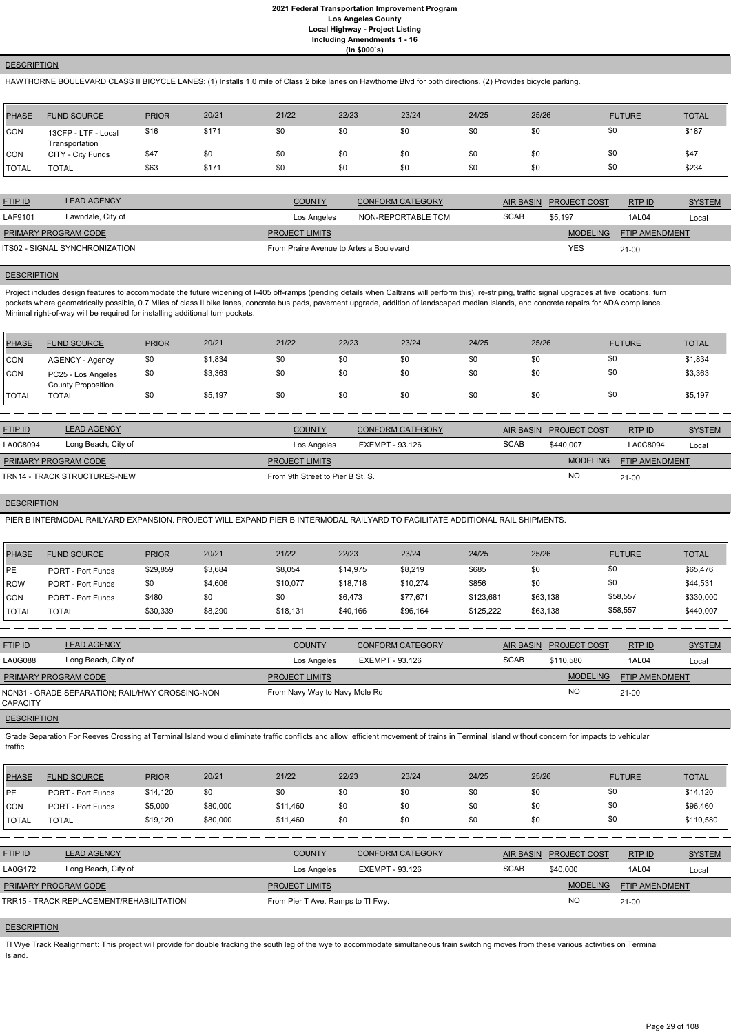# 2021 Federal Transportation Improvement Program
## Los Angeles County
## Local Highway - Project Listing
## Including Amendments 1 - 16
## (In $000`s)

**DESCRIPTION**

HAWTHORNE BOULEVARD CLASS II BICYCLE LANES: (1) Installs 1.0 mile of Class 2 bike lanes on Hawthorne Blvd for both directions. (2) Provides bicycle parking.

| PHASE | FUND SOURCE | PRIOR | 20/21 | 21/22 | 22/23 | 23/24 | 24/25 | 25/26 | FUTURE | TOTAL |
|---|---|---|---|---|---|---|---|---|---|---|
| CON | 13CFP - LTF - Local Transportation | $16 | $171 | $0 | $0 | $0 | $0 | $0 | $0 | $187 |
| CON | CITY - City Funds | $47 | $0 | $0 | $0 | $0 | $0 | $0 | $0 | $47 |
| TOTAL | TOTAL | $63 | $171 | $0 | $0 | $0 | $0 | $0 | $0 | $234 |

| FTIP ID | LEAD AGENCY | COUNTY | CONFORM CATEGORY | AIR BASIN | PROJECT COST | RTP ID | SYSTEM |
|---|---|---|---|---|---|---|---|
| LAF9101 | Lawndale, City of | Los Angeles | NON-REPORTABLE TCM | SCAB | $5,197 | 1AL04 | Local |

| PRIMARY PROGRAM CODE | PROJECT LIMITS | MODELING | FTIP AMENDMENT |
|---|---|---|---|
| ITS02 - SIGNAL SYNCHRONIZATION | From Praire Avenue to Artesia Boulevard | YES | 21-00 |

**DESCRIPTION**

Project includes design features to accommodate the future widening of I-405 off-ramps (pending details when Caltrans will perform this), re-striping, traffic signal upgrades at five locations, turn pockets where geometrically possible, 0.7 Miles of class II bike lanes, concrete bus pads, pavement upgrade, addition of landscaped median islands, and concrete repairs for ADA compliance. Minimal right-of-way will be required for installing additional turn pockets.

| PHASE | FUND SOURCE | PRIOR | 20/21 | 21/22 | 22/23 | 23/24 | 24/25 | 25/26 | FUTURE | TOTAL |
|---|---|---|---|---|---|---|---|---|---|---|
| CON | AGENCY - Agency | $0 | $1,834 | $0 | $0 | $0 | $0 | $0 | $0 | $1,834 |
| CON | PC25 - Los Angeles County Proposition | $0 | $3,363 | $0 | $0 | $0 | $0 | $0 | $0 | $3,363 |
| TOTAL | TOTAL | $0 | $5,197 | $0 | $0 | $0 | $0 | $0 | $0 | $5,197 |

| FTIP ID | LEAD AGENCY | COUNTY | CONFORM CATEGORY | AIR BASIN | PROJECT COST | RTP ID | SYSTEM |
|---|---|---|---|---|---|---|---|
| LA0C8094 | Long Beach, City of | Los Angeles | EXEMPT - 93.126 | SCAB | $440,007 | LA0C8094 | Local |

| PRIMARY PROGRAM CODE | PROJECT LIMITS | MODELING | FTIP AMENDMENT |
|---|---|---|---|
| TRN14 - TRACK STRUCTURES-NEW | From 9th Street to Pier B St. S. | NO | 21-00 |

**DESCRIPTION**

PIER B INTERMODAL RAILYARD EXPANSION. PROJECT WILL EXPAND PIER B INTERMODAL RAILYARD TO FACILITATE ADDITIONAL RAIL SHIPMENTS.

| PHASE | FUND SOURCE | PRIOR | 20/21 | 21/22 | 22/23 | 23/24 | 24/25 | 25/26 | FUTURE | TOTAL |
|---|---|---|---|---|---|---|---|---|---|---|
| PE | PORT - Port Funds | $29,859 | $3,684 | $8,054 | $14,975 | $8,219 | $685 | $0 | $0 | $65,476 |
| ROW | PORT - Port Funds | $0 | $4,606 | $10,077 | $18,718 | $10,274 | $856 | $0 | $0 | $44,531 |
| CON | PORT - Port Funds | $480 | $0 | $0 | $6,473 | $77,671 | $123,681 | $63,138 | $58,557 | $330,000 |
| TOTAL | TOTAL | $30,339 | $8,290 | $18,131 | $40,166 | $96,164 | $125,222 | $63,138 | $58,557 | $440,007 |

| FTIP ID | LEAD AGENCY | COUNTY | CONFORM CATEGORY | AIR BASIN | PROJECT COST | RTP ID | SYSTEM |
|---|---|---|---|---|---|---|---|
| LA0G088 | Long Beach, City of | Los Angeles | EXEMPT - 93.126 | SCAB | $110,580 | 1AL04 | Local |

| PRIMARY PROGRAM CODE | PROJECT LIMITS | MODELING | FTIP AMENDMENT |
|---|---|---|---|
| NCN31 - GRADE SEPARATION; RAIL/HWY CROSSING-NON CAPACITY | From Navy Way to Navy Mole Rd | NO | 21-00 |

**DESCRIPTION**

Grade Separation For Reeves Crossing at Terminal Island would eliminate traffic conflicts and allow efficient movement of trains in Terminal Island without concern for impacts to vehicular traffic.

| PHASE | FUND SOURCE | PRIOR | 20/21 | 21/22 | 22/23 | 23/24 | 24/25 | 25/26 | FUTURE | TOTAL |
|---|---|---|---|---|---|---|---|---|---|---|
| PE | PORT - Port Funds | $14,120 | $0 | $0 | $0 | $0 | $0 | $0 | $0 | $14,120 |
| CON | PORT - Port Funds | $5,000 | $80,000 | $11,460 | $0 | $0 | $0 | $0 | $0 | $96,460 |
| TOTAL | TOTAL | $19,120 | $80,000 | $11,460 | $0 | $0 | $0 | $0 | $0 | $110,580 |

| FTIP ID | LEAD AGENCY | COUNTY | CONFORM CATEGORY | AIR BASIN | PROJECT COST | RTP ID | SYSTEM |
|---|---|---|---|---|---|---|---|
| LA0G172 | Long Beach, City of | Los Angeles | EXEMPT - 93.126 | SCAB | $40,000 | 1AL04 | Local |

| PRIMARY PROGRAM CODE | PROJECT LIMITS | MODELING | FTIP AMENDMENT |
|---|---|---|---|
| TRR15 - TRACK REPLACEMENT/REHABILITATION | From Pier T Ave. Ramps to TI Fwy. | NO | 21-00 |

**DESCRIPTION**

TI Wye Track Realignment: This project will provide for double tracking the south leg of the wye to accommodate simultaneous train switching moves from these various activities on Terminal Island.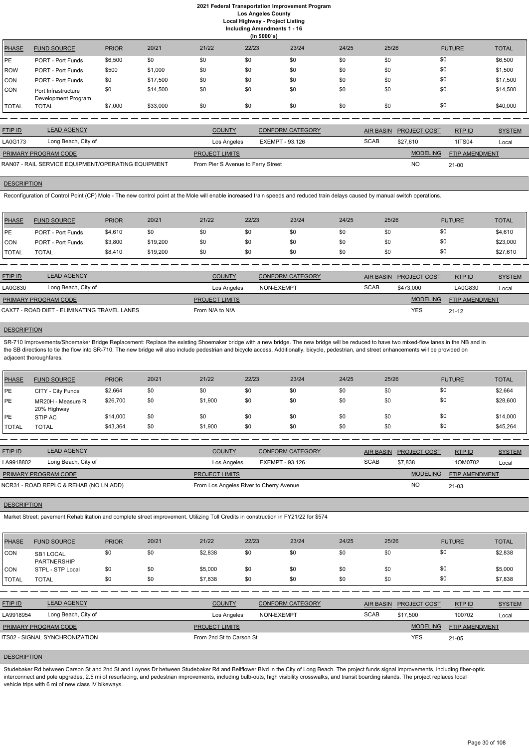# 2021 Federal Transportation Improvement Program
## Los Angeles County
### Local Highway - Project Listing
### Including Amendments 1 - 16
### (In $000`s)

| PHASE | FUND SOURCE | PRIOR | 20/21 | 21/22 | 22/23 | 23/24 | 24/25 | 25/26 | FUTURE | TOTAL |
|---|---|---|---|---|---|---|---|---|---|---|
| PE | PORT - Port Funds | $6,500 | $0 | $0 | $0 | $0 | $0 | $0 | $0 | $6,500 |
| ROW | PORT - Port Funds | $500 | $1,000 | $0 | $0 | $0 | $0 | $0 | $0 | $1,500 |
| CON | PORT - Port Funds | $0 | $17,500 | $0 | $0 | $0 | $0 | $0 | $0 | $17,500 |
| CON | Port Infrastructure Development Program | $0 | $14,500 | $0 | $0 | $0 | $0 | $0 | $0 | $14,500 |
| TOTAL | TOTAL | $7,000 | $33,000 | $0 | $0 | $0 | $0 | $0 | $0 | $40,000 |

| FTIP ID | LEAD AGENCY | COUNTY | CONFORM CATEGORY | AIR BASIN | PROJECT COST | RTP ID | SYSTEM |
|---|---|---|---|---|---|---|---|
| LA0G173 | Long Beach, City of | Los Angeles | EXEMPT - 93.126 | SCAB | $27,610 | 1ITS04 | Local |

| PRIMARY PROGRAM CODE | PROJECT LIMITS | MODELING | FTIP AMENDMENT |
|---|---|---|---|
| RAN07 - RAIL SERVICE EQUIPMENT/OPERATING EQUIPMENT | From Pier S Avenue to Ferry Street | NO | 21-00 |

**DESCRIPTION**

Reconfiguration of Control Point (CP) Mole - The new control point at the Mole will enable increased train speeds and reduced train delays caused by manual switch operations.

| PHASE | FUND SOURCE | PRIOR | 20/21 | 21/22 | 22/23 | 23/24 | 24/25 | 25/26 | FUTURE | TOTAL |
|---|---|---|---|---|---|---|---|---|---|---|
| PE | PORT - Port Funds | $4,610 | $0 | $0 | $0 | $0 | $0 | $0 | $0 | $4,610 |
| CON | PORT - Port Funds | $3,800 | $19,200 | $0 | $0 | $0 | $0 | $0 | $0 | $23,000 |
| TOTAL | TOTAL | $8,410 | $19,200 | $0 | $0 | $0 | $0 | $0 | $0 | $27,610 |

| FTIP ID | LEAD AGENCY | COUNTY | CONFORM CATEGORY | AIR BASIN | PROJECT COST | RTP ID | SYSTEM |
|---|---|---|---|---|---|---|---|
| LA0G830 | Long Beach, City of | Los Angeles | NON-EXEMPT | SCAB | $473,000 | LA0G830 | Local |

| PRIMARY PROGRAM CODE | PROJECT LIMITS | MODELING | FTIP AMENDMENT |
|---|---|---|---|
| CAX77 - ROAD DIET - ELIMINATING TRAVEL LANES | From N/A to N/A | YES | 21-12 |

**DESCRIPTION**

SR-710 Improvements/Shoemaker Bridge Replacement: Replace the existing Shoemaker bridge with a new bridge. The new bridge will be reduced to have two mixed-flow lanes in the NB and in the SB directions to tie the flow into SR-710. The new bridge will also include pedestrian and bicycle access. Additionally, bicycle, pedestrian, and street enhancements will be provided on adjacent thoroughfares.

| PHASE | FUND SOURCE | PRIOR | 20/21 | 21/22 | 22/23 | 23/24 | 24/25 | 25/26 | FUTURE | TOTAL |
|---|---|---|---|---|---|---|---|---|---|---|
| PE | CITY - City Funds | $2,664 | $0 | $0 | $0 | $0 | $0 | $0 | $0 | $2,664 |
| PE | MR20H - Measure R 20% Highway | $26,700 | $0 | $1,900 | $0 | $0 | $0 | $0 | $0 | $28,600 |
| PE | STIP AC | $14,000 | $0 | $0 | $0 | $0 | $0 | $0 | $0 | $14,000 |
| TOTAL | TOTAL | $43,364 | $0 | $1,900 | $0 | $0 | $0 | $0 | $0 | $45,264 |

| FTIP ID | LEAD AGENCY | COUNTY | CONFORM CATEGORY | AIR BASIN | PROJECT COST | RTP ID | SYSTEM |
|---|---|---|---|---|---|---|---|
| LA9918802 | Long Beach, City of | Los Angeles | EXEMPT - 93.126 | SCAB | $7,838 | 1OM0702 | Local |

| PRIMARY PROGRAM CODE | PROJECT LIMITS | MODELING | FTIP AMENDMENT |
|---|---|---|---|
| NCR31 - ROAD REPLC & REHAB (NO LN ADD) | From Los Angeles River to Cherry Avenue | NO | 21-03 |

**DESCRIPTION**

Market Street; pavement Rehabilitation and complete street improvement. Utilizing Toll Credits in construction in FY21/22 for $574

| PHASE | FUND SOURCE | PRIOR | 20/21 | 21/22 | 22/23 | 23/24 | 24/25 | 25/26 | FUTURE | TOTAL |
|---|---|---|---|---|---|---|---|---|---|---|
| CON | SB1 LOCAL PARTNERSHIP | $0 | $0 | $2,838 | $0 | $0 | $0 | $0 | $0 | $2,838 |
| CON | STPL - STP Local | $0 | $0 | $5,000 | $0 | $0 | $0 | $0 | $0 | $5,000 |
| TOTAL | TOTAL | $0 | $0 | $7,838 | $0 | $0 | $0 | $0 | $0 | $7,838 |

| FTIP ID | LEAD AGENCY | COUNTY | CONFORM CATEGORY | AIR BASIN | PROJECT COST | RTP ID | SYSTEM |
|---|---|---|---|---|---|---|---|
| LA9918954 | Long Beach, City of | Los Angeles | NON-EXEMPT | SCAB | $17,500 | 100702 | Local |

| PRIMARY PROGRAM CODE | PROJECT LIMITS | MODELING | FTIP AMENDMENT |
|---|---|---|---|
| ITS02 - SIGNAL SYNCHRONIZATION | From 2nd St to Carson St | YES | 21-05 |

**DESCRIPTION**

Studebaker Rd between Carson St and 2nd St and Loynes Dr between Studebaker Rd and Bellflower Blvd in the City of Long Beach. The project funds signal improvements, including fiber-optic interconnect and pole upgrades, 2.5 mi of resurfacing, and pedestrian improvements, including bulb-outs, high visibility crosswalks, and transit boarding islands. The project replaces local vehicle trips with 6 mi of new class IV bikeways.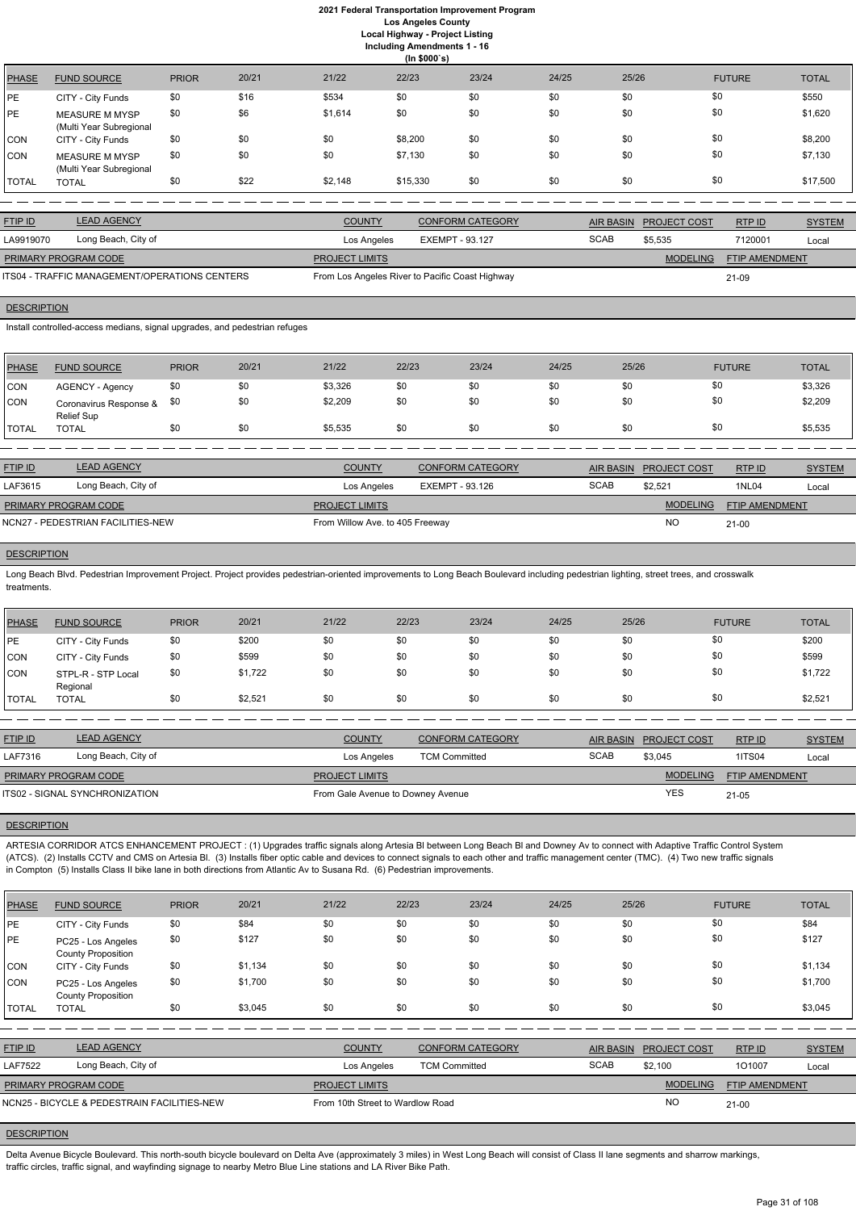# 2021 Federal Transportation Improvement Program
## Los Angeles County
### Local Highway - Project Listing
### Including Amendments 1 - 16
### (In $000`s)

| PHASE | FUND SOURCE | PRIOR | 20/21 | 21/22 | 22/23 | 23/24 | 24/25 | 25/26 | FUTURE | TOTAL |
|---|---|---|---|---|---|---|---|---|---|---|
| PE | CITY - City Funds | $0 | $16 | $534 | $0 | $0 | $0 | $0 | $0 | $550 |
| PE | MEASURE M MYSP (Multi Year Subregional | $0 | $6 | $1,614 | $0 | $0 | $0 | $0 | $0 | $1,620 |
| CON | CITY - City Funds | $0 | $0 | $0 | $8,200 | $0 | $0 | $0 | $0 | $8,200 |
| CON | MEASURE M MYSP (Multi Year Subregional | $0 | $0 | $0 | $7,130 | $0 | $0 | $0 | $0 | $7,130 |
| TOTAL | TOTAL | $0 | $22 | $2,148 | $15,330 | $0 | $0 | $0 | $0 | $17,500 |

| FTIP ID | LEAD AGENCY | COUNTY | CONFORM CATEGORY | AIR BASIN | PROJECT COST | RTP ID | SYSTEM |
|---|---|---|---|---|---|---|---|
| LA9919070 | Long Beach, City of | Los Angeles | EXEMPT - 93.127 | SCAB | $5,535 | 7120001 | Local |

| PRIMARY PROGRAM CODE | PROJECT LIMITS | MODELING | FTIP AMENDMENT |
|---|---|---|---|
| ITS04 - TRAFFIC MANAGEMENT/OPERATIONS CENTERS | From Los Angeles River to Pacific Coast Highway | | 21-09 |

**DESCRIPTION**

Install controlled-access medians, signal upgrades, and pedestrian refuges

| PHASE | FUND SOURCE | PRIOR | 20/21 | 21/22 | 22/23 | 23/24 | 24/25 | 25/26 | FUTURE | TOTAL |
|---|---|---|---|---|---|---|---|---|---|---|
| CON | AGENCY - Agency | $0 | $0 | $3,326 | $0 | $0 | $0 | $0 | $0 | $3,326 |
| CON | Coronavirus Response & Relief Sup | $0 | $0 | $2,209 | $0 | $0 | $0 | $0 | $0 | $2,209 |
| TOTAL | TOTAL | $0 | $0 | $5,535 | $0 | $0 | $0 | $0 | $0 | $5,535 |

| FTIP ID | LEAD AGENCY | COUNTY | CONFORM CATEGORY | AIR BASIN | PROJECT COST | RTP ID | SYSTEM |
|---|---|---|---|---|---|---|---|
| LAF3615 | Long Beach, City of | Los Angeles | EXEMPT - 93.126 | SCAB | $2,521 | 1NL04 | Local |

| PRIMARY PROGRAM CODE | PROJECT LIMITS | MODELING | FTIP AMENDMENT |
|---|---|---|---|
| NCN27 - PEDESTRIAN FACILITIES-NEW | From Willow Ave. to 405 Freeway | NO | 21-00 |

**DESCRIPTION**

Long Beach Blvd. Pedestrian Improvement Project. Project provides pedestrian-oriented improvements to Long Beach Boulevard including pedestrian lighting, street trees, and crosswalk treatments.

| PHASE | FUND SOURCE | PRIOR | 20/21 | 21/22 | 22/23 | 23/24 | 24/25 | 25/26 | FUTURE | TOTAL |
|---|---|---|---|---|---|---|---|---|---|---|
| PE | CITY - City Funds | $0 | $200 | $0 | $0 | $0 | $0 | $0 | $0 | $200 |
| CON | CITY - City Funds | $0 | $599 | $0 | $0 | $0 | $0 | $0 | $0 | $599 |
| CON | STPL-R - STP Local Regional | $0 | $1,722 | $0 | $0 | $0 | $0 | $0 | $0 | $1,722 |
| TOTAL | TOTAL | $0 | $2,521 | $0 | $0 | $0 | $0 | $0 | $0 | $2,521 |

| FTIP ID | LEAD AGENCY | COUNTY | CONFORM CATEGORY | AIR BASIN | PROJECT COST | RTP ID | SYSTEM |
|---|---|---|---|---|---|---|---|
| LAF7316 | Long Beach, City of | Los Angeles | TCM Committed | SCAB | $3,045 | 1ITS04 | Local |

| PRIMARY PROGRAM CODE | PROJECT LIMITS | MODELING | FTIP AMENDMENT |
|---|---|---|---|
| ITS02 - SIGNAL SYNCHRONIZATION | From Gale Avenue to Downey Avenue | YES | 21-05 |

**DESCRIPTION**

ARTESIA CORRIDOR ATCS ENHANCEMENT PROJECT : (1) Upgrades traffic signals along Artesia Bl between Long Beach Bl and Downey Av to connect with Adaptive Traffic Control System (ATCS). (2) Installs CCTV and CMS on Artesia Bl. (3) Installs fiber optic cable and devices to connect signals to each other and traffic management center (TMC). (4) Two new traffic signals in Compton (5) Installs Class II bike lane in both directions from Atlantic Av to Susana Rd. (6) Pedestrian improvements.

| PHASE | FUND SOURCE | PRIOR | 20/21 | 21/22 | 22/23 | 23/24 | 24/25 | 25/26 | FUTURE | TOTAL |
|---|---|---|---|---|---|---|---|---|---|---|
| PE | CITY - City Funds | $0 | $84 | $0 | $0 | $0 | $0 | $0 | $0 | $84 |
| PE | PC25 - Los Angeles County Proposition | $0 | $127 | $0 | $0 | $0 | $0 | $0 | $0 | $127 |
| CON | CITY - City Funds | $0 | $1,134 | $0 | $0 | $0 | $0 | $0 | $0 | $1,134 |
| CON | PC25 - Los Angeles County Proposition | $0 | $1,700 | $0 | $0 | $0 | $0 | $0 | $0 | $1,700 |
| TOTAL | TOTAL | $0 | $3,045 | $0 | $0 | $0 | $0 | $0 | $0 | $3,045 |

| FTIP ID | LEAD AGENCY | COUNTY | CONFORM CATEGORY | AIR BASIN | PROJECT COST | RTP ID | SYSTEM |
|---|---|---|---|---|---|---|---|
| LAF7522 | Long Beach, City of | Los Angeles | TCM Committed | SCAB | $2,100 | 1O1007 | Local |

| PRIMARY PROGRAM CODE | PROJECT LIMITS | MODELING | FTIP AMENDMENT |
|---|---|---|---|
| NCN25 - BICYCLE & PEDESTRAIN FACILITIES-NEW | From 10th Street to Wardlow Road | NO | 21-00 |

**DESCRIPTION**

Delta Avenue Bicycle Boulevard. This north-south bicycle boulevard on Delta Ave (approximately 3 miles) in West Long Beach will consist of Class II lane segments and sharrow markings, traffic circles, traffic signal, and wayfinding signage to nearby Metro Blue Line stations and LA River Bike Path.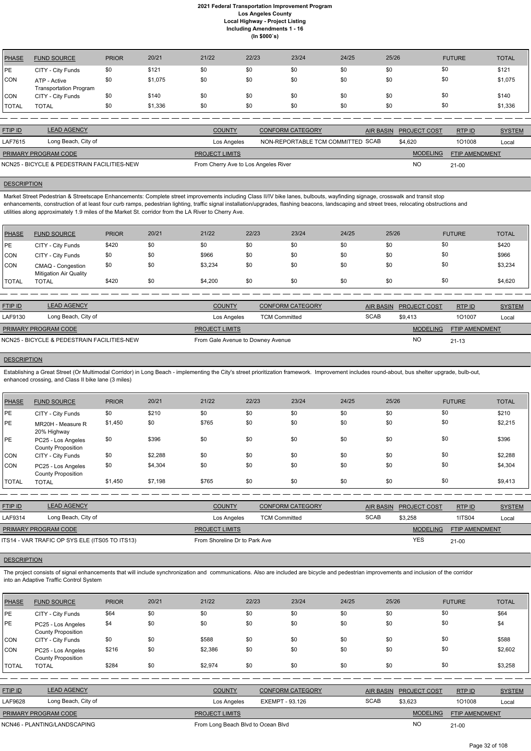# 2021 Federal Transportation Improvement Program
## Los Angeles County
### Local Highway - Project Listing
### Including Amendments 1 - 16
### (In $000`s)

| PHASE | FUND SOURCE | PRIOR | 20/21 | 21/22 | 22/23 | 23/24 | 24/25 | 25/26 | FUTURE | TOTAL |
|---|---|---|---|---|---|---|---|---|---|---|
| PE | CITY - City Funds | $0 | $121 | $0 | $0 | $0 | $0 | $0 | $0 | $121 |
| CON | ATP - Active Transportation Program | $0 | $1,075 | $0 | $0 | $0 | $0 | $0 | $0 | $1,075 |
| CON | CITY - City Funds | $0 | $140 | $0 | $0 | $0 | $0 | $0 | $0 | $140 |
| TOTAL | TOTAL | $0 | $1,336 | $0 | $0 | $0 | $0 | $0 | $0 | $1,336 |

| FTIP ID | LEAD AGENCY | COUNTY | CONFORM CATEGORY | AIR BASIN | PROJECT COST | RTP ID | SYSTEM |
|---|---|---|---|---|---|---|---|
| LAF7615 | Long Beach, City of | Los Angeles | NON-REPORTABLE TCM COMMITTED | SCAB | $4,620 | 1O1008 | Local |

| PRIMARY PROGRAM CODE | PROJECT LIMITS | MODELING | FTIP AMENDMENT |
|---|---|---|---|
| NCN25 - BICYCLE & PEDESTRAIN FACILITIES-NEW | From Cherry Ave to Los Angeles River | NO | 21-00 |

**DESCRIPTION**

Market Street Pedestrian & Streetscape Enhancements: Complete street improvements including Class II/IV bike lanes, bulbouts, wayfinding signage, crosswalk and transit stop enhancements, construction of at least four curb ramps, pedestrian lighting, traffic signal installation/upgrades, flashing beacons, landscaping and street trees, relocating obstructions and utilities along approximately 1.9 miles of the Market St. corridor from the LA River to Cherry Ave.

| PHASE | FUND SOURCE | PRIOR | 20/21 | 21/22 | 22/23 | 23/24 | 24/25 | 25/26 | FUTURE | TOTAL |
|---|---|---|---|---|---|---|---|---|---|---|
| PE | CITY - City Funds | $420 | $0 | $0 | $0 | $0 | $0 | $0 | $0 | $420 |
| CON | CITY - City Funds | $0 | $0 | $966 | $0 | $0 | $0 | $0 | $0 | $966 |
| CON | CMAQ - Congestion Mitigation Air Quality | $0 | $0 | $3,234 | $0 | $0 | $0 | $0 | $0 | $3,234 |
| TOTAL | TOTAL | $420 | $0 | $4,200 | $0 | $0 | $0 | $0 | $0 | $4,620 |

| FTIP ID | LEAD AGENCY | COUNTY | CONFORM CATEGORY | AIR BASIN | PROJECT COST | RTP ID | SYSTEM |
|---|---|---|---|---|---|---|---|
| LAF9130 | Long Beach, City of | Los Angeles | TCM Committed | SCAB | $9,413 | 1O1007 | Local |

| PRIMARY PROGRAM CODE | PROJECT LIMITS | MODELING | FTIP AMENDMENT |
|---|---|---|---|
| NCN25 - BICYCLE & PEDESTRAIN FACILITIES-NEW | From Gale Avenue to Downey Avenue | NO | 21-13 |

**DESCRIPTION**

Establishing a Great Street (Or Multimodal Corridor) in Long Beach - implementing the City's street prioritization framework. Improvement includes round-about, bus shelter upgrade, bulb-out, enhanced crossing, and Class II bike lane (3 miles)

| PHASE | FUND SOURCE | PRIOR | 20/21 | 21/22 | 22/23 | 23/24 | 24/25 | 25/26 | FUTURE | TOTAL |
|---|---|---|---|---|---|---|---|---|---|---|
| PE | CITY - City Funds | $0 | $210 | $0 | $0 | $0 | $0 | $0 | $0 | $210 |
| PE | MR20H - Measure R 20% Highway | $1,450 | $0 | $765 | $0 | $0 | $0 | $0 | $0 | $2,215 |
| PE | PC25 - Los Angeles County Proposition | $0 | $396 | $0 | $0 | $0 | $0 | $0 | $0 | $396 |
| CON | CITY - City Funds | $0 | $2,288 | $0 | $0 | $0 | $0 | $0 | $0 | $2,288 |
| CON | PC25 - Los Angeles County Proposition | $0 | $4,304 | $0 | $0 | $0 | $0 | $0 | $0 | $4,304 |
| TOTAL | TOTAL | $1,450 | $7,198 | $765 | $0 | $0 | $0 | $0 | $0 | $9,413 |

| FTIP ID | LEAD AGENCY | COUNTY | CONFORM CATEGORY | AIR BASIN | PROJECT COST | RTP ID | SYSTEM |
|---|---|---|---|---|---|---|---|
| LAF9314 | Long Beach, City of | Los Angeles | TCM Committed | SCAB | $3,258 | 1ITS04 | Local |

| PRIMARY PROGRAM CODE | PROJECT LIMITS | MODELING | FTIP AMENDMENT |
|---|---|---|---|
| ITS14 - VAR TRAFIC OP SYS ELE (ITS05 TO ITS13) | From Shoreline Dr to Park Ave | YES | 21-00 |

**DESCRIPTION**

The project consists of signal enhancements that will include synchronization and communications. Also are included are bicycle and pedestrian improvements and inclusion of the corridor into an Adaptive Traffic Control System

| PHASE | FUND SOURCE | PRIOR | 20/21 | 21/22 | 22/23 | 23/24 | 24/25 | 25/26 | FUTURE | TOTAL |
|---|---|---|---|---|---|---|---|---|---|---|
| PE | CITY - City Funds | $64 | $0 | $0 | $0 | $0 | $0 | $0 | $0 | $64 |
| PE | PC25 - Los Angeles County Proposition | $4 | $0 | $0 | $0 | $0 | $0 | $0 | $0 | $4 |
| CON | CITY - City Funds | $0 | $0 | $588 | $0 | $0 | $0 | $0 | $0 | $588 |
| CON | PC25 - Los Angeles County Proposition | $216 | $0 | $2,386 | $0 | $0 | $0 | $0 | $0 | $2,602 |
| TOTAL | TOTAL | $284 | $0 | $2,974 | $0 | $0 | $0 | $0 | $0 | $3,258 |

| FTIP ID | LEAD AGENCY | COUNTY | CONFORM CATEGORY | AIR BASIN | PROJECT COST | RTP ID | SYSTEM |
|---|---|---|---|---|---|---|---|
| LAF9628 | Long Beach, City of | Los Angeles | EXEMPT - 93.126 | SCAB | $3,623 | 1O1008 | Local |

| PRIMARY PROGRAM CODE | PROJECT LIMITS | MODELING | FTIP AMENDMENT |
|---|---|---|---|
| NCN46 - PLANTING/LANDSCAPING | From Long Beach Blvd to Ocean Blvd | NO | 21-00 |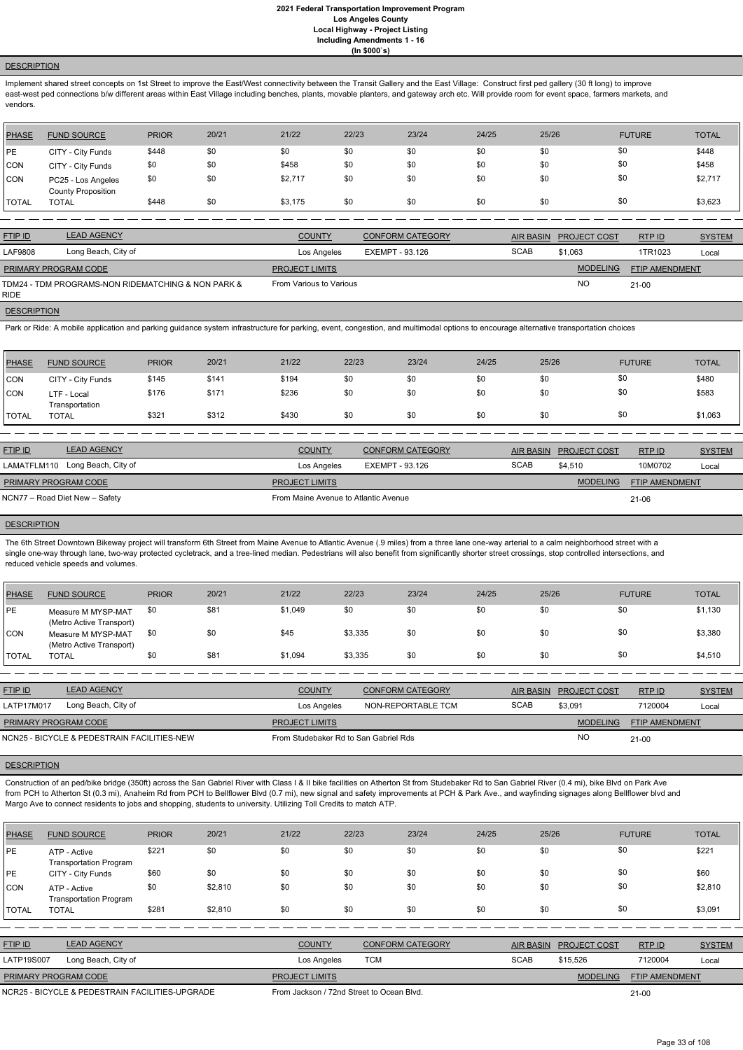## DESCRIPTION

Implement shared street concepts on 1st Street to improve the East/West connectivity between the Transit Gallery and the East Village: Construct first ped gallery (30 ft long) to improve east-west ped connections b/w different areas within East Village including benches, plants, movable planters, and gateway arch etc. Will provide room for event space, farmers markets, and vendors.

| PHASE | FUND SOURCE | PRIOR | 20/21 | 21/22 | 22/23 | 23/24 | 24/25 | 25/26 | FUTURE | TOTAL |
|---|---|---|---|---|---|---|---|---|---|---|
| PE | CITY - City Funds | $448 | $0 | $0 | $0 | $0 | $0 | $0 | $0 | $448 |
| CON | CITY - City Funds | $0 | $0 | $458 | $0 | $0 | $0 | $0 | $0 | $458 |
| CON | PC25 - Los Angeles County Proposition | $0 | $0 | $2,717 | $0 | $0 | $0 | $0 | $0 | $2,717 |
| TOTAL | TOTAL | $448 | $0 | $3,175 | $0 | $0 | $0 | $0 | $0 | $3,623 |

| FTIP ID | LEAD AGENCY | COUNTY | CONFORM CATEGORY | AIR BASIN | PROJECT COST | RTP ID | SYSTEM |
|---|---|---|---|---|---|---|---|
| LAF9808 | Long Beach, City of | Los Angeles | EXEMPT - 93.126 | SCAB | $1,063 | 1TR1023 | Local |

| PRIMARY PROGRAM CODE | PROJECT LIMITS | MODELING | FTIP AMENDMENT |
|---|---|---|---|
| TDM24 - TDM PROGRAMS-NON RIDEMATCHING & NON PARK & RIDE | From Various to Various | NO | 21-00 |

## DESCRIPTION

Park or Ride: A mobile application and parking guidance system infrastructure for parking, event, congestion, and multimodal options to encourage alternative transportation choices

| PHASE | FUND SOURCE | PRIOR | 20/21 | 21/22 | 22/23 | 23/24 | 24/25 | 25/26 | FUTURE | TOTAL |
|---|---|---|---|---|---|---|---|---|---|---|
| CON | CITY - City Funds | $145 | $141 | $194 | $0 | $0 | $0 | $0 | $0 | $480 |
| CON | LTF - Local Transportation | $176 | $171 | $236 | $0 | $0 | $0 | $0 | $0 | $583 |
| TOTAL | TOTAL | $321 | $312 | $430 | $0 | $0 | $0 | $0 | $0 | $1,063 |

| FTIP ID | LEAD AGENCY | COUNTY | CONFORM CATEGORY | AIR BASIN | PROJECT COST | RTP ID | SYSTEM |
|---|---|---|---|---|---|---|---|
| LAMATFLM110 | Long Beach, City of | Los Angeles | EXEMPT - 93.126 | SCAB | $4,510 | 10M0702 | Local |

| PRIMARY PROGRAM CODE | PROJECT LIMITS | MODELING | FTIP AMENDMENT |
|---|---|---|---|
| NCN77 – Road Diet New – Safety | From Maine Avenue to Atlantic Avenue | | 21-06 |

## DESCRIPTION

The 6th Street Downtown Bikeway project will transform 6th Street from Maine Avenue to Atlantic Avenue (.9 miles) from a three lane one-way arterial to a calm neighborhood street with a single one-way through lane, two-way protected cycletrack, and a tree-lined median. Pedestrians will also benefit from significantly shorter street crossings, stop controlled intersections, and reduced vehicle speeds and volumes.

| PHASE | FUND SOURCE | PRIOR | 20/21 | 21/22 | 22/23 | 23/24 | 24/25 | 25/26 | FUTURE | TOTAL |
|---|---|---|---|---|---|---|---|---|---|---|
| PE | Measure M MYSP-MAT (Metro Active Transport) | $0 | $81 | $1,049 | $0 | $0 | $0 | $0 | $0 | $1,130 |
| CON | Measure M MYSP-MAT (Metro Active Transport) | $0 | $0 | $45 | $3,335 | $0 | $0 | $0 | $0 | $3,380 |
| TOTAL | TOTAL | $0 | $81 | $1,094 | $3,335 | $0 | $0 | $0 | $0 | $4,510 |

| FTIP ID | LEAD AGENCY | COUNTY | CONFORM CATEGORY | AIR BASIN | PROJECT COST | RTP ID | SYSTEM |
|---|---|---|---|---|---|---|---|
| LATP17M017 | Long Beach, City of | Los Angeles | NON-REPORTABLE TCM | SCAB | $3,091 | 7120004 | Local |

| PRIMARY PROGRAM CODE | PROJECT LIMITS | MODELING | FTIP AMENDMENT |
|---|---|---|---|
| NCN25 - BICYCLE & PEDESTRAIN FACILITIES-NEW | From Studebaker Rd to San Gabriel Rds | NO | 21-00 |

## DESCRIPTION

Construction of an ped/bike bridge (350ft) across the San Gabriel River with Class I & II bike facilities on Atherton St from Studebaker Rd to San Gabriel River (0.4 mi), bike Blvd on Park Ave from PCH to Atherton St (0.3 mi), Anaheim Rd from PCH to Bellflower Blvd (0.7 mi), new signal and safety improvements at PCH & Park Ave., and wayfinding signages along Bellflower blvd and Margo Ave to connect residents to jobs and shopping, students to university. Utilizing Toll Credits to match ATP.

| PHASE | FUND SOURCE | PRIOR | 20/21 | 21/22 | 22/23 | 23/24 | 24/25 | 25/26 | FUTURE | TOTAL |
|---|---|---|---|---|---|---|---|---|---|---|
| PE | ATP - Active Transportation Program | $221 | $0 | $0 | $0 | $0 | $0 | $0 | $0 | $221 |
| PE | CITY - City Funds | $60 | $0 | $0 | $0 | $0 | $0 | $0 | $0 | $60 |
| CON | ATP - Active Transportation Program | $0 | $2,810 | $0 | $0 | $0 | $0 | $0 | $0 | $2,810 |
| TOTAL | TOTAL | $281 | $2,810 | $0 | $0 | $0 | $0 | $0 | $0 | $3,091 |

| FTIP ID | LEAD AGENCY | COUNTY | CONFORM CATEGORY | AIR BASIN | PROJECT COST | RTP ID | SYSTEM |
|---|---|---|---|---|---|---|---|
| LATP19S007 | Long Beach, City of | Los Angeles | TCM | SCAB | $15,526 | 7120004 | Local |

| PRIMARY PROGRAM CODE | PROJECT LIMITS | MODELING | FTIP AMENDMENT |
|---|---|---|---|
| NCR25 - BICYCLE & PEDESTRAIN FACILITIES-UPGRADE | From Jackson / 72nd Street to Ocean Blvd. | | 21-00 |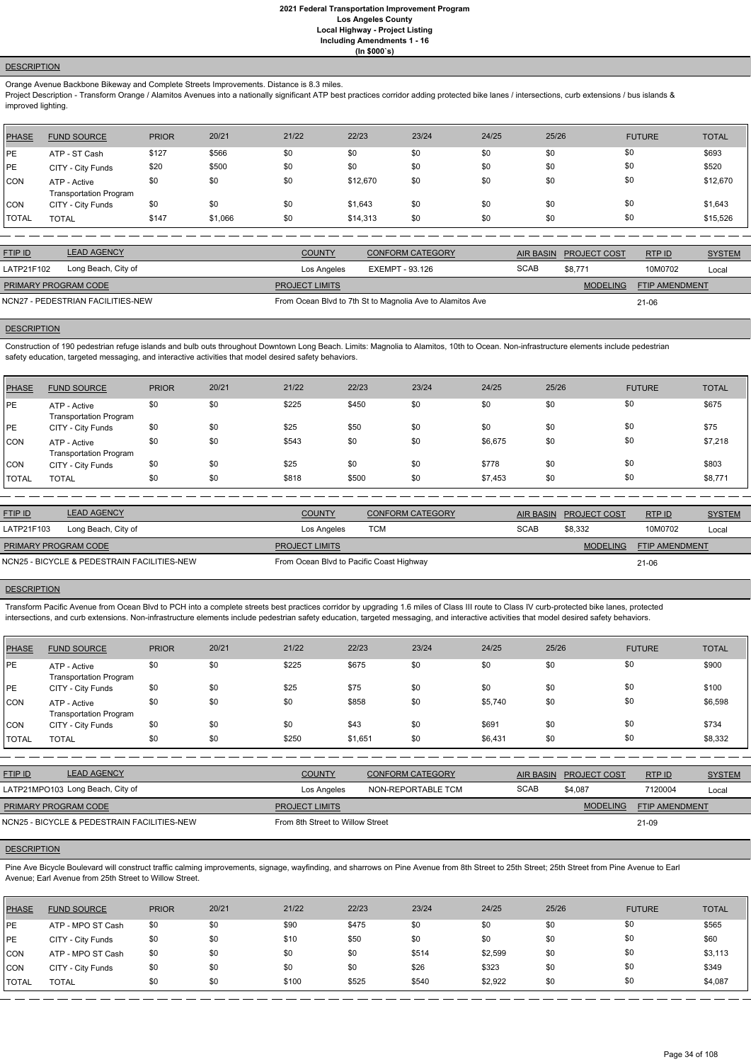**2021 Federal Transportation Improvement Program**
**Los Angeles County**
**Local Highway - Project Listing**
**Including Amendments 1 - 16**
**(In $000`s)**

### DESCRIPTION

Orange Avenue Backbone Bikeway and Complete Streets Improvements. Distance is 8.3 miles.
Project Description - Transform Orange / Alamitos Avenues into a nationally significant ATP best practices corridor adding protected bike lanes / intersections, curb extensions / bus islands & improved lighting.

| PHASE | FUND SOURCE | PRIOR | 20/21 | 21/22 | 22/23 | 23/24 | 24/25 | 25/26 | FUTURE | TOTAL |
|---|---|---|---|---|---|---|---|---|---|---|
| PE | ATP - ST Cash | $127 | $566 | $0 | $0 | $0 | $0 | $0 | $0 | $693 |
| PE | CITY - City Funds | $20 | $500 | $0 | $0 | $0 | $0 | $0 | $0 | $520 |
| CON | ATP - Active Transportation Program | $0 | $0 | $0 | $12,670 | $0 | $0 | $0 | $0 | $12,670 |
| CON | CITY - City Funds | $0 | $0 | $0 | $1,643 | $0 | $0 | $0 | $0 | $1,643 |
| TOTAL | TOTAL | $147 | $1,066 | $0 | $14,313 | $0 | $0 | $0 | $0 | $15,526 |

| FTIP ID | LEAD AGENCY | COUNTY | CONFORM CATEGORY | AIR BASIN | PROJECT COST | RTP ID | SYSTEM |
|---|---|---|---|---|---|---|---|
| LATP21F102 | Long Beach, City of | Los Angeles | EXEMPT - 93.126 | SCAB | $8,771 | 10M0702 | Local |

| PRIMARY PROGRAM CODE | PROJECT LIMITS | MODELING | FTIP AMENDMENT |
|---|---|---|---|
| NCN27 - PEDESTRIAN FACILITIES-NEW | From Ocean Blvd to 7th St to Magnolia Ave to Alamitos Ave | | 21-06 |

### DESCRIPTION

Construction of 190 pedestrian refuge islands and bulb outs throughout Downtown Long Beach. Limits: Magnolia to Alamitos, 10th to Ocean. Non-infrastructure elements include pedestrian safety education, targeted messaging, and interactive activities that model desired safety behaviors.

| PHASE | FUND SOURCE | PRIOR | 20/21 | 21/22 | 22/23 | 23/24 | 24/25 | 25/26 | FUTURE | TOTAL |
|---|---|---|---|---|---|---|---|---|---|---|
| PE | ATP - Active Transportation Program | $0 | $0 | $225 | $450 | $0 | $0 | $0 | $0 | $675 |
| PE | CITY - City Funds | $0 | $0 | $25 | $50 | $0 | $0 | $0 | $0 | $75 |
| CON | ATP - Active Transportation Program | $0 | $0 | $543 | $0 | $0 | $6,675 | $0 | $0 | $7,218 |
| CON | CITY - City Funds | $0 | $0 | $25 | $0 | $0 | $778 | $0 | $0 | $803 |
| TOTAL | TOTAL | $0 | $0 | $818 | $500 | $0 | $7,453 | $0 | $0 | $8,771 |

| FTIP ID | LEAD AGENCY | COUNTY | CONFORM CATEGORY | AIR BASIN | PROJECT COST | RTP ID | SYSTEM |
|---|---|---|---|---|---|---|---|
| LATP21F103 | Long Beach, City of | Los Angeles | TCM | SCAB | $8,332 | 10M0702 | Local |

| PRIMARY PROGRAM CODE | PROJECT LIMITS | MODELING | FTIP AMENDMENT |
|---|---|---|---|
| NCN25 - BICYCLE & PEDESTRIAN FACILITIES-NEW | From Ocean Blvd to Pacific Coast Highway | | 21-06 |

### DESCRIPTION

Transform Pacific Avenue from Ocean Blvd to PCH into a complete streets best practices corridor by upgrading 1.6 miles of Class III route to Class IV curb-protected bike lanes, protected intersections, and curb extensions. Non-infrastructure elements include pedestrian safety education, targeted messaging, and interactive activities that model desired safety behaviors.

| PHASE | FUND SOURCE | PRIOR | 20/21 | 21/22 | 22/23 | 23/24 | 24/25 | 25/26 | FUTURE | TOTAL |
|---|---|---|---|---|---|---|---|---|---|---|
| PE | ATP - Active Transportation Program | $0 | $0 | $225 | $675 | $0 | $0 | $0 | $0 | $900 |
| PE | CITY - City Funds | $0 | $0 | $25 | $75 | $0 | $0 | $0 | $0 | $100 |
| CON | ATP - Active Transportation Program | $0 | $0 | $0 | $858 | $0 | $5,740 | $0 | $0 | $6,598 |
| CON | CITY - City Funds | $0 | $0 | $0 | $43 | $0 | $691 | $0 | $0 | $734 |
| TOTAL | TOTAL | $0 | $0 | $250 | $1,651 | $0 | $6,431 | $0 | $0 | $8,332 |

| FTIP ID | LEAD AGENCY | COUNTY | CONFORM CATEGORY | AIR BASIN | PROJECT COST | RTP ID | SYSTEM |
|---|---|---|---|---|---|---|---|
| LATP21MPO103 | Long Beach, City of | Los Angeles | NON-REPORTABLE TCM | SCAB | $4,087 | 7120004 | Local |

| PRIMARY PROGRAM CODE | PROJECT LIMITS | MODELING | FTIP AMENDMENT |
|---|---|---|---|
| NCN25 - BICYCLE & PEDESTRIAN FACILITIES-NEW | From 8th Street to Willow Street | | 21-09 |

### DESCRIPTION

Pine Ave Bicycle Boulevard will construct traffic calming improvements, signage, wayfinding, and sharrows on Pine Avenue from 8th Street to 25th Street; 25th Street from Pine Avenue to Earl Avenue; Earl Avenue from 25th Street to Willow Street.

| PHASE | FUND SOURCE | PRIOR | 20/21 | 21/22 | 22/23 | 23/24 | 24/25 | 25/26 | FUTURE | TOTAL |
|---|---|---|---|---|---|---|---|---|---|---|
| PE | ATP - MPO ST Cash | $0 | $0 | $90 | $475 | $0 | $0 | $0 | $0 | $565 |
| PE | CITY - City Funds | $0 | $0 | $10 | $50 | $0 | $0 | $0 | $0 | $60 |
| CON | ATP - MPO ST Cash | $0 | $0 | $0 | $0 | $514 | $2,599 | $0 | $0 | $3,113 |
| CON | CITY - City Funds | $0 | $0 | $0 | $0 | $26 | $323 | $0 | $0 | $349 |
| TOTAL | TOTAL | $0 | $0 | $100 | $525 | $540 | $2,922 | $0 | $0 | $4,087 |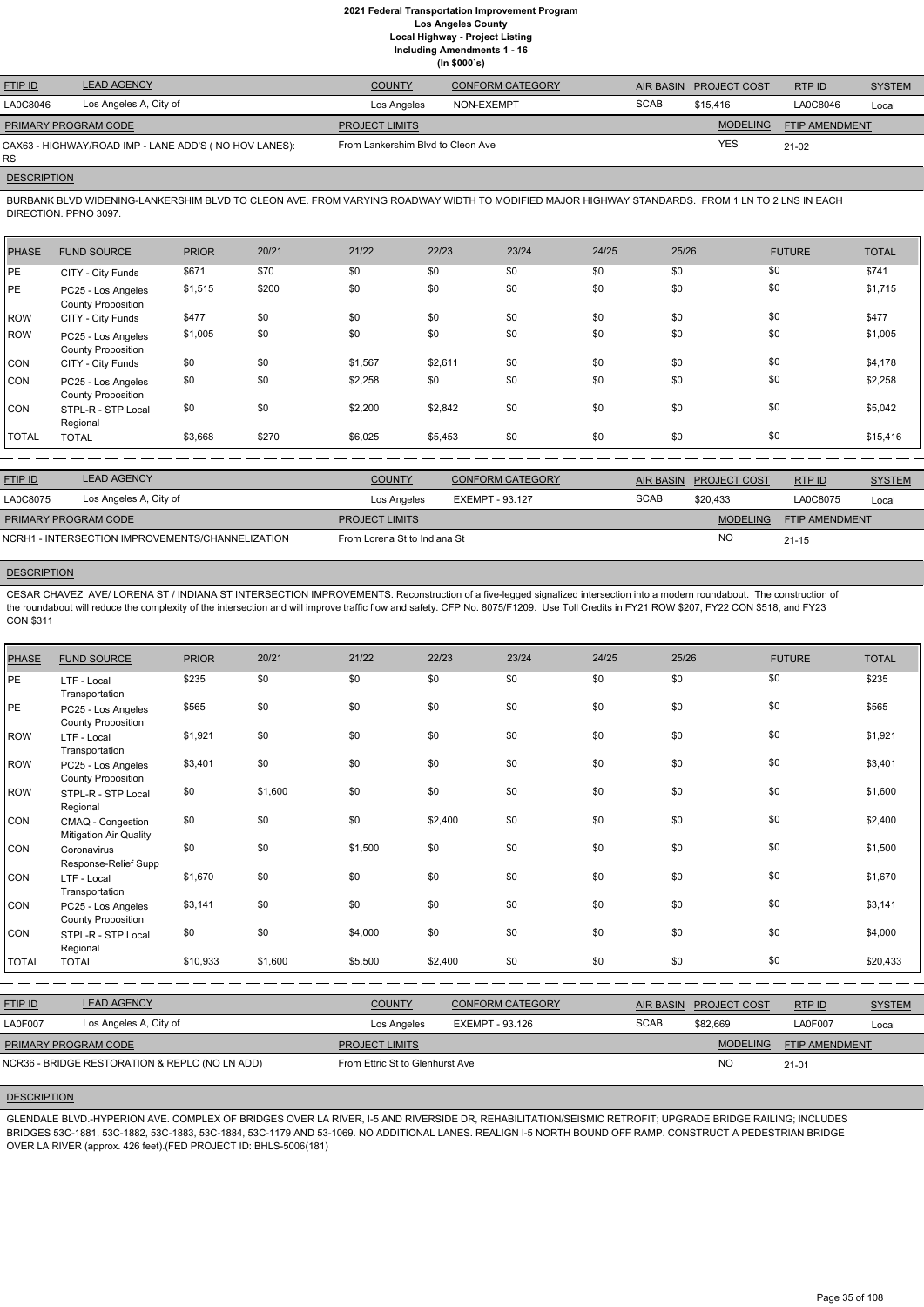# 2021 Federal Transportation Improvement Program
## Los Angeles County
## Local Highway - Project Listing
## Including Amendments 1 - 16
## (In $000`s)

| FTIP ID | LEAD AGENCY | COUNTY | CONFORM CATEGORY | AIR BASIN | PROJECT COST | RTP ID | SYSTEM |
|---|---|---|---|---|---|---|---|
| LA0C8046 | Los Angeles A, City of | Los Angeles | NON-EXEMPT | SCAB | $15,416 | LA0C8046 | Local |

| PRIMARY PROGRAM CODE | PROJECT LIMITS | MODELING | FTIP AMENDMENT |
|---|---|---|---|
| CAX63 - HIGHWAY/ROAD IMP - LANE ADD'S ( NO HOV LANES): RS | From Lankershim Blvd to Cleon Ave | YES | 21-02 |

**DESCRIPTION**

BURBANK BLVD WIDENING-LANKERSHIM BLVD TO CLEON AVE. FROM VARYING ROADWAY WIDTH TO MODIFIED MAJOR HIGHWAY STANDARDS. FROM 1 LN TO 2 LNS IN EACH DIRECTION. PPNO 3097.

| PHASE | FUND SOURCE | PRIOR | 20/21 | 21/22 | 22/23 | 23/24 | 24/25 | 25/26 | FUTURE | TOTAL |
|---|---|---|---|---|---|---|---|---|---|---|
| PE | CITY - City Funds | $671 | $70 | $0 | $0 | $0 | $0 | $0 | $0 | $741 |
| PE | PC25 - Los Angeles County Proposition | $1,515 | $200 | $0 | $0 | $0 | $0 | $0 | $0 | $1,715 |
| ROW | CITY - City Funds | $477 | $0 | $0 | $0 | $0 | $0 | $0 | $0 | $477 |
| ROW | PC25 - Los Angeles County Proposition | $1,005 | $0 | $0 | $0 | $0 | $0 | $0 | $0 | $1,005 |
| CON | CITY - City Funds | $0 | $0 | $1,567 | $2,611 | $0 | $0 | $0 | $0 | $4,178 |
| CON | PC25 - Los Angeles County Proposition | $0 | $0 | $2,258 | $0 | $0 | $0 | $0 | $0 | $2,258 |
| CON | STPL-R - STP Local Regional | $0 | $0 | $2,200 | $2,842 | $0 | $0 | $0 | $0 | $5,042 |
| TOTAL | TOTAL | $3,668 | $270 | $6,025 | $5,453 | $0 | $0 | $0 | $0 | $15,416 |

| FTIP ID | LEAD AGENCY | COUNTY | CONFORM CATEGORY | AIR BASIN | PROJECT COST | RTP ID | SYSTEM |
|---|---|---|---|---|---|---|---|
| LA0C8075 | Los Angeles A, City of | Los Angeles | EXEMPT - 93.127 | SCAB | $20,433 | LA0C8075 | Local |

| PRIMARY PROGRAM CODE | PROJECT LIMITS | MODELING | FTIP AMENDMENT |
|---|---|---|---|
| NCRH1 - INTERSECTION IMPROVEMENTS/CHANNELIZATION | From Lorena St to Indiana St | NO | 21-15 |

**DESCRIPTION**

CESAR CHAVEZ AVE/ LORENA ST / INDIANA ST INTERSECTION IMPROVEMENTS. Reconstruction of a five-legged signalized intersection into a modern roundabout. The construction of the roundabout will reduce the complexity of the intersection and will improve traffic flow and safety. CFP No. 8075/F1209. Use Toll Credits in FY21 ROW $207, FY22 CON $518, and FY23 CON $311

| PHASE | FUND SOURCE | PRIOR | 20/21 | 21/22 | 22/23 | 23/24 | 24/25 | 25/26 | FUTURE | TOTAL |
|---|---|---|---|---|---|---|---|---|---|---|
| PE | LTF - Local Transportation | $235 | $0 | $0 | $0 | $0 | $0 | $0 | $0 | $235 |
| PE | PC25 - Los Angeles County Proposition | $565 | $0 | $0 | $0 | $0 | $0 | $0 | $0 | $565 |
| ROW | LTF - Local Transportation | $1,921 | $0 | $0 | $0 | $0 | $0 | $0 | $0 | $1,921 |
| ROW | PC25 - Los Angeles County Proposition | $3,401 | $0 | $0 | $0 | $0 | $0 | $0 | $0 | $3,401 |
| ROW | STPL-R - STP Local Regional | $0 | $1,600 | $0 | $0 | $0 | $0 | $0 | $0 | $1,600 |
| CON | CMAQ - Congestion Mitigation Air Quality | $0 | $0 | $0 | $2,400 | $0 | $0 | $0 | $0 | $2,400 |
| CON | Coronavirus Response-Relief Supp | $0 | $0 | $1,500 | $0 | $0 | $0 | $0 | $0 | $1,500 |
| CON | LTF - Local Transportation | $1,670 | $0 | $0 | $0 | $0 | $0 | $0 | $0 | $1,670 |
| CON | PC25 - Los Angeles County Proposition | $3,141 | $0 | $0 | $0 | $0 | $0 | $0 | $0 | $3,141 |
| CON | STPL-R - STP Local Regional | $0 | $0 | $4,000 | $0 | $0 | $0 | $0 | $0 | $4,000 |
| TOTAL | TOTAL | $10,933 | $1,600 | $5,500 | $2,400 | $0 | $0 | $0 | $0 | $20,433 |

| FTIP ID | LEAD AGENCY | COUNTY | CONFORM CATEGORY | AIR BASIN | PROJECT COST | RTP ID | SYSTEM |
|---|---|---|---|---|---|---|---|
| LA0F007 | Los Angeles A, City of | Los Angeles | EXEMPT - 93.126 | SCAB | $82,669 | LA0F007 | Local |

| PRIMARY PROGRAM CODE | PROJECT LIMITS | MODELING | FTIP AMENDMENT |
|---|---|---|---|
| NCR36 - BRIDGE RESTORATION & REPLC (NO LN ADD) | From Ettric St to Glenhurst Ave | NO | 21-01 |

**DESCRIPTION**

GLENDALE BLVD.-HYPERION AVE. COMPLEX OF BRIDGES OVER LA RIVER, I-5 AND RIVERSIDE DR, REHABILITATION/SEISMIC RETROFIT; UPGRADE BRIDGE RAILING; INCLUDES BRIDGES 53C-1881, 53C-1882, 53C-1883, 53C-1884, 53C-1179 AND 53-1069. NO ADDITIONAL LANES. REALIGN I-5 NORTH BOUND OFF RAMP. CONSTRUCT A PEDESTRIAN BRIDGE OVER LA RIVER (approx. 426 feet).(FED PROJECT ID: BHLS-5006(181)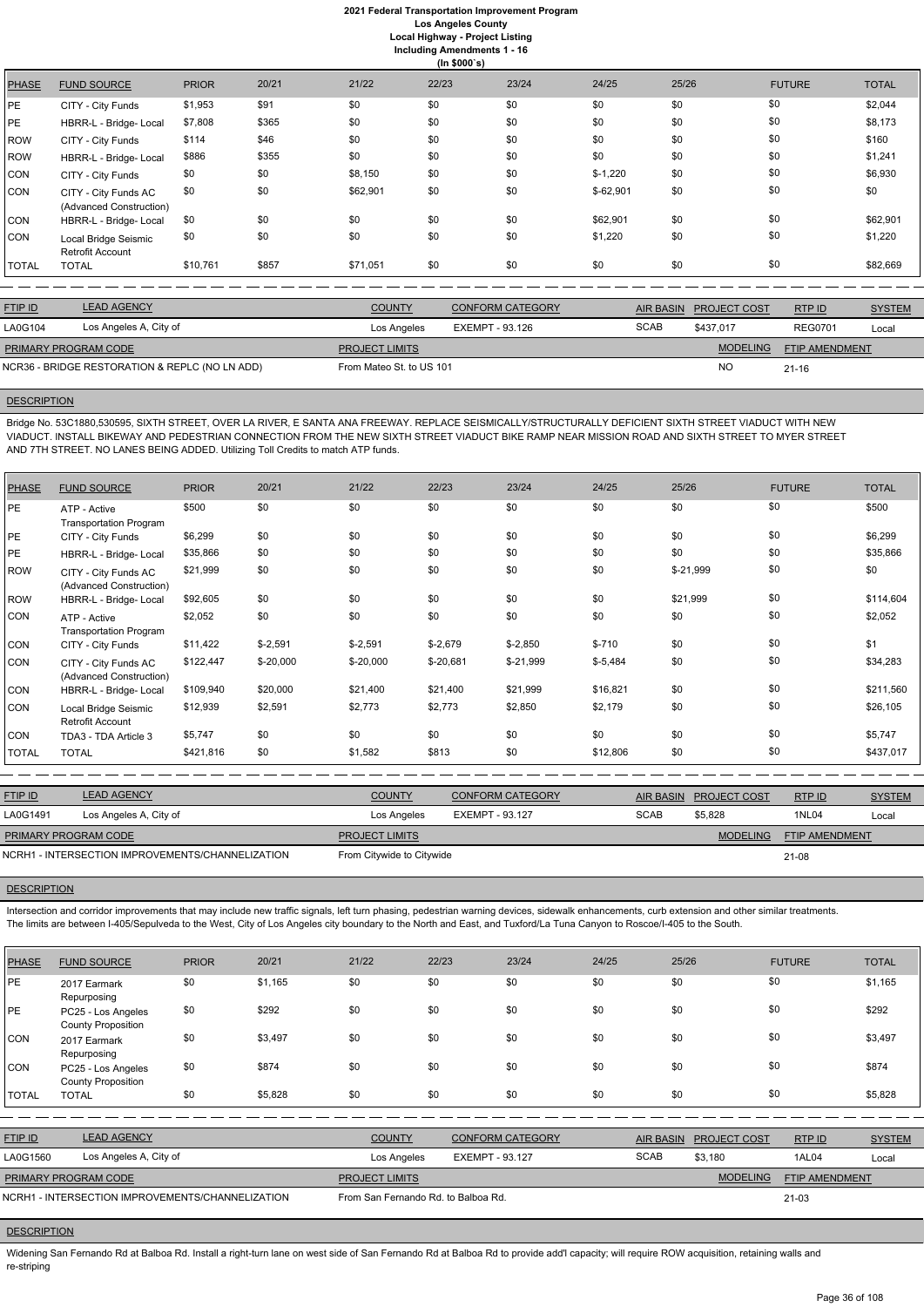# 2021 Federal Transportation Improvement Program
## Los Angeles County
### Local Highway - Project Listing
### Including Amendments 1 - 16
### (In $000`s)

| PHASE | FUND SOURCE | PRIOR | 20/21 | 21/22 | 22/23 | 23/24 | 24/25 | 25/26 | FUTURE | TOTAL |
|---|---|---|---|---|---|---|---|---|---|---|
| PE | CITY - City Funds | $1,953 | $91 | $0 | $0 | $0 | $0 | $0 | $0 | $2,044 |
| PE | HBRR-L - Bridge- Local | $7,808 | $365 | $0 | $0 | $0 | $0 | $0 | $0 | $8,173 |
| ROW | CITY - City Funds | $114 | $46 | $0 | $0 | $0 | $0 | $0 | $0 | $160 |
| ROW | HBRR-L - Bridge- Local | $886 | $355 | $0 | $0 | $0 | $0 | $0 | $0 | $1,241 |
| CON | CITY - City Funds | $0 | $0 | $8,150 | $0 | $0 | $-1,220 | $0 | $0 | $6,930 |
| CON | CITY - City Funds AC (Advanced Construction) | $0 | $0 | $62,901 | $0 | $0 | $-62,901 | $0 | $0 | $0 |
| CON | HBRR-L - Bridge- Local | $0 | $0 | $0 | $0 | $0 | $62,901 | $0 | $0 | $62,901 |
| CON | Local Bridge Seismic Retrofit Account | $0 | $0 | $0 | $0 | $0 | $1,220 | $0 | $0 | $1,220 |
| TOTAL | TOTAL | $10,761 | $857 | $71,051 | $0 | $0 | $0 | $0 | $0 | $82,669 |

| FTIP ID | LEAD AGENCY | COUNTY | CONFORM CATEGORY | AIR BASIN | PROJECT COST | RTP ID | SYSTEM |
|---|---|---|---|---|---|---|---|
| LA0G104 | Los Angeles A, City of | Los Angeles | EXEMPT - 93.126 | SCAB | $437,017 | REG0701 | Local |

| PRIMARY PROGRAM CODE | PROJECT LIMITS | MODELING | FTIP AMENDMENT |
|---|---|---|---|
| NCR36 - BRIDGE RESTORATION & REPLC (NO LN ADD) | From Mateo St. to US 101 | NO | 21-16 |

**DESCRIPTION**

Bridge No. 53C1880,530595, SIXTH STREET, OVER LA RIVER, E SANTA ANA FREEWAY. REPLACE SEISMICALLY/STRUCTURALLY DEFICIENT SIXTH STREET VIADUCT WITH NEW VIADUCT. INSTALL BIKEWAY AND PEDESTRIAN CONNECTION FROM THE NEW SIXTH STREET VIADUCT BIKE RAMP NEAR MISSION ROAD AND SIXTH STREET TO MYER STREET AND 7TH STREET. NO LANES BEING ADDED. Utilizing Toll Credits to match ATP funds.

| PHASE | FUND SOURCE | PRIOR | 20/21 | 21/22 | 22/23 | 23/24 | 24/25 | 25/26 | FUTURE | TOTAL |
|---|---|---|---|---|---|---|---|---|---|---|
| PE | ATP - Active Transportation Program | $500 | $0 | $0 | $0 | $0 | $0 | $0 | $0 | $500 |
| PE | CITY - City Funds | $6,299 | $0 | $0 | $0 | $0 | $0 | $0 | $0 | $6,299 |
| PE | HBRR-L - Bridge- Local | $35,866 | $0 | $0 | $0 | $0 | $0 | $0 | $0 | $35,866 |
| ROW | CITY - City Funds AC (Advanced Construction) | $21,999 | $0 | $0 | $0 | $0 | $0 | $-21,999 | $0 | $0 |
| ROW | HBRR-L - Bridge- Local | $92,605 | $0 | $0 | $0 | $0 | $0 | $21,999 | $0 | $114,604 |
| CON | ATP - Active Transportation Program | $2,052 | $0 | $0 | $0 | $0 | $0 | $0 | $0 | $2,052 |
| CON | CITY - City Funds | $11,422 | $-2,591 | $-2,591 | $-2,679 | $-2,850 | $-710 | $0 | $0 | $1 |
| CON | CITY - City Funds AC (Advanced Construction) | $122,447 | $-20,000 | $-20,000 | $-20,681 | $-21,999 | $-5,484 | $0 | $0 | $34,283 |
| CON | HBRR-L - Bridge- Local | $109,940 | $20,000 | $21,400 | $21,400 | $21,999 | $16,821 | $0 | $0 | $211,560 |
| CON | Local Bridge Seismic Retrofit Account | $12,939 | $2,591 | $2,773 | $2,773 | $2,850 | $2,179 | $0 | $0 | $26,105 |
| CON | TDA3 - TDA Article 3 | $5,747 | $0 | $0 | $0 | $0 | $0 | $0 | $0 | $5,747 |
| TOTAL | TOTAL | $421,816 | $0 | $1,582 | $813 | $0 | $12,806 | $0 | $0 | $437,017 |

| FTIP ID | LEAD AGENCY | COUNTY | CONFORM CATEGORY | AIR BASIN | PROJECT COST | RTP ID | SYSTEM |
|---|---|---|---|---|---|---|---|
| LA0G1491 | Los Angeles A, City of | Los Angeles | EXEMPT - 93.127 | SCAB | $5,828 | 1NL04 | Local |

| PRIMARY PROGRAM CODE | PROJECT LIMITS | MODELING | FTIP AMENDMENT |
|---|---|---|---|
| NCRH1 - INTERSECTION IMPROVEMENTS/CHANNELIZATION | From Citywide to Citywide | | 21-08 |

**DESCRIPTION**

Intersection and corridor improvements that may include new traffic signals, left turn phasing, pedestrian warning devices, sidewalk enhancements, curb extension and other similar treatments. The limits are between I-405/Sepulveda to the West, City of Los Angeles city boundary to the North and East, and Tuxford/La Tuna Canyon to Roscoe/I-405 to the South.

| PHASE | FUND SOURCE | PRIOR | 20/21 | 21/22 | 22/23 | 23/24 | 24/25 | 25/26 | FUTURE | TOTAL |
|---|---|---|---|---|---|---|---|---|---|---|
| PE | 2017 Earmark Repurposing | $0 | $1,165 | $0 | $0 | $0 | $0 | $0 | $0 | $1,165 |
| PE | PC25 - Los Angeles County Proposition | $0 | $292 | $0 | $0 | $0 | $0 | $0 | $0 | $292 |
| CON | 2017 Earmark Repurposing | $0 | $3,497 | $0 | $0 | $0 | $0 | $0 | $0 | $3,497 |
| CON | PC25 - Los Angeles County Proposition | $0 | $874 | $0 | $0 | $0 | $0 | $0 | $0 | $874 |
| TOTAL | TOTAL | $0 | $5,828 | $0 | $0 | $0 | $0 | $0 | $0 | $5,828 |

| FTIP ID | LEAD AGENCY | COUNTY | CONFORM CATEGORY | AIR BASIN | PROJECT COST | RTP ID | SYSTEM |
|---|---|---|---|---|---|---|---|
| LA0G1560 | Los Angeles A, City of | Los Angeles | EXEMPT - 93.127 | SCAB | $3,180 | 1AL04 | Local |

| PRIMARY PROGRAM CODE | PROJECT LIMITS | MODELING | FTIP AMENDMENT |
|---|---|---|---|
| NCRH1 - INTERSECTION IMPROVEMENTS/CHANNELIZATION | From San Fernando Rd. to Balboa Rd. | | 21-03 |

**DESCRIPTION**

Widening San Fernando Rd at Balboa Rd. Install a right-turn lane on west side of San Fernando Rd at Balboa Rd to provide add'l capacity; will require ROW acquisition, retaining walls and re-striping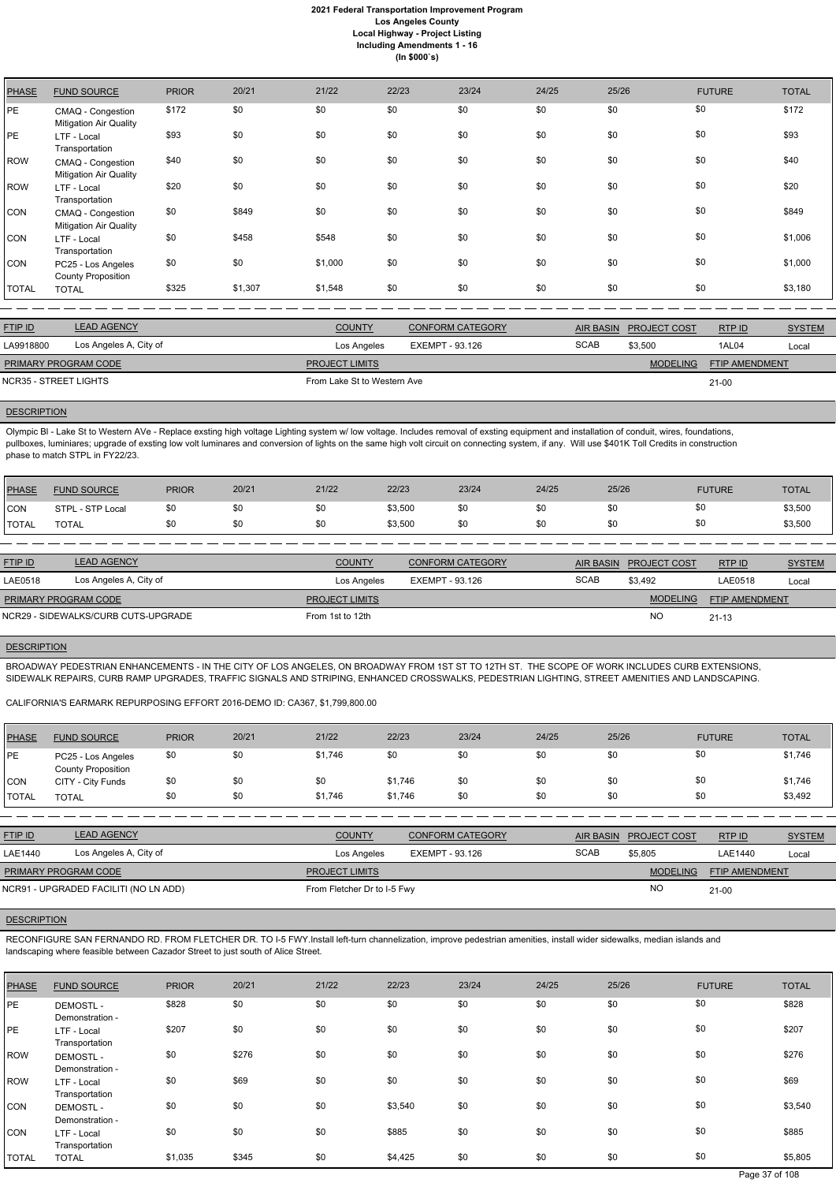| PHASE | FUND SOURCE | PRIOR | 20/21 | 21/22 | 22/23 | 23/24 | 24/25 | 25/26 | FUTURE | TOTAL |
|---|---|---|---|---|---|---|---|---|---|---|
| PE | CMAQ - Congestion Mitigation Air Quality | $172 | $0 | $0 | $0 | $0 | $0 | $0 | $0 | $172 |
| PE | LTF - Local Transportation | $93 | $0 | $0 | $0 | $0 | $0 | $0 | $0 | $93 |
| ROW | CMAQ - Congestion Mitigation Air Quality | $40 | $0 | $0 | $0 | $0 | $0 | $0 | $0 | $40 |
| ROW | LTF - Local Transportation | $20 | $0 | $0 | $0 | $0 | $0 | $0 | $0 | $20 |
| CON | CMAQ - Congestion Mitigation Air Quality | $0 | $849 | $0 | $0 | $0 | $0 | $0 | $0 | $849 |
| CON | LTF - Local Transportation | $0 | $458 | $548 | $0 | $0 | $0 | $0 | $0 | $1,006 |
| CON | PC25 - Los Angeles County Proposition | $0 | $0 | $1,000 | $0 | $0 | $0 | $0 | $0 | $1,000 |
| TOTAL | TOTAL | $325 | $1,307 | $1,548 | $0 | $0 | $0 | $0 | $0 | $3,180 |

| FTIP ID | LEAD AGENCY | COUNTY | CONFORM CATEGORY | AIR BASIN | PROJECT COST | RTP ID | SYSTEM |
|---|---|---|---|---|---|---|---|
| LA9918800 | Los Angeles A, City of | Los Angeles | EXEMPT - 93.126 | SCAB | $3,500 | 1AL04 | Local |

| PRIMARY PROGRAM CODE | PROJECT LIMITS | MODELING | FTIP AMENDMENT |
|---|---|---|---|
| NCR35 - STREET LIGHTS | From Lake St to Western Ave | | 21-00 |

**DESCRIPTION**

Olympic Bl - Lake St to Western AVe - Replace exsting high voltage Lighting system w/ low voltage. Includes removal of exsting equipment and installation of conduit, wires, foundations, pullboxes, luminiares; upgrade of exsting low volt luminares and conversion of lights on the same high volt circuit on connecting system, if any. Will use $401K Toll Credits in construction phase to match STPL in FY22/23.

| PHASE | FUND SOURCE | PRIOR | 20/21 | 21/22 | 22/23 | 23/24 | 24/25 | 25/26 | FUTURE | TOTAL |
|---|---|---|---|---|---|---|---|---|---|---|
| CON | STPL - STP Local | $0 | $0 | $0 | $3,500 | $0 | $0 | $0 | $0 | $3,500 |
| TOTAL | TOTAL | $0 | $0 | $0 | $3,500 | $0 | $0 | $0 | $0 | $3,500 |

| FTIP ID | LEAD AGENCY | COUNTY | CONFORM CATEGORY | AIR BASIN | PROJECT COST | RTP ID | SYSTEM |
|---|---|---|---|---|---|---|---|
| LAE0518 | Los Angeles A, City of | Los Angeles | EXEMPT - 93.126 | SCAB | $3,492 | LAE0518 | Local |

| PRIMARY PROGRAM CODE | PROJECT LIMITS | MODELING | FTIP AMENDMENT |
|---|---|---|---|
| NCR29 - SIDEWALKS/CURB CUTS-UPGRADE | From 1st to 12th | NO | 21-13 |

**DESCRIPTION**

BROADWAY PEDESTRIAN ENHANCEMENTS - IN THE CITY OF LOS ANGELES, ON BROADWAY FROM 1ST ST TO 12TH ST. THE SCOPE OF WORK INCLUDES CURB EXTENSIONS, SIDEWALK REPAIRS, CURB RAMP UPGRADES, TRAFFIC SIGNALS AND STRIPING, ENHANCED CROSSWALKS, PEDESTRIAN LIGHTING, STREET AMENITIES AND LANDSCAPING.

CALIFORNIA'S EARMARK REPURPOSING EFFORT 2016-DEMO ID: CA367, $1,799,800.00

| PHASE | FUND SOURCE | PRIOR | 20/21 | 21/22 | 22/23 | 23/24 | 24/25 | 25/26 | FUTURE | TOTAL |
|---|---|---|---|---|---|---|---|---|---|---|
| PE | PC25 - Los Angeles County Proposition | $0 | $0 | $1,746 | $0 | $0 | $0 | $0 | $0 | $1,746 |
| CON | CITY - City Funds | $0 | $0 | $0 | $1,746 | $0 | $0 | $0 | $0 | $1,746 |
| TOTAL | TOTAL | $0 | $0 | $1,746 | $1,746 | $0 | $0 | $0 | $0 | $3,492 |

| FTIP ID | LEAD AGENCY | COUNTY | CONFORM CATEGORY | AIR BASIN | PROJECT COST | RTP ID | SYSTEM |
|---|---|---|---|---|---|---|---|
| LAE1440 | Los Angeles A, City of | Los Angeles | EXEMPT - 93.126 | SCAB | $5,805 | LAE1440 | Local |

| PRIMARY PROGRAM CODE | PROJECT LIMITS | MODELING | FTIP AMENDMENT |
|---|---|---|---|
| NCR91 - UPGRADED FACILITI (NO LN ADD) | From Fletcher Dr to I-5 Fwy | NO | 21-00 |

**DESCRIPTION**

RECONFIGURE SAN FERNANDO RD. FROM FLETCHER DR. TO I-5 FWY.Install left-turn channelization, improve pedestrian amenities, install wider sidewalks, median islands and landscaping where feasible between Cazador Street to just south of Alice Street.

| PHASE | FUND SOURCE | PRIOR | 20/21 | 21/22 | 22/23 | 23/24 | 24/25 | 25/26 | FUTURE | TOTAL |
|---|---|---|---|---|---|---|---|---|---|---|
| PE | DEMOSTL - Demonstration - | $828 | $0 | $0 | $0 | $0 | $0 | $0 | $0 | $828 |
| PE | LTF - Local Transportation | $207 | $0 | $0 | $0 | $0 | $0 | $0 | $0 | $207 |
| ROW | DEMOSTL - Demonstration - | $0 | $276 | $0 | $0 | $0 | $0 | $0 | $0 | $276 |
| ROW | LTF - Local Transportation | $0 | $69 | $0 | $0 | $0 | $0 | $0 | $0 | $69 |
| CON | DEMOSTL - Demonstration - | $0 | $0 | $0 | $3,540 | $0 | $0 | $0 | $0 | $3,540 |
| CON | LTF - Local Transportation | $0 | $0 | $0 | $885 | $0 | $0 | $0 | $0 | $885 |
| TOTAL | TOTAL | $1,035 | $345 | $0 | $4,425 | $0 | $0 | $0 | $0 | $5,805 |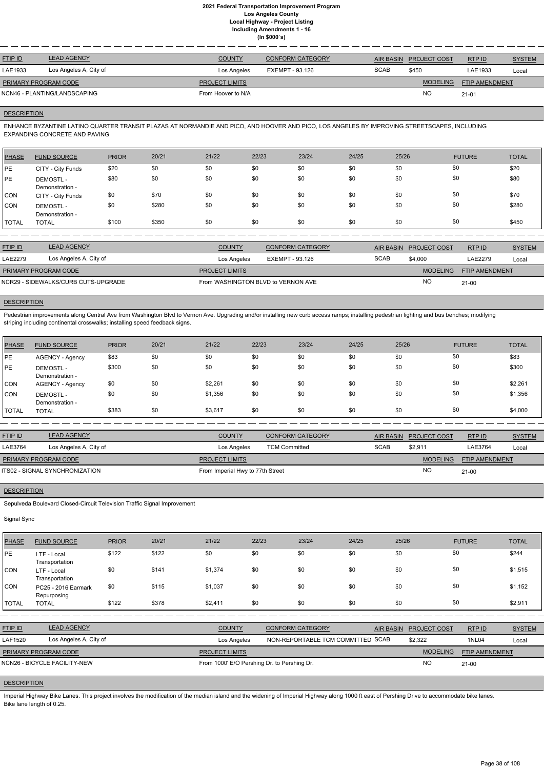# 2021 Federal Transportation Improvement Program
## Los Angeles County
## Local Highway - Project Listing
## Including Amendments 1 - 16
## (In $000`s)

| FTIP ID | LEAD AGENCY | COUNTY | CONFORM CATEGORY | AIR BASIN | PROJECT COST | RTP ID | SYSTEM |
|---|---|---|---|---|---|---|---|
| LAE1933 | Los Angeles A, City of | Los Angeles | EXEMPT - 93.126 | SCAB | $450 | LAE1933 | Local |

| PRIMARY PROGRAM CODE | PROJECT LIMITS | MODELING | FTIP AMENDMENT |
|---|---|---|---|
| NCN46 - PLANTING/LANDSCAPING | From Hoover to N/A | NO | 21-01 |

**DESCRIPTION**

ENHANCE BYZANTINE LATINO QUARTER TRANSIT PLAZAS AT NORMANDIE AND PICO, AND HOOVER AND PICO, LOS ANGELES BY IMPROVING STREETSCAPES, INCLUDING EXPANDING CONCRETE AND PAVING

| PHASE | FUND SOURCE | PRIOR | 20/21 | 21/22 | 22/23 | 23/24 | 24/25 | 25/26 | FUTURE | TOTAL |
|---|---|---|---|---|---|---|---|---|---|---|
| PE | CITY - City Funds | $20 | $0 | $0 | $0 | $0 | $0 | $0 | $0 | $20 |
| PE | DEMOSTL - Demonstration - | $80 | $0 | $0 | $0 | $0 | $0 | $0 | $0 | $80 |
| CON | CITY - City Funds | $0 | $70 | $0 | $0 | $0 | $0 | $0 | $0 | $70 |
| CON | DEMOSTL - Demonstration - | $0 | $280 | $0 | $0 | $0 | $0 | $0 | $0 | $280 |
| TOTAL | TOTAL | $100 | $350 | $0 | $0 | $0 | $0 | $0 | $0 | $450 |

| FTIP ID | LEAD AGENCY | COUNTY | CONFORM CATEGORY | AIR BASIN | PROJECT COST | RTP ID | SYSTEM |
|---|---|---|---|---|---|---|---|
| LAE2279 | Los Angeles A, City of | Los Angeles | EXEMPT - 93.126 | SCAB | $4,000 | LAE2279 | Local |

| PRIMARY PROGRAM CODE | PROJECT LIMITS | MODELING | FTIP AMENDMENT |
|---|---|---|---|
| NCR29 - SIDEWALKS/CURB CUTS-UPGRADE | From WASHINGTON BLVD to VERNON AVE | NO | 21-00 |

**DESCRIPTION**

Pedestrian improvements along Central Ave from Washington Blvd to Vernon Ave. Upgrading and/or installing new curb access ramps; installing pedestrian lighting and bus benches; modifying striping including continental crosswalks; installing speed feedback signs.

| PHASE | FUND SOURCE | PRIOR | 20/21 | 21/22 | 22/23 | 23/24 | 24/25 | 25/26 | FUTURE | TOTAL |
|---|---|---|---|---|---|---|---|---|---|---|
| PE | AGENCY - Agency | $83 | $0 | $0 | $0 | $0 | $0 | $0 | $0 | $83 |
| PE | DEMOSTL - Demonstration - | $300 | $0 | $0 | $0 | $0 | $0 | $0 | $0 | $300 |
| CON | AGENCY - Agency | $0 | $0 | $2,261 | $0 | $0 | $0 | $0 | $0 | $2,261 |
| CON | DEMOSTL - Demonstration - | $0 | $0 | $1,356 | $0 | $0 | $0 | $0 | $0 | $1,356 |
| TOTAL | TOTAL | $383 | $0 | $3,617 | $0 | $0 | $0 | $0 | $0 | $4,000 |

| FTIP ID | LEAD AGENCY | COUNTY | CONFORM CATEGORY | AIR BASIN | PROJECT COST | RTP ID | SYSTEM |
|---|---|---|---|---|---|---|---|
| LAE3764 | Los Angeles A, City of | Los Angeles | TCM Committed | SCAB | $2,911 | LAE3764 | Local |

| PRIMARY PROGRAM CODE | PROJECT LIMITS | MODELING | FTIP AMENDMENT |
|---|---|---|---|
| ITS02 - SIGNAL SYNCHRONIZATION | From Imperial Hwy to 77th Street | NO | 21-00 |

**DESCRIPTION**

Sepulveda Boulevard Closed-Circuit Television Traffic Signal Improvement

Signal Sync

| PHASE | FUND SOURCE | PRIOR | 20/21 | 21/22 | 22/23 | 23/24 | 24/25 | 25/26 | FUTURE | TOTAL |
|---|---|---|---|---|---|---|---|---|---|---|
| PE | LTF - Local Transportation | $122 | $122 | $0 | $0 | $0 | $0 | $0 | $0 | $244 |
| CON | LTF - Local Transportation | $0 | $141 | $1,374 | $0 | $0 | $0 | $0 | $0 | $1,515 |
| CON | PC25 - 2016 Earmark Repurposing | $0 | $115 | $1,037 | $0 | $0 | $0 | $0 | $0 | $1,152 |
| TOTAL | TOTAL | $122 | $378 | $2,411 | $0 | $0 | $0 | $0 | $0 | $2,911 |

| FTIP ID | LEAD AGENCY | COUNTY | CONFORM CATEGORY | AIR BASIN | PROJECT COST | RTP ID | SYSTEM |
|---|---|---|---|---|---|---|---|
| LAF1520 | Los Angeles A, City of | Los Angeles | NON-REPORTABLE TCM COMMITTED | SCAB | $2,322 | 1NL04 | Local |

| PRIMARY PROGRAM CODE | PROJECT LIMITS | MODELING | FTIP AMENDMENT |
|---|---|---|---|
| NCN26 - BICYCLE FACILITY-NEW | From 1000' E/O Pershing Dr. to Pershing Dr. | NO | 21-00 |

**DESCRIPTION**

Imperial Highway Bike Lanes. This project involves the modification of the median island and the widening of Imperial Highway along 1000 ft east of Pershing Drive to accommodate bike lanes. Bike lane length of 0.25.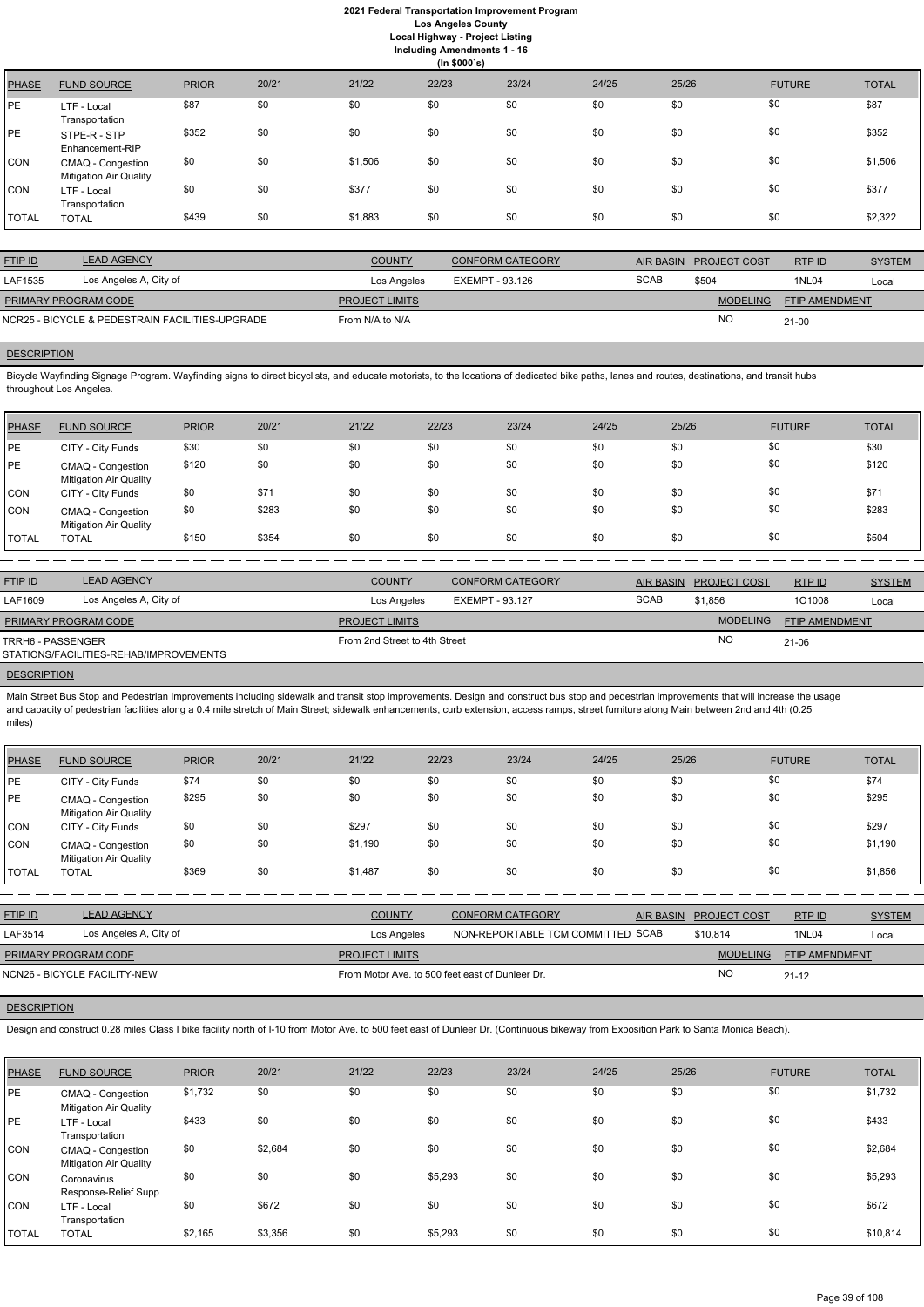# 2021 Federal Transportation Improvement Program
## Los Angeles County
### Local Highway - Project Listing
### Including Amendments 1 - 16
### (In $000`s)

| PHASE | FUND SOURCE | PRIOR | 20/21 | 21/22 | 22/23 | 23/24 | 24/25 | 25/26 | FUTURE | TOTAL |
|---|---|---|---|---|---|---|---|---|---|---|
| PE | LTF - Local Transportation | $87 | $0 | $0 | $0 | $0 | $0 | $0 | $0 | $87 |
| PE | STPE-R - STP Enhancement-RIP | $352 | $0 | $0 | $0 | $0 | $0 | $0 | $0 | $352 |
| CON | CMAQ - Congestion Mitigation Air Quality | $0 | $0 | $1,506 | $0 | $0 | $0 | $0 | $0 | $1,506 |
| CON | LTF - Local Transportation | $0 | $0 | $377 | $0 | $0 | $0 | $0 | $0 | $377 |
| TOTAL | TOTAL | $439 | $0 | $1,883 | $0 | $0 | $0 | $0 | $0 | $2,322 |

| FTIP ID | LEAD AGENCY | COUNTY | CONFORM CATEGORY | AIR BASIN | PROJECT COST | RTP ID | SYSTEM |
|---|---|---|---|---|---|---|---|
| LAF1535 | Los Angeles A, City of | Los Angeles | EXEMPT - 93.126 | SCAB | $504 | 1NL04 | Local |

| PRIMARY PROGRAM CODE | PROJECT LIMITS | MODELING | FTIP AMENDMENT |
|---|---|---|---|
| NCR25 - BICYCLE & PEDESTRIAN FACILITIES-UPGRADE | From N/A to N/A | NO | 21-00 |

**DESCRIPTION**

Bicycle Wayfinding Signage Program. Wayfinding signs to direct bicyclists, and educate motorists, to the locations of dedicated bike paths, lanes and routes, destinations, and transit hubs throughout Los Angeles.

| PHASE | FUND SOURCE | PRIOR | 20/21 | 21/22 | 22/23 | 23/24 | 24/25 | 25/26 | FUTURE | TOTAL |
|---|---|---|---|---|---|---|---|---|---|---|
| PE | CITY - City Funds | $30 | $0 | $0 | $0 | $0 | $0 | $0 | $0 | $30 |
| PE | CMAQ - Congestion Mitigation Air Quality | $120 | $0 | $0 | $0 | $0 | $0 | $0 | $0 | $120 |
| CON | CITY - City Funds | $0 | $71 | $0 | $0 | $0 | $0 | $0 | $0 | $71 |
| CON | CMAQ - Congestion Mitigation Air Quality | $0 | $283 | $0 | $0 | $0 | $0 | $0 | $0 | $283 |
| TOTAL | TOTAL | $150 | $354 | $0 | $0 | $0 | $0 | $0 | $0 | $504 |

| FTIP ID | LEAD AGENCY | COUNTY | CONFORM CATEGORY | AIR BASIN | PROJECT COST | RTP ID | SYSTEM |
|---|---|---|---|---|---|---|---|
| LAF1609 | Los Angeles A, City of | Los Angeles | EXEMPT - 93.127 | SCAB | $1,856 | 1O1008 | Local |

| PRIMARY PROGRAM CODE | PROJECT LIMITS | MODELING | FTIP AMENDMENT |
|---|---|---|---|
| TRRH6 - PASSENGER STATIONS/FACILITIES-REHAB/IMPROVEMENTS | From 2nd Street to 4th Street | NO | 21-06 |

**DESCRIPTION**

Main Street Bus Stop and Pedestrian Improvements including sidewalk and transit stop improvements. Design and construct bus stop and pedestrian improvements that will increase the usage and capacity of pedestrian facilities along a 0.4 mile stretch of Main Street; sidewalk enhancements, curb extension, access ramps, street furniture along Main between 2nd and 4th (0.25 miles)

| PHASE | FUND SOURCE | PRIOR | 20/21 | 21/22 | 22/23 | 23/24 | 24/25 | 25/26 | FUTURE | TOTAL |
|---|---|---|---|---|---|---|---|---|---|---|
| PE | CITY - City Funds | $74 | $0 | $0 | $0 | $0 | $0 | $0 | $0 | $74 |
| PE | CMAQ - Congestion Mitigation Air Quality | $295 | $0 | $0 | $0 | $0 | $0 | $0 | $0 | $295 |
| CON | CITY - City Funds | $0 | $0 | $297 | $0 | $0 | $0 | $0 | $0 | $297 |
| CON | CMAQ - Congestion Mitigation Air Quality | $0 | $0 | $1,190 | $0 | $0 | $0 | $0 | $0 | $1,190 |
| TOTAL | TOTAL | $369 | $0 | $1,487 | $0 | $0 | $0 | $0 | $0 | $1,856 |

| FTIP ID | LEAD AGENCY | COUNTY | CONFORM CATEGORY | AIR BASIN | PROJECT COST | RTP ID | SYSTEM |
|---|---|---|---|---|---|---|---|
| LAF3514 | Los Angeles A, City of | Los Angeles | NON-REPORTABLE TCM COMMITTED | SCAB | $10,814 | 1NL04 | Local |

| PRIMARY PROGRAM CODE | PROJECT LIMITS | MODELING | FTIP AMENDMENT |
|---|---|---|---|
| NCN26 - BICYCLE FACILITY-NEW | From Motor Ave. to 500 feet east of Dunleer Dr. | NO | 21-12 |

**DESCRIPTION**

Design and construct 0.28 miles Class I bike facility north of I-10 from Motor Ave. to 500 feet east of Dunleer Dr. (Continuous bikeway from Exposition Park to Santa Monica Beach).

| PHASE | FUND SOURCE | PRIOR | 20/21 | 21/22 | 22/23 | 23/24 | 24/25 | 25/26 | FUTURE | TOTAL |
|---|---|---|---|---|---|---|---|---|---|---|
| PE | CMAQ - Congestion Mitigation Air Quality | $1,732 | $0 | $0 | $0 | $0 | $0 | $0 | $0 | $1,732 |
| PE | LTF - Local Transportation | $433 | $0 | $0 | $0 | $0 | $0 | $0 | $0 | $433 |
| CON | CMAQ - Congestion Mitigation Air Quality | $0 | $2,684 | $0 | $0 | $0 | $0 | $0 | $0 | $2,684 |
| CON | Coronavirus Response-Relief Supp | $0 | $0 | $0 | $5,293 | $0 | $0 | $0 | $0 | $5,293 |
| CON | LTF - Local Transportation | $0 | $672 | $0 | $0 | $0 | $0 | $0 | $0 | $672 |
| TOTAL | TOTAL | $2,165 | $3,356 | $0 | $5,293 | $0 | $0 | $0 | $0 | $10,814 |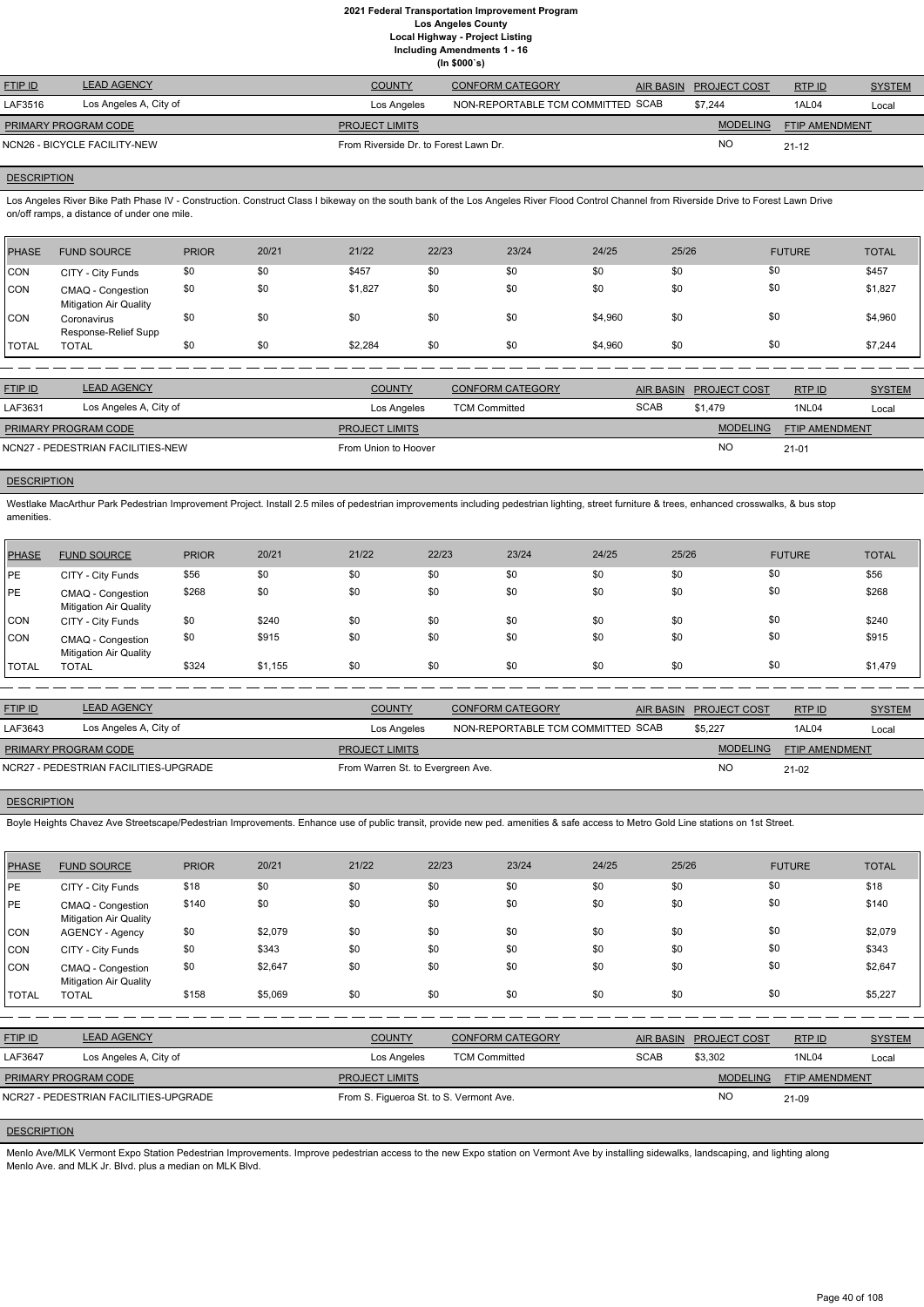# 2021 Federal Transportation Improvement Program
## Los Angeles County
### Local Highway - Project Listing
### Including Amendments 1 - 16
### (In $000`s)

| FTIP ID | LEAD AGENCY | COUNTY | CONFORM CATEGORY | AIR BASIN | PROJECT COST | RTP ID | SYSTEM |
|---|---|---|---|---|---|---|---|
| LAF3516 | Los Angeles A, City of | Los Angeles | NON-REPORTABLE TCM COMMITTED | SCAB | $7,244 | 1AL04 | Local |

| PRIMARY PROGRAM CODE | PROJECT LIMITS | MODELING | FTIP AMENDMENT |
|---|---|---|---|
| NCN26 - BICYCLE FACILITY-NEW | From Riverside Dr. to Forest Lawn Dr. | NO | 21-12 |

**DESCRIPTION**

Los Angeles River Bike Path Phase IV - Construction. Construct Class I bikeway on the south bank of the Los Angeles River Flood Control Channel from Riverside Drive to Forest Lawn Drive on/off ramps, a distance of under one mile.

| PHASE | FUND SOURCE | PRIOR | 20/21 | 21/22 | 22/23 | 23/24 | 24/25 | 25/26 | FUTURE | TOTAL |
|---|---|---|---|---|---|---|---|---|---|---|
| CON | CITY - City Funds | $0 | $0 | $457 | $0 | $0 | $0 | $0 | $0 | $457 |
| CON | CMAQ - Congestion Mitigation Air Quality | $0 | $0 | $1,827 | $0 | $0 | $0 | $0 | $0 | $1,827 |
| CON | Coronavirus Response-Relief Supp | $0 | $0 | $0 | $0 | $0 | $4,960 | $0 | $0 | $4,960 |
| TOTAL | TOTAL | $0 | $0 | $2,284 | $0 | $0 | $4,960 | $0 | $0 | $7,244 |

| FTIP ID | LEAD AGENCY | COUNTY | CONFORM CATEGORY | AIR BASIN | PROJECT COST | RTP ID | SYSTEM |
|---|---|---|---|---|---|---|---|
| LAF3631 | Los Angeles A, City of | Los Angeles | TCM Committed | SCAB | $1,479 | 1NL04 | Local |

| PRIMARY PROGRAM CODE | PROJECT LIMITS | MODELING | FTIP AMENDMENT |
|---|---|---|---|
| NCN27 - PEDESTRIAN FACILITIES-NEW | From Union to Hoover | NO | 21-01 |

**DESCRIPTION**

Westlake MacArthur Park Pedestrian Improvement Project. Install 2.5 miles of pedestrian improvements including pedestrian lighting, street furniture & trees, enhanced crosswalks, & bus stop amenities.

| PHASE | FUND SOURCE | PRIOR | 20/21 | 21/22 | 22/23 | 23/24 | 24/25 | 25/26 | FUTURE | TOTAL |
|---|---|---|---|---|---|---|---|---|---|---|
| PE | CITY - City Funds | $56 | $0 | $0 | $0 | $0 | $0 | $0 | $0 | $56 |
| PE | CMAQ - Congestion Mitigation Air Quality | $268 | $0 | $0 | $0 | $0 | $0 | $0 | $0 | $268 |
| CON | CITY - City Funds | $0 | $240 | $0 | $0 | $0 | $0 | $0 | $0 | $240 |
| CON | CMAQ - Congestion Mitigation Air Quality | $0 | $915 | $0 | $0 | $0 | $0 | $0 | $0 | $915 |
| TOTAL | TOTAL | $324 | $1,155 | $0 | $0 | $0 | $0 | $0 | $0 | $1,479 |

| FTIP ID | LEAD AGENCY | COUNTY | CONFORM CATEGORY | AIR BASIN | PROJECT COST | RTP ID | SYSTEM |
|---|---|---|---|---|---|---|---|
| LAF3643 | Los Angeles A, City of | Los Angeles | NON-REPORTABLE TCM COMMITTED | SCAB | $5,227 | 1AL04 | Local |

| PRIMARY PROGRAM CODE | PROJECT LIMITS | MODELING | FTIP AMENDMENT |
|---|---|---|---|
| NCR27 - PEDESTRIAN FACILITIES-UPGRADE | From Warren St. to Evergreen Ave. | NO | 21-02 |

**DESCRIPTION**

Boyle Heights Chavez Ave Streetscape/Pedestrian Improvements. Enhance use of public transit, provide new ped. amenities & safe access to Metro Gold Line stations on 1st Street.

| PHASE | FUND SOURCE | PRIOR | 20/21 | 21/22 | 22/23 | 23/24 | 24/25 | 25/26 | FUTURE | TOTAL |
|---|---|---|---|---|---|---|---|---|---|---|
| PE | CITY - City Funds | $18 | $0 | $0 | $0 | $0 | $0 | $0 | $0 | $18 |
| PE | CMAQ - Congestion Mitigation Air Quality | $140 | $0 | $0 | $0 | $0 | $0 | $0 | $0 | $140 |
| CON | AGENCY - Agency | $0 | $2,079 | $0 | $0 | $0 | $0 | $0 | $0 | $2,079 |
| CON | CITY - City Funds | $0 | $343 | $0 | $0 | $0 | $0 | $0 | $0 | $343 |
| CON | CMAQ - Congestion Mitigation Air Quality | $0 | $2,647 | $0 | $0 | $0 | $0 | $0 | $0 | $2,647 |
| TOTAL | TOTAL | $158 | $5,069 | $0 | $0 | $0 | $0 | $0 | $0 | $5,227 |

| FTIP ID | LEAD AGENCY | COUNTY | CONFORM CATEGORY | AIR BASIN | PROJECT COST | RTP ID | SYSTEM |
|---|---|---|---|---|---|---|---|
| LAF3647 | Los Angeles A, City of | Los Angeles | TCM Committed | SCAB | $3,302 | 1NL04 | Local |

| PRIMARY PROGRAM CODE | PROJECT LIMITS | MODELING | FTIP AMENDMENT |
|---|---|---|---|
| NCR27 - PEDESTRIAN FACILITIES-UPGRADE | From S. Figueroa St. to S. Vermont Ave. | NO | 21-09 |

**DESCRIPTION**

Menlo Ave/MLK Vermont Expo Station Pedestrian Improvements. Improve pedestrian access to the new Expo station on Vermont Ave by installing sidewalks, landscaping, and lighting along Menlo Ave. and MLK Jr. Blvd. plus a median on MLK Blvd.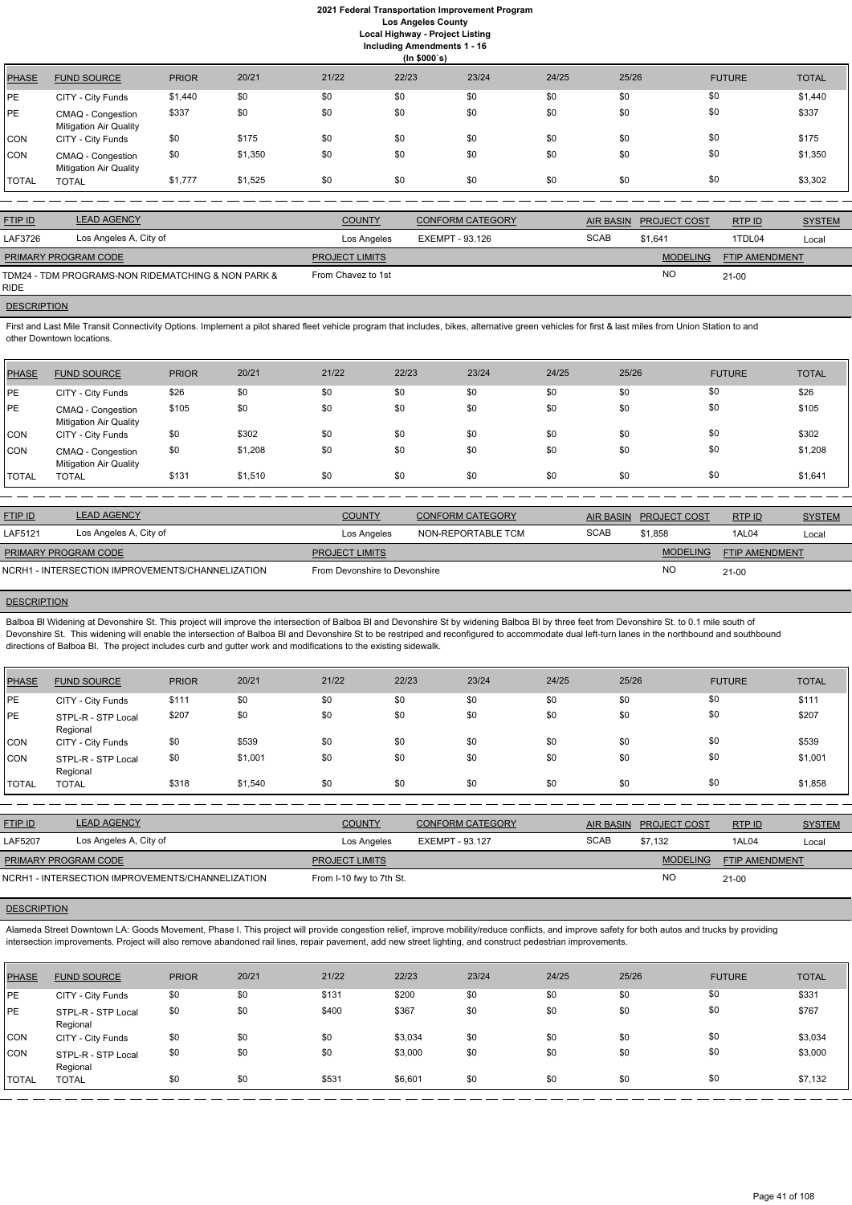# 2021 Federal Transportation Improvement Program
## Los Angeles County
### Local Highway - Project Listing
### Including Amendments 1 - 16
### (In $000`s)

| PHASE | FUND SOURCE | PRIOR | 20/21 | 21/22 | 22/23 | 23/24 | 24/25 | 25/26 | FUTURE | TOTAL |
|---|---|---|---|---|---|---|---|---|---|---|
| PE | CITY - City Funds | $1,440 | $0 | $0 | $0 | $0 | $0 | $0 | $0 | $1,440 |
| PE | CMAQ - Congestion Mitigation Air Quality | $337 | $0 | $0 | $0 | $0 | $0 | $0 | $0 | $337 |
| CON | CITY - City Funds | $0 | $175 | $0 | $0 | $0 | $0 | $0 | $0 | $175 |
| CON | CMAQ - Congestion Mitigation Air Quality | $0 | $1,350 | $0 | $0 | $0 | $0 | $0 | $0 | $1,350 |
| TOTAL | TOTAL | $1,777 | $1,525 | $0 | $0 | $0 | $0 | $0 | $0 | $3,302 |

| FTIP ID | LEAD AGENCY | COUNTY | CONFORM CATEGORY | AIR BASIN | PROJECT COST | RTP ID | SYSTEM |
|---|---|---|---|---|---|---|---|
| LAF3726 | Los Angeles A, City of | Los Angeles | EXEMPT - 93.126 | SCAB | $1,641 | 1TDL04 | Local |

| PRIMARY PROGRAM CODE | PROJECT LIMITS | MODELING | FTIP AMENDMENT |
|---|---|---|---|
| TDM24 - TDM PROGRAMS-NON RIDEMATCHING & NON PARK & RIDE | From Chavez to 1st | NO | 21-00 |

**DESCRIPTION**

First and Last Mile Transit Connectivity Options. Implement a pilot shared fleet vehicle program that includes, bikes, alternative green vehicles for first & last miles from Union Station to and other Downtown locations.

| PHASE | FUND SOURCE | PRIOR | 20/21 | 21/22 | 22/23 | 23/24 | 24/25 | 25/26 | FUTURE | TOTAL |
|---|---|---|---|---|---|---|---|---|---|---|
| PE | CITY - City Funds | $26 | $0 | $0 | $0 | $0 | $0 | $0 | $0 | $26 |
| PE | CMAQ - Congestion Mitigation Air Quality | $105 | $0 | $0 | $0 | $0 | $0 | $0 | $0 | $105 |
| CON | CITY - City Funds | $0 | $302 | $0 | $0 | $0 | $0 | $0 | $0 | $302 |
| CON | CMAQ - Congestion Mitigation Air Quality | $0 | $1,208 | $0 | $0 | $0 | $0 | $0 | $0 | $1,208 |
| TOTAL | TOTAL | $131 | $1,510 | $0 | $0 | $0 | $0 | $0 | $0 | $1,641 |

| FTIP ID | LEAD AGENCY | COUNTY | CONFORM CATEGORY | AIR BASIN | PROJECT COST | RTP ID | SYSTEM |
|---|---|---|---|---|---|---|---|
| LAF5121 | Los Angeles A, City of | Los Angeles | NON-REPORTABLE TCM | SCAB | $1,858 | 1AL04 | Local |

| PRIMARY PROGRAM CODE | PROJECT LIMITS | MODELING | FTIP AMENDMENT |
|---|---|---|---|
| NCRH1 - INTERSECTION IMPROVEMENTS/CHANNELIZATION | From Devonshire to Devonshire | NO | 21-00 |

**DESCRIPTION**

Balboa Bl Widening at Devonshire St. This project will improve the intersection of Balboa Bl and Devonshire St by widening Balboa Bl by three feet from Devonshire St. to 0.1 mile south of Devonshire St. This widening will enable the intersection of Balboa Bl and Devonshire St to be restriped and reconfigured to accommodate dual left-turn lanes in the northbound and southbound directions of Balboa Bl. The project includes curb and gutter work and modifications to the existing sidewalk.

| PHASE | FUND SOURCE | PRIOR | 20/21 | 21/22 | 22/23 | 23/24 | 24/25 | 25/26 | FUTURE | TOTAL |
|---|---|---|---|---|---|---|---|---|---|---|
| PE | CITY - City Funds | $111 | $0 | $0 | $0 | $0 | $0 | $0 | $0 | $111 |
| PE | STPL-R - STP Local Regional | $207 | $0 | $0 | $0 | $0 | $0 | $0 | $0 | $207 |
| CON | CITY - City Funds | $0 | $539 | $0 | $0 | $0 | $0 | $0 | $0 | $539 |
| CON | STPL-R - STP Local Regional | $0 | $1,001 | $0 | $0 | $0 | $0 | $0 | $0 | $1,001 |
| TOTAL | TOTAL | $318 | $1,540 | $0 | $0 | $0 | $0 | $0 | $0 | $1,858 |

| FTIP ID | LEAD AGENCY | COUNTY | CONFORM CATEGORY | AIR BASIN | PROJECT COST | RTP ID | SYSTEM |
|---|---|---|---|---|---|---|---|
| LAF5207 | Los Angeles A, City of | Los Angeles | EXEMPT - 93.127 | SCAB | $7,132 | 1AL04 | Local |

| PRIMARY PROGRAM CODE | PROJECT LIMITS | MODELING | FTIP AMENDMENT |
|---|---|---|---|
| NCRH1 - INTERSECTION IMPROVEMENTS/CHANNELIZATION | From I-10 fwy to 7th St. | NO | 21-00 |

**DESCRIPTION**

Alameda Street Downtown LA: Goods Movement, Phase I. This project will provide congestion relief, improve mobility/reduce conflicts, and improve safety for both autos and trucks by providing intersection improvements. Project will also remove abandoned rail lines, repair pavement, add new street lighting, and construct pedestrian improvements.

| PHASE | FUND SOURCE | PRIOR | 20/21 | 21/22 | 22/23 | 23/24 | 24/25 | 25/26 | FUTURE | TOTAL |
|---|---|---|---|---|---|---|---|---|---|---|
| PE | CITY - City Funds | $0 | $0 | $131 | $200 | $0 | $0 | $0 | $0 | $331 |
| PE | STPL-R - STP Local Regional | $0 | $0 | $400 | $367 | $0 | $0 | $0 | $0 | $767 |
| CON | CITY - City Funds | $0 | $0 | $0 | $3,034 | $0 | $0 | $0 | $0 | $3,034 |
| CON | STPL-R - STP Local Regional | $0 | $0 | $0 | $3,000 | $0 | $0 | $0 | $0 | $3,000 |
| TOTAL | TOTAL | $0 | $0 | $531 | $6,601 | $0 | $0 | $0 | $0 | $7,132 |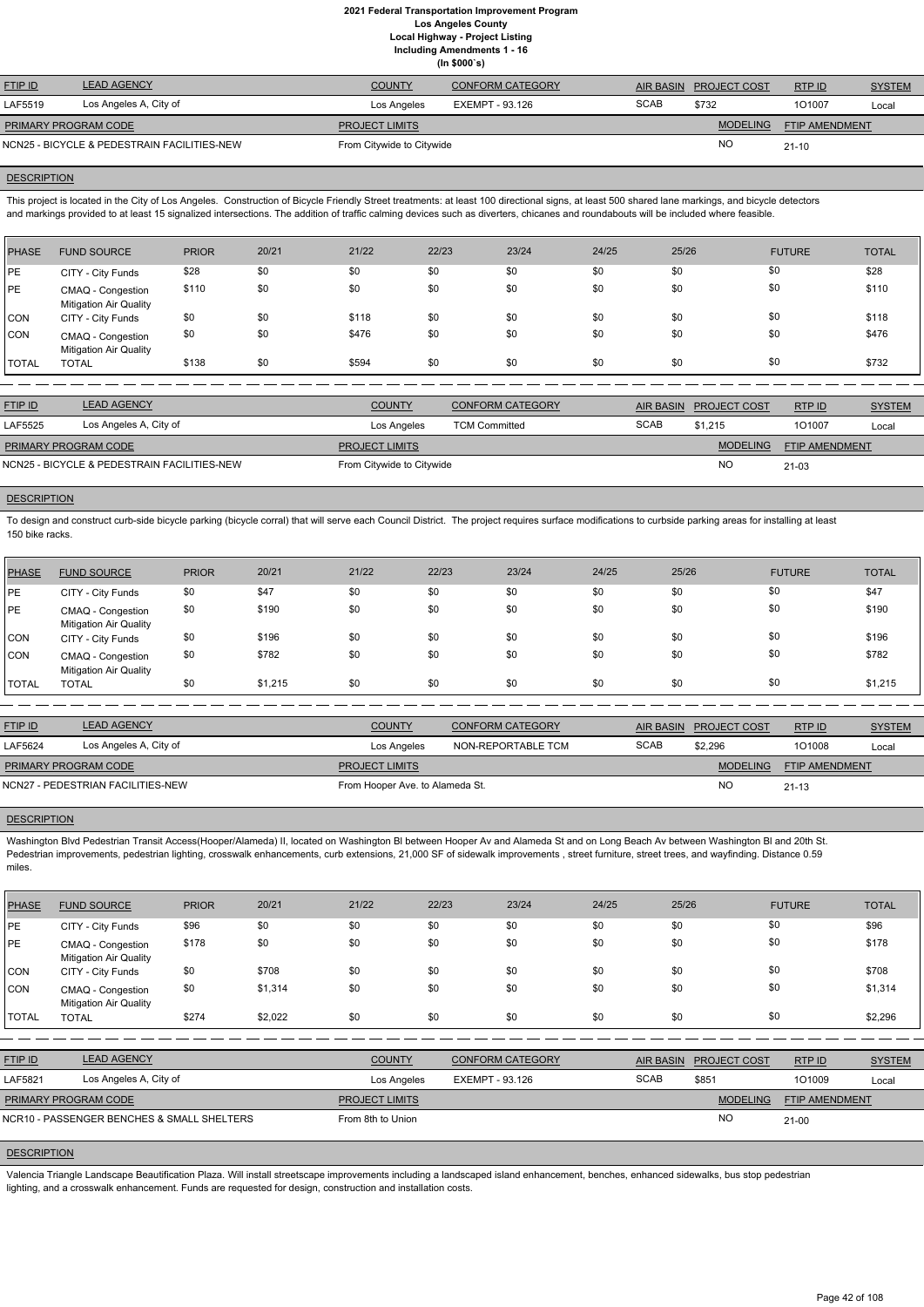# 2021 Federal Transportation Improvement Program
## Los Angeles County
## Local Highway - Project Listing
## Including Amendments 1 - 16
## (In $000`s)

| FTIP ID | LEAD AGENCY | COUNTY | CONFORM CATEGORY | AIR BASIN | PROJECT COST | RTP ID | SYSTEM |
|---|---|---|---|---|---|---|---|
| LAF5519 | Los Angeles, City of | Los Angeles | EXEMPT - 93.126 | SCAB | $732 | 1O1007 | Local |

| PRIMARY PROGRAM CODE | PROJECT LIMITS | MODELING | FTIP AMENDMENT |
|---|---|---|---|
| NCN25 - BICYCLE & PEDESTRAIN FACILITIES-NEW | From Citywide to Citywide | NO | 21-10 |

**DESCRIPTION**

This project is located in the City of Los Angeles. Construction of Bicycle Friendly Street treatments: at least 100 directional signs, at least 500 shared lane markings, and bicycle detectors and markings provided to at least 15 signalized intersections. The addition of traffic calming devices such as diverters, chicanes and roundabouts will be included where feasible.

| PHASE | FUND SOURCE | PRIOR | 20/21 | 21/22 | 22/23 | 23/24 | 24/25 | 25/26 | FUTURE | TOTAL |
|---|---|---|---|---|---|---|---|---|---|---|
| PE | CITY - City Funds | $28 | $0 | $0 | $0 | $0 | $0 | $0 | $0 | $28 |
| PE | CMAQ - Congestion Mitigation Air Quality | $110 | $0 | $0 | $0 | $0 | $0 | $0 | $0 | $110 |
| CON | CITY - City Funds | $0 | $0 | $118 | $0 | $0 | $0 | $0 | $0 | $118 |
| CON | CMAQ - Congestion Mitigation Air Quality | $0 | $0 | $476 | $0 | $0 | $0 | $0 | $0 | $476 |
| TOTAL | TOTAL | $138 | $0 | $594 | $0 | $0 | $0 | $0 | $0 | $732 |

| FTIP ID | LEAD AGENCY | COUNTY | CONFORM CATEGORY | AIR BASIN | PROJECT COST | RTP ID | SYSTEM |
|---|---|---|---|---|---|---|---|
| LAF5525 | Los Angeles, City of | Los Angeles | TCM Committed | SCAB | $1,215 | 1O1007 | Local |

| PRIMARY PROGRAM CODE | PROJECT LIMITS | MODELING | FTIP AMENDMENT |
|---|---|---|---|
| NCN25 - BICYCLE & PEDESTRAIN FACILITIES-NEW | From Citywide to Citywide | NO | 21-03 |

**DESCRIPTION**

To design and construct curb-side bicycle parking (bicycle corral) that will serve each Council District. The project requires surface modifications to curbside parking areas for installing at least 150 bike racks.

| PHASE | FUND SOURCE | PRIOR | 20/21 | 21/22 | 22/23 | 23/24 | 24/25 | 25/26 | FUTURE | TOTAL |
|---|---|---|---|---|---|---|---|---|---|---|
| PE | CITY - City Funds | $0 | $47 | $0 | $0 | $0 | $0 | $0 | $0 | $47 |
| PE | CMAQ - Congestion Mitigation Air Quality | $0 | $190 | $0 | $0 | $0 | $0 | $0 | $0 | $190 |
| CON | CITY - City Funds | $0 | $196 | $0 | $0 | $0 | $0 | $0 | $0 | $196 |
| CON | CMAQ - Congestion Mitigation Air Quality | $0 | $782 | $0 | $0 | $0 | $0 | $0 | $0 | $782 |
| TOTAL | TOTAL | $0 | $1,215 | $0 | $0 | $0 | $0 | $0 | $0 | $1,215 |

| FTIP ID | LEAD AGENCY | COUNTY | CONFORM CATEGORY | AIR BASIN | PROJECT COST | RTP ID | SYSTEM |
|---|---|---|---|---|---|---|---|
| LAF5624 | Los Angeles, City of | Los Angeles | NON-REPORTABLE TCM | SCAB | $2,296 | 1O1008 | Local |

| PRIMARY PROGRAM CODE | PROJECT LIMITS | MODELING | FTIP AMENDMENT |
|---|---|---|---|
| NCN27 - PEDESTRIAN FACILITIES-NEW | From Hooper Ave. to Alameda St. | NO | 21-13 |

**DESCRIPTION**

Washington Blvd Pedestrian Transit Access(Hooper/Alameda) II, located on Washington Bl between Hooper Av and Alameda St and on Long Beach Av between Washington Bl and 20th St. Pedestrian improvements, pedestrian lighting, crosswalk enhancements, curb extensions, 21,000 SF of sidewalk improvements , street furniture, street trees, and wayfinding. Distance 0.59 miles.

| PHASE | FUND SOURCE | PRIOR | 20/21 | 21/22 | 22/23 | 23/24 | 24/25 | 25/26 | FUTURE | TOTAL |
|---|---|---|---|---|---|---|---|---|---|---|
| PE | CITY - City Funds | $96 | $0 | $0 | $0 | $0 | $0 | $0 | $0 | $96 |
| PE | CMAQ - Congestion Mitigation Air Quality | $178 | $0 | $0 | $0 | $0 | $0 | $0 | $0 | $178 |
| CON | CITY - City Funds | $0 | $708 | $0 | $0 | $0 | $0 | $0 | $0 | $708 |
| CON | CMAQ - Congestion Mitigation Air Quality | $0 | $1,314 | $0 | $0 | $0 | $0 | $0 | $0 | $1,314 |
| TOTAL | TOTAL | $274 | $2,022 | $0 | $0 | $0 | $0 | $0 | $0 | $2,296 |

| FTIP ID | LEAD AGENCY | COUNTY | CONFORM CATEGORY | AIR BASIN | PROJECT COST | RTP ID | SYSTEM |
|---|---|---|---|---|---|---|---|
| LAF5821 | Los Angeles, City of | Los Angeles | EXEMPT - 93.126 | SCAB | $851 | 1O1009 | Local |

| PRIMARY PROGRAM CODE | PROJECT LIMITS | MODELING | FTIP AMENDMENT |
|---|---|---|---|
| NCR10 - PASSENGER BENCHES & SMALL SHELTERS | From 8th to Union | NO | 21-00 |

**DESCRIPTION**

Valencia Triangle Landscape Beautification Plaza. Will install streetscape improvements including a landscaped island enhancement, benches, enhanced sidewalks, bus stop pedestrian lighting, and a crosswalk enhancement. Funds are requested for design, construction and installation costs.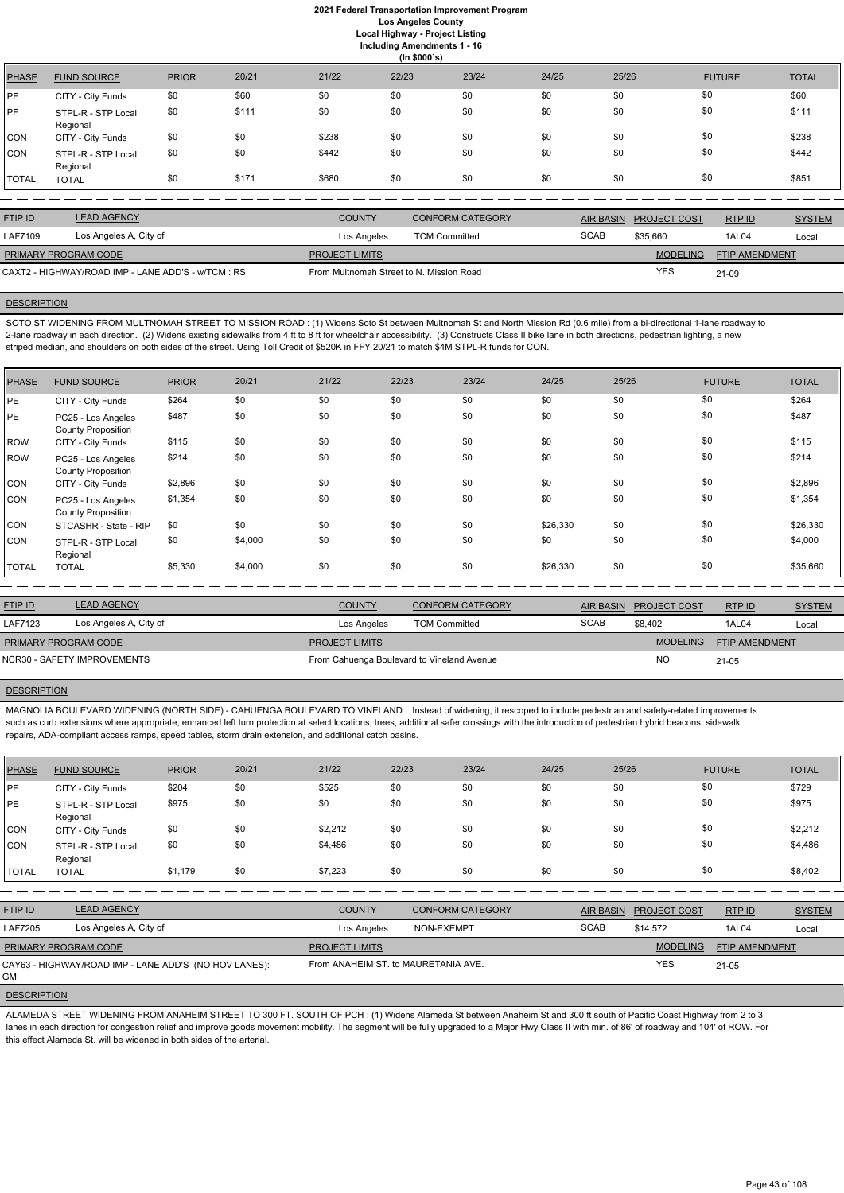# 2021 Federal Transportation Improvement Program
## Los Angeles County
### Local Highway - Project Listing
### Including Amendments 1 - 16
#### (In $000`s)

| PHASE | FUND SOURCE | PRIOR | 20/21 | 21/22 | 22/23 | 23/24 | 24/25 | 25/26 | FUTURE | TOTAL |
|---|---|---|---|---|---|---|---|---|---|---|
| PE | CITY - City Funds | $0 | $60 | $0 | $0 | $0 | $0 | $0 | $0 | $60 |
| PE | STPL-R - STP Local Regional | $0 | $111 | $0 | $0 | $0 | $0 | $0 | $0 | $111 |
| CON | CITY - City Funds | $0 | $0 | $238 | $0 | $0 | $0 | $0 | $0 | $238 |
| CON | STPL-R - STP Local Regional | $0 | $0 | $442 | $0 | $0 | $0 | $0 | $0 | $442 |
| TOTAL | TOTAL | $0 | $171 | $680 | $0 | $0 | $0 | $0 | $0 | $851 |

| FTIP ID | LEAD AGENCY | COUNTY | CONFORM CATEGORY | AIR BASIN | PROJECT COST | RTP ID | SYSTEM |
|---|---|---|---|---|---|---|---|
| LAF7109 | Los Angeles A, City of | Los Angeles | TCM Committed | SCAB | $35,660 | 1AL04 | Local |

| PRIMARY PROGRAM CODE | PROJECT LIMITS | MODELING | FTIP AMENDMENT |
|---|---|---|---|
| CAXT2 - HIGHWAY/ROAD IMP - LANE ADD'S - w/TCM : RS | From Multnomah Street to N. Mission Road | YES | 21-09 |

**DESCRIPTION**

SOTO ST WIDENING FROM MULTNOMAH STREET TO MISSION ROAD : (1) Widens Soto St between Multnomah St and North Mission Rd (0.6 mile) from a bi-directional 1-lane roadway to 2-lane roadway in each direction. (2) Widens existing sidewalks from 4 ft to 8 ft for wheelchair accessibility. (3) Constructs Class II bike lane in both directions, pedestrian lighting, a new striped median, and shoulders on both sides of the street. Using Toll Credit of $520K in FFY 20/21 to match $4M STPL-R funds for CON.

| PHASE | FUND SOURCE | PRIOR | 20/21 | 21/22 | 22/23 | 23/24 | 24/25 | 25/26 | FUTURE | TOTAL |
|---|---|---|---|---|---|---|---|---|---|---|
| PE | CITY - City Funds | $264 | $0 | $0 | $0 | $0 | $0 | $0 | $0 | $264 |
| PE | PC25 - Los Angeles County Proposition | $487 | $0 | $0 | $0 | $0 | $0 | $0 | $0 | $487 |
| ROW | CITY - City Funds | $115 | $0 | $0 | $0 | $0 | $0 | $0 | $0 | $115 |
| ROW | PC25 - Los Angeles County Proposition | $214 | $0 | $0 | $0 | $0 | $0 | $0 | $0 | $214 |
| CON | CITY - City Funds | $2,896 | $0 | $0 | $0 | $0 | $0 | $0 | $0 | $2,896 |
| CON | PC25 - Los Angeles County Proposition | $1,354 | $0 | $0 | $0 | $0 | $0 | $0 | $0 | $1,354 |
| CON | STCASHR - State - RIP | $0 | $0 | $0 | $0 | $0 | $26,330 | $0 | $0 | $26,330 |
| CON | STPL-R - STP Local Regional | $0 | $4,000 | $0 | $0 | $0 | $0 | $0 | $0 | $4,000 |
| TOTAL | TOTAL | $5,330 | $4,000 | $0 | $0 | $0 | $26,330 | $0 | $0 | $35,660 |

| FTIP ID | LEAD AGENCY | COUNTY | CONFORM CATEGORY | AIR BASIN | PROJECT COST | RTP ID | SYSTEM |
|---|---|---|---|---|---|---|---|
| LAF7123 | Los Angeles A, City of | Los Angeles | TCM Committed | SCAB | $8,402 | 1AL04 | Local |

| PRIMARY PROGRAM CODE | PROJECT LIMITS | MODELING | FTIP AMENDMENT |
|---|---|---|---|
| NCR30 - SAFETY IMPROVEMENTS | From Cahuenga Boulevard to Vineland Avenue | NO | 21-05 |

**DESCRIPTION**

MAGNOLIA BOULEVARD WIDENING (NORTH SIDE) - CAHUENGA BOULEVARD TO VINELAND : Instead of widening, it rescoped to include pedestrian and safety-related improvements such as curb extensions where appropriate, enhanced left turn protection at select locations, trees, additional safer crossings with the introduction of pedestrian hybrid beacons, sidewalk repairs, ADA-compliant access ramps, speed tables, storm drain extension, and additional catch basins.

| PHASE | FUND SOURCE | PRIOR | 20/21 | 21/22 | 22/23 | 23/24 | 24/25 | 25/26 | FUTURE | TOTAL |
|---|---|---|---|---|---|---|---|---|---|---|
| PE | CITY - City Funds | $204 | $0 | $525 | $0 | $0 | $0 | $0 | $0 | $729 |
| PE | STPL-R - STP Local Regional | $975 | $0 | $0 | $0 | $0 | $0 | $0 | $0 | $975 |
| CON | CITY - City Funds | $0 | $0 | $2,212 | $0 | $0 | $0 | $0 | $0 | $2,212 |
| CON | STPL-R - STP Local Regional | $0 | $0 | $4,486 | $0 | $0 | $0 | $0 | $0 | $4,486 |
| TOTAL | TOTAL | $1,179 | $0 | $7,223 | $0 | $0 | $0 | $0 | $0 | $8,402 |

| FTIP ID | LEAD AGENCY | COUNTY | CONFORM CATEGORY | AIR BASIN | PROJECT COST | RTP ID | SYSTEM |
|---|---|---|---|---|---|---|---|
| LAF7205 | Los Angeles A, City of | Los Angeles | NON-EXEMPT | SCAB | $14,572 | 1AL04 | Local |

| PRIMARY PROGRAM CODE | PROJECT LIMITS | MODELING | FTIP AMENDMENT |
|---|---|---|---|
| CAY63 - HIGHWAY/ROAD IMP - LANE ADD'S (NO HOV LANES): GM | From ANAHEIM ST. to MAURETANIA AVE. | YES | 21-05 |

**DESCRIPTION**

ALAMEDA STREET WIDENING FROM ANAHEIM STREET TO 300 FT. SOUTH OF PCH : (1) Widens Alameda St between Anaheim St and 300 ft south of Pacific Coast Highway from 2 to 3 lanes in each direction for congestion relief and improve goods movement mobility. The segment will be fully upgraded to a Major Hwy Class II with min. of 86' of roadway and 104' of ROW. For this effect Alameda St. will be widened in both sides of the arterial.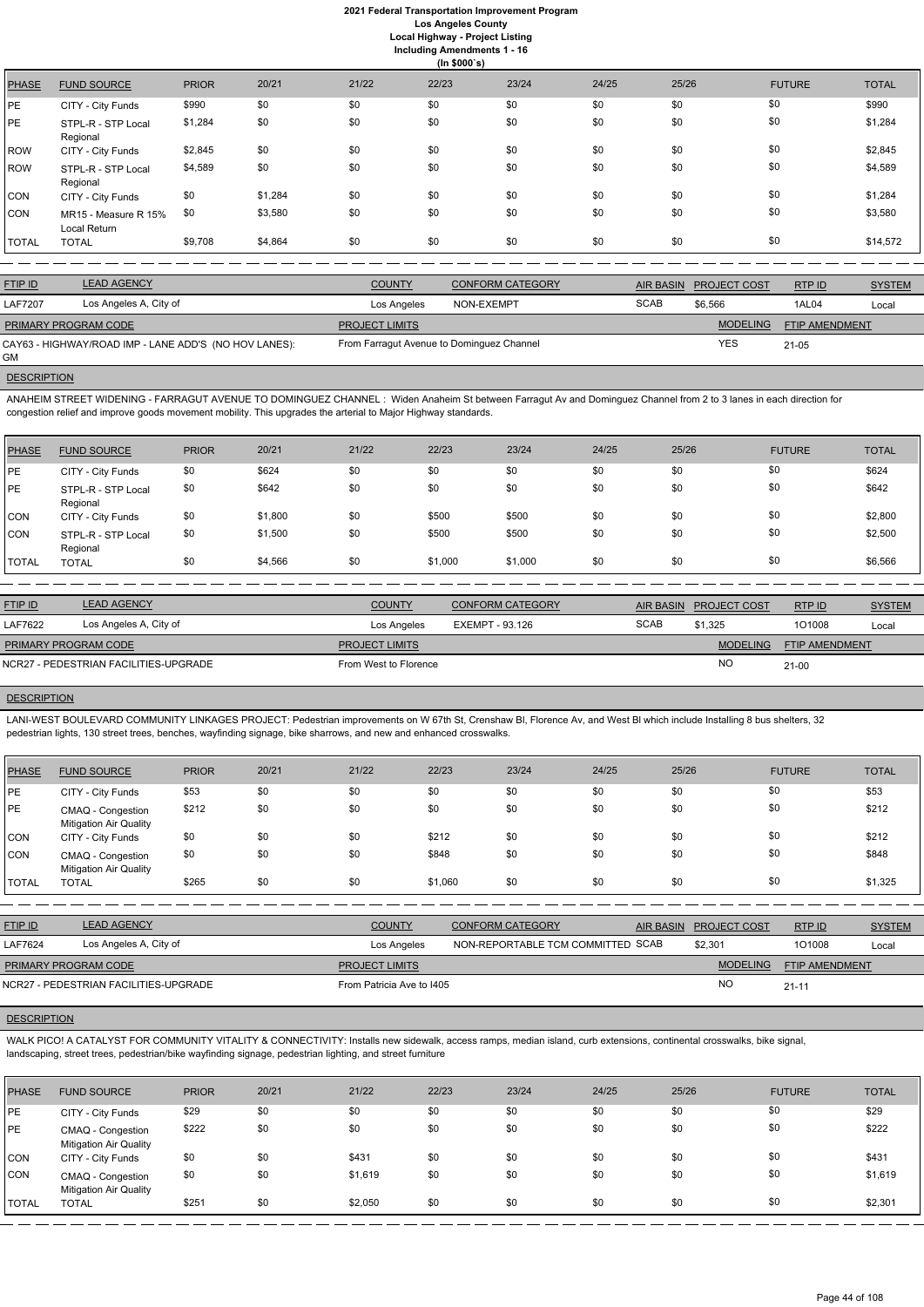# 2021 Federal Transportation Improvement Program

**Los Angeles County**
**Local Highway - Project Listing**
**Including Amendments 1 - 16**
**(In $000`s)**

| PHASE | FUND SOURCE | PRIOR | 20/21 | 21/22 | 22/23 | 23/24 | 24/25 | 25/26 | FUTURE | TOTAL |
|---|---|---|---|---|---|---|---|---|---|---|
| PE | CITY - City Funds | $990 | $0 | $0 | $0 | $0 | $0 | $0 | $0 | $990 |
| PE | STPL-R - STP Local Regional | $1,284 | $0 | $0 | $0 | $0 | $0 | $0 | $0 | $1,284 |
| ROW | CITY - City Funds | $2,845 | $0 | $0 | $0 | $0 | $0 | $0 | $0 | $2,845 |
| ROW | STPL-R - STP Local Regional | $4,589 | $0 | $0 | $0 | $0 | $0 | $0 | $0 | $4,589 |
| CON | CITY - City Funds | $0 | $1,284 | $0 | $0 | $0 | $0 | $0 | $0 | $1,284 |
| CON | MR15 - Measure R 15% Local Return | $0 | $3,580 | $0 | $0 | $0 | $0 | $0 | $0 | $3,580 |
| TOTAL | TOTAL | $9,708 | $4,864 | $0 | $0 | $0 | $0 | $0 | $0 | $14,572 |

| FTIP ID | LEAD AGENCY | COUNTY | CONFORM CATEGORY | AIR BASIN | PROJECT COST | RTP ID | SYSTEM |
|---|---|---|---|---|---|---|---|
| LAF7207 | Los Angeles A, City of | Los Angeles | NON-EXEMPT | SCAB | $6,566 | 1AL04 | Local |

| PRIMARY PROGRAM CODE | PROJECT LIMITS | MODELING | FTIP AMENDMENT |
|---|---|---|---|
| CAY63 - HIGHWAY/ROAD IMP - LANE ADD'S (NO HOV LANES): GM | From Farragut Avenue to Dominguez Channel | YES | 21-05 |

**DESCRIPTION**

ANAHEIM STREET WIDENING - FARRAGUT AVENUE TO DOMINGUEZ CHANNEL : Widen Anaheim St between Farragut Av and Dominguez Channel from 2 to 3 lanes in each direction for congestion relief and improve goods movement mobility. This upgrades the arterial to Major Highway standards.

| PHASE | FUND SOURCE | PRIOR | 20/21 | 21/22 | 22/23 | 23/24 | 24/25 | 25/26 | FUTURE | TOTAL |
|---|---|---|---|---|---|---|---|---|---|---|
| PE | CITY - City Funds | $0 | $624 | $0 | $0 | $0 | $0 | $0 | $0 | $624 |
| PE | STPL-R - STP Local Regional | $0 | $642 | $0 | $0 | $0 | $0 | $0 | $0 | $642 |
| CON | CITY - City Funds | $0 | $1,800 | $0 | $500 | $500 | $0 | $0 | $0 | $2,800 |
| CON | STPL-R - STP Local Regional | $0 | $1,500 | $0 | $500 | $500 | $0 | $0 | $0 | $2,500 |
| TOTAL | TOTAL | $0 | $4,566 | $0 | $1,000 | $1,000 | $0 | $0 | $0 | $6,566 |

| FTIP ID | LEAD AGENCY | COUNTY | CONFORM CATEGORY | AIR BASIN | PROJECT COST | RTP ID | SYSTEM |
|---|---|---|---|---|---|---|---|
| LAF7622 | Los Angeles A, City of | Los Angeles | EXEMPT - 93.126 | SCAB | $1,325 | 1O1008 | Local |

| PRIMARY PROGRAM CODE | PROJECT LIMITS | MODELING | FTIP AMENDMENT |
|---|---|---|---|
| NCR27 - PEDESTRIAN FACILITIES-UPGRADE | From West to Florence | NO | 21-00 |

**DESCRIPTION**

LANI-WEST BOULEVARD COMMUNITY LINKAGES PROJECT: Pedestrian improvements on W 67th St, Crenshaw Bl, Florence Av, and West Bl which include Installing 8 bus shelters, 32 pedestrian lights, 130 street trees, benches, wayfinding signage, bike sharrows, and new and enhanced crosswalks.

| PHASE | FUND SOURCE | PRIOR | 20/21 | 21/22 | 22/23 | 23/24 | 24/25 | 25/26 | FUTURE | TOTAL |
|---|---|---|---|---|---|---|---|---|---|---|
| PE | CITY - City Funds | $53 | $0 | $0 | $0 | $0 | $0 | $0 | $0 | $53 |
| PE | CMAQ - Congestion Mitigation Air Quality | $212 | $0 | $0 | $0 | $0 | $0 | $0 | $0 | $212 |
| CON | CITY - City Funds | $0 | $0 | $0 | $212 | $0 | $0 | $0 | $0 | $212 |
| CON | CMAQ - Congestion Mitigation Air Quality | $0 | $0 | $0 | $848 | $0 | $0 | $0 | $0 | $848 |
| TOTAL | TOTAL | $265 | $0 | $0 | $1,060 | $0 | $0 | $0 | $0 | $1,325 |

| FTIP ID | LEAD AGENCY | COUNTY | CONFORM CATEGORY | AIR BASIN | PROJECT COST | RTP ID | SYSTEM |
|---|---|---|---|---|---|---|---|
| LAF7624 | Los Angeles A, City of | Los Angeles | NON-REPORTABLE TCM COMMITTED | SCAB | $2,301 | 1O1008 | Local |

| PRIMARY PROGRAM CODE | PROJECT LIMITS | MODELING | FTIP AMENDMENT |
|---|---|---|---|
| NCR27 - PEDESTRIAN FACILITIES-UPGRADE | From Patricia Ave to I405 | NO | 21-11 |

**DESCRIPTION**

WALK PICO! A CATALYST FOR COMMUNITY VITALITY & CONNECTIVITY: Installs new sidewalk, access ramps, median island, curb extensions, continental crosswalks, bike signal, landscaping, street trees, pedestrian/bike wayfinding signage, pedestrian lighting, and street furniture

| PHASE | FUND SOURCE | PRIOR | 20/21 | 21/22 | 22/23 | 23/24 | 24/25 | 25/26 | FUTURE | TOTAL |
|---|---|---|---|---|---|---|---|---|---|---|
| PE | CITY - City Funds | $29 | $0 | $0 | $0 | $0 | $0 | $0 | $0 | $29 |
| PE | CMAQ - Congestion Mitigation Air Quality | $222 | $0 | $0 | $0 | $0 | $0 | $0 | $0 | $222 |
| CON | CITY - City Funds | $0 | $0 | $431 | $0 | $0 | $0 | $0 | $0 | $431 |
| CON | CMAQ - Congestion Mitigation Air Quality | $0 | $0 | $1,619 | $0 | $0 | $0 | $0 | $0 | $1,619 |
| TOTAL | TOTAL | $251 | $0 | $2,050 | $0 | $0 | $0 | $0 | $0 | $2,301 |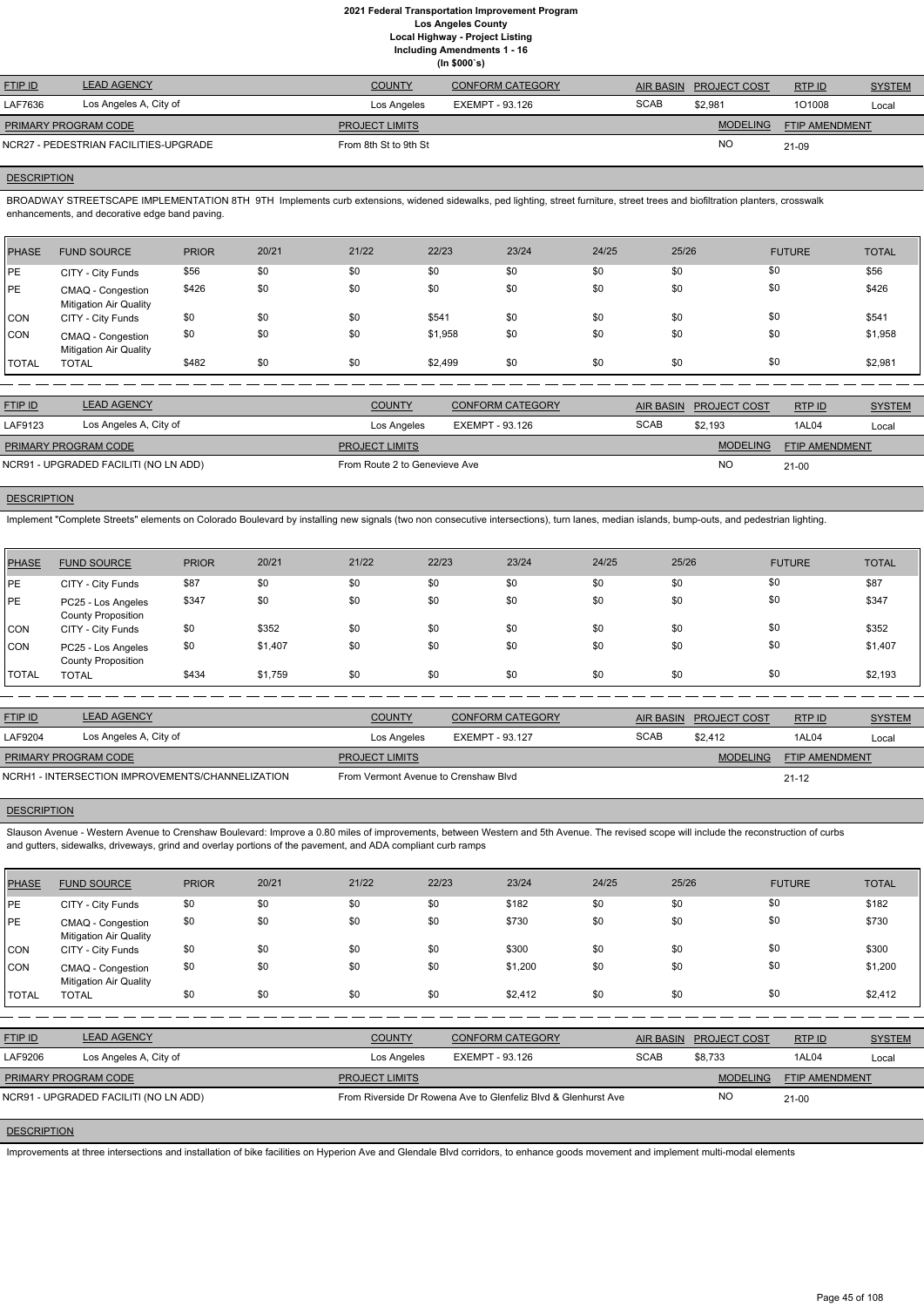# 2021 Federal Transportation Improvement Program
## Los Angeles County
## Local Highway - Project Listing
## Including Amendments 1 - 16
## (In $000`s)

| FTIP ID | LEAD AGENCY | COUNTY | CONFORM CATEGORY | AIR BASIN | PROJECT COST | RTP ID | SYSTEM |
|---|---|---|---|---|---|---|---|
| LAF7636 | Los Angeles A, City of | Los Angeles | EXEMPT - 93.126 | SCAB | $2,981 | 1O1008 | Local |

| PRIMARY PROGRAM CODE | PROJECT LIMITS | MODELING | FTIP AMENDMENT |
|---|---|---|---|
| NCR27 - PEDESTRIAN FACILITIES-UPGRADE | From 8th St to 9th St | NO | 21-09 |

**DESCRIPTION**

BROADWAY STREETSCAPE IMPLEMENTATION 8TH 9TH Implements curb extensions, widened sidewalks, ped lighting, street furniture, street trees and biofiltration planters, crosswalk enhancements, and decorative edge band paving.

| PHASE | FUND SOURCE | PRIOR | 20/21 | 21/22 | 22/23 | 23/24 | 24/25 | 25/26 | FUTURE | TOTAL |
|---|---|---|---|---|---|---|---|---|---|---|
| PE | CITY - City Funds | $56 | $0 | $0 | $0 | $0 | $0 | $0 | $0 | $56 |
| PE | CMAQ - Congestion Mitigation Air Quality | $426 | $0 | $0 | $0 | $0 | $0 | $0 | $0 | $426 |
| CON | CITY - City Funds | $0 | $0 | $0 | $541 | $0 | $0 | $0 | $0 | $541 |
| CON | CMAQ - Congestion Mitigation Air Quality | $0 | $0 | $0 | $1,958 | $0 | $0 | $0 | $0 | $1,958 |
| TOTAL | TOTAL | $482 | $0 | $0 | $2,499 | $0 | $0 | $0 | $0 | $2,981 |

| FTIP ID | LEAD AGENCY | COUNTY | CONFORM CATEGORY | AIR BASIN | PROJECT COST | RTP ID | SYSTEM |
|---|---|---|---|---|---|---|---|
| LAF9123 | Los Angeles A, City of | Los Angeles | EXEMPT - 93.126 | SCAB | $2,193 | 1AL04 | Local |

| PRIMARY PROGRAM CODE | PROJECT LIMITS | MODELING | FTIP AMENDMENT |
|---|---|---|---|
| NCR91 - UPGRADED FACILITI (NO LN ADD) | From Route 2 to Genevieve Ave | NO | 21-00 |

**DESCRIPTION**

Implement "Complete Streets" elements on Colorado Boulevard by installing new signals (two non consecutive intersections), turn lanes, median islands, bump-outs, and pedestrian lighting.

| PHASE | FUND SOURCE | PRIOR | 20/21 | 21/22 | 22/23 | 23/24 | 24/25 | 25/26 | FUTURE | TOTAL |
|---|---|---|---|---|---|---|---|---|---|---|
| PE | CITY - City Funds | $87 | $0 | $0 | $0 | $0 | $0 | $0 | $0 | $87 |
| PE | PC25 - Los Angeles County Proposition | $347 | $0 | $0 | $0 | $0 | $0 | $0 | $0 | $347 |
| CON | CITY - City Funds | $0 | $352 | $0 | $0 | $0 | $0 | $0 | $0 | $352 |
| CON | PC25 - Los Angeles County Proposition | $0 | $1,407 | $0 | $0 | $0 | $0 | $0 | $0 | $1,407 |
| TOTAL | TOTAL | $434 | $1,759 | $0 | $0 | $0 | $0 | $0 | $0 | $2,193 |

| FTIP ID | LEAD AGENCY | COUNTY | CONFORM CATEGORY | AIR BASIN | PROJECT COST | RTP ID | SYSTEM |
|---|---|---|---|---|---|---|---|
| LAF9204 | Los Angeles A, City of | Los Angeles | EXEMPT - 93.127 | SCAB | $2,412 | 1AL04 | Local |

| PRIMARY PROGRAM CODE | PROJECT LIMITS | MODELING | FTIP AMENDMENT |
|---|---|---|---|
| NCRH1 - INTERSECTION IMPROVEMENTS/CHANNELIZATION | From Vermont Avenue to Crenshaw Blvd | | 21-12 |

**DESCRIPTION**

Slauson Avenue - Western Avenue to Crenshaw Boulevard: Improve a 0.80 miles of improvements, between Western and 5th Avenue. The revised scope will include the reconstruction of curbs and gutters, sidewalks, driveways, grind and overlay portions of the pavement, and ADA compliant curb ramps

| PHASE | FUND SOURCE | PRIOR | 20/21 | 21/22 | 22/23 | 23/24 | 24/25 | 25/26 | FUTURE | TOTAL |
|---|---|---|---|---|---|---|---|---|---|---|
| PE | CITY - City Funds | $0 | $0 | $0 | $0 | $182 | $0 | $0 | $0 | $182 |
| PE | CMAQ - Congestion Mitigation Air Quality | $0 | $0 | $0 | $0 | $730 | $0 | $0 | $0 | $730 |
| CON | CITY - City Funds | $0 | $0 | $0 | $0 | $300 | $0 | $0 | $0 | $300 |
| CON | CMAQ - Congestion Mitigation Air Quality | $0 | $0 | $0 | $0 | $1,200 | $0 | $0 | $0 | $1,200 |
| TOTAL | TOTAL | $0 | $0 | $0 | $0 | $2,412 | $0 | $0 | $0 | $2,412 |

| FTIP ID | LEAD AGENCY | COUNTY | CONFORM CATEGORY | AIR BASIN | PROJECT COST | RTP ID | SYSTEM |
|---|---|---|---|---|---|---|---|
| LAF9206 | Los Angeles A, City of | Los Angeles | EXEMPT - 93.126 | SCAB | $8,733 | 1AL04 | Local |

| PRIMARY PROGRAM CODE | PROJECT LIMITS | MODELING | FTIP AMENDMENT |
|---|---|---|---|
| NCR91 - UPGRADED FACILITI (NO LN ADD) | From Riverside Dr Rowena Ave to Glenfeliz Blvd & Glenhurst Ave | NO | 21-00 |

**DESCRIPTION**

Improvements at three intersections and installation of bike facilities on Hyperion Ave and Glendale Blvd corridors, to enhance goods movement and implement multi-modal elements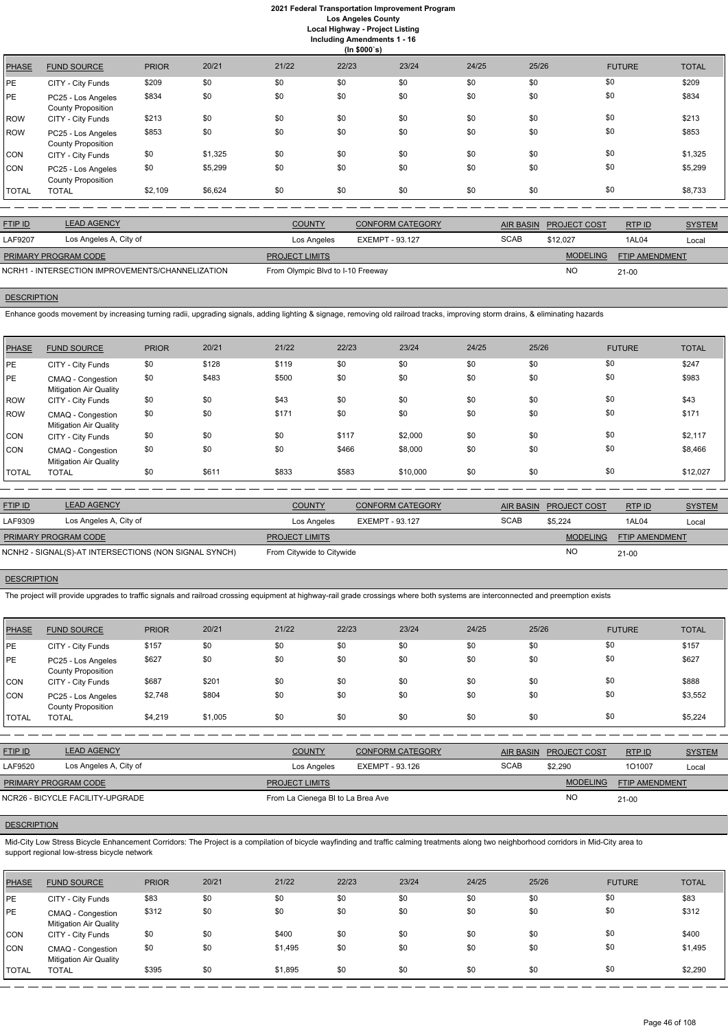# 2021 Federal Transportation Improvement Program
## Los Angeles County
### Local Highway - Project Listing
### Including Amendments 1 - 16
### (In $000`s)

| PHASE | FUND SOURCE | PRIOR | 20/21 | 21/22 | 22/23 | 23/24 | 24/25 | 25/26 | FUTURE | TOTAL |
|---|---|---|---|---|---|---|---|---|---|---|
| PE | CITY - City Funds | $209 | $0 | $0 | $0 | $0 | $0 | $0 | $0 | $209 |
| PE | PC25 - Los Angeles County Proposition | $834 | $0 | $0 | $0 | $0 | $0 | $0 | $0 | $834 |
| ROW | CITY - City Funds | $213 | $0 | $0 | $0 | $0 | $0 | $0 | $0 | $213 |
| ROW | PC25 - Los Angeles County Proposition | $853 | $0 | $0 | $0 | $0 | $0 | $0 | $0 | $853 |
| CON | CITY - City Funds | $0 | $1,325 | $0 | $0 | $0 | $0 | $0 | $0 | $1,325 |
| CON | PC25 - Los Angeles County Proposition | $0 | $5,299 | $0 | $0 | $0 | $0 | $0 | $0 | $5,299 |
| TOTAL | TOTAL | $2,109 | $6,624 | $0 | $0 | $0 | $0 | $0 | $0 | $8,733 |

| FTIP ID | LEAD AGENCY | COUNTY | CONFORM CATEGORY | AIR BASIN | PROJECT COST | RTP ID | SYSTEM |
|---|---|---|---|---|---|---|---|
| LAF9207 | Los Angeles A, City of | Los Angeles | EXEMPT - 93.127 | SCAB | $12,027 | 1AL04 | Local |

| PRIMARY PROGRAM CODE | PROJECT LIMITS | MODELING | FTIP AMENDMENT |
|---|---|---|---|
| NCRH1 - INTERSECTION IMPROVEMENTS/CHANNELIZATION | From Olympic Blvd to I-10 Freeway | NO | 21-00 |

**DESCRIPTION**

Enhance goods movement by increasing turning radii, upgrading signals, adding lighting & signage, removing old railroad tracks, improving storm drains, & eliminating hazards

| PHASE | FUND SOURCE | PRIOR | 20/21 | 21/22 | 22/23 | 23/24 | 24/25 | 25/26 | FUTURE | TOTAL |
|---|---|---|---|---|---|---|---|---|---|---|
| PE | CITY - City Funds | $0 | $128 | $119 | $0 | $0 | $0 | $0 | $0 | $247 |
| PE | CMAQ - Congestion Mitigation Air Quality | $0 | $483 | $500 | $0 | $0 | $0 | $0 | $0 | $983 |
| ROW | CITY - City Funds | $0 | $0 | $43 | $0 | $0 | $0 | $0 | $0 | $43 |
| ROW | CMAQ - Congestion Mitigation Air Quality | $0 | $0 | $171 | $0 | $0 | $0 | $0 | $0 | $171 |
| CON | CITY - City Funds | $0 | $0 | $0 | $117 | $2,000 | $0 | $0 | $0 | $2,117 |
| CON | CMAQ - Congestion Mitigation Air Quality | $0 | $0 | $0 | $466 | $8,000 | $0 | $0 | $0 | $8,466 |
| TOTAL | TOTAL | $0 | $611 | $833 | $583 | $10,000 | $0 | $0 | $0 | $12,027 |

| FTIP ID | LEAD AGENCY | COUNTY | CONFORM CATEGORY | AIR BASIN | PROJECT COST | RTP ID | SYSTEM |
|---|---|---|---|---|---|---|---|
| LAF9309 | Los Angeles A, City of | Los Angeles | EXEMPT - 93.127 | SCAB | $5,224 | 1AL04 | Local |

| PRIMARY PROGRAM CODE | PROJECT LIMITS | MODELING | FTIP AMENDMENT |
|---|---|---|---|
| NCNH2 - SIGNAL(S)-AT INTERSECTIONS (NON SIGNAL SYNCH) | From Citywide to Citywide | NO | 21-00 |

**DESCRIPTION**

The project will provide upgrades to traffic signals and railroad crossing equipment at highway-rail grade crossings where both systems are interconnected and preemption exists

| PHASE | FUND SOURCE | PRIOR | 20/21 | 21/22 | 22/23 | 23/24 | 24/25 | 25/26 | FUTURE | TOTAL |
|---|---|---|---|---|---|---|---|---|---|---|
| PE | CITY - City Funds | $157 | $0 | $0 | $0 | $0 | $0 | $0 | $0 | $157 |
| PE | PC25 - Los Angeles County Proposition | $627 | $0 | $0 | $0 | $0 | $0 | $0 | $0 | $627 |
| CON | CITY - City Funds | $687 | $201 | $0 | $0 | $0 | $0 | $0 | $0 | $888 |
| CON | PC25 - Los Angeles County Proposition | $2,748 | $804 | $0 | $0 | $0 | $0 | $0 | $0 | $3,552 |
| TOTAL | TOTAL | $4,219 | $1,005 | $0 | $0 | $0 | $0 | $0 | $0 | $5,224 |

| FTIP ID | LEAD AGENCY | COUNTY | CONFORM CATEGORY | AIR BASIN | PROJECT COST | RTP ID | SYSTEM |
|---|---|---|---|---|---|---|---|
| LAF9520 | Los Angeles A, City of | Los Angeles | EXEMPT - 93.126 | SCAB | $2,290 | 1O1007 | Local |

| PRIMARY PROGRAM CODE | PROJECT LIMITS | MODELING | FTIP AMENDMENT |
|---|---|---|---|
| NCR26 - BICYCLE FACILITY-UPGRADE | From La Cienega Bl to La Brea Ave | NO | 21-00 |

**DESCRIPTION**

Mid-City Low Stress Bicycle Enhancement Corridors: The Project is a compilation of bicycle wayfinding and traffic calming treatments along two neighborhood corridors in Mid-City area to support regional low-stress bicycle network

| PHASE | FUND SOURCE | PRIOR | 20/21 | 21/22 | 22/23 | 23/24 | 24/25 | 25/26 | FUTURE | TOTAL |
|---|---|---|---|---|---|---|---|---|---|---|
| PE | CITY - City Funds | $83 | $0 | $0 | $0 | $0 | $0 | $0 | $0 | $83 |
| PE | CMAQ - Congestion Mitigation Air Quality | $312 | $0 | $0 | $0 | $0 | $0 | $0 | $0 | $312 |
| CON | CITY - City Funds | $0 | $0 | $400 | $0 | $0 | $0 | $0 | $0 | $400 |
| CON | CMAQ - Congestion Mitigation Air Quality | $0 | $0 | $1,495 | $0 | $0 | $0 | $0 | $0 | $1,495 |
| TOTAL | TOTAL | $395 | $0 | $1,895 | $0 | $0 | $0 | $0 | $0 | $2,290 |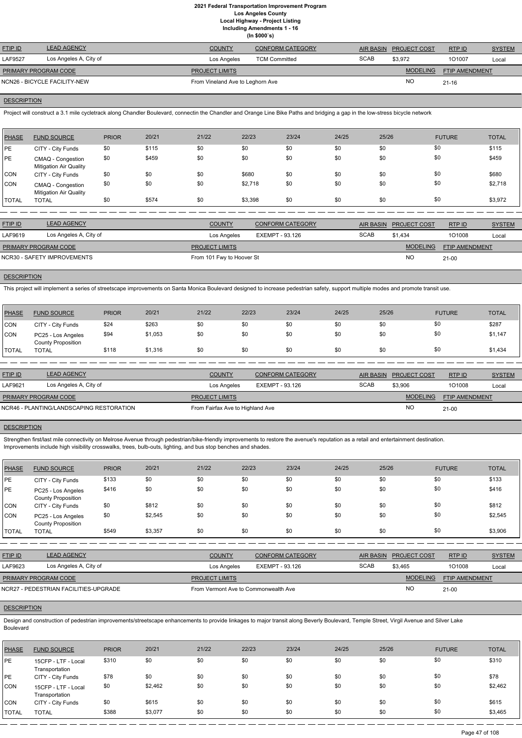# 2021 Federal Transportation Improvement Program
## Los Angeles County
### Local Highway - Project Listing
### Including Amendments 1 - 16
### (In $000`s)

| FTIP ID | LEAD AGENCY | COUNTY | CONFORM CATEGORY | AIR BASIN | PROJECT COST | RTP ID | SYSTEM |
|---|---|---|---|---|---|---|---|
| LAF9527 | Los Angeles A, City of | Los Angeles | TCM Committed | SCAB | $3,972 | 1O1007 | Local |

| PRIMARY PROGRAM CODE | PROJECT LIMITS | MODELING | FTIP AMENDMENT |
|---|---|---|---|
| NCN26 - BICYCLE FACILITY-NEW | From Vineland Ave to Leghorn Ave | NO | 21-16 |

**DESCRIPTION**

Project will construct a 3.1 mile cycletrack along Chandler Boulevard, connectin the Chandler and Orange Line Bike Paths and bridging a gap in the low-stress bicycle network

| PHASE | FUND SOURCE | PRIOR | 20/21 | 21/22 | 22/23 | 23/24 | 24/25 | 25/26 | FUTURE | TOTAL |
|---|---|---|---|---|---|---|---|---|---|---|
| PE | CITY - City Funds | $0 | $115 | $0 | $0 | $0 | $0 | $0 | $0 | $115 |
| PE | CMAQ - Congestion Mitigation Air Quality | $0 | $459 | $0 | $0 | $0 | $0 | $0 | $0 | $459 |
| CON | CITY - City Funds | $0 | $0 | $0 | $680 | $0 | $0 | $0 | $0 | $680 |
| CON | CMAQ - Congestion Mitigation Air Quality | $0 | $0 | $0 | $2,718 | $0 | $0 | $0 | $0 | $2,718 |
| TOTAL | TOTAL | $0 | $574 | $0 | $3,398 | $0 | $0 | $0 | $0 | $3,972 |

| FTIP ID | LEAD AGENCY | COUNTY | CONFORM CATEGORY | AIR BASIN | PROJECT COST | RTP ID | SYSTEM |
|---|---|---|---|---|---|---|---|
| LAF9619 | Los Angeles A, City of | Los Angeles | EXEMPT - 93.126 | SCAB | $1,434 | 1O1008 | Local |

| PRIMARY PROGRAM CODE | PROJECT LIMITS | MODELING | FTIP AMENDMENT |
|---|---|---|---|
| NCR30 - SAFETY IMPROVEMENTS | From 101 Fwy to Hoover St | NO | 21-00 |

**DESCRIPTION**

This project will implement a series of streetscape improvements on Santa Monica Boulevard designed to increase pedestrian safety, support multiple modes and promote transit use.

| PHASE | FUND SOURCE | PRIOR | 20/21 | 21/22 | 22/23 | 23/24 | 24/25 | 25/26 | FUTURE | TOTAL |
|---|---|---|---|---|---|---|---|---|---|---|
| CON | CITY - City Funds | $24 | $263 | $0 | $0 | $0 | $0 | $0 | $0 | $287 |
| CON | PC25 - Los Angeles County Proposition | $94 | $1,053 | $0 | $0 | $0 | $0 | $0 | $0 | $1,147 |
| TOTAL | TOTAL | $118 | $1,316 | $0 | $0 | $0 | $0 | $0 | $0 | $1,434 |

| FTIP ID | LEAD AGENCY | COUNTY | CONFORM CATEGORY | AIR BASIN | PROJECT COST | RTP ID | SYSTEM |
|---|---|---|---|---|---|---|---|
| LAF9621 | Los Angeles A, City of | Los Angeles | EXEMPT - 93.126 | SCAB | $3,906 | 1O1008 | Local |

| PRIMARY PROGRAM CODE | PROJECT LIMITS | MODELING | FTIP AMENDMENT |
|---|---|---|---|
| NCR46 - PLANTING/LANDSCAPING RESTORATION | From Fairfax Ave to Highland Ave | NO | 21-00 |

**DESCRIPTION**

Strengthen first/last mile connectivity on Melrose Avenue through pedestrian/bike-friendly improvements to restore the avenue's reputation as a retail and entertainment destination. Improvements include high visibility crosswalks, trees, bulb-outs, lighting, and bus stop benches and shades.

| PHASE | FUND SOURCE | PRIOR | 20/21 | 21/22 | 22/23 | 23/24 | 24/25 | 25/26 | FUTURE | TOTAL |
|---|---|---|---|---|---|---|---|---|---|---|
| PE | CITY - City Funds | $133 | $0 | $0 | $0 | $0 | $0 | $0 | $0 | $133 |
| PE | PC25 - Los Angeles County Proposition | $416 | $0 | $0 | $0 | $0 | $0 | $0 | $0 | $416 |
| CON | CITY - City Funds | $0 | $812 | $0 | $0 | $0 | $0 | $0 | $0 | $812 |
| CON | PC25 - Los Angeles County Proposition | $0 | $2,545 | $0 | $0 | $0 | $0 | $0 | $0 | $2,545 |
| TOTAL | TOTAL | $549 | $3,357 | $0 | $0 | $0 | $0 | $0 | $0 | $3,906 |

| FTIP ID | LEAD AGENCY | COUNTY | CONFORM CATEGORY | AIR BASIN | PROJECT COST | RTP ID | SYSTEM |
|---|---|---|---|---|---|---|---|
| LAF9623 | Los Angeles A, City of | Los Angeles | EXEMPT - 93.126 | SCAB | $3,465 | 1O1008 | Local |

| PRIMARY PROGRAM CODE | PROJECT LIMITS | MODELING | FTIP AMENDMENT |
|---|---|---|---|
| NCR27 - PEDESTRIAN FACILITIES-UPGRADE | From Vermont Ave to Commonwealth Ave | NO | 21-00 |

**DESCRIPTION**

Design and construction of pedestrian improvements/streetscape enhancements to provide linkages to major transit along Beverly Boulevard, Temple Street, Virgil Avenue and Silver Lake Boulevard

| PHASE | FUND SOURCE | PRIOR | 20/21 | 21/22 | 22/23 | 23/24 | 24/25 | 25/26 | FUTURE | TOTAL |
|---|---|---|---|---|---|---|---|---|---|---|
| PE | 15CFP - LTF - Local Transportation | $310 | $0 | $0 | $0 | $0 | $0 | $0 | $0 | $310 |
| PE | CITY - City Funds | $78 | $0 | $0 | $0 | $0 | $0 | $0 | $0 | $78 |
| CON | 15CFP - LTF - Local Transportation | $0 | $2,462 | $0 | $0 | $0 | $0 | $0 | $0 | $2,462 |
| CON | CITY - City Funds | $0 | $615 | $0 | $0 | $0 | $0 | $0 | $0 | $615 |
| TOTAL | TOTAL | $388 | $3,077 | $0 | $0 | $0 | $0 | $0 | $0 | $3,465 |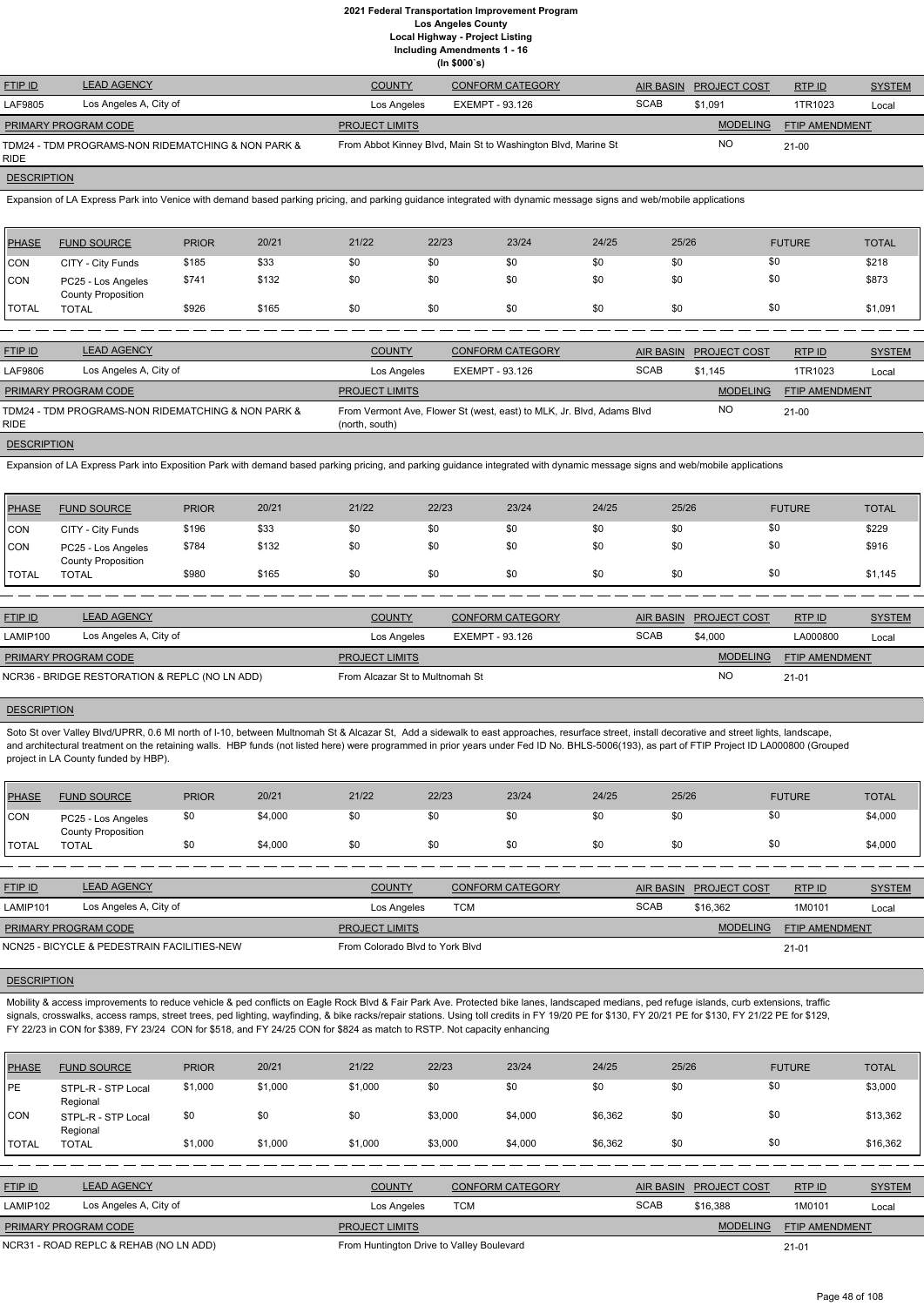# 2021 Federal Transportation Improvement Program
## Los Angeles County
### Local Highway - Project Listing
### Including Amendments 1 - 16
### (In $000`s)

| FTIP ID | LEAD AGENCY | COUNTY | CONFORM CATEGORY | AIR BASIN | PROJECT COST | RTP ID | SYSTEM |
|---|---|---|---|---|---|---|---|
| LAF9805 | Los Angeles A, City of | Los Angeles | EXEMPT - 93.126 | SCAB | $1,091 | 1TR1023 | Local |

| PRIMARY PROGRAM CODE | PROJECT LIMITS | MODELING | FTIP AMENDMENT |
|---|---|---|---|
| TDM24 - TDM PROGRAMS-NON RIDEMATCHING & NON PARK & RIDE | From Abbot Kinney Blvd, Main St to Washington Blvd, Marine St | NO | 21-00 |

**DESCRIPTION**

Expansion of LA Express Park into Venice with demand based parking pricing, and parking guidance integrated with dynamic message signs and web/mobile applications

| PHASE | FUND SOURCE | PRIOR | 20/21 | 21/22 | 22/23 | 23/24 | 24/25 | 25/26 | FUTURE | TOTAL |
|---|---|---|---|---|---|---|---|---|---|---|
| CON | CITY - City Funds | $185 | $33 | $0 | $0 | $0 | $0 | $0 | $0 | $218 |
| CON | PC25 - Los Angeles County Proposition | $741 | $132 | $0 | $0 | $0 | $0 | $0 | $0 | $873 |
| TOTAL | TOTAL | $926 | $165 | $0 | $0 | $0 | $0 | $0 | $0 | $1,091 |

| FTIP ID | LEAD AGENCY | COUNTY | CONFORM CATEGORY | AIR BASIN | PROJECT COST | RTP ID | SYSTEM |
|---|---|---|---|---|---|---|---|
| LAF9806 | Los Angeles A, City of | Los Angeles | EXEMPT - 93.126 | SCAB | $1,145 | 1TR1023 | Local |

| PRIMARY PROGRAM CODE | PROJECT LIMITS | MODELING | FTIP AMENDMENT |
|---|---|---|---|
| TDM24 - TDM PROGRAMS-NON RIDEMATCHING & NON PARK & RIDE | From Vermont Ave, Flower St (west, east) to MLK, Jr. Blvd, Adams Blvd (north, south) | NO | 21-00 |

**DESCRIPTION**

Expansion of LA Express Park into Exposition Park with demand based parking pricing, and parking guidance integrated with dynamic message signs and web/mobile applications

| PHASE | FUND SOURCE | PRIOR | 20/21 | 21/22 | 22/23 | 23/24 | 24/25 | 25/26 | FUTURE | TOTAL |
|---|---|---|---|---|---|---|---|---|---|---|
| CON | CITY - City Funds | $196 | $33 | $0 | $0 | $0 | $0 | $0 | $0 | $229 |
| CON | PC25 - Los Angeles County Proposition | $784 | $132 | $0 | $0 | $0 | $0 | $0 | $0 | $916 |
| TOTAL | TOTAL | $980 | $165 | $0 | $0 | $0 | $0 | $0 | $0 | $1,145 |

| FTIP ID | LEAD AGENCY | COUNTY | CONFORM CATEGORY | AIR BASIN | PROJECT COST | RTP ID | SYSTEM |
|---|---|---|---|---|---|---|---|
| LAMIP100 | Los Angeles A, City of | Los Angeles | EXEMPT - 93.126 | SCAB | $4,000 | LA000800 | Local |

| PRIMARY PROGRAM CODE | PROJECT LIMITS | MODELING | FTIP AMENDMENT |
|---|---|---|---|
| NCR36 - BRIDGE RESTORATION & REPLC (NO LN ADD) | From Alcazar St to Multnomah St | NO | 21-01 |

**DESCRIPTION**

Soto St over Valley Blvd/UPRR, 0.6 MI north of I-10, between Multnomah St & Alcazar St, Add a sidewalk to east approaches, resurface street, install decorative and street lights, landscape, and architectural treatment on the retaining walls. HBP funds (not listed here) were programmed in prior years under Fed ID No. BHLS-5006(193), as part of FTIP Project ID LA000800 (Grouped project in LA County funded by HBP).

| PHASE | FUND SOURCE | PRIOR | 20/21 | 21/22 | 22/23 | 23/24 | 24/25 | 25/26 | FUTURE | TOTAL |
|---|---|---|---|---|---|---|---|---|---|---|
| CON | PC25 - Los Angeles County Proposition | $0 | $4,000 | $0 | $0 | $0 | $0 | $0 | $0 | $4,000 |
| TOTAL | TOTAL | $0 | $4,000 | $0 | $0 | $0 | $0 | $0 | $0 | $4,000 |

| FTIP ID | LEAD AGENCY | COUNTY | CONFORM CATEGORY | AIR BASIN | PROJECT COST | RTP ID | SYSTEM |
|---|---|---|---|---|---|---|---|
| LAMIP101 | Los Angeles A, City of | Los Angeles | TCM | SCAB | $16,362 | 1M0101 | Local |

| PRIMARY PROGRAM CODE | PROJECT LIMITS | MODELING | FTIP AMENDMENT |
|---|---|---|---|
| NCN25 - BICYCLE & PEDESTRAIN FACILITIES-NEW | From Colorado Blvd to York Blvd | | 21-01 |

**DESCRIPTION**

Mobility & access improvements to reduce vehicle & ped conflicts on Eagle Rock Blvd & Fair Park Ave. Protected bike lanes, landscaped medians, ped refuge islands, curb extensions, traffic signals, crosswalks, access ramps, street trees, ped lighting, wayfinding, & bike racks/repair stations. Using toll credits in FY 19/20 PE for $130, FY 20/21 PE for $130, FY 21/22 PE for $129, FY 22/23 in CON for $389, FY 23/24 CON for $518, and FY 24/25 CON for $824 as match to RSTP. Not capacity enhancing

| PHASE | FUND SOURCE | PRIOR | 20/21 | 21/22 | 22/23 | 23/24 | 24/25 | 25/26 | FUTURE | TOTAL |
|---|---|---|---|---|---|---|---|---|---|---|
| PE | STPL-R - STP Local Regional | $1,000 | $1,000 | $1,000 | $0 | $0 | $0 | $0 | $0 | $3,000 |
| CON | STPL-R - STP Local Regional | $0 | $0 | $0 | $3,000 | $4,000 | $6,362 | $0 | $0 | $13,362 |
| TOTAL | TOTAL | $1,000 | $1,000 | $1,000 | $3,000 | $4,000 | $6,362 | $0 | $0 | $16,362 |

| FTIP ID | LEAD AGENCY | COUNTY | CONFORM CATEGORY | AIR BASIN | PROJECT COST | RTP ID | SYSTEM |
|---|---|---|---|---|---|---|---|
| LAMIP102 | Los Angeles A, City of | Los Angeles | TCM | SCAB | $16,388 | 1M0101 | Local |

| PRIMARY PROGRAM CODE | PROJECT LIMITS | MODELING | FTIP AMENDMENT |
|---|---|---|---|
| NCR31 - ROAD REPLC & REHAB (NO LN ADD) | From Huntington Drive to Valley Boulevard | | 21-01 |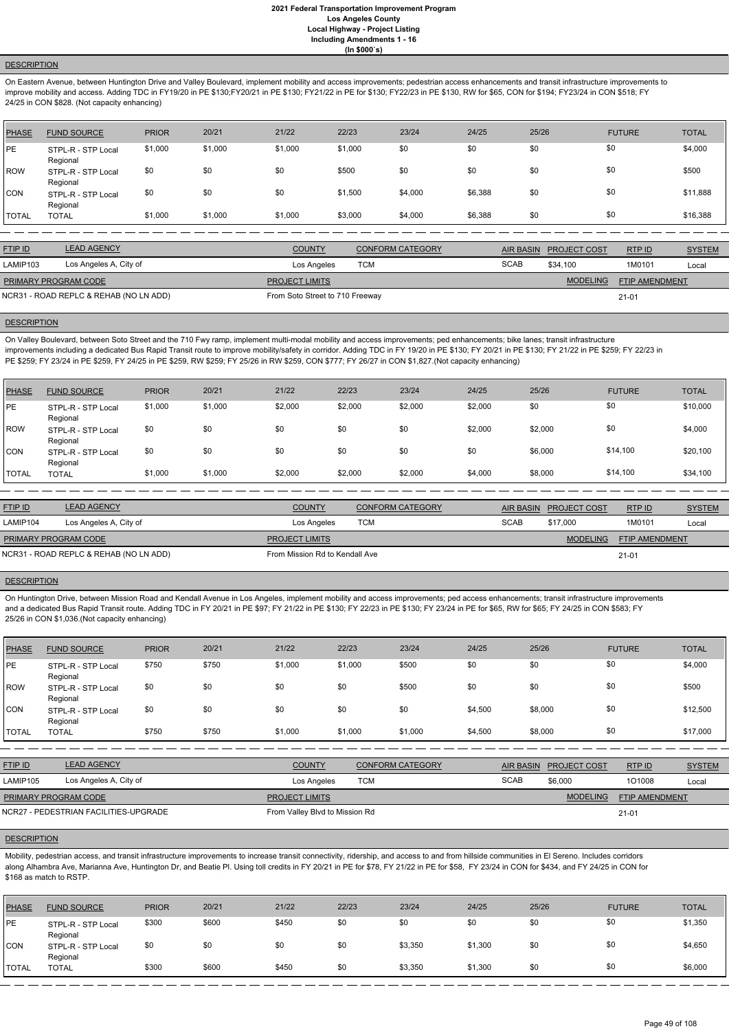### DESCRIPTION

On Eastern Avenue, between Huntington Drive and Valley Boulevard, implement mobility and access improvements; pedestrian access enhancements and transit infrastructure improvements to improve mobility and access. Adding TDC in FY19/20 in PE $130;FY20/21 in PE $130; FY21/22 in PE for $130; FY22/23 in PE $130, RW for $65, CON for $194; FY23/24 in CON $518; FY 24/25 in CON $828. (Not capacity enhancing)

| PHASE | FUND SOURCE | PRIOR | 20/21 | 21/22 | 22/23 | 23/24 | 24/25 | 25/26 | FUTURE | TOTAL |
|---|---|---|---|---|---|---|---|---|---|---|
| PE | STPL-R - STP Local Regional | $1,000 | $1,000 | $1,000 | $1,000 | $0 | $0 | $0 | $0 | $4,000 |
| ROW | STPL-R - STP Local Regional | $0 | $0 | $0 | $500 | $0 | $0 | $0 | $0 | $500 |
| CON | STPL-R - STP Local Regional | $0 | $0 | $0 | $1,500 | $4,000 | $6,388 | $0 | $0 | $11,888 |
| TOTAL | TOTAL | $1,000 | $1,000 | $1,000 | $3,000 | $4,000 | $6,388 | $0 | $0 | $16,388 |

| FTIP ID | LEAD AGENCY | COUNTY | CONFORM CATEGORY | AIR BASIN | PROJECT COST | RTP ID | SYSTEM |
|---|---|---|---|---|---|---|---|
| LAMIP103 | Los Angeles A, City of | Los Angeles | TCM | SCAB | $34,100 | 1M0101 | Local |

| PRIMARY PROGRAM CODE | PROJECT LIMITS | MODELING | FTIP AMENDMENT |
|---|---|---|---|
| NCR31 - ROAD REPLC & REHAB (NO LN ADD) | From Soto Street to 710 Freeway | | 21-01 |

### DESCRIPTION

On Valley Boulevard, between Soto Street and the 710 Fwy ramp, implement multi-modal mobility and access improvements; ped enhancements; bike lanes; transit infrastructure improvements including a dedicated Bus Rapid Transit route to improve mobility/safety in corridor. Adding TDC in FY 19/20 in PE $130; FY 20/21 in PE $130; FY 21/22 in PE $259; FY 22/23 in PE $259; FY 23/24 in PE $259, FY 24/25 in PE $259, RW $259; FY 25/26 in RW $259, CON $777; FY 26/27 in CON $1,827.(Not capacity enhancing)

| PHASE | FUND SOURCE | PRIOR | 20/21 | 21/22 | 22/23 | 23/24 | 24/25 | 25/26 | FUTURE | TOTAL |
|---|---|---|---|---|---|---|---|---|---|---|
| PE | STPL-R - STP Local Regional | $1,000 | $1,000 | $2,000 | $2,000 | $2,000 | $2,000 | $0 | $0 | $10,000 |
| ROW | STPL-R - STP Local Regional | $0 | $0 | $0 | $0 | $0 | $2,000 | $2,000 | $0 | $4,000 |
| CON | STPL-R - STP Local Regional | $0 | $0 | $0 | $0 | $0 | $0 | $6,000 | $14,100 | $20,100 |
| TOTAL | TOTAL | $1,000 | $1,000 | $2,000 | $2,000 | $2,000 | $4,000 | $8,000 | $14,100 | $34,100 |

| FTIP ID | LEAD AGENCY | COUNTY | CONFORM CATEGORY | AIR BASIN | PROJECT COST | RTP ID | SYSTEM |
|---|---|---|---|---|---|---|---|
| LAMIP104 | Los Angeles A, City of | Los Angeles | TCM | SCAB | $17,000 | 1M0101 | Local |

| PRIMARY PROGRAM CODE | PROJECT LIMITS | MODELING | FTIP AMENDMENT |
|---|---|---|---|
| NCR31 - ROAD REPLC & REHAB (NO LN ADD) | From Mission Rd to Kendall Ave | | 21-01 |

### DESCRIPTION

On Huntington Drive, between Mission Road and Kendall Avenue in Los Angeles, implement mobility and access improvements; ped access enhancements; transit infrastructure improvements and a dedicated Bus Rapid Transit route. Adding TDC in FY 20/21 in PE $97; FY 21/22 in PE $130; FY 22/23 in PE $130; FY 23/24 in PE for $65, RW for $65; FY 24/25 in CON $583; FY 25/26 in CON $1,036.(Not capacity enhancing)

| PHASE | FUND SOURCE | PRIOR | 20/21 | 21/22 | 22/23 | 23/24 | 24/25 | 25/26 | FUTURE | TOTAL |
|---|---|---|---|---|---|---|---|---|---|---|
| PE | STPL-R - STP Local Regional | $750 | $750 | $1,000 | $1,000 | $500 | $0 | $0 | $0 | $4,000 |
| ROW | STPL-R - STP Local Regional | $0 | $0 | $0 | $0 | $500 | $0 | $0 | $0 | $500 |
| CON | STPL-R - STP Local Regional | $0 | $0 | $0 | $0 | $0 | $4,500 | $8,000 | $0 | $12,500 |
| TOTAL | TOTAL | $750 | $750 | $1,000 | $1,000 | $1,000 | $4,500 | $8,000 | $0 | $17,000 |

| FTIP ID | LEAD AGENCY | COUNTY | CONFORM CATEGORY | AIR BASIN | PROJECT COST | RTP ID | SYSTEM |
|---|---|---|---|---|---|---|---|
| LAMIP105 | Los Angeles A, City of | Los Angeles | TCM | SCAB | $6,000 | 1O1008 | Local |

| PRIMARY PROGRAM CODE | PROJECT LIMITS | MODELING | FTIP AMENDMENT |
|---|---|---|---|
| NCR27 - PEDESTRIAN FACILITIES-UPGRADE | From Valley Blvd to Mission Rd | | 21-01 |

### DESCRIPTION

Mobility, pedestrian access, and transit infrastructure improvements to increase transit connectivity, ridership, and access to and from hillside communities in El Sereno. Includes corridors along Alhambra Ave, Marianna Ave, Huntington Dr, and Beatie Pl. Using toll credits in FY 20/21 in PE for $78, FY 21/22 in PE for $58, FY 23/24 in CON for $434, and FY 24/25 in CON for $168 as match to RSTP.

| PHASE | FUND SOURCE | PRIOR | 20/21 | 21/22 | 22/23 | 23/24 | 24/25 | 25/26 | FUTURE | TOTAL |
|---|---|---|---|---|---|---|---|---|---|---|
| PE | STPL-R - STP Local Regional | $300 | $600 | $450 | $0 | $0 | $0 | $0 | $0 | $1,350 |
| CON | STPL-R - STP Local Regional | $0 | $0 | $0 | $0 | $3,350 | $1,300 | $0 | $0 | $4,650 |
| TOTAL | TOTAL | $300 | $600 | $450 | $0 | $3,350 | $1,300 | $0 | $0 | $6,000 |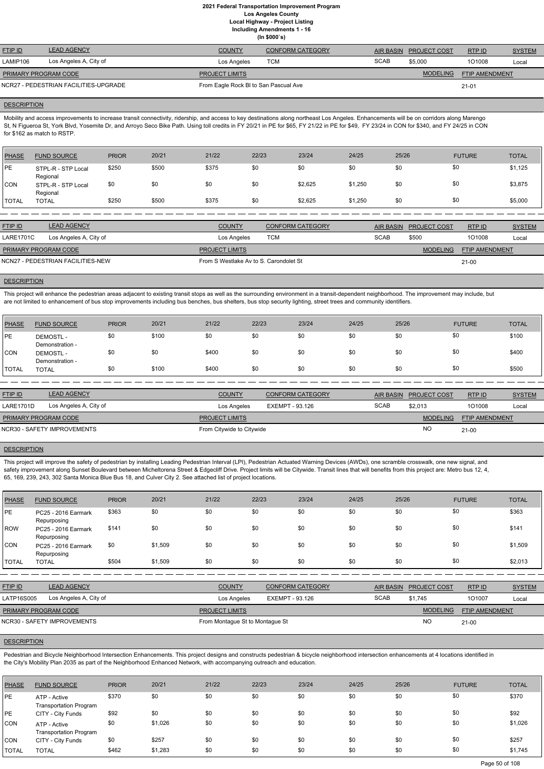# 2021 Federal Transportation Improvement Program
## Los Angeles County
### Local Highway - Project Listing
### Including Amendments 1 - 16
### (In $000`s)

| FTIP ID | LEAD AGENCY | COUNTY | CONFORM CATEGORY | AIR BASIN | PROJECT COST | RTP ID | SYSTEM |
|---|---|---|---|---|---|---|---|
| LAMIP106 | Los Angeles A, City of | Los Angeles | TCM | SCAB | $5,000 | 1O1008 | Local |

| PRIMARY PROGRAM CODE | PROJECT LIMITS | MODELING | FTIP AMENDMENT |
|---|---|---|---|
| NCR27 - PEDESTRIAN FACILITIES-UPGRADE | From Eagle Rock Bl to San Pascual Ave | | 21-01 |

**DESCRIPTION**

Mobility and access improvements to increase transit connectivity, ridership, and access to key destinations along northeast Los Angeles. Enhancements will be on corridors along Marengo St, N Figueroa St, York Blvd, Yosemite Dr, and Arroyo Seco Bike Path. Using toll credits in FY 20/21 in PE for $65, FY 21/22 in PE for $49, FY 23/24 in CON for $340, and FY 24/25 in CON for $162 as match to RSTP.

| PHASE | FUND SOURCE | PRIOR | 20/21 | 21/22 | 22/23 | 23/24 | 24/25 | 25/26 | FUTURE | TOTAL |
|---|---|---|---|---|---|---|---|---|---|---|
| PE | STPL-R - STP Local Regional | $250 | $500 | $375 | $0 | $0 | $0 | $0 | $0 | $1,125 |
| CON | STPL-R - STP Local Regional | $0 | $0 | $0 | $0 | $2,625 | $1,250 | $0 | $0 | $3,875 |
| TOTAL | TOTAL | $250 | $500 | $375 | $0 | $2,625 | $1,250 | $0 | $0 | $5,000 |

| FTIP ID | LEAD AGENCY | COUNTY | CONFORM CATEGORY | AIR BASIN | PROJECT COST | RTP ID | SYSTEM |
|---|---|---|---|---|---|---|---|
| LARE1701C | Los Angeles A, City of | Los Angeles | TCM | SCAB | $500 | 1O1008 | Local |

| PRIMARY PROGRAM CODE | PROJECT LIMITS | MODELING | FTIP AMENDMENT |
|---|---|---|---|
| NCN27 - PEDESTRIAN FACILITIES-NEW | From S Westlake Av to S. Carondolet St | | 21-00 |

**DESCRIPTION**

This project will enhance the pedestrian areas adjacent to existing transit stops as well as the surrounding environment in a transit-dependent neighborhood. The improvement may include, but are not limited to enhancement of bus stop improvements including bus benches, bus shelters, bus stop security lighting, street trees and community identifiers.

| PHASE | FUND SOURCE | PRIOR | 20/21 | 21/22 | 22/23 | 23/24 | 24/25 | 25/26 | FUTURE | TOTAL |
|---|---|---|---|---|---|---|---|---|---|---|
| PE | DEMOSTL - Demonstration - | $0 | $100 | $0 | $0 | $0 | $0 | $0 | $0 | $100 |
| CON | DEMOSTL - Demonstration - | $0 | $0 | $400 | $0 | $0 | $0 | $0 | $0 | $400 |
| TOTAL | TOTAL | $0 | $100 | $400 | $0 | $0 | $0 | $0 | $0 | $500 |

| FTIP ID | LEAD AGENCY | COUNTY | CONFORM CATEGORY | AIR BASIN | PROJECT COST | RTP ID | SYSTEM |
|---|---|---|---|---|---|---|---|
| LARE1701D | Los Angeles A, City of | Los Angeles | EXEMPT - 93.126 | SCAB | $2,013 | 1O1008 | Local |

| PRIMARY PROGRAM CODE | PROJECT LIMITS | MODELING | FTIP AMENDMENT |
|---|---|---|---|
| NCR30 - SAFETY IMPROVEMENTS | From Citywide to Citywide | NO | 21-00 |

**DESCRIPTION**

This project will improve the safety of pedestrian by installing Leading Pedestrian Interval (LPI), Pedestrian Actuated Warning Devices (AWDs), one scramble crosswalk, one new signal, and safety improvement along Sunset Boulevard between Micheltorena Street & Edgecliff Drive. Project limits will be Citywide. Transit lines that will benefits from this project are: Metro bus 12, 4, 65, 169, 239, 243, 302 Santa Monica Blue Bus 18, and Culver City 2. See attached list of project locations.

| PHASE | FUND SOURCE | PRIOR | 20/21 | 21/22 | 22/23 | 23/24 | 24/25 | 25/26 | FUTURE | TOTAL |
|---|---|---|---|---|---|---|---|---|---|---|
| PE | PC25 - 2016 Earmark Repurposing | $363 | $0 | $0 | $0 | $0 | $0 | $0 | $0 | $363 |
| ROW | PC25 - 2016 Earmark Repurposing | $141 | $0 | $0 | $0 | $0 | $0 | $0 | $0 | $141 |
| CON | PC25 - 2016 Earmark Repurposing | $0 | $1,509 | $0 | $0 | $0 | $0 | $0 | $0 | $1,509 |
| TOTAL | TOTAL | $504 | $1,509 | $0 | $0 | $0 | $0 | $0 | $0 | $2,013 |

| FTIP ID | LEAD AGENCY | COUNTY | CONFORM CATEGORY | AIR BASIN | PROJECT COST | RTP ID | SYSTEM |
|---|---|---|---|---|---|---|---|
| LATP16S005 | Los Angeles A, City of | Los Angeles | EXEMPT - 93.126 | SCAB | $1,745 | 1O1007 | Local |

| PRIMARY PROGRAM CODE | PROJECT LIMITS | MODELING | FTIP AMENDMENT |
|---|---|---|---|
| NCR30 - SAFETY IMPROVEMENTS | From Montague St to Montague St | NO | 21-00 |

**DESCRIPTION**

Pedestrian and Bicycle Neighborhood Intersection Enhancements. This project designs and constructs pedestrian & bicycle neighborhood intersection enhancements at 4 locations identified in the City's Mobility Plan 2035 as part of the Neighborhood Enhanced Network, with accompanying outreach and education.

| PHASE | FUND SOURCE | PRIOR | 20/21 | 21/22 | 22/23 | 23/24 | 24/25 | 25/26 | FUTURE | TOTAL |
|---|---|---|---|---|---|---|---|---|---|---|
| PE | ATP - Active Transportation Program | $370 | $0 | $0 | $0 | $0 | $0 | $0 | $0 | $370 |
| PE | CITY - City Funds | $92 | $0 | $0 | $0 | $0 | $0 | $0 | $0 | $92 |
| CON | ATP - Active Transportation Program | $0 | $1,026 | $0 | $0 | $0 | $0 | $0 | $0 | $1,026 |
| CON | CITY - City Funds | $0 | $257 | $0 | $0 | $0 | $0 | $0 | $0 | $257 |
| TOTAL | TOTAL | $462 | $1,283 | $0 | $0 | $0 | $0 | $0 | $0 | $1,745 |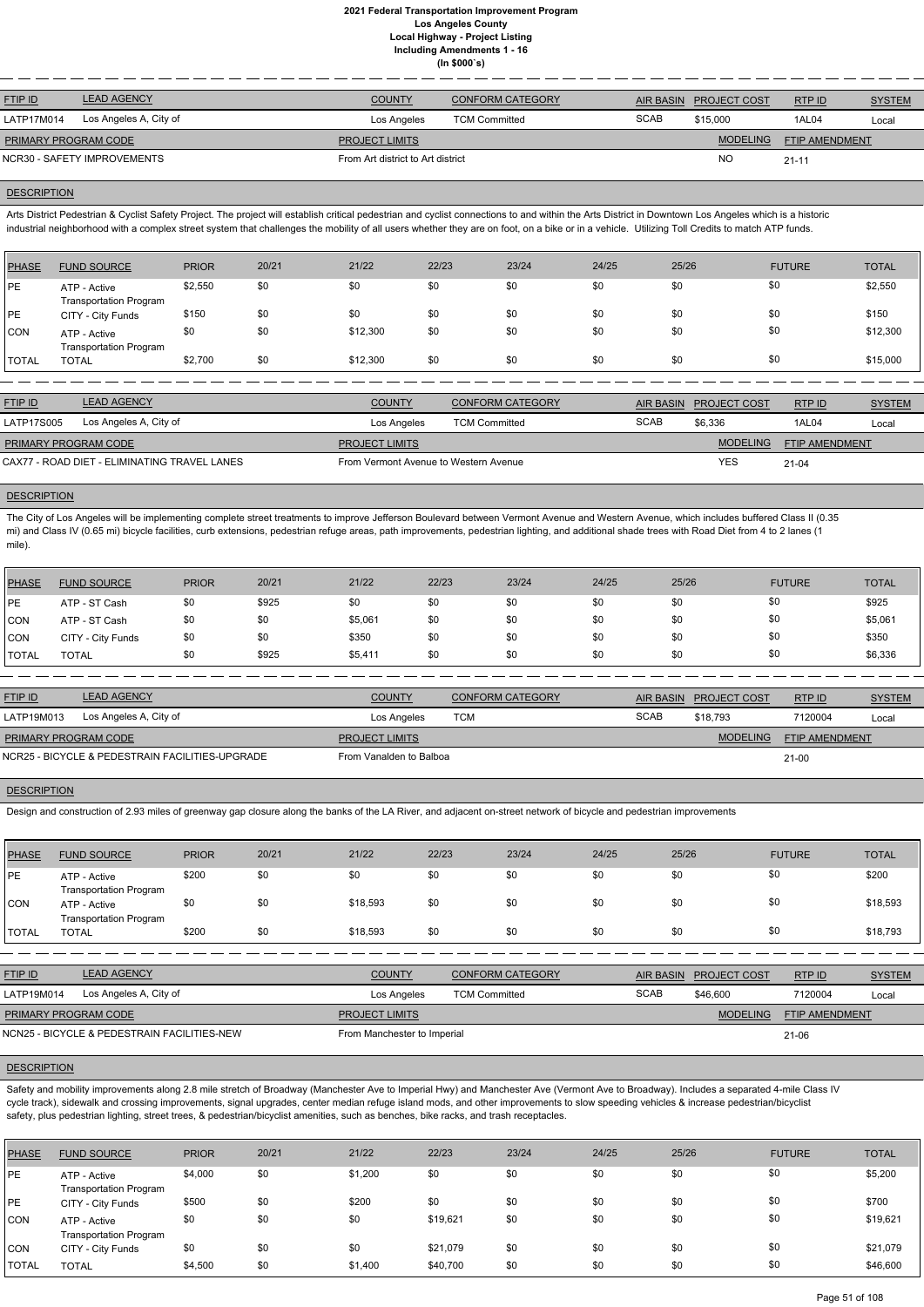**2021 Federal Transportation Improvement Program**
**Los Angeles County**
**Local Highway - Project Listing**
**Including Amendments 1 - 16**
**(In $000`s)**

| FTIP ID | LEAD AGENCY | COUNTY | CONFORM CATEGORY | AIR BASIN | PROJECT COST | RTP ID | SYSTEM |
|---|---|---|---|---|---|---|---|
| LATP17M014 | Los Angeles A, City of | Los Angeles | TCM Committed | SCAB | $15,000 | 1AL04 | Local |

| PRIMARY PROGRAM CODE | PROJECT LIMITS | MODELING | FTIP AMENDMENT |
|---|---|---|---|
| NCR30 - SAFETY IMPROVEMENTS | From Art district to Art district | NO | 21-11 |

**DESCRIPTION**

Arts District Pedestrian & Cyclist Safety Project. The project will establish critical pedestrian and cyclist connections to and within the Arts District in Downtown Los Angeles which is a historic industrial neighborhood with a complex street system that challenges the mobility of all users whether they are on foot, on a bike or in a vehicle. Utilizing Toll Credits to match ATP funds.

| PHASE | FUND SOURCE | PRIOR | 20/21 | 21/22 | 22/23 | 23/24 | 24/25 | 25/26 | FUTURE | TOTAL |
|---|---|---|---|---|---|---|---|---|---|---|
| PE | ATP - Active Transportation Program | $2,550 | $0 | $0 | $0 | $0 | $0 | $0 | $0 | $2,550 |
| PE | CITY - City Funds | $150 | $0 | $0 | $0 | $0 | $0 | $0 | $0 | $150 |
| CON | ATP - Active Transportation Program | $0 | $0 | $12,300 | $0 | $0 | $0 | $0 | $0 | $12,300 |
| TOTAL | TOTAL | $2,700 | $0 | $12,300 | $0 | $0 | $0 | $0 | $0 | $15,000 |

| FTIP ID | LEAD AGENCY | COUNTY | CONFORM CATEGORY | AIR BASIN | PROJECT COST | RTP ID | SYSTEM |
|---|---|---|---|---|---|---|---|
| LATP17S005 | Los Angeles A, City of | Los Angeles | TCM Committed | SCAB | $6,336 | 1AL04 | Local |

| PRIMARY PROGRAM CODE | PROJECT LIMITS | MODELING | FTIP AMENDMENT |
|---|---|---|---|
| CAX77 - ROAD DIET - ELIMINATING TRAVEL LANES | From Vermont Avenue to Western Avenue | YES | 21-04 |

**DESCRIPTION**

The City of Los Angeles will be implementing complete street treatments to improve Jefferson Boulevard between Vermont Avenue and Western Avenue, which includes buffered Class II (0.35 mi) and Class IV (0.65 mi) bicycle facilities, curb extensions, pedestrian refuge areas, path improvements, pedestrian lighting, and additional shade trees with Road Diet from 4 to 2 lanes (1 mile).

| PHASE | FUND SOURCE | PRIOR | 20/21 | 21/22 | 22/23 | 23/24 | 24/25 | 25/26 | FUTURE | TOTAL |
|---|---|---|---|---|---|---|---|---|---|---|
| PE | ATP - ST Cash | $0 | $925 | $0 | $0 | $0 | $0 | $0 | $0 | $925 |
| CON | ATP - ST Cash | $0 | $0 | $5,061 | $0 | $0 | $0 | $0 | $0 | $5,061 |
| CON | CITY - City Funds | $0 | $0 | $350 | $0 | $0 | $0 | $0 | $0 | $350 |
| TOTAL | TOTAL | $0 | $925 | $5,411 | $0 | $0 | $0 | $0 | $0 | $6,336 |

| FTIP ID | LEAD AGENCY | COUNTY | CONFORM CATEGORY | AIR BASIN | PROJECT COST | RTP ID | SYSTEM |
|---|---|---|---|---|---|---|---|
| LATP19M013 | Los Angeles A, City of | Los Angeles | TCM | SCAB | $18,793 | 7120004 | Local |

| PRIMARY PROGRAM CODE | PROJECT LIMITS | MODELING | FTIP AMENDMENT |
|---|---|---|---|
| NCR25 - BICYCLE & PEDESTRAIN FACILITIES-UPGRADE | From Vanalden to Balboa | | 21-00 |

**DESCRIPTION**

Design and construction of 2.93 miles of greenway gap closure along the banks of the LA River, and adjacent on-street network of bicycle and pedestrian improvements

| PHASE | FUND SOURCE | PRIOR | 20/21 | 21/22 | 22/23 | 23/24 | 24/25 | 25/26 | FUTURE | TOTAL |
|---|---|---|---|---|---|---|---|---|---|---|
| PE | ATP - Active Transportation Program | $200 | $0 | $0 | $0 | $0 | $0 | $0 | $0 | $200 |
| CON | ATP - Active Transportation Program | $0 | $0 | $18,593 | $0 | $0 | $0 | $0 | $0 | $18,593 |
| TOTAL | TOTAL | $200 | $0 | $18,593 | $0 | $0 | $0 | $0 | $0 | $18,793 |

| FTIP ID | LEAD AGENCY | COUNTY | CONFORM CATEGORY | AIR BASIN | PROJECT COST | RTP ID | SYSTEM |
|---|---|---|---|---|---|---|---|
| LATP19M014 | Los Angeles A, City of | Los Angeles | TCM Committed | SCAB | $46,600 | 7120004 | Local |

| PRIMARY PROGRAM CODE | PROJECT LIMITS | MODELING | FTIP AMENDMENT |
|---|---|---|---|
| NCN25 - BICYCLE & PEDESTRAIN FACILITIES-NEW | From Manchester to Imperial | | 21-06 |

**DESCRIPTION**

Safety and mobility improvements along 2.8 mile stretch of Broadway (Manchester Ave to Imperial Hwy) and Manchester Ave (Vermont Ave to Broadway). Includes a separated 4-mile Class IV cycle track), sidewalk and crossing improvements, signal upgrades, center median refuge island mods, and other improvements to slow speeding vehicles & increase pedestrian/bicyclist safety, plus pedestrian lighting, street trees, & pedestrian/bicyclist amenities, such as benches, bike racks, and trash receptacles.

| PHASE | FUND SOURCE | PRIOR | 20/21 | 21/22 | 22/23 | 23/24 | 24/25 | 25/26 | FUTURE | TOTAL |
|---|---|---|---|---|---|---|---|---|---|---|
| PE | ATP - Active Transportation Program | $4,000 | $0 | $1,200 | $0 | $0 | $0 | $0 | $0 | $5,200 |
| PE | CITY - City Funds | $500 | $0 | $200 | $0 | $0 | $0 | $0 | $0 | $700 |
| CON | ATP - Active Transportation Program | $0 | $0 | $0 | $19,621 | $0 | $0 | $0 | $0 | $19,621 |
| CON | CITY - City Funds | $0 | $0 | $0 | $21,079 | $0 | $0 | $0 | $0 | $21,079 |
| TOTAL | TOTAL | $4,500 | $0 | $1,400 | $40,700 | $0 | $0 | $0 | $0 | $46,600 |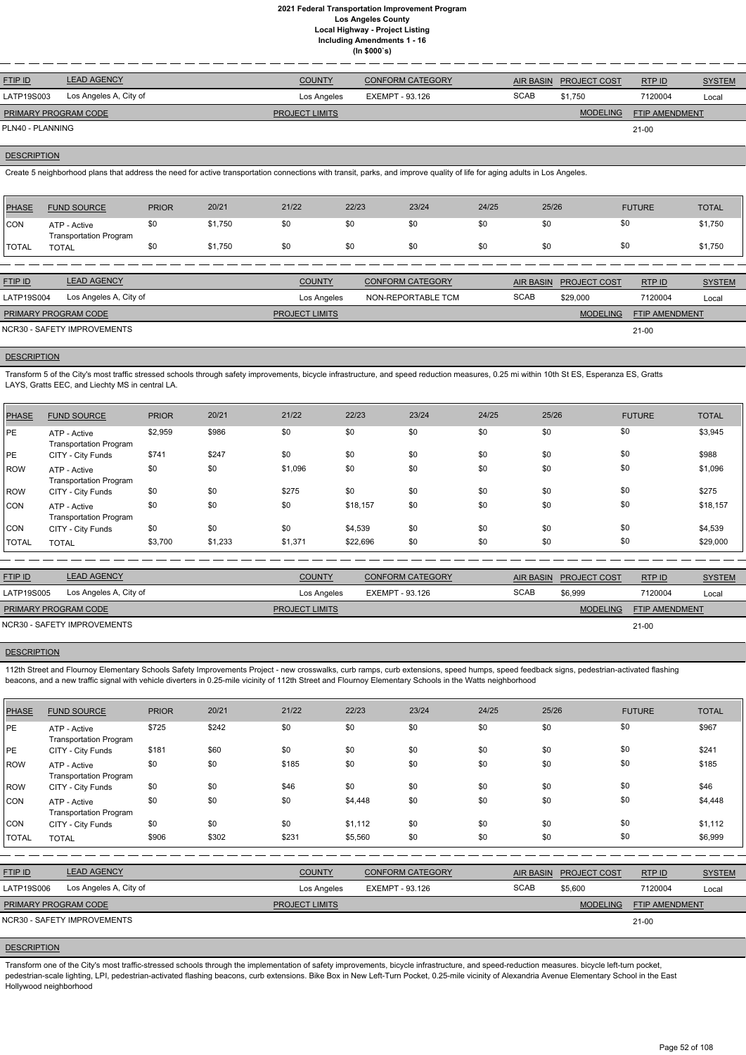**2021 Federal Transportation Improvement Program**
**Los Angeles County**
**Local Highway - Project Listing**
**Including Amendments 1 - 16**
**(In $000`s)**

| FTIP ID | LEAD AGENCY | COUNTY | CONFORM CATEGORY | AIR BASIN | PROJECT COST | RTP ID | SYSTEM |
|---|---|---|---|---|---|---|---|
| LATP19S003 | Los Angeles A, City of | Los Angeles | EXEMPT - 93.126 | SCAB | $1,750 | 7120004 | Local |

| PRIMARY PROGRAM CODE | PROJECT LIMITS | MODELING | FTIP AMENDMENT |
|---|---|---|---|
| PLN40 - PLANNING | | | 21-00 |

**DESCRIPTION**

Create 5 neighborhood plans that address the need for active transportation connections with transit, parks, and improve quality of life for aging adults in Los Angeles.

| PHASE | FUND SOURCE | PRIOR | 20/21 | 21/22 | 22/23 | 23/24 | 24/25 | 25/26 | FUTURE | TOTAL |
|---|---|---|---|---|---|---|---|---|---|---|
| CON | ATP - Active Transportation Program | $0 | $1,750 | $0 | $0 | $0 | $0 | $0 | $0 | $1,750 |
| TOTAL | TOTAL | $0 | $1,750 | $0 | $0 | $0 | $0 | $0 | $0 | $1,750 |

| FTIP ID | LEAD AGENCY | COUNTY | CONFORM CATEGORY | AIR BASIN | PROJECT COST | RTP ID | SYSTEM |
|---|---|---|---|---|---|---|---|
| LATP19S004 | Los Angeles A, City of | Los Angeles | NON-REPORTABLE TCM | SCAB | $29,000 | 7120004 | Local |

| PRIMARY PROGRAM CODE | PROJECT LIMITS | MODELING | FTIP AMENDMENT |
|---|---|---|---|
| NCR30 - SAFETY IMPROVEMENTS | | | 21-00 |

**DESCRIPTION**

Transform 5 of the City's most traffic stressed schools through safety improvements, bicycle infrastructure, and speed reduction measures, 0.25 mi within 10th St ES, Esperanza ES, Gratts LAYS, Gratts EEC, and Liechty MS in central LA.

| PHASE | FUND SOURCE | PRIOR | 20/21 | 21/22 | 22/23 | 23/24 | 24/25 | 25/26 | FUTURE | TOTAL |
|---|---|---|---|---|---|---|---|---|---|---|
| PE | ATP - Active Transportation Program | $2,959 | $986 | $0 | $0 | $0 | $0 | $0 | $0 | $3,945 |
| PE | CITY - City Funds | $741 | $247 | $0 | $0 | $0 | $0 | $0 | $0 | $988 |
| ROW | ATP - Active Transportation Program | $0 | $0 | $1,096 | $0 | $0 | $0 | $0 | $0 | $1,096 |
| ROW | CITY - City Funds | $0 | $0 | $275 | $0 | $0 | $0 | $0 | $0 | $275 |
| CON | ATP - Active Transportation Program | $0 | $0 | $0 | $18,157 | $0 | $0 | $0 | $0 | $18,157 |
| CON | CITY - City Funds | $0 | $0 | $0 | $4,539 | $0 | $0 | $0 | $0 | $4,539 |
| TOTAL | TOTAL | $3,700 | $1,233 | $1,371 | $22,696 | $0 | $0 | $0 | $0 | $29,000 |

| FTIP ID | LEAD AGENCY | COUNTY | CONFORM CATEGORY | AIR BASIN | PROJECT COST | RTP ID | SYSTEM |
|---|---|---|---|---|---|---|---|
| LATP19S005 | Los Angeles A, City of | Los Angeles | EXEMPT - 93.126 | SCAB | $6,999 | 7120004 | Local |

| PRIMARY PROGRAM CODE | PROJECT LIMITS | MODELING | FTIP AMENDMENT |
|---|---|---|---|
| NCR30 - SAFETY IMPROVEMENTS | | | 21-00 |

**DESCRIPTION**

112th Street and Flournoy Elementary Schools Safety Improvements Project - new crosswalks, curb ramps, curb extensions, speed humps, speed feedback signs, pedestrian-activated flashing beacons, and a new traffic signal with vehicle diverters in 0.25-mile vicinity of 112th Street and Flournoy Elementary Schools in the Watts neighborhood

| PHASE | FUND SOURCE | PRIOR | 20/21 | 21/22 | 22/23 | 23/24 | 24/25 | 25/26 | FUTURE | TOTAL |
|---|---|---|---|---|---|---|---|---|---|---|
| PE | ATP - Active Transportation Program | $725 | $242 | $0 | $0 | $0 | $0 | $0 | $0 | $967 |
| PE | CITY - City Funds | $181 | $60 | $0 | $0 | $0 | $0 | $0 | $0 | $241 |
| ROW | ATP - Active Transportation Program | $0 | $0 | $185 | $0 | $0 | $0 | $0 | $0 | $185 |
| ROW | CITY - City Funds | $0 | $0 | $46 | $0 | $0 | $0 | $0 | $0 | $46 |
| CON | ATP - Active Transportation Program | $0 | $0 | $0 | $4,448 | $0 | $0 | $0 | $0 | $4,448 |
| CON | CITY - City Funds | $0 | $0 | $0 | $1,112 | $0 | $0 | $0 | $0 | $1,112 |
| TOTAL | TOTAL | $906 | $302 | $231 | $5,560 | $0 | $0 | $0 | $0 | $6,999 |

| FTIP ID | LEAD AGENCY | COUNTY | CONFORM CATEGORY | AIR BASIN | PROJECT COST | RTP ID | SYSTEM |
|---|---|---|---|---|---|---|---|
| LATP19S006 | Los Angeles A, City of | Los Angeles | EXEMPT - 93.126 | SCAB | $5,600 | 7120004 | Local |

| PRIMARY PROGRAM CODE | PROJECT LIMITS | MODELING | FTIP AMENDMENT |
|---|---|---|---|
| NCR30 - SAFETY IMPROVEMENTS | | | 21-00 |

**DESCRIPTION**

Transform one of the City's most traffic-stressed schools through the implementation of safety improvements, bicycle infrastructure, and speed-reduction measures. bicycle left-turn pocket, pedestrian-scale lighting, LPI, pedestrian-activated flashing beacons, curb extensions. Bike Box in New Left-Turn Pocket, 0.25-mile vicinity of Alexandria Avenue Elementary School in the East Hollywood neighborhood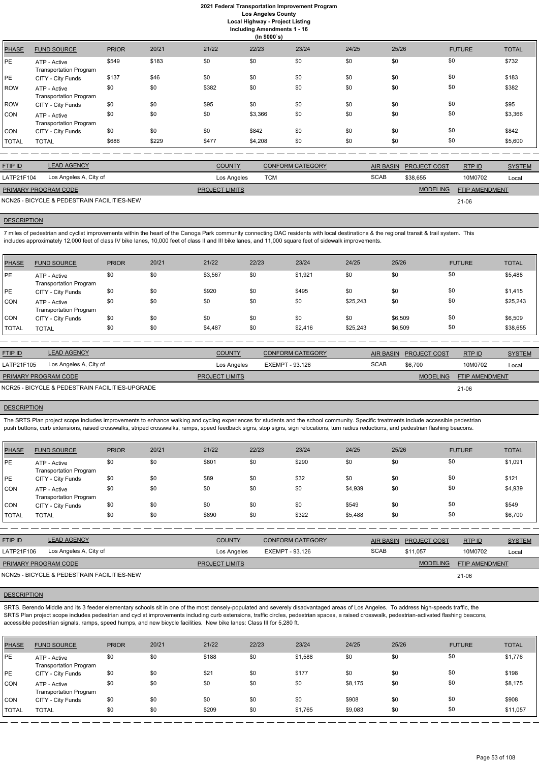# 2021 Federal Transportation Improvement Program

## Los Angeles County

### Local Highway - Project Listing

#### Including Amendments 1 - 16

(In $000`s)

| PHASE | FUND SOURCE | PRIOR | 20/21 | 21/22 | 22/23 | 23/24 | 24/25 | 25/26 | FUTURE | TOTAL |
|---|---|---|---|---|---|---|---|---|---|---|
| PE | ATP - Active Transportation Program | $549 | $183 | $0 | $0 | $0 | $0 | $0 | $0 | $732 |
| PE | CITY - City Funds | $137 | $46 | $0 | $0 | $0 | $0 | $0 | $0 | $183 |
| ROW | ATP - Active Transportation Program | $0 | $0 | $382 | $0 | $0 | $0 | $0 | $0 | $382 |
| ROW | CITY - City Funds | $0 | $0 | $95 | $0 | $0 | $0 | $0 | $0 | $95 |
| CON | ATP - Active Transportation Program | $0 | $0 | $0 | $3,366 | $0 | $0 | $0 | $0 | $3,366 |
| CON | CITY - City Funds | $0 | $0 | $0 | $842 | $0 | $0 | $0 | $0 | $842 |
| TOTAL | TOTAL | $686 | $229 | $477 | $4,208 | $0 | $0 | $0 | $0 | $5,600 |

| FTIP ID | LEAD AGENCY | COUNTY | CONFORM CATEGORY | AIR BASIN | PROJECT COST | RTP ID | SYSTEM |
|---|---|---|---|---|---|---|---|
| LATP21F104 | Los Angeles A, City of | Los Angeles | TCM | SCAB | $38,655 | 10M0702 | Local |

| PRIMARY PROGRAM CODE | PROJECT LIMITS | MODELING | FTIP AMENDMENT |
|---|---|---|---|
| NCN25 - BICYCLE & PEDESTRIAN FACILITIES-NEW | | | 21-06 |

**DESCRIPTION**

7 miles of pedestrian and cyclist improvements within the heart of the Canoga Park community connecting DAC residents with local destinations & the regional transit & trail system. This includes approximately 12,000 feet of class IV bike lanes, 10,000 feet of class II and III bike lanes, and 11,000 square feet of sidewalk improvements.

| PHASE | FUND SOURCE | PRIOR | 20/21 | 21/22 | 22/23 | 23/24 | 24/25 | 25/26 | FUTURE | TOTAL |
|---|---|---|---|---|---|---|---|---|---|---|
| PE | ATP - Active Transportation Program | $0 | $0 | $3,567 | $0 | $1,921 | $0 | $0 | $0 | $5,488 |
| PE | CITY - City Funds | $0 | $0 | $920 | $0 | $495 | $0 | $0 | $0 | $1,415 |
| CON | ATP - Active Transportation Program | $0 | $0 | $0 | $0 | $0 | $25,243 | $0 | $0 | $25,243 |
| CON | CITY - City Funds | $0 | $0 | $0 | $0 | $0 | $0 | $6,509 | $0 | $6,509 |
| TOTAL | TOTAL | $0 | $0 | $4,487 | $0 | $2,416 | $25,243 | $6,509 | $0 | $38,655 |

| FTIP ID | LEAD AGENCY | COUNTY | CONFORM CATEGORY | AIR BASIN | PROJECT COST | RTP ID | SYSTEM |
|---|---|---|---|---|---|---|---|
| LATP21F105 | Los Angeles A, City of | Los Angeles | EXEMPT - 93.126 | SCAB | $6,700 | 10M0702 | Local |

| PRIMARY PROGRAM CODE | PROJECT LIMITS | MODELING | FTIP AMENDMENT |
|---|---|---|---|
| NCR25 - BICYCLE & PEDESTRIAN FACILITIES-UPGRADE | | | 21-06 |

**DESCRIPTION**

The SRTS Plan project scope includes improvements to enhance walking and cycling experiences for students and the school community. Specific treatments include accessible pedestrian push buttons, curb extensions, raised crosswalks, striped crosswalks, ramps, speed feedback signs, stop signs, sign relocations, turn radius reductions, and pedestrian flashing beacons.

| PHASE | FUND SOURCE | PRIOR | 20/21 | 21/22 | 22/23 | 23/24 | 24/25 | 25/26 | FUTURE | TOTAL |
|---|---|---|---|---|---|---|---|---|---|---|
| PE | ATP - Active Transportation Program | $0 | $0 | $801 | $0 | $290 | $0 | $0 | $0 | $1,091 |
| PE | CITY - City Funds | $0 | $0 | $89 | $0 | $32 | $0 | $0 | $0 | $121 |
| CON | ATP - Active Transportation Program | $0 | $0 | $0 | $0 | $0 | $4,939 | $0 | $0 | $4,939 |
| CON | CITY - City Funds | $0 | $0 | $0 | $0 | $0 | $549 | $0 | $0 | $549 |
| TOTAL | TOTAL | $0 | $0 | $890 | $0 | $322 | $5,488 | $0 | $0 | $6,700 |

| FTIP ID | LEAD AGENCY | COUNTY | CONFORM CATEGORY | AIR BASIN | PROJECT COST | RTP ID | SYSTEM |
|---|---|---|---|---|---|---|---|
| LATP21F106 | Los Angeles A, City of | Los Angeles | EXEMPT - 93.126 | SCAB | $11,057 | 10M0702 | Local |

| PRIMARY PROGRAM CODE | PROJECT LIMITS | MODELING | FTIP AMENDMENT |
|---|---|---|---|
| NCN25 - BICYCLE & PEDESTRIAN FACILITIES-NEW | | | 21-06 |

**DESCRIPTION**

SRTS. Berendo Middle and its 3 feeder elementary schools sit in one of the most densely-populated and severely disadvantaged areas of Los Angeles. To address high-speeds traffic, the SRTS Plan project scope includes pedestrian and cyclist improvements including curb extensions, traffic circles, pedestrian spaces, a raised crosswalk, pedestrian-activated flashing beacons, accessible pedestrian signals, ramps, speed humps, and new bicycle facilities. New bike lanes: Class III for 5,280 ft.

| PHASE | FUND SOURCE | PRIOR | 20/21 | 21/22 | 22/23 | 23/24 | 24/25 | 25/26 | FUTURE | TOTAL |
|---|---|---|---|---|---|---|---|---|---|---|
| PE | ATP - Active Transportation Program | $0 | $0 | $188 | $0 | $1,588 | $0 | $0 | $0 | $1,776 |
| PE | CITY - City Funds | $0 | $0 | $21 | $0 | $177 | $0 | $0 | $0 | $198 |
| CON | ATP - Active Transportation Program | $0 | $0 | $0 | $0 | $0 | $8,175 | $0 | $0 | $8,175 |
| CON | CITY - City Funds | $0 | $0 | $0 | $0 | $0 | $908 | $0 | $0 | $908 |
| TOTAL | TOTAL | $0 | $0 | $209 | $0 | $1,765 | $9,083 | $0 | $0 | $11,057 |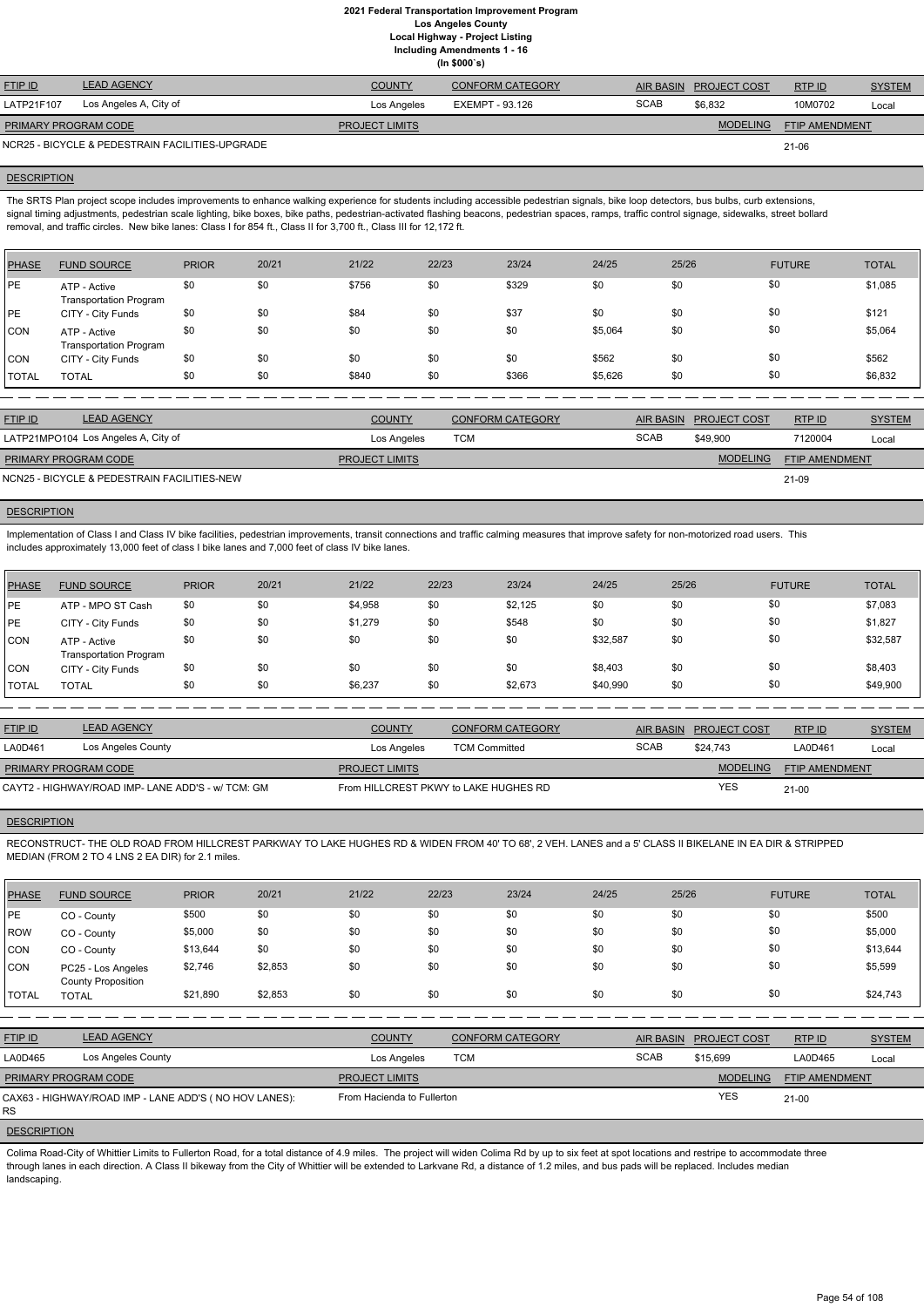# 2021 Federal Transportation Improvement Program
## Los Angeles County
### Local Highway - Project Listing
### Including Amendments 1 - 16
### (In $000`s)

| FTIP ID | LEAD AGENCY | COUNTY | CONFORM CATEGORY | AIR BASIN | PROJECT COST | RTP ID | SYSTEM |
|---|---|---|---|---|---|---|---|
| LATP21F107 | Los Angeles A, City of | Los Angeles | EXEMPT - 93.126 | SCAB | $6,832 | 10M0702 | Local |

| PRIMARY PROGRAM CODE | PROJECT LIMITS | MODELING | FTIP AMENDMENT |
|---|---|---|---|
| NCR25 - BICYCLE & PEDESTRAIN FACILITIES-UPGRADE | | | 21-06 |

**DESCRIPTION**

The SRTS Plan project scope includes improvements to enhance walking experience for students including accessible pedestrian signals, bike loop detectors, bus bulbs, curb extensions, signal timing adjustments, pedestrian scale lighting, bike boxes, bike paths, pedestrian-activated flashing beacons, pedestrian spaces, ramps, traffic control signage, sidewalks, street bollard removal, and traffic circles. New bike lanes: Class I for 854 ft., Class II for 3,700 ft., Class III for 12,172 ft.

| PHASE | FUND SOURCE | PRIOR | 20/21 | 21/22 | 22/23 | 23/24 | 24/25 | 25/26 | FUTURE | TOTAL |
|---|---|---|---|---|---|---|---|---|---|---|
| PE | ATP - Active Transportation Program | $0 | $0 | $756 | $0 | $329 | $0 | $0 | $0 | $1,085 |
| PE | CITY - City Funds | $0 | $0 | $84 | $0 | $37 | $0 | $0 | $0 | $121 |
| CON | ATP - Active Transportation Program | $0 | $0 | $0 | $0 | $0 | $5,064 | $0 | $0 | $5,064 |
| CON | CITY - City Funds | $0 | $0 | $0 | $0 | $0 | $562 | $0 | $0 | $562 |
| TOTAL | TOTAL | $0 | $0 | $840 | $0 | $366 | $5,626 | $0 | $0 | $6,832 |

| FTIP ID | LEAD AGENCY | COUNTY | CONFORM CATEGORY | AIR BASIN | PROJECT COST | RTP ID | SYSTEM |
|---|---|---|---|---|---|---|---|
| LATP21MPO104 | Los Angeles A, City of | Los Angeles | TCM | SCAB | $49,900 | 7120004 | Local |

| PRIMARY PROGRAM CODE | PROJECT LIMITS | MODELING | FTIP AMENDMENT |
|---|---|---|---|
| NCN25 - BICYCLE & PEDESTRAIN FACILITIES-NEW | | | 21-09 |

**DESCRIPTION**

Implementation of Class I and Class IV bike facilities, pedestrian improvements, transit connections and traffic calming measures that improve safety for non-motorized road users. This includes approximately 13,000 feet of class I bike lanes and 7,000 feet of class IV bike lanes.

| PHASE | FUND SOURCE | PRIOR | 20/21 | 21/22 | 22/23 | 23/24 | 24/25 | 25/26 | FUTURE | TOTAL |
|---|---|---|---|---|---|---|---|---|---|---|
| PE | ATP - MPO ST Cash | $0 | $0 | $4,958 | $0 | $2,125 | $0 | $0 | $0 | $7,083 |
| PE | CITY - City Funds | $0 | $0 | $1,279 | $0 | $548 | $0 | $0 | $0 | $1,827 |
| CON | ATP - Active Transportation Program | $0 | $0 | $0 | $0 | $0 | $32,587 | $0 | $0 | $32,587 |
| CON | CITY - City Funds | $0 | $0 | $0 | $0 | $0 | $8,403 | $0 | $0 | $8,403 |
| TOTAL | TOTAL | $0 | $0 | $6,237 | $0 | $2,673 | $40,990 | $0 | $0 | $49,900 |

| FTIP ID | LEAD AGENCY | COUNTY | CONFORM CATEGORY | AIR BASIN | PROJECT COST | RTP ID | SYSTEM |
|---|---|---|---|---|---|---|---|
| LA0D461 | Los Angeles County | Los Angeles | TCM Committed | SCAB | $24,743 | LA0D461 | Local |

| PRIMARY PROGRAM CODE | PROJECT LIMITS | MODELING | FTIP AMENDMENT |
|---|---|---|---|
| CAYT2 - HIGHWAY/ROAD IMP- LANE ADD'S - w/ TCM: GM | From HILLCREST PKWY to LAKE HUGHES RD | YES | 21-00 |

**DESCRIPTION**

RECONSTRUCT- THE OLD ROAD FROM HILLCREST PARKWAY TO LAKE HUGHES RD & WIDEN FROM 40' TO 68', 2 VEH. LANES and a 5' CLASS II BIKELANE IN EA DIR & STRIPPED MEDIAN (FROM 2 TO 4 LNS 2 EA DIR) for 2.1 miles.

| PHASE | FUND SOURCE | PRIOR | 20/21 | 21/22 | 22/23 | 23/24 | 24/25 | 25/26 | FUTURE | TOTAL |
|---|---|---|---|---|---|---|---|---|---|---|
| PE | CO - County | $500 | $0 | $0 | $0 | $0 | $0 | $0 | $0 | $500 |
| ROW | CO - County | $5,000 | $0 | $0 | $0 | $0 | $0 | $0 | $0 | $5,000 |
| CON | CO - County | $13,644 | $0 | $0 | $0 | $0 | $0 | $0 | $0 | $13,644 |
| CON | PC25 - Los Angeles County Proposition | $2,746 | $2,853 | $0 | $0 | $0 | $0 | $0 | $0 | $5,599 |
| TOTAL | TOTAL | $21,890 | $2,853 | $0 | $0 | $0 | $0 | $0 | $0 | $24,743 |

| FTIP ID | LEAD AGENCY | COUNTY | CONFORM CATEGORY | AIR BASIN | PROJECT COST | RTP ID | SYSTEM |
|---|---|---|---|---|---|---|---|
| LA0D465 | Los Angeles County | Los Angeles | TCM | SCAB | $15,699 | LA0D465 | Local |

| PRIMARY PROGRAM CODE | PROJECT LIMITS | MODELING | FTIP AMENDMENT |
|---|---|---|---|
| CAX63 - HIGHWAY/ROAD IMP - LANE ADD'S ( NO HOV LANES): RS | From Hacienda to Fullerton | YES | 21-00 |

**DESCRIPTION**

Colima Road-City of Whittier Limits to Fullerton Road, for a total distance of 4.9 miles. The project will widen Colima Rd by up to six feet at spot locations and restripe to accommodate three through lanes in each direction. A Class II bikeway from the City of Whittier will be extended to Larkvane Rd, a distance of 1.2 miles, and bus pads will be replaced. Includes median landscaping.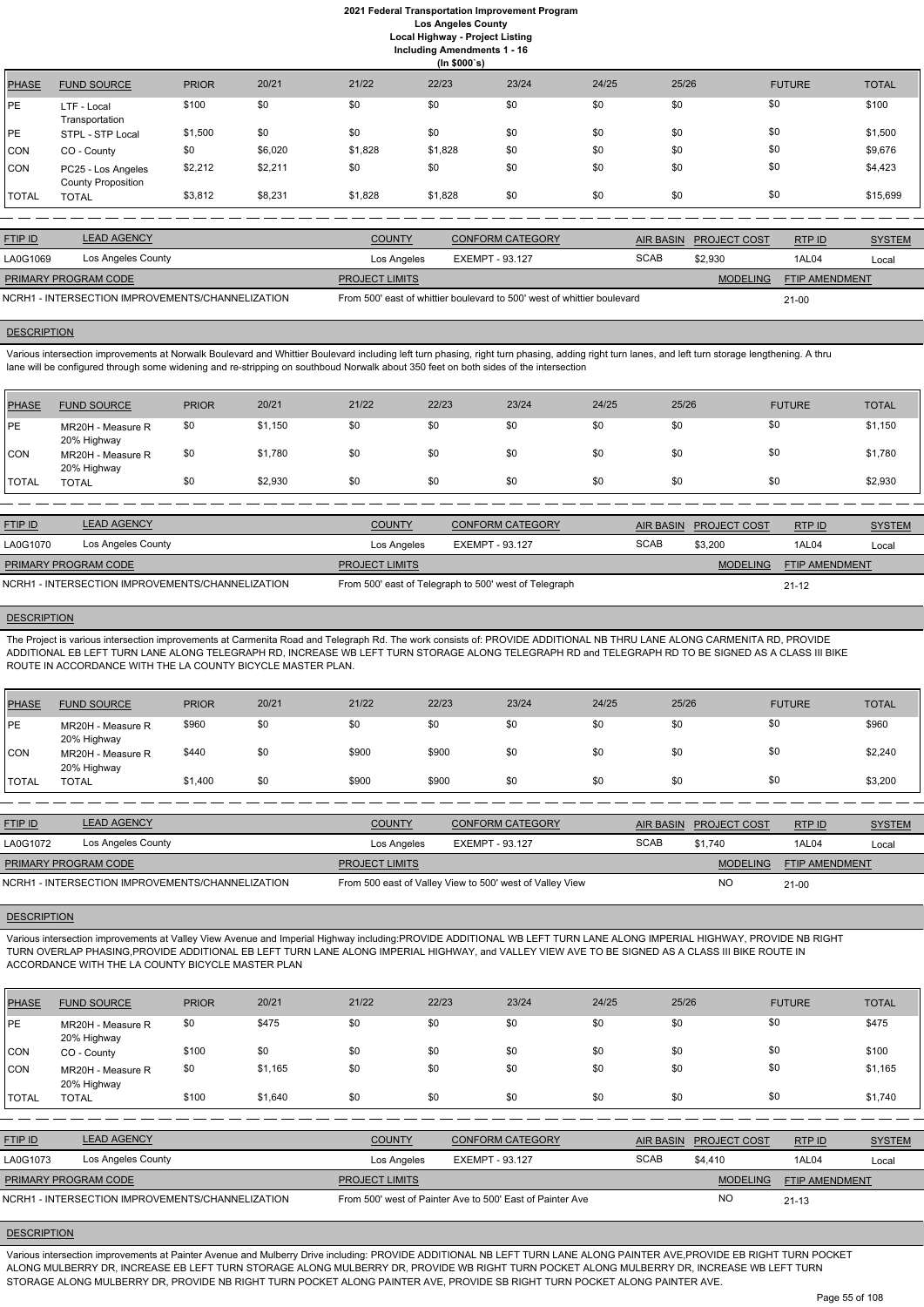# 2021 Federal Transportation Improvement Program
## Los Angeles County
### Local Highway - Project Listing
### Including Amendments 1 - 16
### (In $000`s)

| PHASE | FUND SOURCE | PRIOR | 20/21 | 21/22 | 22/23 | 23/24 | 24/25 | 25/26 | FUTURE | TOTAL |
|---|---|---|---|---|---|---|---|---|---|---|
| PE | LTF - Local Transportation | $100 | $0 | $0 | $0 | $0 | $0 | $0 | $0 | $100 |
| PE | STPL - STP Local | $1,500 | $0 | $0 | $0 | $0 | $0 | $0 | $0 | $1,500 |
| CON | CO - County | $0 | $6,020 | $1,828 | $1,828 | $0 | $0 | $0 | $0 | $9,676 |
| CON | PC25 - Los Angeles County Proposition | $2,212 | $2,211 | $0 | $0 | $0 | $0 | $0 | $0 | $4,423 |
| TOTAL | TOTAL | $3,812 | $8,231 | $1,828 | $1,828 | $0 | $0 | $0 | $0 | $15,699 |

| FTIP ID | LEAD AGENCY | COUNTY | CONFORM CATEGORY | AIR BASIN | PROJECT COST | RTP ID | SYSTEM |
|---|---|---|---|---|---|---|---|
| LA0G1069 | Los Angeles County | Los Angeles | EXEMPT - 93.127 | SCAB | $2,930 | 1AL04 | Local |

| PRIMARY PROGRAM CODE | PROJECT LIMITS | MODELING | FTIP AMENDMENT |
|---|---|---|---|
| NCRH1 - INTERSECTION IMPROVEMENTS/CHANNELIZATION | From 500' east of whittier boulevard to 500' west of whittier boulevard | | 21-00 |

**DESCRIPTION**

Various intersection improvements at Norwalk Boulevard and Whittier Boulevard including left turn phasing, right turn phasing, adding right turn lanes, and left turn storage lengthening. A thru lane will be configured through some widening and re-stripping on southboud Norwalk about 350 feet on both sides of the intersection

| PHASE | FUND SOURCE | PRIOR | 20/21 | 21/22 | 22/23 | 23/24 | 24/25 | 25/26 | FUTURE | TOTAL |
|---|---|---|---|---|---|---|---|---|---|---|
| PE | MR20H - Measure R 20% Highway | $0 | $1,150 | $0 | $0 | $0 | $0 | $0 | $0 | $1,150 |
| CON | MR20H - Measure R 20% Highway | $0 | $1,780 | $0 | $0 | $0 | $0 | $0 | $0 | $1,780 |
| TOTAL | TOTAL | $0 | $2,930 | $0 | $0 | $0 | $0 | $0 | $0 | $2,930 |

| FTIP ID | LEAD AGENCY | COUNTY | CONFORM CATEGORY | AIR BASIN | PROJECT COST | RTP ID | SYSTEM |
|---|---|---|---|---|---|---|---|
| LA0G1070 | Los Angeles County | Los Angeles | EXEMPT - 93.127 | SCAB | $3,200 | 1AL04 | Local |

| PRIMARY PROGRAM CODE | PROJECT LIMITS | MODELING | FTIP AMENDMENT |
|---|---|---|---|
| NCRH1 - INTERSECTION IMPROVEMENTS/CHANNELIZATION | From 500' east of Telegraph to 500' west of Telegraph | | 21-12 |

**DESCRIPTION**

The Project is various intersection improvements at Carmenita Road and Telegraph Rd. The work consists of: PROVIDE ADDITIONAL NB THRU LANE ALONG CARMENITA RD, PROVIDE ADDITIONAL EB LEFT TURN LANE ALONG TELEGRAPH RD, INCREASE WB LEFT TURN STORAGE ALONG TELEGRAPH RD and TELEGRAPH RD TO BE SIGNED AS A CLASS III BIKE ROUTE IN ACCORDANCE WITH THE LA COUNTY BICYCLE MASTER PLAN.

| PHASE | FUND SOURCE | PRIOR | 20/21 | 21/22 | 22/23 | 23/24 | 24/25 | 25/26 | FUTURE | TOTAL |
|---|---|---|---|---|---|---|---|---|---|---|
| PE | MR20H - Measure R 20% Highway | $960 | $0 | $0 | $0 | $0 | $0 | $0 | $0 | $960 |
| CON | MR20H - Measure R 20% Highway | $440 | $0 | $900 | $900 | $0 | $0 | $0 | $0 | $2,240 |
| TOTAL | TOTAL | $1,400 | $0 | $900 | $900 | $0 | $0 | $0 | $0 | $3,200 |

| FTIP ID | LEAD AGENCY | COUNTY | CONFORM CATEGORY | AIR BASIN | PROJECT COST | RTP ID | SYSTEM |
|---|---|---|---|---|---|---|---|
| LA0G1072 | Los Angeles County | Los Angeles | EXEMPT - 93.127 | SCAB | $1,740 | 1AL04 | Local |

| PRIMARY PROGRAM CODE | PROJECT LIMITS | MODELING | FTIP AMENDMENT |
|---|---|---|---|
| NCRH1 - INTERSECTION IMPROVEMENTS/CHANNELIZATION | From 500 east of Valley View to 500' west of Valley View | NO | 21-00 |

**DESCRIPTION**

Various intersection improvements at Valley View Avenue and Imperial Highway including:PROVIDE ADDITIONAL WB LEFT TURN LANE ALONG IMPERIAL HIGHWAY, PROVIDE NB RIGHT TURN OVERLAP PHASING,PROVIDE ADDITIONAL EB LEFT TURN LANE ALONG IMPERIAL HIGHWAY, and VALLEY VIEW AVE TO BE SIGNED AS A CLASS III BIKE ROUTE IN ACCORDANCE WITH THE LA COUNTY BICYCLE MASTER PLAN

| PHASE | FUND SOURCE | PRIOR | 20/21 | 21/22 | 22/23 | 23/24 | 24/25 | 25/26 | FUTURE | TOTAL |
|---|---|---|---|---|---|---|---|---|---|---|
| PE | MR20H - Measure R 20% Highway | $0 | $475 | $0 | $0 | $0 | $0 | $0 | $0 | $475 |
| CON | CO - County | $100 | $0 | $0 | $0 | $0 | $0 | $0 | $0 | $100 |
| CON | MR20H - Measure R 20% Highway | $0 | $1,165 | $0 | $0 | $0 | $0 | $0 | $0 | $1,165 |
| TOTAL | TOTAL | $100 | $1,640 | $0 | $0 | $0 | $0 | $0 | $0 | $1,740 |

| FTIP ID | LEAD AGENCY | COUNTY | CONFORM CATEGORY | AIR BASIN | PROJECT COST | RTP ID | SYSTEM |
|---|---|---|---|---|---|---|---|
| LA0G1073 | Los Angeles County | Los Angeles | EXEMPT - 93.127 | SCAB | $4,410 | 1AL04 | Local |

| PRIMARY PROGRAM CODE | PROJECT LIMITS | MODELING | FTIP AMENDMENT |
|---|---|---|---|
| NCRH1 - INTERSECTION IMPROVEMENTS/CHANNELIZATION | From 500' west of Painter Ave to 500' East of Painter Ave | NO | 21-13 |

**DESCRIPTION**

Various intersection improvements at Painter Avenue and Mulberry Drive including: PROVIDE ADDITIONAL NB LEFT TURN LANE ALONG PAINTER AVE,PROVIDE EB RIGHT TURN POCKET ALONG MULBERRY DR, INCREASE EB LEFT TURN STORAGE ALONG MULBERRY DR, PROVIDE WB RIGHT TURN POCKET ALONG MULBERRY DR, INCREASE WB LEFT TURN STORAGE ALONG MULBERRY DR, PROVIDE NB RIGHT TURN POCKET ALONG PAINTER AVE, PROVIDE SB RIGHT TURN POCKET ALONG PAINTER AVE.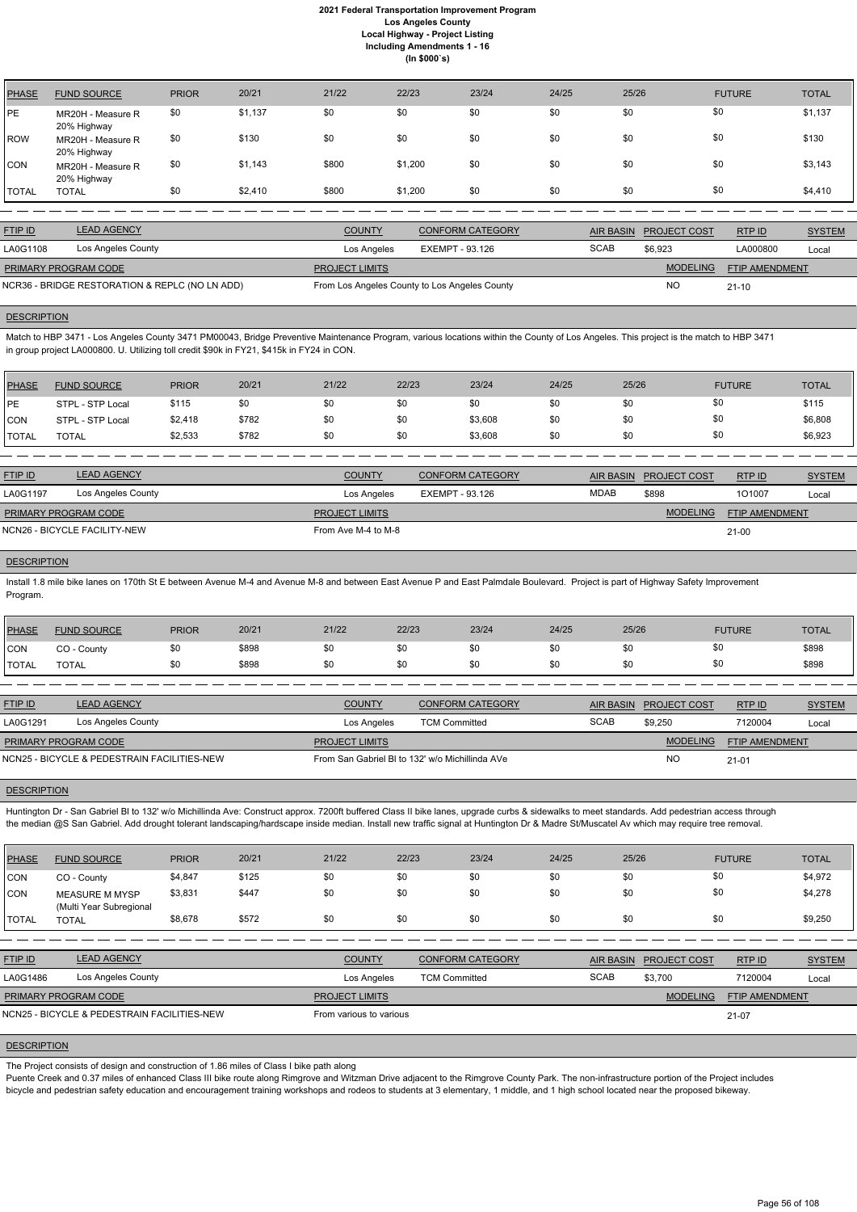| PHASE | FUND SOURCE | PRIOR | 20/21 | 21/22 | 22/23 | 23/24 | 24/25 | 25/26 | FUTURE | TOTAL |
|---|---|---|---|---|---|---|---|---|---|---|
| PE | MR20H - Measure R 20% Highway | $0 | $1,137 | $0 | $0 | $0 | $0 | $0 | $0 | $1,137 |
| ROW | MR20H - Measure R 20% Highway | $0 | $130 | $0 | $0 | $0 | $0 | $0 | $0 | $130 |
| CON | MR20H - Measure R 20% Highway | $0 | $1,143 | $800 | $1,200 | $0 | $0 | $0 | $0 | $3,143 |
| TOTAL | TOTAL | $0 | $2,410 | $800 | $1,200 | $0 | $0 | $0 | $0 | $4,410 |

| FTIP ID | LEAD AGENCY | COUNTY | CONFORM CATEGORY | AIR BASIN | PROJECT COST | RTP ID | SYSTEM |
|---|---|---|---|---|---|---|---|
| LA0G1108 | Los Angeles County | Los Angeles | EXEMPT - 93.126 | SCAB | $6,923 | LA000800 | Local |

| PRIMARY PROGRAM CODE | PROJECT LIMITS | MODELING | FTIP AMENDMENT |
|---|---|---|---|
| NCR36 - BRIDGE RESTORATION & REPLC (NO LN ADD) | From Los Angeles County to Los Angeles County | NO | 21-10 |

**DESCRIPTION**

Match to HBP 3471 - Los Angeles County 3471 PM00043, Bridge Preventive Maintenance Program, various locations within the County of Los Angeles. This project is the match to HBP 3471 in group project LA000800. U. Utilizing toll credit $90k in FY21, $415k in FY24 in CON.

| PHASE | FUND SOURCE | PRIOR | 20/21 | 21/22 | 22/23 | 23/24 | 24/25 | 25/26 | FUTURE | TOTAL |
|---|---|---|---|---|---|---|---|---|---|---|
| PE | STPL - STP Local | $115 | $0 | $0 | $0 | $0 | $0 | $0 | $0 | $115 |
| CON | STPL - STP Local | $2,418 | $782 | $0 | $0 | $3,608 | $0 | $0 | $0 | $6,808 |
| TOTAL | TOTAL | $2,533 | $782 | $0 | $0 | $3,608 | $0 | $0 | $0 | $6,923 |

| FTIP ID | LEAD AGENCY | COUNTY | CONFORM CATEGORY | AIR BASIN | PROJECT COST | RTP ID | SYSTEM |
|---|---|---|---|---|---|---|---|
| LA0G1197 | Los Angeles County | Los Angeles | EXEMPT - 93.126 | MDAB | $898 | 1O1007 | Local |

| PRIMARY PROGRAM CODE | PROJECT LIMITS | MODELING | FTIP AMENDMENT |
|---|---|---|---|
| NCN26 - BICYCLE FACILITY-NEW | From Ave M-4 to M-8 | | 21-00 |

**DESCRIPTION**

Install 1.8 mile bike lanes on 170th St E between Avenue M-4 and Avenue M-8 and between East Avenue P and East Palmdale Boulevard. Project is part of Highway Safety Improvement Program.

| PHASE | FUND SOURCE | PRIOR | 20/21 | 21/22 | 22/23 | 23/24 | 24/25 | 25/26 | FUTURE | TOTAL |
|---|---|---|---|---|---|---|---|---|---|---|
| CON | CO - County | $0 | $898 | $0 | $0 | $0 | $0 | $0 | $0 | $898 |
| TOTAL | TOTAL | $0 | $898 | $0 | $0 | $0 | $0 | $0 | $0 | $898 |

| FTIP ID | LEAD AGENCY | COUNTY | CONFORM CATEGORY | AIR BASIN | PROJECT COST | RTP ID | SYSTEM |
|---|---|---|---|---|---|---|---|
| LA0G1291 | Los Angeles County | Los Angeles | TCM Committed | SCAB | $9,250 | 7120004 | Local |

| PRIMARY PROGRAM CODE | PROJECT LIMITS | MODELING | FTIP AMENDMENT |
|---|---|---|---|
| NCN25 - BICYCLE & PEDESTRAIN FACILITIES-NEW | From San Gabriel Bl to 132' w/o Michillinda AVe | NO | 21-01 |

**DESCRIPTION**

Huntington Dr - San Gabriel Bl to 132' w/o Michillinda Ave: Construct approx. 7200ft buffered Class II bike lanes, upgrade curbs & sidewalks to meet standards. Add pedestrian access through the median @S San Gabriel. Add drought tolerant landscaping/hardscape inside median. Install new traffic signal at Huntington Dr & Madre St/Muscatel Av which may require tree removal.

| PHASE | FUND SOURCE | PRIOR | 20/21 | 21/22 | 22/23 | 23/24 | 24/25 | 25/26 | FUTURE | TOTAL |
|---|---|---|---|---|---|---|---|---|---|---|
| CON | CO - County | $4,847 | $125 | $0 | $0 | $0 | $0 | $0 | $0 | $4,972 |
| CON | MEASURE M MYSP (Multi Year Subregional | $3,831 | $447 | $0 | $0 | $0 | $0 | $0 | $0 | $4,278 |
| TOTAL | TOTAL | $8,678 | $572 | $0 | $0 | $0 | $0 | $0 | $0 | $9,250 |

| FTIP ID | LEAD AGENCY | COUNTY | CONFORM CATEGORY | AIR BASIN | PROJECT COST | RTP ID | SYSTEM |
|---|---|---|---|---|---|---|---|
| LA0G1486 | Los Angeles County | Los Angeles | TCM Committed | SCAB | $3,700 | 7120004 | Local |

| PRIMARY PROGRAM CODE | PROJECT LIMITS | MODELING | FTIP AMENDMENT |
|---|---|---|---|
| NCN25 - BICYCLE & PEDESTRAIN FACILITIES-NEW | From various to various | | 21-07 |

**DESCRIPTION**

The Project consists of design and construction of 1.86 miles of Class I bike path along
Puente Creek and 0.37 miles of enhanced Class III bike route along Rimgrove and Witzman Drive adjacent to the Rimgrove County Park. The non-infrastructure portion of the Project includes bicycle and pedestrian safety education and encouragement training workshops and rodeos to students at 3 elementary, 1 middle, and 1 high school located near the proposed bikeway.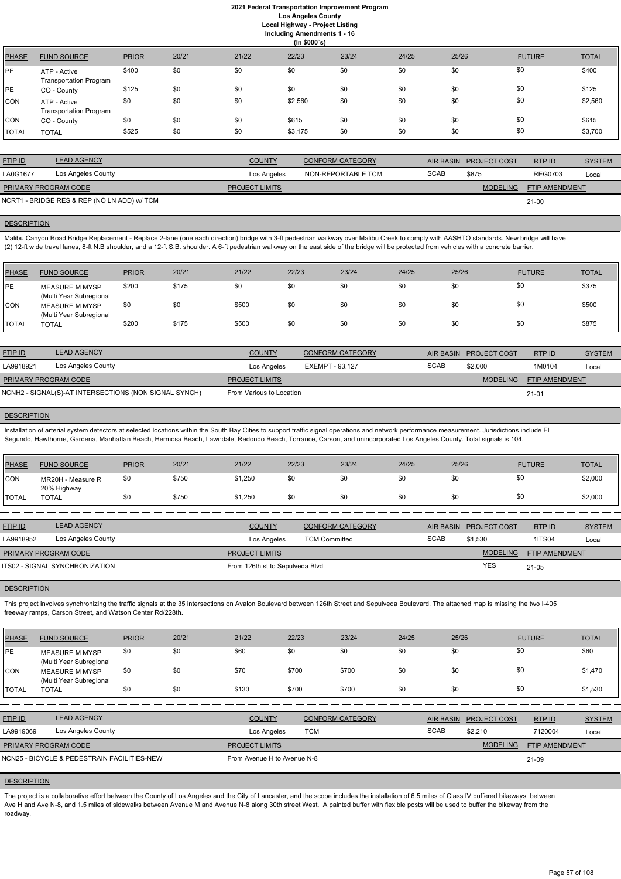# 2021 Federal Transportation Improvement Program
## Los Angeles County
### Local Highway - Project Listing
### Including Amendments 1 - 16
(In $000`s)

| PHASE | FUND SOURCE | PRIOR | 20/21 | 21/22 | 22/23 | 23/24 | 24/25 | 25/26 | FUTURE | TOTAL |
|---|---|---|---|---|---|---|---|---|---|---|
| PE | ATP - Active Transportation Program | $400 | $0 | $0 | $0 | $0 | $0 | $0 | $0 | $400 |
| PE | CO - County | $125 | $0 | $0 | $0 | $0 | $0 | $0 | $0 | $125 |
| CON | ATP - Active Transportation Program | $0 | $0 | $0 | $2,560 | $0 | $0 | $0 | $0 | $2,560 |
| CON | CO - County | $0 | $0 | $0 | $615 | $0 | $0 | $0 | $0 | $615 |
| TOTAL | TOTAL | $525 | $0 | $0 | $3,175 | $0 | $0 | $0 | $0 | $3,700 |

| FTIP ID | LEAD AGENCY | COUNTY | CONFORM CATEGORY | AIR BASIN | PROJECT COST | RTP ID | SYSTEM |
|---|---|---|---|---|---|---|---|
| LA0G1677 | Los Angeles County | Los Angeles | NON-REPORTABLE TCM | SCAB | $875 | REG0703 | Local |

| PRIMARY PROGRAM CODE | PROJECT LIMITS | MODELING | FTIP AMENDMENT |
|---|---|---|---|
| NCRT1 - BRIDGE RES & REP (NO LN ADD) w/ TCM | | | 21-00 |

**DESCRIPTION**

Malibu Canyon Road Bridge Replacement - Replace 2-lane (one each direction) bridge with 3-ft pedestrian walkway over Malibu Creek to comply with AASHTO standards. New bridge will have (2) 12-ft wide travel lanes, 8-ft N.B shoulder, and a 12-ft S.B. shoulder. A 6-ft pedestrian walkway on the east side of the bridge will be protected from vehicles with a concrete barrier.

| PHASE | FUND SOURCE | PRIOR | 20/21 | 21/22 | 22/23 | 23/24 | 24/25 | 25/26 | FUTURE | TOTAL |
|---|---|---|---|---|---|---|---|---|---|---|
| PE | MEASURE M MYSP (Multi Year Subregional | $200 | $175 | $0 | $0 | $0 | $0 | $0 | $0 | $375 |
| CON | MEASURE M MYSP (Multi Year Subregional | $0 | $0 | $500 | $0 | $0 | $0 | $0 | $0 | $500 |
| TOTAL | TOTAL | $200 | $175 | $500 | $0 | $0 | $0 | $0 | $0 | $875 |

| FTIP ID | LEAD AGENCY | COUNTY | CONFORM CATEGORY | AIR BASIN | PROJECT COST | RTP ID | SYSTEM |
|---|---|---|---|---|---|---|---|
| LA9918921 | Los Angeles County | Los Angeles | EXEMPT - 93.127 | SCAB | $2,000 | 1M0104 | Local |

| PRIMARY PROGRAM CODE | PROJECT LIMITS | MODELING | FTIP AMENDMENT |
|---|---|---|---|
| NCNH2 - SIGNAL(S)-AT INTERSECTIONS (NON SIGNAL SYNCH) | From Various to Location | | 21-01 |

**DESCRIPTION**

Installation of arterial system detectors at selected locations within the South Bay Cities to support traffic signal operations and network performance measurement. Jurisdictions include El Segundo, Hawthorne, Gardena, Manhattan Beach, Hermosa Beach, Lawndale, Redondo Beach, Torrance, Carson, and unincorporated Los Angeles County. Total signals is 104.

| PHASE | FUND SOURCE | PRIOR | 20/21 | 21/22 | 22/23 | 23/24 | 24/25 | 25/26 | FUTURE | TOTAL |
|---|---|---|---|---|---|---|---|---|---|---|
| CON | MR20H - Measure R 20% Highway | $0 | $750 | $1,250 | $0 | $0 | $0 | $0 | $0 | $2,000 |
| TOTAL | TOTAL | $0 | $750 | $1,250 | $0 | $0 | $0 | $0 | $0 | $2,000 |

| FTIP ID | LEAD AGENCY | COUNTY | CONFORM CATEGORY | AIR BASIN | PROJECT COST | RTP ID | SYSTEM |
|---|---|---|---|---|---|---|---|
| LA9918952 | Los Angeles County | Los Angeles | TCM Committed | SCAB | $1,530 | 1ITS04 | Local |

| PRIMARY PROGRAM CODE | PROJECT LIMITS | MODELING | FTIP AMENDMENT |
|---|---|---|---|
| ITS02 - SIGNAL SYNCHRONIZATION | From 126th st to Sepulveda Blvd | YES | 21-05 |

**DESCRIPTION**

This project involves synchronizing the traffic signals at the 35 intersections on Avalon Boulevard between 126th Street and Sepulveda Boulevard. The attached map is missing the two I-405 freeway ramps, Carson Street, and Watson Center Rd/228th.

| PHASE | FUND SOURCE | PRIOR | 20/21 | 21/22 | 22/23 | 23/24 | 24/25 | 25/26 | FUTURE | TOTAL |
|---|---|---|---|---|---|---|---|---|---|---|
| PE | MEASURE M MYSP (Multi Year Subregional | $0 | $0 | $60 | $0 | $0 | $0 | $0 | $0 | $60 |
| CON | MEASURE M MYSP (Multi Year Subregional | $0 | $0 | $70 | $700 | $700 | $0 | $0 | $0 | $1,470 |
| TOTAL | TOTAL | $0 | $0 | $130 | $700 | $700 | $0 | $0 | $0 | $1,530 |

| FTIP ID | LEAD AGENCY | COUNTY | CONFORM CATEGORY | AIR BASIN | PROJECT COST | RTP ID | SYSTEM |
|---|---|---|---|---|---|---|---|
| LA9919069 | Los Angeles County | Los Angeles | TCM | SCAB | $2,210 | 7120004 | Local |

| PRIMARY PROGRAM CODE | PROJECT LIMITS | MODELING | FTIP AMENDMENT |
|---|---|---|---|
| NCN25 - BICYCLE & PEDESTRAIN FACILITIES-NEW | From Avenue H to Avenue N-8 | | 21-09 |

**DESCRIPTION**

The project is a collaborative effort between the County of Los Angeles and the City of Lancaster, and the scope includes the installation of 6.5 miles of Class IV buffered bikeways between Ave H and Ave N-8, and 1.5 miles of sidewalks between Avenue M and Avenue N-8 along 30th street West. A painted buffer with flexible posts will be used to buffer the bikeway from the roadway.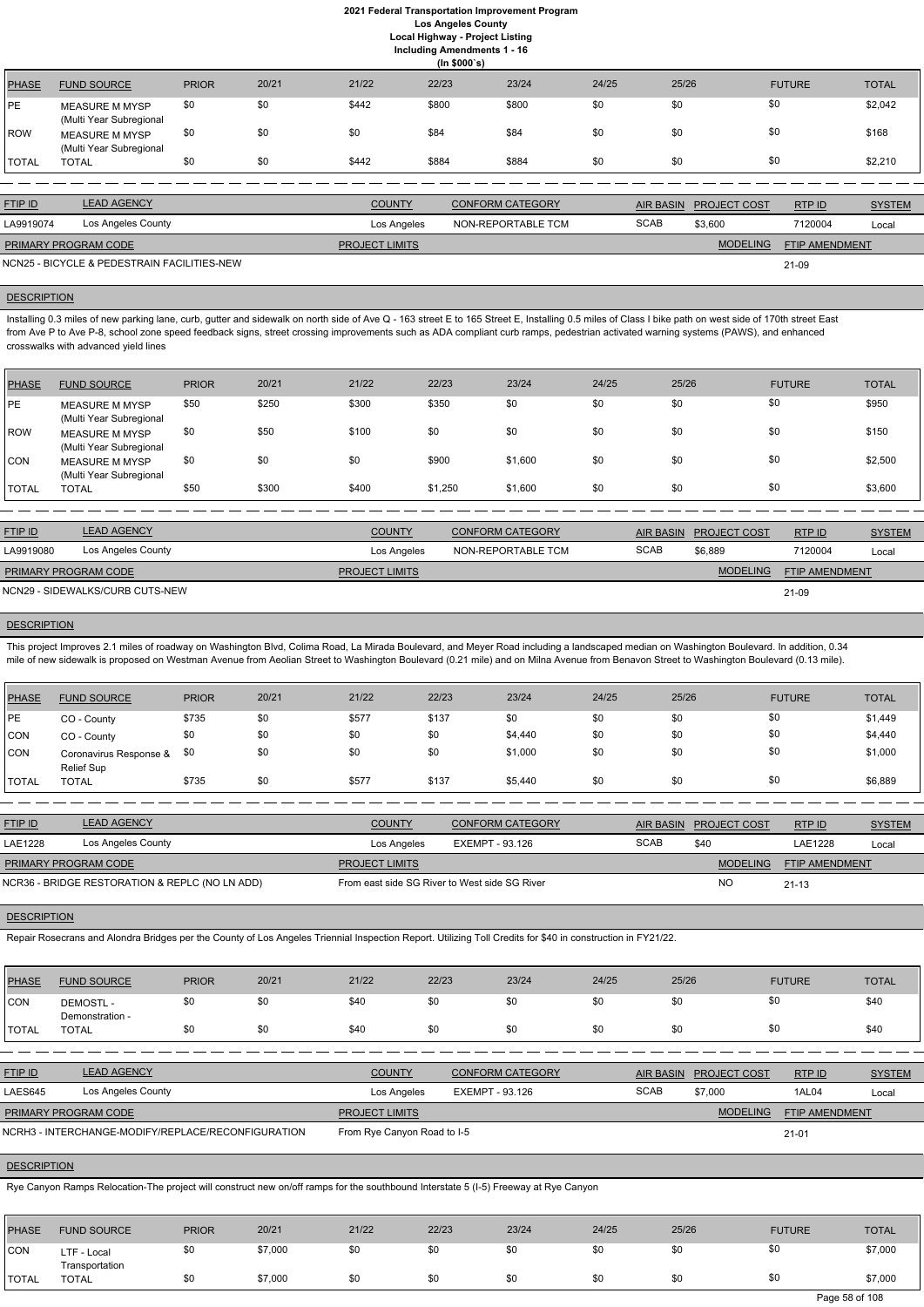# 2021 Federal Transportation Improvement Program
## Los Angeles County
### Local Highway - Project Listing
### Including Amendments 1 - 16
### (In $000`s)

| PHASE | FUND SOURCE | PRIOR | 20/21 | 21/22 | 22/23 | 23/24 | 24/25 | 25/26 | FUTURE | TOTAL |
|---|---|---|---|---|---|---|---|---|---|---|
| PE | MEASURE M MYSP (Multi Year Subregional | $0 | $0 | $442 | $800 | $800 | $0 | $0 | $0 | $2,042 |
| ROW | MEASURE M MYSP (Multi Year Subregional | $0 | $0 | $0 | $84 | $84 | $0 | $0 | $0 | $168 |
| TOTAL | TOTAL | $0 | $0 | $442 | $884 | $884 | $0 | $0 | $0 | $2,210 |

| FTIP ID | LEAD AGENCY | COUNTY | CONFORM CATEGORY | AIR BASIN | PROJECT COST | RTP ID | SYSTEM |
|---|---|---|---|---|---|---|---|
| LA9919074 | Los Angeles County | Los Angeles | NON-REPORTABLE TCM | SCAB | $3,600 | 7120004 | Local |

| PRIMARY PROGRAM CODE | PROJECT LIMITS | MODELING | FTIP AMENDMENT |
|---|---|---|---|
| NCN25 - BICYCLE & PEDESTRAIN FACILITIES-NEW | | | 21-09 |

**DESCRIPTION**

Installing 0.3 miles of new parking lane, curb, gutter and sidewalk on north side of Ave Q - 163 street E to 165 Street E, Installing 0.5 miles of Class I bike path on west side of 170th street East from Ave P to Ave P-8, school zone speed feedback signs, street crossing improvements such as ADA compliant curb ramps, pedestrian activated warning systems (PAWS), and enhanced crosswalks with advanced yield lines

| PHASE | FUND SOURCE | PRIOR | 20/21 | 21/22 | 22/23 | 23/24 | 24/25 | 25/26 | FUTURE | TOTAL |
|---|---|---|---|---|---|---|---|---|---|---|
| PE | MEASURE M MYSP (Multi Year Subregional | $50 | $250 | $300 | $350 | $0 | $0 | $0 | $0 | $950 |
| ROW | MEASURE M MYSP (Multi Year Subregional | $0 | $50 | $100 | $0 | $0 | $0 | $0 | $0 | $150 |
| CON | MEASURE M MYSP (Multi Year Subregional | $0 | $0 | $0 | $900 | $1,600 | $0 | $0 | $0 | $2,500 |
| TOTAL | TOTAL | $50 | $300 | $400 | $1,250 | $1,600 | $0 | $0 | $0 | $3,600 |

| FTIP ID | LEAD AGENCY | COUNTY | CONFORM CATEGORY | AIR BASIN | PROJECT COST | RTP ID | SYSTEM |
|---|---|---|---|---|---|---|---|
| LA9919080 | Los Angeles County | Los Angeles | NON-REPORTABLE TCM | SCAB | $6,889 | 7120004 | Local |

| PRIMARY PROGRAM CODE | PROJECT LIMITS | MODELING | FTIP AMENDMENT |
|---|---|---|---|
| NCN29 - SIDEWALKS/CURB CUTS-NEW | | | 21-09 |

**DESCRIPTION**

This project Improves 2.1 miles of roadway on Washington Blvd, Colima Road, La Mirada Boulevard, and Meyer Road including a landscaped median on Washington Boulevard. In addition, 0.34 mile of new sidewalk is proposed on Westman Avenue from Aeolian Street to Washington Boulevard (0.21 mile) and on Milna Avenue from Benavon Street to Washington Boulevard (0.13 mile).

| PHASE | FUND SOURCE | PRIOR | 20/21 | 21/22 | 22/23 | 23/24 | 24/25 | 25/26 | FUTURE | TOTAL |
|---|---|---|---|---|---|---|---|---|---|---|
| PE | CO - County | $735 | $0 | $577 | $137 | $0 | $0 | $0 | $0 | $1,449 |
| CON | CO - County | $0 | $0 | $0 | $0 | $4,440 | $0 | $0 | $0 | $4,440 |
| CON | Coronavirus Response & Relief Sup | $0 | $0 | $0 | $0 | $1,000 | $0 | $0 | $0 | $1,000 |
| TOTAL | TOTAL | $735 | $0 | $577 | $137 | $5,440 | $0 | $0 | $0 | $6,889 |

| FTIP ID | LEAD AGENCY | COUNTY | CONFORM CATEGORY | AIR BASIN | PROJECT COST | RTP ID | SYSTEM |
|---|---|---|---|---|---|---|---|
| LAE1228 | Los Angeles County | Los Angeles | EXEMPT - 93.126 | SCAB | $40 | LAE1228 | Local |

| PRIMARY PROGRAM CODE | PROJECT LIMITS | MODELING | FTIP AMENDMENT |
|---|---|---|---|
| NCR36 - BRIDGE RESTORATION & REPLC (NO LN ADD) | From east side SG River to West side SG River | NO | 21-13 |

**DESCRIPTION**

Repair Rosecrans and Alondra Bridges per the County of Los Angeles Triennial Inspection Report. Utilizing Toll Credits for $40 in construction in FY21/22.

| PHASE | FUND SOURCE | PRIOR | 20/21 | 21/22 | 22/23 | 23/24 | 24/25 | 25/26 | FUTURE | TOTAL |
|---|---|---|---|---|---|---|---|---|---|---|
| CON | DEMOSTL - Demonstration - | $0 | $0 | $40 | $0 | $0 | $0 | $0 | $0 | $40 |
| TOTAL | TOTAL | $0 | $0 | $40 | $0 | $0 | $0 | $0 | $0 | $40 |

| FTIP ID | LEAD AGENCY | COUNTY | CONFORM CATEGORY | AIR BASIN | PROJECT COST | RTP ID | SYSTEM |
|---|---|---|---|---|---|---|---|
| LAES645 | Los Angeles County | Los Angeles | EXEMPT - 93.126 | SCAB | $7,000 | 1AL04 | Local |

| PRIMARY PROGRAM CODE | PROJECT LIMITS | MODELING | FTIP AMENDMENT |
|---|---|---|---|
| NCRH3 - INTERCHANGE-MODIFY/REPLACE/RECONFIGURATION | From Rye Canyon Road to I-5 | | 21-01 |

**DESCRIPTION**

Rye Canyon Ramps Relocation-The project will construct new on/off ramps for the southbound Interstate 5 (I-5) Freeway at Rye Canyon

| PHASE | FUND SOURCE | PRIOR | 20/21 | 21/22 | 22/23 | 23/24 | 24/25 | 25/26 | FUTURE | TOTAL |
|---|---|---|---|---|---|---|---|---|---|---|
| CON | LTF - Local Transportation | $0 | $7,000 | $0 | $0 | $0 | $0 | $0 | $0 | $7,000 |
| TOTAL | TOTAL | $0 | $7,000 | $0 | $0 | $0 | $0 | $0 | $0 | $7,000 |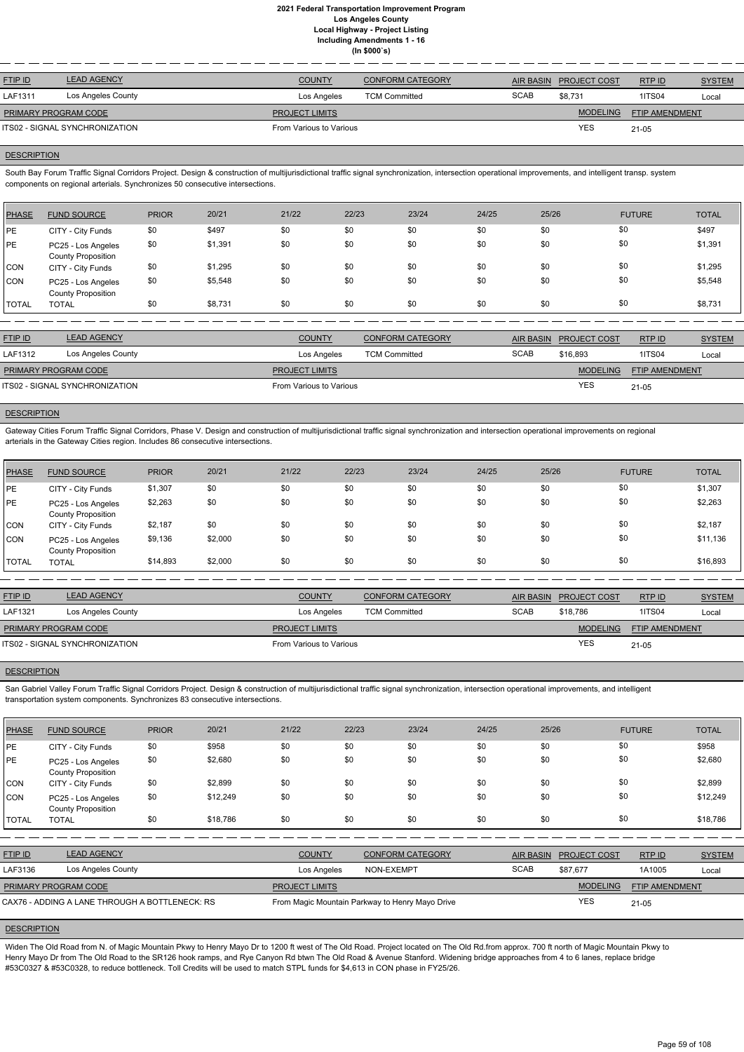# 2021 Federal Transportation Improvement Program
## Los Angeles County
### Local Highway - Project Listing
#### Including Amendments 1 - 16
#### (In $000`s)

| FTIP ID | LEAD AGENCY | COUNTY | CONFORM CATEGORY | AIR BASIN | PROJECT COST | RTP ID | SYSTEM |
|---|---|---|---|---|---|---|---|
| LAF1311 | Los Angeles County | Los Angeles | TCM Committed | SCAB | $8,731 | 1ITS04 | Local |

| PRIMARY PROGRAM CODE | PROJECT LIMITS | MODELING | FTIP AMENDMENT |
|---|---|---|---|
| ITS02 - SIGNAL SYNCHRONIZATION | From Various to Various | YES | 21-05 |

**DESCRIPTION**

South Bay Forum Traffic Signal Corridors Project. Design & construction of multijurisdictional traffic signal synchronization, intersection operational improvements, and intelligent transp. system components on regional arterials. Synchronizes 50 consecutive intersections.

| PHASE | FUND SOURCE | PRIOR | 20/21 | 21/22 | 22/23 | 23/24 | 24/25 | 25/26 | FUTURE | TOTAL |
|---|---|---|---|---|---|---|---|---|---|---|
| PE | CITY - City Funds | $0 | $497 | $0 | $0 | $0 | $0 | $0 | $0 | $497 |
| PE | PC25 - Los Angeles County Proposition | $0 | $1,391 | $0 | $0 | $0 | $0 | $0 | $0 | $1,391 |
| CON | CITY - City Funds | $0 | $1,295 | $0 | $0 | $0 | $0 | $0 | $0 | $1,295 |
| CON | PC25 - Los Angeles County Proposition | $0 | $5,548 | $0 | $0 | $0 | $0 | $0 | $0 | $5,548 |
| TOTAL | TOTAL | $0 | $8,731 | $0 | $0 | $0 | $0 | $0 | $0 | $8,731 |

| FTIP ID | LEAD AGENCY | COUNTY | CONFORM CATEGORY | AIR BASIN | PROJECT COST | RTP ID | SYSTEM |
|---|---|---|---|---|---|---|---|
| LAF1312 | Los Angeles County | Los Angeles | TCM Committed | SCAB | $16,893 | 1ITS04 | Local |

| PRIMARY PROGRAM CODE | PROJECT LIMITS | MODELING | FTIP AMENDMENT |
|---|---|---|---|
| ITS02 - SIGNAL SYNCHRONIZATION | From Various to Various | YES | 21-05 |

**DESCRIPTION**

Gateway Cities Forum Traffic Signal Corridors, Phase V. Design and construction of multijurisdictional traffic signal synchronization and intersection operational improvements on regional arterials in the Gateway Cities region. Includes 86 consecutive intersections.

| PHASE | FUND SOURCE | PRIOR | 20/21 | 21/22 | 22/23 | 23/24 | 24/25 | 25/26 | FUTURE | TOTAL |
|---|---|---|---|---|---|---|---|---|---|---|
| PE | CITY - City Funds | $1,307 | $0 | $0 | $0 | $0 | $0 | $0 | $0 | $1,307 |
| PE | PC25 - Los Angeles County Proposition | $2,263 | $0 | $0 | $0 | $0 | $0 | $0 | $0 | $2,263 |
| CON | CITY - City Funds | $2,187 | $0 | $0 | $0 | $0 | $0 | $0 | $0 | $2,187 |
| CON | PC25 - Los Angeles County Proposition | $9,136 | $2,000 | $0 | $0 | $0 | $0 | $0 | $0 | $11,136 |
| TOTAL | TOTAL | $14,893 | $2,000 | $0 | $0 | $0 | $0 | $0 | $0 | $16,893 |

| FTIP ID | LEAD AGENCY | COUNTY | CONFORM CATEGORY | AIR BASIN | PROJECT COST | RTP ID | SYSTEM |
|---|---|---|---|---|---|---|---|
| LAF1321 | Los Angeles County | Los Angeles | TCM Committed | SCAB | $18,786 | 1ITS04 | Local |

| PRIMARY PROGRAM CODE | PROJECT LIMITS | MODELING | FTIP AMENDMENT |
|---|---|---|---|
| ITS02 - SIGNAL SYNCHRONIZATION | From Various to Various | YES | 21-05 |

**DESCRIPTION**

San Gabriel Valley Forum Traffic Signal Corridors Project. Design & construction of multijurisdictional traffic signal synchronization, intersection operational improvements, and intelligent transportation system components. Synchronizes 83 consecutive intersections.

| PHASE | FUND SOURCE | PRIOR | 20/21 | 21/22 | 22/23 | 23/24 | 24/25 | 25/26 | FUTURE | TOTAL |
|---|---|---|---|---|---|---|---|---|---|---|
| PE | CITY - City Funds | $0 | $958 | $0 | $0 | $0 | $0 | $0 | $0 | $958 |
| PE | PC25 - Los Angeles County Proposition | $0 | $2,680 | $0 | $0 | $0 | $0 | $0 | $0 | $2,680 |
| CON | CITY - City Funds | $0 | $2,899 | $0 | $0 | $0 | $0 | $0 | $0 | $2,899 |
| CON | PC25 - Los Angeles County Proposition | $0 | $12,249 | $0 | $0 | $0 | $0 | $0 | $0 | $12,249 |
| TOTAL | TOTAL | $0 | $18,786 | $0 | $0 | $0 | $0 | $0 | $0 | $18,786 |

| FTIP ID | LEAD AGENCY | COUNTY | CONFORM CATEGORY | AIR BASIN | PROJECT COST | RTP ID | SYSTEM |
|---|---|---|---|---|---|---|---|
| LAF3136 | Los Angeles County | Los Angeles | NON-EXEMPT | SCAB | $87,677 | 1A1005 | Local |

| PRIMARY PROGRAM CODE | PROJECT LIMITS | MODELING | FTIP AMENDMENT |
|---|---|---|---|
| CAX76 - ADDING A LANE THROUGH A BOTTLENECK: RS | From Magic Mountain Parkway to Henry Mayo Drive | YES | 21-05 |

**DESCRIPTION**

Widen The Old Road from N. of Magic Mountain Pkwy to Henry Mayo Dr to 1200 ft west of The Old Road. Project located on The Old Rd.from approx. 700 ft north of Magic Mountain Pkwy to Henry Mayo Dr from The Old Road to the SR126 hook ramps, and Rye Canyon Rd btwn The Old Road & Avenue Stanford. Widening bridge approaches from 4 to 6 lanes, replace bridge #53C0327 & #53C0328, to reduce bottleneck. Toll Credits will be used to match STPL funds for $4,613 in CON phase in FY25/26.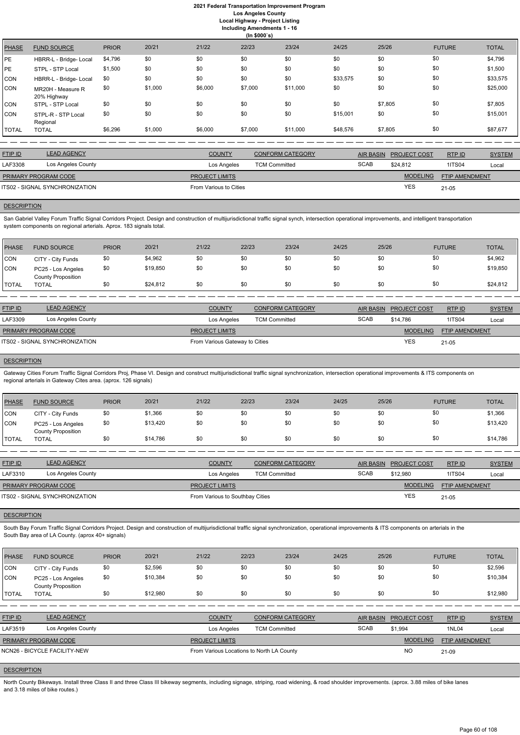# 2021 Federal Transportation Improvement Program
## Los Angeles County
### Local Highway - Project Listing
### Including Amendments 1 - 16
#### (In $000`s)

| PHASE | FUND SOURCE | PRIOR | 20/21 | 21/22 | 22/23 | 23/24 | 24/25 | 25/26 | FUTURE | TOTAL |
|---|---|---|---|---|---|---|---|---|---|---|
| PE | HBRR-L - Bridge- Local | $4,796 | $0 | $0 | $0 | $0 | $0 | $0 | $0 | $4,796 |
| PE | STPL - STP Local | $1,500 | $0 | $0 | $0 | $0 | $0 | $0 | $0 | $1,500 |
| CON | HBRR-L - Bridge- Local | $0 | $0 | $0 | $0 | $0 | $33,575 | $0 | $0 | $33,575 |
| CON | MR20H - Measure R 20% Highway | $0 | $1,000 | $6,000 | $7,000 | $11,000 | $0 | $0 | $0 | $25,000 |
| CON | STPL - STP Local | $0 | $0 | $0 | $0 | $0 | $0 | $7,805 | $0 | $7,805 |
| CON | STPL-R - STP Local Regional | $0 | $0 | $0 | $0 | $0 | $15,001 | $0 | $0 | $15,001 |
| TOTAL | TOTAL | $6,296 | $1,000 | $6,000 | $7,000 | $11,000 | $48,576 | $7,805 | $0 | $87,677 |

| FTIP ID | LEAD AGENCY | COUNTY | CONFORM CATEGORY | AIR BASIN | PROJECT COST | RTP ID | SYSTEM |
|---|---|---|---|---|---|---|---|
| LAF3308 | Los Angeles County | Los Angeles | TCM Committed | SCAB | $24,812 | 1ITS04 | Local |

| PRIMARY PROGRAM CODE | PROJECT LIMITS | MODELING | FTIP AMENDMENT |
|---|---|---|---|
| ITS02 - SIGNAL SYNCHRONIZATION | From Various to Cities | YES | 21-05 |

**DESCRIPTION**

San Gabriel Valley Forum Traffic Signal Corridors Project. Design and construction of multijurisdictional traffic signal synch, intersection operational improvements, and intelligent transportation system components on regional arterials. Aprox. 183 signals total.

| PHASE | FUND SOURCE | PRIOR | 20/21 | 21/22 | 22/23 | 23/24 | 24/25 | 25/26 | FUTURE | TOTAL |
|---|---|---|---|---|---|---|---|---|---|---|
| CON | CITY - City Funds | $0 | $4,962 | $0 | $0 | $0 | $0 | $0 | $0 | $4,962 |
| CON | PC25 - Los Angeles County Proposition | $0 | $19,850 | $0 | $0 | $0 | $0 | $0 | $0 | $19,850 |
| TOTAL | TOTAL | $0 | $24,812 | $0 | $0 | $0 | $0 | $0 | $0 | $24,812 |

| FTIP ID | LEAD AGENCY | COUNTY | CONFORM CATEGORY | AIR BASIN | PROJECT COST | RTP ID | SYSTEM |
|---|---|---|---|---|---|---|---|
| LAF3309 | Los Angeles County | Los Angeles | TCM Committed | SCAB | $14,786 | 1ITS04 | Local |

| PRIMARY PROGRAM CODE | PROJECT LIMITS | MODELING | FTIP AMENDMENT |
|---|---|---|---|
| ITS02 - SIGNAL SYNCHRONIZATION | From Various Gateway to Cities | YES | 21-05 |

**DESCRIPTION**

Gateway Cities Forum Traffic Signal Corridors Proj, Phase VI. Design and construct multijurisdictional traffic signal synchronization, intersection operational improvements & ITS components on regional arterials in Gateway Cites area. (aprox. 126 signals)

| PHASE | FUND SOURCE | PRIOR | 20/21 | 21/22 | 22/23 | 23/24 | 24/25 | 25/26 | FUTURE | TOTAL |
|---|---|---|---|---|---|---|---|---|---|---|
| CON | CITY - City Funds | $0 | $1,366 | $0 | $0 | $0 | $0 | $0 | $0 | $1,366 |
| CON | PC25 - Los Angeles County Proposition | $0 | $13,420 | $0 | $0 | $0 | $0 | $0 | $0 | $13,420 |
| TOTAL | TOTAL | $0 | $14,786 | $0 | $0 | $0 | $0 | $0 | $0 | $14,786 |

| FTIP ID | LEAD AGENCY | COUNTY | CONFORM CATEGORY | AIR BASIN | PROJECT COST | RTP ID | SYSTEM |
|---|---|---|---|---|---|---|---|
| LAF3310 | Los Angeles County | Los Angeles | TCM Committed | SCAB | $12,980 | 1ITS04 | Local |

| PRIMARY PROGRAM CODE | PROJECT LIMITS | MODELING | FTIP AMENDMENT |
|---|---|---|---|
| ITS02 - SIGNAL SYNCHRONIZATION | From Various to Southbay Cities | YES | 21-05 |

**DESCRIPTION**

South Bay Forum Traffic Signal Corridors Project. Design and construction of multijurisdictional traffic signal synchronization, operational improvements & ITS components on arterials in the South Bay area of LA County. (aprox 40+ signals)

| PHASE | FUND SOURCE | PRIOR | 20/21 | 21/22 | 22/23 | 23/24 | 24/25 | 25/26 | FUTURE | TOTAL |
|---|---|---|---|---|---|---|---|---|---|---|
| CON | CITY - City Funds | $0 | $2,596 | $0 | $0 | $0 | $0 | $0 | $0 | $2,596 |
| CON | PC25 - Los Angeles County Proposition | $0 | $10,384 | $0 | $0 | $0 | $0 | $0 | $0 | $10,384 |
| TOTAL | TOTAL | $0 | $12,980 | $0 | $0 | $0 | $0 | $0 | $0 | $12,980 |

| FTIP ID | LEAD AGENCY | COUNTY | CONFORM CATEGORY | AIR BASIN | PROJECT COST | RTP ID | SYSTEM |
|---|---|---|---|---|---|---|---|
| LAF3519 | Los Angeles County | Los Angeles | TCM Committed | SCAB | $1,994 | 1NL04 | Local |

| PRIMARY PROGRAM CODE | PROJECT LIMITS | MODELING | FTIP AMENDMENT |
|---|---|---|---|
| NCN26 - BICYCLE FACILITY-NEW | From Various Locations to North LA County | NO | 21-09 |

**DESCRIPTION**

North County Bikeways. Install three Class II and three Class III bikeway segments, including signage, striping, road widening, & road shoulder improvements. (aprox. 3.88 miles of bike lanes and 3.18 miles of bike routes.)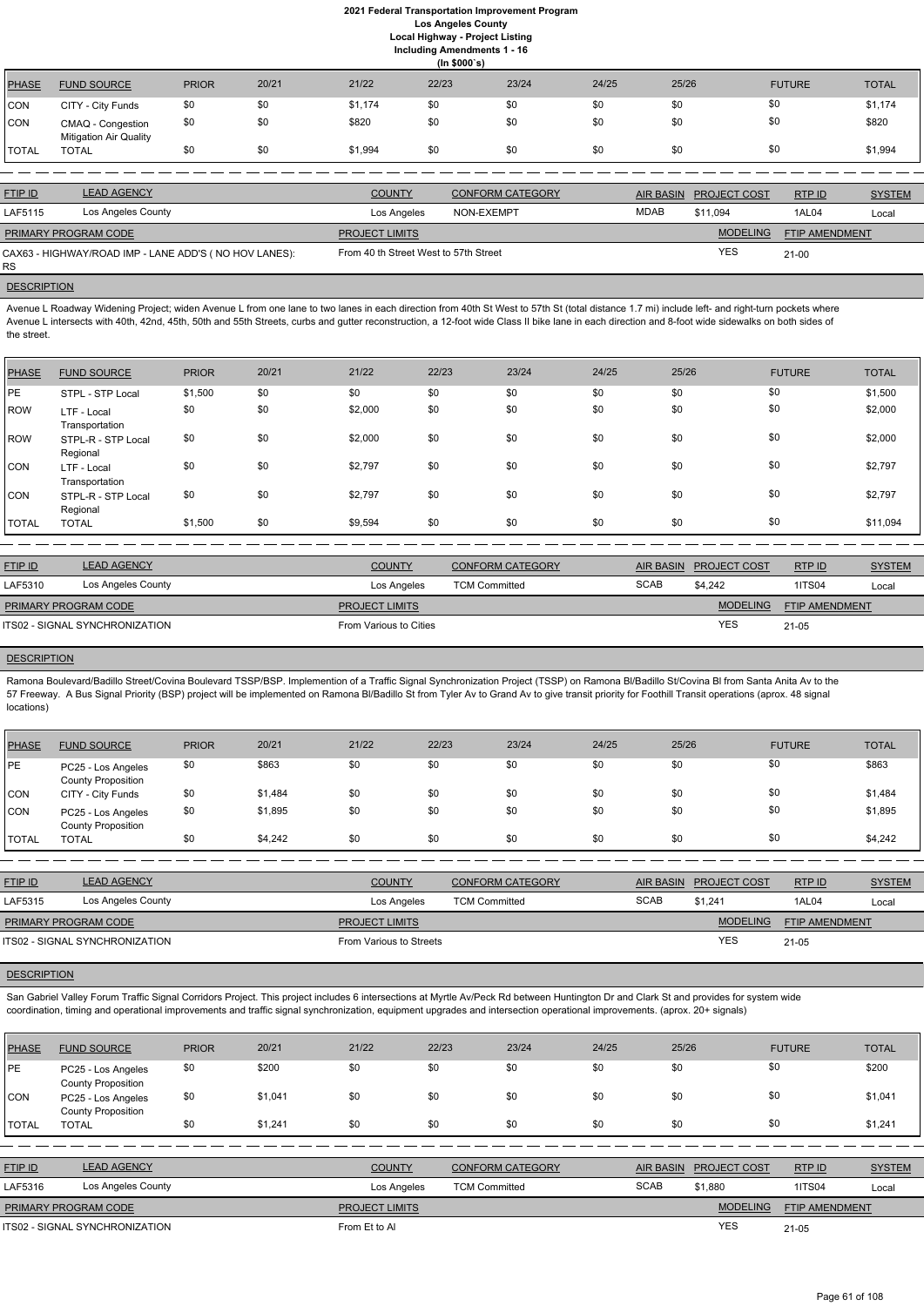# 2021 Federal Transportation Improvement Program

## Los Angeles County

### Local Highway - Project Listing

### Including Amendments 1 - 16

### (In $000`s)

| PHASE | FUND SOURCE | PRIOR | 20/21 | 21/22 | 22/23 | 23/24 | 24/25 | 25/26 | FUTURE | TOTAL |
|---|---|---|---|---|---|---|---|---|---|---|
| CON | CITY - City Funds | $0 | $0 | $1,174 | $0 | $0 | $0 | $0 | $0 | $1,174 |
| CON | CMAQ - Congestion Mitigation Air Quality | $0 | $0 | $820 | $0 | $0 | $0 | $0 | $0 | $820 |
| TOTAL | TOTAL | $0 | $0 | $1,994 | $0 | $0 | $0 | $0 | $0 | $1,994 |

| FTIP ID | LEAD AGENCY | COUNTY | CONFORM CATEGORY | AIR BASIN | PROJECT COST | RTP ID | SYSTEM |
|---|---|---|---|---|---|---|---|
| LAF5115 | Los Angeles County | Los Angeles | NON-EXEMPT | MDAB | $11,094 | 1AL04 | Local |

| PRIMARY PROGRAM CODE | PROJECT LIMITS | MODELING | FTIP AMENDMENT |
|---|---|---|---|
| CAX63 - HIGHWAY/ROAD IMP - LANE ADD'S ( NO HOV LANES): RS | From 40 th Street West to 57th Street | YES | 21-00 |

**DESCRIPTION**

Avenue L Roadway Widening Project; widen Avenue L from one lane to two lanes in each direction from 40th St West to 57th St (total distance 1.7 mi) include left- and right-turn pockets where Avenue L intersects with 40th, 42nd, 45th, 50th and 55th Streets, curbs and gutter reconstruction, a 12-foot wide Class II bike lane in each direction and 8-foot wide sidewalks on both sides of the street.

| PHASE | FUND SOURCE | PRIOR | 20/21 | 21/22 | 22/23 | 23/24 | 24/25 | 25/26 | FUTURE | TOTAL |
|---|---|---|---|---|---|---|---|---|---|---|
| PE | STPL - STP Local | $1,500 | $0 | $0 | $0 | $0 | $0 | $0 | $0 | $1,500 |
| ROW | LTF - Local Transportation | $0 | $0 | $2,000 | $0 | $0 | $0 | $0 | $0 | $2,000 |
| ROW | STPL-R - STP Local Regional | $0 | $0 | $2,000 | $0 | $0 | $0 | $0 | $0 | $2,000 |
| CON | LTF - Local Transportation | $0 | $0 | $2,797 | $0 | $0 | $0 | $0 | $0 | $2,797 |
| CON | STPL-R - STP Local Regional | $0 | $0 | $2,797 | $0 | $0 | $0 | $0 | $0 | $2,797 |
| TOTAL | TOTAL | $1,500 | $0 | $9,594 | $0 | $0 | $0 | $0 | $0 | $11,094 |

| FTIP ID | LEAD AGENCY | COUNTY | CONFORM CATEGORY | AIR BASIN | PROJECT COST | RTP ID | SYSTEM |
|---|---|---|---|---|---|---|---|
| LAF5310 | Los Angeles County | Los Angeles | TCM Committed | SCAB | $4,242 | 1ITS04 | Local |

| PRIMARY PROGRAM CODE | PROJECT LIMITS | MODELING | FTIP AMENDMENT |
|---|---|---|---|
| ITS02 - SIGNAL SYNCHRONIZATION | From Various to Cities | YES | 21-05 |

**DESCRIPTION**

Ramona Boulevard/Badillo Street/Covina Boulevard TSSP/BSP. Implemention of a Traffic Signal Synchronization Project (TSSP) on Ramona Bl/Badillo St/Covina Bl from Santa Anita Av to the 57 Freeway. A Bus Signal Priority (BSP) project will be implemented on Ramona Bl/Badillo St from Tyler Av to Grand Av to give transit priority for Foothill Transit operations (aprox. 48 signal locations)

| PHASE | FUND SOURCE | PRIOR | 20/21 | 21/22 | 22/23 | 23/24 | 24/25 | 25/26 | FUTURE | TOTAL |
|---|---|---|---|---|---|---|---|---|---|---|
| PE | PC25 - Los Angeles County Proposition | $0 | $863 | $0 | $0 | $0 | $0 | $0 | $0 | $863 |
| CON | CITY - City Funds | $0 | $1,484 | $0 | $0 | $0 | $0 | $0 | $0 | $1,484 |
| CON | PC25 - Los Angeles County Proposition | $0 | $1,895 | $0 | $0 | $0 | $0 | $0 | $0 | $1,895 |
| TOTAL | TOTAL | $0 | $4,242 | $0 | $0 | $0 | $0 | $0 | $0 | $4,242 |

| FTIP ID | LEAD AGENCY | COUNTY | CONFORM CATEGORY | AIR BASIN | PROJECT COST | RTP ID | SYSTEM |
|---|---|---|---|---|---|---|---|
| LAF5315 | Los Angeles County | Los Angeles | TCM Committed | SCAB | $1,241 | 1AL04 | Local |

| PRIMARY PROGRAM CODE | PROJECT LIMITS | MODELING | FTIP AMENDMENT |
|---|---|---|---|
| ITS02 - SIGNAL SYNCHRONIZATION | From Various to Streets | YES | 21-05 |

**DESCRIPTION**

San Gabriel Valley Forum Traffic Signal Corridors Project. This project includes 6 intersections at Myrtle Av/Peck Rd between Huntington Dr and Clark St and provides for system wide coordination, timing and operational improvements and traffic signal synchronization, equipment upgrades and intersection operational improvements. (aprox. 20+ signals)

| PHASE | FUND SOURCE | PRIOR | 20/21 | 21/22 | 22/23 | 23/24 | 24/25 | 25/26 | FUTURE | TOTAL |
|---|---|---|---|---|---|---|---|---|---|---|
| PE | PC25 - Los Angeles County Proposition | $0 | $200 | $0 | $0 | $0 | $0 | $0 | $0 | $200 |
| CON | PC25 - Los Angeles County Proposition | $0 | $1,041 | $0 | $0 | $0 | $0 | $0 | $0 | $1,041 |
| TOTAL | TOTAL | $0 | $1,241 | $0 | $0 | $0 | $0 | $0 | $0 | $1,241 |

| FTIP ID | LEAD AGENCY | COUNTY | CONFORM CATEGORY | AIR BASIN | PROJECT COST | RTP ID | SYSTEM |
|---|---|---|---|---|---|---|---|
| LAF5316 | Los Angeles County | Los Angeles | TCM Committed | SCAB | $1,880 | 1ITS04 | Local |

| PRIMARY PROGRAM CODE | PROJECT LIMITS | MODELING | FTIP AMENDMENT |
|---|---|---|---|
| ITS02 - SIGNAL SYNCHRONIZATION | From Et to Al | YES | 21-05 |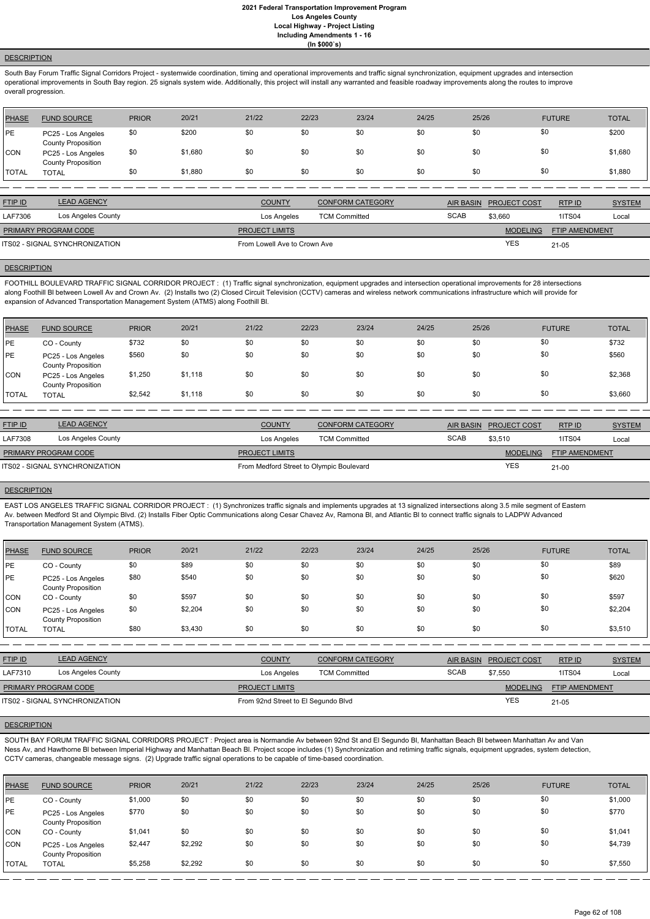# 2021 Federal Transportation Improvement Program
## Los Angeles County
## Local Highway - Project Listing
## Including Amendments 1 - 16
## (In $000`s)

**DESCRIPTION**

South Bay Forum Traffic Signal Corridors Project - systemwide coordination, timing and operational improvements and traffic signal synchronization, equipment upgrades and intersection operational improvements in South Bay region. 25 signals system wide. Additionally, this project will install any warranted and feasible roadway improvements along the routes to improve overall progression.

| PHASE | FUND SOURCE | PRIOR | 20/21 | 21/22 | 22/23 | 23/24 | 24/25 | 25/26 | FUTURE | TOTAL |
|---|---|---|---|---|---|---|---|---|---|---|
| PE | PC25 - Los Angeles County Proposition | $0 | $200 | $0 | $0 | $0 | $0 | $0 | $0 | $200 |
| CON | PC25 - Los Angeles County Proposition | $0 | $1,680 | $0 | $0 | $0 | $0 | $0 | $0 | $1,680 |
| TOTAL | TOTAL | $0 | $1,880 | $0 | $0 | $0 | $0 | $0 | $0 | $1,880 |

| FTIP ID | LEAD AGENCY | COUNTY | CONFORM CATEGORY | AIR BASIN | PROJECT COST | RTP ID | SYSTEM |
|---|---|---|---|---|---|---|---|
| LAF7306 | Los Angeles County | Los Angeles | TCM Committed | SCAB | $3,660 | 1ITS04 | Local |

| PRIMARY PROGRAM CODE | PROJECT LIMITS | MODELING | FTIP AMENDMENT |
|---|---|---|---|
| ITS02 - SIGNAL SYNCHRONIZATION | From Lowell Ave to Crown Ave | YES | 21-05 |

**DESCRIPTION**

FOOTHILL BOULEVARD TRAFFIC SIGNAL CORRIDOR PROJECT : (1) Traffic signal synchronization, equipment upgrades and intersection operational improvements for 28 intersections along Foothill Bl between Lowell Av and Crown Av. (2) Installs two (2) Closed Circuit Television (CCTV) cameras and wireless network communications infrastructure which will provide for expansion of Advanced Transportation Management System (ATMS) along Foothill Bl.

| PHASE | FUND SOURCE | PRIOR | 20/21 | 21/22 | 22/23 | 23/24 | 24/25 | 25/26 | FUTURE | TOTAL |
|---|---|---|---|---|---|---|---|---|---|---|
| PE | CO - County | $732 | $0 | $0 | $0 | $0 | $0 | $0 | $0 | $732 |
| PE | PC25 - Los Angeles County Proposition | $560 | $0 | $0 | $0 | $0 | $0 | $0 | $0 | $560 |
| CON | PC25 - Los Angeles County Proposition | $1,250 | $1,118 | $0 | $0 | $0 | $0 | $0 | $0 | $2,368 |
| TOTAL | TOTAL | $2,542 | $1,118 | $0 | $0 | $0 | $0 | $0 | $0 | $3,660 |

| FTIP ID | LEAD AGENCY | COUNTY | CONFORM CATEGORY | AIR BASIN | PROJECT COST | RTP ID | SYSTEM |
|---|---|---|---|---|---|---|---|
| LAF7308 | Los Angeles County | Los Angeles | TCM Committed | SCAB | $3,510 | 1ITS04 | Local |

| PRIMARY PROGRAM CODE | PROJECT LIMITS | MODELING | FTIP AMENDMENT |
|---|---|---|---|
| ITS02 - SIGNAL SYNCHRONIZATION | From Medford Street to Olympic Boulevard | YES | 21-00 |

**DESCRIPTION**

EAST LOS ANGELES TRAFFIC SIGNAL CORRIDOR PROJECT : (1) Synchronizes traffic signals and implements upgrades at 13 signalized intersections along 3.5 mile segment of Eastern Av. between Medford St and Olympic Blvd. (2) Installs Fiber Optic Communications along Cesar Chavez Av, Ramona Bl, and Atlantic Bl to connect traffic signals to LADPW Advanced Transportation Management System (ATMS).

| PHASE | FUND SOURCE | PRIOR | 20/21 | 21/22 | 22/23 | 23/24 | 24/25 | 25/26 | FUTURE | TOTAL |
|---|---|---|---|---|---|---|---|---|---|---|
| PE | CO - County | $0 | $89 | $0 | $0 | $0 | $0 | $0 | $0 | $89 |
| PE | PC25 - Los Angeles County Proposition | $80 | $540 | $0 | $0 | $0 | $0 | $0 | $0 | $620 |
| CON | CO - County | $0 | $597 | $0 | $0 | $0 | $0 | $0 | $0 | $597 |
| CON | PC25 - Los Angeles County Proposition | $0 | $2,204 | $0 | $0 | $0 | $0 | $0 | $0 | $2,204 |
| TOTAL | TOTAL | $80 | $3,430 | $0 | $0 | $0 | $0 | $0 | $0 | $3,510 |

| FTIP ID | LEAD AGENCY | COUNTY | CONFORM CATEGORY | AIR BASIN | PROJECT COST | RTP ID | SYSTEM |
|---|---|---|---|---|---|---|---|
| LAF7310 | Los Angeles County | Los Angeles | TCM Committed | SCAB | $7,550 | 1ITS04 | Local |

| PRIMARY PROGRAM CODE | PROJECT LIMITS | MODELING | FTIP AMENDMENT |
|---|---|---|---|
| ITS02 - SIGNAL SYNCHRONIZATION | From 92nd Street to El Segundo Blvd | YES | 21-05 |

**DESCRIPTION**

SOUTH BAY FORUM TRAFFIC SIGNAL CORRIDORS PROJECT : Project area is Normandie Av between 92nd St and El Segundo Bl, Manhattan Beach Bl between Manhattan Av and Van Ness Av, and Hawthorne Bl between Imperial Highway and Manhattan Beach Bl. Project scope includes (1) Synchronization and retiming traffic signals, equipment upgrades, system detection, CCTV cameras, changeable message signs. (2) Upgrade traffic signal operations to be capable of time-based coordination.

| PHASE | FUND SOURCE | PRIOR | 20/21 | 21/22 | 22/23 | 23/24 | 24/25 | 25/26 | FUTURE | TOTAL |
|---|---|---|---|---|---|---|---|---|---|---|
| PE | CO - County | $1,000 | $0 | $0 | $0 | $0 | $0 | $0 | $0 | $1,000 |
| PE | PC25 - Los Angeles County Proposition | $770 | $0 | $0 | $0 | $0 | $0 | $0 | $0 | $770 |
| CON | CO - County | $1,041 | $0 | $0 | $0 | $0 | $0 | $0 | $0 | $1,041 |
| CON | PC25 - Los Angeles County Proposition | $2,447 | $2,292 | $0 | $0 | $0 | $0 | $0 | $0 | $4,739 |
| TOTAL | TOTAL | $5,258 | $2,292 | $0 | $0 | $0 | $0 | $0 | $0 | $7,550 |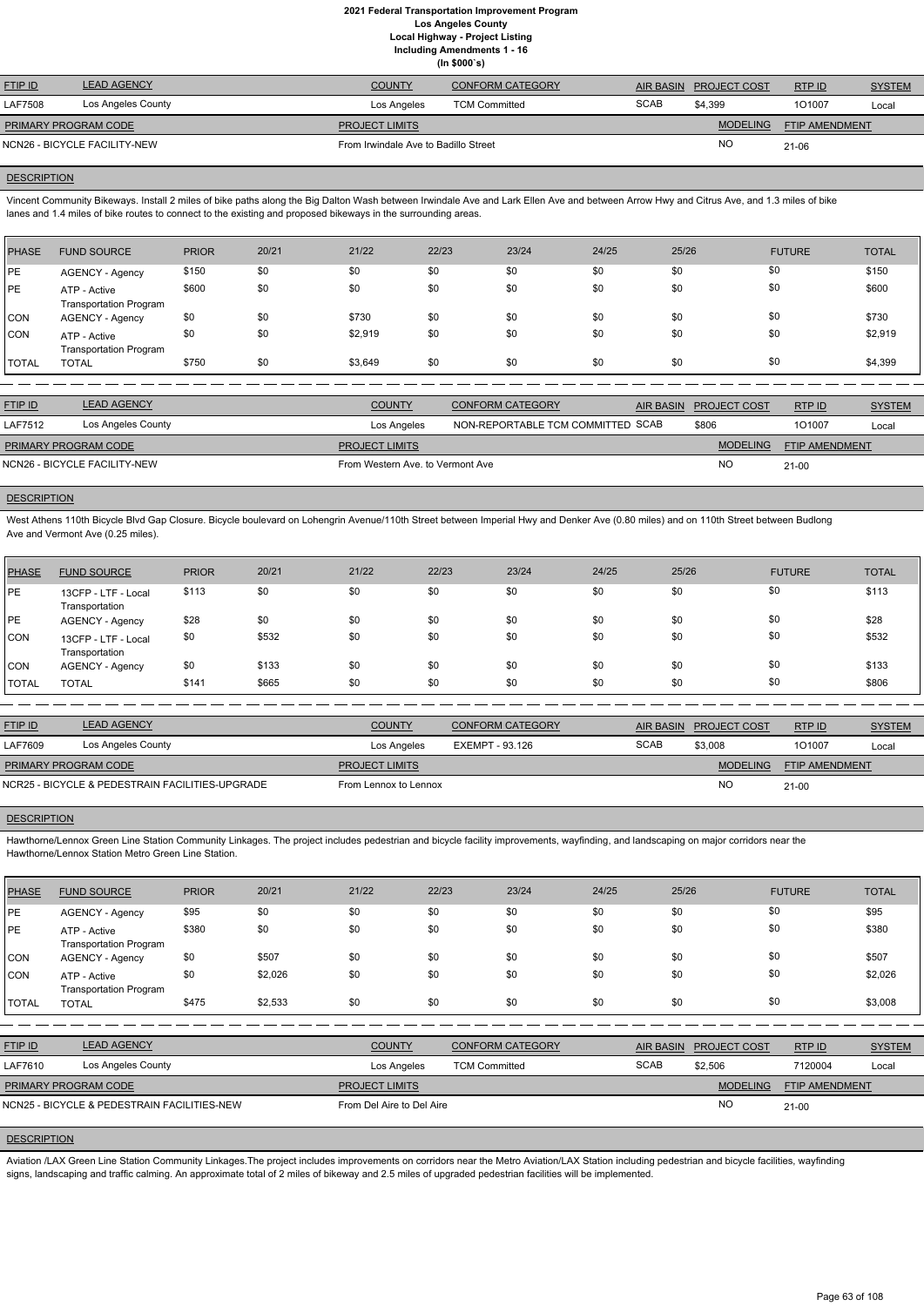# 2021 Federal Transportation Improvement Program
## Los Angeles County
### Local Highway - Project Listing
### Including Amendments 1 - 16
### (In $000`s)

| FTIP ID | LEAD AGENCY | COUNTY | CONFORM CATEGORY | AIR BASIN | PROJECT COST | RTP ID | SYSTEM |
|---|---|---|---|---|---|---|---|
| LAF7508 | Los Angeles County | Los Angeles | TCM Committed | SCAB | $4,399 | 1O1007 | Local |

| PRIMARY PROGRAM CODE | PROJECT LIMITS | MODELING | FTIP AMENDMENT |
|---|---|---|---|
| NCN26 - BICYCLE FACILITY-NEW | From Irwindale Ave to Badillo Street | NO | 21-06 |

**DESCRIPTION**

Vincent Community Bikeways. Install 2 miles of bike paths along the Big Dalton Wash between Irwindale Ave and Lark Ellen Ave and between Arrow Hwy and Citrus Ave, and 1.3 miles of bike lanes and 1.4 miles of bike routes to connect to the existing and proposed bikeways in the surrounding areas.

| PHASE | FUND SOURCE | PRIOR | 20/21 | 21/22 | 22/23 | 23/24 | 24/25 | 25/26 | FUTURE | TOTAL |
|---|---|---|---|---|---|---|---|---|---|---|
| PE | AGENCY - Agency | $150 | $0 | $0 | $0 | $0 | $0 | $0 | $0 | $150 |
| PE | ATP - Active Transportation Program | $600 | $0 | $0 | $0 | $0 | $0 | $0 | $0 | $600 |
| CON | AGENCY - Agency | $0 | $0 | $730 | $0 | $0 | $0 | $0 | $0 | $730 |
| CON | ATP - Active Transportation Program | $0 | $0 | $2,919 | $0 | $0 | $0 | $0 | $0 | $2,919 |
| TOTAL | TOTAL | $750 | $0 | $3,649 | $0 | $0 | $0 | $0 | $0 | $4,399 |

| FTIP ID | LEAD AGENCY | COUNTY | CONFORM CATEGORY | AIR BASIN | PROJECT COST | RTP ID | SYSTEM |
|---|---|---|---|---|---|---|---|
| LAF7512 | Los Angeles County | Los Angeles | NON-REPORTABLE TCM COMMITTED | SCAB | $806 | 1O1007 | Local |

| PRIMARY PROGRAM CODE | PROJECT LIMITS | MODELING | FTIP AMENDMENT |
|---|---|---|---|
| NCN26 - BICYCLE FACILITY-NEW | From Western Ave. to Vermont Ave | NO | 21-00 |

**DESCRIPTION**

West Athens 110th Bicycle Blvd Gap Closure. Bicycle boulevard on Lohengrin Avenue/110th Street between Imperial Hwy and Denker Ave (0.80 miles) and on 110th Street between Budlong Ave and Vermont Ave (0.25 miles).

| PHASE | FUND SOURCE | PRIOR | 20/21 | 21/22 | 22/23 | 23/24 | 24/25 | 25/26 | FUTURE | TOTAL |
|---|---|---|---|---|---|---|---|---|---|---|
| PE | 13CFP - LTF - Local Transportation | $113 | $0 | $0 | $0 | $0 | $0 | $0 | $0 | $113 |
| PE | AGENCY - Agency | $28 | $0 | $0 | $0 | $0 | $0 | $0 | $0 | $28 |
| CON | 13CFP - LTF - Local Transportation | $0 | $532 | $0 | $0 | $0 | $0 | $0 | $0 | $532 |
| CON | AGENCY - Agency | $0 | $133 | $0 | $0 | $0 | $0 | $0 | $0 | $133 |
| TOTAL | TOTAL | $141 | $665 | $0 | $0 | $0 | $0 | $0 | $0 | $806 |

| FTIP ID | LEAD AGENCY | COUNTY | CONFORM CATEGORY | AIR BASIN | PROJECT COST | RTP ID | SYSTEM |
|---|---|---|---|---|---|---|---|
| LAF7609 | Los Angeles County | Los Angeles | EXEMPT - 93.126 | SCAB | $3,008 | 1O1007 | Local |

| PRIMARY PROGRAM CODE | PROJECT LIMITS | MODELING | FTIP AMENDMENT |
|---|---|---|---|
| NCR25 - BICYCLE & PEDESTRIAN FACILITIES-UPGRADE | From Lennox to Lennox | NO | 21-00 |

**DESCRIPTION**

Hawthorne/Lennox Green Line Station Community Linkages. The project includes pedestrian and bicycle facility improvements, wayfinding, and landscaping on major corridors near the Hawthorne/Lennox Station Metro Green Line Station.

| PHASE | FUND SOURCE | PRIOR | 20/21 | 21/22 | 22/23 | 23/24 | 24/25 | 25/26 | FUTURE | TOTAL |
|---|---|---|---|---|---|---|---|---|---|---|
| PE | AGENCY - Agency | $95 | $0 | $0 | $0 | $0 | $0 | $0 | $0 | $95 |
| PE | ATP - Active Transportation Program | $380 | $0 | $0 | $0 | $0 | $0 | $0 | $0 | $380 |
| CON | AGENCY - Agency | $0 | $507 | $0 | $0 | $0 | $0 | $0 | $0 | $507 |
| CON | ATP - Active Transportation Program | $0 | $2,026 | $0 | $0 | $0 | $0 | $0 | $0 | $2,026 |
| TOTAL | TOTAL | $475 | $2,533 | $0 | $0 | $0 | $0 | $0 | $0 | $3,008 |

| FTIP ID | LEAD AGENCY | COUNTY | CONFORM CATEGORY | AIR BASIN | PROJECT COST | RTP ID | SYSTEM |
|---|---|---|---|---|---|---|---|
| LAF7610 | Los Angeles County | Los Angeles | TCM Committed | SCAB | $2,506 | 7120004 | Local |

| PRIMARY PROGRAM CODE | PROJECT LIMITS | MODELING | FTIP AMENDMENT |
|---|---|---|---|
| NCN25 - BICYCLE & PEDESTRIAN FACILITIES-NEW | From Del Aire to Del Aire | NO | 21-00 |

**DESCRIPTION**

Aviation /LAX Green Line Station Community Linkages.The project includes improvements on corridors near the Metro Aviation/LAX Station including pedestrian and bicycle facilities, wayfinding signs, landscaping and traffic calming. An approximate total of 2 miles of bikeway and 2.5 miles of upgraded pedestrian facilities will be implemented.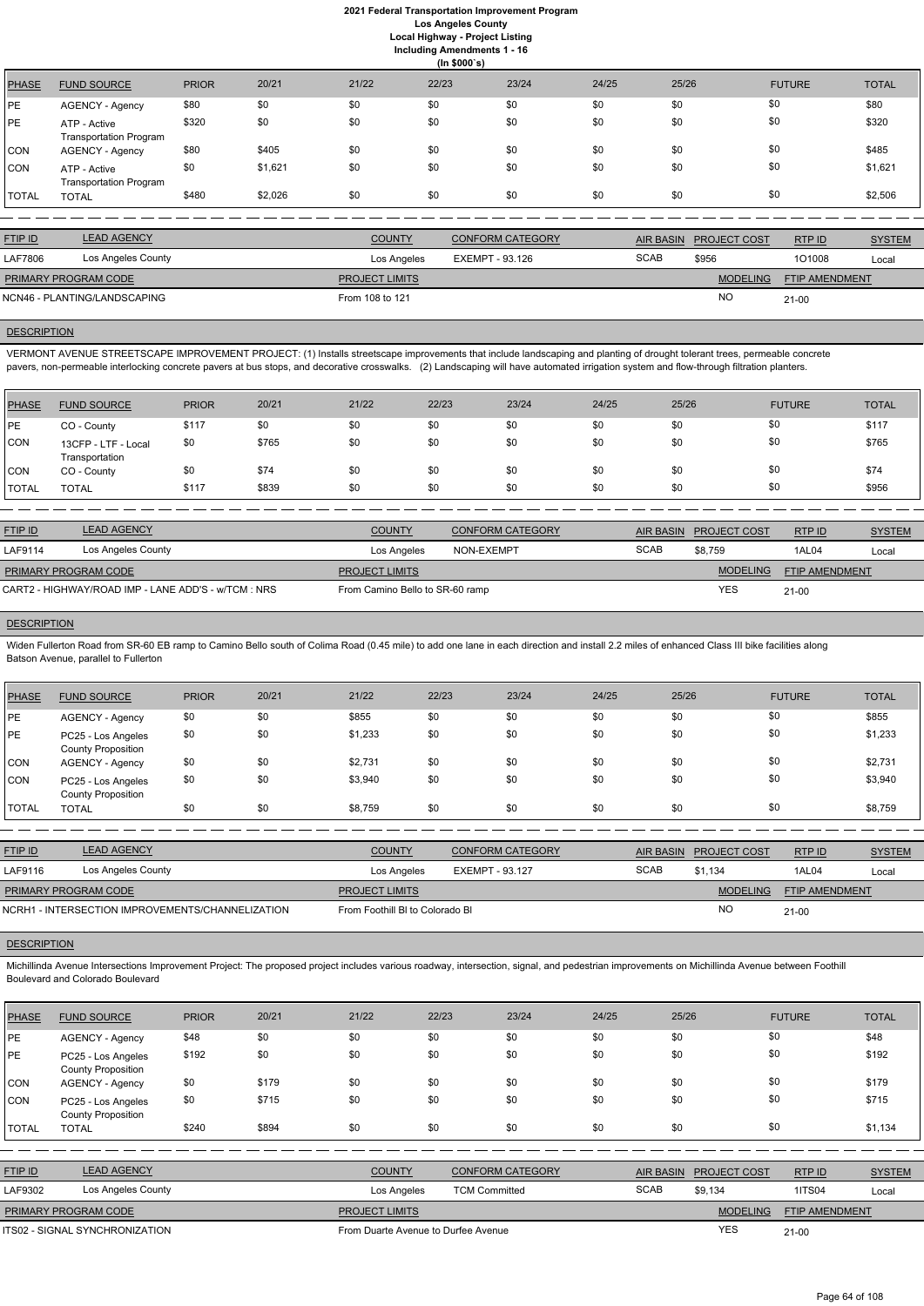# 2021 Federal Transportation Improvement Program
## Los Angeles County
### Local Highway - Project Listing
### Including Amendments 1 - 16
### (In $000`s)

| PHASE | FUND SOURCE | PRIOR | 20/21 | 21/22 | 22/23 | 23/24 | 24/25 | 25/26 | FUTURE | TOTAL |
|---|---|---|---|---|---|---|---|---|---|---|
| PE | AGENCY - Agency | $80 | $0 | $0 | $0 | $0 | $0 | $0 | $0 | $80 |
| PE | ATP - Active Transportation Program | $320 | $0 | $0 | $0 | $0 | $0 | $0 | $0 | $320 |
| CON | AGENCY - Agency | $80 | $405 | $0 | $0 | $0 | $0 | $0 | $0 | $485 |
| CON | ATP - Active Transportation Program | $0 | $1,621 | $0 | $0 | $0 | $0 | $0 | $0 | $1,621 |
| TOTAL | TOTAL | $480 | $2,026 | $0 | $0 | $0 | $0 | $0 | $0 | $2,506 |

| FTIP ID | LEAD AGENCY | COUNTY | CONFORM CATEGORY | AIR BASIN | PROJECT COST | RTP ID | SYSTEM |
|---|---|---|---|---|---|---|---|
| LAF7806 | Los Angeles County | Los Angeles | EXEMPT - 93.126 | SCAB | $956 | 1O1008 | Local |

| PRIMARY PROGRAM CODE | PROJECT LIMITS | MODELING | FTIP AMENDMENT |
|---|---|---|---|
| NCN46 - PLANTING/LANDSCAPING | From 108 to 121 | NO | 21-00 |

**DESCRIPTION**

VERMONT AVENUE STREETSCAPE IMPROVEMENT PROJECT: (1) Installs streetscape improvements that include landscaping and planting of drought tolerant trees, permeable concrete pavers, non-permeable interlocking concrete pavers at bus stops, and decorative crosswalks. (2) Landscaping will have automated irrigation system and flow-through filtration planters.

| PHASE | FUND SOURCE | PRIOR | 20/21 | 21/22 | 22/23 | 23/24 | 24/25 | 25/26 | FUTURE | TOTAL |
|---|---|---|---|---|---|---|---|---|---|---|
| PE | CO - County | $117 | $0 | $0 | $0 | $0 | $0 | $0 | $0 | $117 |
| CON | 13CFP - LTF - Local Transportation | $0 | $765 | $0 | $0 | $0 | $0 | $0 | $0 | $765 |
| CON | CO - County | $0 | $74 | $0 | $0 | $0 | $0 | $0 | $0 | $74 |
| TOTAL | TOTAL | $117 | $839 | $0 | $0 | $0 | $0 | $0 | $0 | $956 |

| FTIP ID | LEAD AGENCY | COUNTY | CONFORM CATEGORY | AIR BASIN | PROJECT COST | RTP ID | SYSTEM |
|---|---|---|---|---|---|---|---|
| LAF9114 | Los Angeles County | Los Angeles | NON-EXEMPT | SCAB | $8,759 | 1AL04 | Local |

| PRIMARY PROGRAM CODE | PROJECT LIMITS | MODELING | FTIP AMENDMENT |
|---|---|---|---|
| CART2 - HIGHWAY/ROAD IMP - LANE ADD'S - w/TCM : NRS | From Camino Bello to SR-60 ramp | YES | 21-00 |

**DESCRIPTION**

Widen Fullerton Road from SR-60 EB ramp to Camino Bello south of Colima Road (0.45 mile) to add one lane in each direction and install 2.2 miles of enhanced Class III bike facilities along Batson Avenue, parallel to Fullerton

| PHASE | FUND SOURCE | PRIOR | 20/21 | 21/22 | 22/23 | 23/24 | 24/25 | 25/26 | FUTURE | TOTAL |
|---|---|---|---|---|---|---|---|---|---|---|
| PE | AGENCY - Agency | $0 | $0 | $855 | $0 | $0 | $0 | $0 | $0 | $855 |
| PE | PC25 - Los Angeles County Proposition | $0 | $0 | $1,233 | $0 | $0 | $0 | $0 | $0 | $1,233 |
| CON | AGENCY - Agency | $0 | $0 | $2,731 | $0 | $0 | $0 | $0 | $0 | $2,731 |
| CON | PC25 - Los Angeles County Proposition | $0 | $0 | $3,940 | $0 | $0 | $0 | $0 | $0 | $3,940 |
| TOTAL | TOTAL | $0 | $0 | $8,759 | $0 | $0 | $0 | $0 | $0 | $8,759 |

| FTIP ID | LEAD AGENCY | COUNTY | CONFORM CATEGORY | AIR BASIN | PROJECT COST | RTP ID | SYSTEM |
|---|---|---|---|---|---|---|---|
| LAF9116 | Los Angeles County | Los Angeles | EXEMPT - 93.127 | SCAB | $1,134 | 1AL04 | Local |

| PRIMARY PROGRAM CODE | PROJECT LIMITS | MODELING | FTIP AMENDMENT |
|---|---|---|---|
| NCRH1 - INTERSECTION IMPROVEMENTS/CHANNELIZATION | From Foothill Bl to Colorado Bl | NO | 21-00 |

**DESCRIPTION**

Michillinda Avenue Intersections Improvement Project: The proposed project includes various roadway, intersection, signal, and pedestrian improvements on Michillinda Avenue between Foothill Boulevard and Colorado Boulevard

| PHASE | FUND SOURCE | PRIOR | 20/21 | 21/22 | 22/23 | 23/24 | 24/25 | 25/26 | FUTURE | TOTAL |
|---|---|---|---|---|---|---|---|---|---|---|
| PE | AGENCY - Agency | $48 | $0 | $0 | $0 | $0 | $0 | $0 | $0 | $48 |
| PE | PC25 - Los Angeles County Proposition | $192 | $0 | $0 | $0 | $0 | $0 | $0 | $0 | $192 |
| CON | AGENCY - Agency | $0 | $179 | $0 | $0 | $0 | $0 | $0 | $0 | $179 |
| CON | PC25 - Los Angeles County Proposition | $0 | $715 | $0 | $0 | $0 | $0 | $0 | $0 | $715 |
| TOTAL | TOTAL | $240 | $894 | $0 | $0 | $0 | $0 | $0 | $0 | $1,134 |

| FTIP ID | LEAD AGENCY | COUNTY | CONFORM CATEGORY | AIR BASIN | PROJECT COST | RTP ID | SYSTEM |
|---|---|---|---|---|---|---|---|
| LAF9302 | Los Angeles County | Los Angeles | TCM Committed | SCAB | $9,134 | 1ITS04 | Local |

| PRIMARY PROGRAM CODE | PROJECT LIMITS | MODELING | FTIP AMENDMENT |
|---|---|---|---|
| ITS02 - SIGNAL SYNCHRONIZATION | From Duarte Avenue to Durfee Avenue | YES | 21-00 |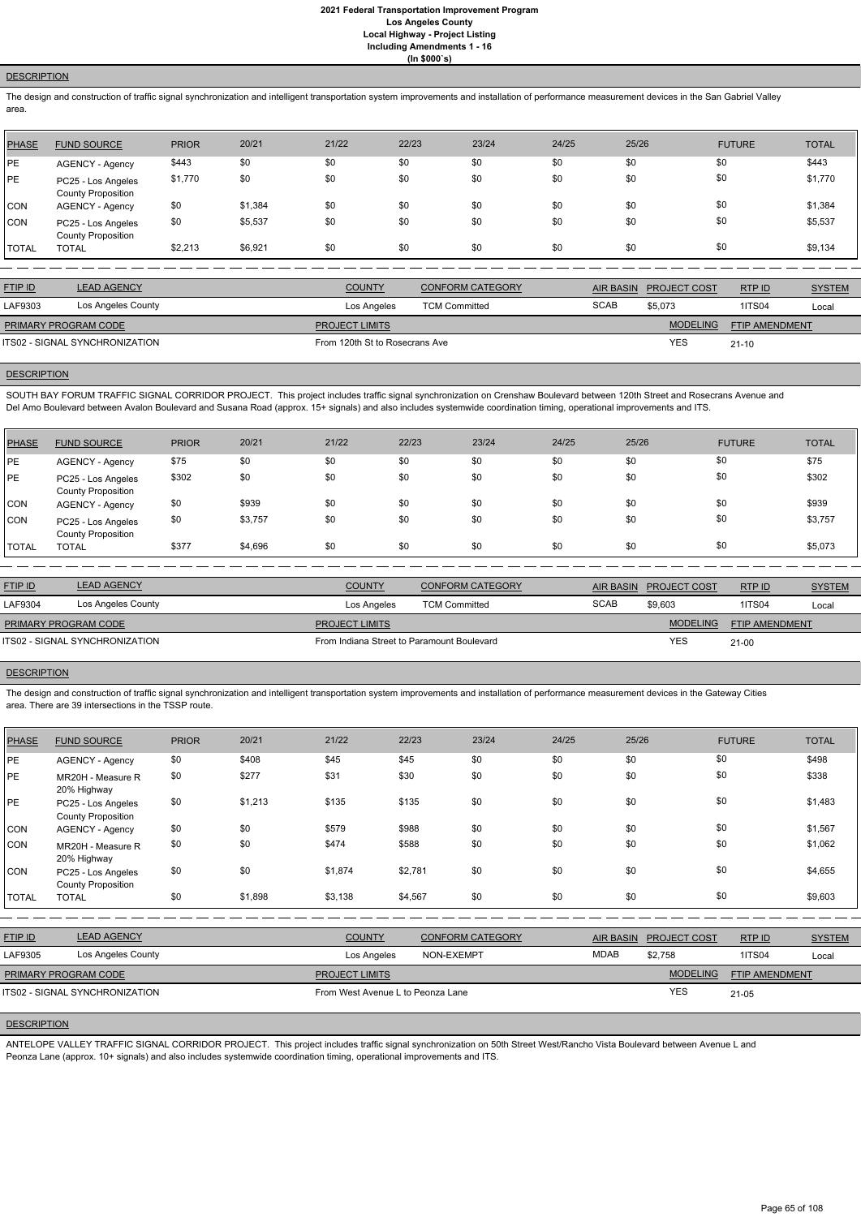2021 Federal Transportation Improvement Program
Los Angeles County
Local Highway - Project Listing
Including Amendments 1 - 16
(In $000`s)

## DESCRIPTION

The design and construction of traffic signal synchronization and intelligent transportation system improvements and installation of performance measurement devices in the San Gabriel Valley area.

| PHASE | FUND SOURCE | PRIOR | 20/21 | 21/22 | 22/23 | 23/24 | 24/25 | 25/26 | FUTURE | TOTAL |
|---|---|---|---|---|---|---|---|---|---|---|
| PE | AGENCY - Agency | $443 | $0 | $0 | $0 | $0 | $0 | $0 | $0 | $443 |
| PE | PC25 - Los Angeles County Proposition | $1,770 | $0 | $0 | $0 | $0 | $0 | $0 | $0 | $1,770 |
| CON | AGENCY - Agency | $0 | $1,384 | $0 | $0 | $0 | $0 | $0 | $0 | $1,384 |
| CON | PC25 - Los Angeles County Proposition | $0 | $5,537 | $0 | $0 | $0 | $0 | $0 | $0 | $5,537 |
| TOTAL | TOTAL | $2,213 | $6,921 | $0 | $0 | $0 | $0 | $0 | $0 | $9,134 |

| FTIP ID | LEAD AGENCY | COUNTY | CONFORM CATEGORY | AIR BASIN | PROJECT COST | RTP ID | SYSTEM |
|---|---|---|---|---|---|---|---|
| LAF9303 | Los Angeles County | Los Angeles | TCM Committed | SCAB | $5,073 | 1ITS04 | Local |

| PRIMARY PROGRAM CODE | PROJECT LIMITS | MODELING | FTIP AMENDMENT |
|---|---|---|---|
| ITS02 - SIGNAL SYNCHRONIZATION | From 120th St to Rosecrans Ave | YES | 21-10 |

## DESCRIPTION

SOUTH BAY FORUM TRAFFIC SIGNAL CORRIDOR PROJECT. This project includes traffic signal synchronization on Crenshaw Boulevard between 120th Street and Rosecrans Avenue and Del Amo Boulevard between Avalon Boulevard and Susana Road (approx. 15+ signals) and also includes systemwide coordination timing, operational improvements and ITS.

| PHASE | FUND SOURCE | PRIOR | 20/21 | 21/22 | 22/23 | 23/24 | 24/25 | 25/26 | FUTURE | TOTAL |
|---|---|---|---|---|---|---|---|---|---|---|
| PE | AGENCY - Agency | $75 | $0 | $0 | $0 | $0 | $0 | $0 | $0 | $75 |
| PE | PC25 - Los Angeles County Proposition | $302 | $0 | $0 | $0 | $0 | $0 | $0 | $0 | $302 |
| CON | AGENCY - Agency | $0 | $939 | $0 | $0 | $0 | $0 | $0 | $0 | $939 |
| CON | PC25 - Los Angeles County Proposition | $0 | $3,757 | $0 | $0 | $0 | $0 | $0 | $0 | $3,757 |
| TOTAL | TOTAL | $377 | $4,696 | $0 | $0 | $0 | $0 | $0 | $0 | $5,073 |

| FTIP ID | LEAD AGENCY | COUNTY | CONFORM CATEGORY | AIR BASIN | PROJECT COST | RTP ID | SYSTEM |
|---|---|---|---|---|---|---|---|
| LAF9304 | Los Angeles County | Los Angeles | TCM Committed | SCAB | $9,603 | 1ITS04 | Local |

| PRIMARY PROGRAM CODE | PROJECT LIMITS | MODELING | FTIP AMENDMENT |
|---|---|---|---|
| ITS02 - SIGNAL SYNCHRONIZATION | From Indiana Street to Paramount Boulevard | YES | 21-00 |

## DESCRIPTION

The design and construction of traffic signal synchronization and intelligent transportation system improvements and installation of performance measurement devices in the Gateway Cities area. There are 39 intersections in the TSSP route.

| PHASE | FUND SOURCE | PRIOR | 20/21 | 21/22 | 22/23 | 23/24 | 24/25 | 25/26 | FUTURE | TOTAL |
|---|---|---|---|---|---|---|---|---|---|---|
| PE | AGENCY - Agency | $0 | $408 | $45 | $45 | $0 | $0 | $0 | $0 | $498 |
| PE | MR20H - Measure R 20% Highway | $0 | $277 | $31 | $30 | $0 | $0 | $0 | $0 | $338 |
| PE | PC25 - Los Angeles County Proposition | $0 | $1,213 | $135 | $135 | $0 | $0 | $0 | $0 | $1,483 |
| CON | AGENCY - Agency | $0 | $0 | $579 | $988 | $0 | $0 | $0 | $0 | $1,567 |
| CON | MR20H - Measure R 20% Highway | $0 | $0 | $474 | $588 | $0 | $0 | $0 | $0 | $1,062 |
| CON | PC25 - Los Angeles County Proposition | $0 | $0 | $1,874 | $2,781 | $0 | $0 | $0 | $0 | $4,655 |
| TOTAL | TOTAL | $0 | $1,898 | $3,138 | $4,567 | $0 | $0 | $0 | $0 | $9,603 |

| FTIP ID | LEAD AGENCY | COUNTY | CONFORM CATEGORY | AIR BASIN | PROJECT COST | RTP ID | SYSTEM |
|---|---|---|---|---|---|---|---|
| LAF9305 | Los Angeles County | Los Angeles | NON-EXEMPT | MDAB | $2,758 | 1ITS04 | Local |

| PRIMARY PROGRAM CODE | PROJECT LIMITS | MODELING | FTIP AMENDMENT |
|---|---|---|---|
| ITS02 - SIGNAL SYNCHRONIZATION | From West Avenue L to Peonza Lane | YES | 21-05 |

## DESCRIPTION

ANTELOPE VALLEY TRAFFIC SIGNAL CORRIDOR PROJECT. This project includes traffic signal synchronization on 50th Street West/Rancho Vista Boulevard between Avenue L and Peonza Lane (approx. 10+ signals) and also includes systemwide coordination timing, operational improvements and ITS.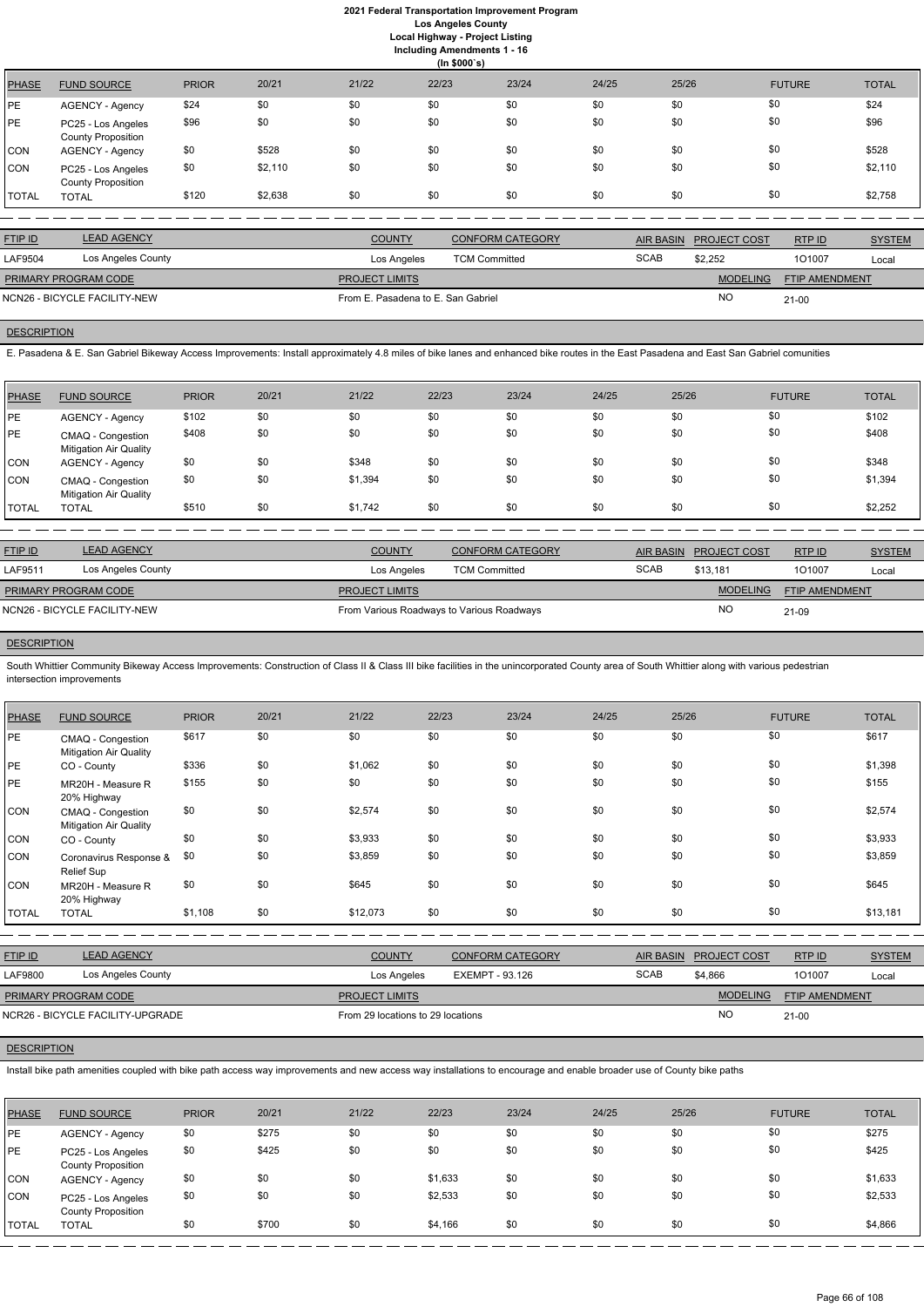# 2021 Federal Transportation Improvement Program
## Los Angeles County
### Local Highway - Project Listing
#### Including Amendments 1 - 16
(In $000`s)

| PHASE | FUND SOURCE | PRIOR | 20/21 | 21/22 | 22/23 | 23/24 | 24/25 | 25/26 | FUTURE | TOTAL |
|---|---|---|---|---|---|---|---|---|---|---|
| PE | AGENCY - Agency | $24 | $0 | $0 | $0 | $0 | $0 | $0 | $0 | $24 |
| PE | PC25 - Los Angeles County Proposition | $96 | $0 | $0 | $0 | $0 | $0 | $0 | $0 | $96 |
| CON | AGENCY - Agency | $0 | $528 | $0 | $0 | $0 | $0 | $0 | $0 | $528 |
| CON | PC25 - Los Angeles County Proposition | $0 | $2,110 | $0 | $0 | $0 | $0 | $0 | $0 | $2,110 |
| TOTAL | TOTAL | $120 | $2,638 | $0 | $0 | $0 | $0 | $0 | $0 | $2,758 |

| FTIP ID | LEAD AGENCY | COUNTY | CONFORM CATEGORY | AIR BASIN | PROJECT COST | RTP ID | SYSTEM |
|---|---|---|---|---|---|---|---|
| LAF9504 | Los Angeles County | Los Angeles | TCM Committed | SCAB | $2,252 | 1O1007 | Local |

| PRIMARY PROGRAM CODE | PROJECT LIMITS | MODELING | FTIP AMENDMENT |
|---|---|---|---|
| NCN26 - BICYCLE FACILITY-NEW | From E. Pasadena to E. San Gabriel | NO | 21-00 |

**DESCRIPTION**

E. Pasadena & E. San Gabriel Bikeway Access Improvements: Install approximately 4.8 miles of bike lanes and enhanced bike routes in the East Pasadena and East San Gabriel comunities

| PHASE | FUND SOURCE | PRIOR | 20/21 | 21/22 | 22/23 | 23/24 | 24/25 | 25/26 | FUTURE | TOTAL |
|---|---|---|---|---|---|---|---|---|---|---|
| PE | AGENCY - Agency | $102 | $0 | $0 | $0 | $0 | $0 | $0 | $0 | $102 |
| PE | CMAQ - Congestion Mitigation Air Quality | $408 | $0 | $0 | $0 | $0 | $0 | $0 | $0 | $408 |
| CON | AGENCY - Agency | $0 | $0 | $348 | $0 | $0 | $0 | $0 | $0 | $348 |
| CON | CMAQ - Congestion Mitigation Air Quality | $0 | $0 | $1,394 | $0 | $0 | $0 | $0 | $0 | $1,394 |
| TOTAL | TOTAL | $510 | $0 | $1,742 | $0 | $0 | $0 | $0 | $0 | $2,252 |

| FTIP ID | LEAD AGENCY | COUNTY | CONFORM CATEGORY | AIR BASIN | PROJECT COST | RTP ID | SYSTEM |
|---|---|---|---|---|---|---|---|
| LAF9511 | Los Angeles County | Los Angeles | TCM Committed | SCAB | $13,181 | 1O1007 | Local |

| PRIMARY PROGRAM CODE | PROJECT LIMITS | MODELING | FTIP AMENDMENT |
|---|---|---|---|
| NCN26 - BICYCLE FACILITY-NEW | From Various Roadways to Various Roadways | NO | 21-09 |

**DESCRIPTION**

South Whittier Community Bikeway Access Improvements: Construction of Class II & Class III bike facilities in the unincorporated County area of South Whittier along with various pedestrian intersection improvements

| PHASE | FUND SOURCE | PRIOR | 20/21 | 21/22 | 22/23 | 23/24 | 24/25 | 25/26 | FUTURE | TOTAL |
|---|---|---|---|---|---|---|---|---|---|---|
| PE | CMAQ - Congestion Mitigation Air Quality | $617 | $0 | $0 | $0 | $0 | $0 | $0 | $0 | $617 |
| PE | CO - County | $336 | $0 | $1,062 | $0 | $0 | $0 | $0 | $0 | $1,398 |
| PE | MR20H - Measure R 20% Highway | $155 | $0 | $0 | $0 | $0 | $0 | $0 | $0 | $155 |
| CON | CMAQ - Congestion Mitigation Air Quality | $0 | $0 | $2,574 | $0 | $0 | $0 | $0 | $0 | $2,574 |
| CON | CO - County | $0 | $0 | $3,933 | $0 | $0 | $0 | $0 | $0 | $3,933 |
| CON | Coronavirus Response & Relief Sup | $0 | $0 | $3,859 | $0 | $0 | $0 | $0 | $0 | $3,859 |
| CON | MR20H - Measure R 20% Highway | $0 | $0 | $645 | $0 | $0 | $0 | $0 | $0 | $645 |
| TOTAL | TOTAL | $1,108 | $0 | $12,073 | $0 | $0 | $0 | $0 | $0 | $13,181 |

| FTIP ID | LEAD AGENCY | COUNTY | CONFORM CATEGORY | AIR BASIN | PROJECT COST | RTP ID | SYSTEM |
|---|---|---|---|---|---|---|---|
| LAF9800 | Los Angeles County | Los Angeles | EXEMPT - 93.126 | SCAB | $4,866 | 1O1007 | Local |

| PRIMARY PROGRAM CODE | PROJECT LIMITS | MODELING | FTIP AMENDMENT |
|---|---|---|---|
| NCR26 - BICYCLE FACILITY-UPGRADE | From 29 locations to 29 locations | NO | 21-00 |

**DESCRIPTION**

Install bike path amenities coupled with bike path access way improvements and new access way installations to encourage and enable broader use of County bike paths

| PHASE | FUND SOURCE | PRIOR | 20/21 | 21/22 | 22/23 | 23/24 | 24/25 | 25/26 | FUTURE | TOTAL |
|---|---|---|---|---|---|---|---|---|---|---|
| PE | AGENCY - Agency | $0 | $275 | $0 | $0 | $0 | $0 | $0 | $0 | $275 |
| PE | PC25 - Los Angeles County Proposition | $0 | $425 | $0 | $0 | $0 | $0 | $0 | $0 | $425 |
| CON | AGENCY - Agency | $0 | $0 | $0 | $1,633 | $0 | $0 | $0 | $0 | $1,633 |
| CON | PC25 - Los Angeles County Proposition | $0 | $0 | $0 | $2,533 | $0 | $0 | $0 | $0 | $2,533 |
| TOTAL | TOTAL | $0 | $700 | $0 | $4,166 | $0 | $0 | $0 | $0 | $4,866 |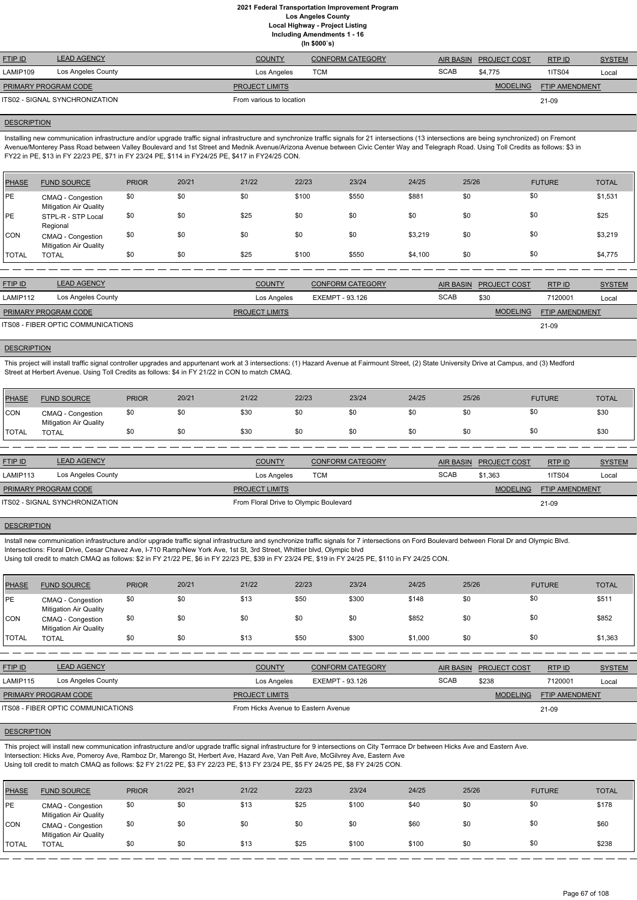# 2021 Federal Transportation Improvement Program
## Los Angeles County
### Local Highway - Project Listing
### Including Amendments 1 - 16
### (In $000`s)

| FTIP ID | LEAD AGENCY | COUNTY | CONFORM CATEGORY | AIR BASIN | PROJECT COST | RTP ID | SYSTEM |
|---|---|---|---|---|---|---|---|
| LAMIP109 | Los Angeles County | Los Angeles | TCM | SCAB | $4,775 | 1ITS04 | Local |

| PRIMARY PROGRAM CODE | PROJECT LIMITS | MODELING | FTIP AMENDMENT |
|---|---|---|---|
| ITS02 - SIGNAL SYNCHRONIZATION | From various to location | | 21-09 |

**DESCRIPTION**

Installing new communication infrastructure and/or upgrade traffic signal infrastructure and synchronize traffic signals for 21 intersections (13 intersections are being synchronized) on Fremont Avenue/Monterey Pass Road between Valley Boulevard and 1st Street and Mednik Avenue/Arizona Avenue between Civic Center Way and Telegraph Road. Using Toll Credits as follows: $3 in FY22 in PE, $13 in FY 22/23 PE, $71 in FY 23/24 PE, $114 in FY24/25 PE, $417 in FY24/25 CON.

| PHASE | FUND SOURCE | PRIOR | 20/21 | 21/22 | 22/23 | 23/24 | 24/25 | 25/26 | FUTURE | TOTAL |
|---|---|---|---|---|---|---|---|---|---|---|
| PE | CMAQ - Congestion Mitigation Air Quality | $0 | $0 | $0 | $100 | $550 | $881 | $0 | $0 | $1,531 |
| PE | STPL-R - STP Local Regional | $0 | $0 | $25 | $0 | $0 | $0 | $0 | $0 | $25 |
| CON | CMAQ - Congestion Mitigation Air Quality | $0 | $0 | $0 | $0 | $0 | $3,219 | $0 | $0 | $3,219 |
| TOTAL | TOTAL | $0 | $0 | $25 | $100 | $550 | $4,100 | $0 | $0 | $4,775 |

| FTIP ID | LEAD AGENCY | COUNTY | CONFORM CATEGORY | AIR BASIN | PROJECT COST | RTP ID | SYSTEM |
|---|---|---|---|---|---|---|---|
| LAMIP112 | Los Angeles County | Los Angeles | EXEMPT - 93.126 | SCAB | $30 | 7120001 | Local |

| PRIMARY PROGRAM CODE | PROJECT LIMITS | MODELING | FTIP AMENDMENT |
|---|---|---|---|
| ITS08 - FIBER OPTIC COMMUNICATIONS | | | 21-09 |

**DESCRIPTION**

This project will install traffic signal controller upgrades and appurtenant work at 3 intersections: (1) Hazard Avenue at Fairmount Street, (2) State University Drive at Campus, and (3) Medford Street at Herbert Avenue. Using Toll Credits as follows: $4 in FY 21/22 in CON to match CMAQ.

| PHASE | FUND SOURCE | PRIOR | 20/21 | 21/22 | 22/23 | 23/24 | 24/25 | 25/26 | FUTURE | TOTAL |
|---|---|---|---|---|---|---|---|---|---|---|
| CON | CMAQ - Congestion Mitigation Air Quality | $0 | $0 | $30 | $0 | $0 | $0 | $0 | $0 | $30 |
| TOTAL | TOTAL | $0 | $0 | $30 | $0 | $0 | $0 | $0 | $0 | $30 |

| FTIP ID | LEAD AGENCY | COUNTY | CONFORM CATEGORY | AIR BASIN | PROJECT COST | RTP ID | SYSTEM |
|---|---|---|---|---|---|---|---|
| LAMIP113 | Los Angeles County | Los Angeles | TCM | SCAB | $1,363 | 1ITS04 | Local |

| PRIMARY PROGRAM CODE | PROJECT LIMITS | MODELING | FTIP AMENDMENT |
|---|---|---|---|
| ITS02 - SIGNAL SYNCHRONIZATION | From Floral Drive to Olympic Boulevard | | 21-09 |

**DESCRIPTION**

Install new communication infrastructure and/or upgrade traffic signal infrastructure and synchronize traffic signals for 7 intersections on Ford Boulevard between Floral Dr and Olympic Blvd.
Intersections: Floral Drive, Cesar Chavez Ave, I-710 Ramp/New York Ave, 1st St, 3rd Street, Whittier blvd, Olympic blvd
Using toll credit to match CMAQ as follows: $2 in FY 21/22 PE, $6 in FY 22/23 PE, $39 in FY 23/24 PE, $19 in FY 24/25 PE, $110 in FY 24/25 CON.

| PHASE | FUND SOURCE | PRIOR | 20/21 | 21/22 | 22/23 | 23/24 | 24/25 | 25/26 | FUTURE | TOTAL |
|---|---|---|---|---|---|---|---|---|---|---|
| PE | CMAQ - Congestion Mitigation Air Quality | $0 | $0 | $13 | $50 | $300 | $148 | $0 | $0 | $511 |
| CON | CMAQ - Congestion Mitigation Air Quality | $0 | $0 | $0 | $0 | $0 | $852 | $0 | $0 | $852 |
| TOTAL | TOTAL | $0 | $0 | $13 | $50 | $300 | $1,000 | $0 | $0 | $1,363 |

| FTIP ID | LEAD AGENCY | COUNTY | CONFORM CATEGORY | AIR BASIN | PROJECT COST | RTP ID | SYSTEM |
|---|---|---|---|---|---|---|---|
| LAMIP115 | Los Angeles County | Los Angeles | EXEMPT - 93.126 | SCAB | $238 | 7120001 | Local |

| PRIMARY PROGRAM CODE | PROJECT LIMITS | MODELING | FTIP AMENDMENT |
|---|---|---|---|
| ITS08 - FIBER OPTIC COMMUNICATIONS | From Hicks Avenue to Eastern Avenue | | 21-09 |

**DESCRIPTION**

This project will install new communication infrastructure and/or upgrade traffic signal infrastructure for 9 intersections on City Terrrace Dr between Hicks Ave and Eastern Ave.
Intersection: Hicks Ave, Pomeroy Ave, Ramboz Dr, Marengo St, Herbert Ave, Hazard Ave, Van Pelt Ave, McGilvrey Ave, Eastern Ave
Using toll credit to match CMAQ as follows: $2 FY 21/22 PE, $3 FY 22/23 PE, $13 FY 23/24 PE, $5 FY 24/25 PE, $8 FY 24/25 CON.

| PHASE | FUND SOURCE | PRIOR | 20/21 | 21/22 | 22/23 | 23/24 | 24/25 | 25/26 | FUTURE | TOTAL |
|---|---|---|---|---|---|---|---|---|---|---|
| PE | CMAQ - Congestion Mitigation Air Quality | $0 | $0 | $13 | $25 | $100 | $40 | $0 | $0 | $178 |
| CON | CMAQ - Congestion Mitigation Air Quality | $0 | $0 | $0 | $0 | $0 | $60 | $0 | $0 | $60 |
| TOTAL | TOTAL | $0 | $0 | $13 | $25 | $100 | $100 | $0 | $0 | $238 |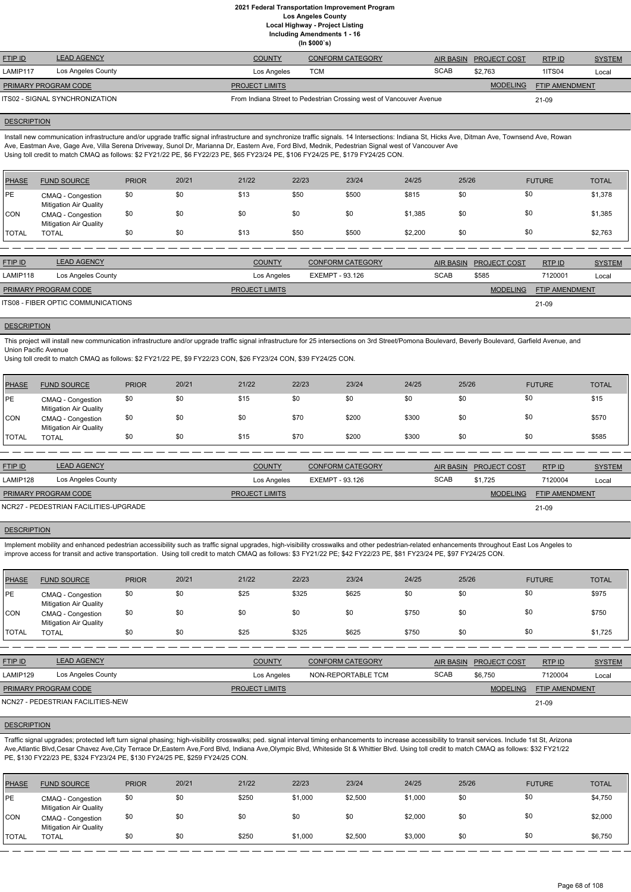# 2021 Federal Transportation Improvement Program
## Los Angeles County
### Local Highway - Project Listing
### Including Amendments 1 - 16
### (In $000`s)

| FTIP ID | LEAD AGENCY | COUNTY | CONFORM CATEGORY | AIR BASIN | PROJECT COST | RTP ID | SYSTEM |
|---|---|---|---|---|---|---|---|
| LAMIP117 | Los Angeles County | Los Angeles | TCM | SCAB | $2,763 | 1ITS04 | Local |

| PRIMARY PROGRAM CODE | PROJECT LIMITS | MODELING | FTIP AMENDMENT |
|---|---|---|---|
| ITS02 - SIGNAL SYNCHRONIZATION | From Indiana Street to Pedestrian Crossing west of Vancouver Avenue | | 21-09 |

**DESCRIPTION**

Install new communication infrastructure and/or upgrade traffic signal infrastructure and synchronize traffic signals. 14 Intersections: Indiana St, Hicks Ave, Ditman Ave, Townsend Ave, Rowan Ave, Eastman Ave, Gage Ave, Villa Serena Driveway, Sunol Dr, Marianna Dr, Eastern Ave, Ford Blvd, Mednik, Pedestrian Signal west of Vancouver Ave
Using toll credit to match CMAQ as follows: $2 FY21/22 PE, $6 FY22/23 PE, $65 FY23/24 PE, $106 FY24/25 PE, $179 FY24/25 CON.

| PHASE | FUND SOURCE | PRIOR | 20/21 | 21/22 | 22/23 | 23/24 | 24/25 | 25/26 | FUTURE | TOTAL |
|---|---|---|---|---|---|---|---|---|---|---|
| PE | CMAQ - Congestion Mitigation Air Quality | $0 | $0 | $13 | $50 | $500 | $815 | $0 | $0 | $1,378 |
| CON | CMAQ - Congestion Mitigation Air Quality | $0 | $0 | $0 | $0 | $0 | $1,385 | $0 | $0 | $1,385 |
| TOTAL | TOTAL | $0 | $0 | $13 | $50 | $500 | $2,200 | $0 | $0 | $2,763 |

| FTIP ID | LEAD AGENCY | COUNTY | CONFORM CATEGORY | AIR BASIN | PROJECT COST | RTP ID | SYSTEM |
|---|---|---|---|---|---|---|---|
| LAMIP118 | Los Angeles County | Los Angeles | EXEMPT - 93.126 | SCAB | $585 | 7120001 | Local |

| PRIMARY PROGRAM CODE | PROJECT LIMITS | MODELING | FTIP AMENDMENT |
|---|---|---|---|
| ITS08 - FIBER OPTIC COMMUNICATIONS | | | 21-09 |

**DESCRIPTION**

This project will install new communication infrastructure and/or upgrade traffic signal infrastructure for 25 intersections on 3rd Street/Pomona Boulevard, Beverly Boulevard, Garfield Avenue, and Union Pacific Avenue
Using toll credit to match CMAQ as follows: $2 FY21/22 PE, $9 FY22/23 CON, $26 FY23/24 CON, $39 FY24/25 CON.

| PHASE | FUND SOURCE | PRIOR | 20/21 | 21/22 | 22/23 | 23/24 | 24/25 | 25/26 | FUTURE | TOTAL |
|---|---|---|---|---|---|---|---|---|---|---|
| PE | CMAQ - Congestion Mitigation Air Quality | $0 | $0 | $15 | $0 | $0 | $0 | $0 | $0 | $15 |
| CON | CMAQ - Congestion Mitigation Air Quality | $0 | $0 | $0 | $70 | $200 | $300 | $0 | $0 | $570 |
| TOTAL | TOTAL | $0 | $0 | $15 | $70 | $200 | $300 | $0 | $0 | $585 |

| FTIP ID | LEAD AGENCY | COUNTY | CONFORM CATEGORY | AIR BASIN | PROJECT COST | RTP ID | SYSTEM |
|---|---|---|---|---|---|---|---|
| LAMIP128 | Los Angeles County | Los Angeles | EXEMPT - 93.126 | SCAB | $1,725 | 7120004 | Local |

| PRIMARY PROGRAM CODE | PROJECT LIMITS | MODELING | FTIP AMENDMENT |
|---|---|---|---|
| NCR27 - PEDESTRIAN FACILITIES-UPGRADE | | | 21-09 |

**DESCRIPTION**

Implement mobility and enhanced pedestrian accessibility such as traffic signal upgrades, high-visibility crosswalks and other pedestrian-related enhancements throughout East Los Angeles to improve access for transit and active transportation. Using toll credit to match CMAQ as follows: $3 FY21/22 PE; $42 FY22/23 PE, $81 FY23/24 PE, $97 FY24/25 CON.

| PHASE | FUND SOURCE | PRIOR | 20/21 | 21/22 | 22/23 | 23/24 | 24/25 | 25/26 | FUTURE | TOTAL |
|---|---|---|---|---|---|---|---|---|---|---|
| PE | CMAQ - Congestion Mitigation Air Quality | $0 | $0 | $25 | $325 | $625 | $0 | $0 | $0 | $975 |
| CON | CMAQ - Congestion Mitigation Air Quality | $0 | $0 | $0 | $0 | $0 | $750 | $0 | $0 | $750 |
| TOTAL | TOTAL | $0 | $0 | $25 | $325 | $625 | $750 | $0 | $0 | $1,725 |

| FTIP ID | LEAD AGENCY | COUNTY | CONFORM CATEGORY | AIR BASIN | PROJECT COST | RTP ID | SYSTEM |
|---|---|---|---|---|---|---|---|
| LAMIP129 | Los Angeles County | Los Angeles | NON-REPORTABLE TCM | SCAB | $6,750 | 7120004 | Local |

| PRIMARY PROGRAM CODE | PROJECT LIMITS | MODELING | FTIP AMENDMENT |
|---|---|---|---|
| NCN27 - PEDESTRIAN FACILITIES-NEW | | | 21-09 |

**DESCRIPTION**

Traffic signal upgrades; protected left turn signal phasing; high-visibility crosswalks; ped. signal interval timing enhancements to increase accessibility to transit services. Include 1st St, Arizona Ave,Atlantic Blvd,Cesar Chavez Ave,City Terrace Dr,Eastern Ave,Ford Blvd, Indiana Ave,Olympic Blvd, Whiteside St & Whittier Blvd. Using toll credit to match CMAQ as follows: $32 FY21/22 PE, $130 FY22/23 PE, $324 FY23/24 PE, $130 FY24/25 PE, $259 FY24/25 CON.

| PHASE | FUND SOURCE | PRIOR | 20/21 | 21/22 | 22/23 | 23/24 | 24/25 | 25/26 | FUTURE | TOTAL |
|---|---|---|---|---|---|---|---|---|---|---|
| PE | CMAQ - Congestion Mitigation Air Quality | $0 | $0 | $250 | $1,000 | $2,500 | $1,000 | $0 | $0 | $4,750 |
| CON | CMAQ - Congestion Mitigation Air Quality | $0 | $0 | $0 | $0 | $0 | $2,000 | $0 | $0 | $2,000 |
| TOTAL | TOTAL | $0 | $0 | $250 | $1,000 | $2,500 | $3,000 | $0 | $0 | $6,750 |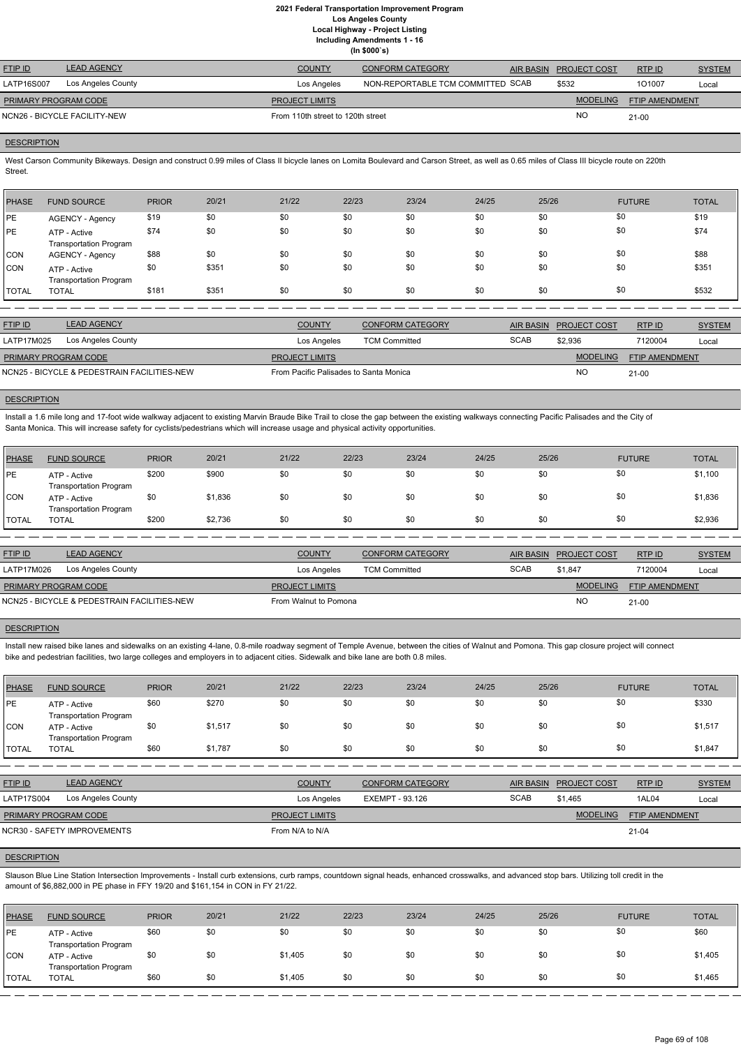# 2021 Federal Transportation Improvement Program
## Los Angeles County
### Local Highway - Project Listing
### Including Amendments 1 - 16
### (In $000`s)

| FTIP ID | LEAD AGENCY | COUNTY | CONFORM CATEGORY | AIR BASIN | PROJECT COST | RTP ID | SYSTEM |
|---|---|---|---|---|---|---|---|
| LATP16S007 | Los Angeles County | Los Angeles | NON-REPORTABLE TCM COMMITTED | SCAB | $532 | 1O1007 | Local |

| PRIMARY PROGRAM CODE | PROJECT LIMITS | MODELING | FTIP AMENDMENT |
|---|---|---|---|
| NCN26 - BICYCLE FACILITY-NEW | From 110th street to 120th street | NO | 21-00 |

**DESCRIPTION**

West Carson Community Bikeways. Design and construct 0.99 miles of Class II bicycle lanes on Lomita Boulevard and Carson Street, as well as 0.65 miles of Class III bicycle route on 220th Street.

| PHASE | FUND SOURCE | PRIOR | 20/21 | 21/22 | 22/23 | 23/24 | 24/25 | 25/26 | FUTURE | TOTAL |
|---|---|---|---|---|---|---|---|---|---|---|
| PE | AGENCY - Agency | $19 | $0 | $0 | $0 | $0 | $0 | $0 | $0 | $19 |
| PE | ATP - Active Transportation Program | $74 | $0 | $0 | $0 | $0 | $0 | $0 | $0 | $74 |
| CON | AGENCY - Agency | $88 | $0 | $0 | $0 | $0 | $0 | $0 | $0 | $88 |
| CON | ATP - Active Transportation Program | $0 | $351 | $0 | $0 | $0 | $0 | $0 | $0 | $351 |
| TOTAL | TOTAL | $181 | $351 | $0 | $0 | $0 | $0 | $0 | $0 | $532 |

| FTIP ID | LEAD AGENCY | COUNTY | CONFORM CATEGORY | AIR BASIN | PROJECT COST | RTP ID | SYSTEM |
|---|---|---|---|---|---|---|---|
| LATP17M025 | Los Angeles County | Los Angeles | TCM Committed | SCAB | $2,936 | 7120004 | Local |

| PRIMARY PROGRAM CODE | PROJECT LIMITS | MODELING | FTIP AMENDMENT |
|---|---|---|---|
| NCN25 - BICYCLE & PEDESTRAIN FACILITIES-NEW | From Pacific Palisades to Santa Monica | NO | 21-00 |

**DESCRIPTION**

Install a 1.6 mile long and 17-foot wide walkway adjacent to existing Marvin Braude Bike Trail to close the gap between the existing walkways connecting Pacific Palisades and the City of Santa Monica. This will increase safety for cyclists/pedestrians which will increase usage and physical activity opportunities.

| PHASE | FUND SOURCE | PRIOR | 20/21 | 21/22 | 22/23 | 23/24 | 24/25 | 25/26 | FUTURE | TOTAL |
|---|---|---|---|---|---|---|---|---|---|---|
| PE | ATP - Active Transportation Program | $200 | $900 | $0 | $0 | $0 | $0 | $0 | $0 | $1,100 |
| CON | ATP - Active Transportation Program | $0 | $1,836 | $0 | $0 | $0 | $0 | $0 | $0 | $1,836 |
| TOTAL | TOTAL | $200 | $2,736 | $0 | $0 | $0 | $0 | $0 | $0 | $2,936 |

| FTIP ID | LEAD AGENCY | COUNTY | CONFORM CATEGORY | AIR BASIN | PROJECT COST | RTP ID | SYSTEM |
|---|---|---|---|---|---|---|---|
| LATP17M026 | Los Angeles County | Los Angeles | TCM Committed | SCAB | $1,847 | 7120004 | Local |

| PRIMARY PROGRAM CODE | PROJECT LIMITS | MODELING | FTIP AMENDMENT |
|---|---|---|---|
| NCN25 - BICYCLE & PEDESTRAIN FACILITIES-NEW | From Walnut to Pomona | NO | 21-00 |

**DESCRIPTION**

Install new raised bike lanes and sidewalks on an existing 4-lane, 0.8-mile roadway segment of Temple Avenue, between the cities of Walnut and Pomona. This gap closure project will connect bike and pedestrian facilities, two large colleges and employers in to adjacent cities. Sidewalk and bike lane are both 0.8 miles.

| PHASE | FUND SOURCE | PRIOR | 20/21 | 21/22 | 22/23 | 23/24 | 24/25 | 25/26 | FUTURE | TOTAL |
|---|---|---|---|---|---|---|---|---|---|---|
| PE | ATP - Active Transportation Program | $60 | $270 | $0 | $0 | $0 | $0 | $0 | $0 | $330 |
| CON | ATP - Active Transportation Program | $0 | $1,517 | $0 | $0 | $0 | $0 | $0 | $0 | $1,517 |
| TOTAL | TOTAL | $60 | $1,787 | $0 | $0 | $0 | $0 | $0 | $0 | $1,847 |

| FTIP ID | LEAD AGENCY | COUNTY | CONFORM CATEGORY | AIR BASIN | PROJECT COST | RTP ID | SYSTEM |
|---|---|---|---|---|---|---|---|
| LATP17S004 | Los Angeles County | Los Angeles | EXEMPT - 93.126 | SCAB | $1,465 | 1AL04 | Local |

| PRIMARY PROGRAM CODE | PROJECT LIMITS | MODELING | FTIP AMENDMENT |
|---|---|---|---|
| NCR30 - SAFETY IMPROVEMENTS | From N/A to N/A | | 21-04 |

**DESCRIPTION**

Slauson Blue Line Station Intersection Improvements - Install curb extensions, curb ramps, countdown signal heads, enhanced crosswalks, and advanced stop bars. Utilizing toll credit in the amount of $6,882,000 in PE phase in FFY 19/20 and $161,154 in CON in FY 21/22.

| PHASE | FUND SOURCE | PRIOR | 20/21 | 21/22 | 22/23 | 23/24 | 24/25 | 25/26 | FUTURE | TOTAL |
|---|---|---|---|---|---|---|---|---|---|---|
| PE | ATP - Active Transportation Program | $60 | $0 | $0 | $0 | $0 | $0 | $0 | $0 | $60 |
| CON | ATP - Active Transportation Program | $0 | $0 | $1,405 | $0 | $0 | $0 | $0 | $0 | $1,405 |
| TOTAL | TOTAL | $60 | $0 | $1,405 | $0 | $0 | $0 | $0 | $0 | $1,465 |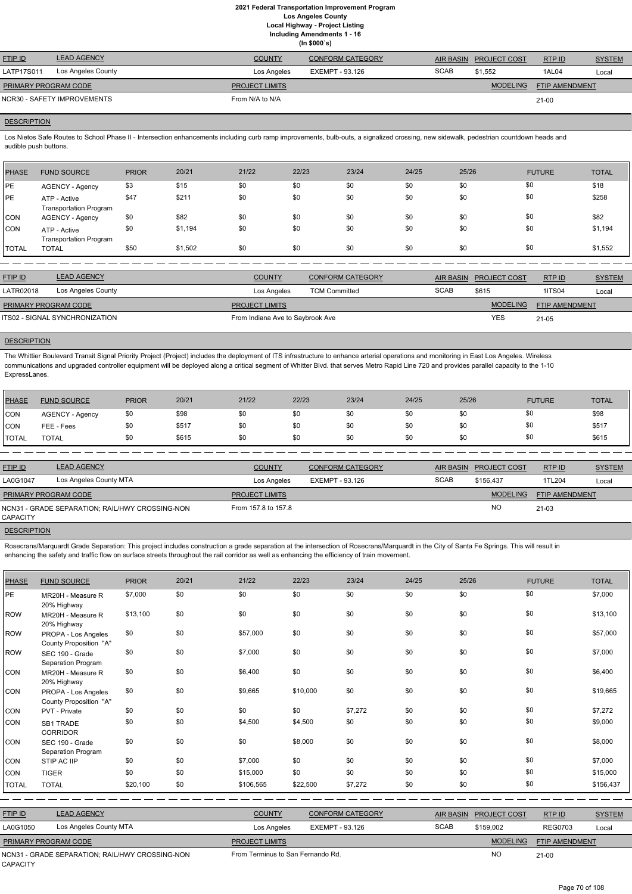# 2021 Federal Transportation Improvement Program
## Los Angeles County
### Local Highway - Project Listing
### Including Amendments 1 - 16
### (In $000`s)

| FTIP ID | LEAD AGENCY | COUNTY | CONFORM CATEGORY | AIR BASIN | PROJECT COST | RTP ID | SYSTEM |
|---|---|---|---|---|---|---|---|
| LATP17S011 | Los Angeles County | Los Angeles | EXEMPT - 93.126 | SCAB | $1,552 | 1AL04 | Local |

| PRIMARY PROGRAM CODE | PROJECT LIMITS | MODELING | FTIP AMENDMENT |
|---|---|---|---|
| NCR30 - SAFETY IMPROVEMENTS | From N/A to N/A | | 21-00 |

**DESCRIPTION**

Los Nietos Safe Routes to School Phase II - Intersection enhancements including curb ramp improvements, bulb-outs, a signalized crossing, new sidewalk, pedestrian countdown heads and audible push buttons.

| PHASE | FUND SOURCE | PRIOR | 20/21 | 21/22 | 22/23 | 23/24 | 24/25 | 25/26 | FUTURE | TOTAL |
|---|---|---|---|---|---|---|---|---|---|---|
| PE | AGENCY - Agency | $3 | $15 | $0 | $0 | $0 | $0 | $0 | $0 | $18 |
| PE | ATP - Active Transportation Program | $47 | $211 | $0 | $0 | $0 | $0 | $0 | $0 | $258 |
| CON | AGENCY - Agency | $0 | $82 | $0 | $0 | $0 | $0 | $0 | $0 | $82 |
| CON | ATP - Active Transportation Program | $0 | $1,194 | $0 | $0 | $0 | $0 | $0 | $0 | $1,194 |
| TOTAL | TOTAL | $50 | $1,502 | $0 | $0 | $0 | $0 | $0 | $0 | $1,552 |

| FTIP ID | LEAD AGENCY | COUNTY | CONFORM CATEGORY | AIR BASIN | PROJECT COST | RTP ID | SYSTEM |
|---|---|---|---|---|---|---|---|
| LATR02018 | Los Angeles County | Los Angeles | TCM Committed | SCAB | $615 | 1ITS04 | Local |

| PRIMARY PROGRAM CODE | PROJECT LIMITS | MODELING | FTIP AMENDMENT |
|---|---|---|---|
| ITS02 - SIGNAL SYNCHRONIZATION | From Indiana Ave to Saybrook Ave | YES | 21-05 |

**DESCRIPTION**

The Whittier Boulevard Transit Signal Priority Project (Project) includes the deployment of ITS infrastructure to enhance arterial operations and monitoring in East Los Angeles. Wireless communications and upgraded controller equipment will be deployed along a critical segment of Whitter Blvd. that serves Metro Rapid Line 720 and provides parallel capacity to the 1-10 ExpressLanes.

| PHASE | FUND SOURCE | PRIOR | 20/21 | 21/22 | 22/23 | 23/24 | 24/25 | 25/26 | FUTURE | TOTAL |
|---|---|---|---|---|---|---|---|---|---|---|
| CON | AGENCY - Agency | $0 | $98 | $0 | $0 | $0 | $0 | $0 | $0 | $98 |
| CON | FEE - Fees | $0 | $517 | $0 | $0 | $0 | $0 | $0 | $0 | $517 |
| TOTAL | TOTAL | $0 | $615 | $0 | $0 | $0 | $0 | $0 | $0 | $615 |

| FTIP ID | LEAD AGENCY | COUNTY | CONFORM CATEGORY | AIR BASIN | PROJECT COST | RTP ID | SYSTEM |
|---|---|---|---|---|---|---|---|
| LA0G1047 | Los Angeles County MTA | Los Angeles | EXEMPT - 93.126 | SCAB | $156,437 | 1TL204 | Local |

| PRIMARY PROGRAM CODE | PROJECT LIMITS | MODELING | FTIP AMENDMENT |
|---|---|---|---|
| NCN31 - GRADE SEPARATION; RAIL/HWY CROSSING-NON CAPACITY | From 157.8 to 157.8 | NO | 21-03 |

**DESCRIPTION**

Rosecrans/Marquardt Grade Separation: This project includes construction a grade separation at the intersection of Rosecrans/Marquardt in the City of Santa Fe Springs. This will result in enhancing the safety and traffic flow on surface streets throughout the rail corridor as well as enhancing the efficiency of train movement.

| PHASE | FUND SOURCE | PRIOR | 20/21 | 21/22 | 22/23 | 23/24 | 24/25 | 25/26 | FUTURE | TOTAL |
|---|---|---|---|---|---|---|---|---|---|---|
| PE | MR20H - Measure R 20% Highway | $7,000 | $0 | $0 | $0 | $0 | $0 | $0 | $0 | $7,000 |
| ROW | MR20H - Measure R 20% Highway | $13,100 | $0 | $0 | $0 | $0 | $0 | $0 | $0 | $13,100 |
| ROW | PROPA - Los Angeles County Proposition "A" | $0 | $0 | $57,000 | $0 | $0 | $0 | $0 | $0 | $57,000 |
| ROW | SEC 190 - Grade Separation Program | $0 | $0 | $7,000 | $0 | $0 | $0 | $0 | $0 | $7,000 |
| CON | MR20H - Measure R 20% Highway | $0 | $0 | $6,400 | $0 | $0 | $0 | $0 | $0 | $6,400 |
| CON | PROPA - Los Angeles County Proposition "A" | $0 | $0 | $9,665 | $10,000 | $0 | $0 | $0 | $0 | $19,665 |
| CON | PVT - Private | $0 | $0 | $0 | $0 | $7,272 | $0 | $0 | $0 | $7,272 |
| CON | SB1 TRADE CORRIDOR | $0 | $0 | $4,500 | $4,500 | $0 | $0 | $0 | $0 | $9,000 |
| CON | SEC 190 - Grade Separation Program | $0 | $0 | $0 | $8,000 | $0 | $0 | $0 | $0 | $8,000 |
| CON | STIP AC IIP | $0 | $0 | $7,000 | $0 | $0 | $0 | $0 | $0 | $7,000 |
| CON | TIGER | $0 | $0 | $15,000 | $0 | $0 | $0 | $0 | $0 | $15,000 |
| TOTAL | TOTAL | $20,100 | $0 | $106,565 | $22,500 | $7,272 | $0 | $0 | $0 | $156,437 |

| FTIP ID | LEAD AGENCY | COUNTY | CONFORM CATEGORY | AIR BASIN | PROJECT COST | RTP ID | SYSTEM |
|---|---|---|---|---|---|---|---|
| LA0G1050 | Los Angeles County MTA | Los Angeles | EXEMPT - 93.126 | SCAB | $159,002 | REG0703 | Local |

| PRIMARY PROGRAM CODE | PROJECT LIMITS | MODELING | FTIP AMENDMENT |
|---|---|---|---|
| NCN31 - GRADE SEPARATION; RAIL/HWY CROSSING-NON CAPACITY | From Terminus to San Fernando Rd. | NO | 21-00 |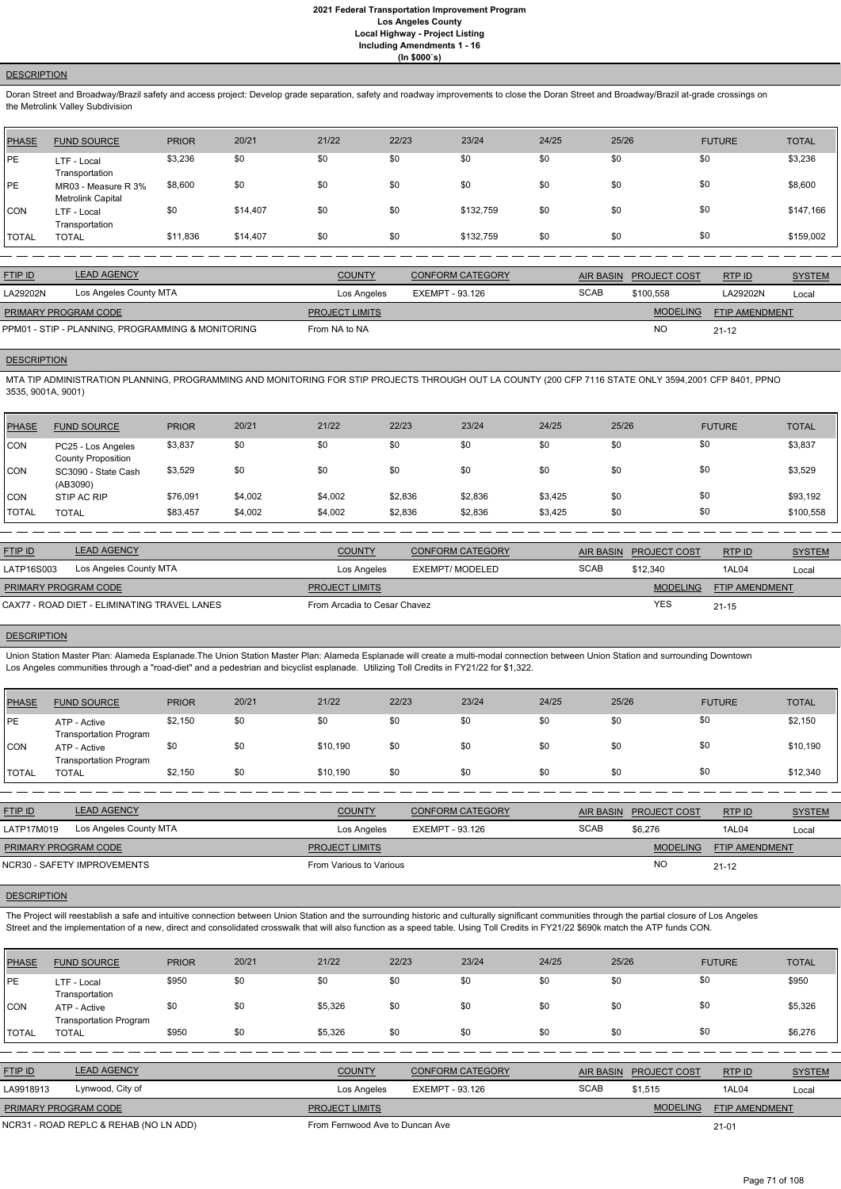**2021 Federal Transportation Improvement Program**
**Los Angeles County**
**Local Highway - Project Listing**
**Including Amendments 1 - 16**
**(In $000`s)**

**DESCRIPTION**

Doran Street and Broadway/Brazil safety and access project: Develop grade separation, safety and roadway improvements to close the Doran Street and Broadway/Brazil at-grade crossings on the Metrolink Valley Subdivision

| PHASE | FUND SOURCE | PRIOR | 20/21 | 21/22 | 22/23 | 23/24 | 24/25 | 25/26 | FUTURE | TOTAL |
|---|---|---|---|---|---|---|---|---|---|---|
| PE | LTF - Local Transportation | $3,236 | $0 | $0 | $0 | $0 | $0 | $0 | $0 | $3,236 |
| PE | MR03 - Measure R 3% Metrolink Capital | $8,600 | $0 | $0 | $0 | $0 | $0 | $0 | $0 | $8,600 |
| CON | LTF - Local Transportation | $0 | $14,407 | $0 | $0 | $132,759 | $0 | $0 | $0 | $147,166 |
| TOTAL | TOTAL | $11,836 | $14,407 | $0 | $0 | $132,759 | $0 | $0 | $0 | $159,002 |

| FTIP ID | LEAD AGENCY | COUNTY | CONFORM CATEGORY | AIR BASIN | PROJECT COST | RTP ID | SYSTEM |
|---|---|---|---|---|---|---|---|
| LA29202N | Los Angeles County MTA | Los Angeles | EXEMPT - 93.126 | SCAB | $100,558 | LA29202N | Local |

| PRIMARY PROGRAM CODE | PROJECT LIMITS | MODELING | FTIP AMENDMENT |
|---|---|---|---|
| PPM01 - STIP - PLANNING, PROGRAMMING & MONITORING | From NA to NA | NO | 21-12 |

**DESCRIPTION**

MTA TIP ADMINISTRATION PLANNING, PROGRAMMING AND MONITORING FOR STIP PROJECTS THROUGH OUT LA COUNTY (200 CFP 7116 STATE ONLY 3594,2001 CFP 8401, PPNO 3535, 9001A, 9001)

| PHASE | FUND SOURCE | PRIOR | 20/21 | 21/22 | 22/23 | 23/24 | 24/25 | 25/26 | FUTURE | TOTAL |
|---|---|---|---|---|---|---|---|---|---|---|
| CON | PC25 - Los Angeles County Proposition | $3,837 | $0 | $0 | $0 | $0 | $0 | $0 | $0 | $3,837 |
| CON | SC3090 - State Cash (AB3090) | $3,529 | $0 | $0 | $0 | $0 | $0 | $0 | $0 | $3,529 |
| CON | STIP AC RIP | $76,091 | $4,002 | $4,002 | $2,836 | $2,836 | $3,425 | $0 | $0 | $93,192 |
| TOTAL | TOTAL | $83,457 | $4,002 | $4,002 | $2,836 | $2,836 | $3,425 | $0 | $0 | $100,558 |

| FTIP ID | LEAD AGENCY | COUNTY | CONFORM CATEGORY | AIR BASIN | PROJECT COST | RTP ID | SYSTEM |
|---|---|---|---|---|---|---|---|
| LATP16S003 | Los Angeles County MTA | Los Angeles | EXEMPT/ MODELED | SCAB | $12,340 | 1AL04 | Local |

| PRIMARY PROGRAM CODE | PROJECT LIMITS | MODELING | FTIP AMENDMENT |
|---|---|---|---|
| CAX77 - ROAD DIET - ELIMINATING TRAVEL LANES | From Arcadia to Cesar Chavez | YES | 21-15 |

**DESCRIPTION**

Union Station Master Plan: Alameda Esplanade.The Union Station Master Plan: Alameda Esplanade will create a multi-modal connection between Union Station and surrounding Downtown Los Angeles communities through a "road-diet" and a pedestrian and bicyclist esplanade. Utilizing Toll Credits in FY21/22 for $1,322.

| PHASE | FUND SOURCE | PRIOR | 20/21 | 21/22 | 22/23 | 23/24 | 24/25 | 25/26 | FUTURE | TOTAL |
|---|---|---|---|---|---|---|---|---|---|---|
| PE | ATP - Active Transportation Program | $2,150 | $0 | $0 | $0 | $0 | $0 | $0 | $0 | $2,150 |
| CON | ATP - Active Transportation Program | $0 | $0 | $10,190 | $0 | $0 | $0 | $0 | $0 | $10,190 |
| TOTAL | TOTAL | $2,150 | $0 | $10,190 | $0 | $0 | $0 | $0 | $0 | $12,340 |

| FTIP ID | LEAD AGENCY | COUNTY | CONFORM CATEGORY | AIR BASIN | PROJECT COST | RTP ID | SYSTEM |
|---|---|---|---|---|---|---|---|
| LATP17M019 | Los Angeles County MTA | Los Angeles | EXEMPT - 93.126 | SCAB | $6,276 | 1AL04 | Local |

| PRIMARY PROGRAM CODE | PROJECT LIMITS | MODELING | FTIP AMENDMENT |
|---|---|---|---|
| NCR30 - SAFETY IMPROVEMENTS | From Various to Various | NO | 21-12 |

**DESCRIPTION**

The Project will reestablish a safe and intuitive connection between Union Station and the surrounding historic and culturally significant communities through the partial closure of Los Angeles Street and the implementation of a new, direct and consolidated crosswalk that will also function as a speed table. Using Toll Credits in FY21/22 $690k match the ATP funds CON.

| PHASE | FUND SOURCE | PRIOR | 20/21 | 21/22 | 22/23 | 23/24 | 24/25 | 25/26 | FUTURE | TOTAL |
|---|---|---|---|---|---|---|---|---|---|---|
| PE | LTF - Local Transportation | $950 | $0 | $0 | $0 | $0 | $0 | $0 | $0 | $950 |
| CON | ATP - Active Transportation Program | $0 | $0 | $5,326 | $0 | $0 | $0 | $0 | $0 | $5,326 |
| TOTAL | TOTAL | $950 | $0 | $5,326 | $0 | $0 | $0 | $0 | $0 | $6,276 |

| FTIP ID | LEAD AGENCY | COUNTY | CONFORM CATEGORY | AIR BASIN | PROJECT COST | RTP ID | SYSTEM |
|---|---|---|---|---|---|---|---|
| LA9918913 | Lynwood, City of | Los Angeles | EXEMPT - 93.126 | SCAB | $1,515 | 1AL04 | Local |

| PRIMARY PROGRAM CODE | PROJECT LIMITS | MODELING | FTIP AMENDMENT |
|---|---|---|---|
| NCR31 - ROAD REPLC & REHAB (NO LN ADD) | From Fernwood Ave to Duncan Ave | | 21-01 |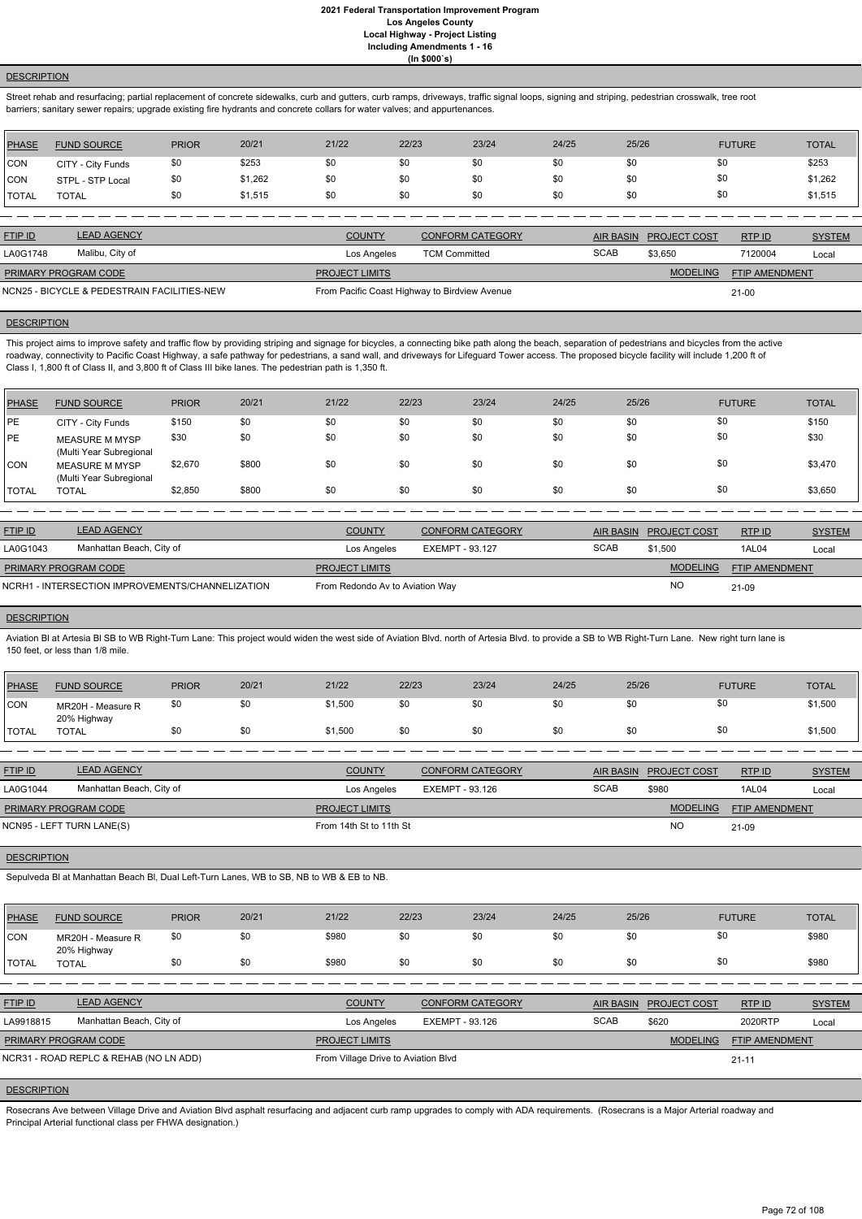### DESCRIPTION

Street rehab and resurfacing; partial replacement of concrete sidewalks, curb and gutters, curb ramps, driveways, traffic signal loops, signing and striping, pedestrian crosswalk, tree root barriers; sanitary sewer repairs; upgrade existing fire hydrants and concrete collars for water valves; and appurtenances.

| PHASE | FUND SOURCE | PRIOR | 20/21 | 21/22 | 22/23 | 23/24 | 24/25 | 25/26 | FUTURE | TOTAL |
|---|---|---|---|---|---|---|---|---|---|---|
| CON | CITY - City Funds | $0 | $253 | $0 | $0 | $0 | $0 | $0 | $0 | $253 |
| CON | STPL - STP Local | $0 | $1,262 | $0 | $0 | $0 | $0 | $0 | $0 | $1,262 |
| TOTAL | TOTAL | $0 | $1,515 | $0 | $0 | $0 | $0 | $0 | $0 | $1,515 |

| FTIP ID | LEAD AGENCY | COUNTY | CONFORM CATEGORY | AIR BASIN | PROJECT COST | RTP ID | SYSTEM |
|---|---|---|---|---|---|---|---|
| LA0G1748 | Malibu, City of | Los Angeles | TCM Committed | SCAB | $3,650 | 7120004 | Local |

| PRIMARY PROGRAM CODE | PROJECT LIMITS | MODELING | FTIP AMENDMENT |
|---|---|---|---|
| NCN25 - BICYCLE & PEDESTRAIN FACILITIES-NEW | From Pacific Coast Highway to Birdview Avenue | | 21-00 |

### DESCRIPTION

This project aims to improve safety and traffic flow by providing striping and signage for bicycles, a connecting bike path along the beach, separation of pedestrians and bicycles from the active roadway, connectivity to Pacific Coast Highway, a safe pathway for pedestrians, a sand wall, and driveways for Lifeguard Tower access. The proposed bicycle facility will include 1,200 ft of Class I, 1,800 ft of Class II, and 3,800 ft of Class III bike lanes. The pedestrian path is 1,350 ft.

| PHASE | FUND SOURCE | PRIOR | 20/21 | 21/22 | 22/23 | 23/24 | 24/25 | 25/26 | FUTURE | TOTAL |
|---|---|---|---|---|---|---|---|---|---|---|
| PE | CITY - City Funds | $150 | $0 | $0 | $0 | $0 | $0 | $0 | $0 | $150 |
| PE | MEASURE M MYSP (Multi Year Subregional | $30 | $0 | $0 | $0 | $0 | $0 | $0 | $0 | $30 |
| CON | MEASURE M MYSP (Multi Year Subregional | $2,670 | $800 | $0 | $0 | $0 | $0 | $0 | $0 | $3,470 |
| TOTAL | TOTAL | $2,850 | $800 | $0 | $0 | $0 | $0 | $0 | $0 | $3,650 |

| FTIP ID | LEAD AGENCY | COUNTY | CONFORM CATEGORY | AIR BASIN | PROJECT COST | RTP ID | SYSTEM |
|---|---|---|---|---|---|---|---|
| LA0G1043 | Manhattan Beach, City of | Los Angeles | EXEMPT - 93.127 | SCAB | $1,500 | 1AL04 | Local |

| PRIMARY PROGRAM CODE | PROJECT LIMITS | MODELING | FTIP AMENDMENT |
|---|---|---|---|
| NCRH1 - INTERSECTION IMPROVEMENTS/CHANNELIZATION | From Redondo Av to Aviation Way | NO | 21-09 |

### DESCRIPTION

Aviation Bl at Artesia Bl SB to WB Right-Turn Lane: This project would widen the west side of Aviation Blvd. north of Artesia Blvd. to provide a SB to WB Right-Turn Lane. New right turn lane is 150 feet, or less than 1/8 mile.

| PHASE | FUND SOURCE | PRIOR | 20/21 | 21/22 | 22/23 | 23/24 | 24/25 | 25/26 | FUTURE | TOTAL |
|---|---|---|---|---|---|---|---|---|---|---|
| CON | MR20H - Measure R 20% Highway | $0 | $0 | $1,500 | $0 | $0 | $0 | $0 | $0 | $1,500 |
| TOTAL | TOTAL | $0 | $0 | $1,500 | $0 | $0 | $0 | $0 | $0 | $1,500 |

| FTIP ID | LEAD AGENCY | COUNTY | CONFORM CATEGORY | AIR BASIN | PROJECT COST | RTP ID | SYSTEM |
|---|---|---|---|---|---|---|---|
| LA0G1044 | Manhattan Beach, City of | Los Angeles | EXEMPT - 93.126 | SCAB | $980 | 1AL04 | Local |

| PRIMARY PROGRAM CODE | PROJECT LIMITS | MODELING | FTIP AMENDMENT |
|---|---|---|---|
| NCN95 - LEFT TURN LANE(S) | From 14th St to 11th St | NO | 21-09 |

### DESCRIPTION

Sepulveda Bl at Manhattan Beach Bl, Dual Left-Turn Lanes, WB to SB, NB to WB & EB to NB.

| PHASE | FUND SOURCE | PRIOR | 20/21 | 21/22 | 22/23 | 23/24 | 24/25 | 25/26 | FUTURE | TOTAL |
|---|---|---|---|---|---|---|---|---|---|---|
| CON | MR20H - Measure R 20% Highway | $0 | $0 | $980 | $0 | $0 | $0 | $0 | $0 | $980 |
| TOTAL | TOTAL | $0 | $0 | $980 | $0 | $0 | $0 | $0 | $0 | $980 |

| FTIP ID | LEAD AGENCY | COUNTY | CONFORM CATEGORY | AIR BASIN | PROJECT COST | RTP ID | SYSTEM |
|---|---|---|---|---|---|---|---|
| LA9918815 | Manhattan Beach, City of | Los Angeles | EXEMPT - 93.126 | SCAB | $620 | 2020RTP | Local |

| PRIMARY PROGRAM CODE | PROJECT LIMITS | MODELING | FTIP AMENDMENT |
|---|---|---|---|
| NCR31 - ROAD REPLC & REHAB (NO LN ADD) | From Village Drive to Aviation Blvd | | 21-11 |

### DESCRIPTION

Rosecrans Ave between Village Drive and Aviation Blvd asphalt resurfacing and adjacent curb ramp upgrades to comply with ADA requirements. (Rosecrans is a Major Arterial roadway and Principal Arterial functional class per FHWA designation.)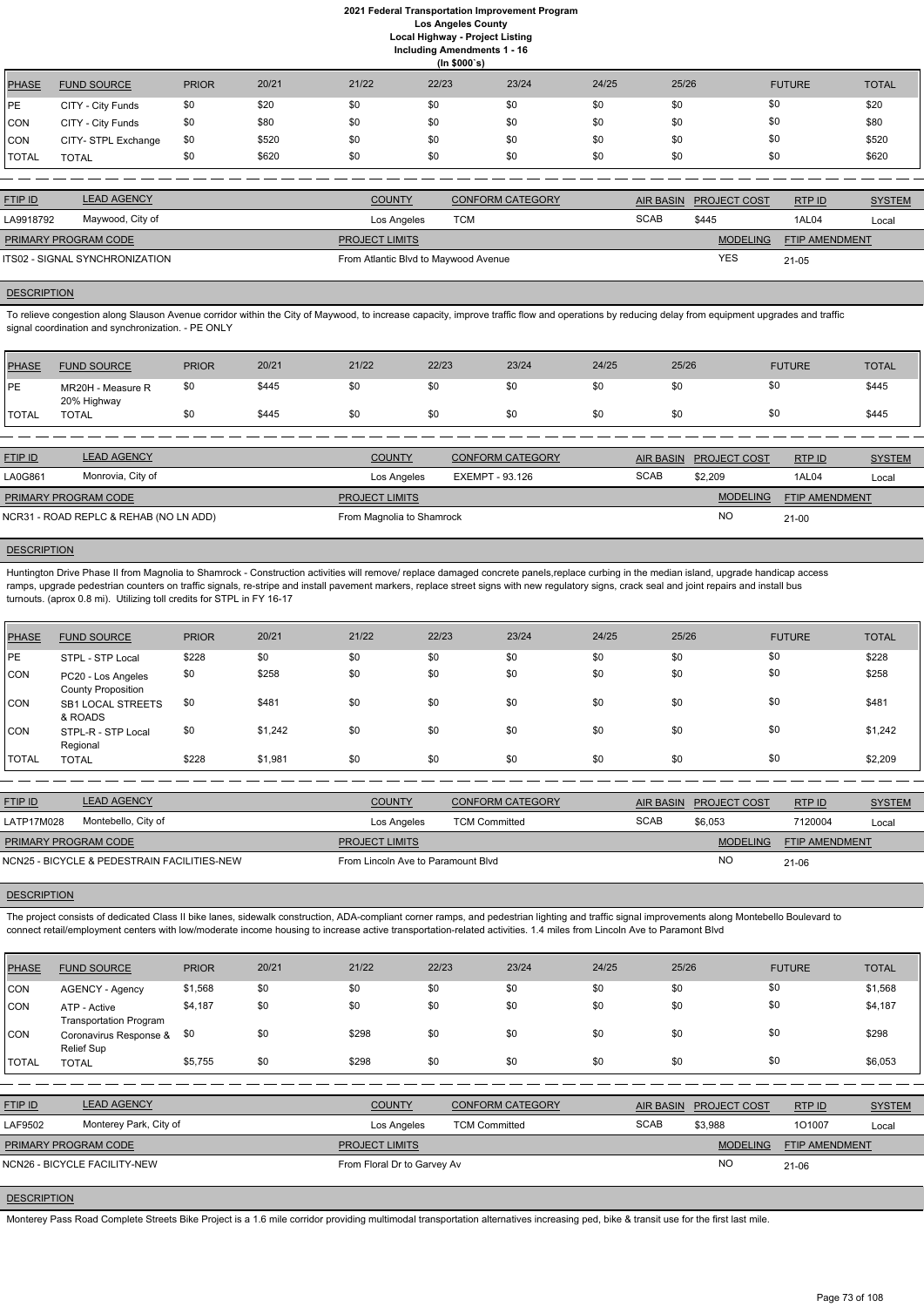# 2021 Federal Transportation Improvement Program
## Los Angeles County
### Local Highway - Project Listing
### Including Amendments 1 - 16
### (In $000`s)

| PHASE | FUND SOURCE | PRIOR | 20/21 | 21/22 | 22/23 | 23/24 | 24/25 | 25/26 | FUTURE | TOTAL |
|---|---|---|---|---|---|---|---|---|---|---|
| PE | CITY - City Funds | $0 | $20 | $0 | $0 | $0 | $0 | $0 | $0 | $20 |
| CON | CITY - City Funds | $0 | $80 | $0 | $0 | $0 | $0 | $0 | $0 | $80 |
| CON | CITY- STPL Exchange | $0 | $520 | $0 | $0 | $0 | $0 | $0 | $0 | $520 |
| TOTAL | TOTAL | $0 | $620 | $0 | $0 | $0 | $0 | $0 | $0 | $620 |

| FTIP ID | LEAD AGENCY | COUNTY | CONFORM CATEGORY | AIR BASIN | PROJECT COST | RTP ID | SYSTEM |
|---|---|---|---|---|---|---|---|
| LA9918792 | Maywood, City of | Los Angeles | TCM | SCAB | $445 | 1AL04 | Local |

| PRIMARY PROGRAM CODE | PROJECT LIMITS | MODELING | FTIP AMENDMENT |
|---|---|---|---|
| ITS02 - SIGNAL SYNCHRONIZATION | From Atlantic Blvd to Maywood Avenue | YES | 21-05 |

**DESCRIPTION**

To relieve congestion along Slauson Avenue corridor within the City of Maywood, to increase capacity, improve traffic flow and operations by reducing delay from equipment upgrades and traffic signal coordination and synchronization. - PE ONLY

| PHASE | FUND SOURCE | PRIOR | 20/21 | 21/22 | 22/23 | 23/24 | 24/25 | 25/26 | FUTURE | TOTAL |
|---|---|---|---|---|---|---|---|---|---|---|
| PE | MR20H - Measure R 20% Highway | $0 | $445 | $0 | $0 | $0 | $0 | $0 | $0 | $445 |
| TOTAL | TOTAL | $0 | $445 | $0 | $0 | $0 | $0 | $0 | $0 | $445 |

| FTIP ID | LEAD AGENCY | COUNTY | CONFORM CATEGORY | AIR BASIN | PROJECT COST | RTP ID | SYSTEM |
|---|---|---|---|---|---|---|---|
| LA0G861 | Monrovia, City of | Los Angeles | EXEMPT - 93.126 | SCAB | $2,209 | 1AL04 | Local |

| PRIMARY PROGRAM CODE | PROJECT LIMITS | MODELING | FTIP AMENDMENT |
|---|---|---|---|
| NCR31 - ROAD REPLC & REHAB (NO LN ADD) | From Magnolia to Shamrock | NO | 21-00 |

**DESCRIPTION**

Huntington Drive Phase II from Magnolia to Shamrock - Construction activities will remove/ replace damaged concrete panels,replace curbing in the median island, upgrade handicap access ramps, upgrade pedestrian counters on traffic signals, re-stripe and install pavement markers, replace street signs with new regulatory signs, crack seal and joint repairs and install bus turnouts. (aprox 0.8 mi). Utilizing toll credits for STPL in FY 16-17

| PHASE | FUND SOURCE | PRIOR | 20/21 | 21/22 | 22/23 | 23/24 | 24/25 | 25/26 | FUTURE | TOTAL |
|---|---|---|---|---|---|---|---|---|---|---|
| PE | STPL - STP Local | $228 | $0 | $0 | $0 | $0 | $0 | $0 | $0 | $228 |
| CON | PC20 - Los Angeles County Proposition | $0 | $258 | $0 | $0 | $0 | $0 | $0 | $0 | $258 |
| CON | SB1 LOCAL STREETS & ROADS | $0 | $481 | $0 | $0 | $0 | $0 | $0 | $0 | $481 |
| CON | STPL-R - STP Local Regional | $0 | $1,242 | $0 | $0 | $0 | $0 | $0 | $0 | $1,242 |
| TOTAL | TOTAL | $228 | $1,981 | $0 | $0 | $0 | $0 | $0 | $0 | $2,209 |

| FTIP ID | LEAD AGENCY | COUNTY | CONFORM CATEGORY | AIR BASIN | PROJECT COST | RTP ID | SYSTEM |
|---|---|---|---|---|---|---|---|
| LATP17M028 | Montebello, City of | Los Angeles | TCM Committed | SCAB | $6,053 | 7120004 | Local |

| PRIMARY PROGRAM CODE | PROJECT LIMITS | MODELING | FTIP AMENDMENT |
|---|---|---|---|
| NCN25 - BICYCLE & PEDESTRAIN FACILITIES-NEW | From Lincoln Ave to Paramount Blvd | NO | 21-06 |

**DESCRIPTION**

The project consists of dedicated Class II bike lanes, sidewalk construction, ADA-compliant corner ramps, and pedestrian lighting and traffic signal improvements along Montebello Boulevard to connect retail/employment centers with low/moderate income housing to increase active transportation-related activities. 1.4 miles from Lincoln Ave to Paramont Blvd

| PHASE | FUND SOURCE | PRIOR | 20/21 | 21/22 | 22/23 | 23/24 | 24/25 | 25/26 | FUTURE | TOTAL |
|---|---|---|---|---|---|---|---|---|---|---|
| CON | AGENCY - Agency | $1,568 | $0 | $0 | $0 | $0 | $0 | $0 | $0 | $1,568 |
| CON | ATP - Active Transportation Program | $4,187 | $0 | $0 | $0 | $0 | $0 | $0 | $0 | $4,187 |
| CON | Coronavirus Response & Relief Sup | $0 | $0 | $298 | $0 | $0 | $0 | $0 | $0 | $298 |
| TOTAL | TOTAL | $5,755 | $0 | $298 | $0 | $0 | $0 | $0 | $0 | $6,053 |

| FTIP ID | LEAD AGENCY | COUNTY | CONFORM CATEGORY | AIR BASIN | PROJECT COST | RTP ID | SYSTEM |
|---|---|---|---|---|---|---|---|
| LAF9502 | Monterey Park, City of | Los Angeles | TCM Committed | SCAB | $3,988 | 1O1007 | Local |

| PRIMARY PROGRAM CODE | PROJECT LIMITS | MODELING | FTIP AMENDMENT |
|---|---|---|---|
| NCN26 - BICYCLE FACILITY-NEW | From Floral Dr to Garvey Av | NO | 21-06 |

**DESCRIPTION**

Monterey Pass Road Complete Streets Bike Project is a 1.6 mile corridor providing multimodal transportation alternatives increasing ped, bike & transit use for the first last mile.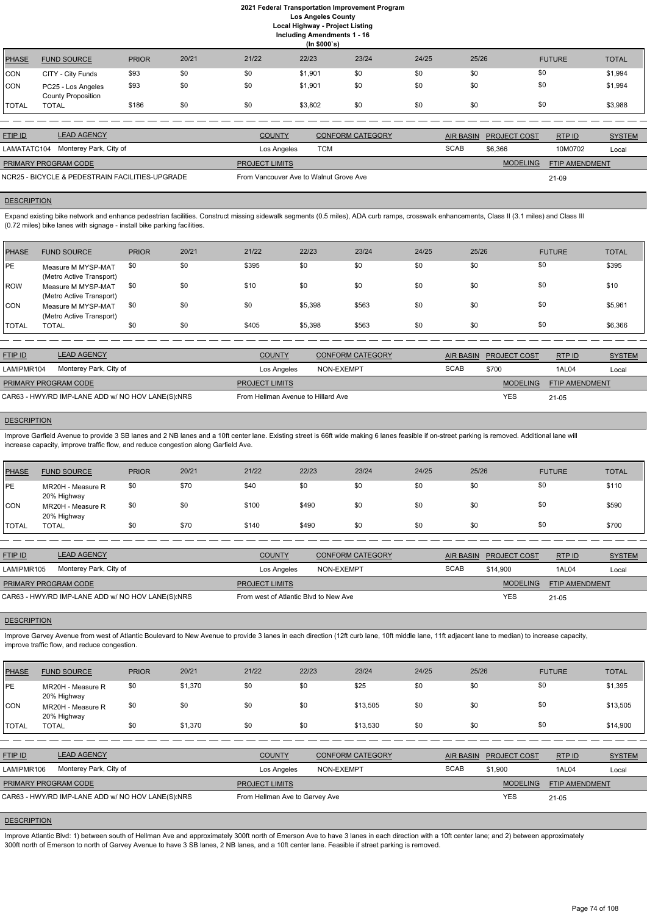# 2021 Federal Transportation Improvement Program
## Los Angeles County
### Local Highway - Project Listing
### Including Amendments 1 - 16
### (In $000`s)

| PHASE | FUND SOURCE | PRIOR | 20/21 | 21/22 | 22/23 | 23/24 | 24/25 | 25/26 | FUTURE | TOTAL |
|---|---|---|---|---|---|---|---|---|---|---|
| CON | CITY - City Funds | $93 | $0 | $0 | $1,901 | $0 | $0 | $0 | $0 | $1,994 |
| CON | PC25 - Los Angeles County Proposition | $93 | $0 | $0 | $1,901 | $0 | $0 | $0 | $0 | $1,994 |
| TOTAL | TOTAL | $186 | $0 | $0 | $3,802 | $0 | $0 | $0 | $0 | $3,988 |

| FTIP ID | LEAD AGENCY | COUNTY | CONFORM CATEGORY | AIR BASIN | PROJECT COST | RTP ID | SYSTEM |
|---|---|---|---|---|---|---|---|
| LAMATATC104 | Monterey Park, City of | Los Angeles | TCM | SCAB | $6,366 | 10M0702 | Local |

| PRIMARY PROGRAM CODE | PROJECT LIMITS | MODELING | FTIP AMENDMENT |
|---|---|---|---|
| NCR25 - BICYCLE & PEDESTRAIN FACILITIES-UPGRADE | From Vancouver Ave to Walnut Grove Ave | | 21-09 |

**DESCRIPTION**

Expand existing bike network and enhance pedestrian facilities. Construct missing sidewalk segments (0.5 miles), ADA curb ramps, crosswalk enhancements, Class II (3.1 miles) and Class III (0.72 miles) bike lanes with signage - install bike parking facilities.

| PHASE | FUND SOURCE | PRIOR | 20/21 | 21/22 | 22/23 | 23/24 | 24/25 | 25/26 | FUTURE | TOTAL |
|---|---|---|---|---|---|---|---|---|---|---|
| PE | Measure M MYSP-MAT (Metro Active Transport) | $0 | $0 | $395 | $0 | $0 | $0 | $0 | $0 | $395 |
| ROW | Measure M MYSP-MAT (Metro Active Transport) | $0 | $0 | $10 | $0 | $0 | $0 | $0 | $0 | $10 |
| CON | Measure M MYSP-MAT (Metro Active Transport) | $0 | $0 | $0 | $5,398 | $563 | $0 | $0 | $0 | $5,961 |
| TOTAL | TOTAL | $0 | $0 | $405 | $5,398 | $563 | $0 | $0 | $0 | $6,366 |

| FTIP ID | LEAD AGENCY | COUNTY | CONFORM CATEGORY | AIR BASIN | PROJECT COST | RTP ID | SYSTEM |
|---|---|---|---|---|---|---|---|
| LAMIPMR104 | Monterey Park, City of | Los Angeles | NON-EXEMPT | SCAB | $700 | 1AL04 | Local |

| PRIMARY PROGRAM CODE | PROJECT LIMITS | MODELING | FTIP AMENDMENT |
|---|---|---|---|
| CAR63 - HWY/RD IMP-LANE ADD w/ NO HOV LANE(S):NRS | From Hellman Avenue to Hillard Ave | YES | 21-05 |

**DESCRIPTION**

Improve Garfield Avenue to provide 3 SB lanes and 2 NB lanes and a 10ft center lane. Existing street is 66ft wide making 6 lanes feasible if on-street parking is removed. Additional lane will increase capacity, improve traffic flow, and reduce congestion along Garfield Ave.

| PHASE | FUND SOURCE | PRIOR | 20/21 | 21/22 | 22/23 | 23/24 | 24/25 | 25/26 | FUTURE | TOTAL |
|---|---|---|---|---|---|---|---|---|---|---|
| PE | MR20H - Measure R 20% Highway | $0 | $70 | $40 | $0 | $0 | $0 | $0 | $0 | $110 |
| CON | MR20H - Measure R 20% Highway | $0 | $0 | $100 | $490 | $0 | $0 | $0 | $0 | $590 |
| TOTAL | TOTAL | $0 | $70 | $140 | $490 | $0 | $0 | $0 | $0 | $700 |

| FTIP ID | LEAD AGENCY | COUNTY | CONFORM CATEGORY | AIR BASIN | PROJECT COST | RTP ID | SYSTEM |
|---|---|---|---|---|---|---|---|
| LAMIPMR105 | Monterey Park, City of | Los Angeles | NON-EXEMPT | SCAB | $14,900 | 1AL04 | Local |

| PRIMARY PROGRAM CODE | PROJECT LIMITS | MODELING | FTIP AMENDMENT |
|---|---|---|---|
| CAR63 - HWY/RD IMP-LANE ADD w/ NO HOV LANE(S):NRS | From west of Atlantic Blvd to New Ave | YES | 21-05 |

**DESCRIPTION**

Improve Garvey Avenue from west of Atlantic Boulevard to New Avenue to provide 3 lanes in each direction (12ft curb lane, 10ft middle lane, 11ft adjacent lane to median) to increase capacity, improve traffic flow, and reduce congestion.

| PHASE | FUND SOURCE | PRIOR | 20/21 | 21/22 | 22/23 | 23/24 | 24/25 | 25/26 | FUTURE | TOTAL |
|---|---|---|---|---|---|---|---|---|---|---|
| PE | MR20H - Measure R 20% Highway | $0 | $1,370 | $0 | $0 | $25 | $0 | $0 | $0 | $1,395 |
| CON | MR20H - Measure R 20% Highway | $0 | $0 | $0 | $0 | $13,505 | $0 | $0 | $0 | $13,505 |
| TOTAL | TOTAL | $0 | $1,370 | $0 | $0 | $13,530 | $0 | $0 | $0 | $14,900 |

| FTIP ID | LEAD AGENCY | COUNTY | CONFORM CATEGORY | AIR BASIN | PROJECT COST | RTP ID | SYSTEM |
|---|---|---|---|---|---|---|---|
| LAMIPMR106 | Monterey Park, City of | Los Angeles | NON-EXEMPT | SCAB | $1,900 | 1AL04 | Local |

| PRIMARY PROGRAM CODE | PROJECT LIMITS | MODELING | FTIP AMENDMENT |
|---|---|---|---|
| CAR63 - HWY/RD IMP-LANE ADD w/ NO HOV LANE(S):NRS | From Hellman Ave to Garvey Ave | YES | 21-05 |

**DESCRIPTION**

Improve Atlantic Blvd: 1) between south of Hellman Ave and approximately 300ft north of Emerson Ave to have 3 lanes in each direction with a 10ft center lane; and 2) between approximately 300ft north of Emerson to north of Garvey Avenue to have 3 SB lanes, 2 NB lanes, and a 10ft center lane. Feasible if street parking is removed.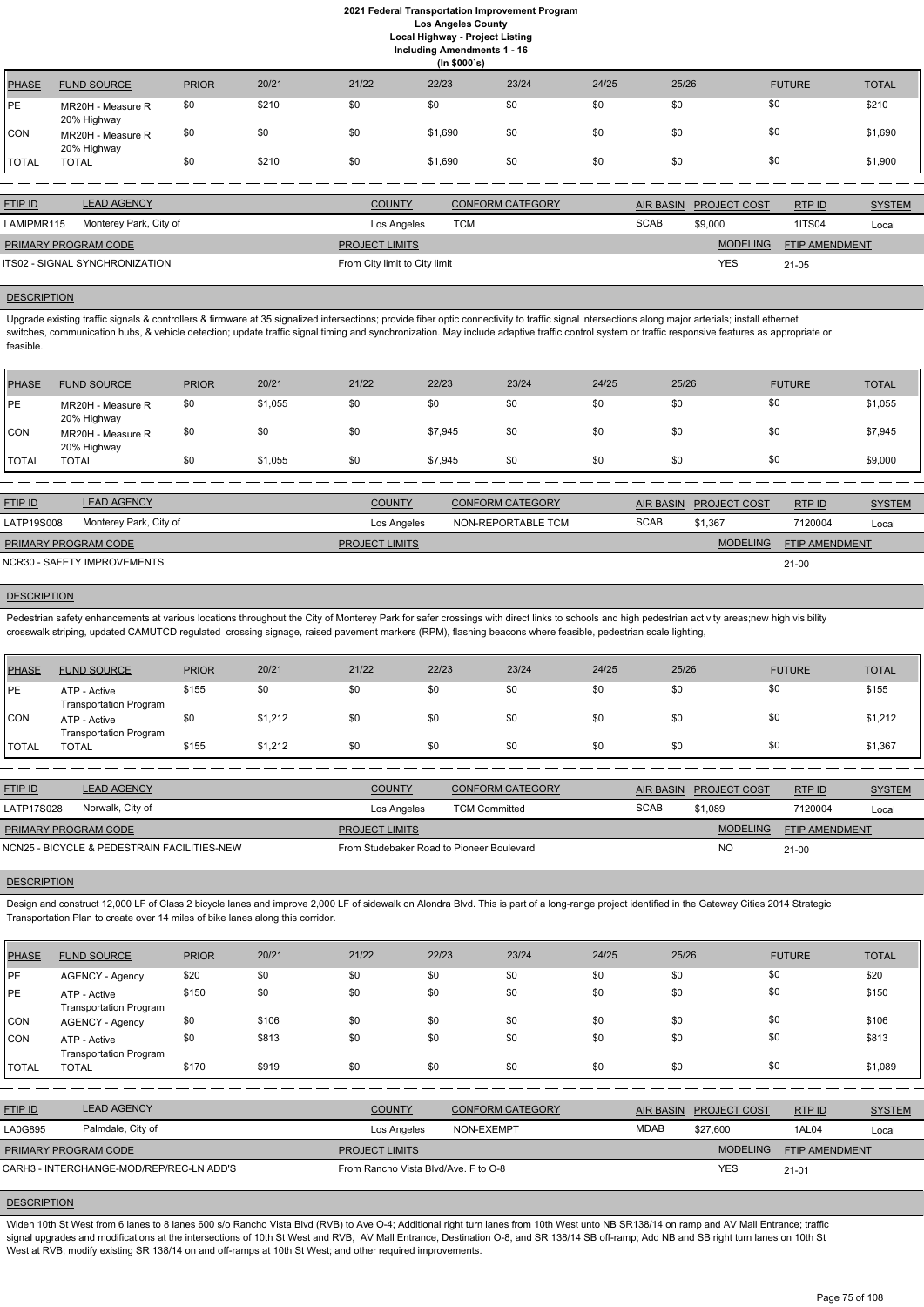**2021 Federal Transportation Improvement Program**
**Los Angeles County**
**Local Highway - Project Listing**
**Including Amendments 1 - 16**
**(In $000`s)**

| PHASE | FUND SOURCE | PRIOR | 20/21 | 21/22 | 22/23 | 23/24 | 24/25 | 25/26 | FUTURE | TOTAL |
|---|---|---|---|---|---|---|---|---|---|---|
| PE | MR20H - Measure R 20% Highway | $0 | $210 | $0 | $0 | $0 | $0 | $0 | $0 | $210 |
| CON | MR20H - Measure R 20% Highway | $0 | $0 | $0 | $1,690 | $0 | $0 | $0 | $0 | $1,690 |
| TOTAL | TOTAL | $0 | $210 | $0 | $1,690 | $0 | $0 | $0 | $0 | $1,900 |

| FTIP ID | LEAD AGENCY | COUNTY | CONFORM CATEGORY | AIR BASIN | PROJECT COST | RTP ID | SYSTEM |
|---|---|---|---|---|---|---|---|
| LAMIPMR115 | Monterey Park, City of | Los Angeles | TCM | SCAB | $9,000 | 1ITS04 | Local |

| PRIMARY PROGRAM CODE | PROJECT LIMITS | MODELING | FTIP AMENDMENT |
|---|---|---|---|
| ITS02 - SIGNAL SYNCHRONIZATION | From City limit to City limit | YES | 21-05 |

**DESCRIPTION**

Upgrade existing traffic signals & controllers & firmware at 35 signalized intersections; provide fiber optic connectivity to traffic signal intersections along major arterials; install ethernet switches, communication hubs, & vehicle detection; update traffic signal timing and synchronization. May include adaptive traffic control system or traffic responsive features as appropriate or feasible.

| PHASE | FUND SOURCE | PRIOR | 20/21 | 21/22 | 22/23 | 23/24 | 24/25 | 25/26 | FUTURE | TOTAL |
|---|---|---|---|---|---|---|---|---|---|---|
| PE | MR20H - Measure R 20% Highway | $0 | $1,055 | $0 | $0 | $0 | $0 | $0 | $0 | $1,055 |
| CON | MR20H - Measure R 20% Highway | $0 | $0 | $0 | $7,945 | $0 | $0 | $0 | $0 | $7,945 |
| TOTAL | TOTAL | $0 | $1,055 | $0 | $7,945 | $0 | $0 | $0 | $0 | $9,000 |

| FTIP ID | LEAD AGENCY | COUNTY | CONFORM CATEGORY | AIR BASIN | PROJECT COST | RTP ID | SYSTEM |
|---|---|---|---|---|---|---|---|
| LATP19S008 | Monterey Park, City of | Los Angeles | NON-REPORTABLE TCM | SCAB | $1,367 | 7120004 | Local |

| PRIMARY PROGRAM CODE | PROJECT LIMITS | MODELING | FTIP AMENDMENT |
|---|---|---|---|
| NCR30 - SAFETY IMPROVEMENTS | | | 21-00 |

**DESCRIPTION**

Pedestrian safety enhancements at various locations throughout the City of Monterey Park for safer crossings with direct links to schools and high pedestrian activity areas;new high visibility crosswalk striping, updated CAMUTCD regulated crossing signage, raised pavement markers (RPM), flashing beacons where feasible, pedestrian scale lighting,

| PHASE | FUND SOURCE | PRIOR | 20/21 | 21/22 | 22/23 | 23/24 | 24/25 | 25/26 | FUTURE | TOTAL |
|---|---|---|---|---|---|---|---|---|---|---|
| PE | ATP - Active Transportation Program | $155 | $0 | $0 | $0 | $0 | $0 | $0 | $0 | $155 |
| CON | ATP - Active Transportation Program | $0 | $1,212 | $0 | $0 | $0 | $0 | $0 | $0 | $1,212 |
| TOTAL | TOTAL | $155 | $1,212 | $0 | $0 | $0 | $0 | $0 | $0 | $1,367 |

| FTIP ID | LEAD AGENCY | COUNTY | CONFORM CATEGORY | AIR BASIN | PROJECT COST | RTP ID | SYSTEM |
|---|---|---|---|---|---|---|---|
| LATP17S028 | Norwalk, City of | Los Angeles | TCM Committed | SCAB | $1,089 | 7120004 | Local |

| PRIMARY PROGRAM CODE | PROJECT LIMITS | MODELING | FTIP AMENDMENT |
|---|---|---|---|
| NCN25 - BICYCLE & PEDESTRAIN FACILITIES-NEW | From Studebaker Road to Pioneer Boulevard | NO | 21-00 |

**DESCRIPTION**

Design and construct 12,000 LF of Class 2 bicycle lanes and improve 2,000 LF of sidewalk on Alondra Blvd. This is part of a long-range project identified in the Gateway Cities 2014 Strategic Transportation Plan to create over 14 miles of bike lanes along this corridor.

| PHASE | FUND SOURCE | PRIOR | 20/21 | 21/22 | 22/23 | 23/24 | 24/25 | 25/26 | FUTURE | TOTAL |
|---|---|---|---|---|---|---|---|---|---|---|
| PE | AGENCY - Agency | $20 | $0 | $0 | $0 | $0 | $0 | $0 | $0 | $20 |
| PE | ATP - Active Transportation Program | $150 | $0 | $0 | $0 | $0 | $0 | $0 | $0 | $150 |
| CON | AGENCY - Agency | $0 | $106 | $0 | $0 | $0 | $0 | $0 | $0 | $106 |
| CON | ATP - Active Transportation Program | $0 | $813 | $0 | $0 | $0 | $0 | $0 | $0 | $813 |
| TOTAL | TOTAL | $170 | $919 | $0 | $0 | $0 | $0 | $0 | $0 | $1,089 |

| FTIP ID | LEAD AGENCY | COUNTY | CONFORM CATEGORY | AIR BASIN | PROJECT COST | RTP ID | SYSTEM |
|---|---|---|---|---|---|---|---|
| LA0G895 | Palmdale, City of | Los Angeles | NON-EXEMPT | MDAB | $27,600 | 1AL04 | Local |

| PRIMARY PROGRAM CODE | PROJECT LIMITS | MODELING | FTIP AMENDMENT |
|---|---|---|---|
| CARH3 - INTERCHANGE-MOD/REP/REC-LN ADD'S | From Rancho Vista Blvd/Ave. F to O-8 | YES | 21-01 |

**DESCRIPTION**

Widen 10th St West from 6 lanes to 8 lanes 600 s/o Rancho Vista Blvd (RVB) to Ave O-4; Additional right turn lanes from 10th West unto NB SR138/14 on ramp and AV Mall Entrance; traffic signal upgrades and modifications at the intersections of 10th St West and RVB, AV Mall Entrance, Destination O-8, and SR 138/14 SB off-ramp; Add NB and SB right turn lanes on 10th St West at RVB; modify existing SR 138/14 on and off-ramps at 10th St West; and other required improvements.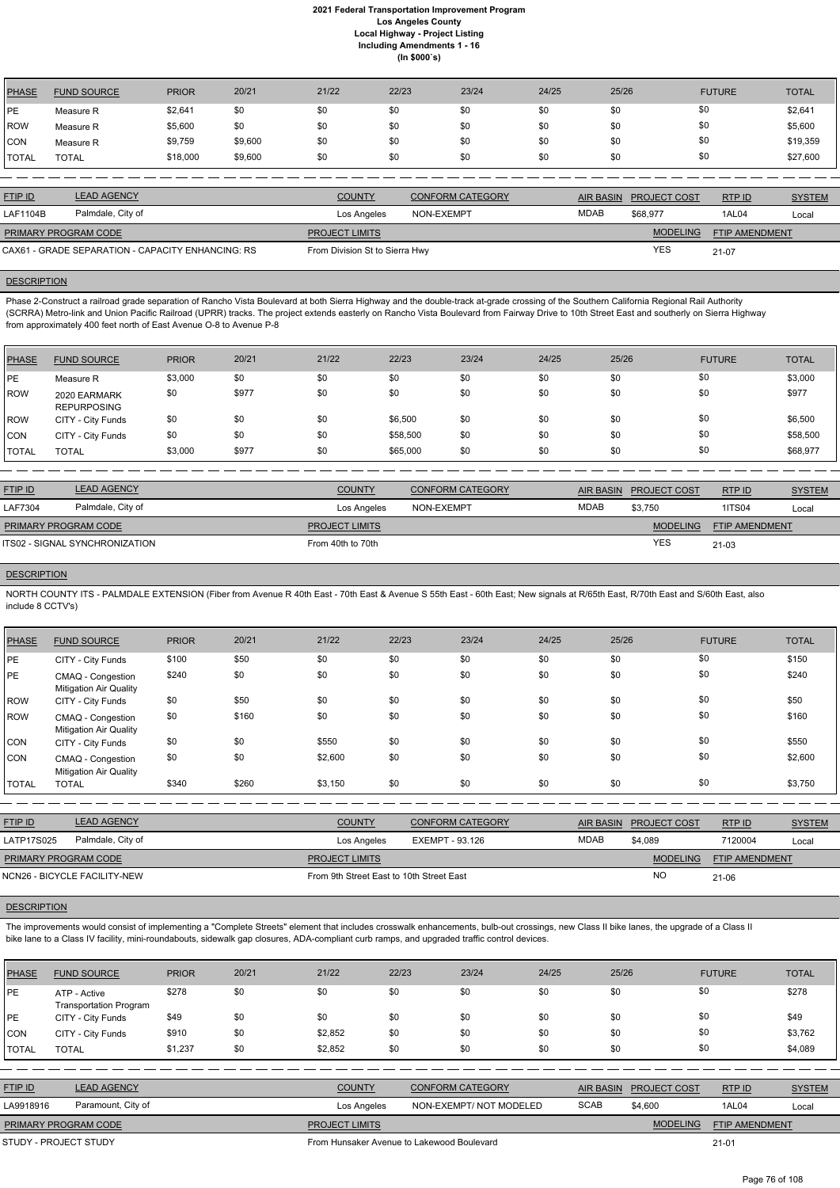# 2021 Federal Transportation Improvement Program
## Los Angeles County
## Local Highway - Project Listing
## Including Amendments 1 - 16
## (In $000`s)

| PHASE | FUND SOURCE | PRIOR | 20/21 | 21/22 | 22/23 | 23/24 | 24/25 | 25/26 | FUTURE | TOTAL |
|---|---|---|---|---|---|---|---|---|---|---|
| PE | Measure R | $2,641 | $0 | $0 | $0 | $0 | $0 | $0 | $0 | $2,641 |
| ROW | Measure R | $5,600 | $0 | $0 | $0 | $0 | $0 | $0 | $0 | $5,600 |
| CON | Measure R | $9,759 | $9,600 | $0 | $0 | $0 | $0 | $0 | $0 | $19,359 |
| TOTAL | TOTAL | $18,000 | $9,600 | $0 | $0 | $0 | $0 | $0 | $0 | $27,600 |

| FTIP ID | LEAD AGENCY | COUNTY | CONFORM CATEGORY | AIR BASIN | PROJECT COST | RTP ID | SYSTEM |
|---|---|---|---|---|---|---|---|
| LAF1104B | Palmdale, City of | Los Angeles | NON-EXEMPT | MDAB | $68,977 | 1AL04 | Local |

| PRIMARY PROGRAM CODE | PROJECT LIMITS | MODELING | FTIP AMENDMENT |
|---|---|---|---|
| CAX61 - GRADE SEPARATION - CAPACITY ENHANCING: RS | From Division St to Sierra Hwy | YES | 21-07 |

**DESCRIPTION**

Phase 2-Construct a railroad grade separation of Rancho Vista Boulevard at both Sierra Highway and the double-track at-grade crossing of the Southern California Regional Rail Authority (SCRRA) Metro-link and Union Pacific Railroad (UPRR) tracks. The project extends easterly on Rancho Vista Boulevard from Fairway Drive to 10th Street East and southerly on Sierra Highway from approximately 400 feet north of East Avenue O-8 to Avenue P-8

| PHASE | FUND SOURCE | PRIOR | 20/21 | 21/22 | 22/23 | 23/24 | 24/25 | 25/26 | FUTURE | TOTAL |
|---|---|---|---|---|---|---|---|---|---|---|
| PE | Measure R | $3,000 | $0 | $0 | $0 | $0 | $0 | $0 | $0 | $3,000 |
| ROW | 2020 EARMARK REPURPOSING | $0 | $977 | $0 | $0 | $0 | $0 | $0 | $0 | $977 |
| ROW | CITY - City Funds | $0 | $0 | $0 | $6,500 | $0 | $0 | $0 | $0 | $6,500 |
| CON | CITY - City Funds | $0 | $0 | $0 | $58,500 | $0 | $0 | $0 | $0 | $58,500 |
| TOTAL | TOTAL | $3,000 | $977 | $0 | $65,000 | $0 | $0 | $0 | $0 | $68,977 |

| FTIP ID | LEAD AGENCY | COUNTY | CONFORM CATEGORY | AIR BASIN | PROJECT COST | RTP ID | SYSTEM |
|---|---|---|---|---|---|---|---|
| LAF7304 | Palmdale, City of | Los Angeles | NON-EXEMPT | MDAB | $3,750 | 1ITS04 | Local |

| PRIMARY PROGRAM CODE | PROJECT LIMITS | MODELING | FTIP AMENDMENT |
|---|---|---|---|
| ITS02 - SIGNAL SYNCHRONIZATION | From 40th to 70th | YES | 21-03 |

**DESCRIPTION**

NORTH COUNTY ITS - PALMDALE EXTENSION (Fiber from Avenue R 40th East - 70th East & Avenue S 55th East - 60th East; New signals at R/65th East, R/70th East and S/60th East, also include 8 CCTV's)

| PHASE | FUND SOURCE | PRIOR | 20/21 | 21/22 | 22/23 | 23/24 | 24/25 | 25/26 | FUTURE | TOTAL |
|---|---|---|---|---|---|---|---|---|---|---|
| PE | CITY - City Funds | $100 | $50 | $0 | $0 | $0 | $0 | $0 | $0 | $150 |
| PE | CMAQ - Congestion Mitigation Air Quality | $240 | $0 | $0 | $0 | $0 | $0 | $0 | $0 | $240 |
| ROW | CITY - City Funds | $0 | $50 | $0 | $0 | $0 | $0 | $0 | $0 | $50 |
| ROW | CMAQ - Congestion Mitigation Air Quality | $0 | $160 | $0 | $0 | $0 | $0 | $0 | $0 | $160 |
| CON | CITY - City Funds | $0 | $0 | $550 | $0 | $0 | $0 | $0 | $0 | $550 |
| CON | CMAQ - Congestion Mitigation Air Quality | $0 | $0 | $2,600 | $0 | $0 | $0 | $0 | $0 | $2,600 |
| TOTAL | TOTAL | $340 | $260 | $3,150 | $0 | $0 | $0 | $0 | $0 | $3,750 |

| FTIP ID | LEAD AGENCY | COUNTY | CONFORM CATEGORY | AIR BASIN | PROJECT COST | RTP ID | SYSTEM |
|---|---|---|---|---|---|---|---|
| LATP17S025 | Palmdale, City of | Los Angeles | EXEMPT - 93.126 | MDAB | $4,089 | 7120004 | Local |

| PRIMARY PROGRAM CODE | PROJECT LIMITS | MODELING | FTIP AMENDMENT |
|---|---|---|---|
| NCN26 - BICYCLE FACILITY-NEW | From 9th Street East to 10th Street East | NO | 21-06 |

**DESCRIPTION**

The improvements would consist of implementing a "Complete Streets" element that includes crosswalk enhancements, bulb-out crossings, new Class II bike lanes, the upgrade of a Class II bike lane to a Class IV facility, mini-roundabouts, sidewalk gap closures, ADA-compliant curb ramps, and upgraded traffic control devices.

| PHASE | FUND SOURCE | PRIOR | 20/21 | 21/22 | 22/23 | 23/24 | 24/25 | 25/26 | FUTURE | TOTAL |
|---|---|---|---|---|---|---|---|---|---|---|
| PE | ATP - Active Transportation Program | $278 | $0 | $0 | $0 | $0 | $0 | $0 | $0 | $278 |
| PE | CITY - City Funds | $49 | $0 | $0 | $0 | $0 | $0 | $0 | $0 | $49 |
| CON | CITY - City Funds | $910 | $0 | $2,852 | $0 | $0 | $0 | $0 | $0 | $3,762 |
| TOTAL | TOTAL | $1,237 | $0 | $2,852 | $0 | $0 | $0 | $0 | $0 | $4,089 |

| FTIP ID | LEAD AGENCY | COUNTY | CONFORM CATEGORY | AIR BASIN | PROJECT COST | RTP ID | SYSTEM |
|---|---|---|---|---|---|---|---|
| LA9918916 | Paramount, City of | Los Angeles | NON-EXEMPT/ NOT MODELED | SCAB | $4,600 | 1AL04 | Local |

| PRIMARY PROGRAM CODE | PROJECT LIMITS | MODELING | FTIP AMENDMENT |
|---|---|---|---|
| STUDY - PROJECT STUDY | From Hunsaker Avenue to Lakewood Boulevard | | 21-01 |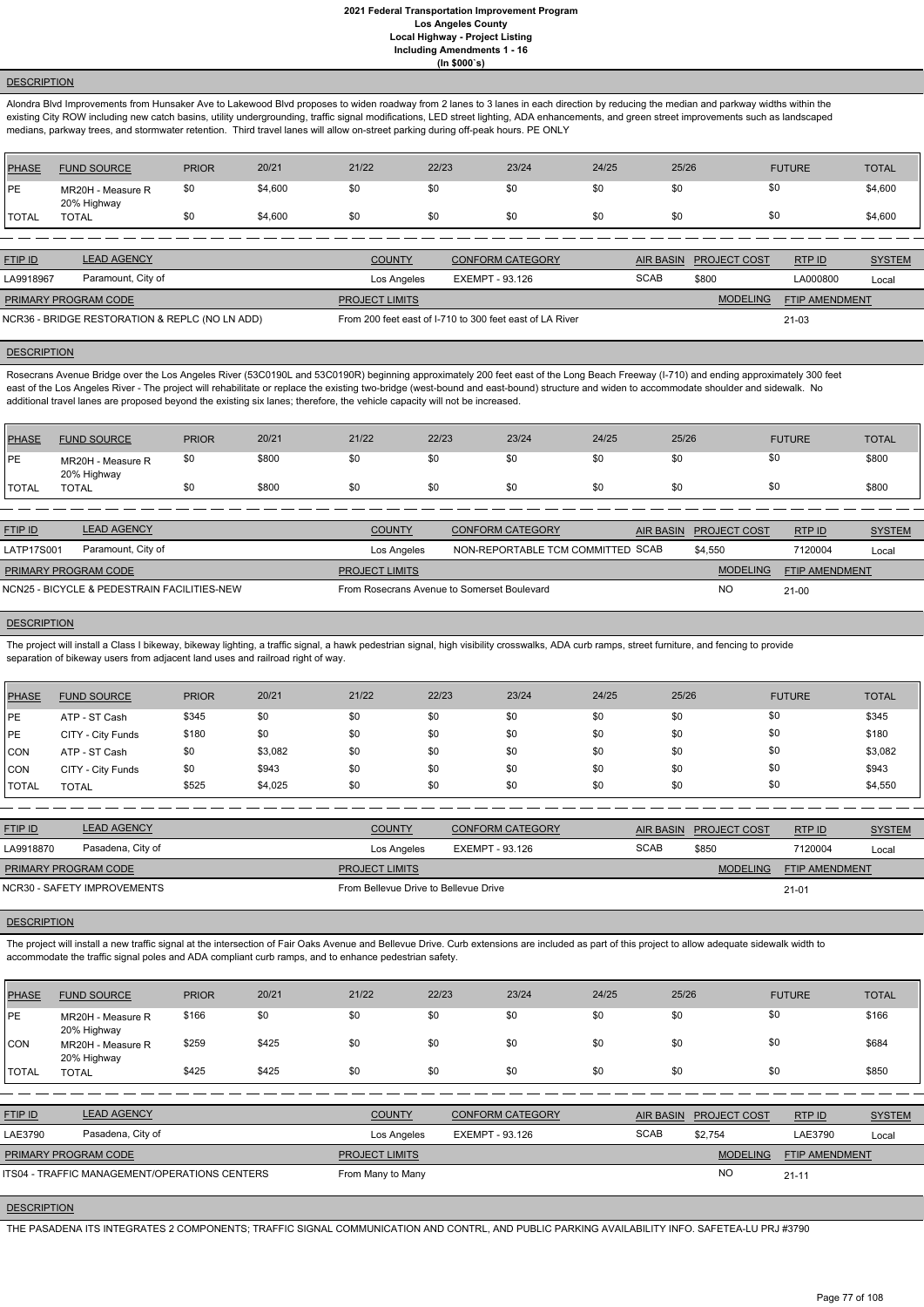# 2021 Federal Transportation Improvement Program
## Los Angeles County
### Local Highway - Project Listing
### Including Amendments 1 - 16
### (In $000`s)

**DESCRIPTION**

Alondra Blvd Improvements from Hunsaker Ave to Lakewood Blvd proposes to widen roadway from 2 lanes to 3 lanes in each direction by reducing the median and parkway widths within the existing City ROW including new catch basins, utility undergrounding, traffic signal modifications, LED street lighting, ADA enhancements, and green street improvements such as landscaped medians, parkway trees, and stormwater retention. Third travel lanes will allow on-street parking during off-peak hours. PE ONLY

| PHASE | FUND SOURCE | PRIOR | 20/21 | 21/22 | 22/23 | 23/24 | 24/25 | 25/26 | FUTURE | TOTAL |
|---|---|---|---|---|---|---|---|---|---|---|
| PE | MR20H - Measure R 20% Highway | $0 | $4,600 | $0 | $0 | $0 | $0 | $0 | $0 | $4,600 |
| TOTAL | TOTAL | $0 | $4,600 | $0 | $0 | $0 | $0 | $0 | $0 | $4,600 |

| FTIP ID | LEAD AGENCY | COUNTY | CONFORM CATEGORY | AIR BASIN | PROJECT COST | RTP ID | SYSTEM |
|---|---|---|---|---|---|---|---|
| LA9918967 | Paramount, City of | Los Angeles | EXEMPT - 93.126 | SCAB | $800 | LA000800 | Local |

| PRIMARY PROGRAM CODE | PROJECT LIMITS | MODELING | FTIP AMENDMENT |
|---|---|---|---|
| NCR36 - BRIDGE RESTORATION & REPLC (NO LN ADD) | From 200 feet east of I-710 to 300 feet east of LA River | | 21-03 |

**DESCRIPTION**

Rosecrans Avenue Bridge over the Los Angeles River (53C0190L and 53C0190R) beginning approximately 200 feet east of the Long Beach Freeway (I-710) and ending approximately 300 feet east of the Los Angeles River - The project will rehabilitate or replace the existing two-bridge (west-bound and east-bound) structure and widen to accommodate shoulder and sidewalk. No additional travel lanes are proposed beyond the existing six lanes; therefore, the vehicle capacity will not be increased.

| PHASE | FUND SOURCE | PRIOR | 20/21 | 21/22 | 22/23 | 23/24 | 24/25 | 25/26 | FUTURE | TOTAL |
|---|---|---|---|---|---|---|---|---|---|---|
| PE | MR20H - Measure R 20% Highway | $0 | $800 | $0 | $0 | $0 | $0 | $0 | $0 | $800 |
| TOTAL | TOTAL | $0 | $800 | $0 | $0 | $0 | $0 | $0 | $0 | $800 |

| FTIP ID | LEAD AGENCY | COUNTY | CONFORM CATEGORY | AIR BASIN | PROJECT COST | RTP ID | SYSTEM |
|---|---|---|---|---|---|---|---|
| LATP17S001 | Paramount, City of | Los Angeles | NON-REPORTABLE TCM COMMITTED | SCAB | $4,550 | 7120004 | Local |

| PRIMARY PROGRAM CODE | PROJECT LIMITS | MODELING | FTIP AMENDMENT |
|---|---|---|---|
| NCN25 - BICYCLE & PEDESTRIAN FACILITIES-NEW | From Rosecrans Avenue to Somerset Boulevard | NO | 21-00 |

**DESCRIPTION**

The project will install a Class I bikeway, bikeway lighting, a traffic signal, a hawk pedestrian signal, high visibility crosswalks, ADA curb ramps, street furniture, and fencing to provide separation of bikeway users from adjacent land uses and railroad right of way.

| PHASE | FUND SOURCE | PRIOR | 20/21 | 21/22 | 22/23 | 23/24 | 24/25 | 25/26 | FUTURE | TOTAL |
|---|---|---|---|---|---|---|---|---|---|---|
| PE | ATP - ST Cash | $345 | $0 | $0 | $0 | $0 | $0 | $0 | $0 | $345 |
| PE | CITY - City Funds | $180 | $0 | $0 | $0 | $0 | $0 | $0 | $0 | $180 |
| CON | ATP - ST Cash | $0 | $3,082 | $0 | $0 | $0 | $0 | $0 | $0 | $3,082 |
| CON | CITY - City Funds | $0 | $943 | $0 | $0 | $0 | $0 | $0 | $0 | $943 |
| TOTAL | TOTAL | $525 | $4,025 | $0 | $0 | $0 | $0 | $0 | $0 | $4,550 |

| FTIP ID | LEAD AGENCY | COUNTY | CONFORM CATEGORY | AIR BASIN | PROJECT COST | RTP ID | SYSTEM |
|---|---|---|---|---|---|---|---|
| LA9918870 | Pasadena, City of | Los Angeles | EXEMPT - 93.126 | SCAB | $850 | 7120004 | Local |

| PRIMARY PROGRAM CODE | PROJECT LIMITS | MODELING | FTIP AMENDMENT |
|---|---|---|---|
| NCR30 - SAFETY IMPROVEMENTS | From Bellevue Drive to Bellevue Drive | | 21-01 |

**DESCRIPTION**

The project will install a new traffic signal at the intersection of Fair Oaks Avenue and Bellevue Drive. Curb extensions are included as part of this project to allow adequate sidewalk width to accommodate the traffic signal poles and ADA compliant curb ramps, and to enhance pedestrian safety.

| PHASE | FUND SOURCE | PRIOR | 20/21 | 21/22 | 22/23 | 23/24 | 24/25 | 25/26 | FUTURE | TOTAL |
|---|---|---|---|---|---|---|---|---|---|---|
| PE | MR20H - Measure R 20% Highway | $166 | $0 | $0 | $0 | $0 | $0 | $0 | $0 | $166 |
| CON | MR20H - Measure R 20% Highway | $259 | $425 | $0 | $0 | $0 | $0 | $0 | $0 | $684 |
| TOTAL | TOTAL | $425 | $425 | $0 | $0 | $0 | $0 | $0 | $0 | $850 |

| FTIP ID | LEAD AGENCY | COUNTY | CONFORM CATEGORY | AIR BASIN | PROJECT COST | RTP ID | SYSTEM |
|---|---|---|---|---|---|---|---|
| LAE3790 | Pasadena, City of | Los Angeles | EXEMPT - 93.126 | SCAB | $2,754 | LAE3790 | Local |

| PRIMARY PROGRAM CODE | PROJECT LIMITS | MODELING | FTIP AMENDMENT |
|---|---|---|---|
| ITS04 - TRAFFIC MANAGEMENT/OPERATIONS CENTERS | From Many to Many | NO | 21-11 |

**DESCRIPTION**

THE PASADENA ITS INTEGRATES 2 COMPONENTS; TRAFFIC SIGNAL COMMUNICATION AND CONTRL, AND PUBLIC PARKING AVAILABILITY INFO. SAFETEA-LU PRJ #3790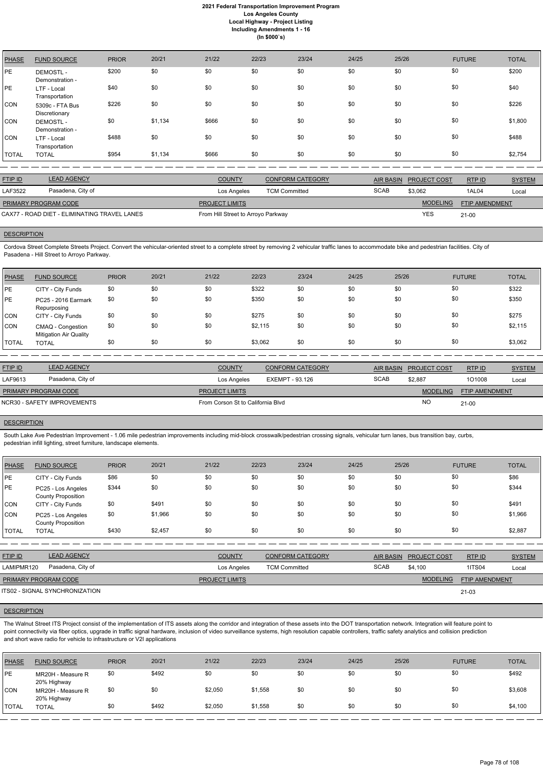# 2021 Federal Transportation Improvement Program
## Los Angeles County
## Local Highway - Project Listing
## Including Amendments 1 - 16
## (In $000`s)

| PHASE | FUND SOURCE | PRIOR | 20/21 | 21/22 | 22/23 | 23/24 | 24/25 | 25/26 | FUTURE | TOTAL |
|---|---|---|---|---|---|---|---|---|---|---|
| PE | DEMOSTL - Demonstration - | $200 | $0 | $0 | $0 | $0 | $0 | $0 | $0 | $200 |
| PE | LTF - Local Transportation | $40 | $0 | $0 | $0 | $0 | $0 | $0 | $0 | $40 |
| CON | 5309c - FTA Bus Discretionary | $226 | $0 | $0 | $0 | $0 | $0 | $0 | $0 | $226 |
| CON | DEMOSTL - Demonstration - | $0 | $1,134 | $666 | $0 | $0 | $0 | $0 | $0 | $1,800 |
| CON | LTF - Local Transportation | $488 | $0 | $0 | $0 | $0 | $0 | $0 | $0 | $488 |
| TOTAL | TOTAL | $954 | $1,134 | $666 | $0 | $0 | $0 | $0 | $0 | $2,754 |

| FTIP ID | LEAD AGENCY | COUNTY | CONFORM CATEGORY | AIR BASIN | PROJECT COST | RTP ID | SYSTEM |
|---|---|---|---|---|---|---|---|
| LAF3522 | Pasadena, City of | Los Angeles | TCM Committed | SCAB | $3,062 | 1AL04 | Local |

| PRIMARY PROGRAM CODE | PROJECT LIMITS | MODELING | FTIP AMENDMENT |
|---|---|---|---|
| CAX77 - ROAD DIET - ELIMINATING TRAVEL LANES | From Hill Street to Arroyo Parkway | YES | 21-00 |

**DESCRIPTION**

Cordova Street Complete Streets Project. Convert the vehicular-oriented street to a complete street by removing 2 vehicular traffic lanes to accommodate bike and pedestrian facilities. City of Pasadena - Hill Street to Arroyo Parkway.

| PHASE | FUND SOURCE | PRIOR | 20/21 | 21/22 | 22/23 | 23/24 | 24/25 | 25/26 | FUTURE | TOTAL |
|---|---|---|---|---|---|---|---|---|---|---|
| PE | CITY - City Funds | $0 | $0 | $0 | $322 | $0 | $0 | $0 | $0 | $322 |
| PE | PC25 - 2016 Earmark Repurposing | $0 | $0 | $0 | $350 | $0 | $0 | $0 | $0 | $350 |
| CON | CITY - City Funds | $0 | $0 | $0 | $275 | $0 | $0 | $0 | $0 | $275 |
| CON | CMAQ - Congestion Mitigation Air Quality | $0 | $0 | $0 | $2,115 | $0 | $0 | $0 | $0 | $2,115 |
| TOTAL | TOTAL | $0 | $0 | $0 | $3,062 | $0 | $0 | $0 | $0 | $3,062 |

| FTIP ID | LEAD AGENCY | COUNTY | CONFORM CATEGORY | AIR BASIN | PROJECT COST | RTP ID | SYSTEM |
|---|---|---|---|---|---|---|---|
| LAF9613 | Pasadena, City of | Los Angeles | EXEMPT - 93.126 | SCAB | $2,887 | 1O1008 | Local |

| PRIMARY PROGRAM CODE | PROJECT LIMITS | MODELING | FTIP AMENDMENT |
|---|---|---|---|
| NCR30 - SAFETY IMPROVEMENTS | From Corson St to California Blvd | NO | 21-00 |

**DESCRIPTION**

South Lake Ave Pedestrian Improvement - 1.06 mile pedestrian improvements including mid-block crosswalk/pedestrian crossing signals, vehicular turn lanes, bus transition bay, curbs, pedestrian infill lighting, street furniture, landscape elements.

| PHASE | FUND SOURCE | PRIOR | 20/21 | 21/22 | 22/23 | 23/24 | 24/25 | 25/26 | FUTURE | TOTAL |
|---|---|---|---|---|---|---|---|---|---|---|
| PE | CITY - City Funds | $86 | $0 | $0 | $0 | $0 | $0 | $0 | $0 | $86 |
| PE | PC25 - Los Angeles County Proposition | $344 | $0 | $0 | $0 | $0 | $0 | $0 | $0 | $344 |
| CON | CITY - City Funds | $0 | $491 | $0 | $0 | $0 | $0 | $0 | $0 | $491 |
| CON | PC25 - Los Angeles County Proposition | $0 | $1,966 | $0 | $0 | $0 | $0 | $0 | $0 | $1,966 |
| TOTAL | TOTAL | $430 | $2,457 | $0 | $0 | $0 | $0 | $0 | $0 | $2,887 |

| FTIP ID | LEAD AGENCY | COUNTY | CONFORM CATEGORY | AIR BASIN | PROJECT COST | RTP ID | SYSTEM |
|---|---|---|---|---|---|---|---|
| LAMIPMR120 | Pasadena, City of | Los Angeles | TCM Committed | SCAB | $4,100 | 1ITS04 | Local |

| PRIMARY PROGRAM CODE | PROJECT LIMITS | MODELING | FTIP AMENDMENT |
|---|---|---|---|
| ITS02 - SIGNAL SYNCHRONIZATION | | | 21-03 |

**DESCRIPTION**

The Walnut Street ITS Project consist of the implementation of ITS assets along the corridor and integration of these assets into the DOT transportation network. Integration will feature point to point connectivity via fiber optics, upgrade in traffic signal hardware, inclusion of video surveillance systems, high resolution capable controllers, traffic safety analytics and collision prediction and short wave radio for vehicle to infrastructure or V2I applications

| PHASE | FUND SOURCE | PRIOR | 20/21 | 21/22 | 22/23 | 23/24 | 24/25 | 25/26 | FUTURE | TOTAL |
|---|---|---|---|---|---|---|---|---|---|---|
| PE | MR20H - Measure R 20% Highway | $0 | $492 | $0 | $0 | $0 | $0 | $0 | $0 | $492 |
| CON | MR20H - Measure R 20% Highway | $0 | $0 | $2,050 | $1,558 | $0 | $0 | $0 | $0 | $3,608 |
| TOTAL | TOTAL | $0 | $492 | $2,050 | $1,558 | $0 | $0 | $0 | $0 | $4,100 |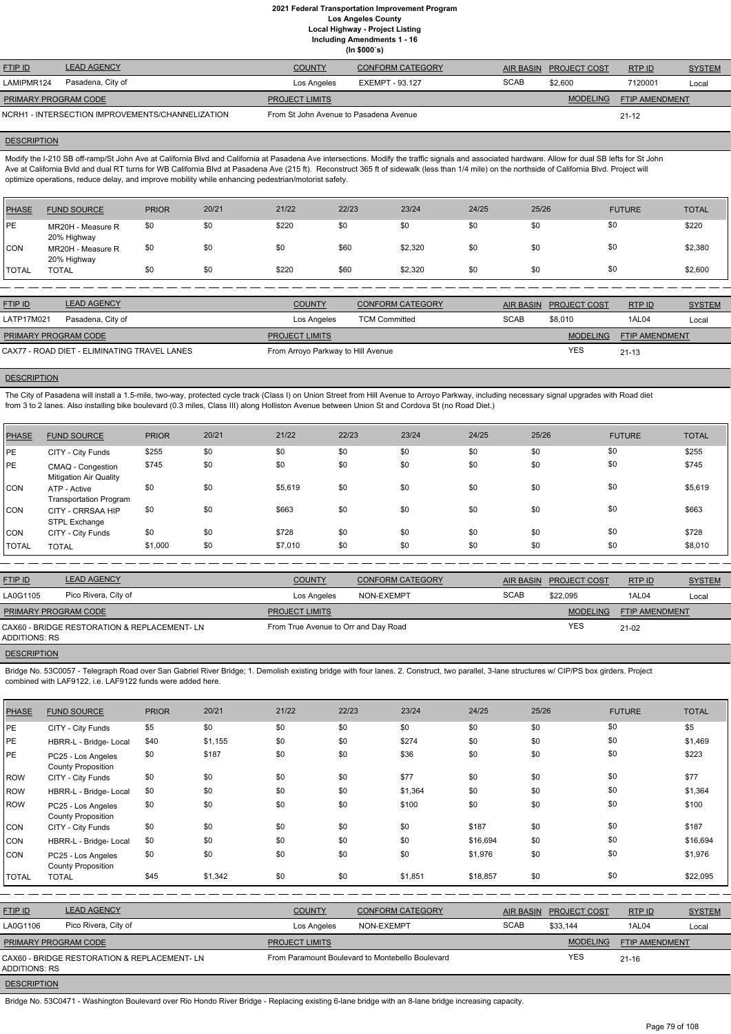# 2021 Federal Transportation Improvement Program
## Los Angeles County
## Local Highway - Project Listing
## Including Amendments 1 - 16
## (In $000`s)

| FTIP ID | LEAD AGENCY | COUNTY | CONFORM CATEGORY | AIR BASIN | PROJECT COST | RTP ID | SYSTEM |
|---|---|---|---|---|---|---|---|
| LAMIPMR124 | Pasadena, City of | Los Angeles | EXEMPT - 93.127 | SCAB | $2,600 | 7120001 | Local |

| PRIMARY PROGRAM CODE | PROJECT LIMITS | MODELING | FTIP AMENDMENT |
|---|---|---|---|
| NCRH1 - INTERSECTION IMPROVEMENTS/CHANNELIZATION | From St John Avenue to Pasadena Avenue | | 21-12 |

**DESCRIPTION**

Modify the I-210 SB off-ramp/St John Ave at California Blvd and California at Pasadena Ave intersections. Modify the traffic signals and associated hardware. Allow for dual SB lefts for St John Ave at California Bvld and dual RT turns for WB California Blvd at Pasadena Ave (215 ft). Reconstruct 365 ft of sidewalk (less than 1/4 mile) on the northside of California Blvd. Project will optimize operations, reduce delay, and improve mobility while enhancing pedestrian/motorist safety.

| PHASE | FUND SOURCE | PRIOR | 20/21 | 21/22 | 22/23 | 23/24 | 24/25 | 25/26 | FUTURE | TOTAL |
|---|---|---|---|---|---|---|---|---|---|---|
| PE | MR20H - Measure R 20% Highway | $0 | $0 | $220 | $0 | $0 | $0 | $0 | $0 | $220 |
| CON | MR20H - Measure R 20% Highway | $0 | $0 | $0 | $60 | $2,320 | $0 | $0 | $0 | $2,380 |
| TOTAL | TOTAL | $0 | $0 | $220 | $60 | $2,320 | $0 | $0 | $0 | $2,600 |

| FTIP ID | LEAD AGENCY | COUNTY | CONFORM CATEGORY | AIR BASIN | PROJECT COST | RTP ID | SYSTEM |
|---|---|---|---|---|---|---|---|
| LATP17M021 | Pasadena, City of | Los Angeles | TCM Committed | SCAB | $8,010 | 1AL04 | Local |

| PRIMARY PROGRAM CODE | PROJECT LIMITS | MODELING | FTIP AMENDMENT |
|---|---|---|---|
| CAX77 - ROAD DIET - ELIMINATING TRAVEL LANES | From Arroyo Parkway to Hill Avenue | YES | 21-13 |

**DESCRIPTION**

The City of Pasadena will install a 1.5-mile, two-way, protected cycle track (Class I) on Union Street from Hill Avenue to Arroyo Parkway, including necessary signal upgrades with Road diet from 3 to 2 lanes. Also installing bike boulevard (0.3 miles, Class III) along Holliston Avenue between Union St and Cordova St (no Road Diet.)

| PHASE | FUND SOURCE | PRIOR | 20/21 | 21/22 | 22/23 | 23/24 | 24/25 | 25/26 | FUTURE | TOTAL |
|---|---|---|---|---|---|---|---|---|---|---|
| PE | CITY - City Funds | $255 | $0 | $0 | $0 | $0 | $0 | $0 | $0 | $255 |
| PE | CMAQ - Congestion Mitigation Air Quality | $745 | $0 | $0 | $0 | $0 | $0 | $0 | $0 | $745 |
| CON | ATP - Active Transportation Program | $0 | $0 | $5,619 | $0 | $0 | $0 | $0 | $0 | $5,619 |
| CON | CITY - CRRSAA HIP STPL Exchange | $0 | $0 | $663 | $0 | $0 | $0 | $0 | $0 | $663 |
| CON | CITY - City Funds | $0 | $0 | $728 | $0 | $0 | $0 | $0 | $0 | $728 |
| TOTAL | TOTAL | $1,000 | $0 | $7,010 | $0 | $0 | $0 | $0 | $0 | $8,010 |

| FTIP ID | LEAD AGENCY | COUNTY | CONFORM CATEGORY | AIR BASIN | PROJECT COST | RTP ID | SYSTEM |
|---|---|---|---|---|---|---|---|
| LA0G1105 | Pico Rivera, City of | Los Angeles | NON-EXEMPT | SCAB | $22,095 | 1AL04 | Local |

| PRIMARY PROGRAM CODE | PROJECT LIMITS | MODELING | FTIP AMENDMENT |
|---|---|---|---|
| CAX60 - BRIDGE RESTORATION & REPLACEMENT- LN ADDITIONS: RS | From True Avenue to Orr and Day Road | YES | 21-02 |

**DESCRIPTION**

Bridge No. 53C0057 - Telegraph Road over San Gabriel River Bridge; 1. Demolish existing bridge with four lanes. 2. Construct, two parallel, 3-lane structures w/ CIP/PS box girders. Project combined with LAF9122, i.e. LAF9122 funds were added here.

| PHASE | FUND SOURCE | PRIOR | 20/21 | 21/22 | 22/23 | 23/24 | 24/25 | 25/26 | FUTURE | TOTAL |
|---|---|---|---|---|---|---|---|---|---|---|
| PE | CITY - City Funds | $5 | $0 | $0 | $0 | $0 | $0 | $0 | $0 | $5 |
| PE | HBRR-L - Bridge- Local | $40 | $1,155 | $0 | $0 | $274 | $0 | $0 | $0 | $1,469 |
| PE | PC25 - Los Angeles County Proposition | $0 | $187 | $0 | $0 | $36 | $0 | $0 | $0 | $223 |
| ROW | CITY - City Funds | $0 | $0 | $0 | $0 | $77 | $0 | $0 | $0 | $77 |
| ROW | HBRR-L - Bridge- Local | $0 | $0 | $0 | $0 | $1,364 | $0 | $0 | $0 | $1,364 |
| ROW | PC25 - Los Angeles County Proposition | $0 | $0 | $0 | $0 | $100 | $0 | $0 | $0 | $100 |
| CON | CITY - City Funds | $0 | $0 | $0 | $0 | $0 | $187 | $0 | $0 | $187 |
| CON | HBRR-L - Bridge- Local | $0 | $0 | $0 | $0 | $0 | $16,694 | $0 | $0 | $16,694 |
| CON | PC25 - Los Angeles County Proposition | $0 | $0 | $0 | $0 | $0 | $1,976 | $0 | $0 | $1,976 |
| TOTAL | TOTAL | $45 | $1,342 | $0 | $0 | $1,851 | $18,857 | $0 | $0 | $22,095 |

| FTIP ID | LEAD AGENCY | COUNTY | CONFORM CATEGORY | AIR BASIN | PROJECT COST | RTP ID | SYSTEM |
|---|---|---|---|---|---|---|---|
| LA0G1106 | Pico Rivera, City of | Los Angeles | NON-EXEMPT | SCAB | $33,144 | 1AL04 | Local |

| PRIMARY PROGRAM CODE | PROJECT LIMITS | MODELING | FTIP AMENDMENT |
|---|---|---|---|
| CAX60 - BRIDGE RESTORATION & REPLACEMENT- LN ADDITIONS: RS | From Paramount Boulevard to Montebello Boulevard | YES | 21-16 |

**DESCRIPTION**

Bridge No. 53C0471 - Washington Boulevard over Rio Hondo River Bridge - Replacing existing 6-lane bridge with an 8-lane bridge increasing capacity.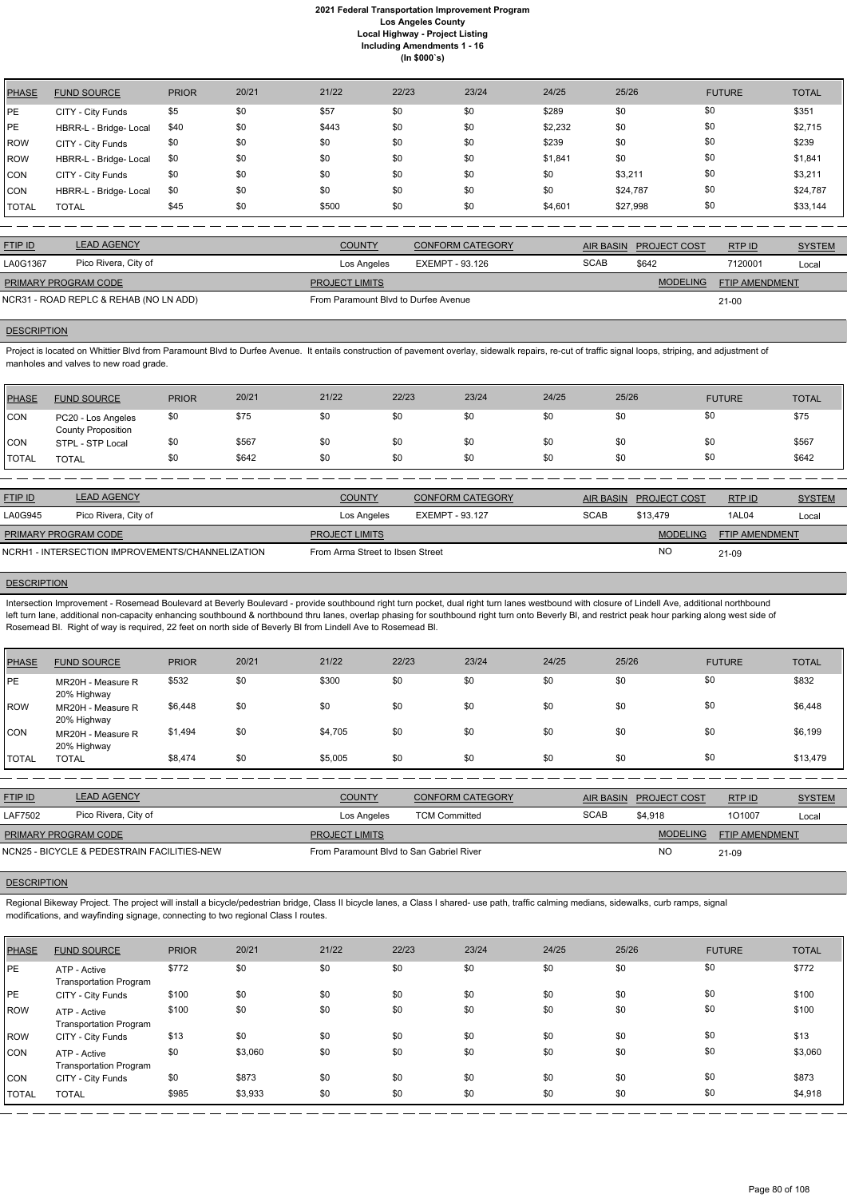# 2021 Federal Transportation Improvement Program
## Los Angeles County
## Local Highway - Project Listing
## Including Amendments 1 - 16
## (In $000`s)

| PHASE | FUND SOURCE | PRIOR | 20/21 | 21/22 | 22/23 | 23/24 | 24/25 | 25/26 | FUTURE | TOTAL |
|---|---|---|---|---|---|---|---|---|---|---|
| PE | CITY - City Funds | $5 | $0 | $57 | $0 | $0 | $289 | $0 | $0 | $351 |
| PE | HBRR-L - Bridge- Local | $40 | $0 | $443 | $0 | $0 | $2,232 | $0 | $0 | $2,715 |
| ROW | CITY - City Funds | $0 | $0 | $0 | $0 | $0 | $239 | $0 | $0 | $239 |
| ROW | HBRR-L - Bridge- Local | $0 | $0 | $0 | $0 | $0 | $1,841 | $0 | $0 | $1,841 |
| CON | CITY - City Funds | $0 | $0 | $0 | $0 | $0 | $0 | $3,211 | $0 | $3,211 |
| CON | HBRR-L - Bridge- Local | $0 | $0 | $0 | $0 | $0 | $0 | $24,787 | $0 | $24,787 |
| TOTAL | TOTAL | $45 | $0 | $500 | $0 | $0 | $4,601 | $27,998 | $0 | $33,144 |

| FTIP ID | LEAD AGENCY | COUNTY | CONFORM CATEGORY | AIR BASIN | PROJECT COST | RTP ID | SYSTEM |
|---|---|---|---|---|---|---|---|
| LA0G1367 | Pico Rivera, City of | Los Angeles | EXEMPT - 93.126 | SCAB | $642 | 7120001 | Local |

| PRIMARY PROGRAM CODE | PROJECT LIMITS | MODELING | FTIP AMENDMENT |
|---|---|---|---|
| NCR31 - ROAD REPLC & REHAB (NO LN ADD) | From Paramount Blvd to Durfee Avenue | | 21-00 |

**DESCRIPTION**

Project is located on Whittier Blvd from Paramount Blvd to Durfee Avenue. It entails construction of pavement overlay, sidewalk repairs, re-cut of traffic signal loops, striping, and adjustment of manholes and valves to new road grade.

| PHASE | FUND SOURCE | PRIOR | 20/21 | 21/22 | 22/23 | 23/24 | 24/25 | 25/26 | FUTURE | TOTAL |
|---|---|---|---|---|---|---|---|---|---|---|
| CON | PC20 - Los Angeles County Proposition | $0 | $75 | $0 | $0 | $0 | $0 | $0 | $0 | $75 |
| CON | STPL - STP Local | $0 | $567 | $0 | $0 | $0 | $0 | $0 | $0 | $567 |
| TOTAL | TOTAL | $0 | $642 | $0 | $0 | $0 | $0 | $0 | $0 | $642 |

| FTIP ID | LEAD AGENCY | COUNTY | CONFORM CATEGORY | AIR BASIN | PROJECT COST | RTP ID | SYSTEM |
|---|---|---|---|---|---|---|---|
| LA0G945 | Pico Rivera, City of | Los Angeles | EXEMPT - 93.127 | SCAB | $13,479 | 1AL04 | Local |

| PRIMARY PROGRAM CODE | PROJECT LIMITS | MODELING | FTIP AMENDMENT |
|---|---|---|---|
| NCRH1 - INTERSECTION IMPROVEMENTS/CHANNELIZATION | From Arma Street to Ibsen Street | NO | 21-09 |

**DESCRIPTION**

Intersection Improvement - Rosemead Boulevard at Beverly Boulevard - provide southbound right turn pocket, dual right turn lanes westbound with closure of Lindell Ave, additional northbound left turn lane, additional non-capacity enhancing southbound & northbound thru lanes, overlap phasing for southbound right turn onto Beverly Bl, and restrict peak hour parking along west side of Rosemead Bl. Right of way is required, 22 feet on north side of Beverly Bl from Lindell Ave to Rosemead Bl.

| PHASE | FUND SOURCE | PRIOR | 20/21 | 21/22 | 22/23 | 23/24 | 24/25 | 25/26 | FUTURE | TOTAL |
|---|---|---|---|---|---|---|---|---|---|---|
| PE | MR20H - Measure R 20% Highway | $532 | $0 | $300 | $0 | $0 | $0 | $0 | $0 | $832 |
| ROW | MR20H - Measure R 20% Highway | $6,448 | $0 | $0 | $0 | $0 | $0 | $0 | $0 | $6,448 |
| CON | MR20H - Measure R 20% Highway | $1,494 | $0 | $4,705 | $0 | $0 | $0 | $0 | $0 | $6,199 |
| TOTAL | TOTAL | $8,474 | $0 | $5,005 | $0 | $0 | $0 | $0 | $0 | $13,479 |

| FTIP ID | LEAD AGENCY | COUNTY | CONFORM CATEGORY | AIR BASIN | PROJECT COST | RTP ID | SYSTEM |
|---|---|---|---|---|---|---|---|
| LAF7502 | Pico Rivera, City of | Los Angeles | TCM Committed | SCAB | $4,918 | 1O1007 | Local |

| PRIMARY PROGRAM CODE | PROJECT LIMITS | MODELING | FTIP AMENDMENT |
|---|---|---|---|
| NCN25 - BICYCLE & PEDESTRAIN FACILITIES-NEW | From Paramount Blvd to San Gabriel River | NO | 21-09 |

**DESCRIPTION**

Regional Bikeway Project. The project will install a bicycle/pedestrian bridge, Class II bicycle lanes, a Class I shared- use path, traffic calming medians, sidewalks, curb ramps, signal modifications, and wayfinding signage, connecting to two regional Class I routes.

| PHASE | FUND SOURCE | PRIOR | 20/21 | 21/22 | 22/23 | 23/24 | 24/25 | 25/26 | FUTURE | TOTAL |
|---|---|---|---|---|---|---|---|---|---|---|
| PE | ATP - Active Transportation Program | $772 | $0 | $0 | $0 | $0 | $0 | $0 | $0 | $772 |
| PE | CITY - City Funds | $100 | $0 | $0 | $0 | $0 | $0 | $0 | $0 | $100 |
| ROW | ATP - Active Transportation Program | $100 | $0 | $0 | $0 | $0 | $0 | $0 | $0 | $100 |
| ROW | CITY - City Funds | $13 | $0 | $0 | $0 | $0 | $0 | $0 | $0 | $13 |
| CON | ATP - Active Transportation Program | $0 | $3,060 | $0 | $0 | $0 | $0 | $0 | $0 | $3,060 |
| CON | CITY - City Funds | $0 | $873 | $0 | $0 | $0 | $0 | $0 | $0 | $873 |
| TOTAL | TOTAL | $985 | $3,933 | $0 | $0 | $0 | $0 | $0 | $0 | $4,918 |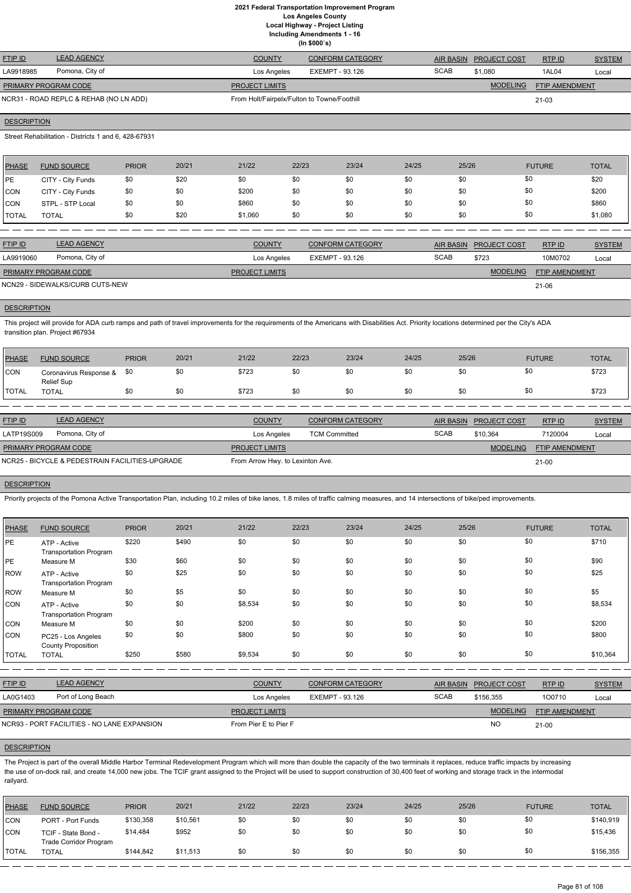# 2021 Federal Transportation Improvement Program
## Los Angeles County
### Local Highway - Project Listing
### Including Amendments 1 - 16
### (In $000`s)

| FTIP ID | LEAD AGENCY | COUNTY | CONFORM CATEGORY | AIR BASIN | PROJECT COST | RTP ID | SYSTEM |
|---|---|---|---|---|---|---|---|
| LA9918985 | Pomona, City of | Los Angeles | EXEMPT - 93.126 | SCAB | $1,080 | 1AL04 | Local |

| PRIMARY PROGRAM CODE | PROJECT LIMITS | MODELING | FTIP AMENDMENT |
|---|---|---|---|
| NCR31 - ROAD REPLC & REHAB (NO LN ADD) | From Holt/Fairpelx/Fulton to Towne/Foothill | | 21-03 |

**DESCRIPTION**

Street Rehabilitation - Districts 1 and 6, 428-67931

| PHASE | FUND SOURCE | PRIOR | 20/21 | 21/22 | 22/23 | 23/24 | 24/25 | 25/26 | FUTURE | TOTAL |
|---|---|---|---|---|---|---|---|---|---|---|
| PE | CITY - City Funds | $0 | $20 | $0 | $0 | $0 | $0 | $0 | $0 | $20 |
| CON | CITY - City Funds | $0 | $0 | $200 | $0 | $0 | $0 | $0 | $0 | $200 |
| CON | STPL - STP Local | $0 | $0 | $860 | $0 | $0 | $0 | $0 | $0 | $860 |
| TOTAL | TOTAL | $0 | $20 | $1,060 | $0 | $0 | $0 | $0 | $0 | $1,080 |

| FTIP ID | LEAD AGENCY | COUNTY | CONFORM CATEGORY | AIR BASIN | PROJECT COST | RTP ID | SYSTEM |
|---|---|---|---|---|---|---|---|
| LA9919060 | Pomona, City of | Los Angeles | EXEMPT - 93.126 | SCAB | $723 | 10M0702 | Local |

| PRIMARY PROGRAM CODE | PROJECT LIMITS | MODELING | FTIP AMENDMENT |
|---|---|---|---|
| NCN29 - SIDEWALKS/CURB CUTS-NEW | | | 21-06 |

**DESCRIPTION**

This project will provide for ADA curb ramps and path of travel improvements for the requirements of the Americans with Disabilities Act. Priority locations determined per the City's ADA transition plan. Project #67934

| PHASE | FUND SOURCE | PRIOR | 20/21 | 21/22 | 22/23 | 23/24 | 24/25 | 25/26 | FUTURE | TOTAL |
|---|---|---|---|---|---|---|---|---|---|---|
| CON | Coronavirus Response & Relief Sup | $0 | $0 | $723 | $0 | $0 | $0 | $0 | $0 | $723 |
| TOTAL | TOTAL | $0 | $0 | $723 | $0 | $0 | $0 | $0 | $0 | $723 |

| FTIP ID | LEAD AGENCY | COUNTY | CONFORM CATEGORY | AIR BASIN | PROJECT COST | RTP ID | SYSTEM |
|---|---|---|---|---|---|---|---|
| LATP19S009 | Pomona, City of | Los Angeles | TCM Committed | SCAB | $10,364 | 7120004 | Local |

| PRIMARY PROGRAM CODE | PROJECT LIMITS | MODELING | FTIP AMENDMENT |
|---|---|---|---|
| NCR25 - BICYCLE & PEDESTRAIN FACILITIES-UPGRADE | From Arrow Hwy. to Lexinton Ave. | | 21-00 |

**DESCRIPTION**

Priority projects of the Pomona Active Transportation Plan, including 10.2 miles of bike lanes, 1.8 miles of traffic calming measures, and 14 intersections of bike/ped improvements.

| PHASE | FUND SOURCE | PRIOR | 20/21 | 21/22 | 22/23 | 23/24 | 24/25 | 25/26 | FUTURE | TOTAL |
|---|---|---|---|---|---|---|---|---|---|---|
| PE | ATP - Active Transportation Program | $220 | $490 | $0 | $0 | $0 | $0 | $0 | $0 | $710 |
| PE | Measure M | $30 | $60 | $0 | $0 | $0 | $0 | $0 | $0 | $90 |
| ROW | ATP - Active Transportation Program | $0 | $25 | $0 | $0 | $0 | $0 | $0 | $0 | $25 |
| ROW | Measure M | $0 | $5 | $0 | $0 | $0 | $0 | $0 | $0 | $5 |
| CON | ATP - Active Transportation Program | $0 | $0 | $8,534 | $0 | $0 | $0 | $0 | $0 | $8,534 |
| CON | Measure M | $0 | $0 | $200 | $0 | $0 | $0 | $0 | $0 | $200 |
| CON | PC25 - Los Angeles County Proposition | $0 | $0 | $800 | $0 | $0 | $0 | $0 | $0 | $800 |
| TOTAL | TOTAL | $250 | $580 | $9,534 | $0 | $0 | $0 | $0 | $0 | $10,364 |

| FTIP ID | LEAD AGENCY | COUNTY | CONFORM CATEGORY | AIR BASIN | PROJECT COST | RTP ID | SYSTEM |
|---|---|---|---|---|---|---|---|
| LA0G1403 | Port of Long Beach | Los Angeles | EXEMPT - 93.126 | SCAB | $156,355 | 1O0710 | Local |

| PRIMARY PROGRAM CODE | PROJECT LIMITS | MODELING | FTIP AMENDMENT |
|---|---|---|---|
| NCR93 - PORT FACILITIES - NO LANE EXPANSION | From Pier E to Pier F | NO | 21-00 |

**DESCRIPTION**

The Project is part of the overall Middle Harbor Terminal Redevelopment Program which will more than double the capacity of the two terminals it replaces, reduce traffic impacts by increasing the use of on-dock rail, and create 14,000 new jobs. The TCIF grant assigned to the Project will be used to support construction of 30,400 feet of working and storage track in the intermodal railyard.

| PHASE | FUND SOURCE | PRIOR | 20/21 | 21/22 | 22/23 | 23/24 | 24/25 | 25/26 | FUTURE | TOTAL |
|---|---|---|---|---|---|---|---|---|---|---|
| CON | PORT - Port Funds | $130,358 | $10,561 | $0 | $0 | $0 | $0 | $0 | $0 | $140,919 |
| CON | TCIF - State Bond - Trade Corridor Program | $14,484 | $952 | $0 | $0 | $0 | $0 | $0 | $0 | $15,436 |
| TOTAL | TOTAL | $144,842 | $11,513 | $0 | $0 | $0 | $0 | $0 | $0 | $156,355 |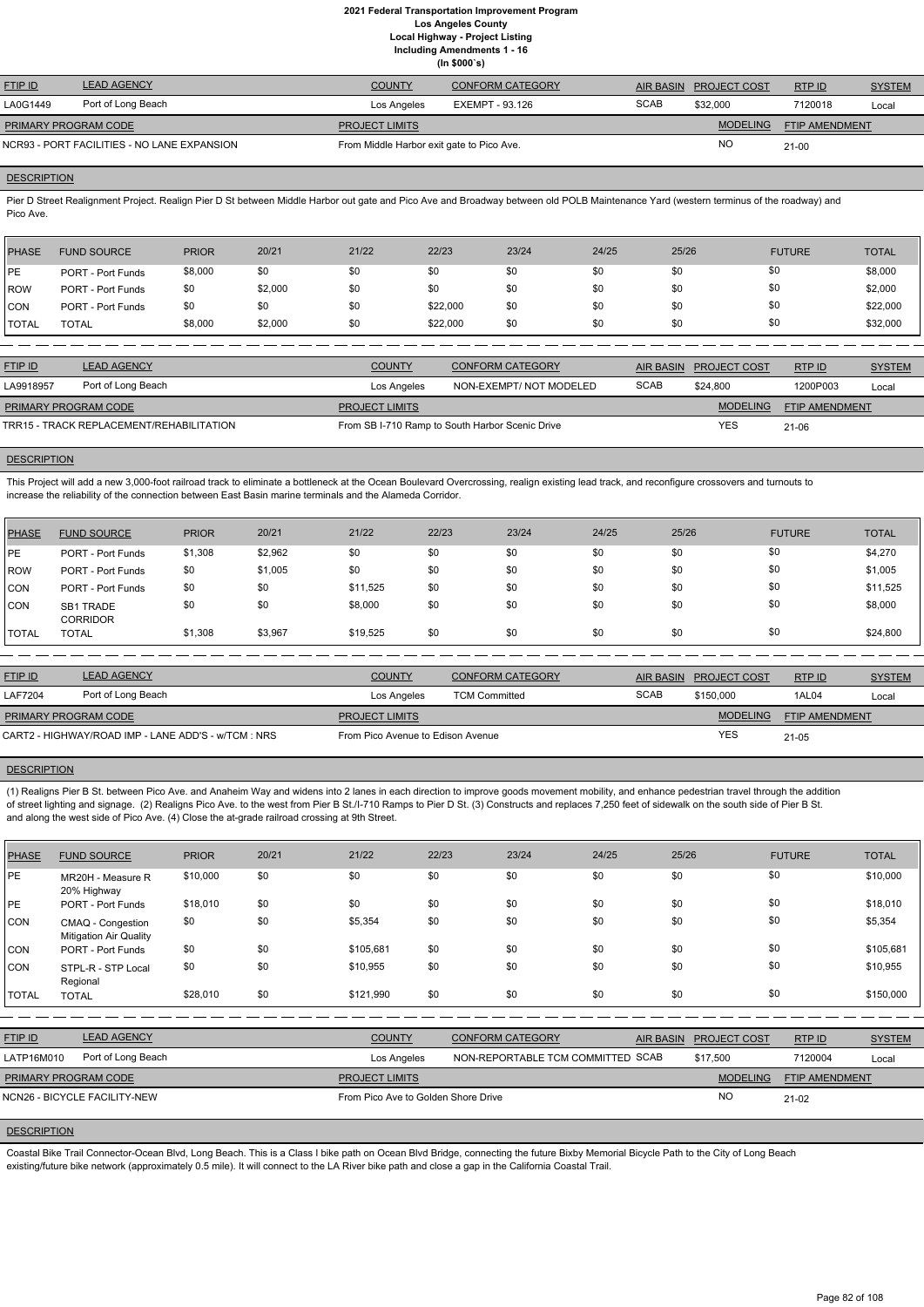# 2021 Federal Transportation Improvement Program
## Los Angeles County
## Local Highway - Project Listing
## Including Amendments 1 - 16
## (In $000`s)

| FTIP ID | LEAD AGENCY | COUNTY | CONFORM CATEGORY | AIR BASIN | PROJECT COST | RTP ID | SYSTEM |
|---|---|---|---|---|---|---|---|
| LA0G1449 | Port of Long Beach | Los Angeles | EXEMPT - 93.126 | SCAB | $32,000 | 7120018 | Local |

| PRIMARY PROGRAM CODE | PROJECT LIMITS | MODELING | FTIP AMENDMENT |
|---|---|---|---|
| NCR93 - PORT FACILITIES - NO LANE EXPANSION | From Middle Harbor exit gate to Pico Ave. | NO | 21-00 |

**DESCRIPTION**

Pier D Street Realignment Project. Realign Pier D St between Middle Harbor out gate and Pico Ave and Broadway between old POLB Maintenance Yard (western terminus of the roadway) and Pico Ave.

| PHASE | FUND SOURCE | PRIOR | 20/21 | 21/22 | 22/23 | 23/24 | 24/25 | 25/26 | FUTURE | TOTAL |
|---|---|---|---|---|---|---|---|---|---|---|
| PE | PORT - Port Funds | $8,000 | $0 | $0 | $0 | $0 | $0 | $0 | $0 | $8,000 |
| ROW | PORT - Port Funds | $0 | $2,000 | $0 | $0 | $0 | $0 | $0 | $0 | $2,000 |
| CON | PORT - Port Funds | $0 | $0 | $0 | $22,000 | $0 | $0 | $0 | $0 | $22,000 |
| TOTAL | TOTAL | $8,000 | $2,000 | $0 | $22,000 | $0 | $0 | $0 | $0 | $32,000 |

| FTIP ID | LEAD AGENCY | COUNTY | CONFORM CATEGORY | AIR BASIN | PROJECT COST | RTP ID | SYSTEM |
|---|---|---|---|---|---|---|---|
| LA9918957 | Port of Long Beach | Los Angeles | NON-EXEMPT/ NOT MODELED | SCAB | $24,800 | 1200P003 | Local |

| PRIMARY PROGRAM CODE | PROJECT LIMITS | MODELING | FTIP AMENDMENT |
|---|---|---|---|
| TRR15 - TRACK REPLACEMENT/REHABILITATION | From SB I-710 Ramp to South Harbor Scenic Drive | YES | 21-06 |

**DESCRIPTION**

This Project will add a new 3,000-foot railroad track to eliminate a bottleneck at the Ocean Boulevard Overcrossing, realign existing lead track, and reconfigure crossovers and turnouts to increase the reliability of the connection between East Basin marine terminals and the Alameda Corridor.

| PHASE | FUND SOURCE | PRIOR | 20/21 | 21/22 | 22/23 | 23/24 | 24/25 | 25/26 | FUTURE | TOTAL |
|---|---|---|---|---|---|---|---|---|---|---|
| PE | PORT - Port Funds | $1,308 | $2,962 | $0 | $0 | $0 | $0 | $0 | $0 | $4,270 |
| ROW | PORT - Port Funds | $0 | $1,005 | $0 | $0 | $0 | $0 | $0 | $0 | $1,005 |
| CON | PORT - Port Funds | $0 | $0 | $11,525 | $0 | $0 | $0 | $0 | $0 | $11,525 |
| CON | SB1 TRADE CORRIDOR | $0 | $0 | $8,000 | $0 | $0 | $0 | $0 | $0 | $8,000 |
| TOTAL | TOTAL | $1,308 | $3,967 | $19,525 | $0 | $0 | $0 | $0 | $0 | $24,800 |

| FTIP ID | LEAD AGENCY | COUNTY | CONFORM CATEGORY | AIR BASIN | PROJECT COST | RTP ID | SYSTEM |
|---|---|---|---|---|---|---|---|
| LAF7204 | Port of Long Beach | Los Angeles | TCM Committed | SCAB | $150,000 | 1AL04 | Local |

| PRIMARY PROGRAM CODE | PROJECT LIMITS | MODELING | FTIP AMENDMENT |
|---|---|---|---|
| CART2 - HIGHWAY/ROAD IMP - LANE ADD'S - w/TCM : NRS | From Pico Avenue to Edison Avenue | YES | 21-05 |

**DESCRIPTION**

(1) Realigns Pier B St. between Pico Ave. and Anaheim Way and widens into 2 lanes in each direction to improve goods movement mobility, and enhance pedestrian travel through the addition of street lighting and signage. (2) Realigns Pico Ave. to the west from Pier B St./I-710 Ramps to Pier D St. (3) Constructs and replaces 7,250 feet of sidewalk on the south side of Pier B St. and along the west side of Pico Ave. (4) Close the at-grade railroad crossing at 9th Street.

| PHASE | FUND SOURCE | PRIOR | 20/21 | 21/22 | 22/23 | 23/24 | 24/25 | 25/26 | FUTURE | TOTAL |
|---|---|---|---|---|---|---|---|---|---|---|
| PE | MR20H - Measure R 20% Highway | $10,000 | $0 | $0 | $0 | $0 | $0 | $0 | $0 | $10,000 |
| PE | PORT - Port Funds | $18,010 | $0 | $0 | $0 | $0 | $0 | $0 | $0 | $18,010 |
| CON | CMAQ - Congestion Mitigation Air Quality | $0 | $0 | $5,354 | $0 | $0 | $0 | $0 | $0 | $5,354 |
| CON | PORT - Port Funds | $0 | $0 | $105,681 | $0 | $0 | $0 | $0 | $0 | $105,681 |
| CON | STPL-R - STP Local Regional | $0 | $0 | $10,955 | $0 | $0 | $0 | $0 | $0 | $10,955 |
| TOTAL | TOTAL | $28,010 | $0 | $121,990 | $0 | $0 | $0 | $0 | $0 | $150,000 |

| FTIP ID | LEAD AGENCY | COUNTY | CONFORM CATEGORY | AIR BASIN | PROJECT COST | RTP ID | SYSTEM |
|---|---|---|---|---|---|---|---|
| LATP16M010 | Port of Long Beach | Los Angeles | NON-REPORTABLE TCM COMMITTED | SCAB | $17,500 | 7120004 | Local |

| PRIMARY PROGRAM CODE | PROJECT LIMITS | MODELING | FTIP AMENDMENT |
|---|---|---|---|
| NCN26 - BICYCLE FACILITY-NEW | From Pico Ave to Golden Shore Drive | NO | 21-02 |

**DESCRIPTION**

Coastal Bike Trail Connector-Ocean Blvd, Long Beach. This is a Class I bike path on Ocean Blvd Bridge, connecting the future Bixby Memorial Bicycle Path to the City of Long Beach existing/future bike network (approximately 0.5 mile). It will connect to the LA River bike path and close a gap in the California Coastal Trail.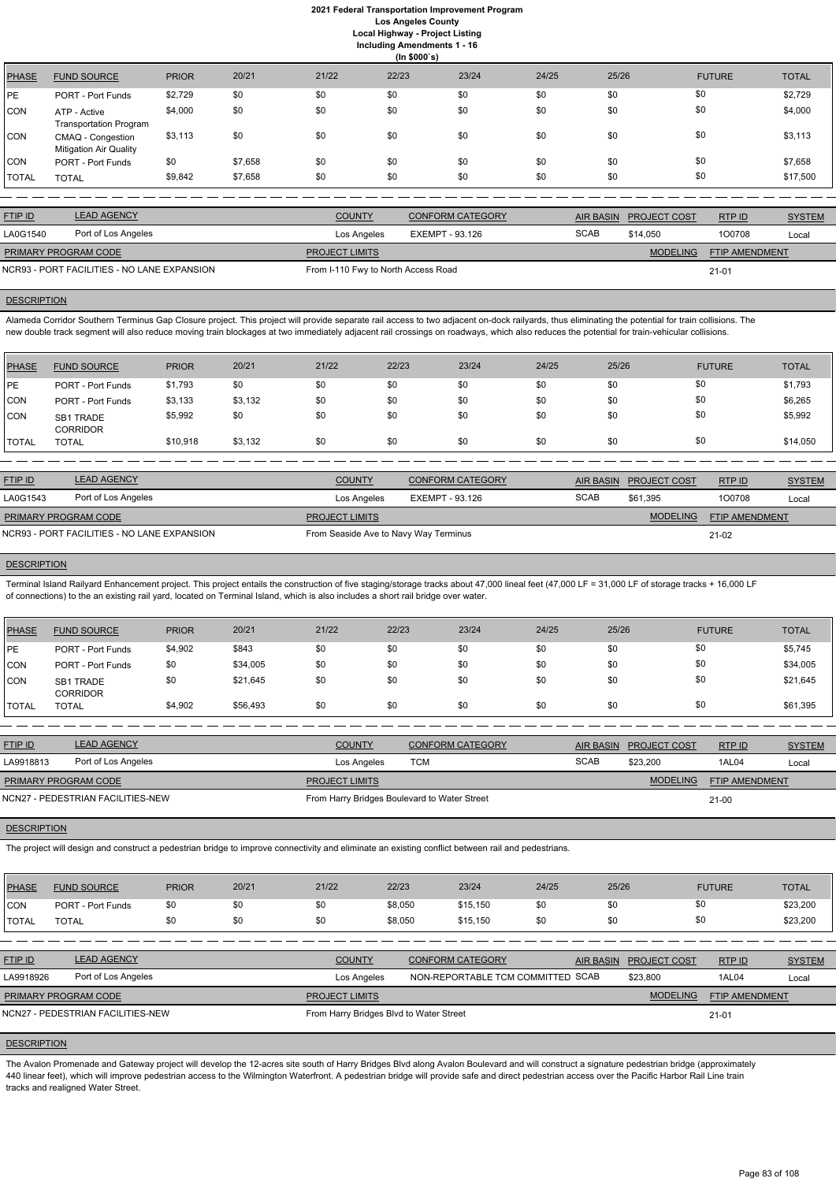# 2021 Federal Transportation Improvement Program
## Los Angeles County
### Local Highway - Project Listing
### Including Amendments 1 - 16
(In $000`s)

| PHASE | FUND SOURCE | PRIOR | 20/21 | 21/22 | 22/23 | 23/24 | 24/25 | 25/26 | FUTURE | TOTAL |
|---|---|---|---|---|---|---|---|---|---|---|
| PE | PORT - Port Funds | $2,729 | $0 | $0 | $0 | $0 | $0 | $0 | $0 | $2,729 |
| CON | ATP - Active Transportation Program | $4,000 | $0 | $0 | $0 | $0 | $0 | $0 | $0 | $4,000 |
| CON | CMAQ - Congestion Mitigation Air Quality | $3,113 | $0 | $0 | $0 | $0 | $0 | $0 | $0 | $3,113 |
| CON | PORT - Port Funds | $0 | $7,658 | $0 | $0 | $0 | $0 | $0 | $0 | $7,658 |
| TOTAL | TOTAL | $9,842 | $7,658 | $0 | $0 | $0 | $0 | $0 | $0 | $17,500 |

| FTIP ID | LEAD AGENCY | COUNTY | CONFORM CATEGORY | AIR BASIN | PROJECT COST | RTP ID | SYSTEM |
|---|---|---|---|---|---|---|---|
| LA0G1540 | Port of Los Angeles | Los Angeles | EXEMPT - 93.126 | SCAB | $14,050 | 1O0708 | Local |

| PRIMARY PROGRAM CODE | PROJECT LIMITS | MODELING | FTIP AMENDMENT |
|---|---|---|---|
| NCR93 - PORT FACILITIES - NO LANE EXPANSION | From I-110 Fwy to North Access Road | | 21-01 |

**DESCRIPTION**

Alameda Corridor Southern Terminus Gap Closure project. This project will provide separate rail access to two adjacent on-dock railyards, thus eliminating the potential for train collisions. The new double track segment will also reduce moving train blockages at two immediately adjacent rail crossings on roadways, which also reduces the potential for train-vehicular collisions.

| PHASE | FUND SOURCE | PRIOR | 20/21 | 21/22 | 22/23 | 23/24 | 24/25 | 25/26 | FUTURE | TOTAL |
|---|---|---|---|---|---|---|---|---|---|---|
| PE | PORT - Port Funds | $1,793 | $0 | $0 | $0 | $0 | $0 | $0 | $0 | $1,793 |
| CON | PORT - Port Funds | $3,133 | $3,132 | $0 | $0 | $0 | $0 | $0 | $0 | $6,265 |
| CON | SB1 TRADE CORRIDOR | $5,992 | $0 | $0 | $0 | $0 | $0 | $0 | $0 | $5,992 |
| TOTAL | TOTAL | $10,918 | $3,132 | $0 | $0 | $0 | $0 | $0 | $0 | $14,050 |

| FTIP ID | LEAD AGENCY | COUNTY | CONFORM CATEGORY | AIR BASIN | PROJECT COST | RTP ID | SYSTEM |
|---|---|---|---|---|---|---|---|
| LA0G1543 | Port of Los Angeles | Los Angeles | EXEMPT - 93.126 | SCAB | $61,395 | 1O0708 | Local |

| PRIMARY PROGRAM CODE | PROJECT LIMITS | MODELING | FTIP AMENDMENT |
|---|---|---|---|
| NCR93 - PORT FACILITIES - NO LANE EXPANSION | From Seaside Ave to Navy Way Terminus | | 21-02 |

**DESCRIPTION**

Terminal Island Railyard Enhancement project. This project entails the construction of five staging/storage tracks about 47,000 lineal feet (47,000 LF = 31,000 LF of storage tracks + 16,000 LF of connections) to the an existing rail yard, located on Terminal Island, which is also includes a short rail bridge over water.

| PHASE | FUND SOURCE | PRIOR | 20/21 | 21/22 | 22/23 | 23/24 | 24/25 | 25/26 | FUTURE | TOTAL |
|---|---|---|---|---|---|---|---|---|---|---|
| PE | PORT - Port Funds | $4,902 | $843 | $0 | $0 | $0 | $0 | $0 | $0 | $5,745 |
| CON | PORT - Port Funds | $0 | $34,005 | $0 | $0 | $0 | $0 | $0 | $0 | $34,005 |
| CON | SB1 TRADE CORRIDOR | $0 | $21,645 | $0 | $0 | $0 | $0 | $0 | $0 | $21,645 |
| TOTAL | TOTAL | $4,902 | $56,493 | $0 | $0 | $0 | $0 | $0 | $0 | $61,395 |

| FTIP ID | LEAD AGENCY | COUNTY | CONFORM CATEGORY | AIR BASIN | PROJECT COST | RTP ID | SYSTEM |
|---|---|---|---|---|---|---|---|
| LA9918813 | Port of Los Angeles | Los Angeles | TCM | SCAB | $23,200 | 1AL04 | Local |

| PRIMARY PROGRAM CODE | PROJECT LIMITS | MODELING | FTIP AMENDMENT |
|---|---|---|---|
| NCN27 - PEDESTRIAN FACILITIES-NEW | From Harry Bridges Boulevard to Water Street | | 21-00 |

**DESCRIPTION**

The project will design and construct a pedestrian bridge to improve connectivity and eliminate an existing conflict between rail and pedestrians.

| PHASE | FUND SOURCE | PRIOR | 20/21 | 21/22 | 22/23 | 23/24 | 24/25 | 25/26 | FUTURE | TOTAL |
|---|---|---|---|---|---|---|---|---|---|---|
| CON | PORT - Port Funds | $0 | $0 | $0 | $8,050 | $15,150 | $0 | $0 | $0 | $23,200 |
| TOTAL | TOTAL | $0 | $0 | $0 | $8,050 | $15,150 | $0 | $0 | $0 | $23,200 |

| FTIP ID | LEAD AGENCY | COUNTY | CONFORM CATEGORY | AIR BASIN | PROJECT COST | RTP ID | SYSTEM |
|---|---|---|---|---|---|---|---|
| LA9918926 | Port of Los Angeles | Los Angeles | NON-REPORTABLE TCM COMMITTED | SCAB | $23,800 | 1AL04 | Local |

| PRIMARY PROGRAM CODE | PROJECT LIMITS | MODELING | FTIP AMENDMENT |
|---|---|---|---|
| NCN27 - PEDESTRIAN FACILITIES-NEW | From Harry Bridges Blvd to Water Street | | 21-01 |

**DESCRIPTION**

The Avalon Promenade and Gateway project will develop the 12-acres site south of Harry Bridges Blvd along Avalon Boulevard and will construct a signature pedestrian bridge (approximately 440 linear feet), which will improve pedestrian access to the Wilmington Waterfront. A pedestrian bridge will provide safe and direct pedestrian access over the Pacific Harbor Rail Line train tracks and realigned Water Street.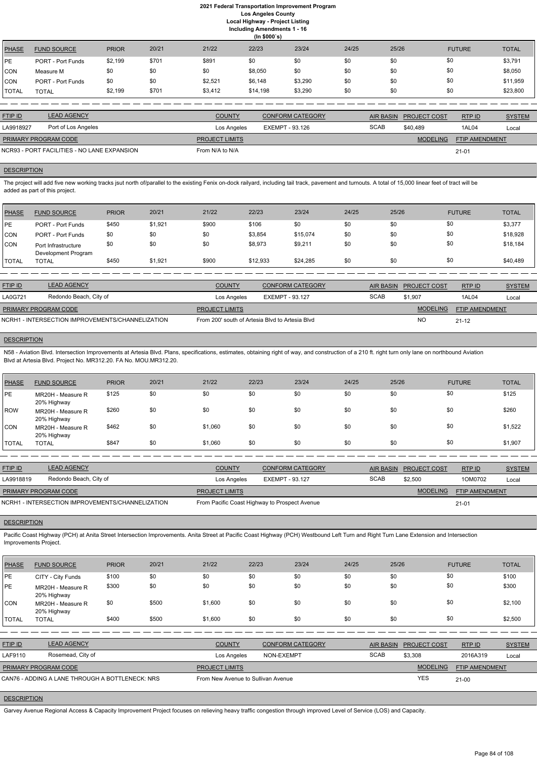# 2021 Federal Transportation Improvement Program
## Los Angeles County
### Local Highway - Project Listing
### Including Amendments 1 - 16
### (In $000`s)

| PHASE | FUND SOURCE | PRIOR | 20/21 | 21/22 | 22/23 | 23/24 | 24/25 | 25/26 | FUTURE | TOTAL |
|---|---|---|---|---|---|---|---|---|---|---|
| PE | PORT - Port Funds | $2,199 | $701 | $891 | $0 | $0 | $0 | $0 | $0 | $3,791 |
| CON | Measure M | $0 | $0 | $0 | $8,050 | $0 | $0 | $0 | $0 | $8,050 |
| CON | PORT - Port Funds | $0 | $0 | $2,521 | $6,148 | $3,290 | $0 | $0 | $0 | $11,959 |
| TOTAL | TOTAL | $2,199 | $701 | $3,412 | $14,198 | $3,290 | $0 | $0 | $0 | $23,800 |

| FTIP ID | LEAD AGENCY | COUNTY | CONFORM CATEGORY | AIR BASIN | PROJECT COST | RTP ID | SYSTEM |
|---|---|---|---|---|---|---|---|
| LA9918927 | Port of Los Angeles | Los Angeles | EXEMPT - 93.126 | SCAB | $40,489 | 1AL04 | Local |

| PRIMARY PROGRAM CODE | PROJECT LIMITS | MODELING | FTIP AMENDMENT |
|---|---|---|---|
| NCR93 - PORT FACILITIES - NO LANE EXPANSION | From N/A to N/A | | 21-01 |

**DESCRIPTION**

The project will add five new working tracks jsut north of/parallel to the existing Fenix on-dock railyard, including tail track, pavement and turnouts. A total of 15,000 linear feet of tract will be added as part of this project.

| PHASE | FUND SOURCE | PRIOR | 20/21 | 21/22 | 22/23 | 23/24 | 24/25 | 25/26 | FUTURE | TOTAL |
|---|---|---|---|---|---|---|---|---|---|---|
| PE | PORT - Port Funds | $450 | $1,921 | $900 | $106 | $0 | $0 | $0 | $0 | $3,377 |
| CON | PORT - Port Funds | $0 | $0 | $0 | $3,854 | $15,074 | $0 | $0 | $0 | $18,928 |
| CON | Port Infrastructure Development Program | $0 | $0 | $0 | $8,973 | $9,211 | $0 | $0 | $0 | $18,184 |
| TOTAL | TOTAL | $450 | $1,921 | $900 | $12,933 | $24,285 | $0 | $0 | $0 | $40,489 |

| FTIP ID | LEAD AGENCY | COUNTY | CONFORM CATEGORY | AIR BASIN | PROJECT COST | RTP ID | SYSTEM |
|---|---|---|---|---|---|---|---|
| LA0G721 | Redondo Beach, City of | Los Angeles | EXEMPT - 93.127 | SCAB | $1,907 | 1AL04 | Local |

| PRIMARY PROGRAM CODE | PROJECT LIMITS | MODELING | FTIP AMENDMENT |
|---|---|---|---|
| NCRH1 - INTERSECTION IMPROVEMENTS/CHANNELIZATION | From 200' south of Artesia Blvd to Artesia Blvd | NO | 21-12 |

**DESCRIPTION**

N58 - Aviation Blvd. Intersection Improvements at Artesia Blvd. Plans, specifications, estimates, obtaining right of way, and construction of a 210 ft. right turn only lane on northbound Aviation Blvd at Artesia Blvd. Project No. MR312.20. FA No. MOU.MR312.20.

| PHASE | FUND SOURCE | PRIOR | 20/21 | 21/22 | 22/23 | 23/24 | 24/25 | 25/26 | FUTURE | TOTAL |
|---|---|---|---|---|---|---|---|---|---|---|
| PE | MR20H - Measure R 20% Highway | $125 | $0 | $0 | $0 | $0 | $0 | $0 | $0 | $125 |
| ROW | MR20H - Measure R 20% Highway | $260 | $0 | $0 | $0 | $0 | $0 | $0 | $0 | $260 |
| CON | MR20H - Measure R 20% Highway | $462 | $0 | $1,060 | $0 | $0 | $0 | $0 | $0 | $1,522 |
| TOTAL | TOTAL | $847 | $0 | $1,060 | $0 | $0 | $0 | $0 | $0 | $1,907 |

| FTIP ID | LEAD AGENCY | COUNTY | CONFORM CATEGORY | AIR BASIN | PROJECT COST | RTP ID | SYSTEM |
|---|---|---|---|---|---|---|---|
| LA9918819 | Redondo Beach, City of | Los Angeles | EXEMPT - 93.127 | SCAB | $2,500 | 1OM0702 | Local |

| PRIMARY PROGRAM CODE | PROJECT LIMITS | MODELING | FTIP AMENDMENT |
|---|---|---|---|
| NCRH1 - INTERSECTION IMPROVEMENTS/CHANNELIZATION | From Pacific Coast Highway to Prospect Avenue | | 21-01 |

**DESCRIPTION**

Pacific Coast Highway (PCH) at Anita Street Intersection Improvements. Anita Street at Pacific Coast Highway (PCH) Westbound Left Turn and Right Turn Lane Extension and Intersection Improvements Project.

| PHASE | FUND SOURCE | PRIOR | 20/21 | 21/22 | 22/23 | 23/24 | 24/25 | 25/26 | FUTURE | TOTAL |
|---|---|---|---|---|---|---|---|---|---|---|
| PE | CITY - City Funds | $100 | $0 | $0 | $0 | $0 | $0 | $0 | $0 | $100 |
| PE | MR20H - Measure R 20% Highway | $300 | $0 | $0 | $0 | $0 | $0 | $0 | $0 | $300 |
| CON | MR20H - Measure R 20% Highway | $0 | $500 | $1,600 | $0 | $0 | $0 | $0 | $0 | $2,100 |
| TOTAL | TOTAL | $400 | $500 | $1,600 | $0 | $0 | $0 | $0 | $0 | $2,500 |

| FTIP ID | LEAD AGENCY | COUNTY | CONFORM CATEGORY | AIR BASIN | PROJECT COST | RTP ID | SYSTEM |
|---|---|---|---|---|---|---|---|
| LAF9110 | Rosemead, City of | Los Angeles | NON-EXEMPT | SCAB | $3,308 | 2016A319 | Local |

| PRIMARY PROGRAM CODE | PROJECT LIMITS | MODELING | FTIP AMENDMENT |
|---|---|---|---|
| CAN76 - ADDING A LANE THROUGH A BOTTLENECK: NRS | From New Avenue to Sullivan Avenue | YES | 21-00 |

**DESCRIPTION**

Garvey Avenue Regional Access & Capacity Improvement Project focuses on relieving heavy traffic congestion through improved Level of Service (LOS) and Capacity.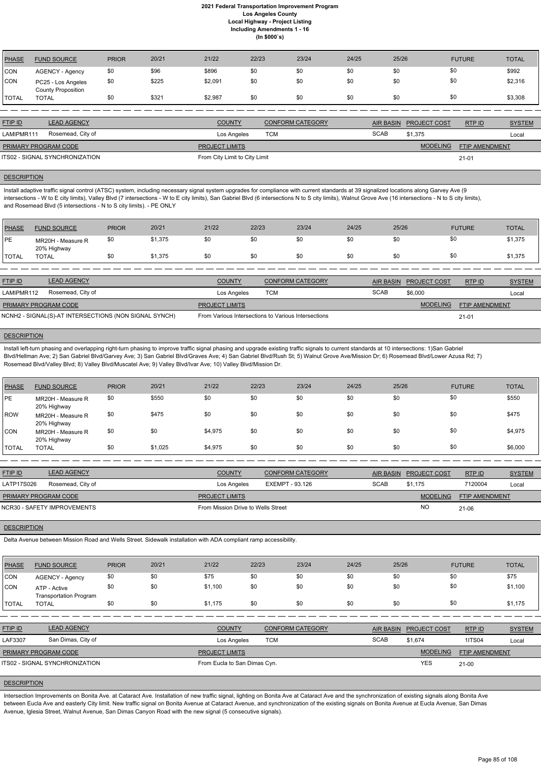# 2021 Federal Transportation Improvement Program
## Los Angeles County
### Local Highway - Project Listing
### Including Amendments 1 - 16
### (In $000`s)

| PHASE | FUND SOURCE | PRIOR | 20/21 | 21/22 | 22/23 | 23/24 | 24/25 | 25/26 | FUTURE | TOTAL |
|---|---|---|---|---|---|---|---|---|---|---|
| CON | AGENCY - Agency | $0 | $96 | $896 | $0 | $0 | $0 | $0 | $0 | $992 |
| CON | PC25 - Los Angeles County Proposition | $0 | $225 | $2,091 | $0 | $0 | $0 | $0 | $0 | $2,316 |
| TOTAL | TOTAL | $0 | $321 | $2,987 | $0 | $0 | $0 | $0 | $0 | $3,308 |

| FTIP ID | LEAD AGENCY | COUNTY | CONFORM CATEGORY | AIR BASIN | PROJECT COST | RTP ID | SYSTEM |
|---|---|---|---|---|---|---|---|
| LAMIPMR111 | Rosemead, City of | Los Angeles | TCM | SCAB | $1,375 | | Local |

| PRIMARY PROGRAM CODE | PROJECT LIMITS | MODELING | FTIP AMENDMENT |
|---|---|---|---|
| ITS02 - SIGNAL SYNCHRONIZATION | From City Limit to City Limit | | 21-01 |

**DESCRIPTION**

Install adaptive traffic signal control (ATSC) system, including necessary signal system upgrades for compliance with current standards at 39 signalized locations along Garvey Ave (9 intersections - W to E city limits), Valley Blvd (7 intersections - W to E city limits), San Gabriel Blvd (6 intersections N to S city limits), Walnut Grove Ave (16 intersections - N to S city limits), and Rosemead Blvd (5 intersections - N to S city limits). - PE ONLY

| PHASE | FUND SOURCE | PRIOR | 20/21 | 21/22 | 22/23 | 23/24 | 24/25 | 25/26 | FUTURE | TOTAL |
|---|---|---|---|---|---|---|---|---|---|---|
| PE | MR20H - Measure R 20% Highway | $0 | $1,375 | $0 | $0 | $0 | $0 | $0 | $0 | $1,375 |
| TOTAL | TOTAL | $0 | $1,375 | $0 | $0 | $0 | $0 | $0 | $0 | $1,375 |

| FTIP ID | LEAD AGENCY | COUNTY | CONFORM CATEGORY | AIR BASIN | PROJECT COST | RTP ID | SYSTEM |
|---|---|---|---|---|---|---|---|
| LAMIPMR112 | Rosemead, City of | Los Angeles | TCM | SCAB | $6,000 | | Local |

| PRIMARY PROGRAM CODE | PROJECT LIMITS | MODELING | FTIP AMENDMENT |
|---|---|---|---|
| NCNH2 - SIGNAL(S)-AT INTERSECTIONS (NON SIGNAL SYNCH) | From Various Intersections to Various Intersections | | 21-01 |

**DESCRIPTION**

Install left-turn phasing and overlapping right-turn phasing to improve traffic signal phasing and upgrade existing traffic signals to current standards at 10 intersections: 1)San Gabriel Blvd/Hellman Ave; 2) San Gabriel Blvd/Garvey Ave; 3) San Gabriel Blvd/Graves Ave; 4) San Gabriel Blvd/Rush St; 5) Walnut Grove Ave/Mission Dr; 6) Rosemead Blvd/Lower Azusa Rd; 7) Rosemead Blvd/Valley Blvd; 8) Valley Blvd/Muscatel Ave; 9) Valley Blvd/Ivar Ave; 10) Valley Blvd/Mission Dr.

| PHASE | FUND SOURCE | PRIOR | 20/21 | 21/22 | 22/23 | 23/24 | 24/25 | 25/26 | FUTURE | TOTAL |
|---|---|---|---|---|---|---|---|---|---|---|
| PE | MR20H - Measure R 20% Highway | $0 | $550 | $0 | $0 | $0 | $0 | $0 | $0 | $550 |
| ROW | MR20H - Measure R 20% Highway | $0 | $475 | $0 | $0 | $0 | $0 | $0 | $0 | $475 |
| CON | MR20H - Measure R 20% Highway | $0 | $0 | $4,975 | $0 | $0 | $0 | $0 | $0 | $4,975 |
| TOTAL | TOTAL | $0 | $1,025 | $4,975 | $0 | $0 | $0 | $0 | $0 | $6,000 |

| FTIP ID | LEAD AGENCY | COUNTY | CONFORM CATEGORY | AIR BASIN | PROJECT COST | RTP ID | SYSTEM |
|---|---|---|---|---|---|---|---|
| LATP17S026 | Rosemead, City of | Los Angeles | EXEMPT - 93.126 | SCAB | $1,175 | 7120004 | Local |

| PRIMARY PROGRAM CODE | PROJECT LIMITS | MODELING | FTIP AMENDMENT |
|---|---|---|---|
| NCR30 - SAFETY IMPROVEMENTS | From Mission Drive to Wells Street | NO | 21-06 |

**DESCRIPTION**

Delta Avenue between Mission Road and Wells Street. Sidewalk installation with ADA compliant ramp accessibility.

| PHASE | FUND SOURCE | PRIOR | 20/21 | 21/22 | 22/23 | 23/24 | 24/25 | 25/26 | FUTURE | TOTAL |
|---|---|---|---|---|---|---|---|---|---|---|
| CON | AGENCY - Agency | $0 | $0 | $75 | $0 | $0 | $0 | $0 | $0 | $75 |
| CON | ATP - Active Transportation Program | $0 | $0 | $1,100 | $0 | $0 | $0 | $0 | $0 | $1,100 |
| TOTAL | TOTAL | $0 | $0 | $1,175 | $0 | $0 | $0 | $0 | $0 | $1,175 |

| FTIP ID | LEAD AGENCY | COUNTY | CONFORM CATEGORY | AIR BASIN | PROJECT COST | RTP ID | SYSTEM |
|---|---|---|---|---|---|---|---|
| LAF3307 | San Dimas, City of | Los Angeles | TCM | SCAB | $1,674 | 1ITS04 | Local |

| PRIMARY PROGRAM CODE | PROJECT LIMITS | MODELING | FTIP AMENDMENT |
|---|---|---|---|
| ITS02 - SIGNAL SYNCHRONIZATION | From Eucla to San Dimas Cyn. | YES | 21-00 |

**DESCRIPTION**

Intersection Improvements on Bonita Ave. at Cataract Ave. Installation of new traffic signal, lighting on Bonita Ave at Cataract Ave and the synchronization of existing signals along Bonita Ave between Eucla Ave and easterly City limit. New traffic signal on Bonita Avenue at Cataract Avenue, and synchronization of the existing signals on Bonita Avenue at Eucla Avenue, San Dimas Avenue, Iglesia Street, Walnut Avenue, San Dimas Canyon Road with the new signal (5 consecutive signals).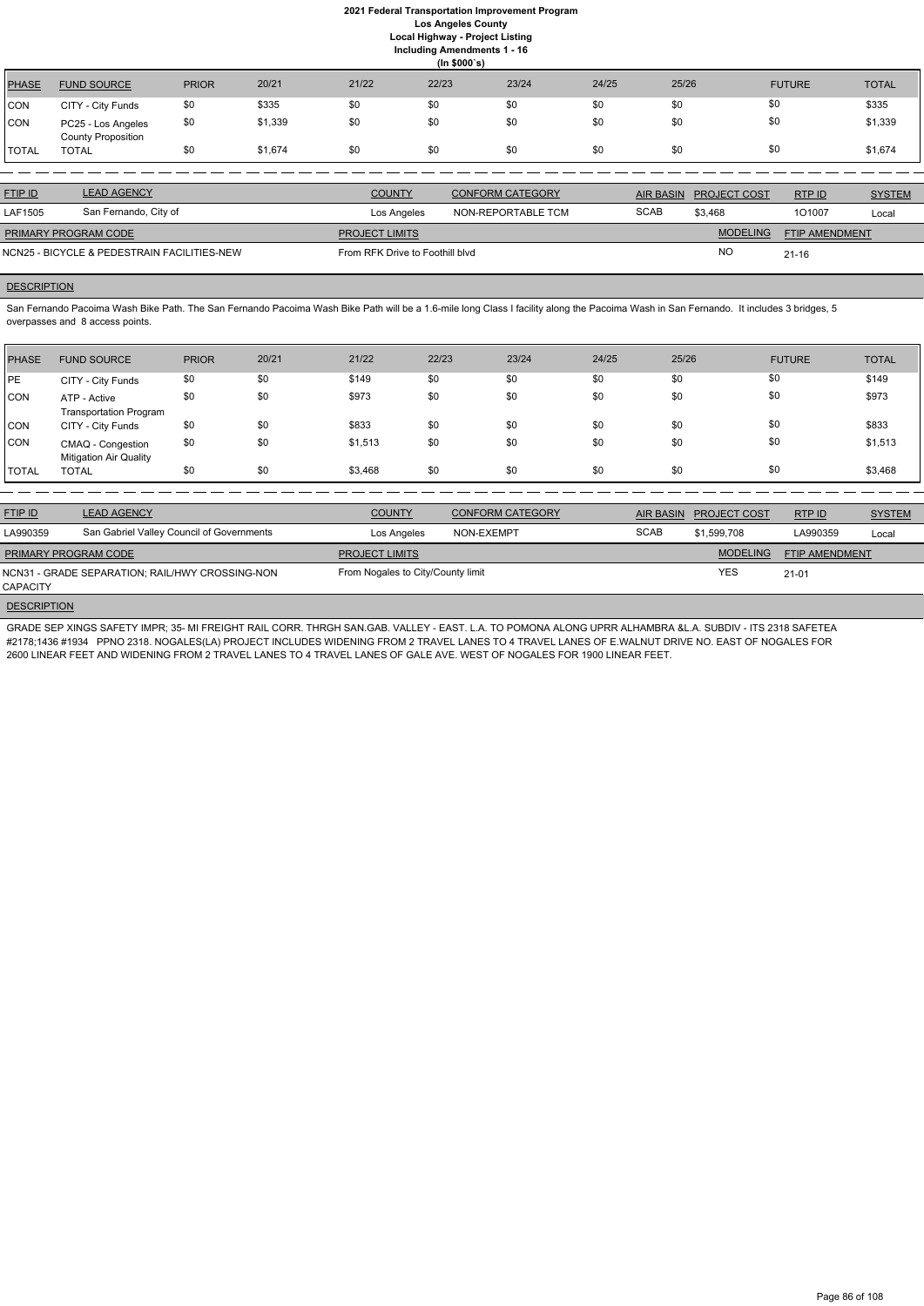# 2021 Federal Transportation Improvement Program
## Los Angeles County
### Local Highway - Project Listing
### Including Amendments 1 - 16
### (In $000`s)

| PHASE | FUND SOURCE | PRIOR | 20/21 | 21/22 | 22/23 | 23/24 | 24/25 | 25/26 | FUTURE | TOTAL |
|---|---|---|---|---|---|---|---|---|---|---|
| CON | CITY - City Funds | $0 | $335 | $0 | $0 | $0 | $0 | $0 | $0 | $335 |
| CON | PC25 - Los Angeles County Proposition | $0 | $1,339 | $0 | $0 | $0 | $0 | $0 | $0 | $1,339 |
| TOTAL | TOTAL | $0 | $1,674 | $0 | $0 | $0 | $0 | $0 | $0 | $1,674 |

| FTIP ID | LEAD AGENCY | COUNTY | CONFORM CATEGORY | AIR BASIN | PROJECT COST | RTP ID | SYSTEM |
|---|---|---|---|---|---|---|---|
| LAF1505 | San Fernando, City of | Los Angeles | NON-REPORTABLE TCM | SCAB | $3,468 | 1O1007 | Local |

| PRIMARY PROGRAM CODE | PROJECT LIMITS | MODELING | FTIP AMENDMENT |
|---|---|---|---|
| NCN25 - BICYCLE & PEDESTRAIN FACILITIES-NEW | From RFK Drive to Foothill blvd | NO | 21-16 |

**DESCRIPTION**

San Fernando Pacoima Wash Bike Path. The San Fernando Pacoima Wash Bike Path will be a 1.6-mile long Class I facility along the Pacoima Wash in San Fernando. It includes 3 bridges, 5 overpasses and 8 access points.

| PHASE | FUND SOURCE | PRIOR | 20/21 | 21/22 | 22/23 | 23/24 | 24/25 | 25/26 | FUTURE | TOTAL |
|---|---|---|---|---|---|---|---|---|---|---|
| PE | CITY - City Funds | $0 | $0 | $149 | $0 | $0 | $0 | $0 | $0 | $149 |
| CON | ATP - Active Transportation Program | $0 | $0 | $973 | $0 | $0 | $0 | $0 | $0 | $973 |
| CON | CITY - City Funds | $0 | $0 | $833 | $0 | $0 | $0 | $0 | $0 | $833 |
| CON | CMAQ - Congestion Mitigation Air Quality | $0 | $0 | $1,513 | $0 | $0 | $0 | $0 | $0 | $1,513 |
| TOTAL | TOTAL | $0 | $0 | $3,468 | $0 | $0 | $0 | $0 | $0 | $3,468 |

| FTIP ID | LEAD AGENCY | COUNTY | CONFORM CATEGORY | AIR BASIN | PROJECT COST | RTP ID | SYSTEM |
|---|---|---|---|---|---|---|---|
| LA990359 | San Gabriel Valley Council of Governments | Los Angeles | NON-EXEMPT | SCAB | $1,599,708 | LA990359 | Local |

| PRIMARY PROGRAM CODE | PROJECT LIMITS | MODELING | FTIP AMENDMENT |
|---|---|---|---|
| NCN31 - GRADE SEPARATION; RAIL/HWY CROSSING-NON CAPACITY | From Nogales to City/County limit | YES | 21-01 |

**DESCRIPTION**

GRADE SEP XINGS SAFETY IMPR; 35- MI FREIGHT RAIL CORR. THRGH SAN.GAB. VALLEY - EAST. L.A. TO POMONA ALONG UPRR ALHAMBRA &L.A. SUBDIV - ITS 2318 SAFETEA #2178;1436 #1934 PPNO 2318. NOGALES(LA) PROJECT INCLUDES WIDENING FROM 2 TRAVEL LANES TO 4 TRAVEL LANES OF E.WALNUT DRIVE NO. EAST OF NOGALES FOR 2600 LINEAR FEET AND WIDENING FROM 2 TRAVEL LANES TO 4 TRAVEL LANES OF GALE AVE. WEST OF NOGALES FOR 1900 LINEAR FEET.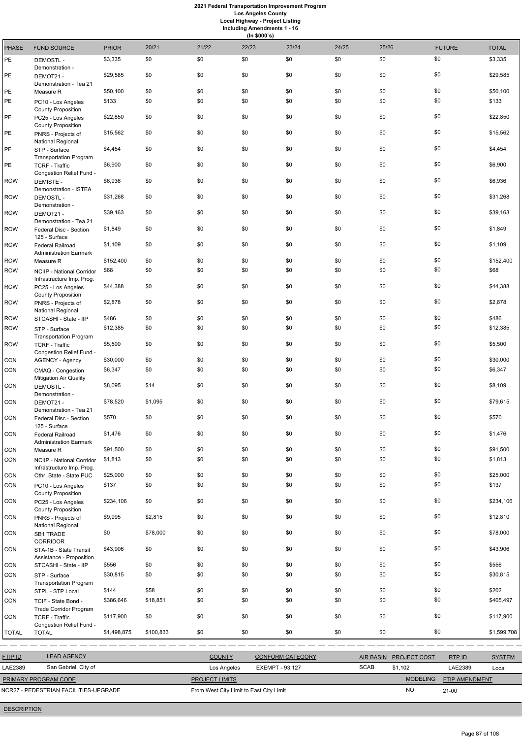# 2021 Federal Transportation Improvement Program
## Los Angeles County
### Local Highway - Project Listing
#### Including Amendments 1 - 16
##### (In $000`s)

| PHASE | FUND SOURCE | PRIOR | 20/21 | 21/22 | 22/23 | 23/24 | 24/25 | 25/26 | FUTURE | TOTAL |
|---|---|---|---|---|---|---|---|---|---|---|
| PE | DEMOSTL - Demonstration - | $3,335 | $0 | $0 | $0 | $0 | $0 | $0 | $0 | $3,335 |
| PE | DEMOT21 - Demonstration - Tea 21 | $29,585 | $0 | $0 | $0 | $0 | $0 | $0 | $0 | $29,585 |
| PE | Measure R | $50,100 | $0 | $0 | $0 | $0 | $0 | $0 | $0 | $50,100 |
| PE | PC10 - Los Angeles County Proposition | $133 | $0 | $0 | $0 | $0 | $0 | $0 | $0 | $133 |
| PE | PC25 - Los Angeles County Proposition | $22,850 | $0 | $0 | $0 | $0 | $0 | $0 | $0 | $22,850 |
| PE | PNRS - Projects of National Regional | $15,562 | $0 | $0 | $0 | $0 | $0 | $0 | $0 | $15,562 |
| PE | STP - Surface Transportation Program | $4,454 | $0 | $0 | $0 | $0 | $0 | $0 | $0 | $4,454 |
| PE | TCRF - Traffic Congestion Relief Fund - | $6,900 | $0 | $0 | $0 | $0 | $0 | $0 | $0 | $6,900 |
| ROW | DEMISTE - Demonstration - ISTEA | $6,936 | $0 | $0 | $0 | $0 | $0 | $0 | $0 | $6,936 |
| ROW | DEMOSTL - Demonstration - | $31,268 | $0 | $0 | $0 | $0 | $0 | $0 | $0 | $31,268 |
| ROW | DEMOT21 - Demonstration - Tea 21 | $39,163 | $0 | $0 | $0 | $0 | $0 | $0 | $0 | $39,163 |
| ROW | Federal Disc - Section 125 - Surface | $1,849 | $0 | $0 | $0 | $0 | $0 | $0 | $0 | $1,849 |
| ROW | Federal Railroad Administration Earmark | $1,109 | $0 | $0 | $0 | $0 | $0 | $0 | $0 | $1,109 |
| ROW | Measure R | $152,400 | $0 | $0 | $0 | $0 | $0 | $0 | $0 | $152,400 |
| ROW | NCIIP - National Corridor Infrastructure Imp. Prog. | $68 | $0 | $0 | $0 | $0 | $0 | $0 | $0 | $68 |
| ROW | PC25 - Los Angeles County Proposition | $44,388 | $0 | $0 | $0 | $0 | $0 | $0 | $0 | $44,388 |
| ROW | PNRS - Projects of National Regional | $2,878 | $0 | $0 | $0 | $0 | $0 | $0 | $0 | $2,878 |
| ROW | STCASHI - State - IIP | $486 | $0 | $0 | $0 | $0 | $0 | $0 | $0 | $486 |
| ROW | STP - Surface Transportation Program | $12,385 | $0 | $0 | $0 | $0 | $0 | $0 | $0 | $12,385 |
| ROW | TCRF - Traffic Congestion Relief Fund - | $5,500 | $0 | $0 | $0 | $0 | $0 | $0 | $0 | $5,500 |
| CON | AGENCY - Agency | $30,000 | $0 | $0 | $0 | $0 | $0 | $0 | $0 | $30,000 |
| CON | CMAQ - Congestion Mitigation Air Quality | $6,347 | $0 | $0 | $0 | $0 | $0 | $0 | $0 | $6,347 |
| CON | DEMOSTL - Demonstration - | $8,095 | $14 | $0 | $0 | $0 | $0 | $0 | $0 | $8,109 |
| CON | DEMOT21 - Demonstration - Tea 21 | $78,520 | $1,095 | $0 | $0 | $0 | $0 | $0 | $0 | $79,615 |
| CON | Federal Disc - Section 125 - Surface | $570 | $0 | $0 | $0 | $0 | $0 | $0 | $0 | $570 |
| CON | Federal Railroad Administration Earmark | $1,476 | $0 | $0 | $0 | $0 | $0 | $0 | $0 | $1,476 |
| CON | Measure R | $91,500 | $0 | $0 | $0 | $0 | $0 | $0 | $0 | $91,500 |
| CON | NCIIP - National Corridor Infrastructure Imp. Prog. | $1,813 | $0 | $0 | $0 | $0 | $0 | $0 | $0 | $1,813 |
| CON | Othr. State - State PUC | $25,000 | $0 | $0 | $0 | $0 | $0 | $0 | $0 | $25,000 |
| CON | PC10 - Los Angeles County Proposition | $137 | $0 | $0 | $0 | $0 | $0 | $0 | $0 | $137 |
| CON | PC25 - Los Angeles County Proposition | $234,106 | $0 | $0 | $0 | $0 | $0 | $0 | $0 | $234,106 |
| CON | PNRS - Projects of National Regional | $9,995 | $2,815 | $0 | $0 | $0 | $0 | $0 | $0 | $12,810 |
| CON | SB1 TRADE CORRIDOR | $0 | $78,000 | $0 | $0 | $0 | $0 | $0 | $0 | $78,000 |
| CON | STA-1B - State Transit Assistance - Proposition | $43,906 | $0 | $0 | $0 | $0 | $0 | $0 | $0 | $43,906 |
| CON | STCASHI - State - IIP | $556 | $0 | $0 | $0 | $0 | $0 | $0 | $0 | $556 |
| CON | STP - Surface Transportation Program | $30,815 | $0 | $0 | $0 | $0 | $0 | $0 | $0 | $30,815 |
| CON | STPL - STP Local | $144 | $58 | $0 | $0 | $0 | $0 | $0 | $0 | $202 |
| CON | TCIF - State Bond - Trade Corridor Program | $386,646 | $18,851 | $0 | $0 | $0 | $0 | $0 | $0 | $405,497 |
| CON | TCRF - Traffic Congestion Relief Fund - | $117,900 | $0 | $0 | $0 | $0 | $0 | $0 | $0 | $117,900 |
| TOTAL | TOTAL | $1,498,875 | $100,833 | $0 | $0 | $0 | $0 | $0 | $0 | $1,599,708 |

| FTIP ID | LEAD AGENCY | COUNTY | CONFORM CATEGORY | AIR BASIN | PROJECT COST | RTP ID | SYSTEM |
|---|---|---|---|---|---|---|---|
| LAE2389 | San Gabriel, City of | Los Angeles | EXEMPT - 93.127 | SCAB | $1,102 | LAE2389 | Local |

| PRIMARY PROGRAM CODE | PROJECT LIMITS | MODELING | FTIP AMENDMENT |
|---|---|---|---|
| NCR27 - PEDESTRIAN FACILITIES-UPGRADE | From West City Limit to East City Limit | NO | 21-00 |

DESCRIPTION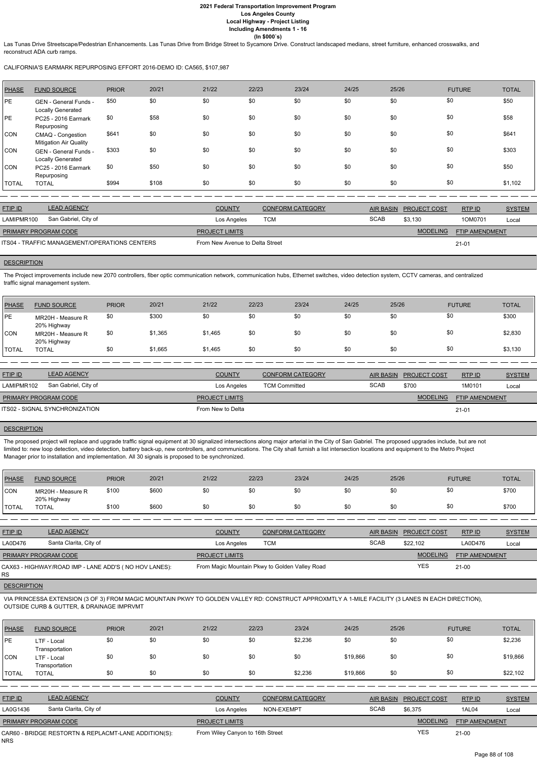Las Tunas Drive Streetscape/Pedestrian Enhancements. Las Tunas Drive from Bridge Street to Sycamore Drive. Construct landscaped medians, street furniture, enhanced crosswalks, and reconstruct ADA curb ramps.

CALIFORNIA'S EARMARK REPURPOSING EFFORT 2016-DEMO ID: CA565, $107,987

| PHASE | FUND SOURCE | PRIOR | 20/21 | 21/22 | 22/23 | 23/24 | 24/25 | 25/26 | FUTURE | TOTAL |
|---|---|---|---|---|---|---|---|---|---|---|
| PE | GEN - General Funds - Locally Generated | $50 | $0 | $0 | $0 | $0 | $0 | $0 | $0 | $50 |
| PE | PC25 - 2016 Earmark Repurposing | $0 | $58 | $0 | $0 | $0 | $0 | $0 | $0 | $58 |
| CON | CMAQ - Congestion Mitigation Air Quality | $641 | $0 | $0 | $0 | $0 | $0 | $0 | $0 | $641 |
| CON | GEN - General Funds - Locally Generated | $303 | $0 | $0 | $0 | $0 | $0 | $0 | $0 | $303 |
| CON | PC25 - 2016 Earmark Repurposing | $0 | $50 | $0 | $0 | $0 | $0 | $0 | $0 | $50 |
| TOTAL | TOTAL | $994 | $108 | $0 | $0 | $0 | $0 | $0 | $0 | $1,102 |

| FTIP ID | LEAD AGENCY | COUNTY | CONFORM CATEGORY | AIR BASIN | PROJECT COST | RTP ID | SYSTEM |
|---|---|---|---|---|---|---|---|
| LAMIPMR100 | San Gabriel, City of | Los Angeles | TCM | SCAB | $3,130 | 1OM0701 | Local |

| PRIMARY PROGRAM CODE | PROJECT LIMITS | MODELING | FTIP AMENDMENT |
|---|---|---|---|
| ITS04 - TRAFFIC MANAGEMENT/OPERATIONS CENTERS | From New Avenue to Delta Street | | 21-01 |

**DESCRIPTION**

The Project improvements include new 2070 controllers, fiber optic communication network, communication hubs, Ethernet switches, video detection system, CCTV cameras, and centralized traffic signal management system.

| PHASE | FUND SOURCE | PRIOR | 20/21 | 21/22 | 22/23 | 23/24 | 24/25 | 25/26 | FUTURE | TOTAL |
|---|---|---|---|---|---|---|---|---|---|---|
| PE | MR20H - Measure R 20% Highway | $0 | $300 | $0 | $0 | $0 | $0 | $0 | $0 | $300 |
| CON | MR20H - Measure R 20% Highway | $0 | $1,365 | $1,465 | $0 | $0 | $0 | $0 | $0 | $2,830 |
| TOTAL | TOTAL | $0 | $1,665 | $1,465 | $0 | $0 | $0 | $0 | $0 | $3,130 |

| FTIP ID | LEAD AGENCY | COUNTY | CONFORM CATEGORY | AIR BASIN | PROJECT COST | RTP ID | SYSTEM |
|---|---|---|---|---|---|---|---|
| LAMIPMR102 | San Gabriel, City of | Los Angeles | TCM Committed | SCAB | $700 | 1M0101 | Local |

| PRIMARY PROGRAM CODE | PROJECT LIMITS | MODELING | FTIP AMENDMENT |
|---|---|---|---|
| ITS02 - SIGNAL SYNCHRONIZATION | From New to Delta | | 21-01 |

**DESCRIPTION**

The proposed project will replace and upgrade traffic signal equipment at 30 signalized intersections along major arterial in the City of San Gabriel. The proposed upgrades include, but are not limited to: new loop detection, video detection, battery back-up, new controllers, and communications. The City shall furnish a list intersection locations and equipment to the Metro Project Manager prior to installation and implementation. All 30 signals is proposed to be synchronized.

| PHASE | FUND SOURCE | PRIOR | 20/21 | 21/22 | 22/23 | 23/24 | 24/25 | 25/26 | FUTURE | TOTAL |
|---|---|---|---|---|---|---|---|---|---|---|
| CON | MR20H - Measure R 20% Highway | $100 | $600 | $0 | $0 | $0 | $0 | $0 | $0 | $700 |
| TOTAL | TOTAL | $100 | $600 | $0 | $0 | $0 | $0 | $0 | $0 | $700 |

| FTIP ID | LEAD AGENCY | COUNTY | CONFORM CATEGORY | AIR BASIN | PROJECT COST | RTP ID | SYSTEM |
|---|---|---|---|---|---|---|---|
| LA0D476 | Santa Clarita, City of | Los Angeles | TCM | SCAB | $22,102 | LA0D476 | Local |

| PRIMARY PROGRAM CODE | PROJECT LIMITS | MODELING | FTIP AMENDMENT |
|---|---|---|---|
| CAX63 - HIGHWAY/ROAD IMP - LANE ADD'S ( NO HOV LANES): RS | From Magic Mountain Pkwy to Golden Valley Road | YES | 21-00 |

**DESCRIPTION**

VIA PRINCESSA EXTENSION (3 OF 3) FROM MAGIC MOUNTAIN PKWY TO GOLDEN VALLEY RD: CONSTRUCT APPROXMTLY A 1-MILE FACILITY (3 LANES IN EACH DIRECTION), OUTSIDE CURB & GUTTER, & DRAINAGE IMPRVMT

| PHASE | FUND SOURCE | PRIOR | 20/21 | 21/22 | 22/23 | 23/24 | 24/25 | 25/26 | FUTURE | TOTAL |
|---|---|---|---|---|---|---|---|---|---|---|
| PE | LTF - Local Transportation | $0 | $0 | $0 | $0 | $2,236 | $0 | $0 | $0 | $2,236 |
| CON | LTF - Local Transportation | $0 | $0 | $0 | $0 | $0 | $19,866 | $0 | $0 | $19,866 |
| TOTAL | TOTAL | $0 | $0 | $0 | $0 | $2,236 | $19,866 | $0 | $0 | $22,102 |

| FTIP ID | LEAD AGENCY | COUNTY | CONFORM CATEGORY | AIR BASIN | PROJECT COST | RTP ID | SYSTEM |
|---|---|---|---|---|---|---|---|
| LA0G1436 | Santa Clarita, City of | Los Angeles | NON-EXEMPT | SCAB | $6,375 | 1AL04 | Local |

| PRIMARY PROGRAM CODE | PROJECT LIMITS | MODELING | FTIP AMENDMENT |
|---|---|---|---|
| CAR60 - BRIDGE RESTORTN & REPLACMT-LANE ADDITION(S): NRS | From Wiley Canyon to 16th Street | YES | 21-00 |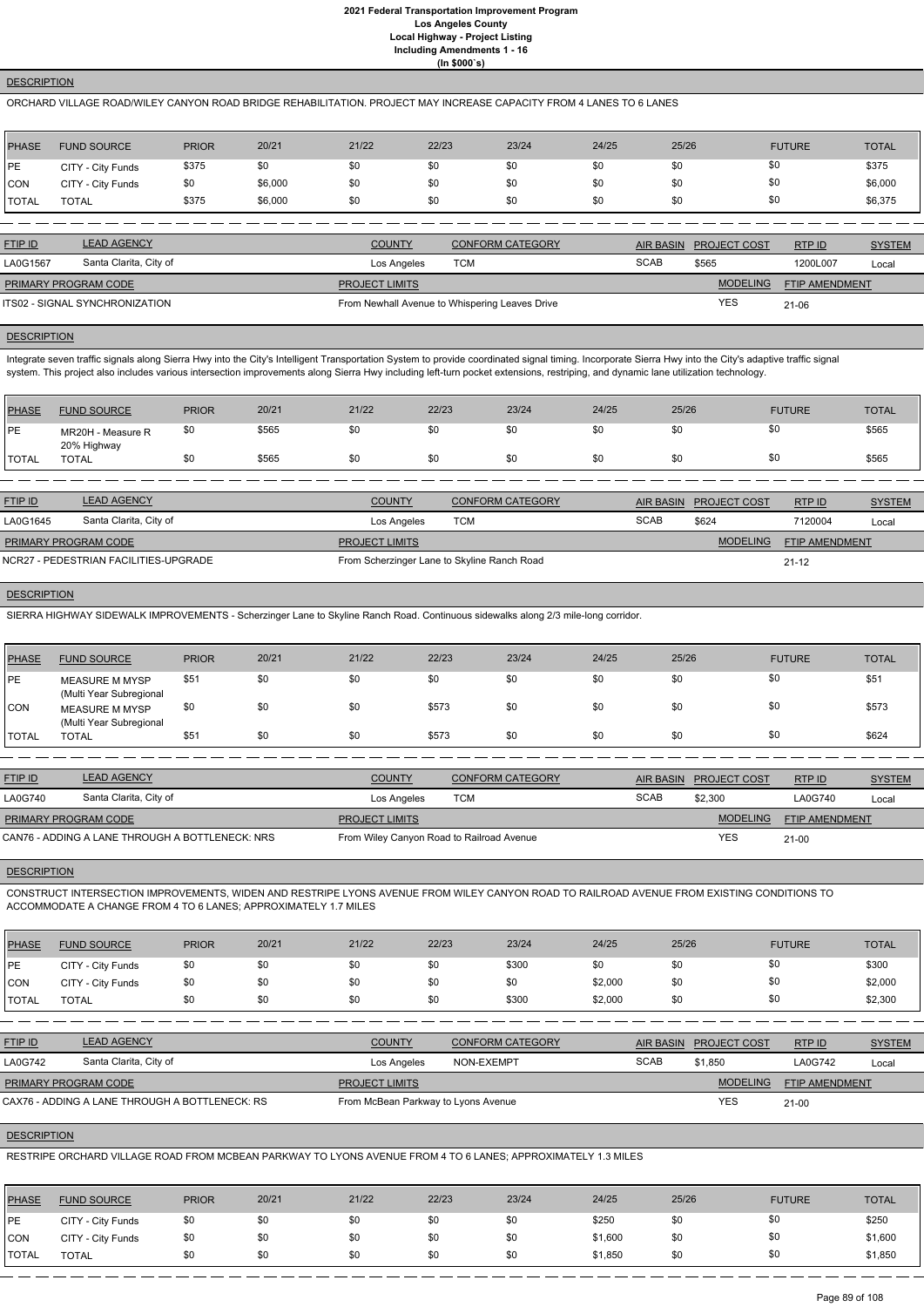**2021 Federal Transportation Improvement Program**
**Los Angeles County**
**Local Highway - Project Listing**
**Including Amendments 1 - 16**
**(In $000`s)**

**DESCRIPTION**

ORCHARD VILLAGE ROAD/WILEY CANYON ROAD BRIDGE REHABILITATION. PROJECT MAY INCREASE CAPACITY FROM 4 LANES TO 6 LANES

| PHASE | FUND SOURCE | PRIOR | 20/21 | 21/22 | 22/23 | 23/24 | 24/25 | 25/26 | FUTURE | TOTAL |
|---|---|---|---|---|---|---|---|---|---|---|
| PE | CITY - City Funds | $375 | $0 | $0 | $0 | $0 | $0 | $0 | $0 | $375 |
| CON | CITY - City Funds | $0 | $6,000 | $0 | $0 | $0 | $0 | $0 | $0 | $6,000 |
| TOTAL | TOTAL | $375 | $6,000 | $0 | $0 | $0 | $0 | $0 | $0 | $6,375 |

| FTIP ID | LEAD AGENCY | COUNTY | CONFORM CATEGORY | AIR BASIN | PROJECT COST | RTP ID | SYSTEM |
|---|---|---|---|---|---|---|---|
| LA0G1567 | Santa Clarita, City of | Los Angeles | TCM | SCAB | $565 | 1200L007 | Local |

| PRIMARY PROGRAM CODE | PROJECT LIMITS | MODELING | FTIP AMENDMENT |
|---|---|---|---|
| ITS02 - SIGNAL SYNCHRONIZATION | From Newhall Avenue to Whispering Leaves Drive | YES | 21-06 |

**DESCRIPTION**

Integrate seven traffic signals along Sierra Hwy into the City's Intelligent Transportation System to provide coordinated signal timing. Incorporate Sierra Hwy into the City's adaptive traffic signal system. This project also includes various intersection improvements along Sierra Hwy including left-turn pocket extensions, restriping, and dynamic lane utilization technology.

| PHASE | FUND SOURCE | PRIOR | 20/21 | 21/22 | 22/23 | 23/24 | 24/25 | 25/26 | FUTURE | TOTAL |
|---|---|---|---|---|---|---|---|---|---|---|
| PE | MR20H - Measure R 20% Highway | $0 | $565 | $0 | $0 | $0 | $0 | $0 | $0 | $565 |
| TOTAL | TOTAL | $0 | $565 | $0 | $0 | $0 | $0 | $0 | $0 | $565 |

| FTIP ID | LEAD AGENCY | COUNTY | CONFORM CATEGORY | AIR BASIN | PROJECT COST | RTP ID | SYSTEM |
|---|---|---|---|---|---|---|---|
| LA0G1645 | Santa Clarita, City of | Los Angeles | TCM | SCAB | $624 | 7120004 | Local |

| PRIMARY PROGRAM CODE | PROJECT LIMITS | MODELING | FTIP AMENDMENT |
|---|---|---|---|
| NCR27 - PEDESTRIAN FACILITIES-UPGRADE | From Scherzinger Lane to Skyline Ranch Road | | 21-12 |

**DESCRIPTION**

SIERRA HIGHWAY SIDEWALK IMPROVEMENTS - Scherzinger Lane to Skyline Ranch Road. Continuous sidewalks along 2/3 mile-long corridor.

| PHASE | FUND SOURCE | PRIOR | 20/21 | 21/22 | 22/23 | 23/24 | 24/25 | 25/26 | FUTURE | TOTAL |
|---|---|---|---|---|---|---|---|---|---|---|
| PE | MEASURE M MYSP (Multi Year Subregional | $51 | $0 | $0 | $0 | $0 | $0 | $0 | $0 | $51 |
| CON | MEASURE M MYSP (Multi Year Subregional | $0 | $0 | $0 | $573 | $0 | $0 | $0 | $0 | $573 |
| TOTAL | TOTAL | $51 | $0 | $0 | $573 | $0 | $0 | $0 | $0 | $624 |

| FTIP ID | LEAD AGENCY | COUNTY | CONFORM CATEGORY | AIR BASIN | PROJECT COST | RTP ID | SYSTEM |
|---|---|---|---|---|---|---|---|
| LA0G740 | Santa Clarita, City of | Los Angeles | TCM | SCAB | $2,300 | LA0G740 | Local |

| PRIMARY PROGRAM CODE | PROJECT LIMITS | MODELING | FTIP AMENDMENT |
|---|---|---|---|
| CAN76 - ADDING A LANE THROUGH A BOTTLENECK: NRS | From Wiley Canyon Road to Railroad Avenue | YES | 21-00 |

**DESCRIPTION**

CONSTRUCT INTERSECTION IMPROVEMENTS, WIDEN AND RESTRIPE LYONS AVENUE FROM WILEY CANYON ROAD TO RAILROAD AVENUE FROM EXISTING CONDITIONS TO ACCOMMODATE A CHANGE FROM 4 TO 6 LANES; APPROXIMATELY 1.7 MILES

| PHASE | FUND SOURCE | PRIOR | 20/21 | 21/22 | 22/23 | 23/24 | 24/25 | 25/26 | FUTURE | TOTAL |
|---|---|---|---|---|---|---|---|---|---|---|
| PE | CITY - City Funds | $0 | $0 | $0 | $0 | $300 | $0 | $0 | $0 | $300 |
| CON | CITY - City Funds | $0 | $0 | $0 | $0 | $0 | $2,000 | $0 | $0 | $2,000 |
| TOTAL | TOTAL | $0 | $0 | $0 | $0 | $300 | $2,000 | $0 | $0 | $2,300 |

| FTIP ID | LEAD AGENCY | COUNTY | CONFORM CATEGORY | AIR BASIN | PROJECT COST | RTP ID | SYSTEM |
|---|---|---|---|---|---|---|---|
| LA0G742 | Santa Clarita, City of | Los Angeles | NON-EXEMPT | SCAB | $1,850 | LA0G742 | Local |

| PRIMARY PROGRAM CODE | PROJECT LIMITS | MODELING | FTIP AMENDMENT |
|---|---|---|---|
| CAX76 - ADDING A LANE THROUGH A BOTTLENECK: RS | From McBean Parkway to Lyons Avenue | YES | 21-00 |

**DESCRIPTION**

RESTRIPE ORCHARD VILLAGE ROAD FROM MCBEAN PARKWAY TO LYONS AVENUE FROM 4 TO 6 LANES; APPROXIMATELY 1.3 MILES

| PHASE | FUND SOURCE | PRIOR | 20/21 | 21/22 | 22/23 | 23/24 | 24/25 | 25/26 | FUTURE | TOTAL |
|---|---|---|---|---|---|---|---|---|---|---|
| PE | CITY - City Funds | $0 | $0 | $0 | $0 | $0 | $250 | $0 | $0 | $250 |
| CON | CITY - City Funds | $0 | $0 | $0 | $0 | $0 | $1,600 | $0 | $0 | $1,600 |
| TOTAL | TOTAL | $0 | $0 | $0 | $0 | $0 | $1,850 | $0 | $0 | $1,850 |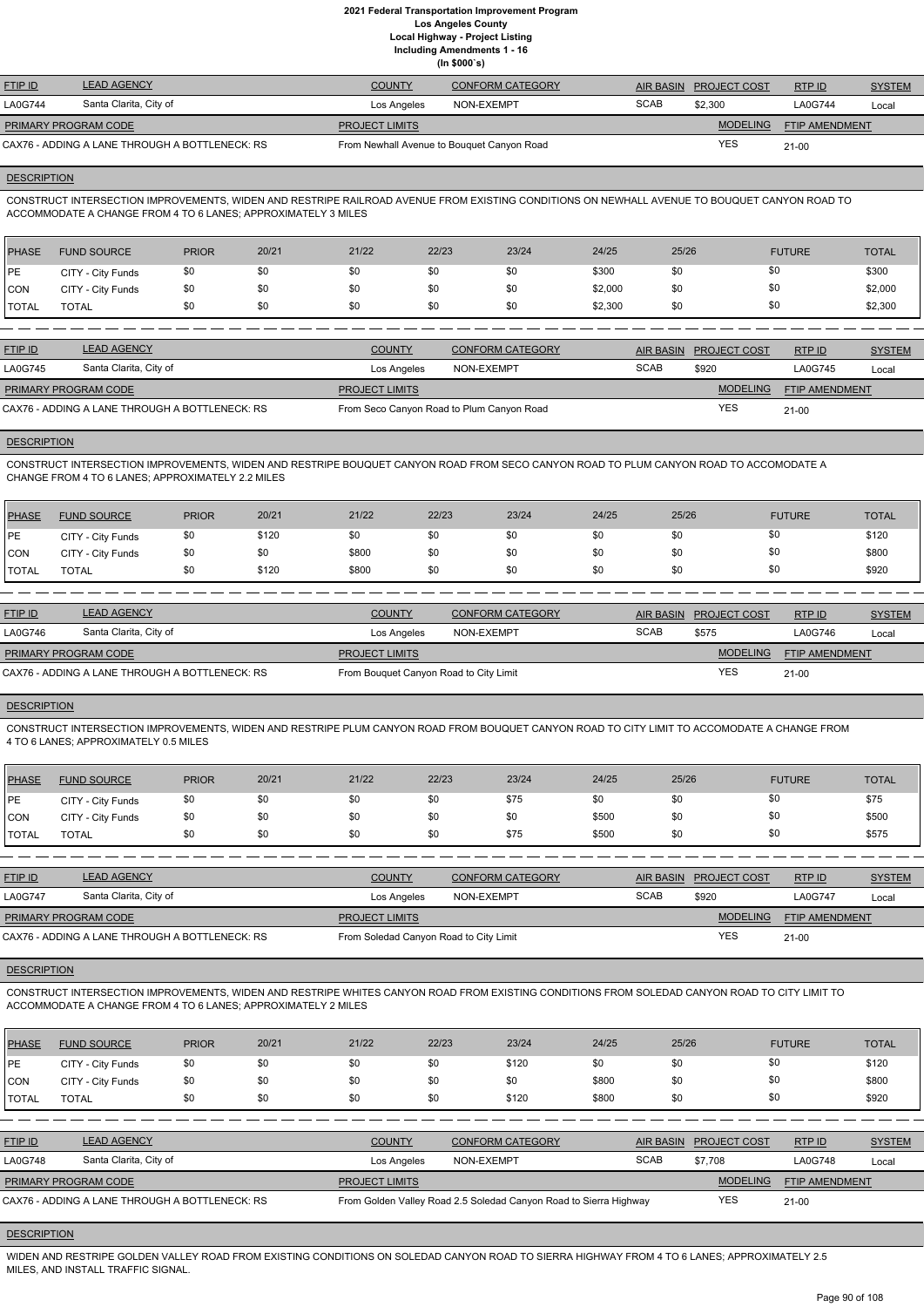# 2021 Federal Transportation Improvement Program
## Los Angeles County
## Local Highway - Project Listing
## Including Amendments 1 - 16
## (In $000`s)

| FTIP ID | LEAD AGENCY | COUNTY | CONFORM CATEGORY | AIR BASIN | PROJECT COST | RTP ID | SYSTEM |
|---|---|---|---|---|---|---|---|
| LA0G744 | Santa Clarita, City of | Los Angeles | NON-EXEMPT | SCAB | $2,300 | LA0G744 | Local |

| PRIMARY PROGRAM CODE | PROJECT LIMITS | MODELING | FTIP AMENDMENT |
|---|---|---|---|
| CAX76 - ADDING A LANE THROUGH A BOTTLENECK: RS | From Newhall Avenue to Bouquet Canyon Road | YES | 21-00 |

**DESCRIPTION**

CONSTRUCT INTERSECTION IMPROVEMENTS, WIDEN AND RESTRIPE RAILROAD AVENUE FROM EXISTING CONDITIONS ON NEWHALL AVENUE TO BOUQUET CANYON ROAD TO ACCOMMODATE A CHANGE FROM 4 TO 6 LANES; APPROXIMATELY 3 MILES

| PHASE | FUND SOURCE | PRIOR | 20/21 | 21/22 | 22/23 | 23/24 | 24/25 | 25/26 | FUTURE | TOTAL |
|---|---|---|---|---|---|---|---|---|---|---|
| PE | CITY - City Funds | $0 | $0 | $0 | $0 | $0 | $300 | $0 | $0 | $300 |
| CON | CITY - City Funds | $0 | $0 | $0 | $0 | $0 | $2,000 | $0 | $0 | $2,000 |
| TOTAL | TOTAL | $0 | $0 | $0 | $0 | $0 | $2,300 | $0 | $0 | $2,300 |

| FTIP ID | LEAD AGENCY | COUNTY | CONFORM CATEGORY | AIR BASIN | PROJECT COST | RTP ID | SYSTEM |
|---|---|---|---|---|---|---|---|
| LA0G745 | Santa Clarita, City of | Los Angeles | NON-EXEMPT | SCAB | $920 | LA0G745 | Local |

| PRIMARY PROGRAM CODE | PROJECT LIMITS | MODELING | FTIP AMENDMENT |
|---|---|---|---|
| CAX76 - ADDING A LANE THROUGH A BOTTLENECK: RS | From Seco Canyon Road to Plum Canyon Road | YES | 21-00 |

**DESCRIPTION**

CONSTRUCT INTERSECTION IMPROVEMENTS, WIDEN AND RESTRIPE BOUQUET CANYON ROAD FROM SECO CANYON ROAD TO PLUM CANYON ROAD TO ACCOMODATE A CHANGE FROM 4 TO 6 LANES; APPROXIMATELY 2.2 MILES

| PHASE | FUND SOURCE | PRIOR | 20/21 | 21/22 | 22/23 | 23/24 | 24/25 | 25/26 | FUTURE | TOTAL |
|---|---|---|---|---|---|---|---|---|---|---|
| PE | CITY - City Funds | $0 | $120 | $0 | $0 | $0 | $0 | $0 | $0 | $120 |
| CON | CITY - City Funds | $0 | $0 | $800 | $0 | $0 | $0 | $0 | $0 | $800 |
| TOTAL | TOTAL | $0 | $120 | $800 | $0 | $0 | $0 | $0 | $0 | $920 |

| FTIP ID | LEAD AGENCY | COUNTY | CONFORM CATEGORY | AIR BASIN | PROJECT COST | RTP ID | SYSTEM |
|---|---|---|---|---|---|---|---|
| LA0G746 | Santa Clarita, City of | Los Angeles | NON-EXEMPT | SCAB | $575 | LA0G746 | Local |

| PRIMARY PROGRAM CODE | PROJECT LIMITS | MODELING | FTIP AMENDMENT |
|---|---|---|---|
| CAX76 - ADDING A LANE THROUGH A BOTTLENECK: RS | From Bouquet Canyon Road to City Limit | YES | 21-00 |

**DESCRIPTION**

CONSTRUCT INTERSECTION IMPROVEMENTS, WIDEN AND RESTRIPE PLUM CANYON ROAD FROM BOUQUET CANYON ROAD TO CITY LIMIT TO ACCOMODATE A CHANGE FROM 4 TO 6 LANES; APPROXIMATELY 0.5 MILES

| PHASE | FUND SOURCE | PRIOR | 20/21 | 21/22 | 22/23 | 23/24 | 24/25 | 25/26 | FUTURE | TOTAL |
|---|---|---|---|---|---|---|---|---|---|---|
| PE | CITY - City Funds | $0 | $0 | $0 | $0 | $75 | $0 | $0 | $0 | $75 |
| CON | CITY - City Funds | $0 | $0 | $0 | $0 | $0 | $500 | $0 | $0 | $500 |
| TOTAL | TOTAL | $0 | $0 | $0 | $0 | $75 | $500 | $0 | $0 | $575 |

| FTIP ID | LEAD AGENCY | COUNTY | CONFORM CATEGORY | AIR BASIN | PROJECT COST | RTP ID | SYSTEM |
|---|---|---|---|---|---|---|---|
| LA0G747 | Santa Clarita, City of | Los Angeles | NON-EXEMPT | SCAB | $920 | LA0G747 | Local |

| PRIMARY PROGRAM CODE | PROJECT LIMITS | MODELING | FTIP AMENDMENT |
|---|---|---|---|
| CAX76 - ADDING A LANE THROUGH A BOTTLENECK: RS | From Soledad Canyon Road to City Limit | YES | 21-00 |

**DESCRIPTION**

CONSTRUCT INTERSECTION IMPROVEMENTS, WIDEN AND RESTRIPE WHITES CANYON ROAD FROM EXISTING CONDITIONS FROM SOLEDAD CANYON ROAD TO CITY LIMIT TO ACCOMMODATE A CHANGE FROM 4 TO 6 LANES; APPROXIMATELY 2 MILES

| PHASE | FUND SOURCE | PRIOR | 20/21 | 21/22 | 22/23 | 23/24 | 24/25 | 25/26 | FUTURE | TOTAL |
|---|---|---|---|---|---|---|---|---|---|---|
| PE | CITY - City Funds | $0 | $0 | $0 | $0 | $120 | $0 | $0 | $0 | $120 |
| CON | CITY - City Funds | $0 | $0 | $0 | $0 | $0 | $800 | $0 | $0 | $800 |
| TOTAL | TOTAL | $0 | $0 | $0 | $0 | $120 | $800 | $0 | $0 | $920 |

| FTIP ID | LEAD AGENCY | COUNTY | CONFORM CATEGORY | AIR BASIN | PROJECT COST | RTP ID | SYSTEM |
|---|---|---|---|---|---|---|---|
| LA0G748 | Santa Clarita, City of | Los Angeles | NON-EXEMPT | SCAB | $7,708 | LA0G748 | Local |

| PRIMARY PROGRAM CODE | PROJECT LIMITS | MODELING | FTIP AMENDMENT |
|---|---|---|---|
| CAX76 - ADDING A LANE THROUGH A BOTTLENECK: RS | From Golden Valley Road 2.5 Soledad Canyon Road to Sierra Highway | YES | 21-00 |

**DESCRIPTION**

WIDEN AND RESTRIPE GOLDEN VALLEY ROAD FROM EXISTING CONDITIONS ON SOLEDAD CANYON ROAD TO SIERRA HIGHWAY FROM 4 TO 6 LANES; APPROXIMATELY 2.5 MILES, AND INSTALL TRAFFIC SIGNAL.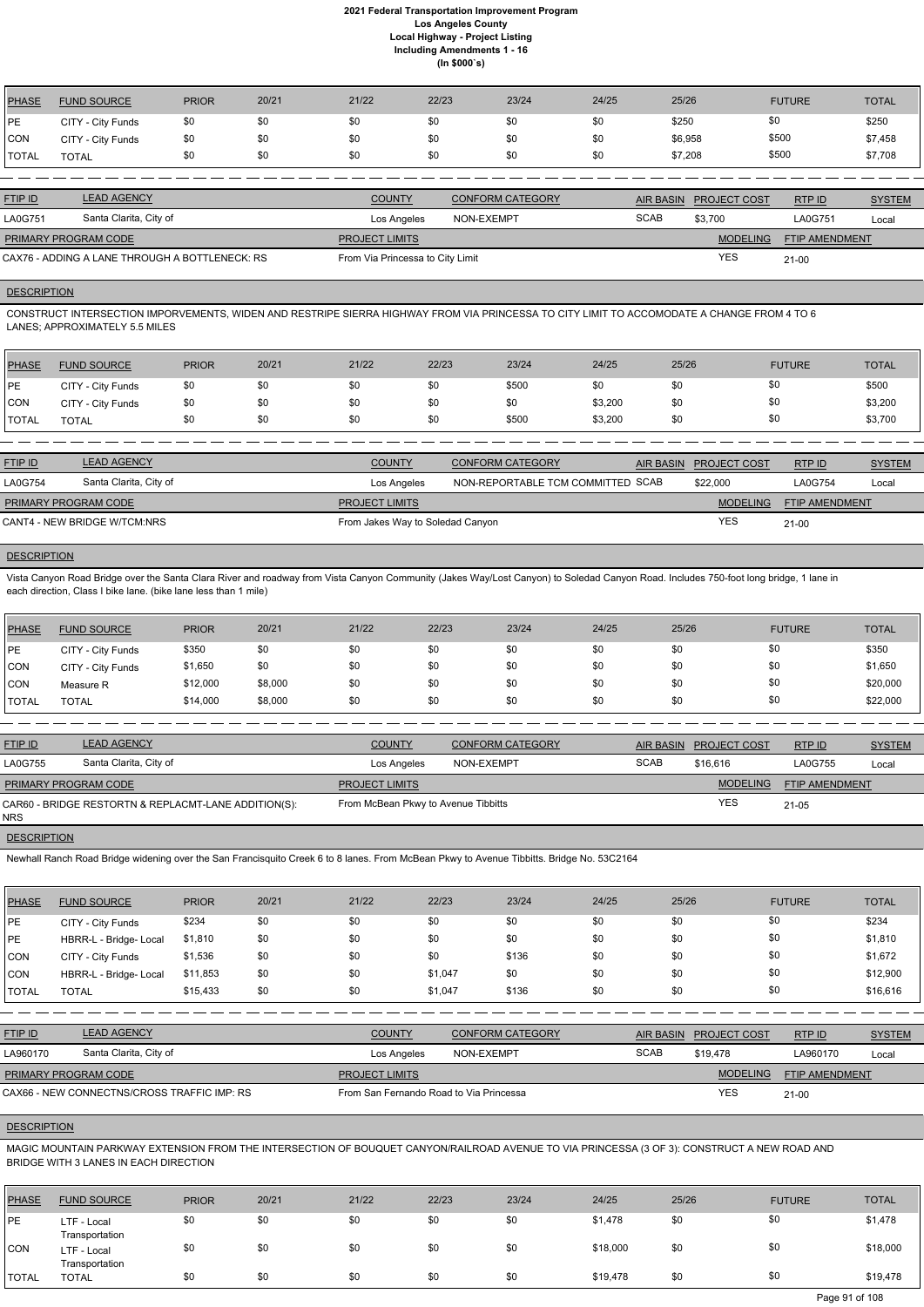| PHASE | FUND SOURCE | PRIOR | 20/21 | 21/22 | 22/23 | 23/24 | 24/25 | 25/26 | FUTURE | TOTAL |
|---|---|---|---|---|---|---|---|---|---|---|
| PE | CITY - City Funds | $0 | $0 | $0 | $0 | $0 | $0 | $250 | $0 | $250 |
| CON | CITY - City Funds | $0 | $0 | $0 | $0 | $0 | $0 | $6,958 | $500 | $7,458 |
| TOTAL | TOTAL | $0 | $0 | $0 | $0 | $0 | $0 | $7,208 | $500 | $7,708 |

| FTIP ID | LEAD AGENCY | COUNTY | CONFORM CATEGORY | AIR BASIN | PROJECT COST | RTP ID | SYSTEM |
|---|---|---|---|---|---|---|---|
| LA0G751 | Santa Clarita, City of | Los Angeles | NON-EXEMPT | SCAB | $3,700 | LA0G751 | Local |

| PRIMARY PROGRAM CODE | PROJECT LIMITS | MODELING | FTIP AMENDMENT |
|---|---|---|---|
| CAX76 - ADDING A LANE THROUGH A BOTTLENECK: RS | From Via Princessa to City Limit | YES | 21-00 |

**DESCRIPTION**

CONSTRUCT INTERSECTION IMPORVEMENTS, WIDEN AND RESTRIPE SIERRA HIGHWAY FROM VIA PRINCESSA TO CITY LIMIT TO ACCOMODATE A CHANGE FROM 4 TO 6 LANES; APPROXIMATELY 5.5 MILES

| PHASE | FUND SOURCE | PRIOR | 20/21 | 21/22 | 22/23 | 23/24 | 24/25 | 25/26 | FUTURE | TOTAL |
|---|---|---|---|---|---|---|---|---|---|---|
| PE | CITY - City Funds | $0 | $0 | $0 | $0 | $500 | $0 | $0 | $0 | $500 |
| CON | CITY - City Funds | $0 | $0 | $0 | $0 | $0 | $3,200 | $0 | $0 | $3,200 |
| TOTAL | TOTAL | $0 | $0 | $0 | $0 | $500 | $3,200 | $0 | $0 | $3,700 |

| FTIP ID | LEAD AGENCY | COUNTY | CONFORM CATEGORY | AIR BASIN | PROJECT COST | RTP ID | SYSTEM |
|---|---|---|---|---|---|---|---|
| LA0G754 | Santa Clarita, City of | Los Angeles | NON-REPORTABLE TCM COMMITTED | SCAB | $22,000 | LA0G754 | Local |

| PRIMARY PROGRAM CODE | PROJECT LIMITS | MODELING | FTIP AMENDMENT |
|---|---|---|---|
| CANT4 - NEW BRIDGE W/TCM:NRS | From Jakes Way to Soledad Canyon | YES | 21-00 |

**DESCRIPTION**

Vista Canyon Road Bridge over the Santa Clara River and roadway from Vista Canyon Community (Jakes Way/Lost Canyon) to Soledad Canyon Road. Includes 750-foot long bridge, 1 lane in each direction, Class I bike lane. (bike lane less than 1 mile)

| PHASE | FUND SOURCE | PRIOR | 20/21 | 21/22 | 22/23 | 23/24 | 24/25 | 25/26 | FUTURE | TOTAL |
|---|---|---|---|---|---|---|---|---|---|---|
| PE | CITY - City Funds | $350 | $0 | $0 | $0 | $0 | $0 | $0 | $0 | $350 |
| CON | CITY - City Funds | $1,650 | $0 | $0 | $0 | $0 | $0 | $0 | $0 | $1,650 |
| CON | Measure R | $12,000 | $8,000 | $0 | $0 | $0 | $0 | $0 | $0 | $20,000 |
| TOTAL | TOTAL | $14,000 | $8,000 | $0 | $0 | $0 | $0 | $0 | $0 | $22,000 |

| FTIP ID | LEAD AGENCY | COUNTY | CONFORM CATEGORY | AIR BASIN | PROJECT COST | RTP ID | SYSTEM |
|---|---|---|---|---|---|---|---|
| LA0G755 | Santa Clarita, City of | Los Angeles | NON-EXEMPT | SCAB | $16,616 | LA0G755 | Local |

| PRIMARY PROGRAM CODE | PROJECT LIMITS | MODELING | FTIP AMENDMENT |
|---|---|---|---|
| CAR60 - BRIDGE RESTORTN & REPLACMT-LANE ADDITION(S): NRS | From McBean Pkwy to Avenue Tibbitts | YES | 21-05 |

**DESCRIPTION**

Newhall Ranch Road Bridge widening over the San Francisquito Creek 6 to 8 lanes. From McBean Pkwy to Avenue Tibbitts. Bridge No. 53C2164

| PHASE | FUND SOURCE | PRIOR | 20/21 | 21/22 | 22/23 | 23/24 | 24/25 | 25/26 | FUTURE | TOTAL |
|---|---|---|---|---|---|---|---|---|---|---|
| PE | CITY - City Funds | $234 | $0 | $0 | $0 | $0 | $0 | $0 | $0 | $234 |
| PE | HBRR-L - Bridge- Local | $1,810 | $0 | $0 | $0 | $0 | $0 | $0 | $0 | $1,810 |
| CON | CITY - City Funds | $1,536 | $0 | $0 | $0 | $136 | $0 | $0 | $0 | $1,672 |
| CON | HBRR-L - Bridge- Local | $11,853 | $0 | $0 | $1,047 | $0 | $0 | $0 | $0 | $12,900 |
| TOTAL | TOTAL | $15,433 | $0 | $0 | $1,047 | $136 | $0 | $0 | $0 | $16,616 |

| FTIP ID | LEAD AGENCY | COUNTY | CONFORM CATEGORY | AIR BASIN | PROJECT COST | RTP ID | SYSTEM |
|---|---|---|---|---|---|---|---|
| LA960170 | Santa Clarita, City of | Los Angeles | NON-EXEMPT | SCAB | $19,478 | LA960170 | Local |

| PRIMARY PROGRAM CODE | PROJECT LIMITS | MODELING | FTIP AMENDMENT |
|---|---|---|---|
| CAX66 - NEW CONNECTNS/CROSS TRAFFIC IMP: RS | From San Fernando Road to Via Princessa | YES | 21-00 |

**DESCRIPTION**

MAGIC MOUNTAIN PARKWAY EXTENSION FROM THE INTERSECTION OF BOUQUET CANYON/RAILROAD AVENUE TO VIA PRINCESSA (3 OF 3): CONSTRUCT A NEW ROAD AND BRIDGE WITH 3 LANES IN EACH DIRECTION

| PHASE | FUND SOURCE | PRIOR | 20/21 | 21/22 | 22/23 | 23/24 | 24/25 | 25/26 | FUTURE | TOTAL |
|---|---|---|---|---|---|---|---|---|---|---|
| PE | LTF - Local Transportation | $0 | $0 | $0 | $0 | $0 | $1,478 | $0 | $0 | $1,478 |
| CON | LTF - Local Transportation | $0 | $0 | $0 | $0 | $0 | $18,000 | $0 | $0 | $18,000 |
| TOTAL | TOTAL | $0 | $0 | $0 | $0 | $0 | $19,478 | $0 | $0 | $19,478 |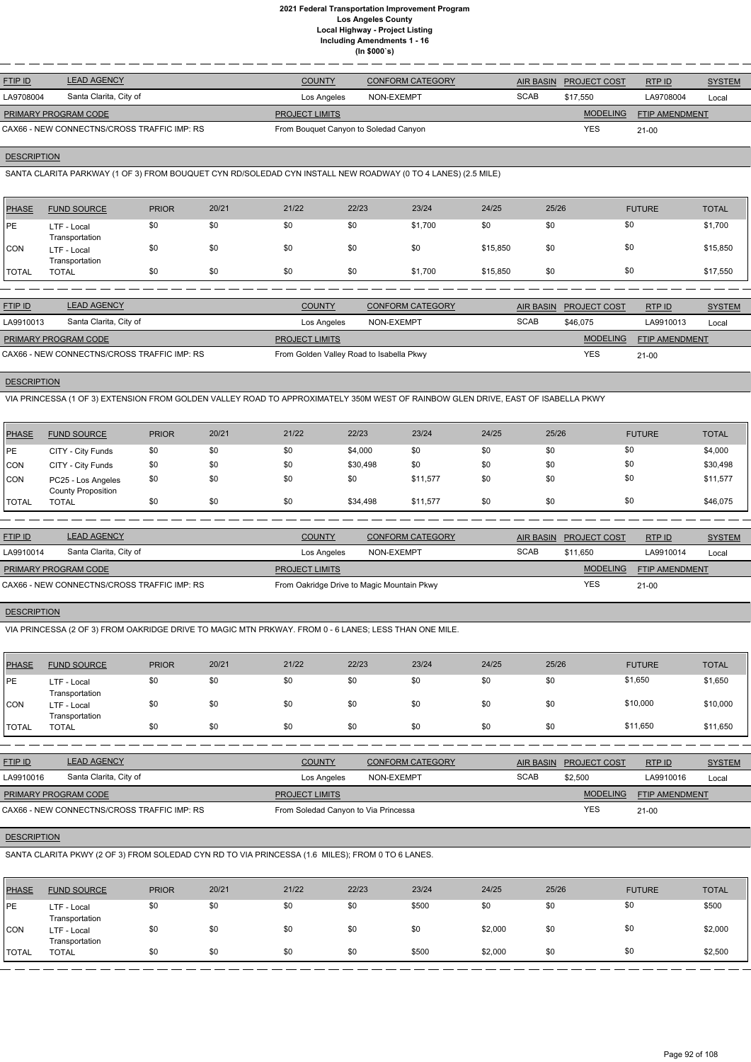# 2021 Federal Transportation Improvement Program
## Los Angeles County
### Local Highway - Project Listing
### Including Amendments 1 - 16
### (In $000`s)

| FTIP ID | LEAD AGENCY | COUNTY | CONFORM CATEGORY | AIR BASIN | PROJECT COST | RTP ID | SYSTEM |
|---|---|---|---|---|---|---|---|
| LA9708004 | Santa Clarita, City of | Los Angeles | NON-EXEMPT | SCAB | $17,550 | LA9708004 | Local |

| PRIMARY PROGRAM CODE | PROJECT LIMITS | MODELING | FTIP AMENDMENT |
|---|---|---|---|
| CAX66 - NEW CONNECTNS/CROSS TRAFFIC IMP: RS | From Bouquet Canyon to Soledad Canyon | YES | 21-00 |

**DESCRIPTION**

SANTA CLARITA PARKWAY (1 OF 3) FROM BOUQUET CYN RD/SOLEDAD CYN INSTALL NEW ROADWAY (0 TO 4 LANES) (2.5 MILE)

| PHASE | FUND SOURCE | PRIOR | 20/21 | 21/22 | 22/23 | 23/24 | 24/25 | 25/26 | FUTURE | TOTAL |
|---|---|---|---|---|---|---|---|---|---|---|
| PE | LTF - Local Transportation | $0 | $0 | $0 | $0 | $1,700 | $0 | $0 | $0 | $1,700 |
| CON | LTF - Local Transportation | $0 | $0 | $0 | $0 | $0 | $15,850 | $0 | $0 | $15,850 |
| TOTAL | TOTAL | $0 | $0 | $0 | $0 | $1,700 | $15,850 | $0 | $0 | $17,550 |

| FTIP ID | LEAD AGENCY | COUNTY | CONFORM CATEGORY | AIR BASIN | PROJECT COST | RTP ID | SYSTEM |
|---|---|---|---|---|---|---|---|
| LA9910013 | Santa Clarita, City of | Los Angeles | NON-EXEMPT | SCAB | $46,075 | LA9910013 | Local |

| PRIMARY PROGRAM CODE | PROJECT LIMITS | MODELING | FTIP AMENDMENT |
|---|---|---|---|
| CAX66 - NEW CONNECTNS/CROSS TRAFFIC IMP: RS | From Golden Valley Road to Isabella Pkwy | YES | 21-00 |

**DESCRIPTION**

VIA PRINCESSA (1 OF 3) EXTENSION FROM GOLDEN VALLEY ROAD TO APPROXIMATELY 350M WEST OF RAINBOW GLEN DRIVE, EAST OF ISABELLA PKWY

| PHASE | FUND SOURCE | PRIOR | 20/21 | 21/22 | 22/23 | 23/24 | 24/25 | 25/26 | FUTURE | TOTAL |
|---|---|---|---|---|---|---|---|---|---|---|
| PE | CITY - City Funds | $0 | $0 | $0 | $4,000 | $0 | $0 | $0 | $0 | $4,000 |
| CON | CITY - City Funds | $0 | $0 | $0 | $30,498 | $0 | $0 | $0 | $0 | $30,498 |
| CON | PC25 - Los Angeles County Proposition | $0 | $0 | $0 | $0 | $11,577 | $0 | $0 | $0 | $11,577 |
| TOTAL | TOTAL | $0 | $0 | $0 | $34,498 | $11,577 | $0 | $0 | $0 | $46,075 |

| FTIP ID | LEAD AGENCY | COUNTY | CONFORM CATEGORY | AIR BASIN | PROJECT COST | RTP ID | SYSTEM |
|---|---|---|---|---|---|---|---|
| LA9910014 | Santa Clarita, City of | Los Angeles | NON-EXEMPT | SCAB | $11,650 | LA9910014 | Local |

| PRIMARY PROGRAM CODE | PROJECT LIMITS | MODELING | FTIP AMENDMENT |
|---|---|---|---|
| CAX66 - NEW CONNECTNS/CROSS TRAFFIC IMP: RS | From Oakridge Drive to Magic Mountain Pkwy | YES | 21-00 |

**DESCRIPTION**

VIA PRINCESSA (2 OF 3) FROM OAKRIDGE DRIVE TO MAGIC MTN PRKWAY. FROM 0 - 6 LANES; LESS THAN ONE MILE.

| PHASE | FUND SOURCE | PRIOR | 20/21 | 21/22 | 22/23 | 23/24 | 24/25 | 25/26 | FUTURE | TOTAL |
|---|---|---|---|---|---|---|---|---|---|---|
| PE | LTF - Local Transportation | $0 | $0 | $0 | $0 | $0 | $0 | $0 | $1,650 | $1,650 |
| CON | LTF - Local Transportation | $0 | $0 | $0 | $0 | $0 | $0 | $0 | $10,000 | $10,000 |
| TOTAL | TOTAL | $0 | $0 | $0 | $0 | $0 | $0 | $0 | $11,650 | $11,650 |

| FTIP ID | LEAD AGENCY | COUNTY | CONFORM CATEGORY | AIR BASIN | PROJECT COST | RTP ID | SYSTEM |
|---|---|---|---|---|---|---|---|
| LA9910016 | Santa Clarita, City of | Los Angeles | NON-EXEMPT | SCAB | $2,500 | LA9910016 | Local |

| PRIMARY PROGRAM CODE | PROJECT LIMITS | MODELING | FTIP AMENDMENT |
|---|---|---|---|
| CAX66 - NEW CONNECTNS/CROSS TRAFFIC IMP: RS | From Soledad Canyon to Via Princessa | YES | 21-00 |

**DESCRIPTION**

SANTA CLARITA PKWY (2 OF 3) FROM SOLEDAD CYN RD TO VIA PRINCESSA (1.6 MILES); FROM 0 TO 6 LANES.

| PHASE | FUND SOURCE | PRIOR | 20/21 | 21/22 | 22/23 | 23/24 | 24/25 | 25/26 | FUTURE | TOTAL |
|---|---|---|---|---|---|---|---|---|---|---|
| PE | LTF - Local Transportation | $0 | $0 | $0 | $0 | $500 | $0 | $0 | $0 | $500 |
| CON | LTF - Local Transportation | $0 | $0 | $0 | $0 | $0 | $2,000 | $0 | $0 | $2,000 |
| TOTAL | TOTAL | $0 | $0 | $0 | $0 | $500 | $2,000 | $0 | $0 | $2,500 |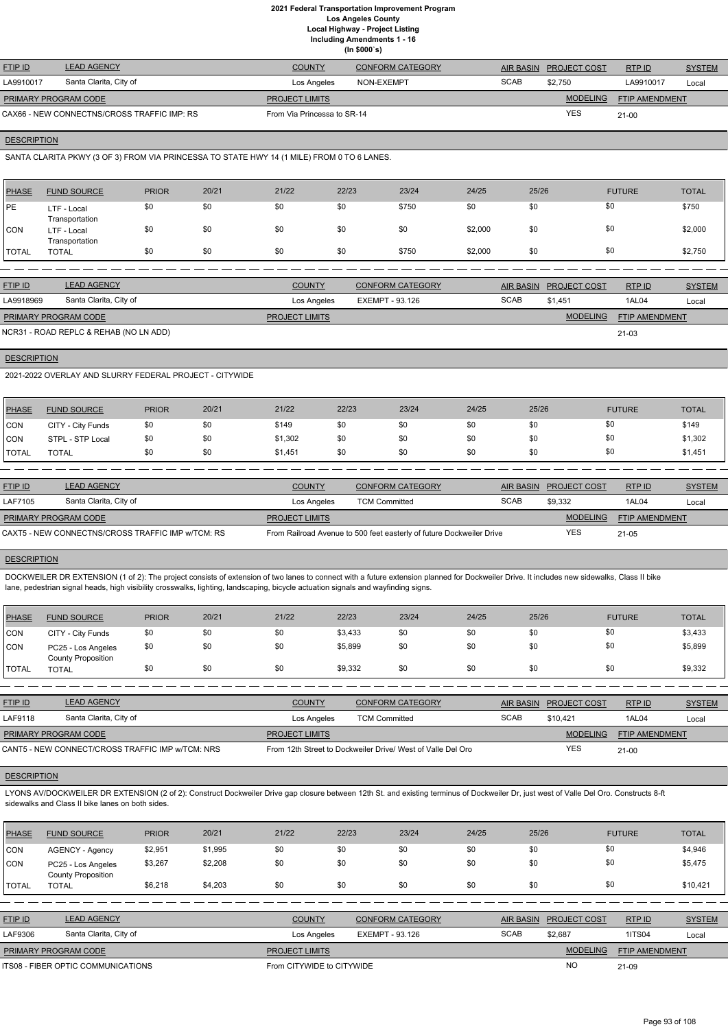# 2021 Federal Transportation Improvement Program
## Los Angeles County
## Local Highway - Project Listing
## Including Amendments 1 - 16
## (In $000`s)

| FTIP ID | LEAD AGENCY | COUNTY | CONFORM CATEGORY | AIR BASIN | PROJECT COST | RTP ID | SYSTEM |
|---|---|---|---|---|---|---|---|
| LA9910017 | Santa Clarita, City of | Los Angeles | NON-EXEMPT | SCAB | $2,750 | LA9910017 | Local |

| PRIMARY PROGRAM CODE | PROJECT LIMITS | MODELING | FTIP AMENDMENT |
|---|---|---|---|
| CAX66 - NEW CONNECTNS/CROSS TRAFFIC IMP: RS | From Via Princessa to SR-14 | YES | 21-00 |

**DESCRIPTION**

SANTA CLARITA PKWY (3 OF 3) FROM VIA PRINCESSA TO STATE HWY 14 (1 MILE) FROM 0 TO 6 LANES.

| PHASE | FUND SOURCE | PRIOR | 20/21 | 21/22 | 22/23 | 23/24 | 24/25 | 25/26 | FUTURE | TOTAL |
|---|---|---|---|---|---|---|---|---|---|---|
| PE | LTF - Local Transportation | $0 | $0 | $0 | $0 | $750 | $0 | $0 | $0 | $750 |
| CON | LTF - Local Transportation | $0 | $0 | $0 | $0 | $0 | $2,000 | $0 | $0 | $2,000 |
| TOTAL | TOTAL | $0 | $0 | $0 | $0 | $750 | $2,000 | $0 | $0 | $2,750 |

| FTIP ID | LEAD AGENCY | COUNTY | CONFORM CATEGORY | AIR BASIN | PROJECT COST | RTP ID | SYSTEM |
|---|---|---|---|---|---|---|---|
| LA9918969 | Santa Clarita, City of | Los Angeles | EXEMPT - 93.126 | SCAB | $1,451 | 1AL04 | Local |

| PRIMARY PROGRAM CODE | PROJECT LIMITS | MODELING | FTIP AMENDMENT |
|---|---|---|---|
| NCR31 - ROAD REPLC & REHAB (NO LN ADD) | | | 21-03 |

**DESCRIPTION**

2021-2022 OVERLAY AND SLURRY FEDERAL PROJECT - CITYWIDE

| PHASE | FUND SOURCE | PRIOR | 20/21 | 21/22 | 22/23 | 23/24 | 24/25 | 25/26 | FUTURE | TOTAL |
|---|---|---|---|---|---|---|---|---|---|---|
| CON | CITY - City Funds | $0 | $0 | $149 | $0 | $0 | $0 | $0 | $0 | $149 |
| CON | STPL - STP Local | $0 | $0 | $1,302 | $0 | $0 | $0 | $0 | $0 | $1,302 |
| TOTAL | TOTAL | $0 | $0 | $1,451 | $0 | $0 | $0 | $0 | $0 | $1,451 |

| FTIP ID | LEAD AGENCY | COUNTY | CONFORM CATEGORY | AIR BASIN | PROJECT COST | RTP ID | SYSTEM |
|---|---|---|---|---|---|---|---|
| LAF7105 | Santa Clarita, City of | Los Angeles | TCM Committed | SCAB | $9,332 | 1AL04 | Local |

| PRIMARY PROGRAM CODE | PROJECT LIMITS | MODELING | FTIP AMENDMENT |
|---|---|---|---|
| CAXT5 - NEW CONNECTNS/CROSS TRAFFIC IMP w/TCM: RS | From Railroad Avenue to 500 feet easterly of future Dockweiler Drive | YES | 21-05 |

**DESCRIPTION**

DOCKWEILER DR EXTENSION (1 of 2): The project consists of extension of two lanes to connect with a future extension planned for Dockweiler Drive. It includes new sidewalks, Class II bike lane, pedestrian signal heads, high visibility crosswalks, lighting, landscaping, bicycle actuation signals and wayfinding signs.

| PHASE | FUND SOURCE | PRIOR | 20/21 | 21/22 | 22/23 | 23/24 | 24/25 | 25/26 | FUTURE | TOTAL |
|---|---|---|---|---|---|---|---|---|---|---|
| CON | CITY - City Funds | $0 | $0 | $0 | $3,433 | $0 | $0 | $0 | $0 | $3,433 |
| CON | PC25 - Los Angeles County Proposition | $0 | $0 | $0 | $5,899 | $0 | $0 | $0 | $0 | $5,899 |
| TOTAL | TOTAL | $0 | $0 | $0 | $9,332 | $0 | $0 | $0 | $0 | $9,332 |

| FTIP ID | LEAD AGENCY | COUNTY | CONFORM CATEGORY | AIR BASIN | PROJECT COST | RTP ID | SYSTEM |
|---|---|---|---|---|---|---|---|
| LAF9118 | Santa Clarita, City of | Los Angeles | TCM Committed | SCAB | $10,421 | 1AL04 | Local |

| PRIMARY PROGRAM CODE | PROJECT LIMITS | MODELING | FTIP AMENDMENT |
|---|---|---|---|
| CANT5 - NEW CONNECT/CROSS TRAFFIC IMP w/TCM: NRS | From 12th Street to Dockweiler Drive/ West of Valle Del Oro | YES | 21-00 |

**DESCRIPTION**

LYONS AV/DOCKWEILER DR EXTENSION (2 of 2): Construct Dockweiler Drive gap closure between 12th St. and existing terminus of Dockweiler Dr, just west of Valle Del Oro. Constructs 8-ft sidewalks and Class II bike lanes on both sides.

| PHASE | FUND SOURCE | PRIOR | 20/21 | 21/22 | 22/23 | 23/24 | 24/25 | 25/26 | FUTURE | TOTAL |
|---|---|---|---|---|---|---|---|---|---|---|
| CON | AGENCY - Agency | $2,951 | $1,995 | $0 | $0 | $0 | $0 | $0 | $0 | $4,946 |
| CON | PC25 - Los Angeles County Proposition | $3,267 | $2,208 | $0 | $0 | $0 | $0 | $0 | $0 | $5,475 |
| TOTAL | TOTAL | $6,218 | $4,203 | $0 | $0 | $0 | $0 | $0 | $0 | $10,421 |

| FTIP ID | LEAD AGENCY | COUNTY | CONFORM CATEGORY | AIR BASIN | PROJECT COST | RTP ID | SYSTEM |
|---|---|---|---|---|---|---|---|
| LAF9306 | Santa Clarita, City of | Los Angeles | EXEMPT - 93.126 | SCAB | $2,687 | 1ITS04 | Local |

| PRIMARY PROGRAM CODE | PROJECT LIMITS | MODELING | FTIP AMENDMENT |
|---|---|---|---|
| ITS08 - FIBER OPTIC COMMUNICATIONS | From CITYWIDE to CITYWIDE | NO | 21-09 |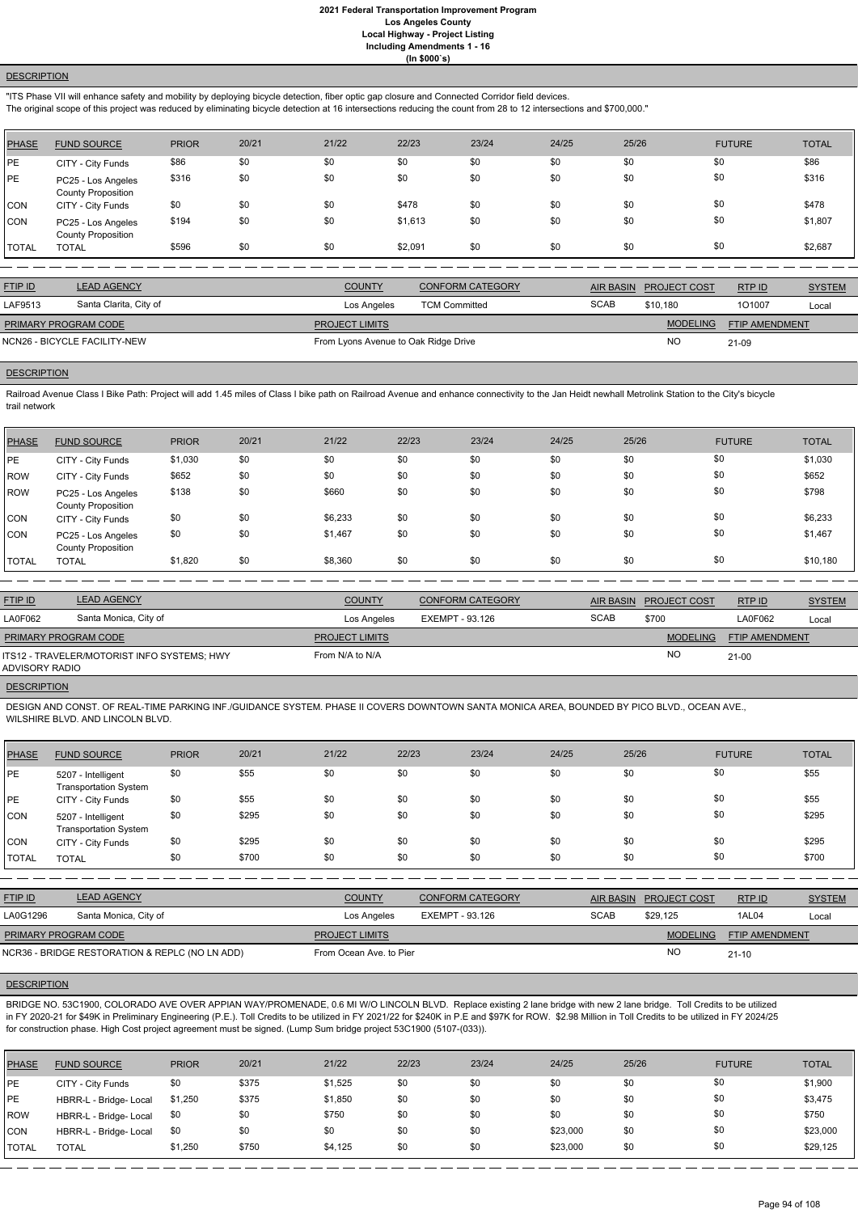#### DESCRIPTION

"ITS Phase VII will enhance safety and mobility by deploying bicycle detection, fiber optic gap closure and Connected Corridor field devices.
The original scope of this project was reduced by eliminating bicycle detection at 16 intersections reducing the count from 28 to 12 intersections and $700,000."

| PHASE | FUND SOURCE | PRIOR | 20/21 | 21/22 | 22/23 | 23/24 | 24/25 | 25/26 | FUTURE | TOTAL |
|---|---|---|---|---|---|---|---|---|---|---|
| PE | CITY - City Funds | $86 | $0 | $0 | $0 | $0 | $0 | $0 | $0 | $86 |
| PE | PC25 - Los Angeles County Proposition | $316 | $0 | $0 | $0 | $0 | $0 | $0 | $0 | $316 |
| CON | CITY - City Funds | $0 | $0 | $0 | $478 | $0 | $0 | $0 | $0 | $478 |
| CON | PC25 - Los Angeles County Proposition | $194 | $0 | $0 | $1,613 | $0 | $0 | $0 | $0 | $1,807 |
| TOTAL | TOTAL | $596 | $0 | $0 | $2,091 | $0 | $0 | $0 | $0 | $2,687 |

| FTIP ID | LEAD AGENCY | COUNTY | CONFORM CATEGORY | AIR BASIN | PROJECT COST | RTP ID | SYSTEM |
|---|---|---|---|---|---|---|---|
| LAF9513 | Santa Clarita, City of | Los Angeles | TCM Committed | SCAB | $10,180 | 1O1007 | Local |

| PRIMARY PROGRAM CODE | PROJECT LIMITS | MODELING | FTIP AMENDMENT |
|---|---|---|---|
| NCN26 - BICYCLE FACILITY-NEW | From Lyons Avenue to Oak Ridge Drive | NO | 21-09 |

#### DESCRIPTION

Railroad Avenue Class I Bike Path: Project will add 1.45 miles of Class I bike path on Railroad Avenue and enhance connectivity to the Jan Heidt newhall Metrolink Station to the City's bicycle trail network

| PHASE | FUND SOURCE | PRIOR | 20/21 | 21/22 | 22/23 | 23/24 | 24/25 | 25/26 | FUTURE | TOTAL |
|---|---|---|---|---|---|---|---|---|---|---|
| PE | CITY - City Funds | $1,030 | $0 | $0 | $0 | $0 | $0 | $0 | $0 | $1,030 |
| ROW | CITY - City Funds | $652 | $0 | $0 | $0 | $0 | $0 | $0 | $0 | $652 |
| ROW | PC25 - Los Angeles County Proposition | $138 | $0 | $660 | $0 | $0 | $0 | $0 | $0 | $798 |
| CON | CITY - City Funds | $0 | $0 | $6,233 | $0 | $0 | $0 | $0 | $0 | $6,233 |
| CON | PC25 - Los Angeles County Proposition | $0 | $0 | $1,467 | $0 | $0 | $0 | $0 | $0 | $1,467 |
| TOTAL | TOTAL | $1,820 | $0 | $8,360 | $0 | $0 | $0 | $0 | $0 | $10,180 |

| FTIP ID | LEAD AGENCY | COUNTY | CONFORM CATEGORY | AIR BASIN | PROJECT COST | RTP ID | SYSTEM |
|---|---|---|---|---|---|---|---|
| LA0F062 | Santa Monica, City of | Los Angeles | EXEMPT - 93.126 | SCAB | $700 | LA0F062 | Local |

| PRIMARY PROGRAM CODE | PROJECT LIMITS | MODELING | FTIP AMENDMENT |
|---|---|---|---|
| ITS12 - TRAVELER/MOTORIST INFO SYSTEMS; HWY ADVISORY RADIO | From N/A to N/A | NO | 21-00 |

#### DESCRIPTION

DESIGN AND CONST. OF REAL-TIME PARKING INF./GUIDANCE SYSTEM. PHASE II COVERS DOWNTOWN SANTA MONICA AREA, BOUNDED BY PICO BLVD., OCEAN AVE., WILSHIRE BLVD. AND LINCOLN BLVD.

| PHASE | FUND SOURCE | PRIOR | 20/21 | 21/22 | 22/23 | 23/24 | 24/25 | 25/26 | FUTURE | TOTAL |
|---|---|---|---|---|---|---|---|---|---|---|
| PE | 5207 - Intelligent Transportation System | $0 | $55 | $0 | $0 | $0 | $0 | $0 | $0 | $55 |
| PE | CITY - City Funds | $0 | $55 | $0 | $0 | $0 | $0 | $0 | $0 | $55 |
| CON | 5207 - Intelligent Transportation System | $0 | $295 | $0 | $0 | $0 | $0 | $0 | $0 | $295 |
| CON | CITY - City Funds | $0 | $295 | $0 | $0 | $0 | $0 | $0 | $0 | $295 |
| TOTAL | TOTAL | $0 | $700 | $0 | $0 | $0 | $0 | $0 | $0 | $700 |

| FTIP ID | LEAD AGENCY | COUNTY | CONFORM CATEGORY | AIR BASIN | PROJECT COST | RTP ID | SYSTEM |
|---|---|---|---|---|---|---|---|
| LA0G1296 | Santa Monica, City of | Los Angeles | EXEMPT - 93.126 | SCAB | $29,125 | 1AL04 | Local |

| PRIMARY PROGRAM CODE | PROJECT LIMITS | MODELING | FTIP AMENDMENT |
|---|---|---|---|
| NCR36 - BRIDGE RESTORATION & REPLC (NO LN ADD) | From Ocean Ave. to Pier | NO | 21-10 |

#### DESCRIPTION

BRIDGE NO. 53C1900, COLORADO AVE OVER APPIAN WAY/PROMENADE, 0.6 MI W/O LINCOLN BLVD. Replace existing 2 lane bridge with new 2 lane bridge. Toll Credits to be utilized in FY 2020-21 for $49K in Preliminary Engineering (P.E.). Toll Credits to be utilized in FY 2021/22 for $240K in P.E and $97K for ROW. $2.98 Million in Toll Credits to be utilized in FY 2024/25 for construction phase. High Cost project agreement must be signed. (Lump Sum bridge project 53C1900 (5107-(033)).

| PHASE | FUND SOURCE | PRIOR | 20/21 | 21/22 | 22/23 | 23/24 | 24/25 | 25/26 | FUTURE | TOTAL |
|---|---|---|---|---|---|---|---|---|---|---|
| PE | CITY - City Funds | $0 | $375 | $1,525 | $0 | $0 | $0 | $0 | $0 | $1,900 |
| PE | HBRR-L - Bridge- Local | $1,250 | $375 | $1,850 | $0 | $0 | $0 | $0 | $0 | $3,475 |
| ROW | HBRR-L - Bridge- Local | $0 | $0 | $750 | $0 | $0 | $0 | $0 | $0 | $750 |
| CON | HBRR-L - Bridge- Local | $0 | $0 | $0 | $0 | $0 | $23,000 | $0 | $0 | $23,000 |
| TOTAL | TOTAL | $1,250 | $750 | $4,125 | $0 | $0 | $23,000 | $0 | $0 | $29,125 |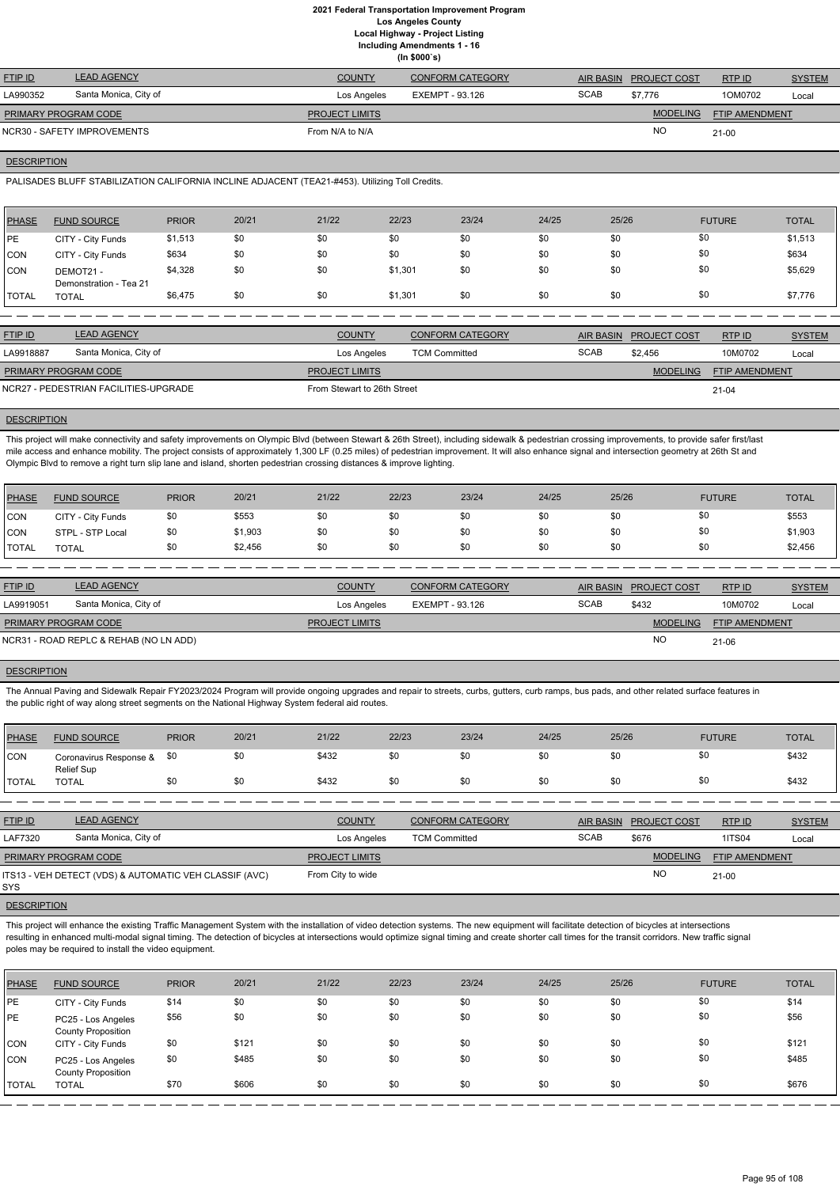# 2021 Federal Transportation Improvement Program
## Los Angeles County
### Local Highway - Project Listing
### Including Amendments 1 - 16
### (In $000`s)

| FTIP ID | LEAD AGENCY | COUNTY | CONFORM CATEGORY | AIR BASIN | PROJECT COST | RTP ID | SYSTEM |
|---|---|---|---|---|---|---|---|
| LA990352 | Santa Monica, City of | Los Angeles | EXEMPT - 93.126 | SCAB | $7,776 | 1OM0702 | Local |

| PRIMARY PROGRAM CODE | PROJECT LIMITS | MODELING | FTIP AMENDMENT |
|---|---|---|---|
| NCR30 - SAFETY IMPROVEMENTS | From N/A to N/A | NO | 21-00 |

**DESCRIPTION**

PALISADES BLUFF STABILIZATION CALIFORNIA INCLINE ADJACENT (TEA21-#453). Utilizing Toll Credits.

| PHASE | FUND SOURCE | PRIOR | 20/21 | 21/22 | 22/23 | 23/24 | 24/25 | 25/26 | FUTURE | TOTAL |
|---|---|---|---|---|---|---|---|---|---|---|
| PE | CITY - City Funds | $1,513 | $0 | $0 | $0 | $0 | $0 | $0 | $0 | $1,513 |
| CON | CITY - City Funds | $634 | $0 | $0 | $0 | $0 | $0 | $0 | $0 | $634 |
| CON | DEMOT21 - Demonstration - Tea 21 | $4,328 | $0 | $0 | $1,301 | $0 | $0 | $0 | $0 | $5,629 |
| TOTAL | TOTAL | $6,475 | $0 | $0 | $1,301 | $0 | $0 | $0 | $0 | $7,776 |

| FTIP ID | LEAD AGENCY | COUNTY | CONFORM CATEGORY | AIR BASIN | PROJECT COST | RTP ID | SYSTEM |
|---|---|---|---|---|---|---|---|
| LA9918887 | Santa Monica, City of | Los Angeles | TCM Committed | SCAB | $2,456 | 10M0702 | Local |

| PRIMARY PROGRAM CODE | PROJECT LIMITS | MODELING | FTIP AMENDMENT |
|---|---|---|---|
| NCR27 - PEDESTRIAN FACILITIES-UPGRADE | From Stewart to 26th Street | | 21-04 |

**DESCRIPTION**

This project will make connectivity and safety improvements on Olympic Blvd (between Stewart & 26th Street), including sidewalk & pedestrian crossing improvements, to provide safer first/last mile access and enhance mobility. The project consists of approximately 1,300 LF (0.25 miles) of pedestrian improvement. It will also enhance signal and intersection geometry at 26th St and Olympic Blvd to remove a right turn slip lane and island, shorten pedestrian crossing distances & improve lighting.

| PHASE | FUND SOURCE | PRIOR | 20/21 | 21/22 | 22/23 | 23/24 | 24/25 | 25/26 | FUTURE | TOTAL |
|---|---|---|---|---|---|---|---|---|---|---|
| CON | CITY - City Funds | $0 | $553 | $0 | $0 | $0 | $0 | $0 | $0 | $553 |
| CON | STPL - STP Local | $0 | $1,903 | $0 | $0 | $0 | $0 | $0 | $0 | $1,903 |
| TOTAL | TOTAL | $0 | $2,456 | $0 | $0 | $0 | $0 | $0 | $0 | $2,456 |

| FTIP ID | LEAD AGENCY | COUNTY | CONFORM CATEGORY | AIR BASIN | PROJECT COST | RTP ID | SYSTEM |
|---|---|---|---|---|---|---|---|
| LA9919051 | Santa Monica, City of | Los Angeles | EXEMPT - 93.126 | SCAB | $432 | 10M0702 | Local |

| PRIMARY PROGRAM CODE | PROJECT LIMITS | MODELING | FTIP AMENDMENT |
|---|---|---|---|
| NCR31 - ROAD REPLC & REHAB (NO LN ADD) | | NO | 21-06 |

**DESCRIPTION**

The Annual Paving and Sidewalk Repair FY2023/2024 Program will provide ongoing upgrades and repair to streets, curbs, gutters, curb ramps, bus pads, and other related surface features in the public right of way along street segments on the National Highway System federal aid routes.

| PHASE | FUND SOURCE | PRIOR | 20/21 | 21/22 | 22/23 | 23/24 | 24/25 | 25/26 | FUTURE | TOTAL |
|---|---|---|---|---|---|---|---|---|---|---|
| CON | Coronavirus Response & Relief Sup | $0 | $0 | $432 | $0 | $0 | $0 | $0 | $0 | $432 |
| TOTAL | TOTAL | $0 | $0 | $432 | $0 | $0 | $0 | $0 | $0 | $432 |

| FTIP ID | LEAD AGENCY | COUNTY | CONFORM CATEGORY | AIR BASIN | PROJECT COST | RTP ID | SYSTEM |
|---|---|---|---|---|---|---|---|
| LAF7320 | Santa Monica, City of | Los Angeles | TCM Committed | SCAB | $676 | 1ITS04 | Local |

| PRIMARY PROGRAM CODE | PROJECT LIMITS | MODELING | FTIP AMENDMENT |
|---|---|---|---|
| ITS13 - VEH DETECT (VDS) & AUTOMATIC VEH CLASSIF (AVC) SYS | From City to wide | NO | 21-00 |

**DESCRIPTION**

This project will enhance the existing Traffic Management System with the installation of video detection systems. The new equipment will facilitate detection of bicycles at intersections resulting in enhanced multi-modal signal timing. The detection of bicycles at intersections would optimize signal timing and create shorter call times for the transit corridors. New traffic signal poles may be required to install the video equipment.

| PHASE | FUND SOURCE | PRIOR | 20/21 | 21/22 | 22/23 | 23/24 | 24/25 | 25/26 | FUTURE | TOTAL |
|---|---|---|---|---|---|---|---|---|---|---|
| PE | CITY - City Funds | $14 | $0 | $0 | $0 | $0 | $0 | $0 | $0 | $14 |
| PE | PC25 - Los Angeles County Proposition | $56 | $0 | $0 | $0 | $0 | $0 | $0 | $0 | $56 |
| CON | CITY - City Funds | $0 | $121 | $0 | $0 | $0 | $0 | $0 | $0 | $121 |
| CON | PC25 - Los Angeles County Proposition | $0 | $485 | $0 | $0 | $0 | $0 | $0 | $0 | $485 |
| TOTAL | TOTAL | $70 | $606 | $0 | $0 | $0 | $0 | $0 | $0 | $676 |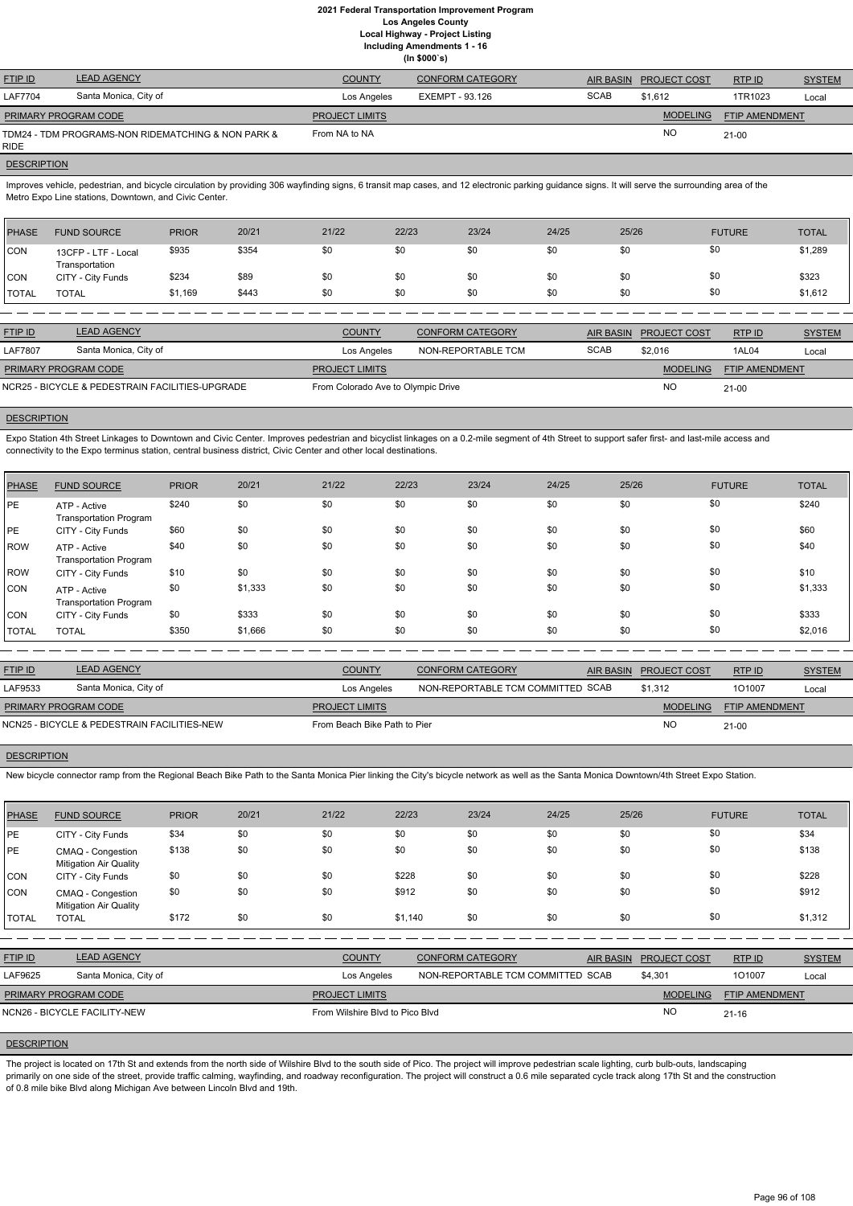**2021 Federal Transportation Improvement Program**
**Los Angeles County**
**Local Highway - Project Listing**
**Including Amendments 1 - 16**
**(In $000`s)**

| FTIP ID | LEAD AGENCY | COUNTY | CONFORM CATEGORY | AIR BASIN | PROJECT COST | RTP ID | SYSTEM |
|---|---|---|---|---|---|---|---|
| LAF7704 | Santa Monica, City of | Los Angeles | EXEMPT - 93.126 | SCAB | $1,612 | 1TR1023 | Local |

| PRIMARY PROGRAM CODE | PROJECT LIMITS | MODELING | FTIP AMENDMENT |
|---|---|---|---|
| TDM24 - TDM PROGRAMS-NON RIDEMATCHING & NON PARK & RIDE | From NA to NA | NO | 21-00 |

**DESCRIPTION**

Improves vehicle, pedestrian, and bicycle circulation by providing 306 wayfinding signs, 6 transit map cases, and 12 electronic parking guidance signs. It will serve the surrounding area of the Metro Expo Line stations, Downtown, and Civic Center.

| PHASE | FUND SOURCE | PRIOR | 20/21 | 21/22 | 22/23 | 23/24 | 24/25 | 25/26 | FUTURE | TOTAL |
|---|---|---|---|---|---|---|---|---|---|---|
| CON | 13CFP - LTF - Local Transportation | $935 | $354 | $0 | $0 | $0 | $0 | $0 | $0 | $1,289 |
| CON | CITY - City Funds | $234 | $89 | $0 | $0 | $0 | $0 | $0 | $0 | $323 |
| TOTAL | TOTAL | $1,169 | $443 | $0 | $0 | $0 | $0 | $0 | $0 | $1,612 |

| FTIP ID | LEAD AGENCY | COUNTY | CONFORM CATEGORY | AIR BASIN | PROJECT COST | RTP ID | SYSTEM |
|---|---|---|---|---|---|---|---|
| LAF7807 | Santa Monica, City of | Los Angeles | NON-REPORTABLE TCM | SCAB | $2,016 | 1AL04 | Local |

| PRIMARY PROGRAM CODE | PROJECT LIMITS | MODELING | FTIP AMENDMENT |
|---|---|---|---|
| NCR25 - BICYCLE & PEDESTRIAN FACILITIES-UPGRADE | From Colorado Ave to Olympic Drive | NO | 21-00 |

**DESCRIPTION**

Expo Station 4th Street Linkages to Downtown and Civic Center. Improves pedestrian and bicyclist linkages on a 0.2-mile segment of 4th Street to support safer first- and last-mile access and connectivity to the Expo terminus station, central business district, Civic Center and other local destinations.

| PHASE | FUND SOURCE | PRIOR | 20/21 | 21/22 | 22/23 | 23/24 | 24/25 | 25/26 | FUTURE | TOTAL |
|---|---|---|---|---|---|---|---|---|---|---|
| PE | ATP - Active Transportation Program | $240 | $0 | $0 | $0 | $0 | $0 | $0 | $0 | $240 |
| PE | CITY - City Funds | $60 | $0 | $0 | $0 | $0 | $0 | $0 | $0 | $60 |
| ROW | ATP - Active Transportation Program | $40 | $0 | $0 | $0 | $0 | $0 | $0 | $0 | $40 |
| ROW | CITY - City Funds | $10 | $0 | $0 | $0 | $0 | $0 | $0 | $0 | $10 |
| CON | ATP - Active Transportation Program | $0 | $1,333 | $0 | $0 | $0 | $0 | $0 | $0 | $1,333 |
| CON | CITY - City Funds | $0 | $333 | $0 | $0 | $0 | $0 | $0 | $0 | $333 |
| TOTAL | TOTAL | $350 | $1,666 | $0 | $0 | $0 | $0 | $0 | $0 | $2,016 |

| FTIP ID | LEAD AGENCY | COUNTY | CONFORM CATEGORY | AIR BASIN | PROJECT COST | RTP ID | SYSTEM |
|---|---|---|---|---|---|---|---|
| LAF9533 | Santa Monica, City of | Los Angeles | NON-REPORTABLE TCM COMMITTED | SCAB | $1,312 | 1O1007 | Local |

| PRIMARY PROGRAM CODE | PROJECT LIMITS | MODELING | FTIP AMENDMENT |
|---|---|---|---|
| NCN25 - BICYCLE & PEDESTRIAN FACILITIES-NEW | From Beach Bike Path to Pier | NO | 21-00 |

**DESCRIPTION**

New bicycle connector ramp from the Regional Beach Bike Path to the Santa Monica Pier linking the City's bicycle network as well as the Santa Monica Downtown/4th Street Expo Station.

| PHASE | FUND SOURCE | PRIOR | 20/21 | 21/22 | 22/23 | 23/24 | 24/25 | 25/26 | FUTURE | TOTAL |
|---|---|---|---|---|---|---|---|---|---|---|
| PE | CITY - City Funds | $34 | $0 | $0 | $0 | $0 | $0 | $0 | $0 | $34 |
| PE | CMAQ - Congestion Mitigation Air Quality | $138 | $0 | $0 | $0 | $0 | $0 | $0 | $0 | $138 |
| CON | CITY - City Funds | $0 | $0 | $0 | $228 | $0 | $0 | $0 | $0 | $228 |
| CON | CMAQ - Congestion Mitigation Air Quality | $0 | $0 | $0 | $912 | $0 | $0 | $0 | $0 | $912 |
| TOTAL | TOTAL | $172 | $0 | $0 | $1,140 | $0 | $0 | $0 | $0 | $1,312 |

| FTIP ID | LEAD AGENCY | COUNTY | CONFORM CATEGORY | AIR BASIN | PROJECT COST | RTP ID | SYSTEM |
|---|---|---|---|---|---|---|---|
| LAF9625 | Santa Monica, City of | Los Angeles | NON-REPORTABLE TCM COMMITTED | SCAB | $4,301 | 1O1007 | Local |

| PRIMARY PROGRAM CODE | PROJECT LIMITS | MODELING | FTIP AMENDMENT |
|---|---|---|---|
| NCN26 - BICYCLE FACILITY-NEW | From Wilshire Blvd to Pico Blvd | NO | 21-16 |

**DESCRIPTION**

The project is located on 17th St and extends from the north side of Wilshire Blvd to the south side of Pico. The project will improve pedestrian scale lighting, curb bulb-outs, landscaping primarily on one side of the street, provide traffic calming, wayfinding, and roadway reconfiguration. The project will construct a 0.6 mile separated cycle track along 17th St and the construction of 0.8 mile bike Blvd along Michigan Ave between Lincoln Blvd and 19th.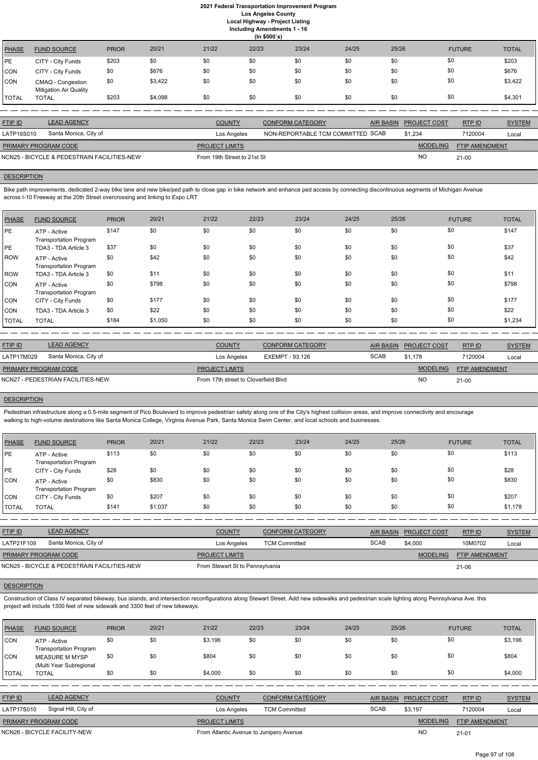# 2021 Federal Transportation Improvement Program
## Los Angeles County
### Local Highway - Project Listing
### Including Amendments 1 - 16
### (In $000`s)

| PHASE | FUND SOURCE | PRIOR | 20/21 | 21/22 | 22/23 | 23/24 | 24/25 | 25/26 | FUTURE | TOTAL |
|---|---|---|---|---|---|---|---|---|---|---|
| PE | CITY - City Funds | $203 | $0 | $0 | $0 | $0 | $0 | $0 | $0 | $203 |
| CON | CITY - City Funds | $0 | $676 | $0 | $0 | $0 | $0 | $0 | $0 | $676 |
| CON | CMAQ - Congestion Mitigation Air Quality | $0 | $3,422 | $0 | $0 | $0 | $0 | $0 | $0 | $3,422 |
| TOTAL | TOTAL | $203 | $4,098 | $0 | $0 | $0 | $0 | $0 | $0 | $4,301 |

| FTIP ID | LEAD AGENCY | COUNTY | CONFORM CATEGORY | AIR BASIN | PROJECT COST | RTP ID | SYSTEM |
|---|---|---|---|---|---|---|---|
| LATP16S010 | Santa Monica, City of | Los Angeles | NON-REPORTABLE TCM COMMITTED | SCAB | $1,234 | 7120004 | Local |

| PRIMARY PROGRAM CODE | PROJECT LIMITS | MODELING | FTIP AMENDMENT |
|---|---|---|---|
| NCN25 - BICYCLE & PEDESTRAIN FACILITIES-NEW | From 19th Street to 21st St | NO | 21-00 |

**DESCRIPTION**

Bike path improvements, dedicated 2-way bike lane and new bike/ped path to close gap in bike network and enhance ped access by connecting discontinuous segments of Michigan Avenue across I-10 Freeway at the 20th Street overcrossing and linking to Expo LRT

| PHASE | FUND SOURCE | PRIOR | 20/21 | 21/22 | 22/23 | 23/24 | 24/25 | 25/26 | FUTURE | TOTAL |
|---|---|---|---|---|---|---|---|---|---|---|
| PE | ATP - Active Transportation Program | $147 | $0 | $0 | $0 | $0 | $0 | $0 | $0 | $147 |
| PE | TDA3 - TDA Article 3 | $37 | $0 | $0 | $0 | $0 | $0 | $0 | $0 | $37 |
| ROW | ATP - Active Transportation Program | $0 | $42 | $0 | $0 | $0 | $0 | $0 | $0 | $42 |
| ROW | TDA3 - TDA Article 3 | $0 | $11 | $0 | $0 | $0 | $0 | $0 | $0 | $11 |
| CON | ATP - Active Transportation Program | $0 | $798 | $0 | $0 | $0 | $0 | $0 | $0 | $798 |
| CON | CITY - City Funds | $0 | $177 | $0 | $0 | $0 | $0 | $0 | $0 | $177 |
| CON | TDA3 - TDA Article 3 | $0 | $22 | $0 | $0 | $0 | $0 | $0 | $0 | $22 |
| TOTAL | TOTAL | $184 | $1,050 | $0 | $0 | $0 | $0 | $0 | $0 | $1,234 |

| FTIP ID | LEAD AGENCY | COUNTY | CONFORM CATEGORY | AIR BASIN | PROJECT COST | RTP ID | SYSTEM |
|---|---|---|---|---|---|---|---|
| LATP17M029 | Santa Monica, City of | Los Angeles | EXEMPT - 93.126 | SCAB | $1,178 | 7120004 | Local |

| PRIMARY PROGRAM CODE | PROJECT LIMITS | MODELING | FTIP AMENDMENT |
|---|---|---|---|
| NCN27 - PEDESTRIAN FACILITIES-NEW | From 17th street to Cloverfield Blvd | NO | 21-00 |

**DESCRIPTION**

Pedestrian infrastructure along a 0.5-mile segment of Pico Boulevard to improve pedestrian safety along one of the City's highest collision areas, and improve connectivity and encourage walking to high-volume destinations like Santa Monica College, Virginia Avenue Park, Santa Monica Swim Center, and local schools and businesses.

| PHASE | FUND SOURCE | PRIOR | 20/21 | 21/22 | 22/23 | 23/24 | 24/25 | 25/26 | FUTURE | TOTAL |
|---|---|---|---|---|---|---|---|---|---|---|
| PE | ATP - Active Transportation Program | $113 | $0 | $0 | $0 | $0 | $0 | $0 | $0 | $113 |
| PE | CITY - City Funds | $28 | $0 | $0 | $0 | $0 | $0 | $0 | $0 | $28 |
| CON | ATP - Active Transportation Program | $0 | $830 | $0 | $0 | $0 | $0 | $0 | $0 | $830 |
| CON | CITY - City Funds | $0 | $207 | $0 | $0 | $0 | $0 | $0 | $0 | $207 |
| TOTAL | TOTAL | $141 | $1,037 | $0 | $0 | $0 | $0 | $0 | $0 | $1,178 |

| FTIP ID | LEAD AGENCY | COUNTY | CONFORM CATEGORY | AIR BASIN | PROJECT COST | RTP ID | SYSTEM |
|---|---|---|---|---|---|---|---|
| LATP21F109 | Santa Monica, City of | Los Angeles | TCM Committed | SCAB | $4,000 | 10M0702 | Local |

| PRIMARY PROGRAM CODE | PROJECT LIMITS | MODELING | FTIP AMENDMENT |
|---|---|---|---|
| NCN25 - BICYCLE & PEDESTRAIN FACILITIES-NEW | From Stewart St to Pennsylvania | | 21-06 |

**DESCRIPTION**

Construction of Class IV separated bikeway, bus islands, and intersection reconfigurations along Stewart Street. Add new sidewalks and pedestrian scale lighting along Pennsylvania Ave. this project will include 1300 feet of new sidewalk and 3300 feet of new bikeways.

| PHASE | FUND SOURCE | PRIOR | 20/21 | 21/22 | 22/23 | 23/24 | 24/25 | 25/26 | FUTURE | TOTAL |
|---|---|---|---|---|---|---|---|---|---|---|
| CON | ATP - Active Transportation Program | $0 | $0 | $3,196 | $0 | $0 | $0 | $0 | $0 | $3,196 |
| CON | MEASURE M MYSP (Multi Year Subregional | $0 | $0 | $804 | $0 | $0 | $0 | $0 | $0 | $804 |
| TOTAL | TOTAL | $0 | $0 | $4,000 | $0 | $0 | $0 | $0 | $0 | $4,000 |

| FTIP ID | LEAD AGENCY | COUNTY | CONFORM CATEGORY | AIR BASIN | PROJECT COST | RTP ID | SYSTEM |
|---|---|---|---|---|---|---|---|
| LATP17S010 | Signal Hill, City of | Los Angeles | TCM Committed | SCAB | $3,197 | 7120004 | Local |

| PRIMARY PROGRAM CODE | PROJECT LIMITS | MODELING | FTIP AMENDMENT |
|---|---|---|---|
| NCN26 - BICYCLE FACILITY-NEW | From Atlantic Avenue to Junipero Avenue | NO | 21-01 |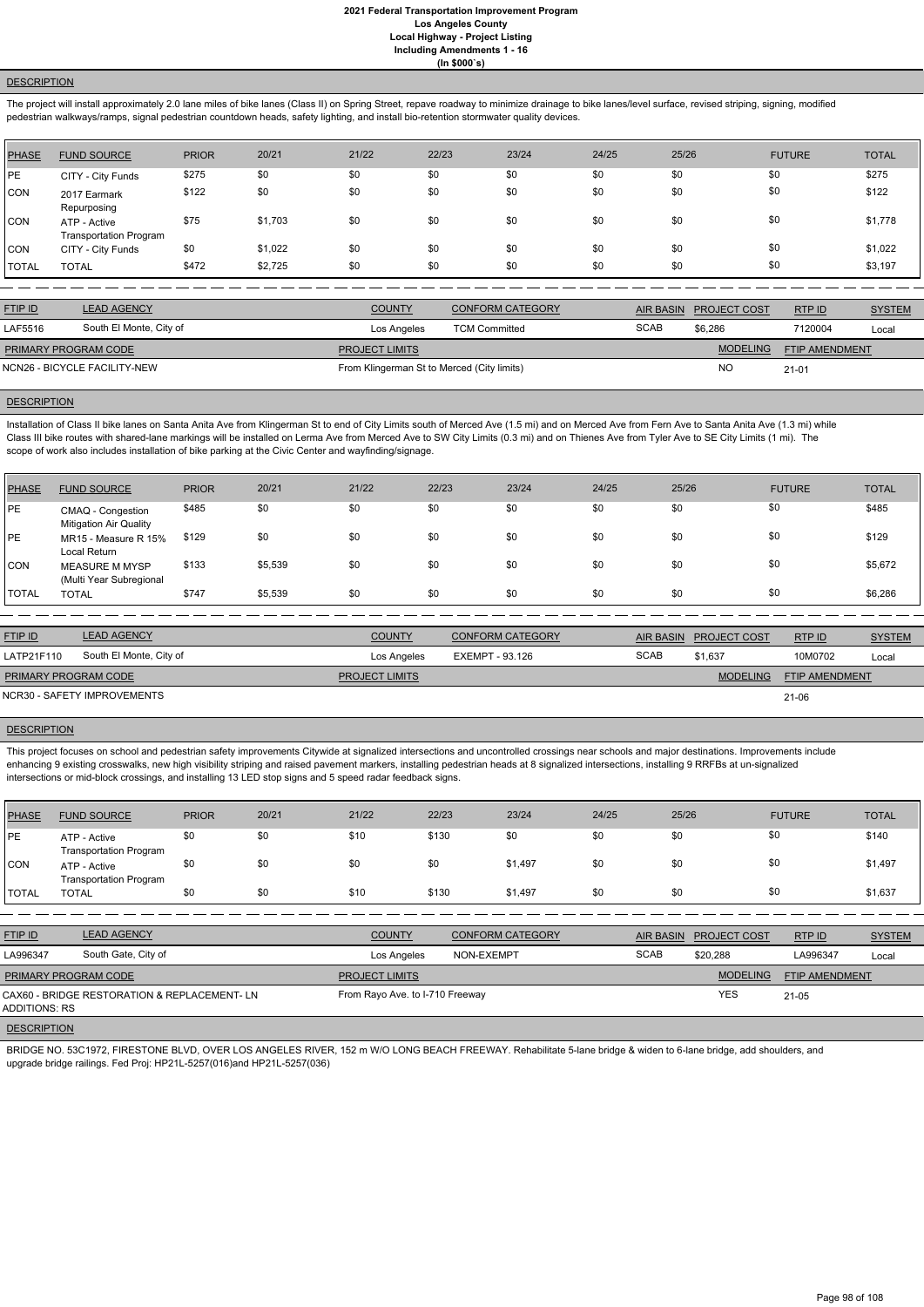## DESCRIPTION

The project will install approximately 2.0 lane miles of bike lanes (Class II) on Spring Street, repave roadway to minimize drainage to bike lanes/level surface, revised striping, signing, modified pedestrian walkways/ramps, signal pedestrian countdown heads, safety lighting, and install bio-retention stormwater quality devices.

| PHASE | FUND SOURCE | PRIOR | 20/21 | 21/22 | 22/23 | 23/24 | 24/25 | 25/26 | FUTURE | TOTAL |
|---|---|---|---|---|---|---|---|---|---|---|
| PE | CITY - City Funds | $275 | $0 | $0 | $0 | $0 | $0 | $0 | $0 | $275 |
| CON | 2017 Earmark Repurposing | $122 | $0 | $0 | $0 | $0 | $0 | $0 | $0 | $122 |
| CON | ATP - Active Transportation Program | $75 | $1,703 | $0 | $0 | $0 | $0 | $0 | $0 | $1,778 |
| CON | CITY - City Funds | $0 | $1,022 | $0 | $0 | $0 | $0 | $0 | $0 | $1,022 |
| TOTAL | TOTAL | $472 | $2,725 | $0 | $0 | $0 | $0 | $0 | $0 | $3,197 |

| FTIP ID | LEAD AGENCY | COUNTY | CONFORM CATEGORY | AIR BASIN | PROJECT COST | RTP ID | SYSTEM |
|---|---|---|---|---|---|---|---|
| LAF5516 | South El Monte, City of | Los Angeles | TCM Committed | SCAB | $6,286 | 7120004 | Local |

| PRIMARY PROGRAM CODE | PROJECT LIMITS | MODELING | FTIP AMENDMENT |
|---|---|---|---|
| NCN26 - BICYCLE FACILITY-NEW | From Klingerman St to Merced (City limits) | NO | 21-01 |

## DESCRIPTION

Installation of Class II bike lanes on Santa Anita Ave from Klingerman St to end of City Limits south of Merced Ave (1.5 mi) and on Merced Ave from Fern Ave to Santa Anita Ave (1.3 mi) while Class III bike routes with shared-lane markings will be installed on Lerma Ave from Merced Ave to SW City Limits (0.3 mi) and on Thienes Ave from Tyler Ave to SE City Limits (1 mi). The scope of work also includes installation of bike parking at the Civic Center and wayfinding/signage.

| PHASE | FUND SOURCE | PRIOR | 20/21 | 21/22 | 22/23 | 23/24 | 24/25 | 25/26 | FUTURE | TOTAL |
|---|---|---|---|---|---|---|---|---|---|---|
| PE | CMAQ - Congestion Mitigation Air Quality | $485 | $0 | $0 | $0 | $0 | $0 | $0 | $0 | $485 |
| PE | MR15 - Measure R 15% Local Return | $129 | $0 | $0 | $0 | $0 | $0 | $0 | $0 | $129 |
| CON | MEASURE M MYSP (Multi Year Subregional | $133 | $5,539 | $0 | $0 | $0 | $0 | $0 | $0 | $5,672 |
| TOTAL | TOTAL | $747 | $5,539 | $0 | $0 | $0 | $0 | $0 | $0 | $6,286 |

| FTIP ID | LEAD AGENCY | COUNTY | CONFORM CATEGORY | AIR BASIN | PROJECT COST | RTP ID | SYSTEM |
|---|---|---|---|---|---|---|---|
| LATP21F110 | South El Monte, City of | Los Angeles | EXEMPT - 93.126 | SCAB | $1,637 | 10M0702 | Local |

| PRIMARY PROGRAM CODE | PROJECT LIMITS | MODELING | FTIP AMENDMENT |
|---|---|---|---|
| NCR30 - SAFETY IMPROVEMENTS | | | 21-06 |

## DESCRIPTION

This project focuses on school and pedestrian safety improvements Citywide at signalized intersections and uncontrolled crossings near schools and major destinations. Improvements include enhancing 9 existing crosswalks, new high visibility striping and raised pavement markers, installing pedestrian heads at 8 signalized intersections, installing 9 RRFBs at un-signalized intersections or mid-block crossings, and installing 13 LED stop signs and 5 speed radar feedback signs.

| PHASE | FUND SOURCE | PRIOR | 20/21 | 21/22 | 22/23 | 23/24 | 24/25 | 25/26 | FUTURE | TOTAL |
|---|---|---|---|---|---|---|---|---|---|---|
| PE | ATP - Active Transportation Program | $0 | $0 | $10 | $130 | $0 | $0 | $0 | $0 | $140 |
| CON | ATP - Active Transportation Program | $0 | $0 | $0 | $0 | $1,497 | $0 | $0 | $0 | $1,497 |
| TOTAL | TOTAL | $0 | $0 | $10 | $130 | $1,497 | $0 | $0 | $0 | $1,637 |

| FTIP ID | LEAD AGENCY | COUNTY | CONFORM CATEGORY | AIR BASIN | PROJECT COST | RTP ID | SYSTEM |
|---|---|---|---|---|---|---|---|
| LA996347 | South Gate, City of | Los Angeles | NON-EXEMPT | SCAB | $20,288 | LA996347 | Local |

| PRIMARY PROGRAM CODE | PROJECT LIMITS | MODELING | FTIP AMENDMENT |
|---|---|---|---|
| CAX60 - BRIDGE RESTORATION & REPLACEMENT- LN ADDITIONS: RS | From Rayo Ave. to I-710 Freeway | YES | 21-05 |

## DESCRIPTION

BRIDGE NO. 53C1972, FIRESTONE BLVD, OVER LOS ANGELES RIVER, 152 m W/O LONG BEACH FREEWAY. Rehabilitate 5-lane bridge & widen to 6-lane bridge, add shoulders, and upgrade bridge railings. Fed Proj: HP21L-5257(016)and HP21L-5257(036)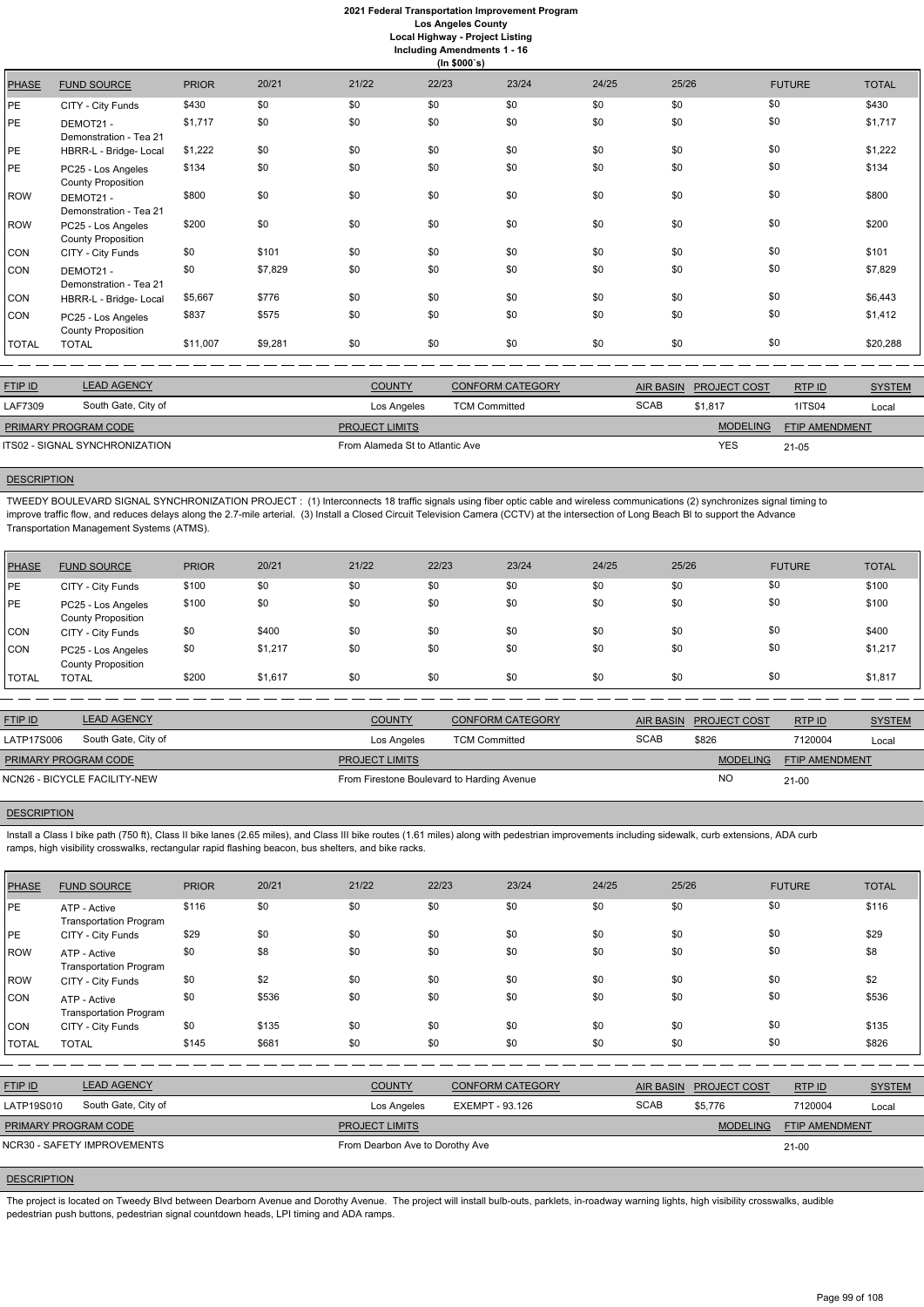# 2021 Federal Transportation Improvement Program
## Los Angeles County
### Local Highway - Project Listing
#### Including Amendments 1 - 16
(In $000`s)

| PHASE | FUND SOURCE | PRIOR | 20/21 | 21/22 | 22/23 | 23/24 | 24/25 | 25/26 | FUTURE | TOTAL |
|---|---|---|---|---|---|---|---|---|---|---|
| PE | CITY - City Funds | $430 | $0 | $0 | $0 | $0 | $0 | $0 | $0 | $430 |
| PE | DEMOT21 - Demonstration - Tea 21 | $1,717 | $0 | $0 | $0 | $0 | $0 | $0 | $0 | $1,717 |
| PE | HBRR-L - Bridge- Local | $1,222 | $0 | $0 | $0 | $0 | $0 | $0 | $0 | $1,222 |
| PE | PC25 - Los Angeles County Proposition | $134 | $0 | $0 | $0 | $0 | $0 | $0 | $0 | $134 |
| ROW | DEMOT21 - Demonstration - Tea 21 | $800 | $0 | $0 | $0 | $0 | $0 | $0 | $0 | $800 |
| ROW | PC25 - Los Angeles County Proposition | $200 | $0 | $0 | $0 | $0 | $0 | $0 | $0 | $200 |
| CON | CITY - City Funds | $0 | $101 | $0 | $0 | $0 | $0 | $0 | $0 | $101 |
| CON | DEMOT21 - Demonstration - Tea 21 | $0 | $7,829 | $0 | $0 | $0 | $0 | $0 | $0 | $7,829 |
| CON | HBRR-L - Bridge- Local | $5,667 | $776 | $0 | $0 | $0 | $0 | $0 | $0 | $6,443 |
| CON | PC25 - Los Angeles County Proposition | $837 | $575 | $0 | $0 | $0 | $0 | $0 | $0 | $1,412 |
| TOTAL | TOTAL | $11,007 | $9,281 | $0 | $0 | $0 | $0 | $0 | $0 | $20,288 |

| FTIP ID | LEAD AGENCY | COUNTY | CONFORM CATEGORY | AIR BASIN | PROJECT COST | RTP ID | SYSTEM |
|---|---|---|---|---|---|---|---|
| LAF7309 | South Gate, City of | Los Angeles | TCM Committed | SCAB | $1,817 | 1ITS04 | Local |

| PRIMARY PROGRAM CODE | PROJECT LIMITS | MODELING | FTIP AMENDMENT |
|---|---|---|---|
| ITS02 - SIGNAL SYNCHRONIZATION | From Alameda St to Atlantic Ave | YES | 21-05 |

**DESCRIPTION**

TWEEDY BOULEVARD SIGNAL SYNCHRONIZATION PROJECT : (1) Interconnects 18 traffic signals using fiber optic cable and wireless communications (2) synchronizes signal timing to improve traffic flow, and reduces delays along the 2.7-mile arterial. (3) Install a Closed Circuit Television Camera (CCTV) at the intersection of Long Beach Bl to support the Advance Transportation Management Systems (ATMS).

| PHASE | FUND SOURCE | PRIOR | 20/21 | 21/22 | 22/23 | 23/24 | 24/25 | 25/26 | FUTURE | TOTAL |
|---|---|---|---|---|---|---|---|---|---|---|
| PE | CITY - City Funds | $100 | $0 | $0 | $0 | $0 | $0 | $0 | $0 | $100 |
| PE | PC25 - Los Angeles County Proposition | $100 | $0 | $0 | $0 | $0 | $0 | $0 | $0 | $100 |
| CON | CITY - City Funds | $0 | $400 | $0 | $0 | $0 | $0 | $0 | $0 | $400 |
| CON | PC25 - Los Angeles County Proposition | $0 | $1,217 | $0 | $0 | $0 | $0 | $0 | $0 | $1,217 |
| TOTAL | TOTAL | $200 | $1,617 | $0 | $0 | $0 | $0 | $0 | $0 | $1,817 |

| FTIP ID | LEAD AGENCY | COUNTY | CONFORM CATEGORY | AIR BASIN | PROJECT COST | RTP ID | SYSTEM |
|---|---|---|---|---|---|---|---|
| LATP17S006 | South Gate, City of | Los Angeles | TCM Committed | SCAB | $826 | 7120004 | Local |

| PRIMARY PROGRAM CODE | PROJECT LIMITS | MODELING | FTIP AMENDMENT |
|---|---|---|---|
| NCN26 - BICYCLE FACILITY-NEW | From Firestone Boulevard to Harding Avenue | NO | 21-00 |

**DESCRIPTION**

Install a Class I bike path (750 ft), Class II bike lanes (2.65 miles), and Class III bike routes (1.61 miles) along with pedestrian improvements including sidewalk, curb extensions, ADA curb ramps, high visibility crosswalks, rectangular rapid flashing beacon, bus shelters, and bike racks.

| PHASE | FUND SOURCE | PRIOR | 20/21 | 21/22 | 22/23 | 23/24 | 24/25 | 25/26 | FUTURE | TOTAL |
|---|---|---|---|---|---|---|---|---|---|---|
| PE | ATP - Active Transportation Program | $116 | $0 | $0 | $0 | $0 | $0 | $0 | $0 | $116 |
| PE | CITY - City Funds | $29 | $0 | $0 | $0 | $0 | $0 | $0 | $0 | $29 |
| ROW | ATP - Active Transportation Program | $0 | $8 | $0 | $0 | $0 | $0 | $0 | $0 | $8 |
| ROW | CITY - City Funds | $0 | $2 | $0 | $0 | $0 | $0 | $0 | $0 | $2 |
| CON | ATP - Active Transportation Program | $0 | $536 | $0 | $0 | $0 | $0 | $0 | $0 | $536 |
| CON | CITY - City Funds | $0 | $135 | $0 | $0 | $0 | $0 | $0 | $0 | $135 |
| TOTAL | TOTAL | $145 | $681 | $0 | $0 | $0 | $0 | $0 | $0 | $826 |

| FTIP ID | LEAD AGENCY | COUNTY | CONFORM CATEGORY | AIR BASIN | PROJECT COST | RTP ID | SYSTEM |
|---|---|---|---|---|---|---|---|
| LATP19S010 | South Gate, City of | Los Angeles | EXEMPT - 93.126 | SCAB | $5,776 | 7120004 | Local |

| PRIMARY PROGRAM CODE | PROJECT LIMITS | MODELING | FTIP AMENDMENT |
|---|---|---|---|
| NCR30 - SAFETY IMPROVEMENTS | From Dearbon Ave to Dorothy Ave | | 21-00 |

**DESCRIPTION**

The project is located on Tweedy Blvd between Dearborn Avenue and Dorothy Avenue. The project will install bulb-outs, parklets, in-roadway warning lights, high visibility crosswalks, audible pedestrian push buttons, pedestrian signal countdown heads, LPI timing and ADA ramps.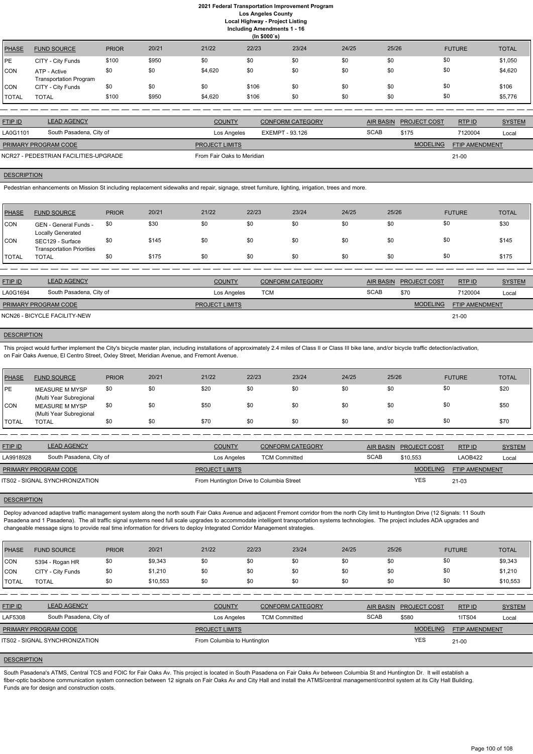# 2021 Federal Transportation Improvement Program
## Los Angeles County
## Local Highway - Project Listing
## Including Amendments 1 - 16
## (In $000`s)

| PHASE | FUND SOURCE | PRIOR | 20/21 | 21/22 | 22/23 | 23/24 | 24/25 | 25/26 | FUTURE | TOTAL |
|---|---|---|---|---|---|---|---|---|---|---|
| PE | CITY - City Funds | $100 | $950 | $0 | $0 | $0 | $0 | $0 | $0 | $1,050 |
| CON | ATP - Active Transportation Program | $0 | $0 | $4,620 | $0 | $0 | $0 | $0 | $0 | $4,620 |
| CON | CITY - City Funds | $0 | $0 | $0 | $106 | $0 | $0 | $0 | $0 | $106 |
| TOTAL | TOTAL | $100 | $950 | $4,620 | $106 | $0 | $0 | $0 | $0 | $5,776 |

| FTIP ID | LEAD AGENCY | COUNTY | CONFORM CATEGORY | AIR BASIN | PROJECT COST | RTP ID | SYSTEM |
|---|---|---|---|---|---|---|---|
| LA0G1101 | South Pasadena, City of | Los Angeles | EXEMPT - 93.126 | SCAB | $175 | 7120004 | Local |

| PRIMARY PROGRAM CODE | PROJECT LIMITS | MODELING | FTIP AMENDMENT |
|---|---|---|---|
| NCR27 - PEDESTRIAN FACILITIES-UPGRADE | From Fair Oaks to Meridian | | 21-00 |

**DESCRIPTION**

Pedestrian enhancements on Mission St including replacement sidewalks and repair, signage, street furniture, lighting, irrigation, trees and more.

| PHASE | FUND SOURCE | PRIOR | 20/21 | 21/22 | 22/23 | 23/24 | 24/25 | 25/26 | FUTURE | TOTAL |
|---|---|---|---|---|---|---|---|---|---|---|
| CON | GEN - General Funds - Locally Generated | $0 | $30 | $0 | $0 | $0 | $0 | $0 | $0 | $30 |
| CON | SEC129 - Surface Transportation Priorities | $0 | $145 | $0 | $0 | $0 | $0 | $0 | $0 | $145 |
| TOTAL | TOTAL | $0 | $175 | $0 | $0 | $0 | $0 | $0 | $0 | $175 |

| FTIP ID | LEAD AGENCY | COUNTY | CONFORM CATEGORY | AIR BASIN | PROJECT COST | RTP ID | SYSTEM |
|---|---|---|---|---|---|---|---|
| LA0G1694 | South Pasadena, City of | Los Angeles | TCM | SCAB | $70 | 7120004 | Local |

| PRIMARY PROGRAM CODE | PROJECT LIMITS | MODELING | FTIP AMENDMENT |
|---|---|---|---|
| NCN26 - BICYCLE FACILITY-NEW | | | 21-00 |

**DESCRIPTION**

This project would further implement the City's bicycle master plan, including installations of approximately 2.4 miles of Class II or Class III bike lane, and/or bicycle traffic detection/activation, on Fair Oaks Avenue, El Centro Street, Oxley Street, Meridian Avenue, and Fremont Avenue.

| PHASE | FUND SOURCE | PRIOR | 20/21 | 21/22 | 22/23 | 23/24 | 24/25 | 25/26 | FUTURE | TOTAL |
|---|---|---|---|---|---|---|---|---|---|---|
| PE | MEASURE M MYSP (Multi Year Subregional | $0 | $0 | $20 | $0 | $0 | $0 | $0 | $0 | $20 |
| CON | MEASURE M MYSP (Multi Year Subregional | $0 | $0 | $50 | $0 | $0 | $0 | $0 | $0 | $50 |
| TOTAL | TOTAL | $0 | $0 | $70 | $0 | $0 | $0 | $0 | $0 | $70 |

| FTIP ID | LEAD AGENCY | COUNTY | CONFORM CATEGORY | AIR BASIN | PROJECT COST | RTP ID | SYSTEM |
|---|---|---|---|---|---|---|---|
| LA9918928 | South Pasadena, City of | Los Angeles | TCM Committed | SCAB | $10,553 | LAOB422 | Local |

| PRIMARY PROGRAM CODE | PROJECT LIMITS | MODELING | FTIP AMENDMENT |
|---|---|---|---|
| ITS02 - SIGNAL SYNCHRONIZATION | From Huntington Drive to Columbia Street | YES | 21-03 |

**DESCRIPTION**

Deploy advanced adaptive traffic management system along the north south Fair Oaks Avenue and adjacent Fremont corridor from the north City limit to Huntington Drive (12 Signals: 11 South Pasadena and 1 Pasadena). The all traffic signal systems need full scale upgrades to accommodate intelligent transportation systems technologies. The project includes ADA upgrades and changeable message signs to provide real time information for drivers to deploy Integrated Corridor Management strategies.

| PHASE | FUND SOURCE | PRIOR | 20/21 | 21/22 | 22/23 | 23/24 | 24/25 | 25/26 | FUTURE | TOTAL |
|---|---|---|---|---|---|---|---|---|---|---|
| CON | 5394 - Rogan HR | $0 | $9,343 | $0 | $0 | $0 | $0 | $0 | $0 | $9,343 |
| CON | CITY - City Funds | $0 | $1,210 | $0 | $0 | $0 | $0 | $0 | $0 | $1,210 |
| TOTAL | TOTAL | $0 | $10,553 | $0 | $0 | $0 | $0 | $0 | $0 | $10,553 |

| FTIP ID | LEAD AGENCY | COUNTY | CONFORM CATEGORY | AIR BASIN | PROJECT COST | RTP ID | SYSTEM |
|---|---|---|---|---|---|---|---|
| LAF5308 | South Pasadena, City of | Los Angeles | TCM Committed | SCAB | $580 | 1ITS04 | Local |

| PRIMARY PROGRAM CODE | PROJECT LIMITS | MODELING | FTIP AMENDMENT |
|---|---|---|---|
| ITS02 - SIGNAL SYNCHRONIZATION | From Columbia to Huntington | YES | 21-00 |

**DESCRIPTION**

South Pasadena's ATMS, Central TCS and FOIC for Fair Oaks Av. This project is located in South Pasadena on Fair Oaks Av between Columbia St and Huntington Dr. It will establish a fiber-optic backbone communication system connection between 12 signals on Fair Oaks Av and City Hall and install the ATMS/central management/control system at its City Hall Building. Funds are for design and construction costs.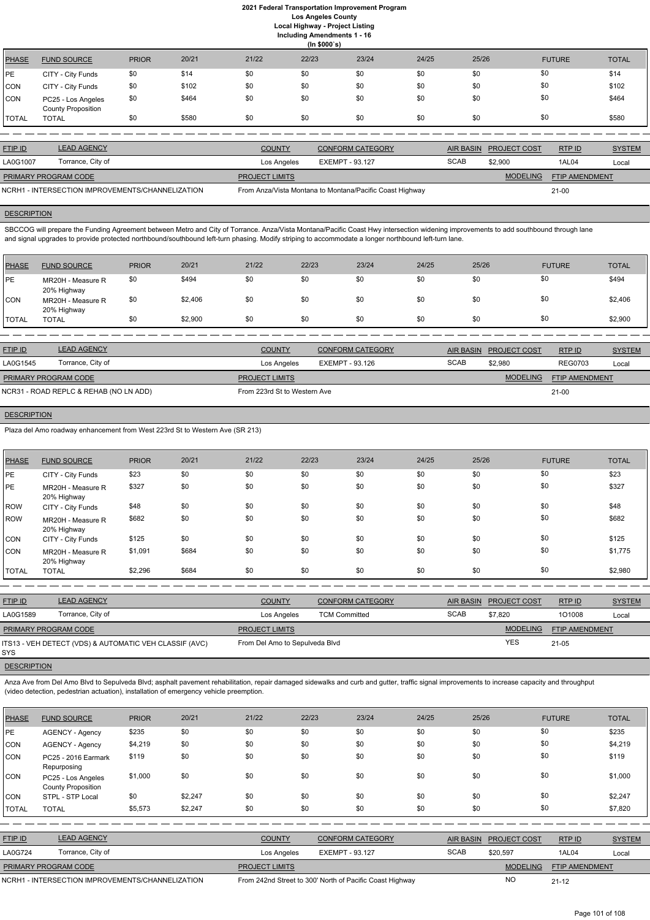| PHASE | FUND SOURCE | PRIOR | 20/21 | 21/22 | 22/23 | 23/24 | 24/25 | 25/26 | FUTURE | TOTAL |
|---|---|---|---|---|---|---|---|---|---|---|
| PE | CITY - City Funds | $0 | $14 | $0 | $0 | $0 | $0 | $0 | $0 | $14 |
| CON | CITY - City Funds | $0 | $102 | $0 | $0 | $0 | $0 | $0 | $0 | $102 |
| CON | PC25 - Los Angeles County Proposition | $0 | $464 | $0 | $0 | $0 | $0 | $0 | $0 | $464 |
| TOTAL | TOTAL | $0 | $580 | $0 | $0 | $0 | $0 | $0 | $0 | $580 |

| FTIP ID | LEAD AGENCY | COUNTY | CONFORM CATEGORY | AIR BASIN | PROJECT COST | RTP ID | SYSTEM |
|---|---|---|---|---|---|---|---|
| LA0G1007 | Torrance, City of | Los Angeles | EXEMPT - 93.127 | SCAB | $2,900 | 1AL04 | Local |

| PRIMARY PROGRAM CODE | PROJECT LIMITS | MODELING | FTIP AMENDMENT |
|---|---|---|---|
| NCRH1 - INTERSECTION IMPROVEMENTS/CHANNELIZATION | From Anza/Vista Montana to Montana/Pacific Coast Highway | | 21-00 |

**DESCRIPTION**

SBCCOG will prepare the Funding Agreement between Metro and City of Torrance. Anza/Vista Montana/Pacific Coast Hwy intersection widening improvements to add southbound through lane and signal upgrades to provide protected northbound/southbound left-turn phasing. Modify striping to accommodate a longer northbound left-turn lane.

| PHASE | FUND SOURCE | PRIOR | 20/21 | 21/22 | 22/23 | 23/24 | 24/25 | 25/26 | FUTURE | TOTAL |
|---|---|---|---|---|---|---|---|---|---|---|
| PE | MR20H - Measure R 20% Highway | $0 | $494 | $0 | $0 | $0 | $0 | $0 | $0 | $494 |
| CON | MR20H - Measure R 20% Highway | $0 | $2,406 | $0 | $0 | $0 | $0 | $0 | $0 | $2,406 |
| TOTAL | TOTAL | $0 | $2,900 | $0 | $0 | $0 | $0 | $0 | $0 | $2,900 |

| FTIP ID | LEAD AGENCY | COUNTY | CONFORM CATEGORY | AIR BASIN | PROJECT COST | RTP ID | SYSTEM |
|---|---|---|---|---|---|---|---|
| LA0G1545 | Torrance, City of | Los Angeles | EXEMPT - 93.126 | SCAB | $2,980 | REG0703 | Local |

| PRIMARY PROGRAM CODE | PROJECT LIMITS | MODELING | FTIP AMENDMENT |
|---|---|---|---|
| NCR31 - ROAD REPLC & REHAB (NO LN ADD) | From 223rd St to Western Ave | | 21-00 |

**DESCRIPTION**

Plaza del Amo roadway enhancement from West 223rd St to Western Ave (SR 213)

| PHASE | FUND SOURCE | PRIOR | 20/21 | 21/22 | 22/23 | 23/24 | 24/25 | 25/26 | FUTURE | TOTAL |
|---|---|---|---|---|---|---|---|---|---|---|
| PE | CITY - City Funds | $23 | $0 | $0 | $0 | $0 | $0 | $0 | $0 | $23 |
| PE | MR20H - Measure R 20% Highway | $327 | $0 | $0 | $0 | $0 | $0 | $0 | $0 | $327 |
| ROW | CITY - City Funds | $48 | $0 | $0 | $0 | $0 | $0 | $0 | $0 | $48 |
| ROW | MR20H - Measure R 20% Highway | $682 | $0 | $0 | $0 | $0 | $0 | $0 | $0 | $682 |
| CON | CITY - City Funds | $125 | $0 | $0 | $0 | $0 | $0 | $0 | $0 | $125 |
| CON | MR20H - Measure R 20% Highway | $1,091 | $684 | $0 | $0 | $0 | $0 | $0 | $0 | $1,775 |
| TOTAL | TOTAL | $2,296 | $684 | $0 | $0 | $0 | $0 | $0 | $0 | $2,980 |

| FTIP ID | LEAD AGENCY | COUNTY | CONFORM CATEGORY | AIR BASIN | PROJECT COST | RTP ID | SYSTEM |
|---|---|---|---|---|---|---|---|
| LA0G1589 | Torrance, City of | Los Angeles | TCM Committed | SCAB | $7,820 | 1O1008 | Local |

| PRIMARY PROGRAM CODE | PROJECT LIMITS | MODELING | FTIP AMENDMENT |
|---|---|---|---|
| ITS13 - VEH DETECT (VDS) & AUTOMATIC VEH CLASSIF (AVC) SYS | From Del Amo to Sepulveda Blvd | YES | 21-05 |

**DESCRIPTION**

Anza Ave from Del Amo Blvd to Sepulveda Blvd; asphalt pavement rehabilitation, repair damaged sidewalks and curb and gutter, traffic signal improvements to increase capacity and throughput (video detection, pedestrian actuation), installation of emergency vehicle preemption.

| PHASE | FUND SOURCE | PRIOR | 20/21 | 21/22 | 22/23 | 23/24 | 24/25 | 25/26 | FUTURE | TOTAL |
|---|---|---|---|---|---|---|---|---|---|---|
| PE | AGENCY - Agency | $235 | $0 | $0 | $0 | $0 | $0 | $0 | $0 | $235 |
| CON | AGENCY - Agency | $4,219 | $0 | $0 | $0 | $0 | $0 | $0 | $0 | $4,219 |
| CON | PC25 - 2016 Earmark Repurposing | $119 | $0 | $0 | $0 | $0 | $0 | $0 | $0 | $119 |
| CON | PC25 - Los Angeles County Proposition | $1,000 | $0 | $0 | $0 | $0 | $0 | $0 | $0 | $1,000 |
| CON | STPL - STP Local | $0 | $2,247 | $0 | $0 | $0 | $0 | $0 | $0 | $2,247 |
| TOTAL | TOTAL | $5,573 | $2,247 | $0 | $0 | $0 | $0 | $0 | $0 | $7,820 |

| FTIP ID | LEAD AGENCY | COUNTY | CONFORM CATEGORY | AIR BASIN | PROJECT COST | RTP ID | SYSTEM |
|---|---|---|---|---|---|---|---|
| LA0G724 | Torrance, City of | Los Angeles | EXEMPT - 93.127 | SCAB | $20,597 | 1AL04 | Local |

| PRIMARY PROGRAM CODE | PROJECT LIMITS | MODELING | FTIP AMENDMENT |
|---|---|---|---|
| NCRH1 - INTERSECTION IMPROVEMENTS/CHANNELIZATION | From 242nd Street to 300' North of Pacific Coast Highway | NO | 21-12 |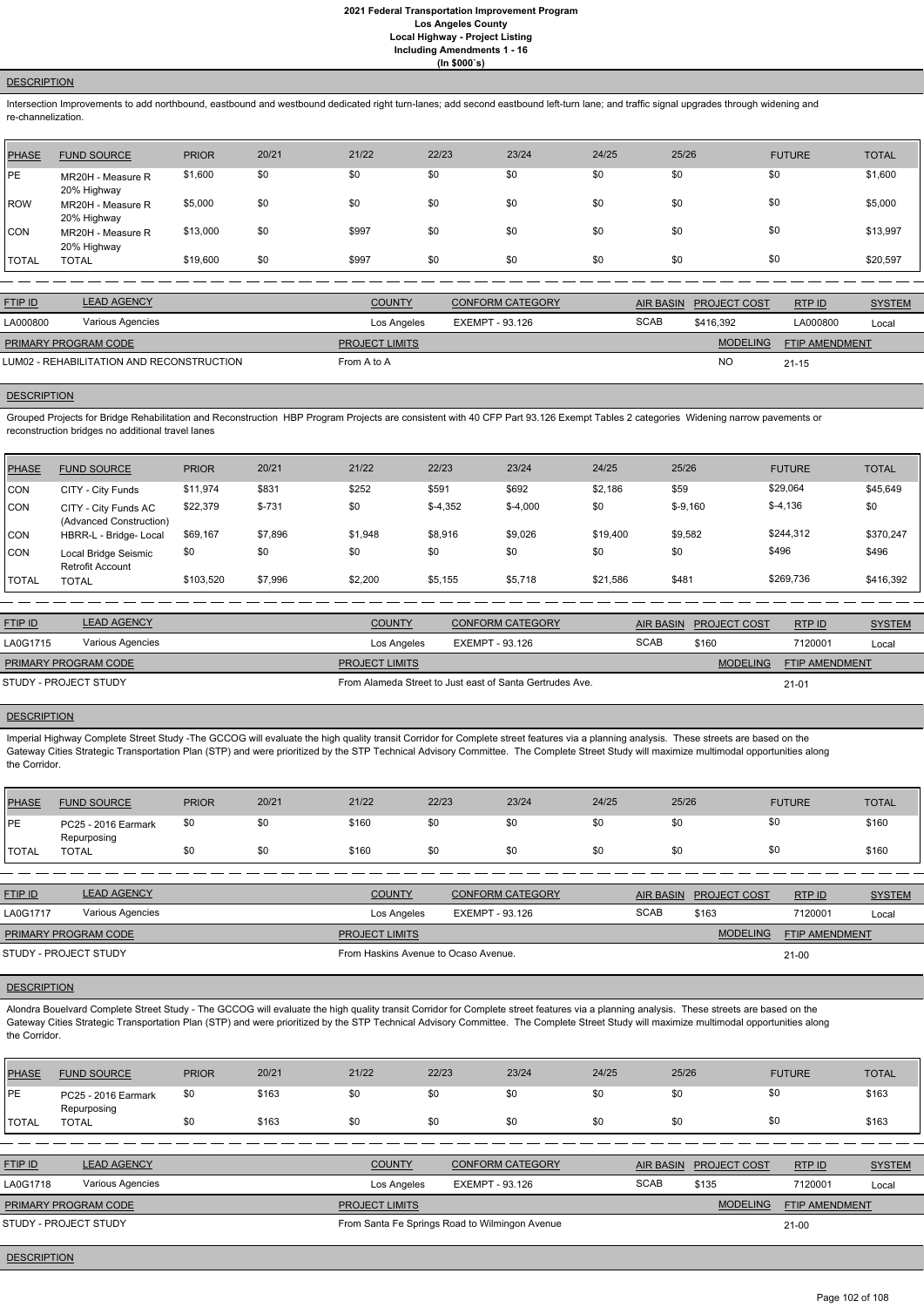**DESCRIPTION**

Intersection Improvements to add northbound, eastbound and westbound dedicated right turn-lanes; add second eastbound left-turn lane; and traffic signal upgrades through widening and re-channelization.

| PHASE | FUND SOURCE | PRIOR | 20/21 | 21/22 | 22/23 | 23/24 | 24/25 | 25/26 | FUTURE | TOTAL |
|---|---|---|---|---|---|---|---|---|---|---|
| PE | MR20H - Measure R 20% Highway | $1,600 | $0 | $0 | $0 | $0 | $0 | $0 | $0 | $1,600 |
| ROW | MR20H - Measure R 20% Highway | $5,000 | $0 | $0 | $0 | $0 | $0 | $0 | $0 | $5,000 |
| CON | MR20H - Measure R 20% Highway | $13,000 | $0 | $997 | $0 | $0 | $0 | $0 | $0 | $13,997 |
| TOTAL | TOTAL | $19,600 | $0 | $997 | $0 | $0 | $0 | $0 | $0 | $20,597 |

| FTIP ID | LEAD AGENCY | COUNTY | CONFORM CATEGORY | AIR BASIN | PROJECT COST | RTP ID | SYSTEM |
|---|---|---|---|---|---|---|---|
| LA000800 | Various Agencies | Los Angeles | EXEMPT - 93.126 | SCAB | $416,392 | LA000800 | Local |

| PRIMARY PROGRAM CODE | PROJECT LIMITS | MODELING | FTIP AMENDMENT |
|---|---|---|---|
| LUM02 - REHABILITATION AND RECONSTRUCTION | From A to A | NO | 21-15 |

**DESCRIPTION**

Grouped Projects for Bridge Rehabilitation and Reconstruction HBP Program Projects are consistent with 40 CFP Part 93.126 Exempt Tables 2 categories Widening narrow pavements or reconstruction bridges no additional travel lanes

| PHASE | FUND SOURCE | PRIOR | 20/21 | 21/22 | 22/23 | 23/24 | 24/25 | 25/26 | FUTURE | TOTAL |
|---|---|---|---|---|---|---|---|---|---|---|
| CON | CITY - City Funds | $11,974 | $831 | $252 | $591 | $692 | $2,186 | $59 | $29,064 | $45,649 |
| CON | CITY - City Funds AC (Advanced Construction) | $22,379 | $-731 | $0 | $-4,352 | $-4,000 | $0 | $-9,160 | $-4,136 | $0 |
| CON | HBRR-L - Bridge- Local | $69,167 | $7,896 | $1,948 | $8,916 | $9,026 | $19,400 | $9,582 | $244,312 | $370,247 |
| CON | Local Bridge Seismic Retrofit Account | $0 | $0 | $0 | $0 | $0 | $0 | $0 | $496 | $496 |
| TOTAL | TOTAL | $103,520 | $7,996 | $2,200 | $5,155 | $5,718 | $21,586 | $481 | $269,736 | $416,392 |

| FTIP ID | LEAD AGENCY | COUNTY | CONFORM CATEGORY | AIR BASIN | PROJECT COST | RTP ID | SYSTEM |
|---|---|---|---|---|---|---|---|
| LA0G1715 | Various Agencies | Los Angeles | EXEMPT - 93.126 | SCAB | $160 | 7120001 | Local |

| PRIMARY PROGRAM CODE | PROJECT LIMITS | MODELING | FTIP AMENDMENT |
|---|---|---|---|
| STUDY - PROJECT STUDY | From Alameda Street to Just east of Santa Gertrudes Ave. | | 21-01 |

**DESCRIPTION**

Imperial Highway Complete Street Study -The GCCOG will evaluate the high quality transit Corridor for Complete street features via a planning analysis. These streets are based on the Gateway Cities Strategic Transportation Plan (STP) and were prioritized by the STP Technical Advisory Committee. The Complete Street Study will maximize multimodal opportunities along the Corridor.

| PHASE | FUND SOURCE | PRIOR | 20/21 | 21/22 | 22/23 | 23/24 | 24/25 | 25/26 | FUTURE | TOTAL |
|---|---|---|---|---|---|---|---|---|---|---|
| PE | PC25 - 2016 Earmark Repurposing | $0 | $0 | $160 | $0 | $0 | $0 | $0 | $0 | $160 |
| TOTAL | TOTAL | $0 | $0 | $160 | $0 | $0 | $0 | $0 | $0 | $160 |

| FTIP ID | LEAD AGENCY | COUNTY | CONFORM CATEGORY | AIR BASIN | PROJECT COST | RTP ID | SYSTEM |
|---|---|---|---|---|---|---|---|
| LA0G1717 | Various Agencies | Los Angeles | EXEMPT - 93.126 | SCAB | $163 | 7120001 | Local |

| PRIMARY PROGRAM CODE | PROJECT LIMITS | MODELING | FTIP AMENDMENT |
|---|---|---|---|
| STUDY - PROJECT STUDY | From Haskins Avenue to Ocaso Avenue. | | 21-00 |

**DESCRIPTION**

Alondra Bouelvard Complete Street Study - The GCCOG will evaluate the high quality transit Corridor for Complete street features via a planning analysis. These streets are based on the Gateway Cities Strategic Transportation Plan (STP) and were prioritized by the STP Technical Advisory Committee. The Complete Street Study will maximize multimodal opportunities along the Corridor.

| PHASE | FUND SOURCE | PRIOR | 20/21 | 21/22 | 22/23 | 23/24 | 24/25 | 25/26 | FUTURE | TOTAL |
|---|---|---|---|---|---|---|---|---|---|---|
| PE | PC25 - 2016 Earmark Repurposing | $0 | $163 | $0 | $0 | $0 | $0 | $0 | $0 | $163 |
| TOTAL | TOTAL | $0 | $163 | $0 | $0 | $0 | $0 | $0 | $0 | $163 |

| FTIP ID | LEAD AGENCY | COUNTY | CONFORM CATEGORY | AIR BASIN | PROJECT COST | RTP ID | SYSTEM |
|---|---|---|---|---|---|---|---|
| LA0G1718 | Various Agencies | Los Angeles | EXEMPT - 93.126 | SCAB | $135 | 7120001 | Local |

| PRIMARY PROGRAM CODE | PROJECT LIMITS | MODELING | FTIP AMENDMENT |
|---|---|---|---|
| STUDY - PROJECT STUDY | From Santa Fe Springs Road to Wilmington Avenue | | 21-00 |

**DESCRIPTION**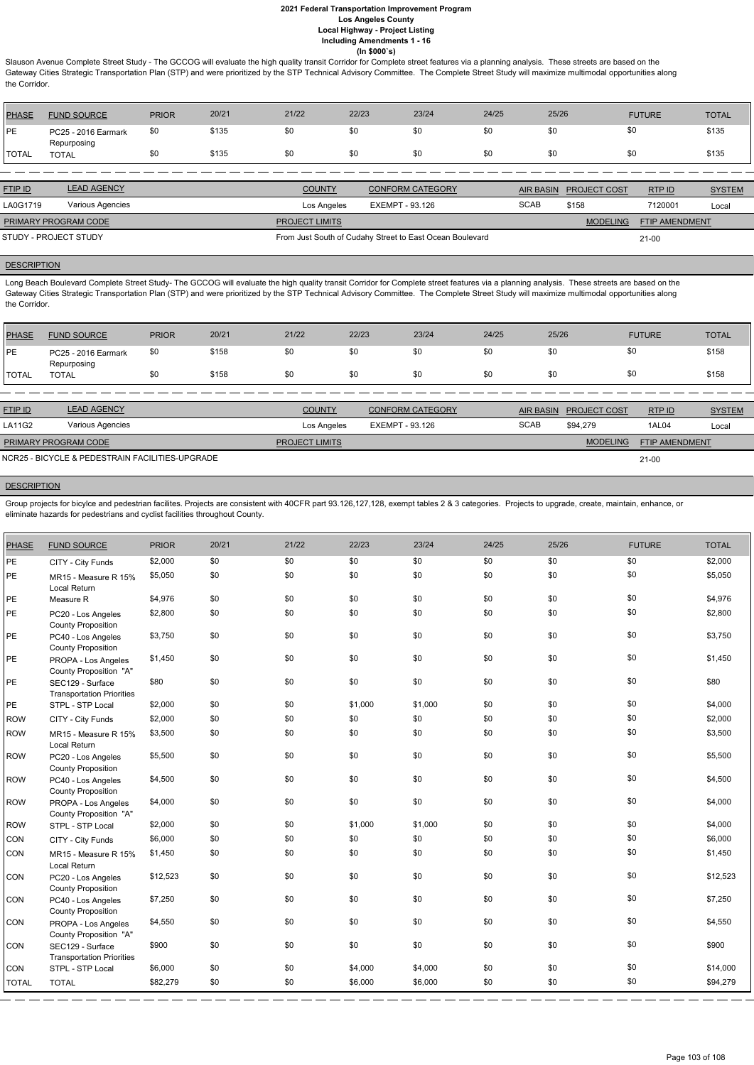Slauson Avenue Complete Street Study - The GCCOG will evaluate the high quality transit Corridor for Complete street features via a planning analysis. These streets are based on the Gateway Cities Strategic Transportation Plan (STP) and were prioritized by the STP Technical Advisory Committee. The Complete Street Study will maximize multimodal opportunities along the Corridor.

| PHASE | FUND SOURCE | PRIOR | 20/21 | 21/22 | 22/23 | 23/24 | 24/25 | 25/26 | FUTURE | TOTAL |
|---|---|---|---|---|---|---|---|---|---|---|
| PE | PC25 - 2016 Earmark Repurposing | $0 | $135 | $0 | $0 | $0 | $0 | $0 | $0 | $135 |
| TOTAL | TOTAL | $0 | $135 | $0 | $0 | $0 | $0 | $0 | $0 | $135 |

| FTIP ID | LEAD AGENCY | COUNTY | CONFORM CATEGORY | AIR BASIN | PROJECT COST | RTP ID | SYSTEM |
|---|---|---|---|---|---|---|---|
| LA0G1719 | Various Agencies | Los Angeles | EXEMPT - 93.126 | SCAB | $158 | 7120001 | Local |

| PRIMARY PROGRAM CODE | PROJECT LIMITS | MODELING | FTIP AMENDMENT |
|---|---|---|---|
| STUDY - PROJECT STUDY | From Just South of Cudahy Street to East Ocean Boulevard | | 21-00 |

**DESCRIPTION**

Long Beach Boulevard Complete Street Study- The GCCOG will evaluate the high quality transit Corridor for Complete street features via a planning analysis. These streets are based on the Gateway Cities Strategic Transportation Plan (STP) and were prioritized by the STP Technical Advisory Committee. The Complete Street Study will maximize multimodal opportunities along the Corridor.

| PHASE | FUND SOURCE | PRIOR | 20/21 | 21/22 | 22/23 | 23/24 | 24/25 | 25/26 | FUTURE | TOTAL |
|---|---|---|---|---|---|---|---|---|---|---|
| PE | PC25 - 2016 Earmark Repurposing | $0 | $158 | $0 | $0 | $0 | $0 | $0 | $0 | $158 |
| TOTAL | TOTAL | $0 | $158 | $0 | $0 | $0 | $0 | $0 | $0 | $158 |

| FTIP ID | LEAD AGENCY | COUNTY | CONFORM CATEGORY | AIR BASIN | PROJECT COST | RTP ID | SYSTEM |
|---|---|---|---|---|---|---|---|
| LA11G2 | Various Agencies | Los Angeles | EXEMPT - 93.126 | SCAB | $94,279 | 1AL04 | Local |

| PRIMARY PROGRAM CODE | PROJECT LIMITS | MODELING | FTIP AMENDMENT |
|---|---|---|---|
| NCR25 - BICYCLE & PEDESTRIAN FACILITIES-UPGRADE | | | 21-00 |

**DESCRIPTION**

Group projects for bicylce and pedestrian facilites. Projects are consistent with 40CFR part 93.126,127,128, exempt tables 2 & 3 categories. Projects to upgrade, create, maintain, enhance, or eliminate hazards for pedestrians and cyclist facilities throughout County.

| PHASE | FUND SOURCE | PRIOR | 20/21 | 21/22 | 22/23 | 23/24 | 24/25 | 25/26 | FUTURE | TOTAL |
|---|---|---|---|---|---|---|---|---|---|---|
| PE | CITY - City Funds | $2,000 | $0 | $0 | $0 | $0 | $0 | $0 | $0 | $2,000 |
| PE | MR15 - Measure R 15% Local Return | $5,050 | $0 | $0 | $0 | $0 | $0 | $0 | $0 | $5,050 |
| PE | Measure R | $4,976 | $0 | $0 | $0 | $0 | $0 | $0 | $0 | $4,976 |
| PE | PC20 - Los Angeles County Proposition | $2,800 | $0 | $0 | $0 | $0 | $0 | $0 | $0 | $2,800 |
| PE | PC40 - Los Angeles County Proposition | $3,750 | $0 | $0 | $0 | $0 | $0 | $0 | $0 | $3,750 |
| PE | PROPA - Los Angeles County Proposition "A" | $1,450 | $0 | $0 | $0 | $0 | $0 | $0 | $0 | $1,450 |
| PE | SEC129 - Surface Transportation Priorities | $80 | $0 | $0 | $0 | $0 | $0 | $0 | $0 | $80 |
| PE | STPL - STP Local | $2,000 | $0 | $0 | $1,000 | $1,000 | $0 | $0 | $0 | $4,000 |
| ROW | CITY - City Funds | $2,000 | $0 | $0 | $0 | $0 | $0 | $0 | $0 | $2,000 |
| ROW | MR15 - Measure R 15% Local Return | $3,500 | $0 | $0 | $0 | $0 | $0 | $0 | $0 | $3,500 |
| ROW | PC20 - Los Angeles County Proposition | $5,500 | $0 | $0 | $0 | $0 | $0 | $0 | $0 | $5,500 |
| ROW | PC40 - Los Angeles County Proposition | $4,500 | $0 | $0 | $0 | $0 | $0 | $0 | $0 | $4,500 |
| ROW | PROPA - Los Angeles County Proposition "A" | $4,000 | $0 | $0 | $0 | $0 | $0 | $0 | $0 | $4,000 |
| ROW | STPL - STP Local | $2,000 | $0 | $0 | $1,000 | $1,000 | $0 | $0 | $0 | $4,000 |
| CON | CITY - City Funds | $6,000 | $0 | $0 | $0 | $0 | $0 | $0 | $0 | $6,000 |
| CON | MR15 - Measure R 15% Local Return | $1,450 | $0 | $0 | $0 | $0 | $0 | $0 | $0 | $1,450 |
| CON | PC20 - Los Angeles County Proposition | $12,523 | $0 | $0 | $0 | $0 | $0 | $0 | $0 | $12,523 |
| CON | PC40 - Los Angeles County Proposition | $7,250 | $0 | $0 | $0 | $0 | $0 | $0 | $0 | $7,250 |
| CON | PROPA - Los Angeles County Proposition "A" | $4,550 | $0 | $0 | $0 | $0 | $0 | $0 | $0 | $4,550 |
| CON | SEC129 - Surface Transportation Priorities | $900 | $0 | $0 | $0 | $0 | $0 | $0 | $0 | $900 |
| CON | STPL - STP Local | $6,000 | $0 | $0 | $4,000 | $4,000 | $0 | $0 | $0 | $14,000 |
| TOTAL | TOTAL | $82,279 | $0 | $0 | $6,000 | $6,000 | $0 | $0 | $0 | $94,279 |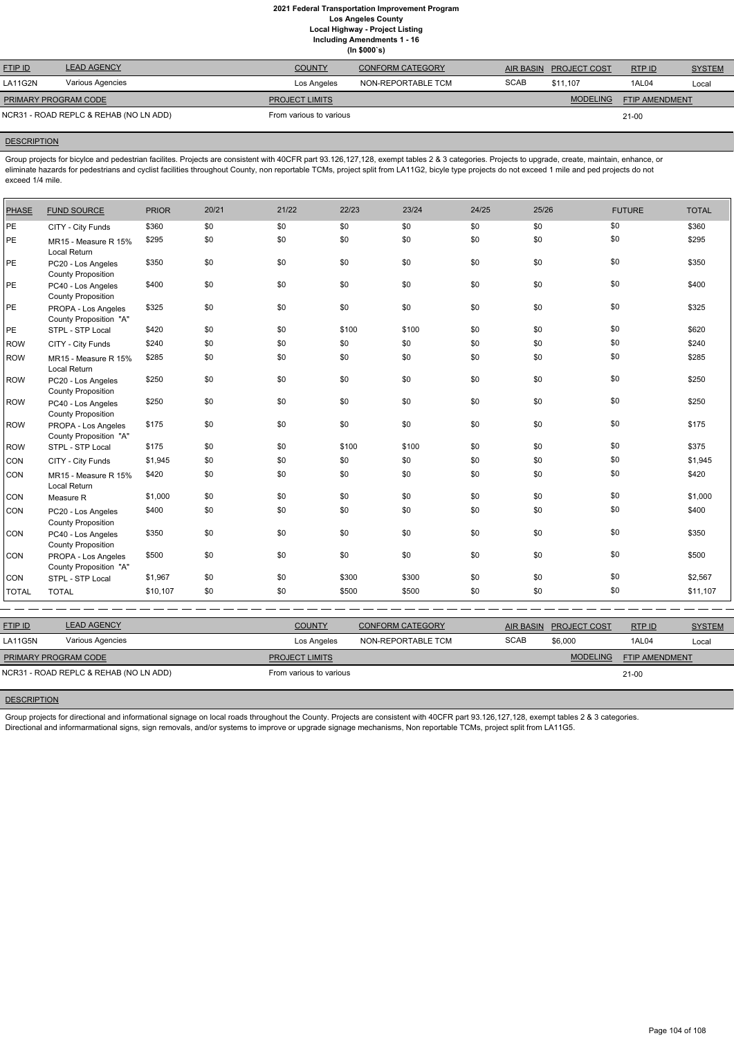**2021 Federal Transportation Improvement Program**
**Los Angeles County**
**Local Highway - Project Listing**
**Including Amendments 1 - 16**
**(In $000`s)**

| FTIP ID | LEAD AGENCY | COUNTY | CONFORM CATEGORY | AIR BASIN | PROJECT COST | RTP ID | SYSTEM |
|---|---|---|---|---|---|---|---|
| LA11G2N | Various Agencies | Los Angeles | NON-REPORTABLE TCM | SCAB | $11,107 | 1AL04 | Local |

| PRIMARY PROGRAM CODE | PROJECT LIMITS | MODELING | FTIP AMENDMENT |
|---|---|---|---|
| NCR31 - ROAD REPLC & REHAB (NO LN ADD) | From various to various | | 21-00 |

## DESCRIPTION

Group projects for bicylce and pedestrian facilites. Projects are consistent with 40CFR part 93.126,127,128, exempt tables 2 & 3 categories. Projects to upgrade, create, maintain, enhance, or eliminate hazards for pedestrians and cyclist facilities throughout County, non reportable TCMs, project split from LA11G2, bicyle type projects do not exceed 1 mile and ped projects do not exceed 1/4 mile.

| PHASE | FUND SOURCE | PRIOR | 20/21 | 21/22 | 22/23 | 23/24 | 24/25 | 25/26 | FUTURE | TOTAL |
|---|---|---|---|---|---|---|---|---|---|---|
| PE | CITY - City Funds | $360 | $0 | $0 | $0 | $0 | $0 | $0 | $0 | $360 |
| PE | MR15 - Measure R 15% Local Return | $295 | $0 | $0 | $0 | $0 | $0 | $0 | $0 | $295 |
| PE | PC20 - Los Angeles County Proposition | $350 | $0 | $0 | $0 | $0 | $0 | $0 | $0 | $350 |
| PE | PC40 - Los Angeles County Proposition | $400 | $0 | $0 | $0 | $0 | $0 | $0 | $0 | $400 |
| PE | PROPA - Los Angeles County Proposition "A" | $325 | $0 | $0 | $0 | $0 | $0 | $0 | $0 | $325 |
| PE | STPL - STP Local | $420 | $0 | $0 | $100 | $100 | $0 | $0 | $0 | $620 |
| ROW | CITY - City Funds | $240 | $0 | $0 | $0 | $0 | $0 | $0 | $0 | $240 |
| ROW | MR15 - Measure R 15% Local Return | $285 | $0 | $0 | $0 | $0 | $0 | $0 | $0 | $285 |
| ROW | PC20 - Los Angeles County Proposition | $250 | $0 | $0 | $0 | $0 | $0 | $0 | $0 | $250 |
| ROW | PC40 - Los Angeles County Proposition | $250 | $0 | $0 | $0 | $0 | $0 | $0 | $0 | $250 |
| ROW | PROPA - Los Angeles County Proposition "A" | $175 | $0 | $0 | $0 | $0 | $0 | $0 | $0 | $175 |
| ROW | STPL - STP Local | $175 | $0 | $0 | $100 | $100 | $0 | $0 | $0 | $375 |
| CON | CITY - City Funds | $1,945 | $0 | $0 | $0 | $0 | $0 | $0 | $0 | $1,945 |
| CON | MR15 - Measure R 15% Local Return | $420 | $0 | $0 | $0 | $0 | $0 | $0 | $0 | $420 |
| CON | Measure R | $1,000 | $0 | $0 | $0 | $0 | $0 | $0 | $0 | $1,000 |
| CON | PC20 - Los Angeles County Proposition | $400 | $0 | $0 | $0 | $0 | $0 | $0 | $0 | $400 |
| CON | PC40 - Los Angeles County Proposition | $350 | $0 | $0 | $0 | $0 | $0 | $0 | $0 | $350 |
| CON | PROPA - Los Angeles County Proposition "A" | $500 | $0 | $0 | $0 | $0 | $0 | $0 | $0 | $500 |
| CON | STPL - STP Local | $1,967 | $0 | $0 | $300 | $300 | $0 | $0 | $0 | $2,567 |
| TOTAL | TOTAL | $10,107 | $0 | $0 | $500 | $500 | $0 | $0 | $0 | $11,107 |

| FTIP ID | LEAD AGENCY | COUNTY | CONFORM CATEGORY | AIR BASIN | PROJECT COST | RTP ID | SYSTEM |
|---|---|---|---|---|---|---|---|
| LA11G5N | Various Agencies | Los Angeles | NON-REPORTABLE TCM | SCAB | $6,000 | 1AL04 | Local |

| PRIMARY PROGRAM CODE | PROJECT LIMITS | MODELING | FTIP AMENDMENT |
|---|---|---|---|
| NCR31 - ROAD REPLC & REHAB (NO LN ADD) | From various to various | | 21-00 |

## DESCRIPTION

Group projects for directional and informational signage on local roads throughout the County. Projects are consistent with 40CFR part 93.126,127,128, exempt tables 2 & 3 categories.
Directional and informarmational signs, sign removals, and/or systems to improve or upgrade signage mechanisms, Non reportable TCMs, project split from LA11G5.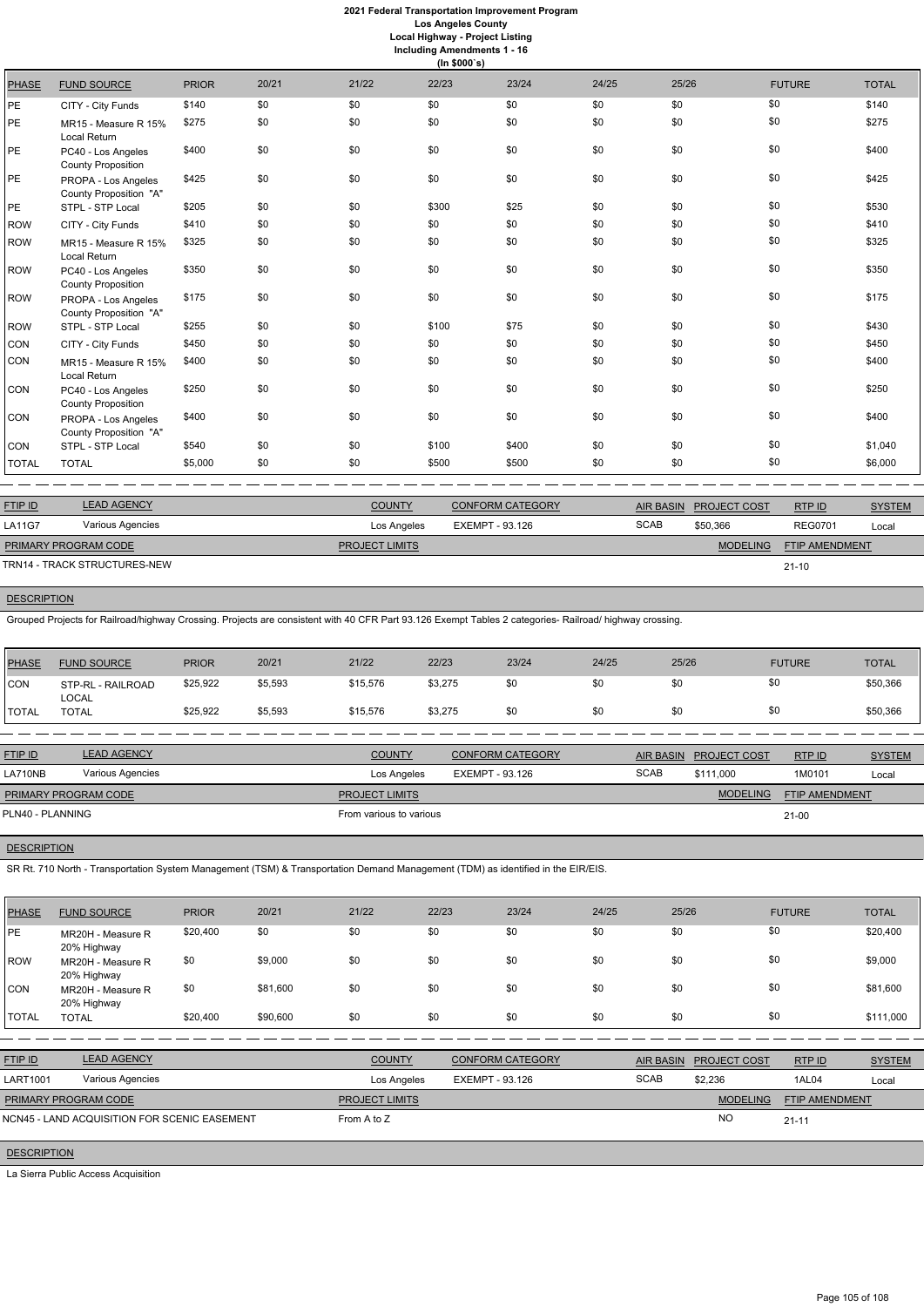# 2021 Federal Transportation Improvement Program
## Los Angeles County
### Local Highway - Project Listing
### Including Amendments 1 - 16
### (In $000`s)

| PHASE | FUND SOURCE | PRIOR | 20/21 | 21/22 | 22/23 | 23/24 | 24/25 | 25/26 | FUTURE | TOTAL |
|---|---|---|---|---|---|---|---|---|---|---|
| PE | CITY - City Funds | $140 | $0 | $0 | $0 | $0 | $0 | $0 | $0 | $140 |
| PE | MR15 - Measure R 15% Local Return | $275 | $0 | $0 | $0 | $0 | $0 | $0 | $0 | $275 |
| PE | PC40 - Los Angeles County Proposition | $400 | $0 | $0 | $0 | $0 | $0 | $0 | $0 | $400 |
| PE | PROPA - Los Angeles County Proposition "A" | $425 | $0 | $0 | $0 | $0 | $0 | $0 | $0 | $425 |
| PE | STPL - STP Local | $205 | $0 | $0 | $300 | $25 | $0 | $0 | $0 | $530 |
| ROW | CITY - City Funds | $410 | $0 | $0 | $0 | $0 | $0 | $0 | $0 | $410 |
| ROW | MR15 - Measure R 15% Local Return | $325 | $0 | $0 | $0 | $0 | $0 | $0 | $0 | $325 |
| ROW | PC40 - Los Angeles County Proposition | $350 | $0 | $0 | $0 | $0 | $0 | $0 | $0 | $350 |
| ROW | PROPA - Los Angeles County Proposition "A" | $175 | $0 | $0 | $0 | $0 | $0 | $0 | $0 | $175 |
| ROW | STPL - STP Local | $255 | $0 | $0 | $100 | $75 | $0 | $0 | $0 | $430 |
| CON | CITY - City Funds | $450 | $0 | $0 | $0 | $0 | $0 | $0 | $0 | $450 |
| CON | MR15 - Measure R 15% Local Return | $400 | $0 | $0 | $0 | $0 | $0 | $0 | $0 | $400 |
| CON | PC40 - Los Angeles County Proposition | $250 | $0 | $0 | $0 | $0 | $0 | $0 | $0 | $250 |
| CON | PROPA - Los Angeles County Proposition "A" | $400 | $0 | $0 | $0 | $0 | $0 | $0 | $0 | $400 |
| CON | STPL - STP Local | $540 | $0 | $0 | $100 | $400 | $0 | $0 | $0 | $1,040 |
| TOTAL | TOTAL | $5,000 | $0 | $0 | $500 | $500 | $0 | $0 | $0 | $6,000 |

| FTIP ID | LEAD AGENCY | COUNTY | CONFORM CATEGORY | AIR BASIN | PROJECT COST | RTP ID | SYSTEM |
|---|---|---|---|---|---|---|---|
| LA11G7 | Various Agencies | Los Angeles | EXEMPT - 93.126 | SCAB | $50,366 | REG0701 | Local |

| PRIMARY PROGRAM CODE | PROJECT LIMITS | MODELING | FTIP AMENDMENT |
|---|---|---|---|
| TRN14 - TRACK STRUCTURES-NEW | | | 21-10 |

**DESCRIPTION**

Grouped Projects for Railroad/highway Crossing. Projects are consistent with 40 CFR Part 93.126 Exempt Tables 2 categories- Railroad/ highway crossing.

| PHASE | FUND SOURCE | PRIOR | 20/21 | 21/22 | 22/23 | 23/24 | 24/25 | 25/26 | FUTURE | TOTAL |
|---|---|---|---|---|---|---|---|---|---|---|
| CON | STP-RL - RAILROAD LOCAL | $25,922 | $5,593 | $15,576 | $3,275 | $0 | $0 | $0 | $0 | $50,366 |
| TOTAL | TOTAL | $25,922 | $5,593 | $15,576 | $3,275 | $0 | $0 | $0 | $0 | $50,366 |

| FTIP ID | LEAD AGENCY | COUNTY | CONFORM CATEGORY | AIR BASIN | PROJECT COST | RTP ID | SYSTEM |
|---|---|---|---|---|---|---|---|
| LA710NB | Various Agencies | Los Angeles | EXEMPT - 93.126 | SCAB | $111,000 | 1M0101 | Local |

| PRIMARY PROGRAM CODE | PROJECT LIMITS | MODELING | FTIP AMENDMENT |
|---|---|---|---|
| PLN40 - PLANNING | From various to various | | 21-00 |

**DESCRIPTION**

SR Rt. 710 North - Transportation System Management (TSM) & Transportation Demand Management (TDM) as identified in the EIR/EIS.

| PHASE | FUND SOURCE | PRIOR | 20/21 | 21/22 | 22/23 | 23/24 | 24/25 | 25/26 | FUTURE | TOTAL |
|---|---|---|---|---|---|---|---|---|---|---|
| PE | MR20H - Measure R 20% Highway | $20,400 | $0 | $0 | $0 | $0 | $0 | $0 | $0 | $20,400 |
| ROW | MR20H - Measure R 20% Highway | $0 | $9,000 | $0 | $0 | $0 | $0 | $0 | $0 | $9,000 |
| CON | MR20H - Measure R 20% Highway | $0 | $81,600 | $0 | $0 | $0 | $0 | $0 | $0 | $81,600 |
| TOTAL | TOTAL | $20,400 | $90,600 | $0 | $0 | $0 | $0 | $0 | $0 | $111,000 |

| FTIP ID | LEAD AGENCY | COUNTY | CONFORM CATEGORY | AIR BASIN | PROJECT COST | RTP ID | SYSTEM |
|---|---|---|---|---|---|---|---|
| LART1001 | Various Agencies | Los Angeles | EXEMPT - 93.126 | SCAB | $2,236 | 1AL04 | Local |

| PRIMARY PROGRAM CODE | PROJECT LIMITS | MODELING | FTIP AMENDMENT |
|---|---|---|---|
| NCN45 - LAND ACQUISITION FOR SCENIC EASEMENT | From A to Z | NO | 21-11 |

**DESCRIPTION**

La Sierra Public Access Acquisition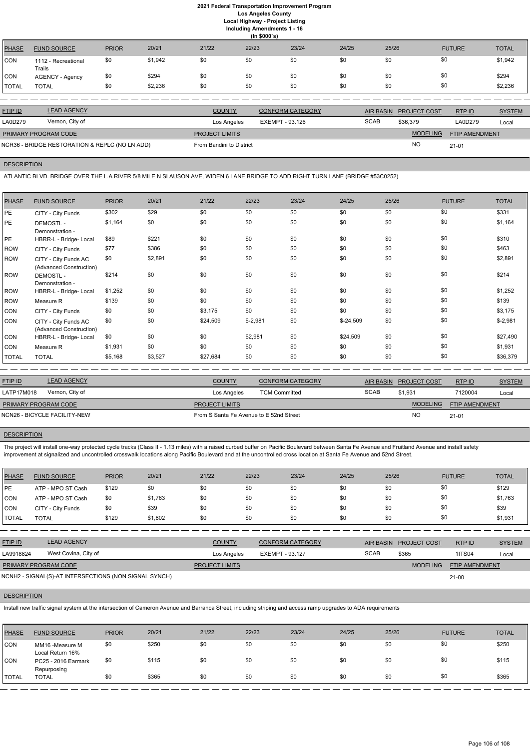# 2021 Federal Transportation Improvement Program
## Los Angeles County
### Local Highway - Project Listing
### Including Amendments 1 - 16
### (In $000`s)

| PHASE | FUND SOURCE | PRIOR | 20/21 | 21/22 | 22/23 | 23/24 | 24/25 | 25/26 | FUTURE | TOTAL |
|---|---|---|---|---|---|---|---|---|---|---|
| CON | 1112 - Recreational Trails | $0 | $1,942 | $0 | $0 | $0 | $0 | $0 | $0 | $1,942 |
| CON | AGENCY - Agency | $0 | $294 | $0 | $0 | $0 | $0 | $0 | $0 | $294 |
| TOTAL | TOTAL | $0 | $2,236 | $0 | $0 | $0 | $0 | $0 | $0 | $2,236 |

| FTIP ID | LEAD AGENCY | COUNTY | CONFORM CATEGORY | AIR BASIN | PROJECT COST | RTP ID | SYSTEM |
|---|---|---|---|---|---|---|---|
| LA0D279 | Vernon, City of | Los Angeles | EXEMPT - 93.126 | SCAB | $36,379 | LA0D279 | Local |

| PRIMARY PROGRAM CODE | PROJECT LIMITS | MODELING | FTIP AMENDMENT |
|---|---|---|---|
| NCR36 - BRIDGE RESTORATION & REPLC (NO LN ADD) | From Bandini to District | NO | 21-01 |

**DESCRIPTION**

ATLANTIC BLVD. BRIDGE OVER THE L.A RIVER 5/8 MILE N SLAUSON AVE, WIDEN 6 LANE BRIDGE TO ADD RIGHT TURN LANE (BRIDGE #53C0252)

| PHASE | FUND SOURCE | PRIOR | 20/21 | 21/22 | 22/23 | 23/24 | 24/25 | 25/26 | FUTURE | TOTAL |
|---|---|---|---|---|---|---|---|---|---|---|
| PE | CITY - City Funds | $302 | $29 | $0 | $0 | $0 | $0 | $0 | $0 | $331 |
| PE | DEMOSTL - Demonstration - | $1,164 | $0 | $0 | $0 | $0 | $0 | $0 | $0 | $1,164 |
| PE | HBRR-L - Bridge- Local | $89 | $221 | $0 | $0 | $0 | $0 | $0 | $0 | $310 |
| ROW | CITY - City Funds | $77 | $386 | $0 | $0 | $0 | $0 | $0 | $0 | $463 |
| ROW | CITY - City Funds AC (Advanced Construction) | $0 | $2,891 | $0 | $0 | $0 | $0 | $0 | $0 | $2,891 |
| ROW | DEMOSTL - Demonstration - | $214 | $0 | $0 | $0 | $0 | $0 | $0 | $0 | $214 |
| ROW | HBRR-L - Bridge- Local | $1,252 | $0 | $0 | $0 | $0 | $0 | $0 | $0 | $1,252 |
| ROW | Measure R | $139 | $0 | $0 | $0 | $0 | $0 | $0 | $0 | $139 |
| CON | CITY - City Funds | $0 | $0 | $3,175 | $0 | $0 | $0 | $0 | $0 | $3,175 |
| CON | CITY - City Funds AC (Advanced Construction) | $0 | $0 | $24,509 | $-2,981 | $0 | $-24,509 | $0 | $0 | $-2,981 |
| CON | HBRR-L - Bridge- Local | $0 | $0 | $0 | $2,981 | $0 | $24,509 | $0 | $0 | $27,490 |
| CON | Measure R | $1,931 | $0 | $0 | $0 | $0 | $0 | $0 | $0 | $1,931 |
| TOTAL | TOTAL | $5,168 | $3,527 | $27,684 | $0 | $0 | $0 | $0 | $0 | $36,379 |

| FTIP ID | LEAD AGENCY | COUNTY | CONFORM CATEGORY | AIR BASIN | PROJECT COST | RTP ID | SYSTEM |
|---|---|---|---|---|---|---|---|
| LATP17M018 | Vernon, City of | Los Angeles | TCM Committed | SCAB | $1,931 | 7120004 | Local |

| PRIMARY PROGRAM CODE | PROJECT LIMITS | MODELING | FTIP AMENDMENT |
|---|---|---|---|
| NCN26 - BICYCLE FACILITY-NEW | From S Santa Fe Avenue to E 52nd Street | NO | 21-01 |

**DESCRIPTION**

The project will install one-way protected cycle tracks (Class II - 1.13 miles) with a raised curbed buffer on Pacific Boulevard between Santa Fe Avenue and Fruitland Avenue and install safety improvement at signalized and uncontrolled crosswalk locations along Pacific Boulevard and at the uncontrolled cross location at Santa Fe Avenue and 52nd Street.

| PHASE | FUND SOURCE | PRIOR | 20/21 | 21/22 | 22/23 | 23/24 | 24/25 | 25/26 | FUTURE | TOTAL |
|---|---|---|---|---|---|---|---|---|---|---|
| PE | ATP - MPO ST Cash | $129 | $0 | $0 | $0 | $0 | $0 | $0 | $0 | $129 |
| CON | ATP - MPO ST Cash | $0 | $1,763 | $0 | $0 | $0 | $0 | $0 | $0 | $1,763 |
| CON | CITY - City Funds | $0 | $39 | $0 | $0 | $0 | $0 | $0 | $0 | $39 |
| TOTAL | TOTAL | $129 | $1,802 | $0 | $0 | $0 | $0 | $0 | $0 | $1,931 |

| FTIP ID | LEAD AGENCY | COUNTY | CONFORM CATEGORY | AIR BASIN | PROJECT COST | RTP ID | SYSTEM |
|---|---|---|---|---|---|---|---|
| LA9918824 | West Covina, City of | Los Angeles | EXEMPT - 93.127 | SCAB | $365 | 1ITS04 | Local |

| PRIMARY PROGRAM CODE | PROJECT LIMITS | MODELING | FTIP AMENDMENT |
|---|---|---|---|
| NCNH2 - SIGNAL(S)-AT INTERSECTIONS (NON SIGNAL SYNCH) | | | 21-00 |

**DESCRIPTION**

Install new traffic signal system at the intersection of Cameron Avenue and Barranca Street, including striping and access ramp upgrades to ADA requirements

| PHASE | FUND SOURCE | PRIOR | 20/21 | 21/22 | 22/23 | 23/24 | 24/25 | 25/26 | FUTURE | TOTAL |
|---|---|---|---|---|---|---|---|---|---|---|
| CON | MM16 -Measure M Local Return 16% | $0 | $250 | $0 | $0 | $0 | $0 | $0 | $0 | $250 |
| CON | PC25 - 2016 Earmark Repurposing | $0 | $115 | $0 | $0 | $0 | $0 | $0 | $0 | $115 |
| TOTAL | TOTAL | $0 | $365 | $0 | $0 | $0 | $0 | $0 | $0 | $365 |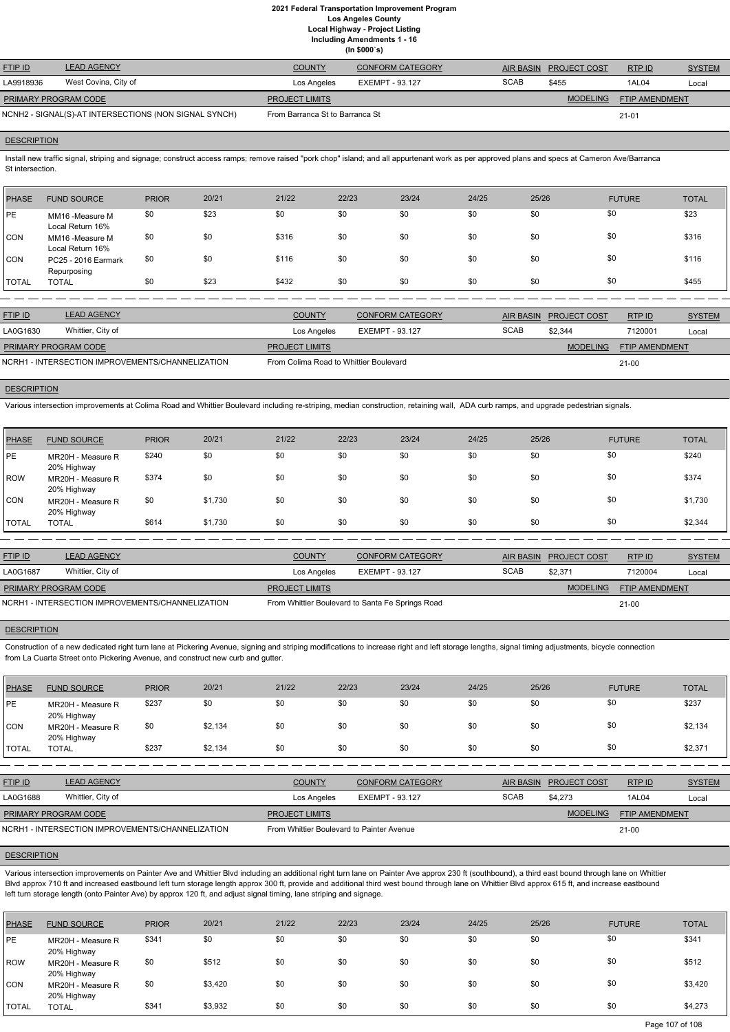# 2021 Federal Transportation Improvement Program
## Los Angeles County
## Local Highway - Project Listing
## Including Amendments 1 - 16
## (In $000`s)

| FTIP ID | LEAD AGENCY | COUNTY | CONFORM CATEGORY | AIR BASIN | PROJECT COST | RTP ID | SYSTEM |
|---|---|---|---|---|---|---|---|
| LA9918936 | West Covina, City of | Los Angeles | EXEMPT - 93.127 | SCAB | $455 | 1AL04 | Local |

| PRIMARY PROGRAM CODE | PROJECT LIMITS | MODELING | FTIP AMENDMENT |
|---|---|---|---|
| NCNH2 - SIGNAL(S)-AT INTERSECTIONS (NON SIGNAL SYNCH) | From Barranca St to Barranca St | | 21-01 |

**DESCRIPTION**

Install new traffic signal, striping and signage; construct access ramps; remove raised "pork chop" island; and all appurtenant work as per approved plans and specs at Cameron Ave/Barranca St intersection.

| PHASE | FUND SOURCE | PRIOR | 20/21 | 21/22 | 22/23 | 23/24 | 24/25 | 25/26 | FUTURE | TOTAL |
|---|---|---|---|---|---|---|---|---|---|---|
| PE | MM16 -Measure M Local Return 16% | $0 | $23 | $0 | $0 | $0 | $0 | $0 | $0 | $23 |
| CON | MM16 -Measure M Local Return 16% | $0 | $0 | $316 | $0 | $0 | $0 | $0 | $0 | $316 |
| CON | PC25 - 2016 Earmark Repurposing | $0 | $0 | $116 | $0 | $0 | $0 | $0 | $0 | $116 |
| TOTAL | TOTAL | $0 | $23 | $432 | $0 | $0 | $0 | $0 | $0 | $455 |

---

| FTIP ID | LEAD AGENCY | COUNTY | CONFORM CATEGORY | AIR BASIN | PROJECT COST | RTP ID | SYSTEM |
|---|---|---|---|---|---|---|---|
| LA0G1630 | Whittier, City of | Los Angeles | EXEMPT - 93.127 | SCAB | $2,344 | 7120001 | Local |

| PRIMARY PROGRAM CODE | PROJECT LIMITS | MODELING | FTIP AMENDMENT |
|---|---|---|---|
| NCRH1 - INTERSECTION IMPROVEMENTS/CHANNELIZATION | From Colima Road to Whittier Boulevard | | 21-00 |

**DESCRIPTION**

Various intersection improvements at Colima Road and Whittier Boulevard including re-striping, median construction, retaining wall, ADA curb ramps, and upgrade pedestrian signals.

| PHASE | FUND SOURCE | PRIOR | 20/21 | 21/22 | 22/23 | 23/24 | 24/25 | 25/26 | FUTURE | TOTAL |
|---|---|---|---|---|---|---|---|---|---|---|
| PE | MR20H - Measure R 20% Highway | $240 | $0 | $0 | $0 | $0 | $0 | $0 | $0 | $240 |
| ROW | MR20H - Measure R 20% Highway | $374 | $0 | $0 | $0 | $0 | $0 | $0 | $0 | $374 |
| CON | MR20H - Measure R 20% Highway | $0 | $1,730 | $0 | $0 | $0 | $0 | $0 | $0 | $1,730 |
| TOTAL | TOTAL | $614 | $1,730 | $0 | $0 | $0 | $0 | $0 | $0 | $2,344 |

---

| FTIP ID | LEAD AGENCY | COUNTY | CONFORM CATEGORY | AIR BASIN | PROJECT COST | RTP ID | SYSTEM |
|---|---|---|---|---|---|---|---|
| LA0G1687 | Whittier, City of | Los Angeles | EXEMPT - 93.127 | SCAB | $2,371 | 7120004 | Local |

| PRIMARY PROGRAM CODE | PROJECT LIMITS | MODELING | FTIP AMENDMENT |
|---|---|---|---|
| NCRH1 - INTERSECTION IMPROVEMENTS/CHANNELIZATION | From Whittier Boulevard to Santa Fe Springs Road | | 21-00 |

**DESCRIPTION**

Construction of a new dedicated right turn lane at Pickering Avenue, signing and striping modifications to increase right and left storage lengths, signal timing adjustments, bicycle connection from La Cuarta Street onto Pickering Avenue, and construct new curb and gutter.

| PHASE | FUND SOURCE | PRIOR | 20/21 | 21/22 | 22/23 | 23/24 | 24/25 | 25/26 | FUTURE | TOTAL |
|---|---|---|---|---|---|---|---|---|---|---|
| PE | MR20H - Measure R 20% Highway | $237 | $0 | $0 | $0 | $0 | $0 | $0 | $0 | $237 |
| CON | MR20H - Measure R 20% Highway | $0 | $2,134 | $0 | $0 | $0 | $0 | $0 | $0 | $2,134 |
| TOTAL | TOTAL | $237 | $2,134 | $0 | $0 | $0 | $0 | $0 | $0 | $2,371 |

---

| FTIP ID | LEAD AGENCY | COUNTY | CONFORM CATEGORY | AIR BASIN | PROJECT COST | RTP ID | SYSTEM |
|---|---|---|---|---|---|---|---|
| LA0G1688 | Whittier, City of | Los Angeles | EXEMPT - 93.127 | SCAB | $4,273 | 1AL04 | Local |

| PRIMARY PROGRAM CODE | PROJECT LIMITS | MODELING | FTIP AMENDMENT |
|---|---|---|---|
| NCRH1 - INTERSECTION IMPROVEMENTS/CHANNELIZATION | From Whittier Boulevard to Painter Avenue | | 21-00 |

**DESCRIPTION**

Various intersection improvements on Painter Ave and Whittier Blvd including an additional right turn lane on Painter Ave approx 230 ft (southbound), a third east bound through lane on Whittier Blvd approx 710 ft and increased eastbound left turn storage length approx 300 ft, provide and additional third west bound through lane on Whittier Blvd approx 615 ft, and increase eastbound left turn storage length (onto Painter Ave) by approx 120 ft, and adjust signal timing, lane striping and signage.

| PHASE | FUND SOURCE | PRIOR | 20/21 | 21/22 | 22/23 | 23/24 | 24/25 | 25/26 | FUTURE | TOTAL |
|---|---|---|---|---|---|---|---|---|---|---|
| PE | MR20H - Measure R 20% Highway | $341 | $0 | $0 | $0 | $0 | $0 | $0 | $0 | $341 |
| ROW | MR20H - Measure R 20% Highway | $0 | $512 | $0 | $0 | $0 | $0 | $0 | $0 | $512 |
| CON | MR20H - Measure R 20% Highway | $0 | $3,420 | $0 | $0 | $0 | $0 | $0 | $0 | $3,420 |
| TOTAL | TOTAL | $341 | $3,932 | $0 | $0 | $0 | $0 | $0 | $0 | $4,273 |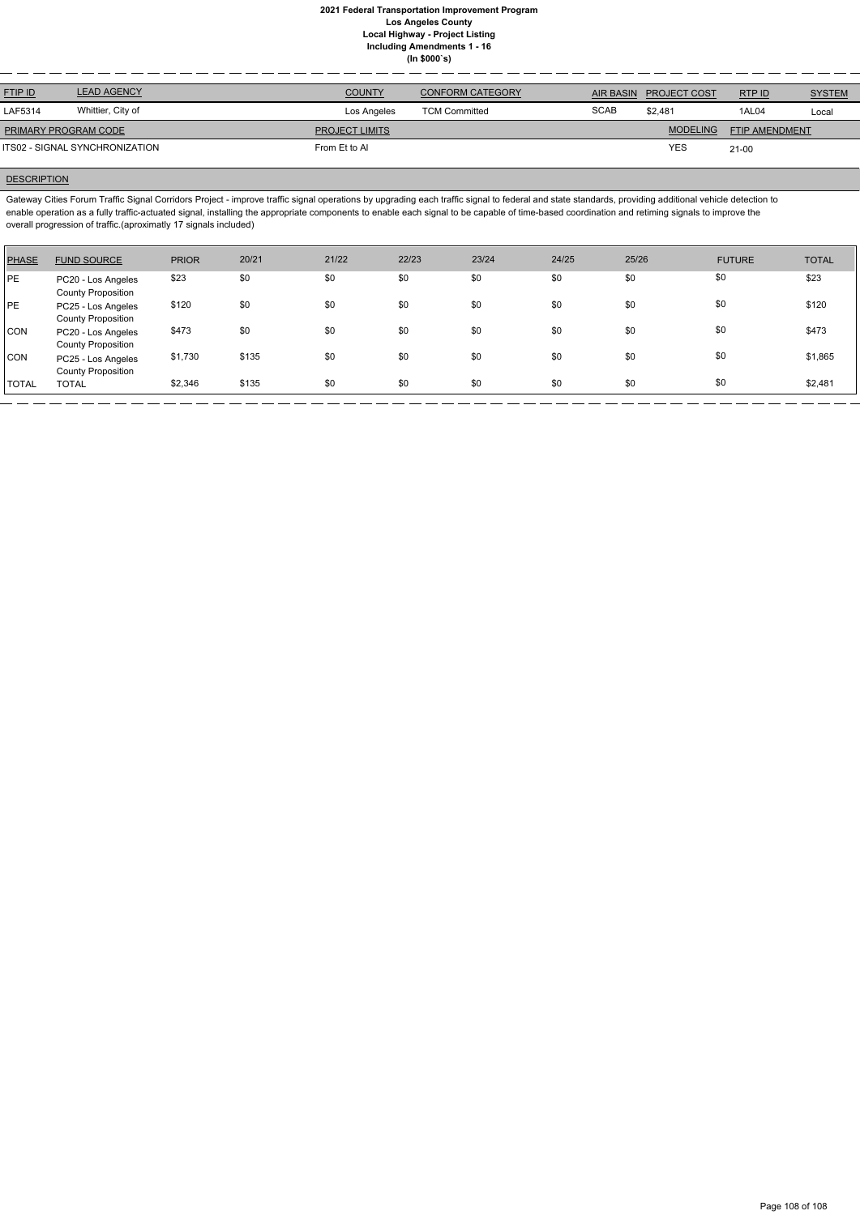# 2021 Federal Transportation Improvement Program
## Los Angeles County
## Local Highway - Project Listing
## Including Amendments 1 - 16
## (In $000`s)

| FTIP ID | LEAD AGENCY | COUNTY | CONFORM CATEGORY | AIR BASIN | PROJECT COST | RTP ID | SYSTEM |
|---|---|---|---|---|---|---|---|
| LAF5314 | Whittier, City of | Los Angeles | TCM Committed | SCAB | $2,481 | 1AL04 | Local |

| PRIMARY PROGRAM CODE | PROJECT LIMITS | MODELING | FTIP AMENDMENT |
|---|---|---|---|
| ITS02 - SIGNAL SYNCHRONIZATION | From Et to Al | YES | 21-00 |

**DESCRIPTION**

Gateway Cities Forum Traffic Signal Corridors Project - improve traffic signal operations by upgrading each traffic signal to federal and state standards, providing additional vehicle detection to enable operation as a fully traffic-actuated signal, installing the appropriate components to enable each signal to be capable of time-based coordination and retiming signals to improve the overall progression of traffic.(aproximatly 17 signals included)

| PHASE | FUND SOURCE | PRIOR | 20/21 | 21/22 | 22/23 | 23/24 | 24/25 | 25/26 | FUTURE | TOTAL |
|---|---|---|---|---|---|---|---|---|---|---|
| PE | PC20 - Los Angeles County Proposition | $23 | $0 | $0 | $0 | $0 | $0 | $0 | $0 | $23 |
| PE | PC25 - Los Angeles County Proposition | $120 | $0 | $0 | $0 | $0 | $0 | $0 | $0 | $120 |
| CON | PC20 - Los Angeles County Proposition | $473 | $0 | $0 | $0 | $0 | $0 | $0 | $0 | $473 |
| CON | PC25 - Los Angeles County Proposition | $1,730 | $135 | $0 | $0 | $0 | $0 | $0 | $0 | $1,865 |
| TOTAL | TOTAL | $2,346 | $135 | $0 | $0 | $0 | $0 | $0 | $0 | $2,481 |